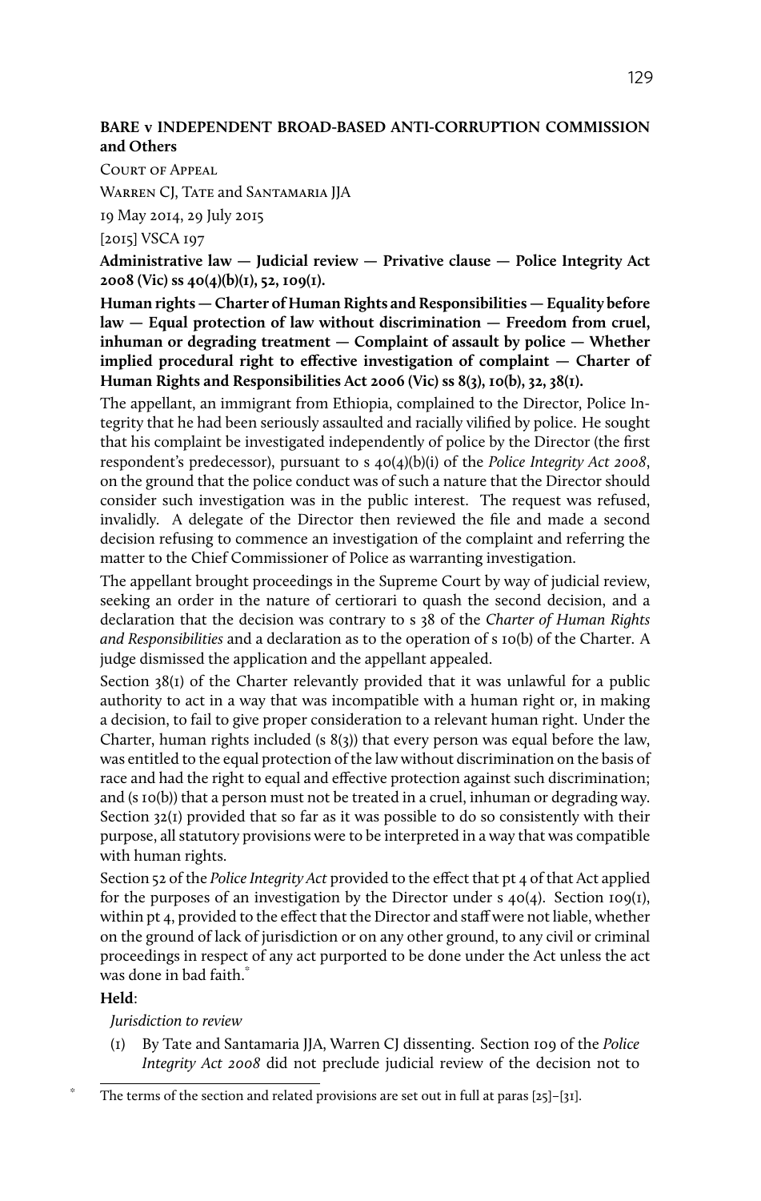**BARE v INDEPENDENT BROAD-BASED ANTI-CORRUPTION COMMISSION and Others**

COURT OF APPEAL

WARREN CJ, TATE and SANTAMARIA JJA

19 May 2014, 29 July 2015

[2015] VSCA 197

**Administrative law — Judicial review — Privative clause — Police Integrity Act 2008 (Vic) ss 40(4)(b)(i), 52, 109(1).**

**Human rights — Charter of Human Rights and Responsibilities — Equality before law — Equal protection of law without discrimination — Freedom from cruel, inhuman or degrading treatment — Complaint of assault by police — Whether implied procedural right to effective investigation of complaint — Charter of Human Rights and Responsibilities Act 2006 (Vic) ss 8(3), 10(b), 32, 38(1).**

The appellant, an immigrant from Ethiopia, complained to the Director, Police Integrity that he had been seriously assaulted and racially vilified by police. He sought that his complaint be investigated independently of police by the Director (the first respondent's predecessor), pursuant to s 40(4)(b)(i) of the *Police Integrity Act 2008*, on the ground that the police conduct was of such a nature that the Director should consider such investigation was in the public interest. The request was refused, invalidly. A delegate of the Director then reviewed the file and made a second decision refusing to commence an investigation of the complaint and referring the matter to the Chief Commissioner of Police as warranting investigation.

The appellant brought proceedings in the Supreme Court by way of judicial review, seeking an order in the nature of certiorari to quash the second decision, and a declaration that the decision was contrary to s 38 of the *Charter of Human Rights and Responsibilities* and a declaration as to the operation of s 10(b) of the Charter. A judge dismissed the application and the appellant appealed.

Section 38(1) of the Charter relevantly provided that it was unlawful for a public authority to act in a way that was incompatible with a human right or, in making a decision, to fail to give proper consideration to a relevant human right. Under the Charter, human rights included (s 8(3)) that every person was equal before the law, was entitled to the equal protection of the law without discrimination on the basis of race and had the right to equal and effective protection against such discrimination; and (s 10(b)) that a person must not be treated in a cruel, inhuman or degrading way. Section 32(1) provided that so far as it was possible to do so consistently with their purpose, all statutory provisions were to be interpreted in a way that was compatible with human rights.

Section 52 of the *Police Integrity Act* provided to the effect that pt 4 of that Act applied for the purposes of an investigation by the Director under s 40(4). Section 109(1), within pt 4, provided to the effect that the Director and staff were not liable, whether on the ground of lack of jurisdiction or on any other ground, to any civil or criminal proceedings in respect of any act purported to be done under the Act unless the act was done in bad faith.*

**Held**:

*Jurisdiction to review*

(1) By Tate and Santamaria JJA, Warren CJ dissenting. Section 109 of the *Police Integrity Act 2008* did not preclude judicial review of the decision not to

\* The terms of the section and related provisions are set out in full at paras [25]–[31].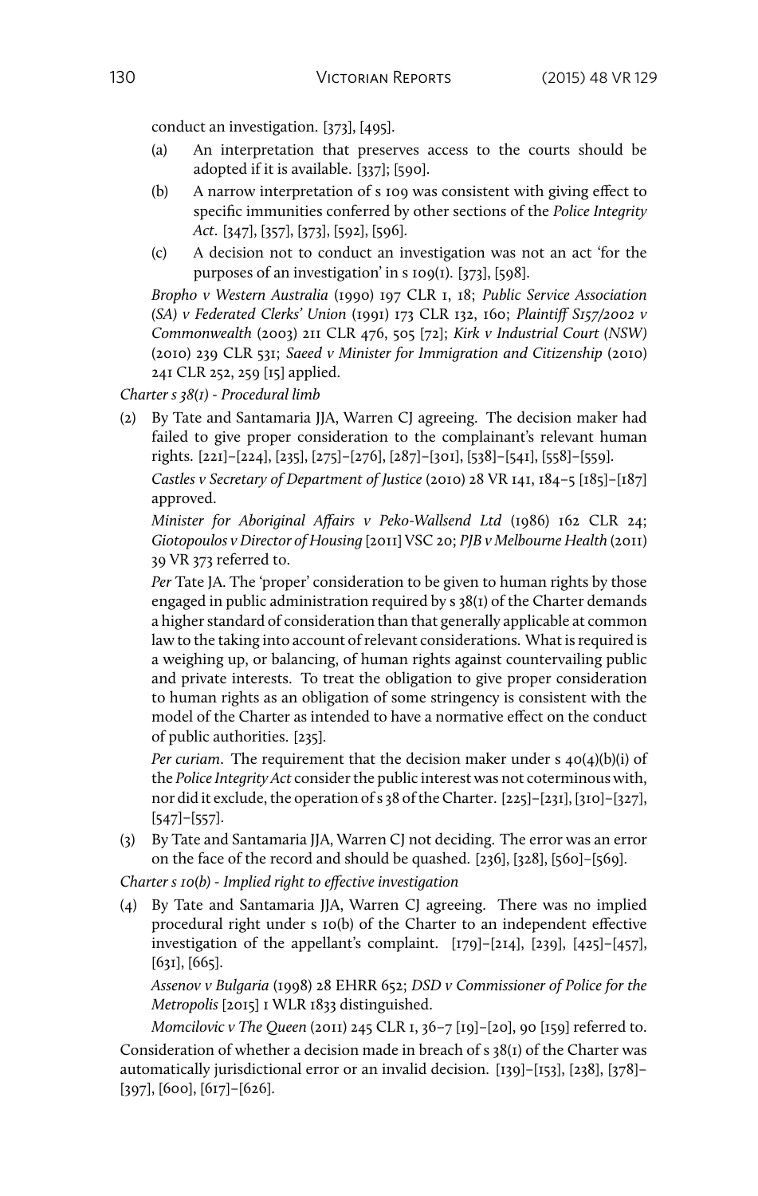conduct an investigation. [373], [495].

(a) An interpretation that preserves access to the courts should be adopted if it is available. [337]; [590].

(b) A narrow interpretation of s 109 was consistent with giving effect to specific immunities conferred by other sections of the *Police Integrity Act*. [347], [357], [373], [592], [596].

(c) A decision not to conduct an investigation was not an act 'for the purposes of an investigation' in s 109(1). [373], [598].

*Bropho v Western Australia* (1990) 197 CLR 1, 18; *Public Service Association (SA) v Federated Clerks' Union* (1991) 173 CLR 132, 160; *Plaintiff S157/2002 v Commonwealth* (2003) 211 CLR 476, 505 [72]; *Kirk v Industrial Court (NSW)* (2010) 239 CLR 531; *Saeed v Minister for Immigration and Citizenship* (2010) 241 CLR 252, 259 [15] applied.

*Charter s 38(1) - Procedural limb*

(2) By Tate and Santamaria JJA, Warren CJ agreeing. The decision maker had failed to give proper consideration to the complainant's relevant human rights. [221]–[224], [235], [275]–[276], [287]–[301], [538]–[541], [558]–[559].

*Castles v Secretary of Department of Justice* (2010) 28 VR 141, 184–5 [185]–[187] approved.

*Minister for Aboriginal Affairs v Peko-Wallsend Ltd* (1986) 162 CLR 24; *Giotopoulos v Director of Housing* [2011] VSC 20; *PJB v Melbourne Health* (2011) 39 VR 373 referred to.

*Per* Tate JA. The 'proper' consideration to be given to human rights by those engaged in public administration required by s 38(1) of the Charter demands a higher standard of consideration than that generally applicable at common law to the taking into account of relevant considerations. What is required is a weighing up, or balancing, of human rights against countervailing public and private interests. To treat the obligation to give proper consideration to human rights as an obligation of some stringency is consistent with the model of the Charter as intended to have a normative effect on the conduct of public authorities. [235].

*Per curiam*. The requirement that the decision maker under s 40(4)(b)(i) of the *Police Integrity Act* consider the public interest was not coterminous with, nor did it exclude, the operation of s 38 of the Charter. [225]–[231], [310]–[327], [547]–[557].

(3) By Tate and Santamaria JJA, Warren CJ not deciding. The error was an error on the face of the record and should be quashed. [236], [328], [560]–[569].

*Charter s 10(b) - Implied right to effective investigation*

(4) By Tate and Santamaria JJA, Warren CJ agreeing. There was no implied procedural right under s 10(b) of the Charter to an independent effective investigation of the appellant's complaint. [179]–[214], [239], [425]–[457], [631], [665].

*Assenov v Bulgaria* (1998) 28 EHRR 652; *DSD v Commissioner of Police for the Metropolis* [2015] 1 WLR 1833 distinguished.

*Momcilovic v The Queen* (2011) 245 CLR 1, 36–7 [19]–[20], 90 [159] referred to.

Consideration of whether a decision made in breach of s 38(1) of the Charter was automatically jurisdictional error or an invalid decision. [139]–[153], [238], [378]–[397], [600], [617]–[626].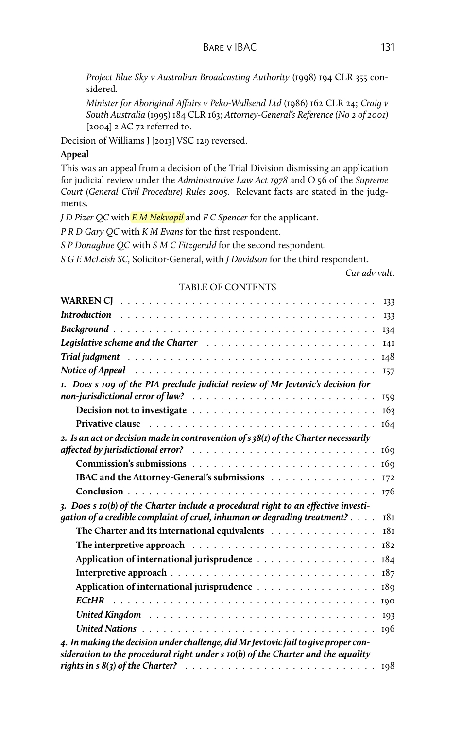*Project Blue Sky v Australian Broadcasting Authority* (1998) 194 CLR 355 considered.

*Minister for Aboriginal Affairs v Peko-Wallsend Ltd* (1986) 162 CLR 24; *Craig v South Australia* (1995) 184 CLR 163; *Attorney-General's Reference (No 2 of 2001)* [2004] 2 AC 72 referred to.

Decision of Williams J [2013] VSC 129 reversed.

**Appeal**

This was an appeal from a decision of the Trial Division dismissing an application for judicial review under the *Administrative Law Act 1978* and O 56 of the *Supreme Court (General Civil Procedure) Rules 2005*. Relevant facts are stated in the judgments.

*J D Pizer QC* with *E M Nekvapil* and *F C Spencer* for the applicant.

*P R D Gary QC* with *K M Evans* for the first respondent.

*S P Donaghue QC* with *S M C Fitzgerald* for the second respondent.

*S G E McLeish SC*, Solicitor-General, with *J Davidson* for the third respondent.

*Cur adv vult*.

TABLE OF CONTENTS

| | |
|---|---|
| **WARREN CJ** | 133 |
| ***Introduction*** | 133 |
| ***Background*** | 134 |
| ***Legislative scheme and the Charter*** | 141 |
| ***Trial judgment*** | 148 |
| ***Notice of Appeal*** | 157 |
| ***1. Does s 109 of the PIA preclude judicial review of Mr Jevtovic's decision for non-jurisdictional error of law?*** | 159 |
| **Decision not to investigate** | 163 |
| **Privative clause** | 164 |
| ***2. Is an act or decision made in contravention of s 38(1) of the Charter necessarily affected by jurisdictional error?*** | 169 |
| **Commission's submissions** | 169 |
| **IBAC and the Attorney-General's submissions** | 172 |
| **Conclusion** | 176 |
| ***3. Does s 10(b) of the Charter include a procedural right to an effective investigation of a credible complaint of cruel, inhuman or degrading treatment?*** | 181 |
| **The Charter and its international equivalents** | 181 |
| **The interpretive approach** | 182 |
| **Application of international jurisprudence** | 184 |
| **Interpretive approach** | 187 |
| **Application of international jurisprudence** | 189 |
| ***ECtHR*** | 190 |
| ***United Kingdom*** | 193 |
| ***United Nations*** | 196 |
| ***4. In making the decision under challenge, did Mr Jevtovic fail to give proper consideration to the procedural right under s 10(b) of the Charter and the equality rights in s 8(3) of the Charter?*** | 198 |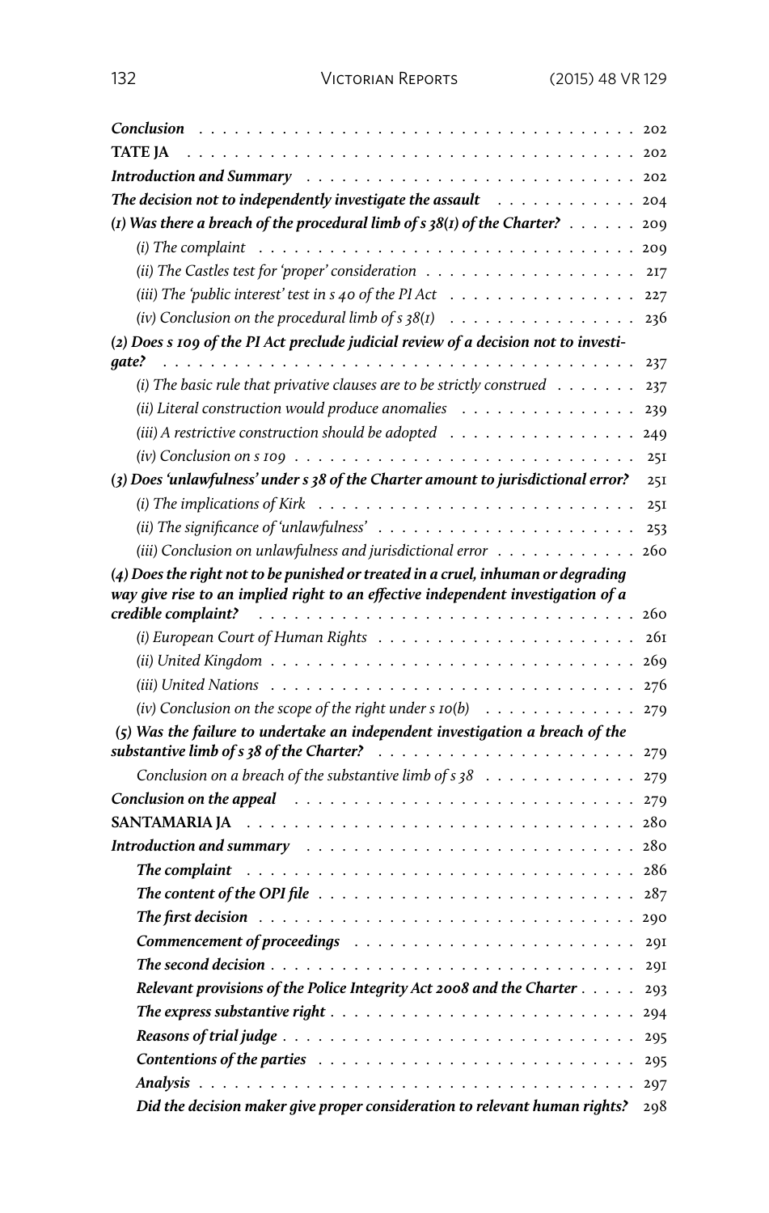| | |
|---|---|
| ***Conclusion*** | 202 |
| **TATE JA** | 202 |
| ***Introduction and Summary*** | 202 |
| ***The decision not to independently investigate the assault*** | 204 |
| ***(1) Was there a breach of the procedural limb of s 38(1) of the Charter?*** | 209 |
| *(i) The complaint* | 209 |
| *(ii) The Castles test for 'proper' consideration* | 217 |
| *(iii) The 'public interest' test in s 40 of the PI Act* | 227 |
| *(iv) Conclusion on the procedural limb of s 38(1)* | 236 |
| ***(2) Does s 109 of the PI Act preclude judicial review of a decision not to investigate?*** | 237 |
| *(i) The basic rule that privative clauses are to be strictly construed* | 237 |
| *(ii) Literal construction would produce anomalies* | 239 |
| *(iii) A restrictive construction should be adopted* | 249 |
| *(iv) Conclusion on s 109* | 251 |
| ***(3) Does 'unlawfulness' under s 38 of the Charter amount to jurisdictional error?*** | 251 |
| *(i) The implications of Kirk* | 251 |
| *(ii) The significance of 'unlawfulness'* | 253 |
| *(iii) Conclusion on unlawfulness and jurisdictional error* | 260 |
| ***(4) Does the right not to be punished or treated in a cruel, inhuman or degrading way give rise to an implied right to an effective independent investigation of a credible complaint?*** | 260 |
| *(i) European Court of Human Rights* | 261 |
| *(ii) United Kingdom* | 269 |
| *(iii) United Nations* | 276 |
| *(iv) Conclusion on the scope of the right under s 10(b)* | 279 |
| ***(5) Was the failure to undertake an independent investigation a breach of the substantive limb of s 38 of the Charter?*** | 279 |
| *Conclusion on a breach of the substantive limb of s 38* | 279 |
| ***Conclusion on the appeal*** | 279 |
| **SANTAMARIA JA** | 280 |
| ***Introduction and summary*** | 280 |
| ***The complaint*** | 286 |
| ***The content of the OPI file*** | 287 |
| ***The first decision*** | 290 |
| ***Commencement of proceedings*** | 291 |
| ***The second decision*** | 291 |
| ***Relevant provisions of the Police Integrity Act 2008 and the Charter*** | 293 |
| ***The express substantive right*** | 294 |
| ***Reasons of trial judge*** | 295 |
| ***Contentions of the parties*** | 295 |
| ***Analysis*** | 297 |
| ***Did the decision maker give proper consideration to relevant human rights?*** | 298 |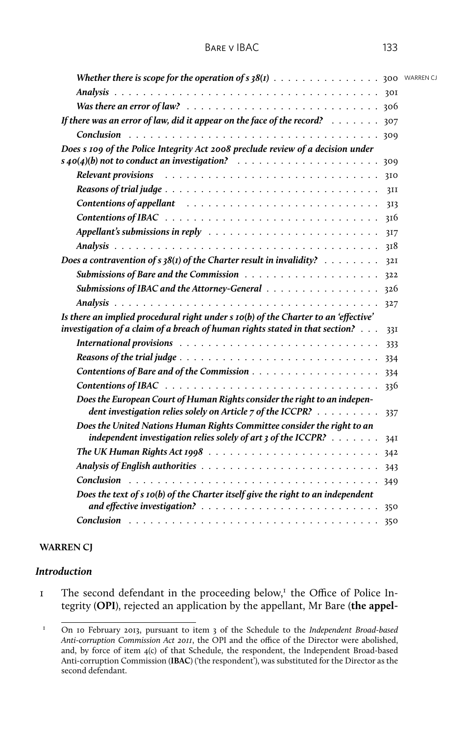*Whether there is scope for the operation of s 38(1)* . . . . . . . . . . . . . . 300
*Analysis* . . . . . . . . . . . . . . . . . . . . . . . . . . . . . . . . . . . . . . 301
*Was there an error of law?* . . . . . . . . . . . . . . . . . . . . . . . . . . 306
*If there was an error of law, did it appear on the face of the record?* . . . . . . . 307
*Conclusion* . . . . . . . . . . . . . . . . . . . . . . . . . . . . . . . . . . . . 309
*Does s 109 of the Police Integrity Act 2008 preclude review of a decision under s 40(4)(b) not to conduct an investigation?* . . . . . . . . . . . . . . . . . . . 309
*Relevant provisions* . . . . . . . . . . . . . . . . . . . . . . . . . . . . . 310
*Reasons of trial judge* . . . . . . . . . . . . . . . . . . . . . . . . . . . . 311
*Contentions of appellant* . . . . . . . . . . . . . . . . . . . . . . . . . . . 313
*Contentions of IBAC* . . . . . . . . . . . . . . . . . . . . . . . . . . . . . 316
*Appellant's submissions in reply* . . . . . . . . . . . . . . . . . . . . . . . 317
*Analysis* . . . . . . . . . . . . . . . . . . . . . . . . . . . . . . . . . . . . . . 318
*Does a contravention of s 38(1) of the Charter result in invalidity?* . . . . . . . . 321
*Submissions of Bare and the Commission* . . . . . . . . . . . . . . . . . . 322
*Submissions of IBAC and the Attorney-General* . . . . . . . . . . . . . . . . 326
*Analysis* . . . . . . . . . . . . . . . . . . . . . . . . . . . . . . . . . . . . . . 327
*Is there an implied procedural right under s 10(b) of the Charter to an 'effective' investigation of a claim of a breach of human rights stated in that section?* . . . 331
*International provisions* . . . . . . . . . . . . . . . . . . . . . . . . . . . . 333
*Reasons of the trial judge* . . . . . . . . . . . . . . . . . . . . . . . . . . . 334
*Contentions of Bare and of the Commission* . . . . . . . . . . . . . . . . . . 334
*Contentions of IBAC* . . . . . . . . . . . . . . . . . . . . . . . . . . . . . 336
*Does the European Court of Human Rights consider the right to an independent investigation relies solely on Article 7 of the ICCPR?* . . . . . . . . . 337
*Does the United Nations Human Rights Committee consider the right to an independent investigation relies solely of art 3 of the ICCPR?* . . . . . . . 341
*The UK Human Rights Act 1998* . . . . . . . . . . . . . . . . . . . . . . . . 342
*Analysis of English authorities* . . . . . . . . . . . . . . . . . . . . . . . . 343
*Conclusion* . . . . . . . . . . . . . . . . . . . . . . . . . . . . . . . . . . . . 349
*Does the text of s 10(b) of the Charter itself give the right to an independent and effective investigation?* . . . . . . . . . . . . . . . . . . . . . . . . . . 350
*Conclusion* . . . . . . . . . . . . . . . . . . . . . . . . . . . . . . . . . . . . 350

**WARREN CJ**

### *Introduction*

1 The second defendant in the proceeding below,[1] the Office of Police Integrity (**OPI**), rejected an application by the appellant, Mr Bare (**the appel-**

[1] On 10 February 2013, pursuant to item 3 of the Schedule to the *Independent Broad-based Anti-corruption Commission Act 2011*, the OPI and the office of the Director were abolished, and, by force of item 4(c) of that Schedule, the respondent, the Independent Broad-based Anti-corruption Commission (**IBAC**) ('the respondent'), was substituted for the Director as the second defendant.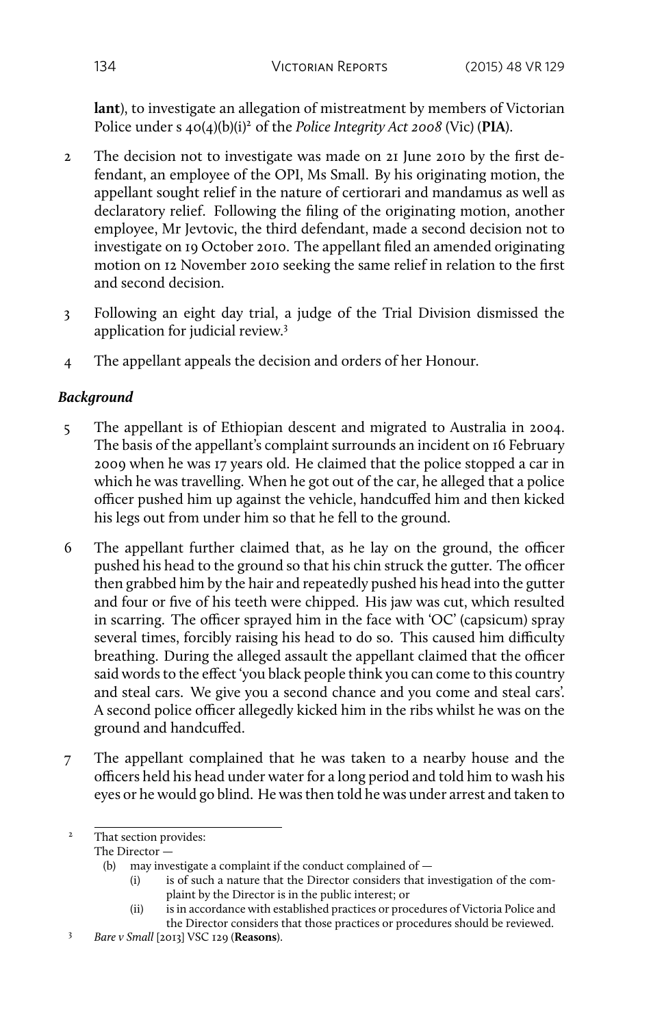**lant**), to investigate an allegation of mistreatment by members of Victorian Police under s 40(4)(b)(i)[2] of the *Police Integrity Act 2008* (Vic) (**PIA**).

2 The decision not to investigate was made on 21 June 2010 by the first defendant, an employee of the OPI, Ms Small. By his originating motion, the appellant sought relief in the nature of certiorari and mandamus as well as declaratory relief. Following the filing of the originating motion, another employee, Mr Jevtovic, the third defendant, made a second decision not to investigate on 19 October 2010. The appellant filed an amended originating motion on 12 November 2010 seeking the same relief in relation to the first and second decision.

3 Following an eight day trial, a judge of the Trial Division dismissed the application for judicial review.[3]

4 The appellant appeals the decision and orders of her Honour.

### *Background*

5 The appellant is of Ethiopian descent and migrated to Australia in 2004. The basis of the appellant's complaint surrounds an incident on 16 February 2009 when he was 17 years old. He claimed that the police stopped a car in which he was travelling. When he got out of the car, he alleged that a police officer pushed him up against the vehicle, handcuffed him and then kicked his legs out from under him so that he fell to the ground.

6 The appellant further claimed that, as he lay on the ground, the officer pushed his head to the ground so that his chin struck the gutter. The officer then grabbed him by the hair and repeatedly pushed his head into the gutter and four or five of his teeth were chipped. His jaw was cut, which resulted in scarring. The officer sprayed him in the face with 'OC' (capsicum) spray several times, forcibly raising his head to do so. This caused him difficulty breathing. During the alleged assault the appellant claimed that the officer said words to the effect 'you black people think you can come to this country and steal cars. We give you a second chance and you come and steal cars'. A second police officer allegedly kicked him in the ribs whilst he was on the ground and handcuffed.

7 The appellant complained that he was taken to a nearby house and the officers held his head under water for a long period and told him to wash his eyes or he would go blind. He was then told he was under arrest and taken to

---

[2] That section provides:
The Director —
(b) may investigate a complaint if the conduct complained of —
(i) is of such a nature that the Director considers that investigation of the complaint by the Director is in the public interest; or
(ii) is in accordance with established practices or procedures of Victoria Police and the Director considers that those practices or procedures should be reviewed.

[3] *Bare v Small* [2013] VSC 129 (**Reasons**).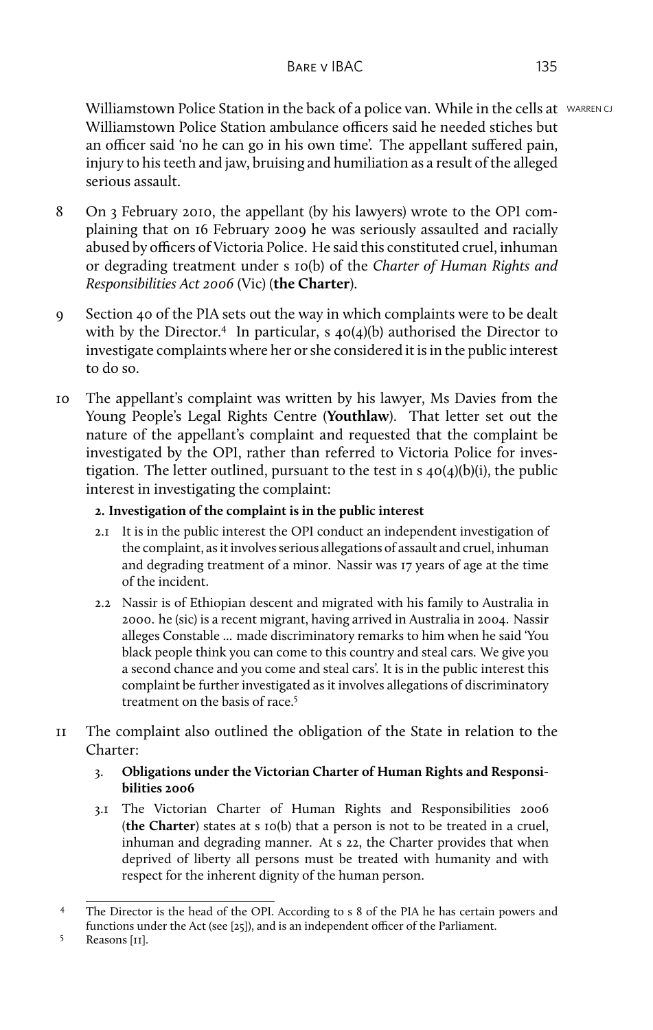Williamstown Police Station in the back of a police van. While in the cells at Williamstown Police Station ambulance officers said he needed stiches but an officer said 'no he can go in his own time'. The appellant suffered pain, injury to his teeth and jaw, bruising and humiliation as a result of the alleged serious assault.

8 On 3 February 2010, the appellant (by his lawyers) wrote to the OPI complaining that on 16 February 2009 he was seriously assaulted and racially abused by officers of Victoria Police. He said this constituted cruel, inhuman or degrading treatment under s 10(b) of the *Charter of Human Rights and Responsibilities Act 2006* (Vic) (**the Charter**).

9 Section 40 of the PIA sets out the way in which complaints were to be dealt with by the Director.[4] In particular, s 40(4)(b) authorised the Director to investigate complaints where her or she considered it is in the public interest to do so.

10 The appellant's complaint was written by his lawyer, Ms Davies from the Young People's Legal Rights Centre (**Youthlaw**). That letter set out the nature of the appellant's complaint and requested that the complaint be investigated by the OPI, rather than referred to Victoria Police for investigation. The letter outlined, pursuant to the test in s 40(4)(b)(i), the public interest in investigating the complaint:

> **2. Investigation of the complaint is in the public interest**
>
> 2.1 It is in the public interest the OPI conduct an independent investigation of the complaint, as it involves serious allegations of assault and cruel, inhuman and degrading treatment of a minor. Nassir was 17 years of age at the time of the incident.
>
> 2.2 Nassir is of Ethiopian descent and migrated with his family to Australia in 2000. he (sic) is a recent migrant, having arrived in Australia in 2004. Nassir alleges Constable … made discriminatory remarks to him when he said 'You black people think you can come to this country and steal cars. We give you a second chance and you come and steal cars'. It is in the public interest this complaint be further investigated as it involves allegations of discriminatory treatment on the basis of race.[5]

11 The complaint also outlined the obligation of the State in relation to the Charter:

> 3. **Obligations under the Victorian Charter of Human Rights and Responsibilities 2006**
>
> 3.1 The Victorian Charter of Human Rights and Responsibilities 2006 (**the Charter**) states at s 10(b) that a person is not to be treated in a cruel, inhuman and degrading manner. At s 22, the Charter provides that when deprived of liberty all persons must be treated with humanity and with respect for the inherent dignity of the human person.

---

[4] The Director is the head of the OPI. According to s 8 of the PIA he has certain powers and functions under the Act (see [25]), and is an independent officer of the Parliament.

[5] Reasons [11].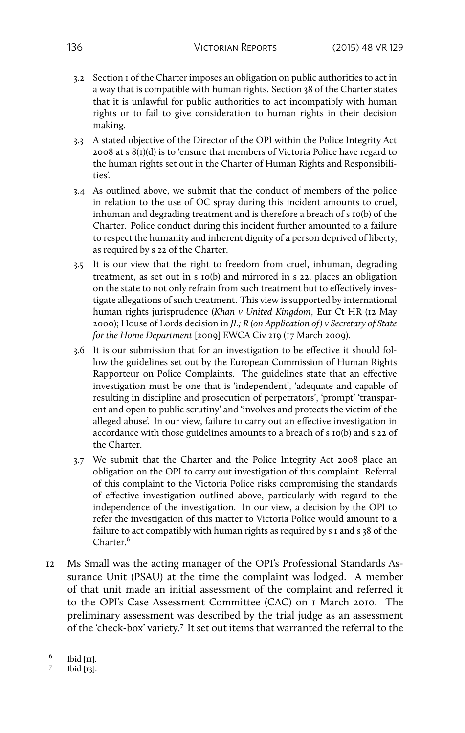3.2 Section 1 of the Charter imposes an obligation on public authorities to act in a way that is compatible with human rights. Section 38 of the Charter states that it is unlawful for public authorities to act incompatibly with human rights or to fail to give consideration to human rights in their decision making.

3.3 A stated objective of the Director of the OPI within the Police Integrity Act 2008 at s 8(1)(d) is to 'ensure that members of Victoria Police have regard to the human rights set out in the Charter of Human Rights and Responsibilities'.

3.4 As outlined above, we submit that the conduct of members of the police in relation to the use of OC spray during this incident amounts to cruel, inhuman and degrading treatment and is therefore a breach of s 10(b) of the Charter. Police conduct during this incident further amounted to a failure to respect the humanity and inherent dignity of a person deprived of liberty, as required by s 22 of the Charter.

3.5 It is our view that the right to freedom from cruel, inhuman, degrading treatment, as set out in s 10(b) and mirrored in s 22, places an obligation on the state to not only refrain from such treatment but to effectively investigate allegations of such treatment. This view is supported by international human rights jurisprudence (*Khan v United Kingdom*, Eur Ct HR (12 May 2000); House of Lords decision in *JL; R (on Application of) v Secretary of State for the Home Department* [2009] EWCA Civ 219 (17 March 2009).

3.6 It is our submission that for an investigation to be effective it should follow the guidelines set out by the European Commission of Human Rights Rapporteur on Police Complaints. The guidelines state that an effective investigation must be one that is 'independent', 'adequate and capable of resulting in discipline and prosecution of perpetrators', 'prompt' 'transparent and open to public scrutiny' and 'involves and protects the victim of the alleged abuse'. In our view, failure to carry out an effective investigation in accordance with those guidelines amounts to a breach of s 10(b) and s 22 of the Charter.

3.7 We submit that the Charter and the Police Integrity Act 2008 place an obligation on the OPI to carry out investigation of this complaint. Referral of this complaint to the Victoria Police risks compromising the standards of effective investigation outlined above, particularly with regard to the independence of the investigation. In our view, a decision by the OPI to refer the investigation of this matter to Victoria Police would amount to a failure to act compatibly with human rights as required by s 1 and s 38 of the Charter.[6]

12 Ms Small was the acting manager of the OPI's Professional Standards Assurance Unit (PSAU) at the time the complaint was lodged. A member of that unit made an initial assessment of the complaint and referred it to the OPI's Case Assessment Committee (CAC) on 1 March 2010. The preliminary assessment was described by the trial judge as an assessment of the 'check-box' variety.[7] It set out items that warranted the referral to the

---

6 Ibid [11].

7 Ibid [13].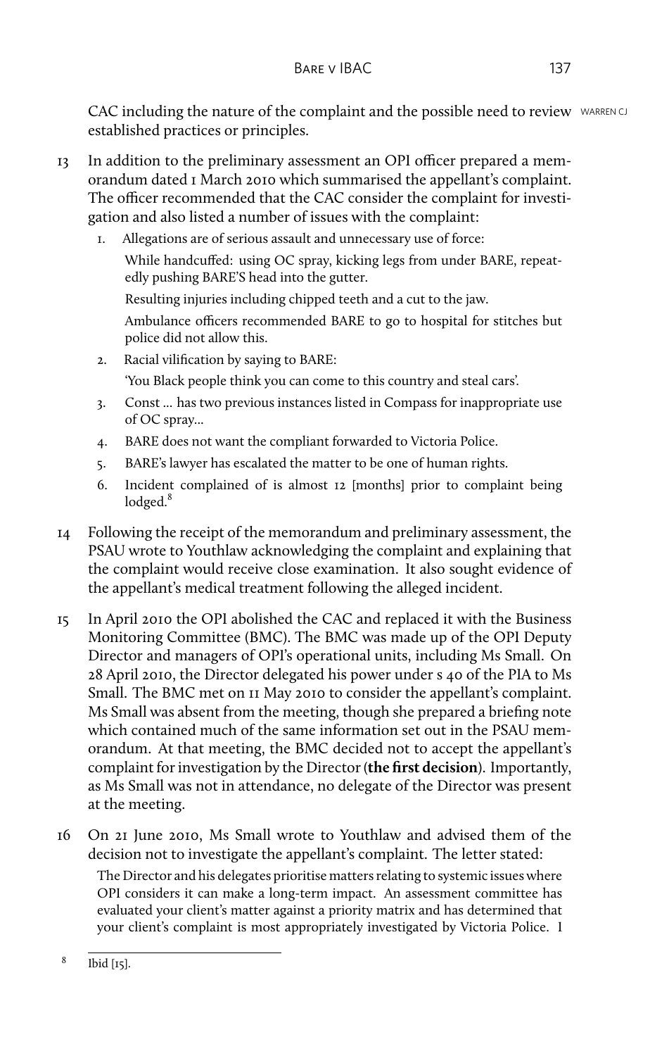CAC including the nature of the complaint and the possible need to review established practices or principles.

13 In addition to the preliminary assessment an OPI officer prepared a memorandum dated 1 March 2010 which summarised the appellant's complaint. The officer recommended that the CAC consider the complaint for investigation and also listed a number of issues with the complaint:

> 1. Allegations are of serious assault and unnecessary use of force:
>
>    While handcuffed: using OC spray, kicking legs from under BARE, repeatedly pushing BARE'S head into the gutter.
>
>    Resulting injuries including chipped teeth and a cut to the jaw.
>
>    Ambulance officers recommended BARE to go to hospital for stitches but police did not allow this.
>
> 2. Racial vilification by saying to BARE:
>
>    'You Black people think you can come to this country and steal cars'.
>
> 3. Const ... has two previous instances listed in Compass for inappropriate use of OC spray...
>
> 4. BARE does not want the compliant forwarded to Victoria Police.
>
> 5. BARE's lawyer has escalated the matter to be one of human rights.
>
> 6. Incident complained of is almost 12 [months] prior to complaint being lodged.[8]

14 Following the receipt of the memorandum and preliminary assessment, the PSAU wrote to Youthlaw acknowledging the complaint and explaining that the complaint would receive close examination. It also sought evidence of the appellant's medical treatment following the alleged incident.

15 In April 2010 the OPI abolished the CAC and replaced it with the Business Monitoring Committee (BMC). The BMC was made up of the OPI Deputy Director and managers of OPI's operational units, including Ms Small. On 28 April 2010, the Director delegated his power under s 40 of the PIA to Ms Small. The BMC met on 11 May 2010 to consider the appellant's complaint. Ms Small was absent from the meeting, though she prepared a briefing note which contained much of the same information set out in the PSAU memorandum. At that meeting, the BMC decided not to accept the appellant's complaint for investigation by the Director (**the first decision**). Importantly, as Ms Small was not in attendance, no delegate of the Director was present at the meeting.

16 On 21 June 2010, Ms Small wrote to Youthlaw and advised them of the decision not to investigate the appellant's complaint. The letter stated:

> The Director and his delegates prioritise matters relating to systemic issues where OPI considers it can make a long-term impact. An assessment committee has evaluated your client's matter against a priority matrix and has determined that your client's complaint is most appropriately investigated by Victoria Police. I

---

[8] Ibid [15].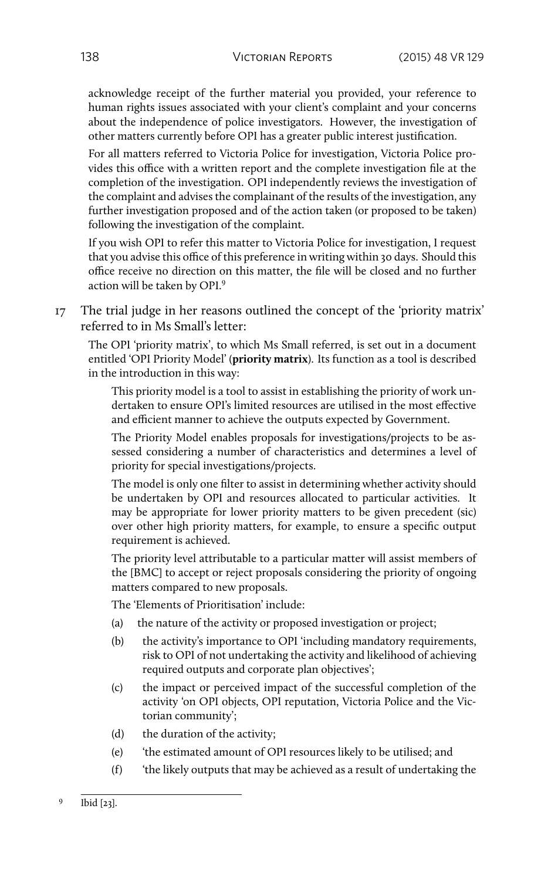acknowledge receipt of the further material you provided, your reference to human rights issues associated with your client's complaint and your concerns about the independence of police investigators. However, the investigation of other matters currently before OPI has a greater public interest justification.

> For all matters referred to Victoria Police for investigation, Victoria Police provides this office with a written report and the complete investigation file at the completion of the investigation. OPI independently reviews the investigation of the complaint and advises the complainant of the results of the investigation, any further investigation proposed and of the action taken (or proposed to be taken) following the investigation of the complaint.
>
> If you wish OPI to refer this matter to Victoria Police for investigation, I request that you advise this office of this preference in writing within 30 days. Should this office receive no direction on this matter, the file will be closed and no further action will be taken by OPI.[9]

17 The trial judge in her reasons outlined the concept of the 'priority matrix' referred to in Ms Small's letter:

> The OPI 'priority matrix', to which Ms Small referred, is set out in a document entitled 'OPI Priority Model' (**priority matrix**). Its function as a tool is described in the introduction in this way:
>
> > This priority model is a tool to assist in establishing the priority of work undertaken to ensure OPI's limited resources are utilised in the most effective and efficient manner to achieve the outputs expected by Government.
> >
> > The Priority Model enables proposals for investigations/projects to be assessed considering a number of characteristics and determines a level of priority for special investigations/projects.
> >
> > The model is only one filter to assist in determining whether activity should be undertaken by OPI and resources allocated to particular activities. It may be appropriate for lower priority matters to be given precedent (sic) over other high priority matters, for example, to ensure a specific output requirement is achieved.
> >
> > The priority level attributable to a particular matter will assist members of the [BMC] to accept or reject proposals considering the priority of ongoing matters compared to new proposals.
>
> The 'Elements of Prioritisation' include:
>
> (a) the nature of the activity or proposed investigation or project;
>
> (b) the activity's importance to OPI 'including mandatory requirements, risk to OPI of not undertaking the activity and likelihood of achieving required outputs and corporate plan objectives';
>
> (c) the impact or perceived impact of the successful completion of the activity 'on OPI objects, OPI reputation, Victoria Police and the Victorian community';
>
> (d) the duration of the activity;
>
> (e) 'the estimated amount of OPI resources likely to be utilised; and
>
> (f) 'the likely outputs that may be achieved as a result of undertaking the

[9] Ibid [23].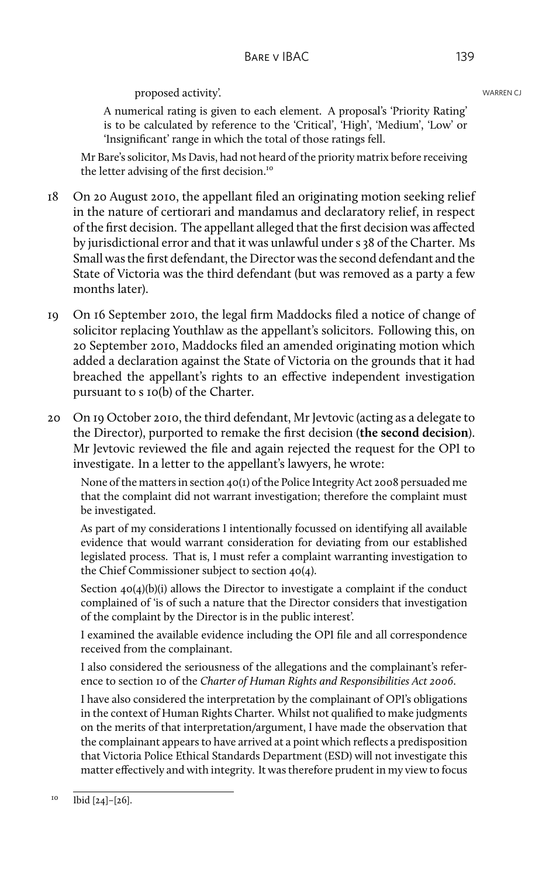proposed activity'.

> A numerical rating is given to each element. A proposal's 'Priority Rating' is to be calculated by reference to the 'Critical', 'High', 'Medium', 'Low' or 'Insignificant' range in which the total of those ratings fell.

Mr Bare's solicitor, Ms Davis, had not heard of the priority matrix before receiving the letter advising of the first decision.[10]

18 On 20 August 2010, the appellant filed an originating motion seeking relief in the nature of certiorari and mandamus and declaratory relief, in respect of the first decision. The appellant alleged that the first decision was affected by jurisdictional error and that it was unlawful under s 38 of the Charter. Ms Small was the first defendant, the Director was the second defendant and the State of Victoria was the third defendant (but was removed as a party a few months later).

19 On 16 September 2010, the legal firm Maddocks filed a notice of change of solicitor replacing Youthlaw as the appellant's solicitors. Following this, on 20 September 2010, Maddocks filed an amended originating motion which added a declaration against the State of Victoria on the grounds that it had breached the appellant's rights to an effective independent investigation pursuant to s 10(b) of the Charter.

20 On 19 October 2010, the third defendant, Mr Jevtovic (acting as a delegate to the Director), purported to remake the first decision (**the second decision**). Mr Jevtovic reviewed the file and again rejected the request for the OPI to investigate. In a letter to the appellant's lawyers, he wrote:

> None of the matters in section 40(1) of the Police Integrity Act 2008 persuaded me that the complaint did not warrant investigation; therefore the complaint must be investigated.
>
> As part of my considerations I intentionally focussed on identifying all available evidence that would warrant consideration for deviating from our established legislated process. That is, I must refer a complaint warranting investigation to the Chief Commissioner subject to section 40(4).
>
> Section 40(4)(b)(i) allows the Director to investigate a complaint if the conduct complained of 'is of such a nature that the Director considers that investigation of the complaint by the Director is in the public interest'.
>
> I examined the available evidence including the OPI file and all correspondence received from the complainant.
>
> I also considered the seriousness of the allegations and the complainant's reference to section 10 of the *Charter of Human Rights and Responsibilities Act 2006*.
>
> I have also considered the interpretation by the complainant of OPI's obligations in the context of Human Rights Charter. Whilst not qualified to make judgments on the merits of that interpretation/argument, I have made the observation that the complainant appears to have arrived at a point which reflects a predisposition that Victoria Police Ethical Standards Department (ESD) will not investigate this matter effectively and with integrity. It was therefore prudent in my view to focus

[10] Ibid [24]–[26].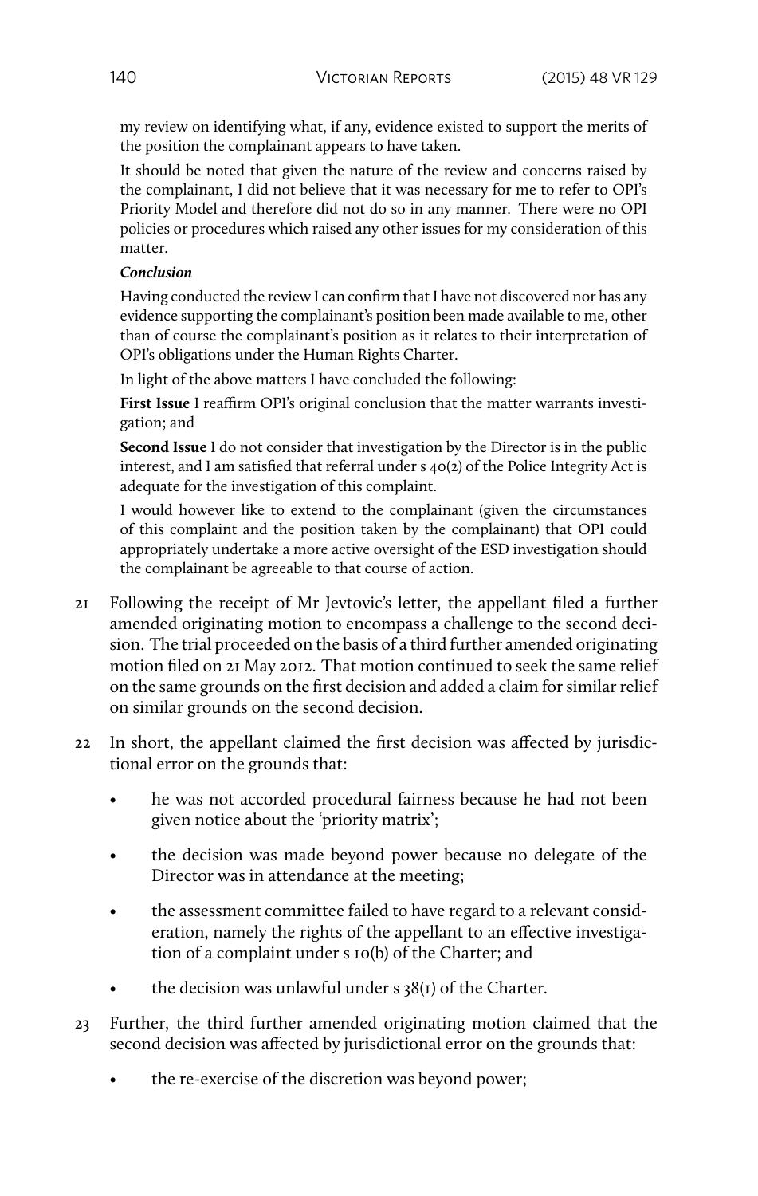my review on identifying what, if any, evidence existed to support the merits of the position the complainant appears to have taken.

It should be noted that given the nature of the review and concerns raised by the complainant, I did not believe that it was necessary for me to refer to OPI's Priority Model and therefore did not do so in any manner. There were no OPI policies or procedures which raised any other issues for my consideration of this matter.

***Conclusion***

Having conducted the review I can confirm that I have not discovered nor has any evidence supporting the complainant's position been made available to me, other than of course the complainant's position as it relates to their interpretation of OPI's obligations under the Human Rights Charter.

In light of the above matters I have concluded the following:

**First Issue** I reaffirm OPI's original conclusion that the matter warrants investigation; and

**Second Issue** I do not consider that investigation by the Director is in the public interest, and I am satisfied that referral under s 40(2) of the Police Integrity Act is adequate for the investigation of this complaint.

I would however like to extend to the complainant (given the circumstances of this complaint and the position taken by the complainant) that OPI could appropriately undertake a more active oversight of the ESD investigation should the complainant be agreeable to that course of action.

21 Following the receipt of Mr Jevtovic's letter, the appellant filed a further amended originating motion to encompass a challenge to the second decision. The trial proceeded on the basis of a third further amended originating motion filed on 21 May 2012. That motion continued to seek the same relief on the same grounds on the first decision and added a claim for similar relief on similar grounds on the second decision.

22 In short, the appellant claimed the first decision was affected by jurisdictional error on the grounds that:

- he was not accorded procedural fairness because he had not been given notice about the 'priority matrix';
- the decision was made beyond power because no delegate of the Director was in attendance at the meeting;
- the assessment committee failed to have regard to a relevant consideration, namely the rights of the appellant to an effective investigation of a complaint under s 10(b) of the Charter; and
- the decision was unlawful under s 38(1) of the Charter.

23 Further, the third further amended originating motion claimed that the second decision was affected by jurisdictional error on the grounds that:

- the re-exercise of the discretion was beyond power;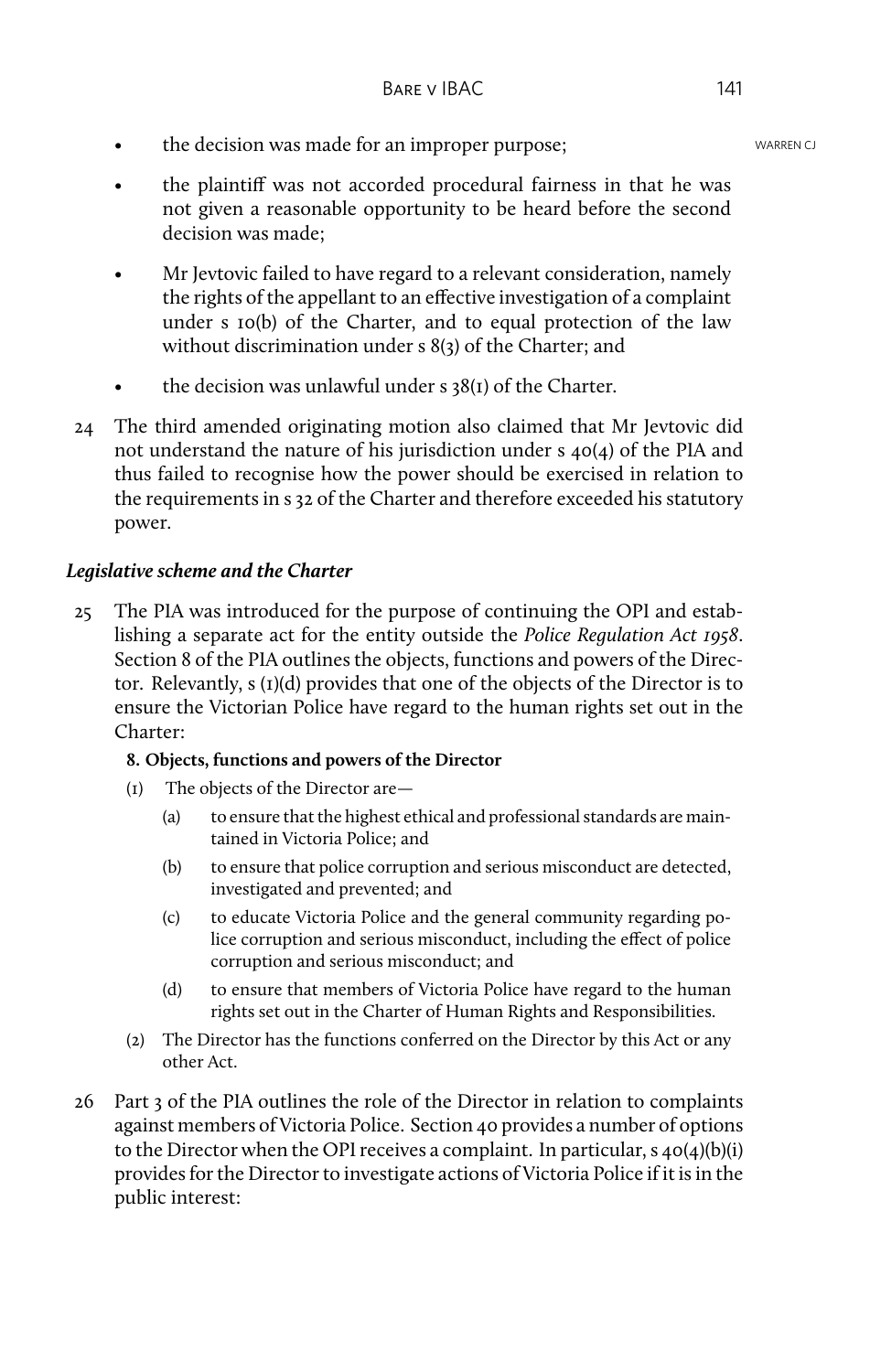- the decision was made for an improper purpose;
- the plaintiff was not accorded procedural fairness in that he was not given a reasonable opportunity to be heard before the second decision was made;
- Mr Jevtovic failed to have regard to a relevant consideration, namely the rights of the appellant to an effective investigation of a complaint under s 10(b) of the Charter, and to equal protection of the law without discrimination under s 8(3) of the Charter; and
- the decision was unlawful under s 38(1) of the Charter.

24 The third amended originating motion also claimed that Mr Jevtovic did not understand the nature of his jurisdiction under s 40(4) of the PIA and thus failed to recognise how the power should be exercised in relation to the requirements in s 32 of the Charter and therefore exceeded his statutory power.

### *Legislative scheme and the Charter*

25 The PIA was introduced for the purpose of continuing the OPI and establishing a separate act for the entity outside the *Police Regulation Act 1958*. Section 8 of the PIA outlines the objects, functions and powers of the Director. Relevantly, s (1)(d) provides that one of the objects of the Director is to ensure the Victorian Police have regard to the human rights set out in the Charter:

**8. Objects, functions and powers of the Director**

(1) The objects of the Director are—

(a) to ensure that the highest ethical and professional standards are maintained in Victoria Police; and

(b) to ensure that police corruption and serious misconduct are detected, investigated and prevented; and

(c) to educate Victoria Police and the general community regarding police corruption and serious misconduct, including the effect of police corruption and serious misconduct; and

(d) to ensure that members of Victoria Police have regard to the human rights set out in the Charter of Human Rights and Responsibilities.

(2) The Director has the functions conferred on the Director by this Act or any other Act.

26 Part 3 of the PIA outlines the role of the Director in relation to complaints against members of Victoria Police. Section 40 provides a number of options to the Director when the OPI receives a complaint. In particular, s 40(4)(b)(i) provides for the Director to investigate actions of Victoria Police if it is in the public interest: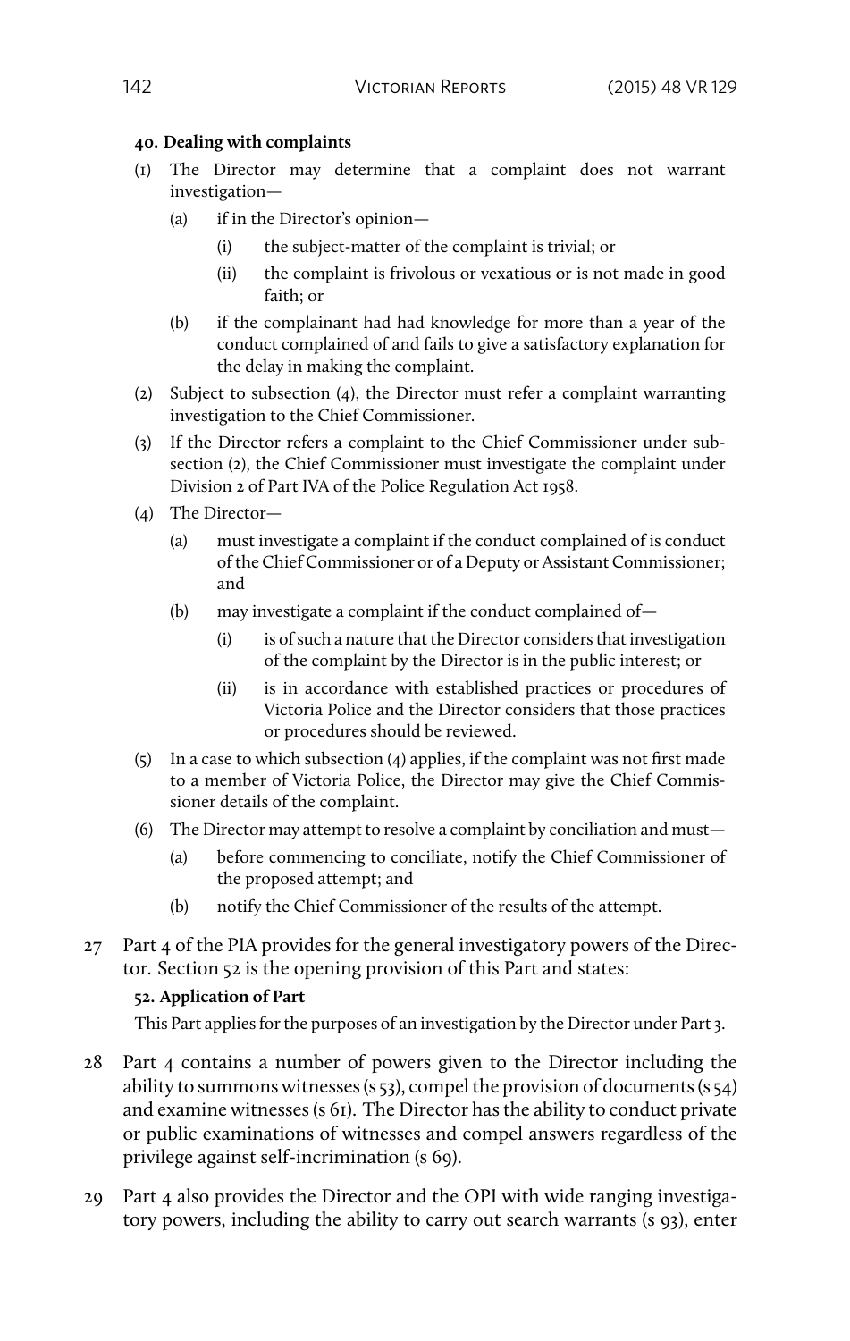**40. Dealing with complaints**

(1) The Director may determine that a complaint does not warrant investigation—

   (a) if in the Director's opinion—

      (i) the subject-matter of the complaint is trivial; or

      (ii) the complaint is frivolous or vexatious or is not made in good faith; or

   (b) if the complainant had had knowledge for more than a year of the conduct complained of and fails to give a satisfactory explanation for the delay in making the complaint.

(2) Subject to subsection (4), the Director must refer a complaint warranting investigation to the Chief Commissioner.

(3) If the Director refers a complaint to the Chief Commissioner under subsection (2), the Chief Commissioner must investigate the complaint under Division 2 of Part IVA of the Police Regulation Act 1958.

(4) The Director—

   (a) must investigate a complaint if the conduct complained of is conduct of the Chief Commissioner or of a Deputy or Assistant Commissioner; and

   (b) may investigate a complaint if the conduct complained of—

      (i) is of such a nature that the Director considers that investigation of the complaint by the Director is in the public interest; or

      (ii) is in accordance with established practices or procedures of Victoria Police and the Director considers that those practices or procedures should be reviewed.

(5) In a case to which subsection (4) applies, if the complaint was not first made to a member of Victoria Police, the Director may give the Chief Commissioner details of the complaint.

(6) The Director may attempt to resolve a complaint by conciliation and must—

   (a) before commencing to conciliate, notify the Chief Commissioner of the proposed attempt; and

   (b) notify the Chief Commissioner of the results of the attempt.

27 Part 4 of the PIA provides for the general investigatory powers of the Director. Section 52 is the opening provision of this Part and states:

**52. Application of Part**

This Part applies for the purposes of an investigation by the Director under Part 3.

28 Part 4 contains a number of powers given to the Director including the ability to summons witnesses (s 53), compel the provision of documents (s 54) and examine witnesses (s 61). The Director has the ability to conduct private or public examinations of witnesses and compel answers regardless of the privilege against self-incrimination (s 69).

29 Part 4 also provides the Director and the OPI with wide ranging investigatory powers, including the ability to carry out search warrants (s 93), enter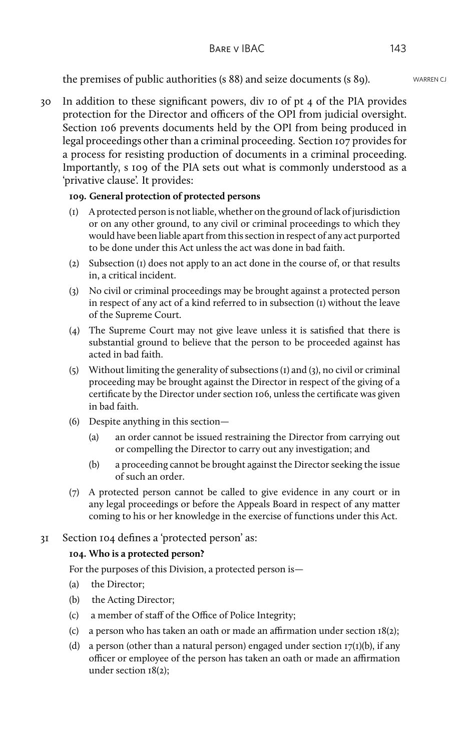the premises of public authorities (s 88) and seize documents (s 89).

30 In addition to these significant powers, div 10 of pt 4 of the PIA provides protection for the Director and officers of the OPI from judicial oversight. Section 106 prevents documents held by the OPI from being produced in legal proceedings other than a criminal proceeding. Section 107 provides for a process for resisting production of documents in a criminal proceeding. Importantly, s 109 of the PIA sets out what is commonly understood as a 'privative clause'. It provides:

> **109. General protection of protected persons**
>
> (1) A protected person is not liable, whether on the ground of lack of jurisdiction or on any other ground, to any civil or criminal proceedings to which they would have been liable apart from this section in respect of any act purported to be done under this Act unless the act was done in bad faith.
>
> (2) Subsection (1) does not apply to an act done in the course of, or that results in, a critical incident.
>
> (3) No civil or criminal proceedings may be brought against a protected person in respect of any act of a kind referred to in subsection (1) without the leave of the Supreme Court.
>
> (4) The Supreme Court may not give leave unless it is satisfied that there is substantial ground to believe that the person to be proceeded against has acted in bad faith.
>
> (5) Without limiting the generality of subsections (1) and (3), no civil or criminal proceeding may be brought against the Director in respect of the giving of a certificate by the Director under section 106, unless the certificate was given in bad faith.
>
> (6) Despite anything in this section—
>
> (a) an order cannot be issued restraining the Director from carrying out or compelling the Director to carry out any investigation; and
>
> (b) a proceeding cannot be brought against the Director seeking the issue of such an order.
>
> (7) A protected person cannot be called to give evidence in any court or in any legal proceedings or before the Appeals Board in respect of any matter coming to his or her knowledge in the exercise of functions under this Act.

31 Section 104 defines a 'protected person' as:

> **104. Who is a protected person?**
>
> For the purposes of this Division, a protected person is—
>
> (a) the Director;
>
> (b) the Acting Director;
>
> (c) a member of staff of the Office of Police Integrity;
>
> (c) a person who has taken an oath or made an affirmation under section 18(2);
>
> (d) a person (other than a natural person) engaged under section 17(1)(b), if any officer or employee of the person has taken an oath or made an affirmation under section 18(2);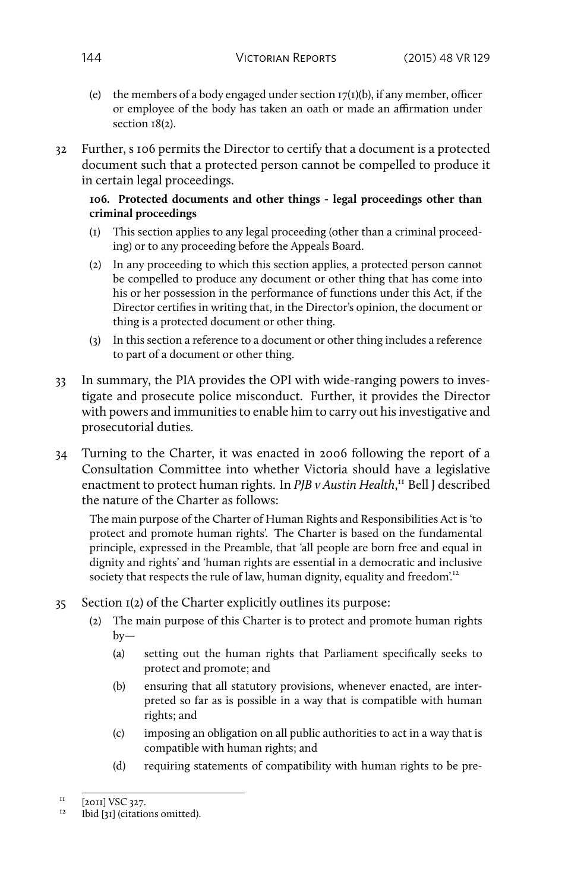(e) the members of a body engaged under section 17(1)(b), if any member, officer or employee of the body has taken an oath or made an affirmation under section 18(2).

32 Further, s 106 permits the Director to certify that a document is a protected document such that a protected person cannot be compelled to produce it in certain legal proceedings.

**106. Protected documents and other things - legal proceedings other than criminal proceedings**

(1) This section applies to any legal proceeding (other than a criminal proceeding) or to any proceeding before the Appeals Board.

(2) In any proceeding to which this section applies, a protected person cannot be compelled to produce any document or other thing that has come into his or her possession in the performance of functions under this Act, if the Director certifies in writing that, in the Director's opinion, the document or thing is a protected document or other thing.

(3) In this section a reference to a document or other thing includes a reference to part of a document or other thing.

33 In summary, the PIA provides the OPI with wide-ranging powers to investigate and prosecute police misconduct. Further, it provides the Director with powers and immunities to enable him to carry out his investigative and prosecutorial duties.

34 Turning to the Charter, it was enacted in 2006 following the report of a Consultation Committee into whether Victoria should have a legislative enactment to protect human rights. In *PJB v Austin Health*,[11] Bell J described the nature of the Charter as follows:

> The main purpose of the Charter of Human Rights and Responsibilities Act is 'to protect and promote human rights'. The Charter is based on the fundamental principle, expressed in the Preamble, that 'all people are born free and equal in dignity and rights' and 'human rights are essential in a democratic and inclusive society that respects the rule of law, human dignity, equality and freedom'.[12]

35 Section 1(2) of the Charter explicitly outlines its purpose:

(2) The main purpose of this Charter is to protect and promote human rights by—

(a) setting out the human rights that Parliament specifically seeks to protect and promote; and

(b) ensuring that all statutory provisions, whenever enacted, are interpreted so far as is possible in a way that is compatible with human rights; and

(c) imposing an obligation on all public authorities to act in a way that is compatible with human rights; and

(d) requiring statements of compatibility with human rights to be pre-

---

[11] [2011] VSC 327.

[12] Ibid [31] (citations omitted).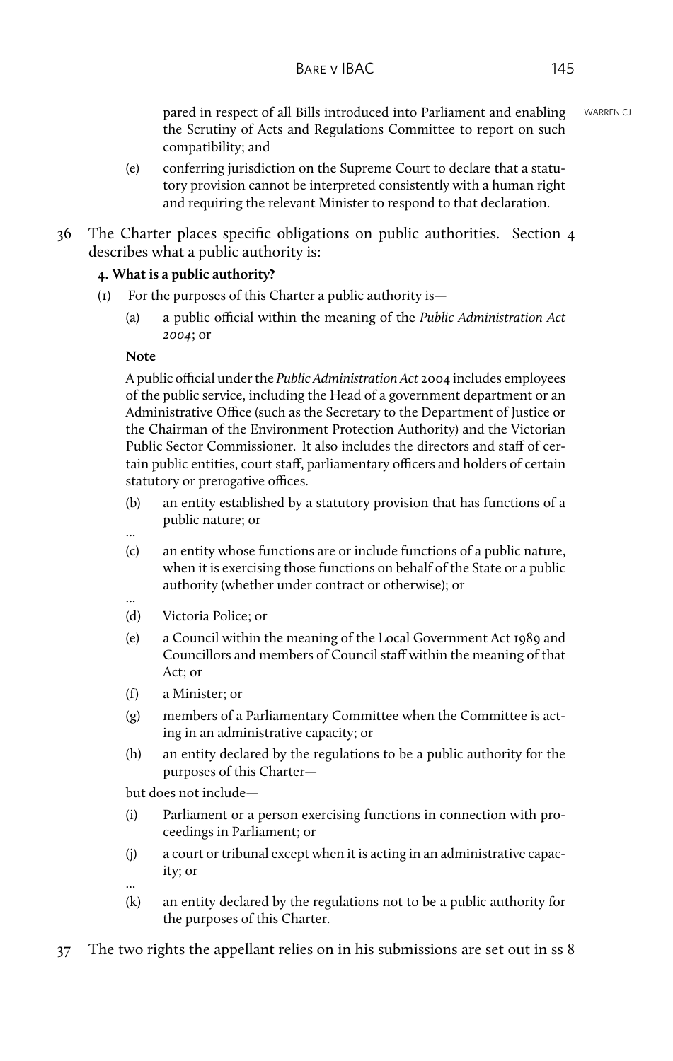pared in respect of all Bills introduced into Parliament and enabling the Scrutiny of Acts and Regulations Committee to report on such compatibility; and

(e) conferring jurisdiction on the Supreme Court to declare that a statutory provision cannot be interpreted consistently with a human right and requiring the relevant Minister to respond to that declaration.

36 The Charter places specific obligations on public authorities. Section 4 describes what a public authority is:

**4. What is a public authority?**

(1) For the purposes of this Charter a public authority is—

(a) a public official within the meaning of the *Public Administration Act 2004*; or

**Note**

A public official under the *Public Administration Act* 2004 includes employees of the public service, including the Head of a government department or an Administrative Office (such as the Secretary to the Department of Justice or the Chairman of the Environment Protection Authority) and the Victorian Public Sector Commissioner. It also includes the directors and staff of certain public entities, court staff, parliamentary officers and holders of certain statutory or prerogative offices.

(b) an entity established by a statutory provision that has functions of a public nature; or

...

(c) an entity whose functions are or include functions of a public nature, when it is exercising those functions on behalf of the State or a public authority (whether under contract or otherwise); or

...

(d) Victoria Police; or

(e) a Council within the meaning of the Local Government Act 1989 and Councillors and members of Council staff within the meaning of that Act; or

(f) a Minister; or

(g) members of a Parliamentary Committee when the Committee is acting in an administrative capacity; or

(h) an entity declared by the regulations to be a public authority for the purposes of this Charter—

but does not include—

(i) Parliament or a person exercising functions in connection with proceedings in Parliament; or

(j) a court or tribunal except when it is acting in an administrative capacity; or

...

(k) an entity declared by the regulations not to be a public authority for the purposes of this Charter.

37 The two rights the appellant relies on in his submissions are set out in ss 8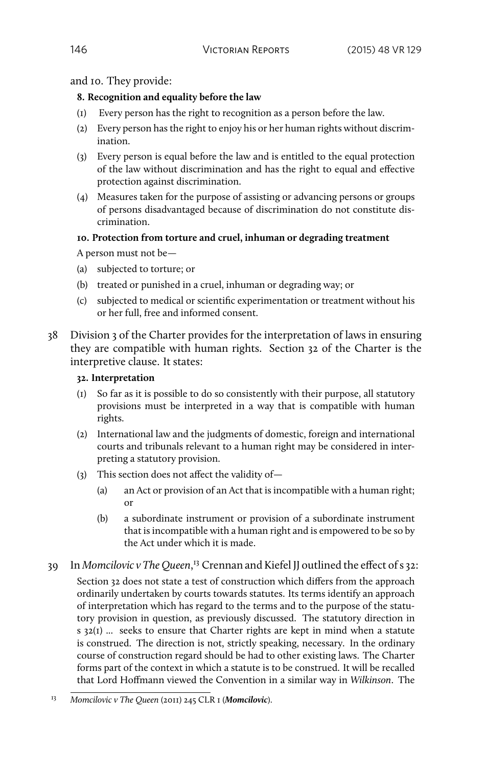and 10. They provide:

**8. Recognition and equality before the law**

(1) Every person has the right to recognition as a person before the law.

(2) Every person has the right to enjoy his or her human rights without discrimination.

(3) Every person is equal before the law and is entitled to the equal protection of the law without discrimination and has the right to equal and effective protection against discrimination.

(4) Measures taken for the purpose of assisting or advancing persons or groups of persons disadvantaged because of discrimination do not constitute discrimination.

**10. Protection from torture and cruel, inhuman or degrading treatment**

A person must not be—

(a) subjected to torture; or

(b) treated or punished in a cruel, inhuman or degrading way; or

(c) subjected to medical or scientific experimentation or treatment without his or her full, free and informed consent.

38 Division 3 of the Charter provides for the interpretation of laws in ensuring they are compatible with human rights. Section 32 of the Charter is the interpretive clause. It states:

**32. Interpretation**

(1) So far as it is possible to do so consistently with their purpose, all statutory provisions must be interpreted in a way that is compatible with human rights.

(2) International law and the judgments of domestic, foreign and international courts and tribunals relevant to a human right may be considered in interpreting a statutory provision.

(3) This section does not affect the validity of—

(a) an Act or provision of an Act that is incompatible with a human right; or

(b) a subordinate instrument or provision of a subordinate instrument that is incompatible with a human right and is empowered to be so by the Act under which it is made.

39 In *Momcilovic v The Queen*,[13] Crennan and Kiefel JJ outlined the effect of s 32:

> Section 32 does not state a test of construction which differs from the approach ordinarily undertaken by courts towards statutes. Its terms identify an approach of interpretation which has regard to the terms and to the purpose of the statutory provision in question, as previously discussed. The statutory direction in s 32(1) … seeks to ensure that Charter rights are kept in mind when a statute is construed. The direction is not, strictly speaking, necessary. In the ordinary course of construction regard should be had to other existing laws. The Charter forms part of the context in which a statute is to be construed. It will be recalled that Lord Hoffmann viewed the Convention in a similar way in *Wilkinson*. The

[13] *Momcilovic v The Queen* (2011) 245 CLR 1 (***Momcilovic***).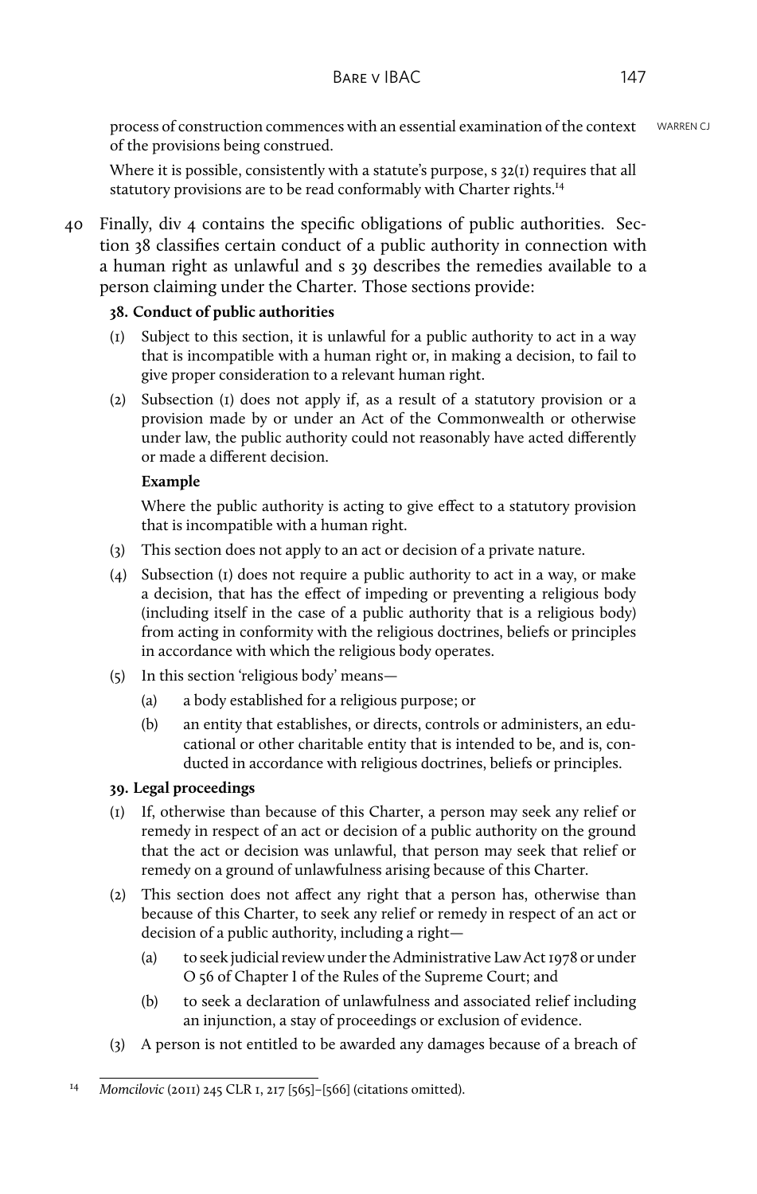process of construction commences with an essential examination of the context of the provisions being construed.

Where it is possible, consistently with a statute's purpose, s 32(1) requires that all statutory provisions are to be read conformably with Charter rights.[14]

40 Finally, div 4 contains the specific obligations of public authorities. Section 38 classifies certain conduct of a public authority in connection with a human right as unlawful and s 39 describes the remedies available to a person claiming under the Charter. Those sections provide:

**38. Conduct of public authorities**

(1) Subject to this section, it is unlawful for a public authority to act in a way that is incompatible with a human right or, in making a decision, to fail to give proper consideration to a relevant human right.

(2) Subsection (1) does not apply if, as a result of a statutory provision or a provision made by or under an Act of the Commonwealth or otherwise under law, the public authority could not reasonably have acted differently or made a different decision.

**Example**

Where the public authority is acting to give effect to a statutory provision that is incompatible with a human right.

(3) This section does not apply to an act or decision of a private nature.

(4) Subsection (1) does not require a public authority to act in a way, or make a decision, that has the effect of impeding or preventing a religious body (including itself in the case of a public authority that is a religious body) from acting in conformity with the religious doctrines, beliefs or principles in accordance with which the religious body operates.

(5) In this section 'religious body' means—

- (a) a body established for a religious purpose; or
- (b) an entity that establishes, or directs, controls or administers, an educational or other charitable entity that is intended to be, and is, conducted in accordance with religious doctrines, beliefs or principles.

**39. Legal proceedings**

(1) If, otherwise than because of this Charter, a person may seek any relief or remedy in respect of an act or decision of a public authority on the ground that the act or decision was unlawful, that person may seek that relief or remedy on a ground of unlawfulness arising because of this Charter.

(2) This section does not affect any right that a person has, otherwise than because of this Charter, to seek any relief or remedy in respect of an act or decision of a public authority, including a right—

- (a) to seek judicial review under the Administrative Law Act 1978 or under O 56 of Chapter I of the Rules of the Supreme Court; and
- (b) to seek a declaration of unlawfulness and associated relief including an injunction, a stay of proceedings or exclusion of evidence.

(3) A person is not entitled to be awarded any damages because of a breach of

---

[14] *Momcilovic* (2011) 245 CLR 1, 217 [565]–[566] (citations omitted).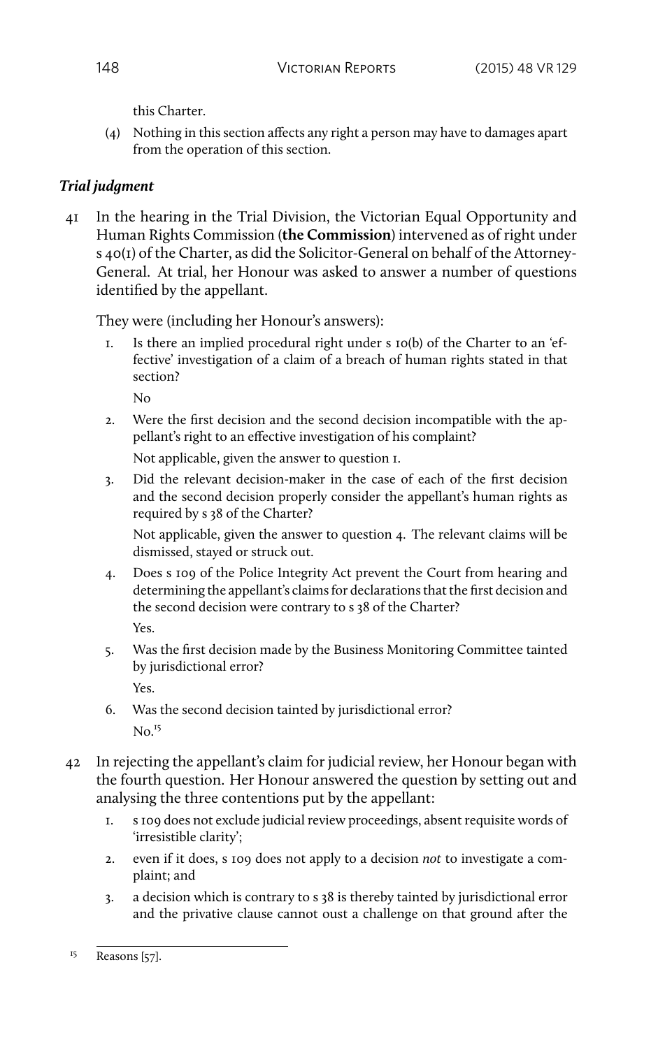this Charter.

(4) Nothing in this section affects any right a person may have to damages apart from the operation of this section.

### *Trial judgment*

41 In the hearing in the Trial Division, the Victorian Equal Opportunity and Human Rights Commission (**the Commission**) intervened as of right under s 40(1) of the Charter, as did the Solicitor-General on behalf of the Attorney-General. At trial, her Honour was asked to answer a number of questions identified by the appellant.

They were (including her Honour's answers):

1. Is there an implied procedural right under s 10(b) of the Charter to an 'effective' investigation of a claim of a breach of human rights stated in that section?

   No

2. Were the first decision and the second decision incompatible with the appellant's right to an effective investigation of his complaint?

   Not applicable, given the answer to question 1.

3. Did the relevant decision-maker in the case of each of the first decision and the second decision properly consider the appellant's human rights as required by s 38 of the Charter?

   Not applicable, given the answer to question 4. The relevant claims will be dismissed, stayed or struck out.

4. Does s 109 of the Police Integrity Act prevent the Court from hearing and determining the appellant's claims for declarations that the first decision and the second decision were contrary to s 38 of the Charter?

   Yes.

5. Was the first decision made by the Business Monitoring Committee tainted by jurisdictional error?

   Yes.

6. Was the second decision tainted by jurisdictional error?

   No.[15]

42 In rejecting the appellant's claim for judicial review, her Honour began with the fourth question. Her Honour answered the question by setting out and analysing the three contentions put by the appellant:

1. s 109 does not exclude judicial review proceedings, absent requisite words of 'irresistible clarity';
2. even if it does, s 109 does not apply to a decision *not* to investigate a complaint; and
3. a decision which is contrary to s 38 is thereby tainted by jurisdictional error and the privative clause cannot oust a challenge on that ground after the

[15] Reasons [57].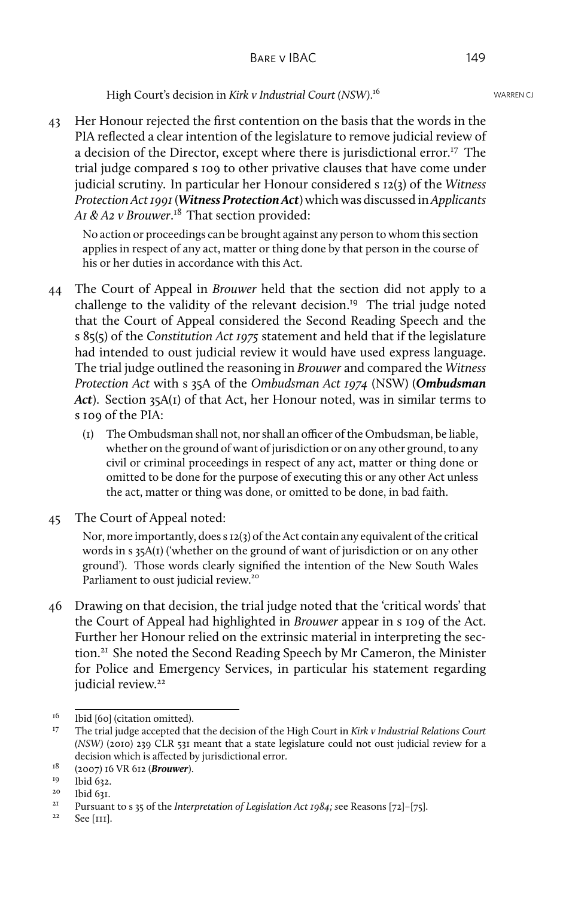High Court's decision in *Kirk v Industrial Court (NSW)*.[16]

43 Her Honour rejected the first contention on the basis that the words in the PIA reflected a clear intention of the legislature to remove judicial review of a decision of the Director, except where there is jurisdictional error.[17] The trial judge compared s 109 to other privative clauses that have come under judicial scrutiny. In particular her Honour considered s 12(3) of the *Witness Protection Act 1991* (***Witness Protection Act***) which was discussed in *Applicants A1 & A2 v Brouwer*.[18] That section provided:

> No action or proceedings can be brought against any person to whom this section applies in respect of any act, matter or thing done by that person in the course of his or her duties in accordance with this Act.

44 The Court of Appeal in *Brouwer* held that the section did not apply to a challenge to the validity of the relevant decision.[19] The trial judge noted that the Court of Appeal considered the Second Reading Speech and the s 85(5) of the *Constitution Act 1975* statement and held that if the legislature had intended to oust judicial review it would have used express language. The trial judge outlined the reasoning in *Brouwer* and compared the *Witness Protection Act* with s 35A of the *Ombudsman Act 1974* (NSW) (***Ombudsman Act***). Section 35A(1) of that Act, her Honour noted, was in similar terms to s 109 of the PIA:

> (1) The Ombudsman shall not, nor shall an officer of the Ombudsman, be liable, whether on the ground of want of jurisdiction or on any other ground, to any civil or criminal proceedings in respect of any act, matter or thing done or omitted to be done for the purpose of executing this or any other Act unless the act, matter or thing was done, or omitted to be done, in bad faith.

45 The Court of Appeal noted:

> Nor, more importantly, does s 12(3) of the Act contain any equivalent of the critical words in s 35A(1) ('whether on the ground of want of jurisdiction or on any other ground'). Those words clearly signified the intention of the New South Wales Parliament to oust judicial review.[20]

46 Drawing on that decision, the trial judge noted that the 'critical words' that the Court of Appeal had highlighted in *Brouwer* appear in s 109 of the Act. Further her Honour relied on the extrinsic material in interpreting the section.[21] She noted the Second Reading Speech by Mr Cameron, the Minister for Police and Emergency Services, in particular his statement regarding judicial review.[22]

---

[16] Ibid [60] (citation omitted).

[17] The trial judge accepted that the decision of the High Court in *Kirk v Industrial Relations Court (NSW)* (2010) 239 CLR 531 meant that a state legislature could not oust judicial review for a decision which is affected by jurisdictional error.

[18] (2007) 16 VR 612 (***Brouwer***).

[19] Ibid 632.

[20] Ibid 631.

[21] Pursuant to s 35 of the *Interpretation of Legislation Act 1984; s*ee Reasons [72]–[75].

[22] See [111].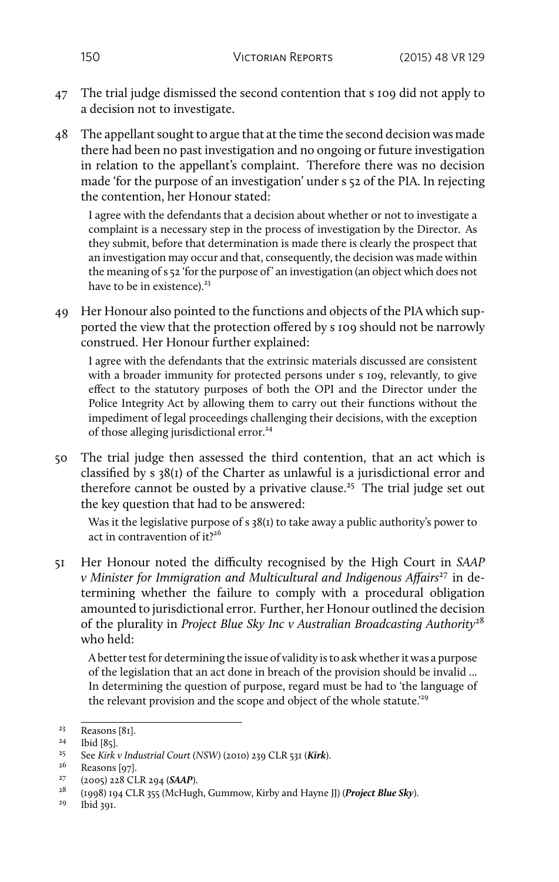47 The trial judge dismissed the second contention that s 109 did not apply to a decision not to investigate.

48 The appellant sought to argue that at the time the second decision was made there had been no past investigation and no ongoing or future investigation in relation to the appellant's complaint. Therefore there was no decision made 'for the purpose of an investigation' under s 52 of the PIA. In rejecting the contention, her Honour stated:

> I agree with the defendants that a decision about whether or not to investigate a complaint is a necessary step in the process of investigation by the Director. As they submit, before that determination is made there is clearly the prospect that an investigation may occur and that, consequently, the decision was made within the meaning of s 52 'for the purpose of' an investigation (an object which does not have to be in existence).[23]

49 Her Honour also pointed to the functions and objects of the PIA which supported the view that the protection offered by s 109 should not be narrowly construed. Her Honour further explained:

> I agree with the defendants that the extrinsic materials discussed are consistent with a broader immunity for protected persons under s 109, relevantly, to give effect to the statutory purposes of both the OPI and the Director under the Police Integrity Act by allowing them to carry out their functions without the impediment of legal proceedings challenging their decisions, with the exception of those alleging jurisdictional error.[24]

50 The trial judge then assessed the third contention, that an act which is classified by s 38(1) of the Charter as unlawful is a jurisdictional error and therefore cannot be ousted by a privative clause.[25] The trial judge set out the key question that had to be answered:

> Was it the legislative purpose of s 38(1) to take away a public authority's power to act in contravention of it?[26]

51 Her Honour noted the difficulty recognised by the High Court in *SAAP v Minister for Immigration and Multicultural and Indigenous Affairs*[27] in determining whether the failure to comply with a procedural obligation amounted to jurisdictional error. Further, her Honour outlined the decision of the plurality in *Project Blue Sky Inc v Australian Broadcasting Authority*[28] who held:

> A better test for determining the issue of validity is to ask whether it was a purpose of the legislation that an act done in breach of the provision should be invalid ... In determining the question of purpose, regard must be had to 'the language of the relevant provision and the scope and object of the whole statute.'[29]

---

[23] Reasons [81].

[24] Ibid [85].

[25] See *Kirk v Industrial Court (NSW)* (2010) 239 CLR 531 (***Kirk***).

[26] Reasons [97].

[27] (2005) 228 CLR 294 (***SAAP***).

[28] (1998) 194 CLR 355 (McHugh, Gummow, Kirby and Hayne JJ) (***Project Blue Sky***).

[29] Ibid 391.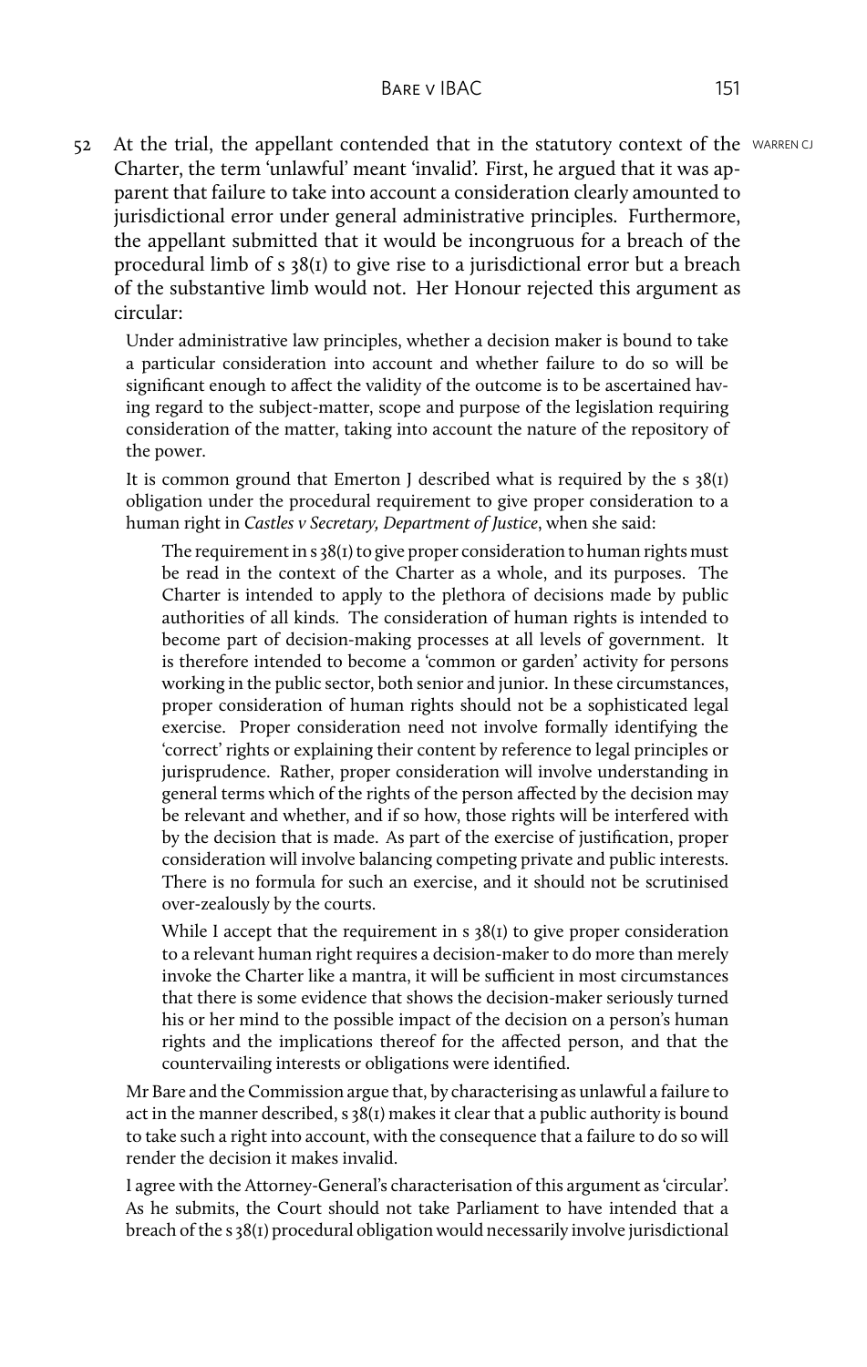52 At the trial, the appellant contended that in the statutory context of the Charter, the term 'unlawful' meant 'invalid'. First, he argued that it was apparent that failure to take into account a consideration clearly amounted to jurisdictional error under general administrative principles. Furthermore, the appellant submitted that it would be incongruous for a breach of the procedural limb of s 38(1) to give rise to a jurisdictional error but a breach of the substantive limb would not. Her Honour rejected this argument as circular:

> Under administrative law principles, whether a decision maker is bound to take a particular consideration into account and whether failure to do so will be significant enough to affect the validity of the outcome is to be ascertained having regard to the subject-matter, scope and purpose of the legislation requiring consideration of the matter, taking into account the nature of the repository of the power.
>
> It is common ground that Emerton J described what is required by the s 38(1) obligation under the procedural requirement to give proper consideration to a human right in *Castles v Secretary, Department of Justice*, when she said:
>
> > The requirement in s 38(1) to give proper consideration to human rights must be read in the context of the Charter as a whole, and its purposes. The Charter is intended to apply to the plethora of decisions made by public authorities of all kinds. The consideration of human rights is intended to become part of decision-making processes at all levels of government. It is therefore intended to become a 'common or garden' activity for persons working in the public sector, both senior and junior. In these circumstances, proper consideration of human rights should not be a sophisticated legal exercise. Proper consideration need not involve formally identifying the 'correct' rights or explaining their content by reference to legal principles or jurisprudence. Rather, proper consideration will involve understanding in general terms which of the rights of the person affected by the decision may be relevant and whether, and if so how, those rights will be interfered with by the decision that is made. As part of the exercise of justification, proper consideration will involve balancing competing private and public interests. There is no formula for such an exercise, and it should not be scrutinised over-zealously by the courts.
> >
> > While I accept that the requirement in s 38(1) to give proper consideration to a relevant human right requires a decision-maker to do more than merely invoke the Charter like a mantra, it will be sufficient in most circumstances that there is some evidence that shows the decision-maker seriously turned his or her mind to the possible impact of the decision on a person's human rights and the implications thereof for the affected person, and that the countervailing interests or obligations were identified.
>
> Mr Bare and the Commission argue that, by characterising as unlawful a failure to act in the manner described, s 38(1) makes it clear that a public authority is bound to take such a right into account, with the consequence that a failure to do so will render the decision it makes invalid.
>
> I agree with the Attorney-General's characterisation of this argument as 'circular'. As he submits, the Court should not take Parliament to have intended that a breach of the s 38(1) procedural obligation would necessarily involve jurisdictional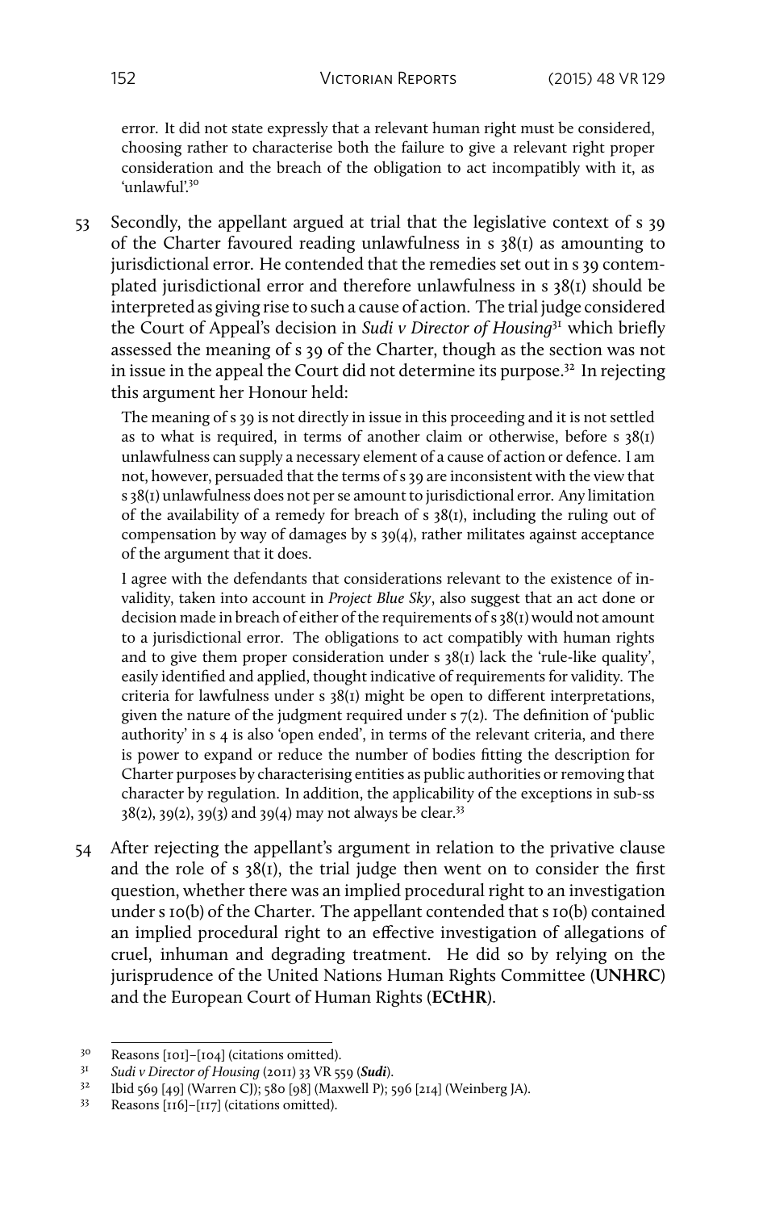error. It did not state expressly that a relevant human right must be considered, choosing rather to characterise both the failure to give a relevant right proper consideration and the breach of the obligation to act incompatibly with it, as 'unlawful'.[30]

53 Secondly, the appellant argued at trial that the legislative context of s 39 of the Charter favoured reading unlawfulness in s 38(1) as amounting to jurisdictional error. He contended that the remedies set out in s 39 contemplated jurisdictional error and therefore unlawfulness in s 38(1) should be interpreted as giving rise to such a cause of action. The trial judge considered the Court of Appeal's decision in *Sudi v Director of Housing*[31] which briefly assessed the meaning of s 39 of the Charter, though as the section was not in issue in the appeal the Court did not determine its purpose.[32] In rejecting this argument her Honour held:

> The meaning of s 39 is not directly in issue in this proceeding and it is not settled as to what is required, in terms of another claim or otherwise, before s 38(1) unlawfulness can supply a necessary element of a cause of action or defence. I am not, however, persuaded that the terms of s 39 are inconsistent with the view that s 38(1) unlawfulness does not per se amount to jurisdictional error. Any limitation of the availability of a remedy for breach of s 38(1), including the ruling out of compensation by way of damages by s 39(4), rather militates against acceptance of the argument that it does.
>
> I agree with the defendants that considerations relevant to the existence of invalidity, taken into account in *Project Blue Sky*, also suggest that an act done or decision made in breach of either of the requirements of s 38(1) would not amount to a jurisdictional error. The obligations to act compatibly with human rights and to give them proper consideration under s 38(1) lack the 'rule-like quality', easily identified and applied, thought indicative of requirements for validity. The criteria for lawfulness under s 38(1) might be open to different interpretations, given the nature of the judgment required under s 7(2). The definition of 'public authority' in s 4 is also 'open ended', in terms of the relevant criteria, and there is power to expand or reduce the number of bodies fitting the description for Charter purposes by characterising entities as public authorities or removing that character by regulation. In addition, the applicability of the exceptions in sub-ss 38(2), 39(2), 39(3) and 39(4) may not always be clear.[33]

54 After rejecting the appellant's argument in relation to the privative clause and the role of s 38(1), the trial judge then went on to consider the first question, whether there was an implied procedural right to an investigation under s 10(b) of the Charter. The appellant contended that s 10(b) contained an implied procedural right to an effective investigation of allegations of cruel, inhuman and degrading treatment. He did so by relying on the jurisprudence of the United Nations Human Rights Committee (**UNHRC**) and the European Court of Human Rights (**ECtHR**).

---

[30] Reasons [101]–[104] (citations omitted).

[31] *Sudi v Director of Housing* (2011) 33 VR 559 (***Sudi***).

[32] Ibid 569 [49] (Warren CJ); 580 [98] (Maxwell P); 596 [214] (Weinberg JA).

[33] Reasons [116]–[117] (citations omitted).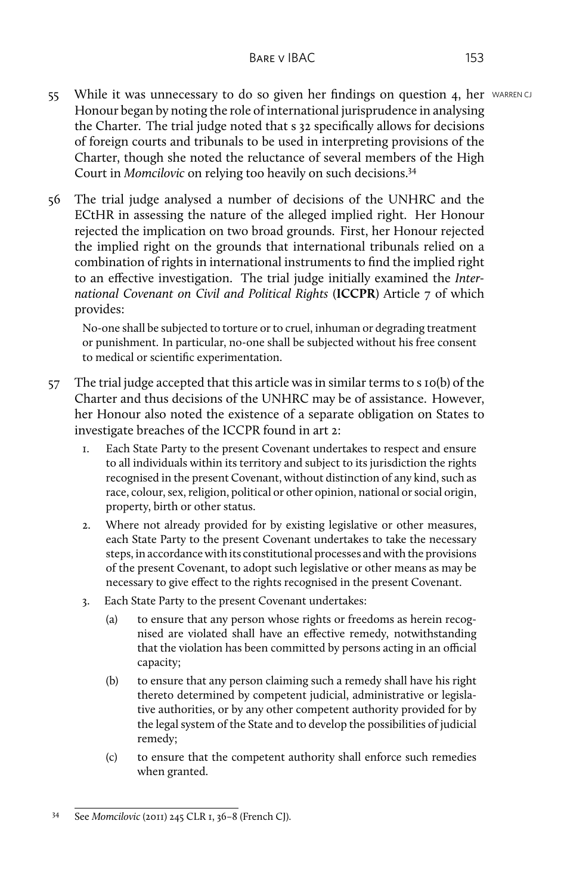55 While it was unnecessary to do so given her findings on question 4, her Honour began by noting the role of international jurisprudence in analysing the Charter. The trial judge noted that s 32 specifically allows for decisions of foreign courts and tribunals to be used in interpreting provisions of the Charter, though she noted the reluctance of several members of the High Court in *Momcilovic* on relying too heavily on such decisions.[34]

56 The trial judge analysed a number of decisions of the UNHRC and the ECtHR in assessing the nature of the alleged implied right. Her Honour rejected the implication on two broad grounds. First, her Honour rejected the implied right on the grounds that international tribunals relied on a combination of rights in international instruments to find the implied right to an effective investigation. The trial judge initially examined the *International Covenant on Civil and Political Rights* (**ICCPR**) Article 7 of which provides:

> No-one shall be subjected to torture or to cruel, inhuman or degrading treatment or punishment. In particular, no-one shall be subjected without his free consent to medical or scientific experimentation.

57 The trial judge accepted that this article was in similar terms to s 10(b) of the Charter and thus decisions of the UNHRC may be of assistance. However, her Honour also noted the existence of a separate obligation on States to investigate breaches of the ICCPR found in art 2:

> 1. Each State Party to the present Covenant undertakes to respect and ensure to all individuals within its territory and subject to its jurisdiction the rights recognised in the present Covenant, without distinction of any kind, such as race, colour, sex, religion, political or other opinion, national or social origin, property, birth or other status.
> 2. Where not already provided for by existing legislative or other measures, each State Party to the present Covenant undertakes to take the necessary steps, in accordance with its constitutional processes and with the provisions of the present Covenant, to adopt such legislative or other means as may be necessary to give effect to the rights recognised in the present Covenant.
> 3. Each State Party to the present Covenant undertakes:
>    (a) to ensure that any person whose rights or freedoms as herein recognised are violated shall have an effective remedy, notwithstanding that the violation has been committed by persons acting in an official capacity;
>    (b) to ensure that any person claiming such a remedy shall have his right thereto determined by competent judicial, administrative or legislative authorities, or by any other competent authority provided for by the legal system of the State and to develop the possibilities of judicial remedy;
>    (c) to ensure that the competent authority shall enforce such remedies when granted.

---

[34] See *Momcilovic* (2011) 245 CLR 1, 36–8 (French CJ).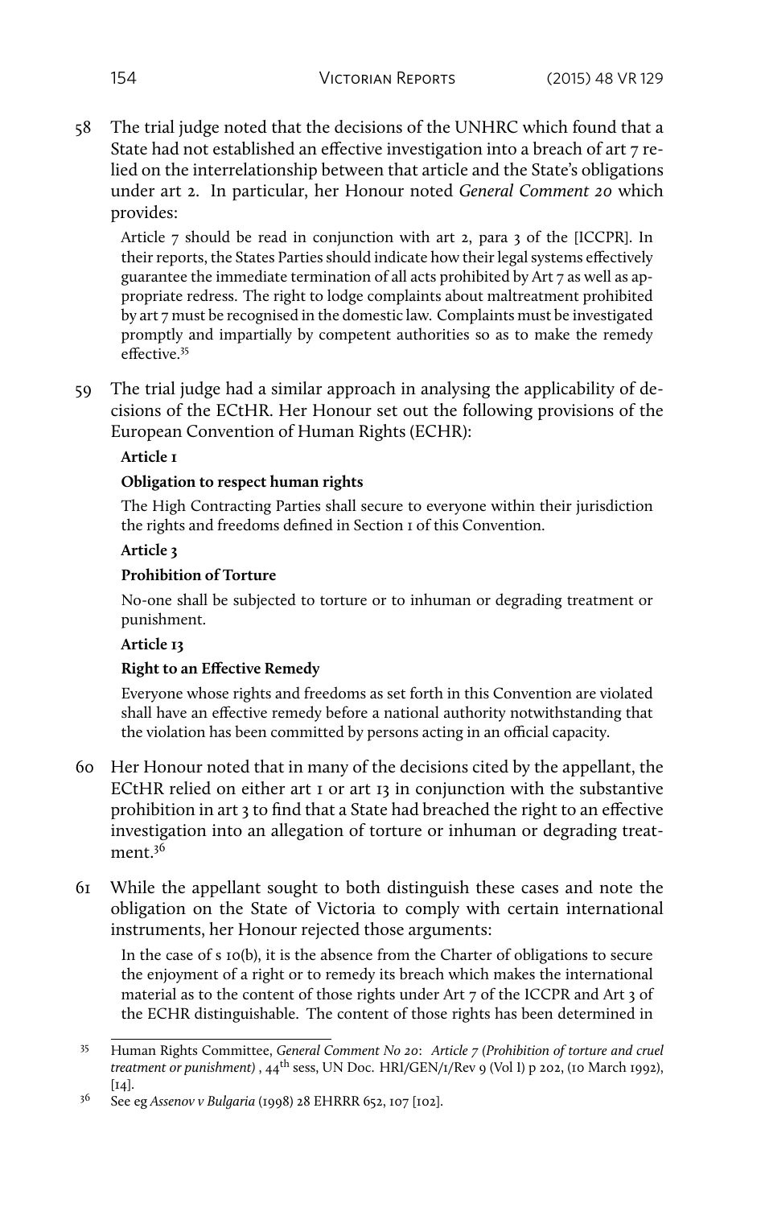58 The trial judge noted that the decisions of the UNHRC which found that a State had not established an effective investigation into a breach of art 7 relied on the interrelationship between that article and the State's obligations under art 2. In particular, her Honour noted *General Comment 20* which provides:

> Article 7 should be read in conjunction with art 2, para 3 of the [ICCPR]. In their reports, the States Parties should indicate how their legal systems effectively guarantee the immediate termination of all acts prohibited by Art 7 as well as appropriate redress. The right to lodge complaints about maltreatment prohibited by art 7 must be recognised in the domestic law. Complaints must be investigated promptly and impartially by competent authorities so as to make the remedy effective.[35]

59 The trial judge had a similar approach in analysing the applicability of decisions of the ECtHR. Her Honour set out the following provisions of the European Convention of Human Rights (ECHR):

> **Article 1**
>
> **Obligation to respect human rights**
>
> The High Contracting Parties shall secure to everyone within their jurisdiction the rights and freedoms defined in Section 1 of this Convention.
>
> **Article 3**
>
> **Prohibition of Torture**
>
> No-one shall be subjected to torture or to inhuman or degrading treatment or punishment.
>
> **Article 13**
>
> **Right to an Effective Remedy**
>
> Everyone whose rights and freedoms as set forth in this Convention are violated shall have an effective remedy before a national authority notwithstanding that the violation has been committed by persons acting in an official capacity.

60 Her Honour noted that in many of the decisions cited by the appellant, the ECtHR relied on either art 1 or art 13 in conjunction with the substantive prohibition in art 3 to find that a State had breached the right to an effective investigation into an allegation of torture or inhuman or degrading treatment.[36]

61 While the appellant sought to both distinguish these cases and note the obligation on the State of Victoria to comply with certain international instruments, her Honour rejected those arguments:

> In the case of s 10(b), it is the absence from the Charter of obligations to secure the enjoyment of a right or to remedy its breach which makes the international material as to the content of those rights under Art 7 of the ICCPR and Art 3 of the ECHR distinguishable. The content of those rights has been determined in

---

[35] Human Rights Committee, *General Comment No 20*: *Article 7 (Prohibition of torture and cruel treatment or punishment)* , 44th sess, UN Doc. HRI/GEN/1/Rev 9 (Vol I) p 202, (10 March 1992), [14].

[36] See eg *Assenov v Bulgaria* (1998) 28 EHRRR 652, 107 [102].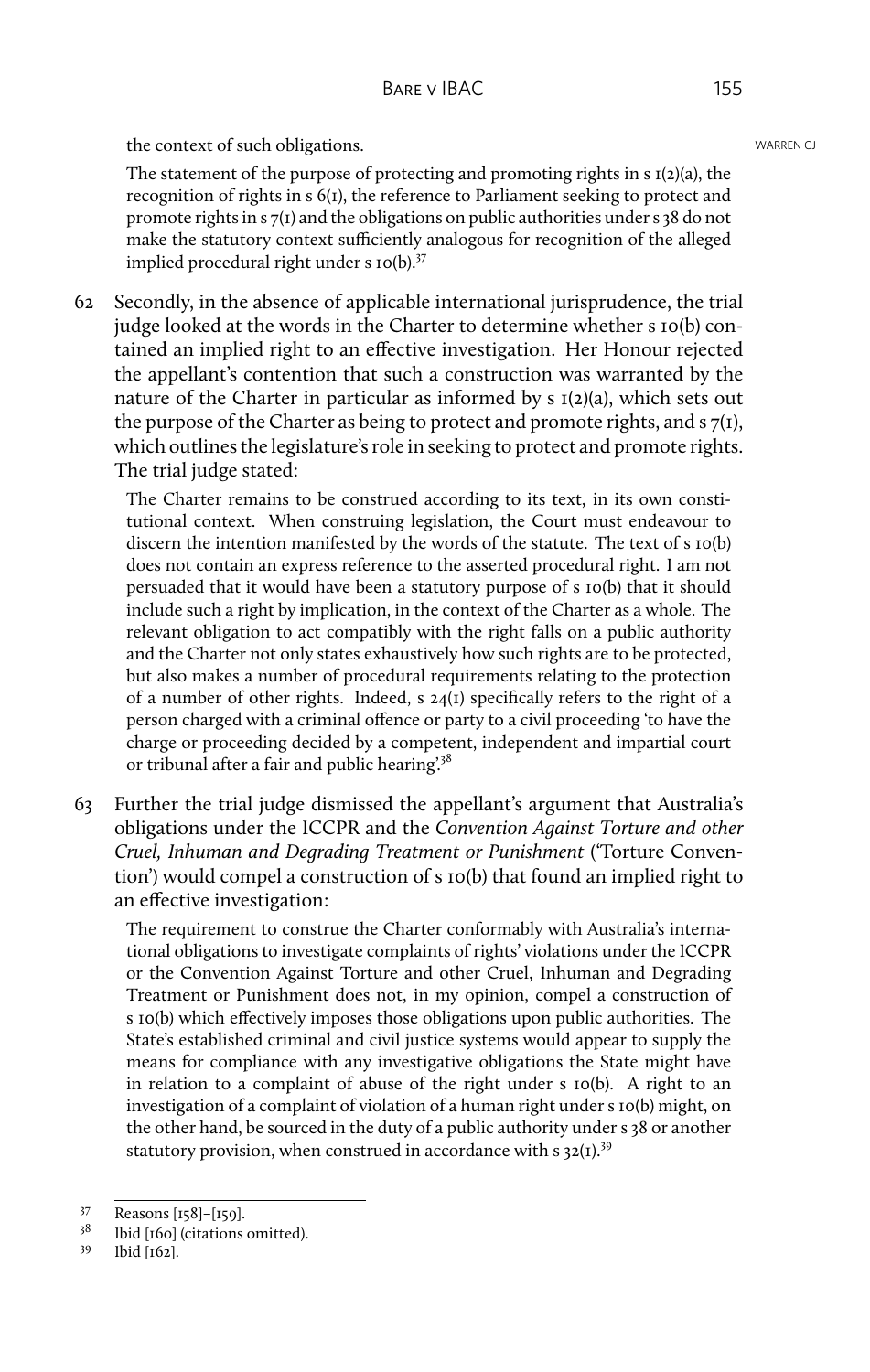the context of such obligations.

> The statement of the purpose of protecting and promoting rights in s 1(2)(a), the recognition of rights in s 6(1), the reference to Parliament seeking to protect and promote rights in s 7(1) and the obligations on public authorities under s 38 do not make the statutory context sufficiently analogous for recognition of the alleged implied procedural right under s 10(b).[37]

62 Secondly, in the absence of applicable international jurisprudence, the trial judge looked at the words in the Charter to determine whether s 10(b) contained an implied right to an effective investigation. Her Honour rejected the appellant's contention that such a construction was warranted by the nature of the Charter in particular as informed by s 1(2)(a), which sets out the purpose of the Charter as being to protect and promote rights, and s 7(1), which outlines the legislature's role in seeking to protect and promote rights. The trial judge stated:

> The Charter remains to be construed according to its text, in its own constitutional context. When construing legislation, the Court must endeavour to discern the intention manifested by the words of the statute. The text of s 10(b) does not contain an express reference to the asserted procedural right. I am not persuaded that it would have been a statutory purpose of s 10(b) that it should include such a right by implication, in the context of the Charter as a whole. The relevant obligation to act compatibly with the right falls on a public authority and the Charter not only states exhaustively how such rights are to be protected, but also makes a number of procedural requirements relating to the protection of a number of other rights. Indeed, s 24(1) specifically refers to the right of a person charged with a criminal offence or party to a civil proceeding 'to have the charge or proceeding decided by a competent, independent and impartial court or tribunal after a fair and public hearing'.[38]

63 Further the trial judge dismissed the appellant's argument that Australia's obligations under the ICCPR and the *Convention Against Torture and other Cruel, Inhuman and Degrading Treatment or Punishment* ('Torture Convention') would compel a construction of s 10(b) that found an implied right to an effective investigation:

> The requirement to construe the Charter conformably with Australia's international obligations to investigate complaints of rights' violations under the ICCPR or the Convention Against Torture and other Cruel, Inhuman and Degrading Treatment or Punishment does not, in my opinion, compel a construction of s 10(b) which effectively imposes those obligations upon public authorities. The State's established criminal and civil justice systems would appear to supply the means for compliance with any investigative obligations the State might have in relation to a complaint of abuse of the right under s 10(b). A right to an investigation of a complaint of violation of a human right under s 10(b) might, on the other hand, be sourced in the duty of a public authority under s 38 or another statutory provision, when construed in accordance with s 32(1).[39]

---

[37] Reasons [158]–[159].

[38] Ibid [160] (citations omitted).

[39] Ibid [162].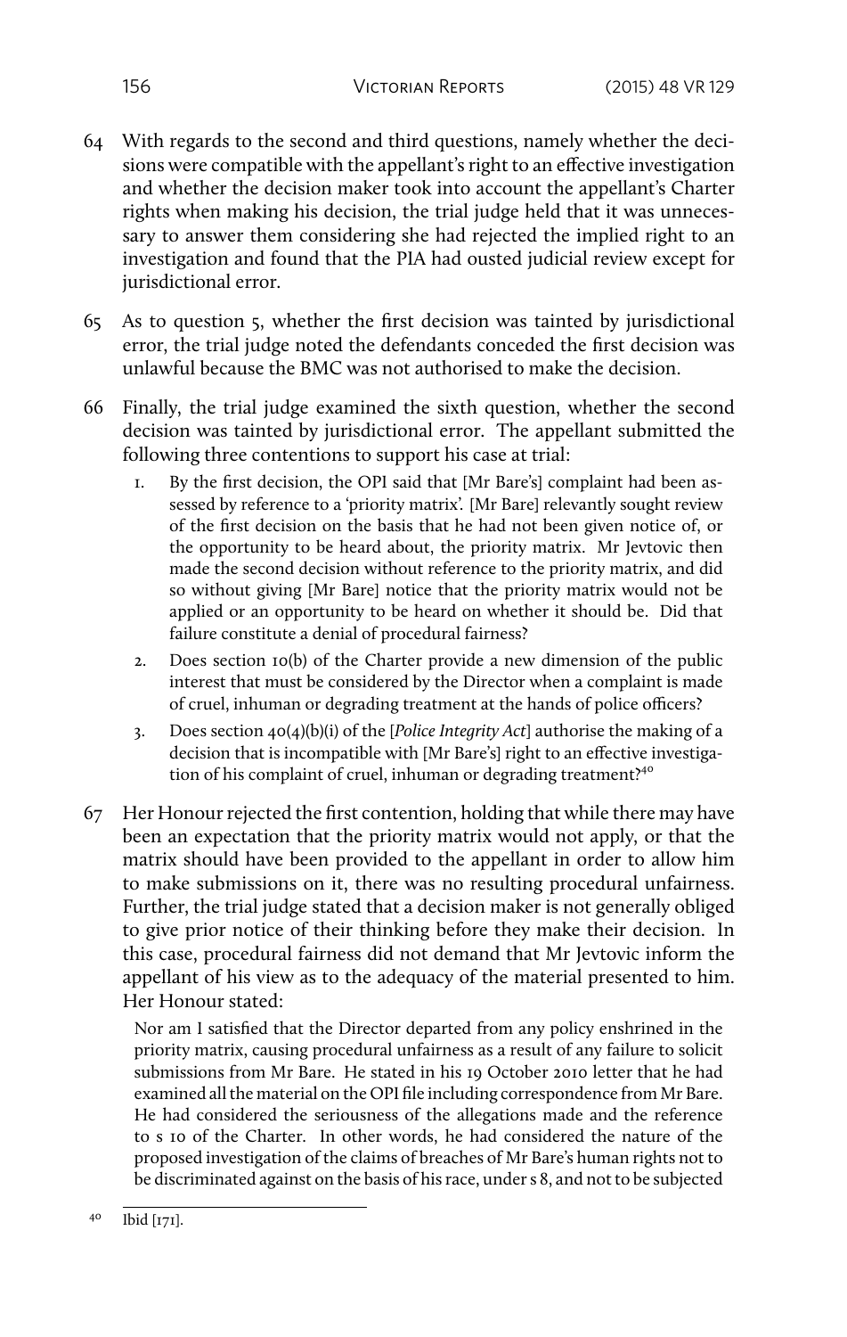64 With regards to the second and third questions, namely whether the decisions were compatible with the appellant's right to an effective investigation and whether the decision maker took into account the appellant's Charter rights when making his decision, the trial judge held that it was unnecessary to answer them considering she had rejected the implied right to an investigation and found that the PIA had ousted judicial review except for jurisdictional error.

65 As to question 5, whether the first decision was tainted by jurisdictional error, the trial judge noted the defendants conceded the first decision was unlawful because the BMC was not authorised to make the decision.

66 Finally, the trial judge examined the sixth question, whether the second decision was tainted by jurisdictional error. The appellant submitted the following three contentions to support his case at trial:

> 1. By the first decision, the OPI said that [Mr Bare's] complaint had been assessed by reference to a 'priority matrix'. [Mr Bare] relevantly sought review of the first decision on the basis that he had not been given notice of, or the opportunity to be heard about, the priority matrix. Mr Jevtovic then made the second decision without reference to the priority matrix, and did so without giving [Mr Bare] notice that the priority matrix would not be applied or an opportunity to be heard on whether it should be. Did that failure constitute a denial of procedural fairness?
> 2. Does section 10(b) of the Charter provide a new dimension of the public interest that must be considered by the Director when a complaint is made of cruel, inhuman or degrading treatment at the hands of police officers?
> 3. Does section 40(4)(b)(i) of the [*Police Integrity Act*] authorise the making of a decision that is incompatible with [Mr Bare's] right to an effective investigation of his complaint of cruel, inhuman or degrading treatment?[40]

67 Her Honour rejected the first contention, holding that while there may have been an expectation that the priority matrix would not apply, or that the matrix should have been provided to the appellant in order to allow him to make submissions on it, there was no resulting procedural unfairness. Further, the trial judge stated that a decision maker is not generally obliged to give prior notice of their thinking before they make their decision. In this case, procedural fairness did not demand that Mr Jevtovic inform the appellant of his view as to the adequacy of the material presented to him. Her Honour stated:

> Nor am I satisfied that the Director departed from any policy enshrined in the priority matrix, causing procedural unfairness as a result of any failure to solicit submissions from Mr Bare. He stated in his 19 October 2010 letter that he had examined all the material on the OPI file including correspondence from Mr Bare. He had considered the seriousness of the allegations made and the reference to s 10 of the Charter. In other words, he had considered the nature of the proposed investigation of the claims of breaches of Mr Bare's human rights not to be discriminated against on the basis of his race, under s 8, and not to be subjected

[40] Ibid [171].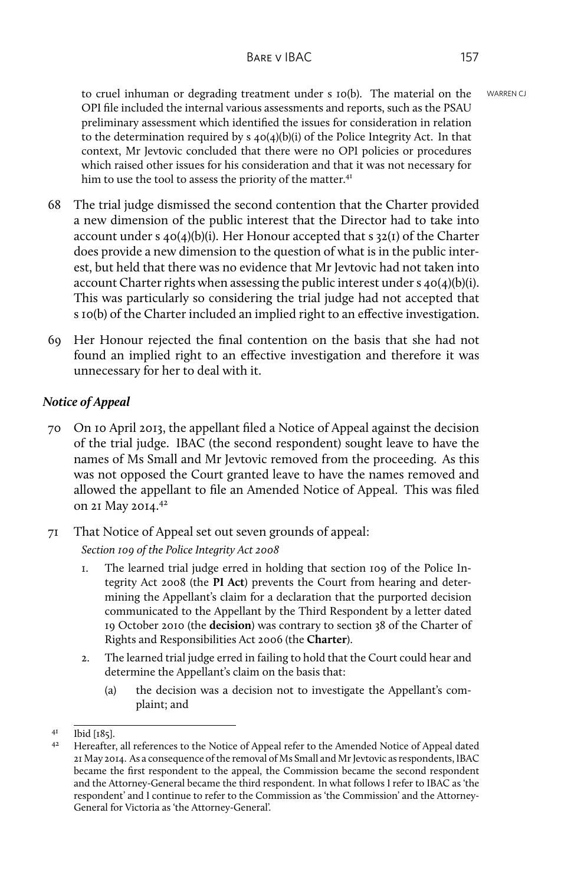to cruel inhuman or degrading treatment under s 10(b). The material on the OPI file included the internal various assessments and reports, such as the PSAU preliminary assessment which identified the issues for consideration in relation to the determination required by s 40(4)(b)(i) of the Police Integrity Act. In that context, Mr Jevtovic concluded that there were no OPI policies or procedures which raised other issues for his consideration and that it was not necessary for him to use the tool to assess the priority of the matter.[41]

68 The trial judge dismissed the second contention that the Charter provided a new dimension of the public interest that the Director had to take into account under s 40(4)(b)(i). Her Honour accepted that s 32(1) of the Charter does provide a new dimension to the question of what is in the public interest, but held that there was no evidence that Mr Jevtovic had not taken into account Charter rights when assessing the public interest under s 40(4)(b)(i). This was particularly so considering the trial judge had not accepted that s 10(b) of the Charter included an implied right to an effective investigation.

69 Her Honour rejected the final contention on the basis that she had not found an implied right to an effective investigation and therefore it was unnecessary for her to deal with it.

### *Notice of Appeal*

70 On 10 April 2013, the appellant filed a Notice of Appeal against the decision of the trial judge. IBAC (the second respondent) sought leave to have the names of Ms Small and Mr Jevtovic removed from the proceeding. As this was not opposed the Court granted leave to have the names removed and allowed the appellant to file an Amended Notice of Appeal. This was filed on 21 May 2014.[42]

71 That Notice of Appeal set out seven grounds of appeal:

*Section 109 of the Police Integrity Act 2008*

1. The learned trial judge erred in holding that section 109 of the Police Integrity Act 2008 (the **PI Act**) prevents the Court from hearing and determining the Appellant's claim for a declaration that the purported decision communicated to the Appellant by the Third Respondent by a letter dated 19 October 2010 (the **decision**) was contrary to section 38 of the Charter of Rights and Responsibilities Act 2006 (the **Charter**).
2. The learned trial judge erred in failing to hold that the Court could hear and determine the Appellant's claim on the basis that:
   (a) the decision was a decision not to investigate the Appellant's complaint; and

---

[41] Ibid [185].

[42] Hereafter, all references to the Notice of Appeal refer to the Amended Notice of Appeal dated 21 May 2014. As a consequence of the removal of Ms Small and Mr Jevtovic as respondents, IBAC became the first respondent to the appeal, the Commission became the second respondent and the Attorney-General became the third respondent. In what follows I refer to IBAC as 'the respondent' and I continue to refer to the Commission as 'the Commission' and the Attorney-General for Victoria as 'the Attorney-General'.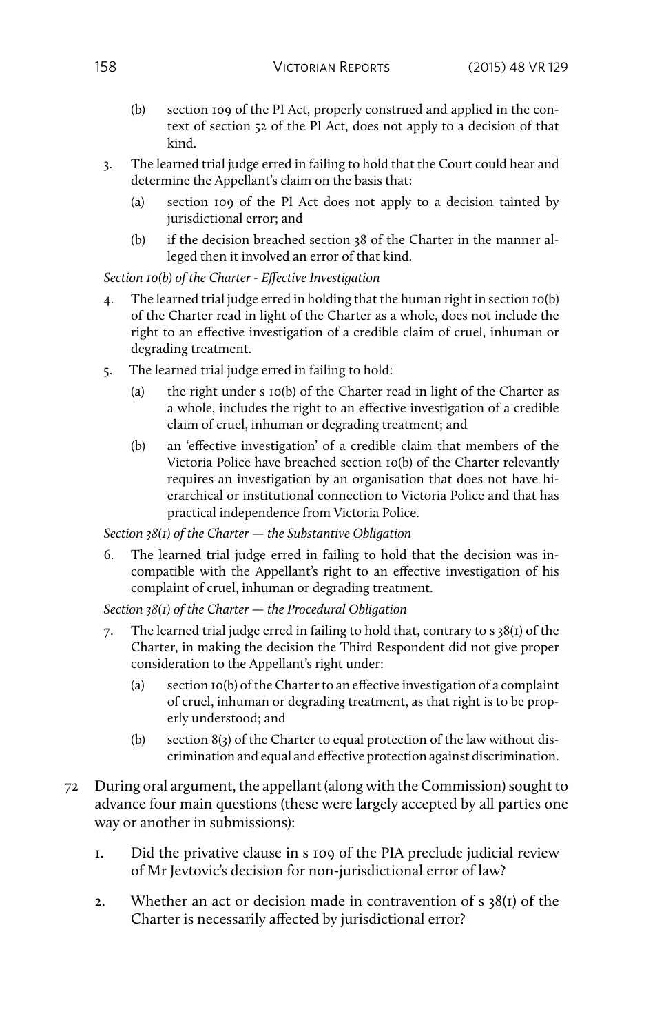(b) section 109 of the PI Act, properly construed and applied in the context of section 52 of the PI Act, does not apply to a decision of that kind.

3. The learned trial judge erred in failing to hold that the Court could hear and determine the Appellant's claim on the basis that:

   (a) section 109 of the PI Act does not apply to a decision tainted by jurisdictional error; and

   (b) if the decision breached section 38 of the Charter in the manner alleged then it involved an error of that kind.

*Section 10(b) of the Charter - Effective Investigation*

4. The learned trial judge erred in holding that the human right in section 10(b) of the Charter read in light of the Charter as a whole, does not include the right to an effective investigation of a credible claim of cruel, inhuman or degrading treatment.

5. The learned trial judge erred in failing to hold:

   (a) the right under s 10(b) of the Charter read in light of the Charter as a whole, includes the right to an effective investigation of a credible claim of cruel, inhuman or degrading treatment; and

   (b) an 'effective investigation' of a credible claim that members of the Victoria Police have breached section 10(b) of the Charter relevantly requires an investigation by an organisation that does not have hierarchical or institutional connection to Victoria Police and that has practical independence from Victoria Police.

*Section 38(1) of the Charter — the Substantive Obligation*

6. The learned trial judge erred in failing to hold that the decision was incompatible with the Appellant's right to an effective investigation of his complaint of cruel, inhuman or degrading treatment.

*Section 38(1) of the Charter — the Procedural Obligation*

7. The learned trial judge erred in failing to hold that, contrary to s 38(1) of the Charter, in making the decision the Third Respondent did not give proper consideration to the Appellant's right under:

   (a) section 10(b) of the Charter to an effective investigation of a complaint of cruel, inhuman or degrading treatment, as that right is to be properly understood; and

   (b) section 8(3) of the Charter to equal protection of the law without discrimination and equal and effective protection against discrimination.

72 During oral argument, the appellant (along with the Commission) sought to advance four main questions (these were largely accepted by all parties one way or another in submissions):

1. Did the privative clause in s 109 of the PIA preclude judicial review of Mr Jevtovic's decision for non-jurisdictional error of law?

2. Whether an act or decision made in contravention of s 38(1) of the Charter is necessarily affected by jurisdictional error?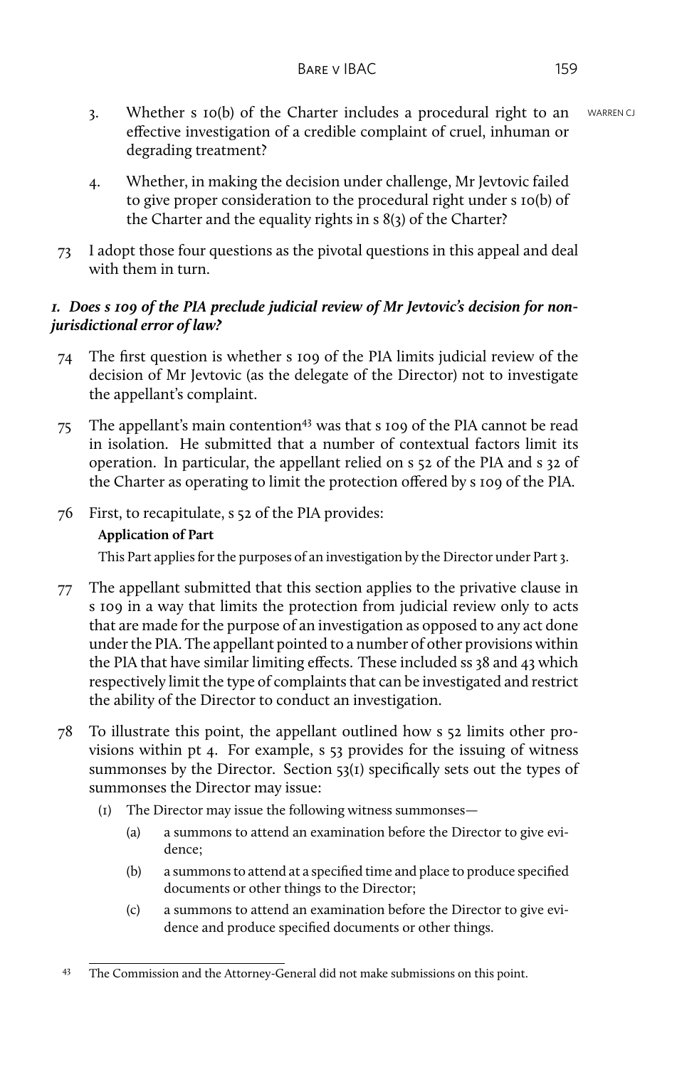3. Whether s 10(b) of the Charter includes a procedural right to an effective investigation of a credible complaint of cruel, inhuman or degrading treatment?

4. Whether, in making the decision under challenge, Mr Jevtovic failed to give proper consideration to the procedural right under s 10(b) of the Charter and the equality rights in s 8(3) of the Charter?

73 I adopt those four questions as the pivotal questions in this appeal and deal with them in turn.

### *1. Does s 109 of the PIA preclude judicial review of Mr Jevtovic's decision for non-jurisdictional error of law?*

74 The first question is whether s 109 of the PIA limits judicial review of the decision of Mr Jevtovic (as the delegate of the Director) not to investigate the appellant's complaint.

75 The appellant's main contention[43] was that s 109 of the PIA cannot be read in isolation. He submitted that a number of contextual factors limit its operation. In particular, the appellant relied on s 52 of the PIA and s 32 of the Charter as operating to limit the protection offered by s 109 of the PIA.

76 First, to recapitulate, s 52 of the PIA provides:

**Application of Part**

This Part applies for the purposes of an investigation by the Director under Part 3.

77 The appellant submitted that this section applies to the privative clause in s 109 in a way that limits the protection from judicial review only to acts that are made for the purpose of an investigation as opposed to any act done under the PIA. The appellant pointed to a number of other provisions within the PIA that have similar limiting effects. These included ss 38 and 43 which respectively limit the type of complaints that can be investigated and restrict the ability of the Director to conduct an investigation.

78 To illustrate this point, the appellant outlined how s 52 limits other provisions within pt 4. For example, s 53 provides for the issuing of witness summonses by the Director. Section 53(1) specifically sets out the types of summonses the Director may issue:

(1) The Director may issue the following witness summonses—

(a) a summons to attend an examination before the Director to give evidence;

(b) a summons to attend at a specified time and place to produce specified documents or other things to the Director;

(c) a summons to attend an examination before the Director to give evidence and produce specified documents or other things.

---

[43] The Commission and the Attorney-General did not make submissions on this point.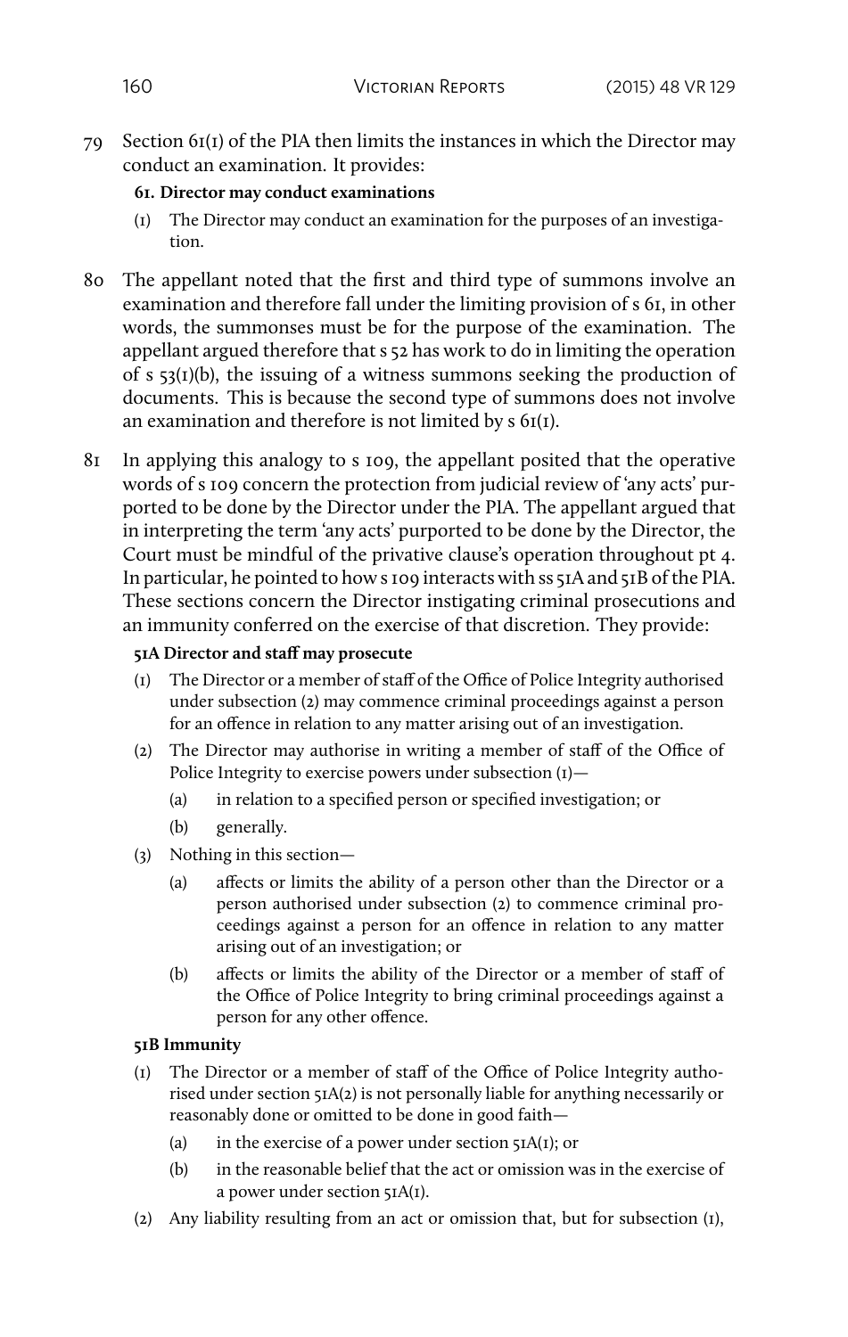79 Section 61(1) of the PIA then limits the instances in which the Director may conduct an examination. It provides:

**61. Director may conduct examinations**

(1) The Director may conduct an examination for the purposes of an investigation.

80 The appellant noted that the first and third type of summons involve an examination and therefore fall under the limiting provision of s 61, in other words, the summonses must be for the purpose of the examination. The appellant argued therefore that s 52 has work to do in limiting the operation of s 53(1)(b), the issuing of a witness summons seeking the production of documents. This is because the second type of summons does not involve an examination and therefore is not limited by s 61(1).

81 In applying this analogy to s 109, the appellant posited that the operative words of s 109 concern the protection from judicial review of 'any acts' purported to be done by the Director under the PIA. The appellant argued that in interpreting the term 'any acts' purported to be done by the Director, the Court must be mindful of the privative clause's operation throughout pt 4. In particular, he pointed to how s 109 interacts with ss 51A and 51B of the PIA. These sections concern the Director instigating criminal prosecutions and an immunity conferred on the exercise of that discretion. They provide:

**51A Director and staff may prosecute**

(1) The Director or a member of staff of the Office of Police Integrity authorised under subsection (2) may commence criminal proceedings against a person for an offence in relation to any matter arising out of an investigation.

(2) The Director may authorise in writing a member of staff of the Office of Police Integrity to exercise powers under subsection (1)—

  (a) in relation to a specified person or specified investigation; or

  (b) generally.

(3) Nothing in this section—

  (a) affects or limits the ability of a person other than the Director or a person authorised under subsection (2) to commence criminal proceedings against a person for an offence in relation to any matter arising out of an investigation; or

  (b) affects or limits the ability of the Director or a member of staff of the Office of Police Integrity to bring criminal proceedings against a person for any other offence.

**51B Immunity**

(1) The Director or a member of staff of the Office of Police Integrity authorised under section 51A(2) is not personally liable for anything necessarily or reasonably done or omitted to be done in good faith—

  (a) in the exercise of a power under section 51A(1); or

  (b) in the reasonable belief that the act or omission was in the exercise of a power under section 51A(1).

(2) Any liability resulting from an act or omission that, but for subsection (1),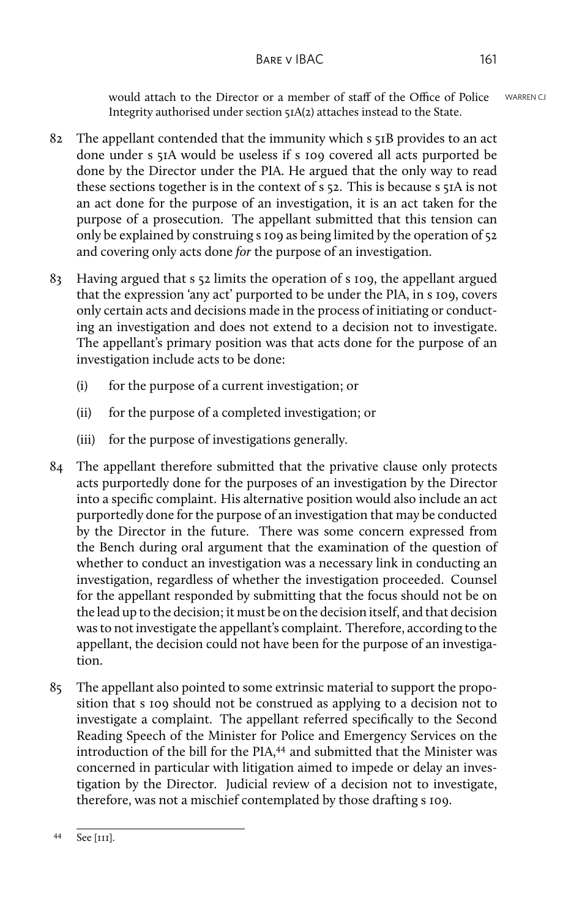would attach to the Director or a member of staff of the Office of Police Integrity authorised under section 51A(2) attaches instead to the State.

82 The appellant contended that the immunity which s 51B provides to an act done under s 51A would be useless if s 109 covered all acts purported be done by the Director under the PIA. He argued that the only way to read these sections together is in the context of s 52. This is because s 51A is not an act done for the purpose of an investigation, it is an act taken for the purpose of a prosecution. The appellant submitted that this tension can only be explained by construing s 109 as being limited by the operation of 52 and covering only acts done *for* the purpose of an investigation.

83 Having argued that s 52 limits the operation of s 109, the appellant argued that the expression 'any act' purported to be under the PIA, in s 109, covers only certain acts and decisions made in the process of initiating or conducting an investigation and does not extend to a decision not to investigate. The appellant's primary position was that acts done for the purpose of an investigation include acts to be done:

(i) for the purpose of a current investigation; or

(ii) for the purpose of a completed investigation; or

(iii) for the purpose of investigations generally.

84 The appellant therefore submitted that the privative clause only protects acts purportedly done for the purposes of an investigation by the Director into a specific complaint. His alternative position would also include an act purportedly done for the purpose of an investigation that may be conducted by the Director in the future. There was some concern expressed from the Bench during oral argument that the examination of the question of whether to conduct an investigation was a necessary link in conducting an investigation, regardless of whether the investigation proceeded. Counsel for the appellant responded by submitting that the focus should not be on the lead up to the decision; it must be on the decision itself, and that decision was to not investigate the appellant's complaint. Therefore, according to the appellant, the decision could not have been for the purpose of an investigation.

85 The appellant also pointed to some extrinsic material to support the proposition that s 109 should not be construed as applying to a decision not to investigate a complaint. The appellant referred specifically to the Second Reading Speech of the Minister for Police and Emergency Services on the introduction of the bill for the PIA,[44] and submitted that the Minister was concerned in particular with litigation aimed to impede or delay an investigation by the Director. Judicial review of a decision not to investigate, therefore, was not a mischief contemplated by those drafting s 109.

---

44 See [111].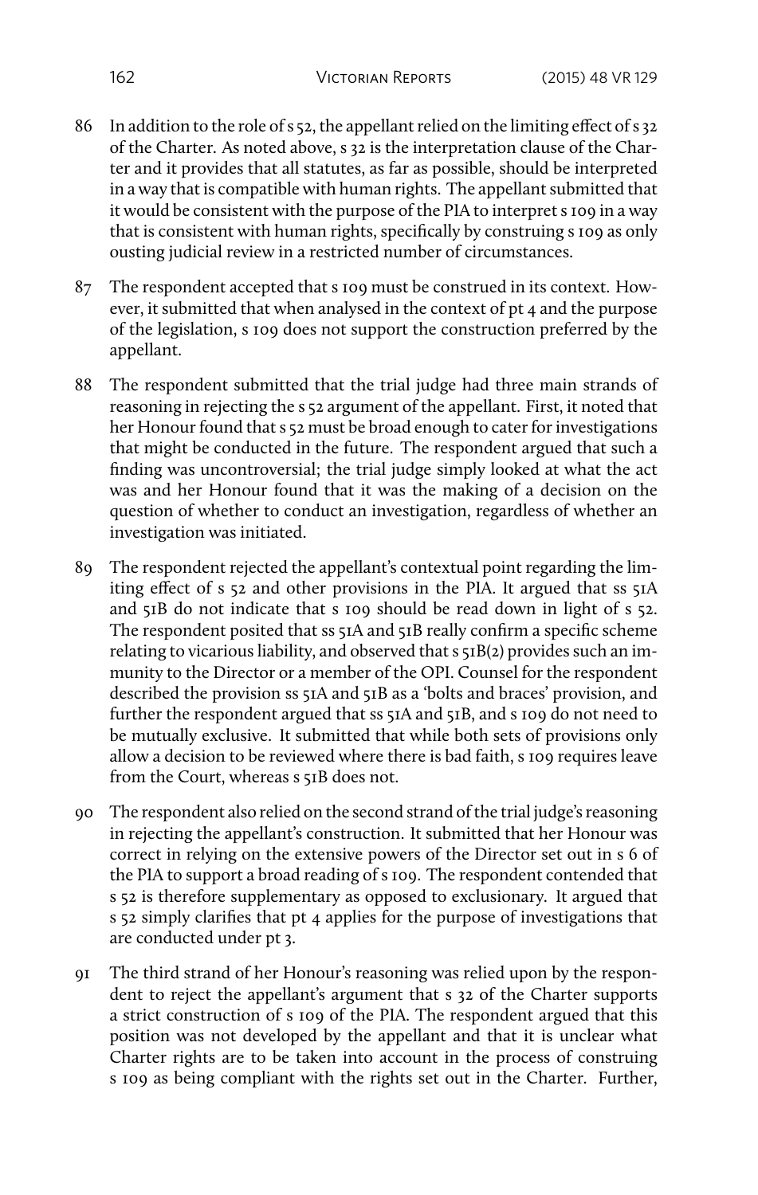86 In addition to the role of s 52, the appellant relied on the limiting effect of s 32 of the Charter. As noted above, s 32 is the interpretation clause of the Charter and it provides that all statutes, as far as possible, should be interpreted in a way that is compatible with human rights. The appellant submitted that it would be consistent with the purpose of the PIA to interpret s 109 in a way that is consistent with human rights, specifically by construing s 109 as only ousting judicial review in a restricted number of circumstances.

87 The respondent accepted that s 109 must be construed in its context. However, it submitted that when analysed in the context of pt 4 and the purpose of the legislation, s 109 does not support the construction preferred by the appellant.

88 The respondent submitted that the trial judge had three main strands of reasoning in rejecting the s 52 argument of the appellant. First, it noted that her Honour found that s 52 must be broad enough to cater for investigations that might be conducted in the future. The respondent argued that such a finding was uncontroversial; the trial judge simply looked at what the act was and her Honour found that it was the making of a decision on the question of whether to conduct an investigation, regardless of whether an investigation was initiated.

89 The respondent rejected the appellant's contextual point regarding the limiting effect of s 52 and other provisions in the PIA. It argued that ss 51A and 51B do not indicate that s 109 should be read down in light of s 52. The respondent posited that ss 51A and 51B really confirm a specific scheme relating to vicarious liability, and observed that s 51B(2) provides such an immunity to the Director or a member of the OPI. Counsel for the respondent described the provision ss 51A and 51B as a 'bolts and braces' provision, and further the respondent argued that ss 51A and 51B, and s 109 do not need to be mutually exclusive. It submitted that while both sets of provisions only allow a decision to be reviewed where there is bad faith, s 109 requires leave from the Court, whereas s 51B does not.

90 The respondent also relied on the second strand of the trial judge's reasoning in rejecting the appellant's construction. It submitted that her Honour was correct in relying on the extensive powers of the Director set out in s 6 of the PIA to support a broad reading of s 109. The respondent contended that s 52 is therefore supplementary as opposed to exclusionary. It argued that s 52 simply clarifies that pt 4 applies for the purpose of investigations that are conducted under pt 3.

91 The third strand of her Honour's reasoning was relied upon by the respondent to reject the appellant's argument that s 32 of the Charter supports a strict construction of s 109 of the PIA. The respondent argued that this position was not developed by the appellant and that it is unclear what Charter rights are to be taken into account in the process of construing s 109 as being compliant with the rights set out in the Charter. Further,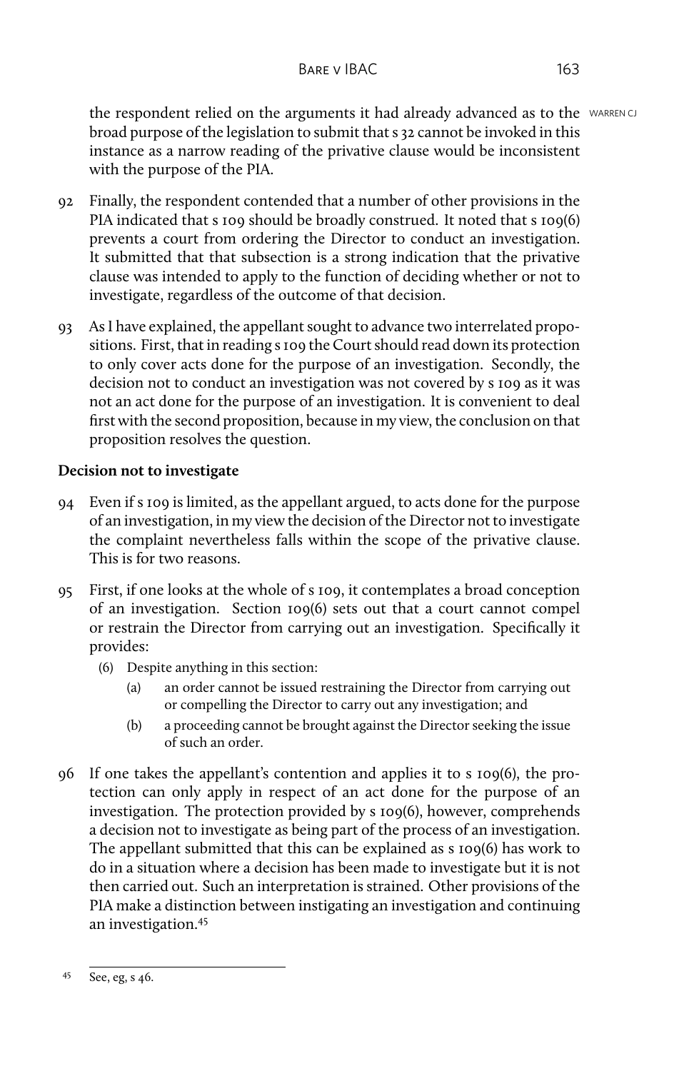the respondent relied on the arguments it had already advanced as to the broad purpose of the legislation to submit that s 32 cannot be invoked in this instance as a narrow reading of the privative clause would be inconsistent with the purpose of the PIA.

92 Finally, the respondent contended that a number of other provisions in the PIA indicated that s 109 should be broadly construed. It noted that s 109(6) prevents a court from ordering the Director to conduct an investigation. It submitted that that subsection is a strong indication that the privative clause was intended to apply to the function of deciding whether or not to investigate, regardless of the outcome of that decision.

93 As I have explained, the appellant sought to advance two interrelated propositions. First, that in reading s 109 the Court should read down its protection to only cover acts done for the purpose of an investigation. Secondly, the decision not to conduct an investigation was not covered by s 109 as it was not an act done for the purpose of an investigation. It is convenient to deal first with the second proposition, because in my view, the conclusion on that proposition resolves the question.

**Decision not to investigate**

94 Even if s 109 is limited, as the appellant argued, to acts done for the purpose of an investigation, in my view the decision of the Director not to investigate the complaint nevertheless falls within the scope of the privative clause. This is for two reasons.

95 First, if one looks at the whole of s 109, it contemplates a broad conception of an investigation. Section 109(6) sets out that a court cannot compel or restrain the Director from carrying out an investigation. Specifically it provides:

> (6) Despite anything in this section:
>
> (a) an order cannot be issued restraining the Director from carrying out or compelling the Director to carry out any investigation; and
>
> (b) a proceeding cannot be brought against the Director seeking the issue of such an order.

96 If one takes the appellant's contention and applies it to s 109(6), the protection can only apply in respect of an act done for the purpose of an investigation. The protection provided by s 109(6), however, comprehends a decision not to investigate as being part of the process of an investigation. The appellant submitted that this can be explained as s 109(6) has work to do in a situation where a decision has been made to investigate but it is not then carried out. Such an interpretation is strained. Other provisions of the PIA make a distinction between instigating an investigation and continuing an investigation.[45]

[45] See, eg, s 46.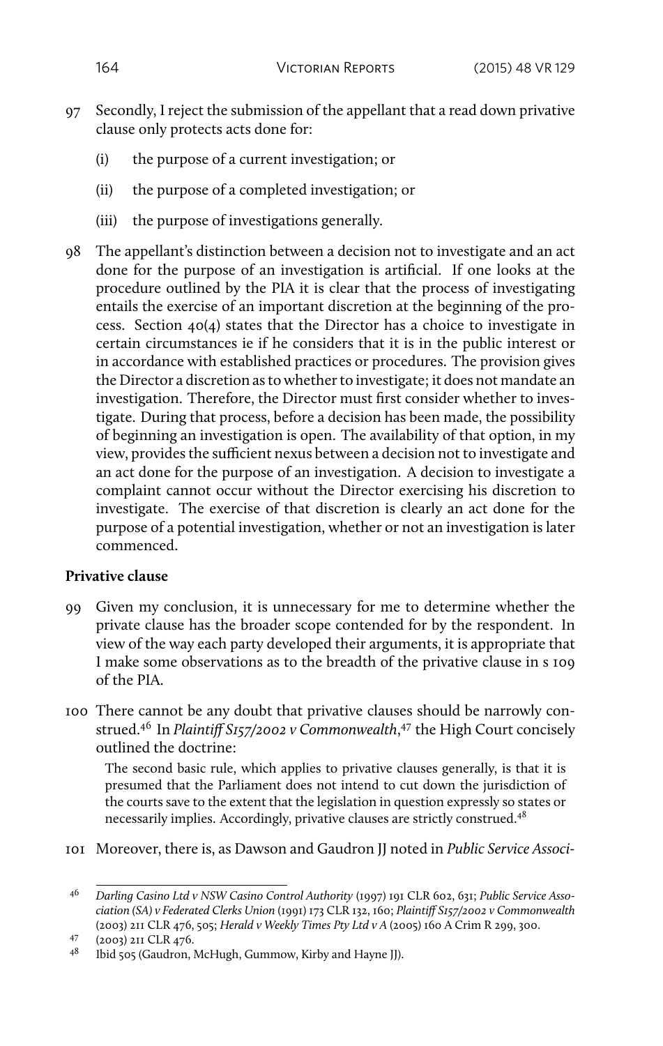97 Secondly, I reject the submission of the appellant that a read down privative clause only protects acts done for:

(i) the purpose of a current investigation; or

(ii) the purpose of a completed investigation; or

(iii) the purpose of investigations generally.

98 The appellant's distinction between a decision not to investigate and an act done for the purpose of an investigation is artificial. If one looks at the procedure outlined by the PIA it is clear that the process of investigating entails the exercise of an important discretion at the beginning of the process. Section 40(4) states that the Director has a choice to investigate in certain circumstances ie if he considers that it is in the public interest or in accordance with established practices or procedures. The provision gives the Director a discretion as to whether to investigate; it does not mandate an investigation. Therefore, the Director must first consider whether to investigate. During that process, before a decision has been made, the possibility of beginning an investigation is open. The availability of that option, in my view, provides the sufficient nexus between a decision not to investigate and an act done for the purpose of an investigation. A decision to investigate a complaint cannot occur without the Director exercising his discretion to investigate. The exercise of that discretion is clearly an act done for the purpose of a potential investigation, whether or not an investigation is later commenced.

**Privative clause**

99 Given my conclusion, it is unnecessary for me to determine whether the private clause has the broader scope contended for by the respondent. In view of the way each party developed their arguments, it is appropriate that I make some observations as to the breadth of the privative clause in s 109 of the PIA.

100 There cannot be any doubt that privative clauses should be narrowly construed.[46] In *Plaintiff S157/2002 v Commonwealth*,[47] the High Court concisely outlined the doctrine:

> The second basic rule, which applies to privative clauses generally, is that it is presumed that the Parliament does not intend to cut down the jurisdiction of the courts save to the extent that the legislation in question expressly so states or necessarily implies. Accordingly, privative clauses are strictly construed.[48]

101 Moreover, there is, as Dawson and Gaudron JJ noted in *Public Service Associ-*

---

[46] *Darling Casino Ltd v NSW Casino Control Authority* (1997) 191 CLR 602, 631; *Public Service Association (SA) v Federated Clerks Union* (1991) 173 CLR 132, 160; *Plaintiff S157/2002 v Commonwealth* (2003) 211 CLR 476, 505; *Herald v Weekly Times Pty Ltd v A* (2005) 160 A Crim R 299, 300.

[47] (2003) 211 CLR 476.

[48] Ibid 505 (Gaudron, McHugh, Gummow, Kirby and Hayne JJ).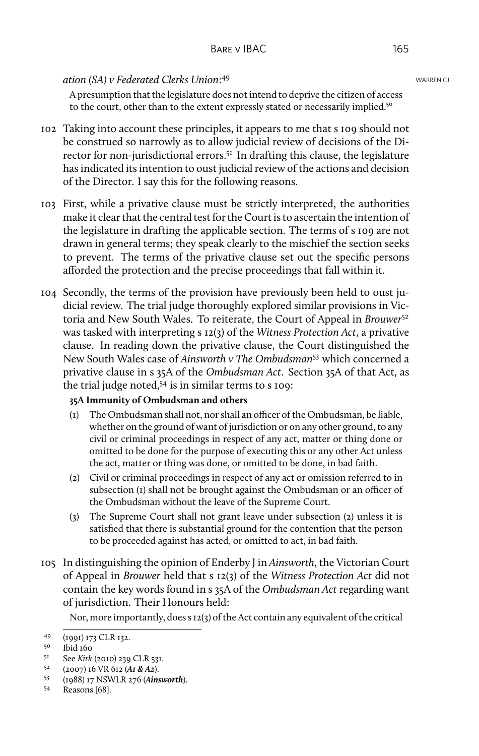*ation (SA) v Federated Clerks Union*:[49]

> A presumption that the legislature does not intend to deprive the citizen of access to the court, other than to the extent expressly stated or necessarily implied.[50]

102 Taking into account these principles, it appears to me that s 109 should not be construed so narrowly as to allow judicial review of decisions of the Director for non-jurisdictional errors.[51] In drafting this clause, the legislature has indicated its intention to oust judicial review of the actions and decision of the Director. I say this for the following reasons.

103 First, while a privative clause must be strictly interpreted, the authorities make it clear that the central test for the Court is to ascertain the intention of the legislature in drafting the applicable section. The terms of s 109 are not drawn in general terms; they speak clearly to the mischief the section seeks to prevent. The terms of the privative clause set out the specific persons afforded the protection and the precise proceedings that fall within it.

104 Secondly, the terms of the provision have previously been held to oust judicial review. The trial judge thoroughly explored similar provisions in Victoria and New South Wales. To reiterate, the Court of Appeal in *Brouwer*[52] was tasked with interpreting s 12(3) of the *Witness Protection Act*, a privative clause. In reading down the privative clause, the Court distinguished the New South Wales case of *Ainsworth v The Ombudsman*[53] which concerned a privative clause in s 35A of the *Ombudsman Act*. Section 35A of that Act, as the trial judge noted,[54] is in similar terms to s 109:

> **35A Immunity of Ombudsman and others**
>
> (1) The Ombudsman shall not, nor shall an officer of the Ombudsman, be liable, whether on the ground of want of jurisdiction or on any other ground, to any civil or criminal proceedings in respect of any act, matter or thing done or omitted to be done for the purpose of executing this or any other Act unless the act, matter or thing was done, or omitted to be done, in bad faith.
>
> (2) Civil or criminal proceedings in respect of any act or omission referred to in subsection (1) shall not be brought against the Ombudsman or an officer of the Ombudsman without the leave of the Supreme Court.
>
> (3) The Supreme Court shall not grant leave under subsection (2) unless it is satisfied that there is substantial ground for the contention that the person to be proceeded against has acted, or omitted to act, in bad faith.

105 In distinguishing the opinion of Enderby J in *Ainsworth*, the Victorian Court of Appeal in *Brouwer* held that s 12(3) of the *Witness Protection Act* did not contain the key words found in s 35A of the *Ombudsman Act* regarding want of jurisdiction. Their Honours held:

> Nor, more importantly, does s 12(3) of the Act contain any equivalent of the critical

---

[49] (1991) 173 CLR 132.

[50] Ibid 160

[51] See *Kirk* (2010) 239 CLR 531.

[52] (2007) 16 VR 612 (***A1 & A2***).

[53] (1988) 17 NSWLR 276 (***Ainsworth***).

[54] Reasons [68].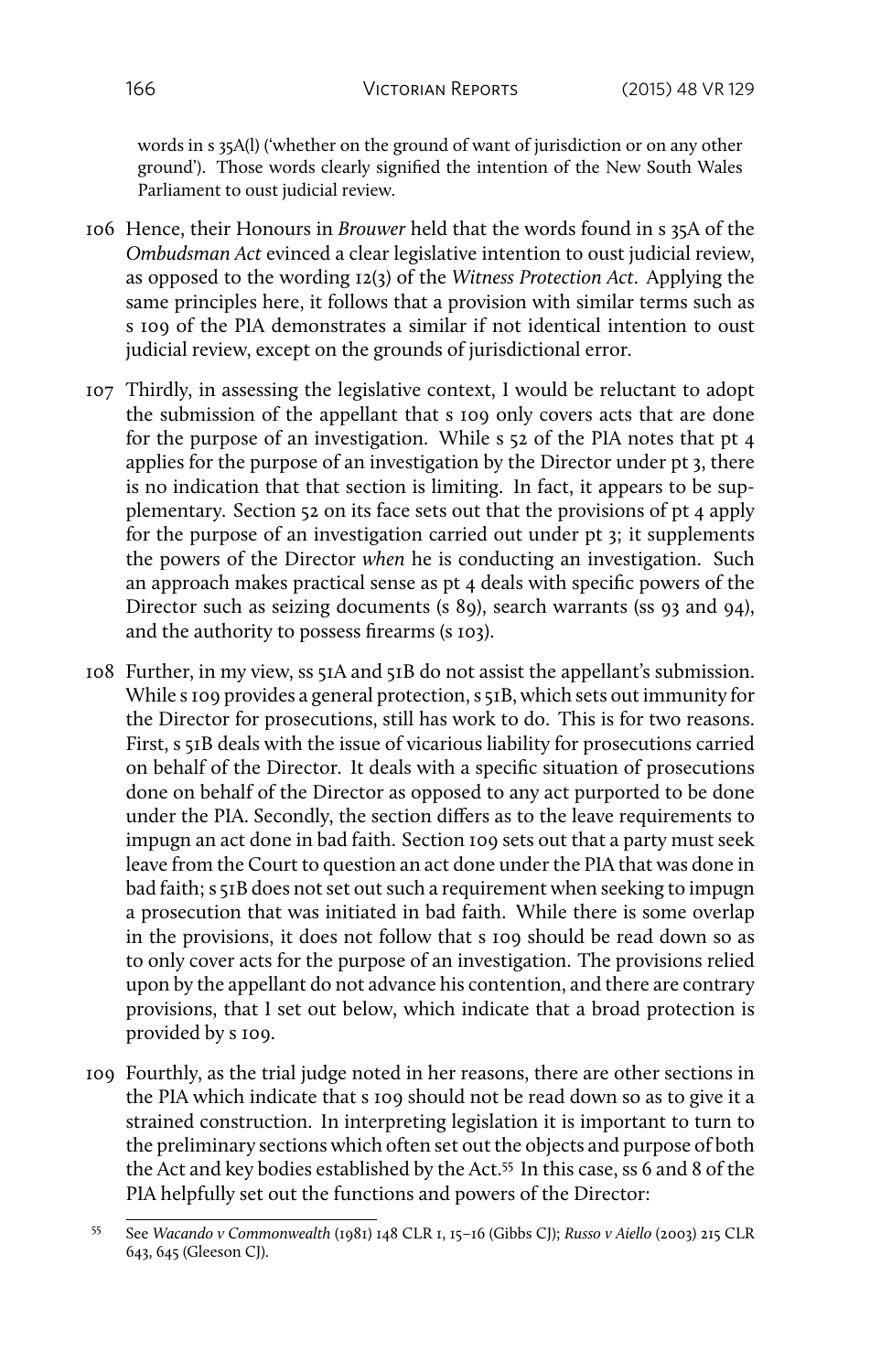words in s 35A(l) ('whether on the ground of want of jurisdiction or on any other ground'). Those words clearly signified the intention of the New South Wales Parliament to oust judicial review.

106 Hence, their Honours in *Brouwer* held that the words found in s 35A of the *Ombudsman Act* evinced a clear legislative intention to oust judicial review, as opposed to the wording 12(3) of the *Witness Protection Act*. Applying the same principles here, it follows that a provision with similar terms such as s 109 of the PIA demonstrates a similar if not identical intention to oust judicial review, except on the grounds of jurisdictional error.

107 Thirdly, in assessing the legislative context, I would be reluctant to adopt the submission of the appellant that s 109 only covers acts that are done for the purpose of an investigation. While s 52 of the PIA notes that pt 4 applies for the purpose of an investigation by the Director under pt 3, there is no indication that that section is limiting. In fact, it appears to be supplementary. Section 52 on its face sets out that the provisions of pt 4 apply for the purpose of an investigation carried out under pt 3; it supplements the powers of the Director *when* he is conducting an investigation. Such an approach makes practical sense as pt 4 deals with specific powers of the Director such as seizing documents (s 89), search warrants (ss 93 and 94), and the authority to possess firearms (s 103).

108 Further, in my view, ss 51A and 51B do not assist the appellant's submission. While s 109 provides a general protection, s 51B, which sets out immunity for the Director for prosecutions, still has work to do. This is for two reasons. First, s 51B deals with the issue of vicarious liability for prosecutions carried on behalf of the Director. It deals with a specific situation of prosecutions done on behalf of the Director as opposed to any act purported to be done under the PIA. Secondly, the section differs as to the leave requirements to impugn an act done in bad faith. Section 109 sets out that a party must seek leave from the Court to question an act done under the PIA that was done in bad faith; s 51B does not set out such a requirement when seeking to impugn a prosecution that was initiated in bad faith. While there is some overlap in the provisions, it does not follow that s 109 should be read down so as to only cover acts for the purpose of an investigation. The provisions relied upon by the appellant do not advance his contention, and there are contrary provisions, that I set out below, which indicate that a broad protection is provided by s 109.

109 Fourthly, as the trial judge noted in her reasons, there are other sections in the PIA which indicate that s 109 should not be read down so as to give it a strained construction. In interpreting legislation it is important to turn to the preliminary sections which often set out the objects and purpose of both the Act and key bodies established by the Act.[55] In this case, ss 6 and 8 of the PIA helpfully set out the functions and powers of the Director:

[55] See *Wacando v Commonwealth* (1981) 148 CLR 1, 15–16 (Gibbs CJ); *Russo v Aiello* (2003) 215 CLR 643, 645 (Gleeson CJ).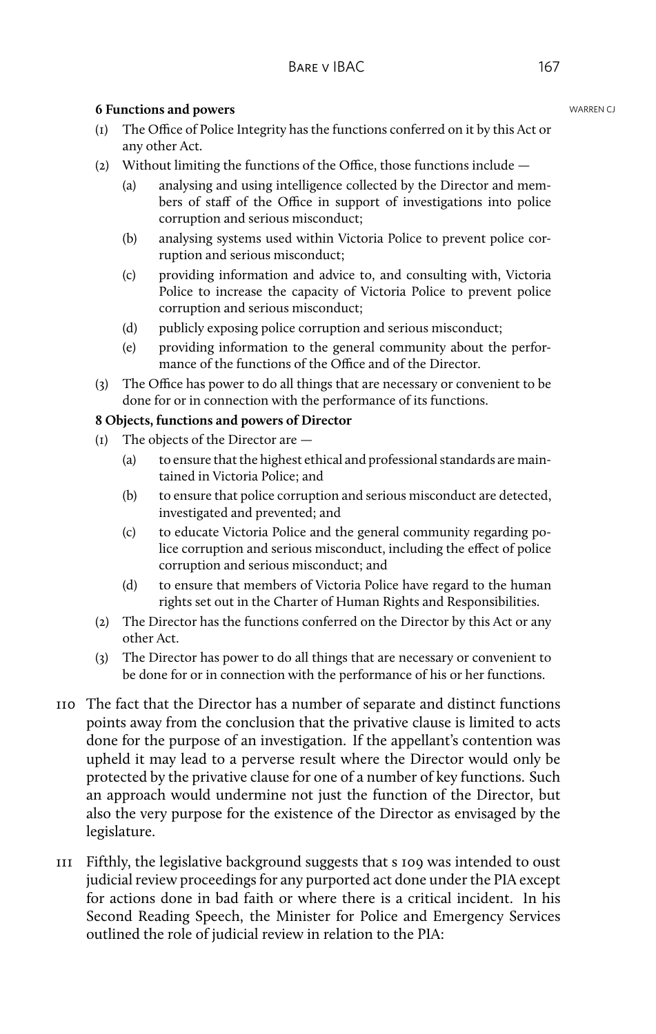**6 Functions and powers**

(1) The Office of Police Integrity has the functions conferred on it by this Act or any other Act.

(2) Without limiting the functions of the Office, those functions include —

  (a) analysing and using intelligence collected by the Director and members of staff of the Office in support of investigations into police corruption and serious misconduct;

  (b) analysing systems used within Victoria Police to prevent police corruption and serious misconduct;

  (c) providing information and advice to, and consulting with, Victoria Police to increase the capacity of Victoria Police to prevent police corruption and serious misconduct;

  (d) publicly exposing police corruption and serious misconduct;

  (e) providing information to the general community about the performance of the functions of the Office and of the Director.

(3) The Office has power to do all things that are necessary or convenient to be done for or in connection with the performance of its functions.

**8 Objects, functions and powers of Director**

(1) The objects of the Director are —

  (a) to ensure that the highest ethical and professional standards are maintained in Victoria Police; and

  (b) to ensure that police corruption and serious misconduct are detected, investigated and prevented; and

  (c) to educate Victoria Police and the general community regarding police corruption and serious misconduct, including the effect of police corruption and serious misconduct; and

  (d) to ensure that members of Victoria Police have regard to the human rights set out in the Charter of Human Rights and Responsibilities.

(2) The Director has the functions conferred on the Director by this Act or any other Act.

(3) The Director has power to do all things that are necessary or convenient to be done for or in connection with the performance of his or her functions.

110 The fact that the Director has a number of separate and distinct functions points away from the conclusion that the privative clause is limited to acts done for the purpose of an investigation. If the appellant's contention was upheld it may lead to a perverse result where the Director would only be protected by the privative clause for one of a number of key functions. Such an approach would undermine not just the function of the Director, but also the very purpose for the existence of the Director as envisaged by the legislature.

111 Fifthly, the legislative background suggests that s 109 was intended to oust judicial review proceedings for any purported act done under the PIA except for actions done in bad faith or where there is a critical incident. In his Second Reading Speech, the Minister for Police and Emergency Services outlined the role of judicial review in relation to the PIA: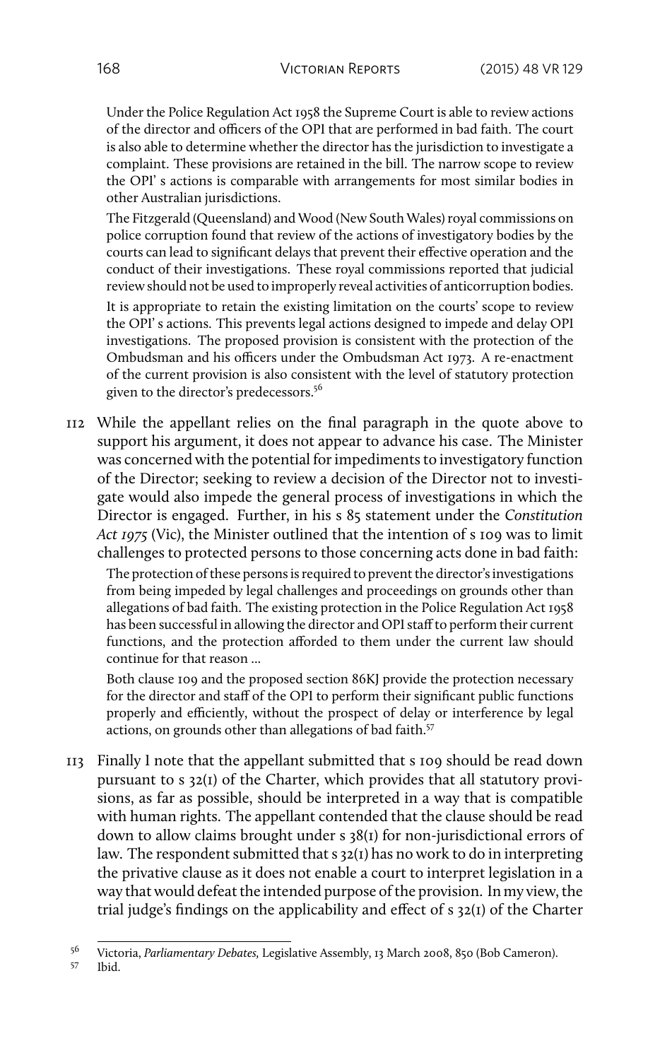Under the Police Regulation Act 1958 the Supreme Court is able to review actions of the director and officers of the OPI that are performed in bad faith. The court is also able to determine whether the director has the jurisdiction to investigate a complaint. These provisions are retained in the bill. The narrow scope to review the OPI' s actions is comparable with arrangements for most similar bodies in other Australian jurisdictions.

The Fitzgerald (Queensland) and Wood (New South Wales) royal commissions on police corruption found that review of the actions of investigatory bodies by the courts can lead to significant delays that prevent their effective operation and the conduct of their investigations. These royal commissions reported that judicial review should not be used to improperly reveal activities of anticorruption bodies.

It is appropriate to retain the existing limitation on the courts' scope to review the OPI' s actions. This prevents legal actions designed to impede and delay OPI investigations. The proposed provision is consistent with the protection of the Ombudsman and his officers under the Ombudsman Act 1973. A re-enactment of the current provision is also consistent with the level of statutory protection given to the director's predecessors.[56]

112 While the appellant relies on the final paragraph in the quote above to support his argument, it does not appear to advance his case. The Minister was concerned with the potential for impediments to investigatory function of the Director; seeking to review a decision of the Director not to investigate would also impede the general process of investigations in which the Director is engaged. Further, in his s 85 statement under the *Constitution Act 1975* (Vic), the Minister outlined that the intention of s 109 was to limit challenges to protected persons to those concerning acts done in bad faith:

The protection of these persons is required to prevent the director's investigations from being impeded by legal challenges and proceedings on grounds other than allegations of bad faith. The existing protection in the Police Regulation Act 1958 has been successful in allowing the director and OPI staff to perform their current functions, and the protection afforded to them under the current law should continue for that reason ...

Both clause 109 and the proposed section 86KJ provide the protection necessary for the director and staff of the OPI to perform their significant public functions properly and efficiently, without the prospect of delay or interference by legal actions, on grounds other than allegations of bad faith.[57]

113 Finally I note that the appellant submitted that s 109 should be read down pursuant to s 32(1) of the Charter, which provides that all statutory provisions, as far as possible, should be interpreted in a way that is compatible with human rights. The appellant contended that the clause should be read down to allow claims brought under s 38(1) for non-jurisdictional errors of law. The respondent submitted that s 32(1) has no work to do in interpreting the privative clause as it does not enable a court to interpret legislation in a way that would defeat the intended purpose of the provision. In my view, the trial judge's findings on the applicability and effect of s 32(1) of the Charter

---

[56] Victoria, *Parliamentary Debates*, Legislative Assembly, 13 March 2008, 850 (Bob Cameron).

[57] Ibid.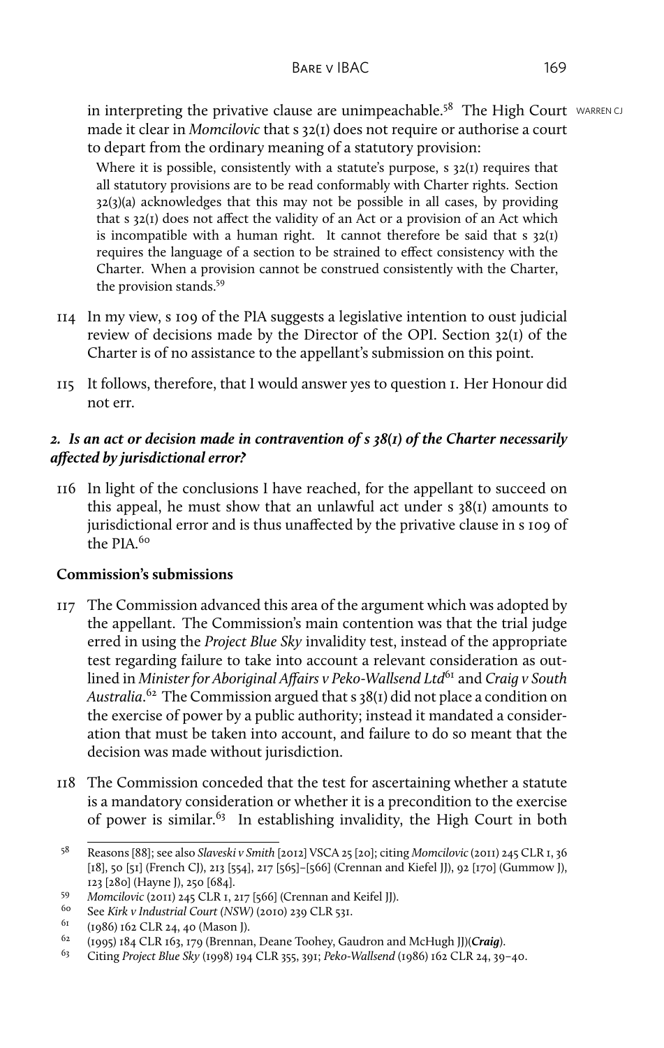in interpreting the privative clause are unimpeachable.[58] The High Court made it clear in *Momcilovic* that s 32(1) does not require or authorise a court to depart from the ordinary meaning of a statutory provision:

> Where it is possible, consistently with a statute's purpose, s 32(1) requires that all statutory provisions are to be read conformably with Charter rights. Section 32(3)(a) acknowledges that this may not be possible in all cases, by providing that s 32(1) does not affect the validity of an Act or a provision of an Act which is incompatible with a human right. It cannot therefore be said that s 32(1) requires the language of a section to be strained to effect consistency with the Charter. When a provision cannot be construed consistently with the Charter, the provision stands.[59]

114 In my view, s 109 of the PIA suggests a legislative intention to oust judicial review of decisions made by the Director of the OPI. Section 32(1) of the Charter is of no assistance to the appellant's submission on this point.

115 It follows, therefore, that I would answer yes to question 1. Her Honour did not err.

### *2. Is an act or decision made in contravention of s 38(1) of the Charter necessarily affected by jurisdictional error?*

116 In light of the conclusions I have reached, for the appellant to succeed on this appeal, he must show that an unlawful act under s 38(1) amounts to jurisdictional error and is thus unaffected by the privative clause in s 109 of the PIA.[60]

#### Commission's submissions

117 The Commission advanced this area of the argument which was adopted by the appellant. The Commission's main contention was that the trial judge erred in using the *Project Blue Sky* invalidity test, instead of the appropriate test regarding failure to take into account a relevant consideration as outlined in *Minister for Aboriginal Affairs v Peko-Wallsend Ltd*[61] and *Craig v South Australia*.[62] The Commission argued that s 38(1) did not place a condition on the exercise of power by a public authority; instead it mandated a consideration that must be taken into account, and failure to do so meant that the decision was made without jurisdiction.

118 The Commission conceded that the test for ascertaining whether a statute is a mandatory consideration or whether it is a precondition to the exercise of power is similar.[63] In establishing invalidity, the High Court in both

---

58 Reasons [88]; see also *Slaveski v Smith* [2012] VSCA 25 [20]; citing *Momcilovic* (2011) 245 CLR 1, 36 [18], 50 [51] (French CJ), 213 [554], 217 [565]–[566] (Crennan and Kiefel JJ), 92 [170] (Gummow J), 123 [280] (Hayne J), 250 [684].

59 *Momcilovic* (2011) 245 CLR 1, 217 [566] (Crennan and Keifel JJ).

60 See *Kirk v Industrial Court (NSW)* (2010) 239 CLR 531.

61 (1986) 162 CLR 24, 40 (Mason J).

62 (1995) 184 CLR 163, 179 (Brennan, Deane Toohey, Gaudron and McHugh JJ)(***Craig***).

63 Citing *Project Blue Sky* (1998) 194 CLR 355, 391; *Peko-Wallsend* (1986) 162 CLR 24, 39–40.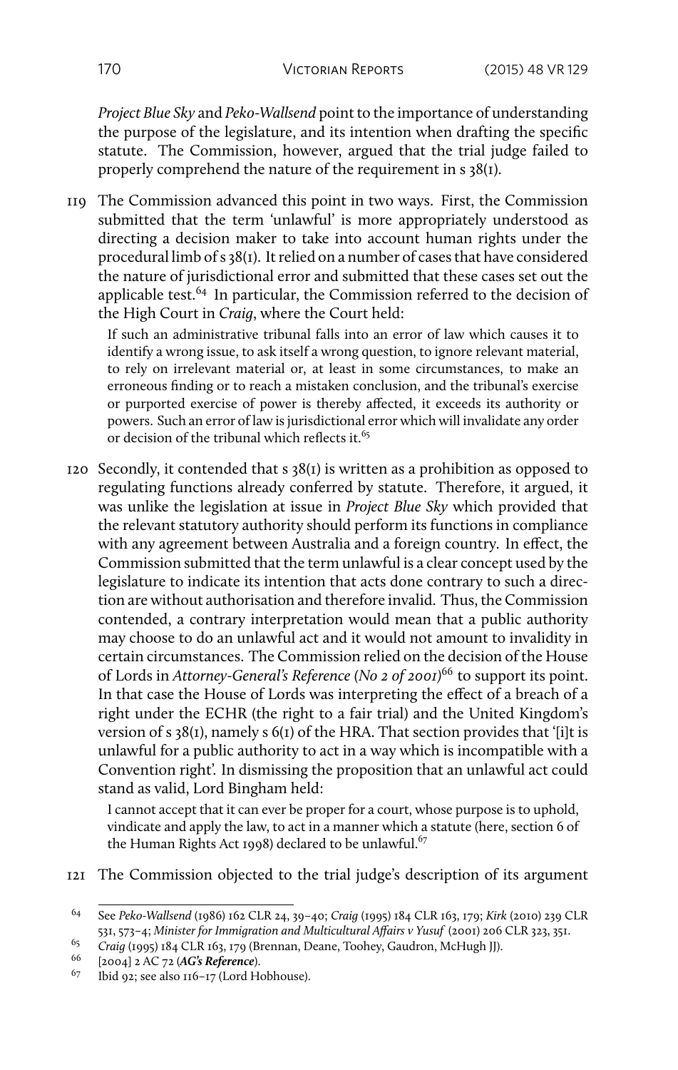*Project Blue Sky* and *Peko-Wallsend* point to the importance of understanding the purpose of the legislature, and its intention when drafting the specific statute. The Commission, however, argued that the trial judge failed to properly comprehend the nature of the requirement in s 38(1).

119 The Commission advanced this point in two ways. First, the Commission submitted that the term 'unlawful' is more appropriately understood as directing a decision maker to take into account human rights under the procedural limb of s 38(1). It relied on a number of cases that have considered the nature of jurisdictional error and submitted that these cases set out the applicable test.[64] In particular, the Commission referred to the decision of the High Court in *Craig*, where the Court held:

> If such an administrative tribunal falls into an error of law which causes it to identify a wrong issue, to ask itself a wrong question, to ignore relevant material, to rely on irrelevant material or, at least in some circumstances, to make an erroneous finding or to reach a mistaken conclusion, and the tribunal's exercise or purported exercise of power is thereby affected, it exceeds its authority or powers. Such an error of law is jurisdictional error which will invalidate any order or decision of the tribunal which reflects it.[65]

120 Secondly, it contended that s 38(1) is written as a prohibition as opposed to regulating functions already conferred by statute. Therefore, it argued, it was unlike the legislation at issue in *Project Blue Sky* which provided that the relevant statutory authority should perform its functions in compliance with any agreement between Australia and a foreign country. In effect, the Commission submitted that the term unlawful is a clear concept used by the legislature to indicate its intention that acts done contrary to such a direction are without authorisation and therefore invalid. Thus, the Commission contended, a contrary interpretation would mean that a public authority may choose to do an unlawful act and it would not amount to invalidity in certain circumstances. The Commission relied on the decision of the House of Lords in *Attorney-General's Reference (No 2 of 2001)*[66] to support its point. In that case the House of Lords was interpreting the effect of a breach of a right under the ECHR (the right to a fair trial) and the United Kingdom's version of s 38(1), namely s 6(1) of the HRA. That section provides that '[i]t is unlawful for a public authority to act in a way which is incompatible with a Convention right'. In dismissing the proposition that an unlawful act could stand as valid, Lord Bingham held:

> I cannot accept that it can ever be proper for a court, whose purpose is to uphold, vindicate and apply the law, to act in a manner which a statute (here, section 6 of the Human Rights Act 1998) declared to be unlawful.[67]

121 The Commission objected to the trial judge's description of its argument

---

[64] See *Peko-Wallsend* (1986) 162 CLR 24, 39–40; *Craig* (1995) 184 CLR 163, 179; *Kirk* (2010) 239 CLR 531, 573–4; *Minister for Immigration and Multicultural Affairs v Yusuf* (2001) 206 CLR 323, 351.

[65] *Craig* (1995) 184 CLR 163, 179 (Brennan, Deane, Toohey, Gaudron, McHugh JJ).

[66] [2004] 2 AC 72 (***AG's Reference***).

[67] Ibid 92; see also 116–17 (Lord Hobhouse).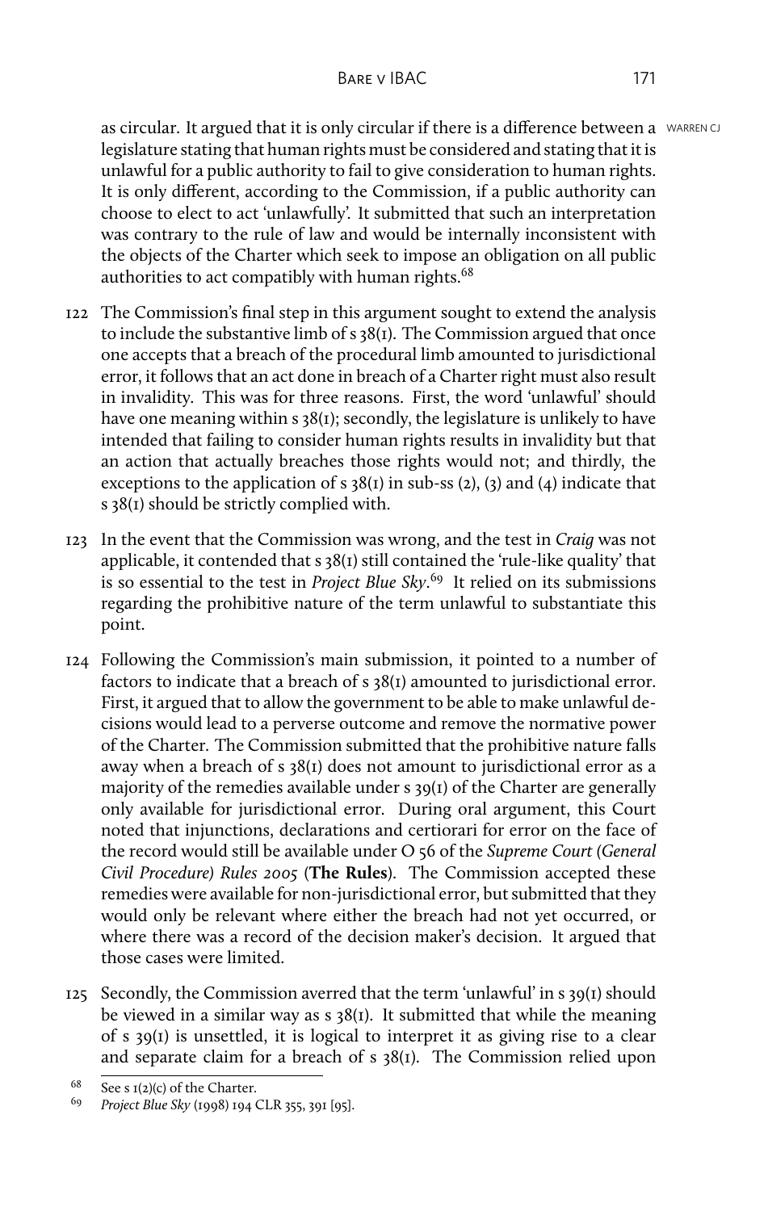as circular. It argued that it is only circular if there is a difference between a legislature stating that human rights must be considered and stating that it is unlawful for a public authority to fail to give consideration to human rights. It is only different, according to the Commission, if a public authority can choose to elect to act 'unlawfully'. It submitted that such an interpretation was contrary to the rule of law and would be internally inconsistent with the objects of the Charter which seek to impose an obligation on all public authorities to act compatibly with human rights.[68]

122 The Commission's final step in this argument sought to extend the analysis to include the substantive limb of s 38(1). The Commission argued that once one accepts that a breach of the procedural limb amounted to jurisdictional error, it follows that an act done in breach of a Charter right must also result in invalidity. This was for three reasons. First, the word 'unlawful' should have one meaning within s 38(1); secondly, the legislature is unlikely to have intended that failing to consider human rights results in invalidity but that an action that actually breaches those rights would not; and thirdly, the exceptions to the application of s 38(1) in sub-ss (2), (3) and (4) indicate that s 38(1) should be strictly complied with.

123 In the event that the Commission was wrong, and the test in *Craig* was not applicable, it contended that s 38(1) still contained the 'rule-like quality' that is so essential to the test in *Project Blue Sky*.[69] It relied on its submissions regarding the prohibitive nature of the term unlawful to substantiate this point.

124 Following the Commission's main submission, it pointed to a number of factors to indicate that a breach of s 38(1) amounted to jurisdictional error. First, it argued that to allow the government to be able to make unlawful decisions would lead to a perverse outcome and remove the normative power of the Charter. The Commission submitted that the prohibitive nature falls away when a breach of s 38(1) does not amount to jurisdictional error as a majority of the remedies available under s 39(1) of the Charter are generally only available for jurisdictional error. During oral argument, this Court noted that injunctions, declarations and certiorari for error on the face of the record would still be available under O 56 of the *Supreme Court (General Civil Procedure) Rules 2005* (**The Rules**). The Commission accepted these remedies were available for non-jurisdictional error, but submitted that they would only be relevant where either the breach had not yet occurred, or where there was a record of the decision maker's decision. It argued that those cases were limited.

125 Secondly, the Commission averred that the term 'unlawful' in s 39(1) should be viewed in a similar way as s 38(1). It submitted that while the meaning of s 39(1) is unsettled, it is logical to interpret it as giving rise to a clear and separate claim for a breach of s 38(1). The Commission relied upon

[68] See s 1(2)(c) of the Charter.

[69] *Project Blue Sky* (1998) 194 CLR 355, 391 [95].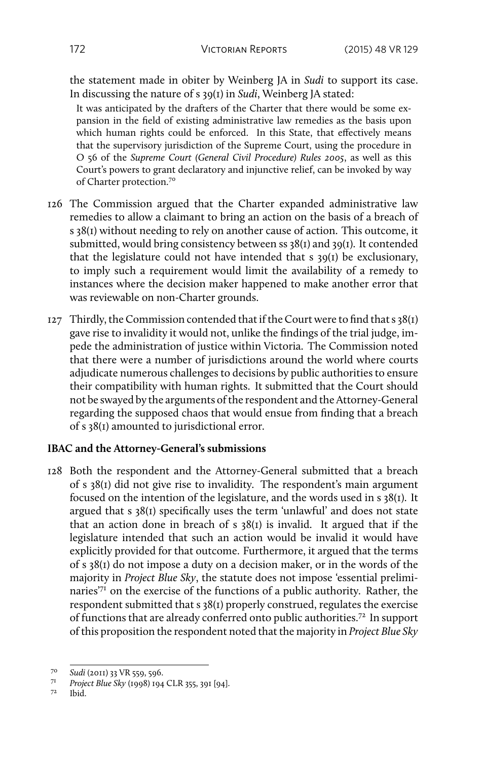the statement made in obiter by Weinberg JA in *Sudi* to support its case. In discussing the nature of s 39(1) in *Sudi*, Weinberg JA stated:

> It was anticipated by the drafters of the Charter that there would be some expansion in the field of existing administrative law remedies as the basis upon which human rights could be enforced. In this State, that effectively means that the supervisory jurisdiction of the Supreme Court, using the procedure in O 56 of the *Supreme Court (General Civil Procedure) Rules 2005*, as well as this Court's powers to grant declaratory and injunctive relief, can be invoked by way of Charter protection.[70]

126 The Commission argued that the Charter expanded administrative law remedies to allow a claimant to bring an action on the basis of a breach of s 38(1) without needing to rely on another cause of action. This outcome, it submitted, would bring consistency between ss 38(1) and 39(1). It contended that the legislature could not have intended that s 39(1) be exclusionary, to imply such a requirement would limit the availability of a remedy to instances where the decision maker happened to make another error that was reviewable on non-Charter grounds.

127 Thirdly, the Commission contended that if the Court were to find that s 38(1) gave rise to invalidity it would not, unlike the findings of the trial judge, impede the administration of justice within Victoria. The Commission noted that there were a number of jurisdictions around the world where courts adjudicate numerous challenges to decisions by public authorities to ensure their compatibility with human rights. It submitted that the Court should not be swayed by the arguments of the respondent and the Attorney-General regarding the supposed chaos that would ensue from finding that a breach of s 38(1) amounted to jurisdictional error.

**IBAC and the Attorney-General's submissions**

128 Both the respondent and the Attorney-General submitted that a breach of s 38(1) did not give rise to invalidity. The respondent's main argument focused on the intention of the legislature, and the words used in s 38(1). It argued that s 38(1) specifically uses the term 'unlawful' and does not state that an action done in breach of s 38(1) is invalid. It argued that if the legislature intended that such an action would be invalid it would have explicitly provided for that outcome. Furthermore, it argued that the terms of s 38(1) do not impose a duty on a decision maker, or in the words of the majority in *Project Blue Sky*, the statute does not impose 'essential preliminaries'[71] on the exercise of the functions of a public authority. Rather, the respondent submitted that s 38(1) properly construed, regulates the exercise of functions that are already conferred onto public authorities.[72] In support of this proposition the respondent noted that the majority in *Project Blue Sky*

---

[70] *Sudi* (2011) 33 VR 559, 596.

[71] *Project Blue Sky* (1998) 194 CLR 355, 391 [94].

[72] Ibid.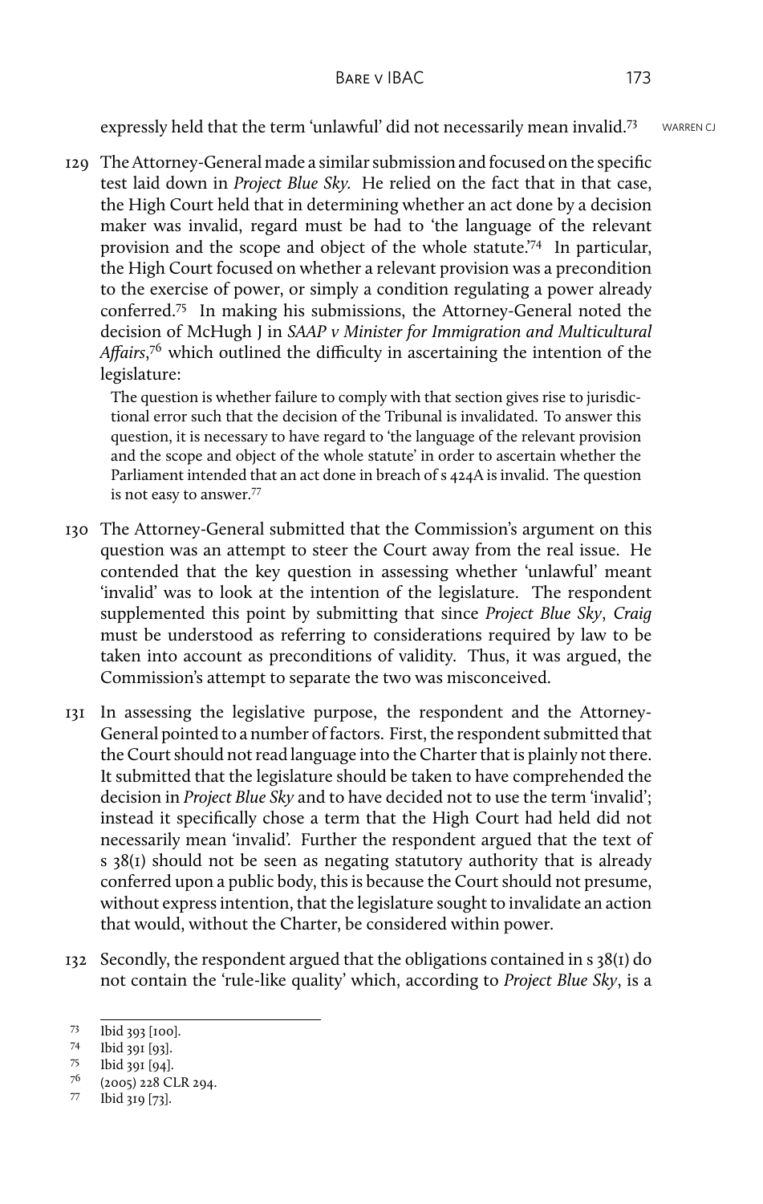expressly held that the term 'unlawful' did not necessarily mean invalid.[73]

129 The Attorney-General made a similar submission and focused on the specific test laid down in *Project Blue Sky.* He relied on the fact that in that case, the High Court held that in determining whether an act done by a decision maker was invalid, regard must be had to 'the language of the relevant provision and the scope and object of the whole statute.'[74] In particular, the High Court focused on whether a relevant provision was a precondition to the exercise of power, or simply a condition regulating a power already conferred.[75] In making his submissions, the Attorney-General noted the decision of McHugh J in *SAAP v Minister for Immigration and Multicultural Affairs*,[76] which outlined the difficulty in ascertaining the intention of the legislature:

> The question is whether failure to comply with that section gives rise to jurisdictional error such that the decision of the Tribunal is invalidated. To answer this question, it is necessary to have regard to 'the language of the relevant provision and the scope and object of the whole statute' in order to ascertain whether the Parliament intended that an act done in breach of s 424A is invalid. The question is not easy to answer.[77]

130 The Attorney-General submitted that the Commission's argument on this question was an attempt to steer the Court away from the real issue. He contended that the key question in assessing whether 'unlawful' meant 'invalid' was to look at the intention of the legislature. The respondent supplemented this point by submitting that since *Project Blue Sky*, *Craig* must be understood as referring to considerations required by law to be taken into account as preconditions of validity. Thus, it was argued, the Commission's attempt to separate the two was misconceived.

131 In assessing the legislative purpose, the respondent and the Attorney-General pointed to a number of factors. First, the respondent submitted that the Court should not read language into the Charter that is plainly not there. It submitted that the legislature should be taken to have comprehended the decision in *Project Blue Sky* and to have decided not to use the term 'invalid'; instead it specifically chose a term that the High Court had held did not necessarily mean 'invalid'. Further the respondent argued that the text of s 38(1) should not be seen as negating statutory authority that is already conferred upon a public body, this is because the Court should not presume, without express intention, that the legislature sought to invalidate an action that would, without the Charter, be considered within power.

132 Secondly, the respondent argued that the obligations contained in s 38(1) do not contain the 'rule-like quality' which, according to *Project Blue Sky*, is a

---

[73] Ibid 393 [100].

[74] Ibid 391 [93].

[75] Ibid 391 [94].

[76] (2005) 228 CLR 294.

[77] Ibid 319 [73].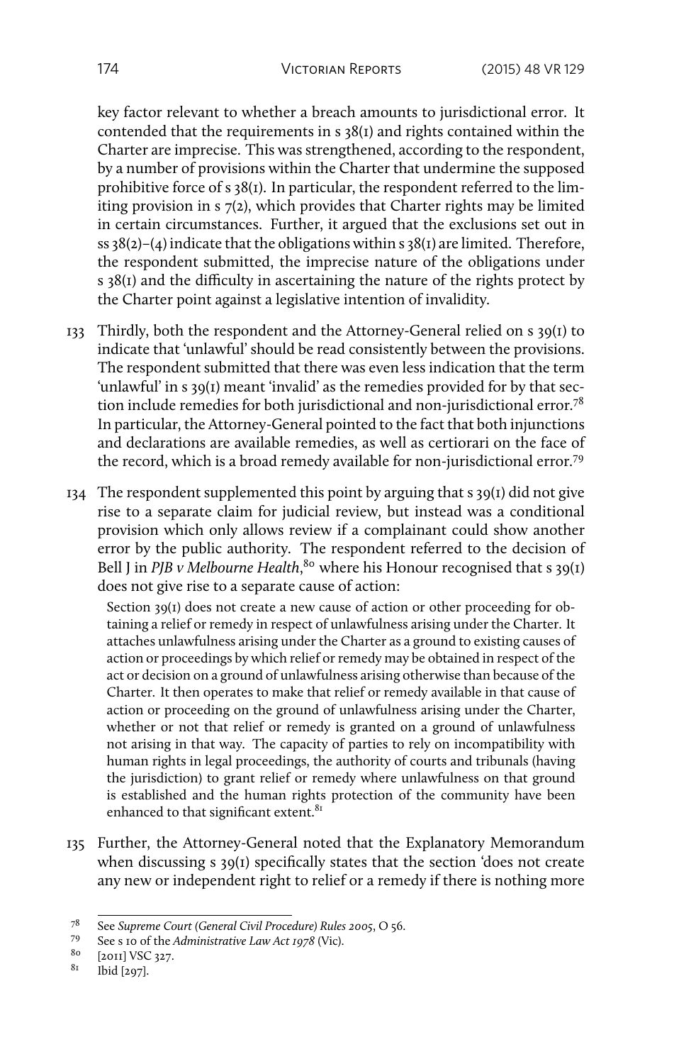key factor relevant to whether a breach amounts to jurisdictional error. It contended that the requirements in s 38(1) and rights contained within the Charter are imprecise. This was strengthened, according to the respondent, by a number of provisions within the Charter that undermine the supposed prohibitive force of s 38(1). In particular, the respondent referred to the limiting provision in s 7(2), which provides that Charter rights may be limited in certain circumstances. Further, it argued that the exclusions set out in ss 38(2)–(4) indicate that the obligations within s 38(1) are limited. Therefore, the respondent submitted, the imprecise nature of the obligations under s 38(1) and the difficulty in ascertaining the nature of the rights protect by the Charter point against a legislative intention of invalidity.

133 Thirdly, both the respondent and the Attorney-General relied on s 39(1) to indicate that 'unlawful' should be read consistently between the provisions. The respondent submitted that there was even less indication that the term 'unlawful' in s 39(1) meant 'invalid' as the remedies provided for by that section include remedies for both jurisdictional and non-jurisdictional error.[78] In particular, the Attorney-General pointed to the fact that both injunctions and declarations are available remedies, as well as certiorari on the face of the record, which is a broad remedy available for non-jurisdictional error.[79]

134 The respondent supplemented this point by arguing that s 39(1) did not give rise to a separate claim for judicial review, but instead was a conditional provision which only allows review if a complainant could show another error by the public authority. The respondent referred to the decision of Bell J in *PJB v Melbourne Health*,[80] where his Honour recognised that s 39(1) does not give rise to a separate cause of action:

> Section 39(1) does not create a new cause of action or other proceeding for obtaining a relief or remedy in respect of unlawfulness arising under the Charter. It attaches unlawfulness arising under the Charter as a ground to existing causes of action or proceedings by which relief or remedy may be obtained in respect of the act or decision on a ground of unlawfulness arising otherwise than because of the Charter. It then operates to make that relief or remedy available in that cause of action or proceeding on the ground of unlawfulness arising under the Charter, whether or not that relief or remedy is granted on a ground of unlawfulness not arising in that way. The capacity of parties to rely on incompatibility with human rights in legal proceedings, the authority of courts and tribunals (having the jurisdiction) to grant relief or remedy where unlawfulness on that ground is established and the human rights protection of the community have been enhanced to that significant extent.[81]

135 Further, the Attorney-General noted that the Explanatory Memorandum when discussing s 39(1) specifically states that the section 'does not create any new or independent right to relief or a remedy if there is nothing more

---

[78] See *Supreme Court (General Civil Procedure) Rules 2005*, O 56.

[79] See s 10 of the *Administrative Law Act 1978* (Vic).

[80] [2011] VSC 327.

[81] Ibid [297].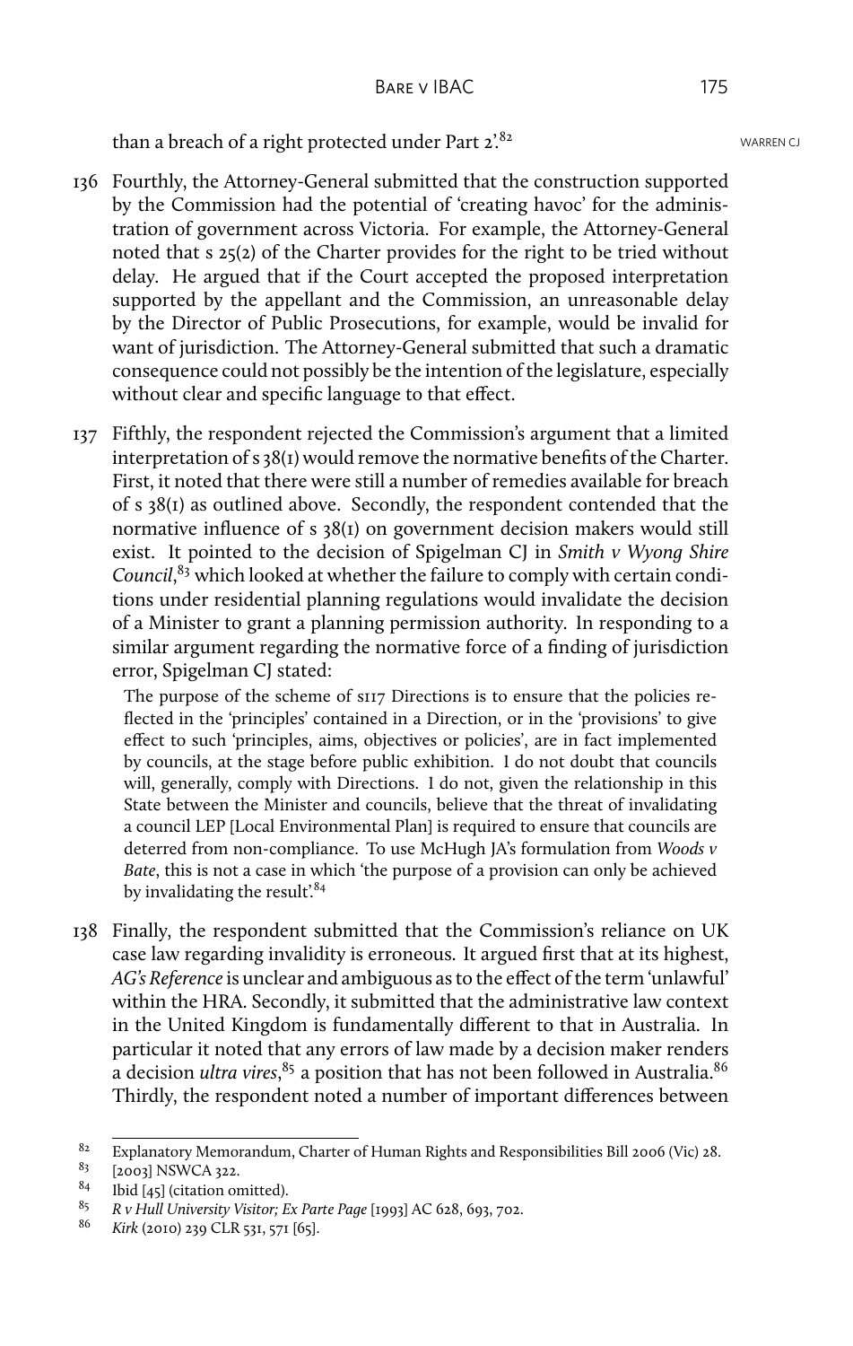than a breach of a right protected under Part 2'.[82]

136 Fourthly, the Attorney-General submitted that the construction supported by the Commission had the potential of 'creating havoc' for the administration of government across Victoria. For example, the Attorney-General noted that s 25(2) of the Charter provides for the right to be tried without delay. He argued that if the Court accepted the proposed interpretation supported by the appellant and the Commission, an unreasonable delay by the Director of Public Prosecutions, for example, would be invalid for want of jurisdiction. The Attorney-General submitted that such a dramatic consequence could not possibly be the intention of the legislature, especially without clear and specific language to that effect.

137 Fifthly, the respondent rejected the Commission's argument that a limited interpretation of s 38(1) would remove the normative benefits of the Charter. First, it noted that there were still a number of remedies available for breach of s 38(1) as outlined above. Secondly, the respondent contended that the normative influence of s 38(1) on government decision makers would still exist. It pointed to the decision of Spigelman CJ in *Smith v Wyong Shire Council*,[83] which looked at whether the failure to comply with certain conditions under residential planning regulations would invalidate the decision of a Minister to grant a planning permission authority. In responding to a similar argument regarding the normative force of a finding of jurisdiction error, Spigelman CJ stated:

> The purpose of the scheme of s117 Directions is to ensure that the policies reflected in the 'principles' contained in a Direction, or in the 'provisions' to give effect to such 'principles, aims, objectives or policies', are in fact implemented by councils, at the stage before public exhibition. I do not doubt that councils will, generally, comply with Directions. I do not, given the relationship in this State between the Minister and councils, believe that the threat of invalidating a council LEP [Local Environmental Plan] is required to ensure that councils are deterred from non-compliance. To use McHugh JA's formulation from *Woods v Bate*, this is not a case in which 'the purpose of a provision can only be achieved by invalidating the result'.[84]

138 Finally, the respondent submitted that the Commission's reliance on UK case law regarding invalidity is erroneous. It argued first that at its highest, *AG's Reference* is unclear and ambiguous as to the effect of the term 'unlawful' within the HRA. Secondly, it submitted that the administrative law context in the United Kingdom is fundamentally different to that in Australia. In particular it noted that any errors of law made by a decision maker renders a decision *ultra vires*,[85] a position that has not been followed in Australia.[86] Thirdly, the respondent noted a number of important differences between

---

[82] Explanatory Memorandum, Charter of Human Rights and Responsibilities Bill 2006 (Vic) 28.

[83] [2003] NSWCA 322.

[84] Ibid [45] (citation omitted).

[85] *R v Hull University Visitor; Ex Parte Page* [1993] AC 628, 693, 702.

[86] *Kirk* (2010) 239 CLR 531, 571 [65].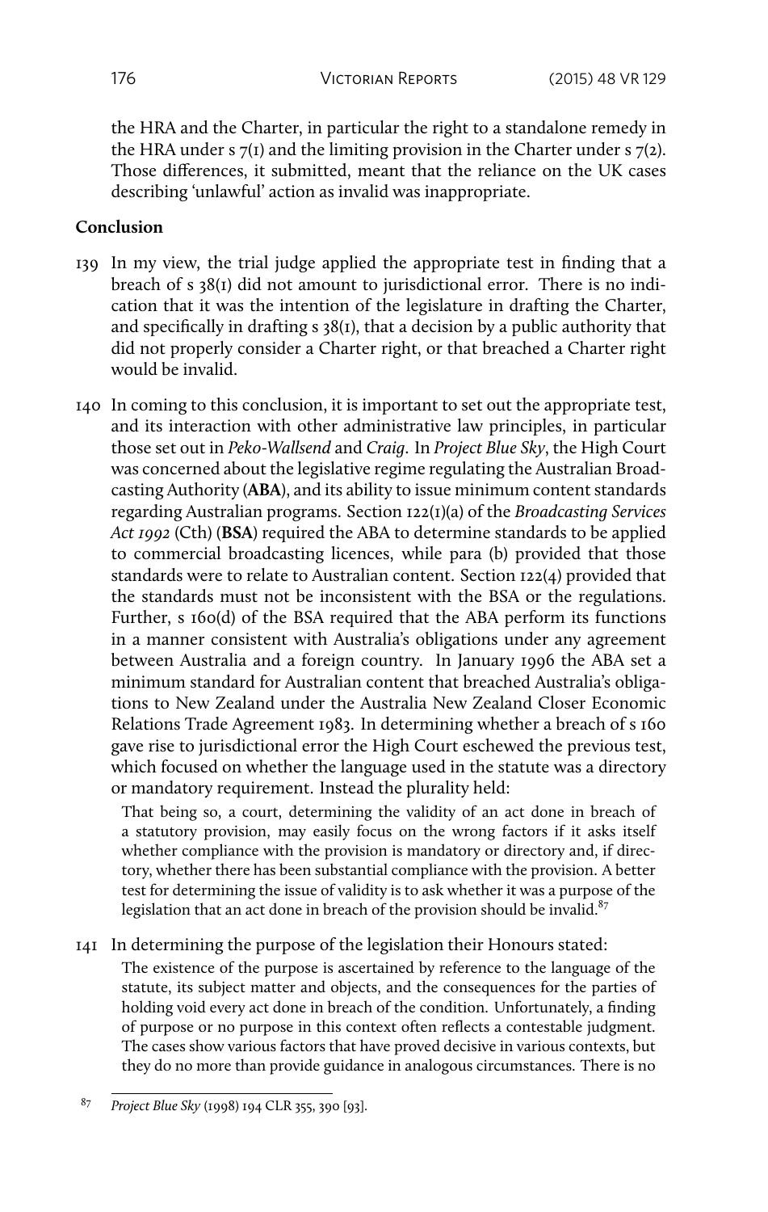the HRA and the Charter, in particular the right to a standalone remedy in the HRA under s 7(1) and the limiting provision in the Charter under s 7(2). Those differences, it submitted, meant that the reliance on the UK cases describing 'unlawful' action as invalid was inappropriate.

**Conclusion**

139 In my view, the trial judge applied the appropriate test in finding that a breach of s 38(1) did not amount to jurisdictional error. There is no indication that it was the intention of the legislature in drafting the Charter, and specifically in drafting s 38(1), that a decision by a public authority that did not properly consider a Charter right, or that breached a Charter right would be invalid.

140 In coming to this conclusion, it is important to set out the appropriate test, and its interaction with other administrative law principles, in particular those set out in *Peko-Wallsend* and *Craig*. In *Project Blue Sky*, the High Court was concerned about the legislative regime regulating the Australian Broadcasting Authority (**ABA**), and its ability to issue minimum content standards regarding Australian programs. Section 122(1)(a) of the *Broadcasting Services Act 1992* (Cth) (**BSA**) required the ABA to determine standards to be applied to commercial broadcasting licences, while para (b) provided that those standards were to relate to Australian content. Section 122(4) provided that the standards must not be inconsistent with the BSA or the regulations. Further, s 160(d) of the BSA required that the ABA perform its functions in a manner consistent with Australia's obligations under any agreement between Australia and a foreign country. In January 1996 the ABA set a minimum standard for Australian content that breached Australia's obligations to New Zealand under the Australia New Zealand Closer Economic Relations Trade Agreement 1983. In determining whether a breach of s 160 gave rise to jurisdictional error the High Court eschewed the previous test, which focused on whether the language used in the statute was a directory or mandatory requirement. Instead the plurality held:

> That being so, a court, determining the validity of an act done in breach of a statutory provision, may easily focus on the wrong factors if it asks itself whether compliance with the provision is mandatory or directory and, if directory, whether there has been substantial compliance with the provision. A better test for determining the issue of validity is to ask whether it was a purpose of the legislation that an act done in breach of the provision should be invalid.[87]

141 In determining the purpose of the legislation their Honours stated:

> The existence of the purpose is ascertained by reference to the language of the statute, its subject matter and objects, and the consequences for the parties of holding void every act done in breach of the condition. Unfortunately, a finding of purpose or no purpose in this context often reflects a contestable judgment. The cases show various factors that have proved decisive in various contexts, but they do no more than provide guidance in analogous circumstances. There is no

---

[87] *Project Blue Sky* (1998) 194 CLR 355, 390 [93].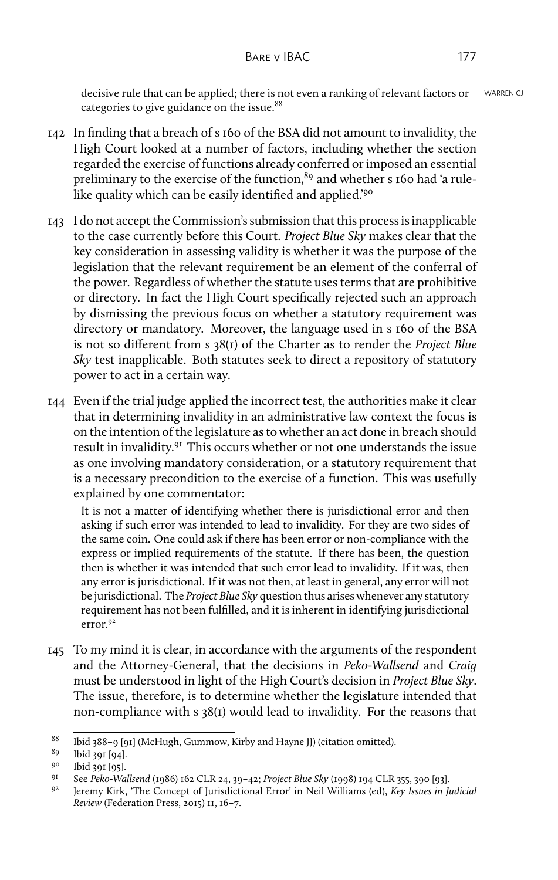decisive rule that can be applied; there is not even a ranking of relevant factors or categories to give guidance on the issue.[88]

142 In finding that a breach of s 160 of the BSA did not amount to invalidity, the High Court looked at a number of factors, including whether the section regarded the exercise of functions already conferred or imposed an essential preliminary to the exercise of the function,[89] and whether s 160 had 'a rule-like quality which can be easily identified and applied.'[90]

143 I do not accept the Commission's submission that this process is inapplicable to the case currently before this Court. *Project Blue Sky* makes clear that the key consideration in assessing validity is whether it was the purpose of the legislation that the relevant requirement be an element of the conferral of the power. Regardless of whether the statute uses terms that are prohibitive or directory. In fact the High Court specifically rejected such an approach by dismissing the previous focus on whether a statutory requirement was directory or mandatory. Moreover, the language used in s 160 of the BSA is not so different from s 38(1) of the Charter as to render the *Project Blue Sky* test inapplicable. Both statutes seek to direct a repository of statutory power to act in a certain way.

144 Even if the trial judge applied the incorrect test, the authorities make it clear that in determining invalidity in an administrative law context the focus is on the intention of the legislature as to whether an act done in breach should result in invalidity.[91] This occurs whether or not one understands the issue as one involving mandatory consideration, or a statutory requirement that is a necessary precondition to the exercise of a function. This was usefully explained by one commentator:

> It is not a matter of identifying whether there is jurisdictional error and then asking if such error was intended to lead to invalidity. For they are two sides of the same coin. One could ask if there has been error or non-compliance with the express or implied requirements of the statute. If there has been, the question then is whether it was intended that such error lead to invalidity. If it was, then any error is jurisdictional. If it was not then, at least in general, any error will not be jurisdictional. The *Project Blue Sky* question thus arises whenever any statutory requirement has not been fulfilled, and it is inherent in identifying jurisdictional error.[92]

145 To my mind it is clear, in accordance with the arguments of the respondent and the Attorney-General, that the decisions in *Peko-Wallsend* and *Craig* must be understood in light of the High Court's decision in *Project Blue Sky*. The issue, therefore, is to determine whether the legislature intended that non-compliance with s 38(1) would lead to invalidity. For the reasons that

---

[88] Ibid 388–9 [91] (McHugh, Gummow, Kirby and Hayne JJ) (citation omitted).

[89] Ibid 391 [94].

[90] Ibid 391 [95].

[91] See *Peko-Wallsend* (1986) 162 CLR 24, 39–42; *Project Blue Sky* (1998) 194 CLR 355, 390 [93].

[92] Jeremy Kirk, 'The Concept of Jurisdictional Error' in Neil Williams (ed), *Key Issues in Judicial Review* (Federation Press, 2015) 11, 16–7.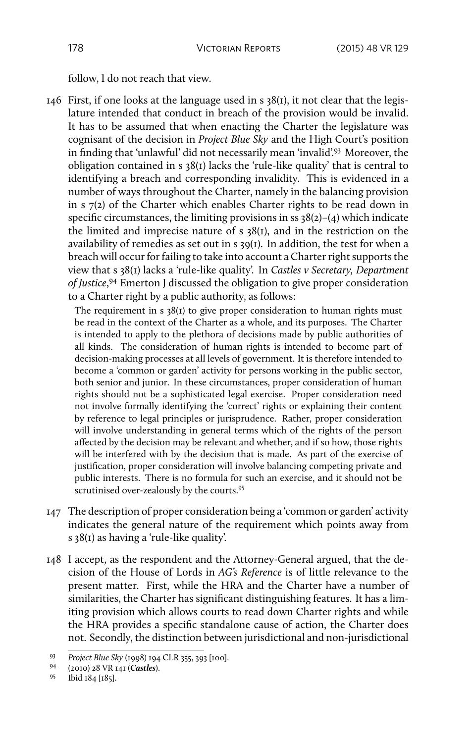follow, I do not reach that view.

146 First, if one looks at the language used in s 38(1), it not clear that the legislature intended that conduct in breach of the provision would be invalid. It has to be assumed that when enacting the Charter the legislature was cognisant of the decision in *Project Blue Sky* and the High Court's position in finding that 'unlawful' did not necessarily mean 'invalid'.[93] Moreover, the obligation contained in s 38(1) lacks the 'rule-like quality' that is central to identifying a breach and corresponding invalidity. This is evidenced in a number of ways throughout the Charter, namely in the balancing provision in s 7(2) of the Charter which enables Charter rights to be read down in specific circumstances, the limiting provisions in ss 38(2)–(4) which indicate the limited and imprecise nature of s 38(1), and in the restriction on the availability of remedies as set out in s 39(1). In addition, the test for when a breach will occur for failing to take into account a Charter right supports the view that s 38(1) lacks a 'rule-like quality'. In *Castles v Secretary, Department of Justice*,[94] Emerton J discussed the obligation to give proper consideration to a Charter right by a public authority, as follows:

> The requirement in s 38(1) to give proper consideration to human rights must be read in the context of the Charter as a whole, and its purposes. The Charter is intended to apply to the plethora of decisions made by public authorities of all kinds. The consideration of human rights is intended to become part of decision-making processes at all levels of government. It is therefore intended to become a 'common or garden' activity for persons working in the public sector, both senior and junior. In these circumstances, proper consideration of human rights should not be a sophisticated legal exercise. Proper consideration need not involve formally identifying the 'correct' rights or explaining their content by reference to legal principles or jurisprudence. Rather, proper consideration will involve understanding in general terms which of the rights of the person affected by the decision may be relevant and whether, and if so how, those rights will be interfered with by the decision that is made. As part of the exercise of justification, proper consideration will involve balancing competing private and public interests. There is no formula for such an exercise, and it should not be scrutinised over-zealously by the courts.[95]

147 The description of proper consideration being a 'common or garden' activity indicates the general nature of the requirement which points away from s 38(1) as having a 'rule-like quality'.

148 I accept, as the respondent and the Attorney-General argued, that the decision of the House of Lords in *AG's Reference* is of little relevance to the present matter. First, while the HRA and the Charter have a number of similarities, the Charter has significant distinguishing features. It has a limiting provision which allows courts to read down Charter rights and while the HRA provides a specific standalone cause of action, the Charter does not. Secondly, the distinction between jurisdictional and non-jurisdictional

---

93 *Project Blue Sky* (1998) 194 CLR 355, 393 [100].

94 (2010) 28 VR 141 (***Castles***).

95 Ibid 184 [185].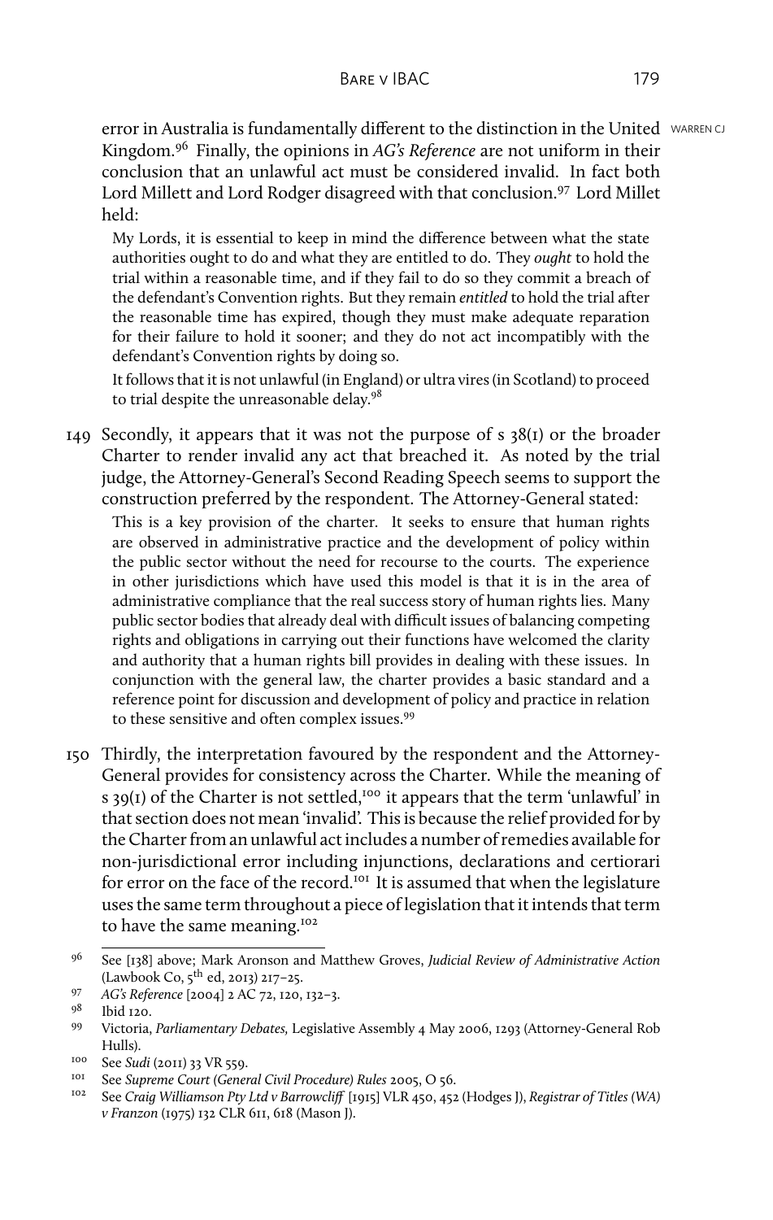error in Australia is fundamentally different to the distinction in the United Kingdom.[96] Finally, the opinions in *AG's Reference* are not uniform in their conclusion that an unlawful act must be considered invalid. In fact both Lord Millett and Lord Rodger disagreed with that conclusion.[97] Lord Millet held:

> My Lords, it is essential to keep in mind the difference between what the state authorities ought to do and what they are entitled to do. They *ought* to hold the trial within a reasonable time, and if they fail to do so they commit a breach of the defendant's Convention rights. But they remain *entitled* to hold the trial after the reasonable time has expired, though they must make adequate reparation for their failure to hold it sooner; and they do not act incompatibly with the defendant's Convention rights by doing so.
>
> It follows that it is not unlawful (in England) or ultra vires (in Scotland) to proceed to trial despite the unreasonable delay.[98]

149 Secondly, it appears that it was not the purpose of s 38(1) or the broader Charter to render invalid any act that breached it. As noted by the trial judge, the Attorney-General's Second Reading Speech seems to support the construction preferred by the respondent. The Attorney-General stated:

> This is a key provision of the charter. It seeks to ensure that human rights are observed in administrative practice and the development of policy within the public sector without the need for recourse to the courts. The experience in other jurisdictions which have used this model is that it is in the area of administrative compliance that the real success story of human rights lies. Many public sector bodies that already deal with difficult issues of balancing competing rights and obligations in carrying out their functions have welcomed the clarity and authority that a human rights bill provides in dealing with these issues. In conjunction with the general law, the charter provides a basic standard and a reference point for discussion and development of policy and practice in relation to these sensitive and often complex issues.[99]

150 Thirdly, the interpretation favoured by the respondent and the Attorney-General provides for consistency across the Charter. While the meaning of s 39(1) of the Charter is not settled,[100] it appears that the term 'unlawful' in that section does not mean 'invalid'. This is because the relief provided for by the Charter from an unlawful act includes a number of remedies available for non-jurisdictional error including injunctions, declarations and certiorari for error on the face of the record.[101] It is assumed that when the legislature uses the same term throughout a piece of legislation that it intends that term to have the same meaning.[102]

---

96 See [138] above; Mark Aronson and Matthew Groves, *Judicial Review of Administrative Action* (Lawbook Co, 5th ed, 2013) 217–25.

97 *AG's Reference* [2004] 2 AC 72, 120, 132–3.

98 Ibid 120.

99 Victoria, *Parliamentary Debates,* Legislative Assembly 4 May 2006, 1293 (Attorney-General Rob Hulls).

100 See *Sudi* (2011) 33 VR 559.

101 See *Supreme Court (General Civil Procedure) Rules* 2005, O 56.

102 See *Craig Williamson Pty Ltd v Barrowcliff* [1915] VLR 450, 452 (Hodges J), *Registrar of Titles (WA) v Franzon* (1975) 132 CLR 611, 618 (Mason J).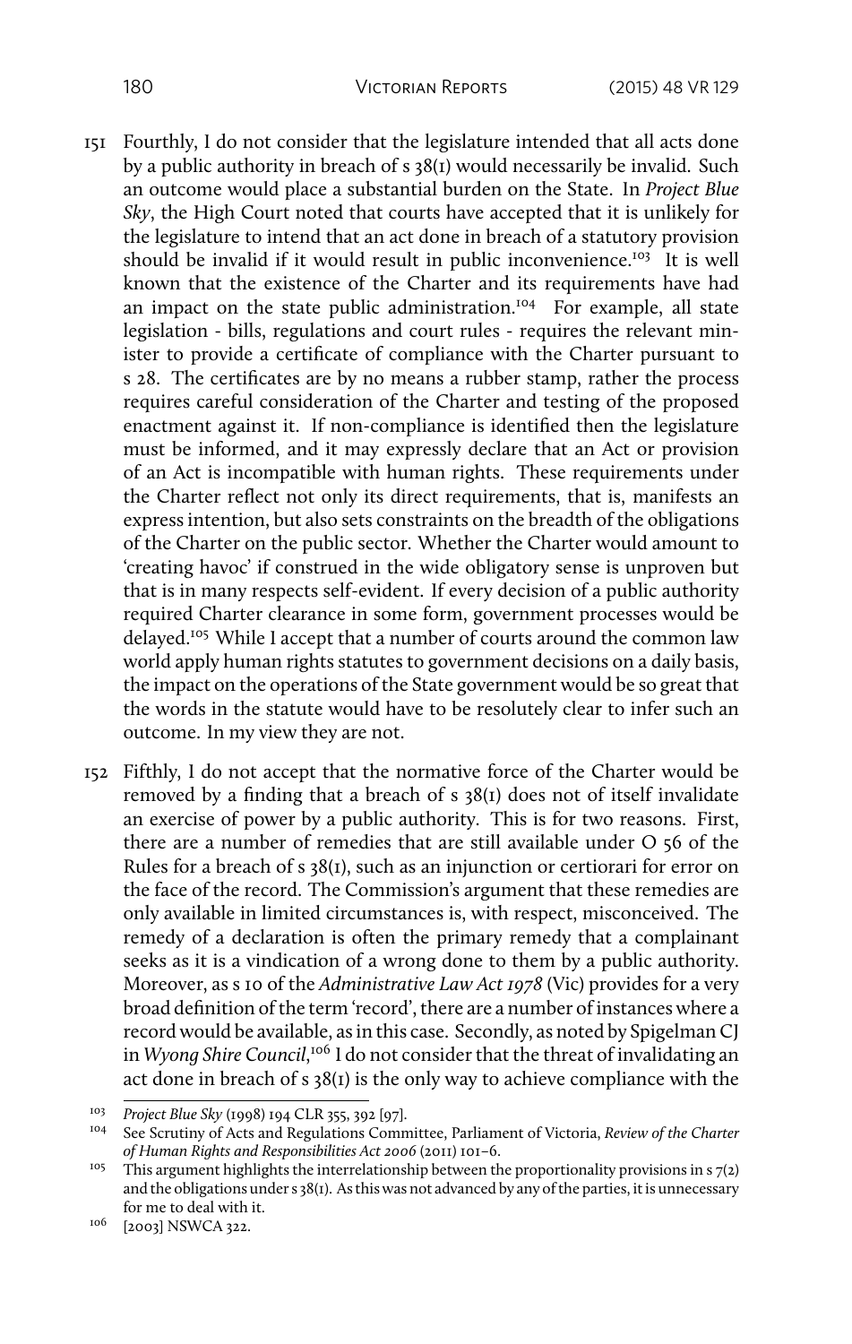151 Fourthly, I do not consider that the legislature intended that all acts done by a public authority in breach of s 38(1) would necessarily be invalid. Such an outcome would place a substantial burden on the State. In *Project Blue Sky*, the High Court noted that courts have accepted that it is unlikely for the legislature to intend that an act done in breach of a statutory provision should be invalid if it would result in public inconvenience.[103] It is well known that the existence of the Charter and its requirements have had an impact on the state public administration.[104] For example, all state legislation - bills, regulations and court rules - requires the relevant minister to provide a certificate of compliance with the Charter pursuant to s 28. The certificates are by no means a rubber stamp, rather the process requires careful consideration of the Charter and testing of the proposed enactment against it. If non-compliance is identified then the legislature must be informed, and it may expressly declare that an Act or provision of an Act is incompatible with human rights. These requirements under the Charter reflect not only its direct requirements, that is, manifests an express intention, but also sets constraints on the breadth of the obligations of the Charter on the public sector. Whether the Charter would amount to 'creating havoc' if construed in the wide obligatory sense is unproven but that is in many respects self-evident. If every decision of a public authority required Charter clearance in some form, government processes would be delayed.[105] While I accept that a number of courts around the common law world apply human rights statutes to government decisions on a daily basis, the impact on the operations of the State government would be so great that the words in the statute would have to be resolutely clear to infer such an outcome. In my view they are not.

152 Fifthly, I do not accept that the normative force of the Charter would be removed by a finding that a breach of s 38(1) does not of itself invalidate an exercise of power by a public authority. This is for two reasons. First, there are a number of remedies that are still available under O 56 of the Rules for a breach of s 38(1), such as an injunction or certiorari for error on the face of the record. The Commission's argument that these remedies are only available in limited circumstances is, with respect, misconceived. The remedy of a declaration is often the primary remedy that a complainant seeks as it is a vindication of a wrong done to them by a public authority. Moreover, as s 10 of the *Administrative Law Act 1978* (Vic) provides for a very broad definition of the term 'record', there are a number of instances where a record would be available, as in this case. Secondly, as noted by Spigelman CJ in *Wyong Shire Council*,[106] I do not consider that the threat of invalidating an act done in breach of s 38(1) is the only way to achieve compliance with the

---

[103] *Project Blue Sky* (1998) 194 CLR 355, 392 [97].

[104] See Scrutiny of Acts and Regulations Committee, Parliament of Victoria, *Review of the Charter of Human Rights and Responsibilities Act 2006* (2011) 101–6.

[105] This argument highlights the interrelationship between the proportionality provisions in s 7(2) and the obligations under s 38(1). As this was not advanced by any of the parties, it is unnecessary for me to deal with it.

[106] [2003] NSWCA 322.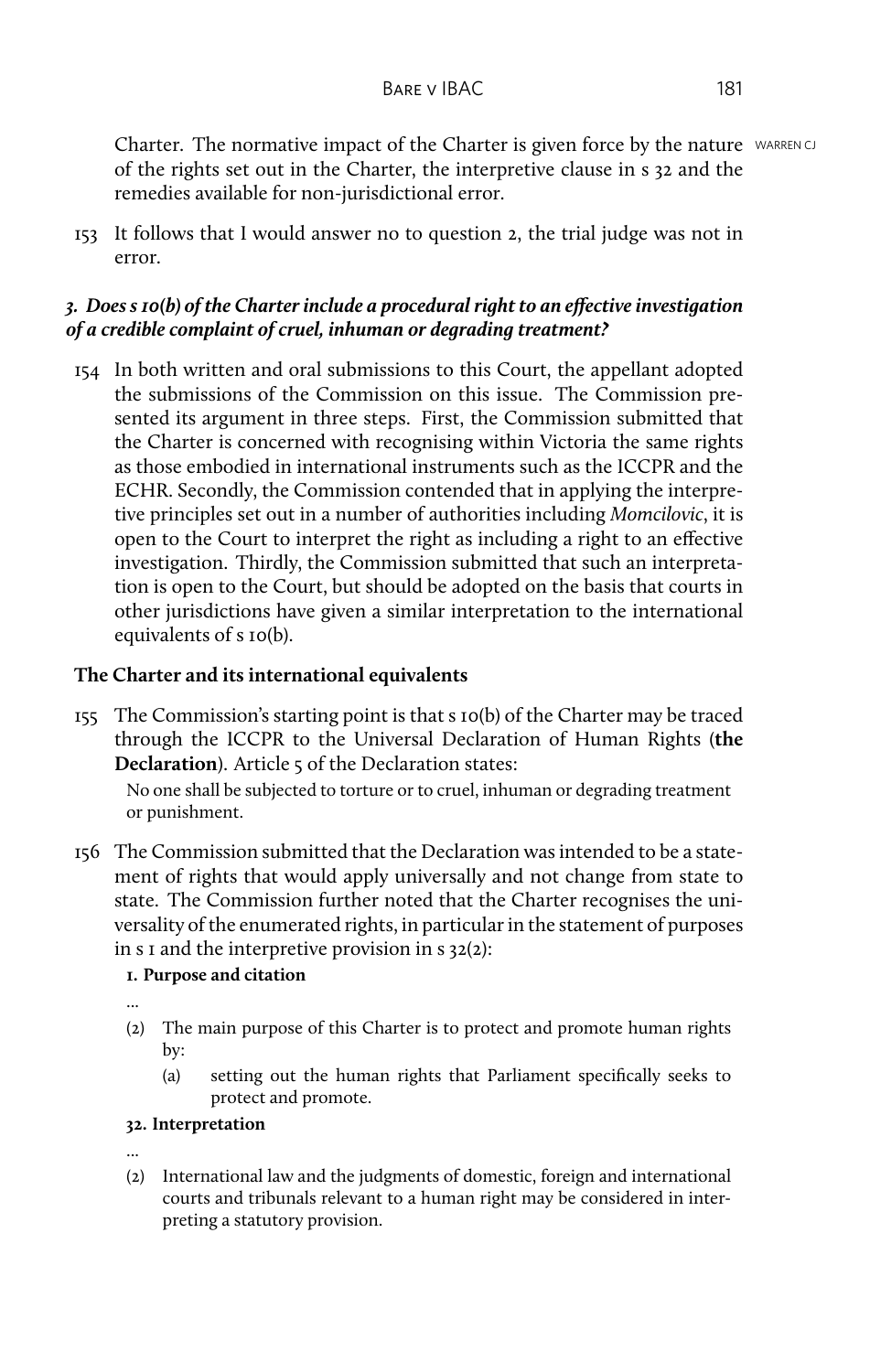Charter. The normative impact of the Charter is given force by the nature of the rights set out in the Charter, the interpretive clause in s 32 and the remedies available for non-jurisdictional error.

153 It follows that I would answer no to question 2, the trial judge was not in error.

### *3. Does s 10(b) of the Charter include a procedural right to an effective investigation of a credible complaint of cruel, inhuman or degrading treatment?*

154 In both written and oral submissions to this Court, the appellant adopted the submissions of the Commission on this issue. The Commission presented its argument in three steps. First, the Commission submitted that the Charter is concerned with recognising within Victoria the same rights as those embodied in international instruments such as the ICCPR and the ECHR. Secondly, the Commission contended that in applying the interpretive principles set out in a number of authorities including *Momcilovic*, it is open to the Court to interpret the right as including a right to an effective investigation. Thirdly, the Commission submitted that such an interpretation is open to the Court, but should be adopted on the basis that courts in other jurisdictions have given a similar interpretation to the international equivalents of s 10(b).

### The Charter and its international equivalents

155 The Commission's starting point is that s 10(b) of the Charter may be traced through the ICCPR to the Universal Declaration of Human Rights (**the Declaration**). Article 5 of the Declaration states:

> No one shall be subjected to torture or to cruel, inhuman or degrading treatment or punishment.

156 The Commission submitted that the Declaration was intended to be a statement of rights that would apply universally and not change from state to state. The Commission further noted that the Charter recognises the universality of the enumerated rights, in particular in the statement of purposes in s 1 and the interpretive provision in s 32(2):

> **1. Purpose and citation**
>
> ...
>
> (2) The main purpose of this Charter is to protect and promote human rights by:
>
> (a) setting out the human rights that Parliament specifically seeks to protect and promote.
>
> **32. Interpretation**
>
> ...
>
> (2) International law and the judgments of domestic, foreign and international courts and tribunals relevant to a human right may be considered in interpreting a statutory provision.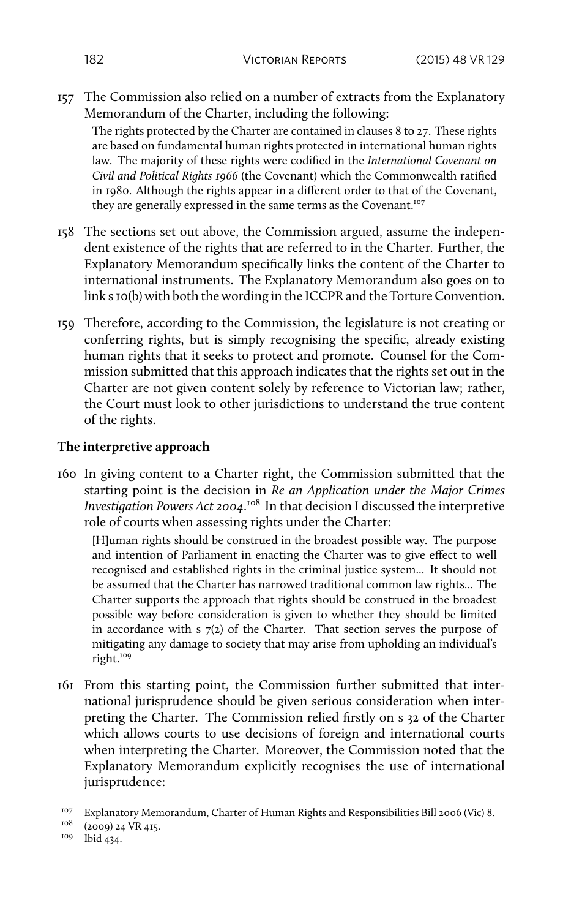157 The Commission also relied on a number of extracts from the Explanatory Memorandum of the Charter, including the following:

> The rights protected by the Charter are contained in clauses 8 to 27. These rights are based on fundamental human rights protected in international human rights law. The majority of these rights were codified in the *International Covenant on Civil and Political Rights 1966* (the Covenant) which the Commonwealth ratified in 1980. Although the rights appear in a different order to that of the Covenant, they are generally expressed in the same terms as the Covenant.[107]

158 The sections set out above, the Commission argued, assume the independent existence of the rights that are referred to in the Charter. Further, the Explanatory Memorandum specifically links the content of the Charter to international instruments. The Explanatory Memorandum also goes on to link s 10(b) with both the wording in the ICCPR and the Torture Convention.

159 Therefore, according to the Commission, the legislature is not creating or conferring rights, but is simply recognising the specific, already existing human rights that it seeks to protect and promote. Counsel for the Commission submitted that this approach indicates that the rights set out in the Charter are not given content solely by reference to Victorian law; rather, the Court must look to other jurisdictions to understand the true content of the rights.

**The interpretive approach**

160 In giving content to a Charter right, the Commission submitted that the starting point is the decision in *Re an Application under the Major Crimes Investigation Powers Act 2004*.[108] In that decision I discussed the interpretive role of courts when assessing rights under the Charter:

> [H]uman rights should be construed in the broadest possible way. The purpose and intention of Parliament in enacting the Charter was to give effect to well recognised and established rights in the criminal justice system... It should not be assumed that the Charter has narrowed traditional common law rights... The Charter supports the approach that rights should be construed in the broadest possible way before consideration is given to whether they should be limited in accordance with s 7(2) of the Charter. That section serves the purpose of mitigating any damage to society that may arise from upholding an individual's right.[109]

161 From this starting point, the Commission further submitted that international jurisprudence should be given serious consideration when interpreting the Charter. The Commission relied firstly on s 32 of the Charter which allows courts to use decisions of foreign and international courts when interpreting the Charter. Moreover, the Commission noted that the Explanatory Memorandum explicitly recognises the use of international jurisprudence:

---

[107] Explanatory Memorandum, Charter of Human Rights and Responsibilities Bill 2006 (Vic) 8.

[108] (2009) 24 VR 415.

[109] Ibid 434.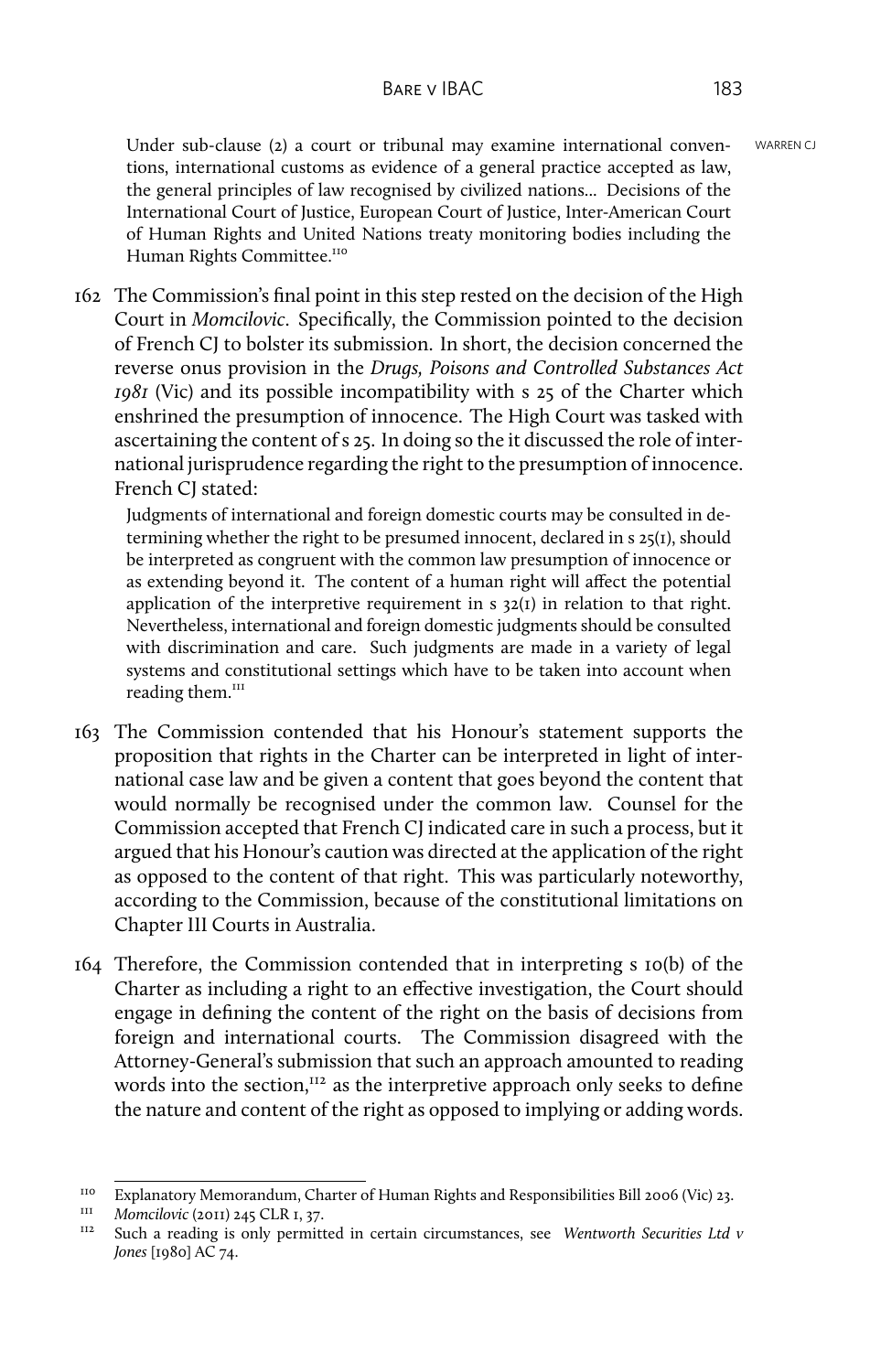Under sub-clause (2) a court or tribunal may examine international conventions, international customs as evidence of a general practice accepted as law, the general principles of law recognised by civilized nations… Decisions of the International Court of Justice, European Court of Justice, Inter-American Court of Human Rights and United Nations treaty monitoring bodies including the Human Rights Committee.[110]

162 The Commission's final point in this step rested on the decision of the High Court in *Momcilovic*. Specifically, the Commission pointed to the decision of French CJ to bolster its submission. In short, the decision concerned the reverse onus provision in the *Drugs, Poisons and Controlled Substances Act 1981* (Vic) and its possible incompatibility with s 25 of the Charter which enshrined the presumption of innocence. The High Court was tasked with ascertaining the content of s 25. In doing so the it discussed the role of international jurisprudence regarding the right to the presumption of innocence. French CJ stated:

> Judgments of international and foreign domestic courts may be consulted in determining whether the right to be presumed innocent, declared in s 25(1), should be interpreted as congruent with the common law presumption of innocence or as extending beyond it. The content of a human right will affect the potential application of the interpretive requirement in s 32(1) in relation to that right. Nevertheless, international and foreign domestic judgments should be consulted with discrimination and care. Such judgments are made in a variety of legal systems and constitutional settings which have to be taken into account when reading them.[111]

163 The Commission contended that his Honour's statement supports the proposition that rights in the Charter can be interpreted in light of international case law and be given a content that goes beyond the content that would normally be recognised under the common law. Counsel for the Commission accepted that French CJ indicated care in such a process, but it argued that his Honour's caution was directed at the application of the right as opposed to the content of that right. This was particularly noteworthy, according to the Commission, because of the constitutional limitations on Chapter III Courts in Australia.

164 Therefore, the Commission contended that in interpreting s 10(b) of the Charter as including a right to an effective investigation, the Court should engage in defining the content of the right on the basis of decisions from foreign and international courts. The Commission disagreed with the Attorney-General's submission that such an approach amounted to reading words into the section,[112] as the interpretive approach only seeks to define the nature and content of the right as opposed to implying or adding words.

---

[110] Explanatory Memorandum, Charter of Human Rights and Responsibilities Bill 2006 (Vic) 23.

[111] *Momcilovic* (2011) 245 CLR 1, 37.

[112] Such a reading is only permitted in certain circumstances, see *Wentworth Securities Ltd v Jones* [1980] AC 74.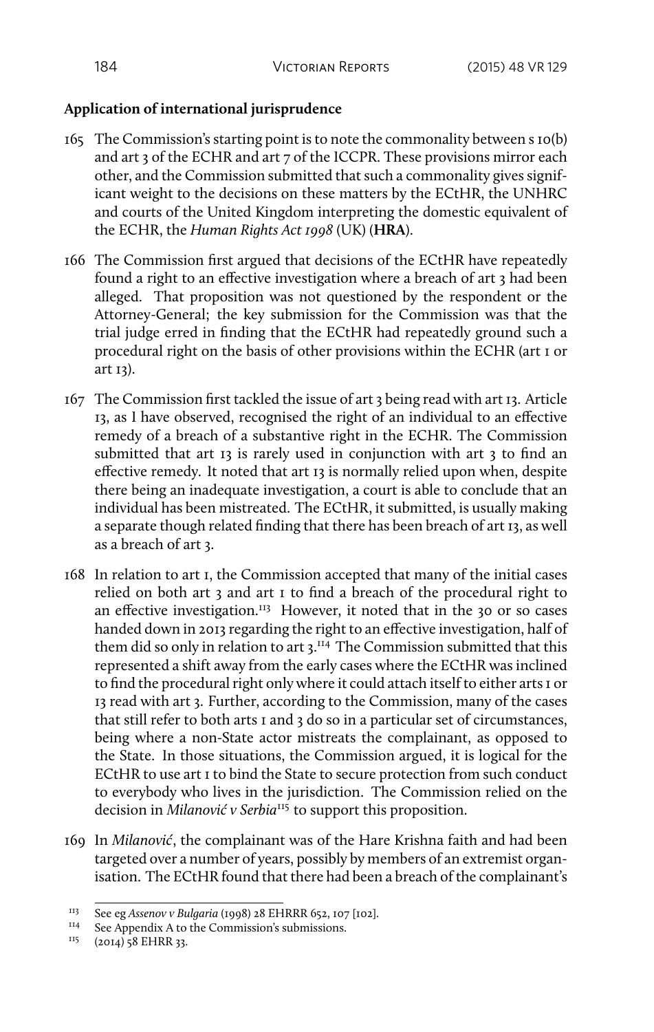**Application of international jurisprudence**

165 The Commission's starting point is to note the commonality between s 10(b) and art 3 of the ECHR and art 7 of the ICCPR. These provisions mirror each other, and the Commission submitted that such a commonality gives significant weight to the decisions on these matters by the ECtHR, the UNHRC and courts of the United Kingdom interpreting the domestic equivalent of the ECHR, the *Human Rights Act 1998* (UK) (**HRA**).

166 The Commission first argued that decisions of the ECtHR have repeatedly found a right to an effective investigation where a breach of art 3 had been alleged. That proposition was not questioned by the respondent or the Attorney-General; the key submission for the Commission was that the trial judge erred in finding that the ECtHR had repeatedly ground such a procedural right on the basis of other provisions within the ECHR (art 1 or art 13).

167 The Commission first tackled the issue of art 3 being read with art 13. Article 13, as I have observed, recognised the right of an individual to an effective remedy of a breach of a substantive right in the ECHR. The Commission submitted that art 13 is rarely used in conjunction with art 3 to find an effective remedy. It noted that art 13 is normally relied upon when, despite there being an inadequate investigation, a court is able to conclude that an individual has been mistreated. The ECtHR, it submitted, is usually making a separate though related finding that there has been breach of art 13, as well as a breach of art 3.

168 In relation to art 1, the Commission accepted that many of the initial cases relied on both art 3 and art 1 to find a breach of the procedural right to an effective investigation.[113] However, it noted that in the 30 or so cases handed down in 2013 regarding the right to an effective investigation, half of them did so only in relation to art 3.[114] The Commission submitted that this represented a shift away from the early cases where the ECtHR was inclined to find the procedural right only where it could attach itself to either arts 1 or 13 read with art 3. Further, according to the Commission, many of the cases that still refer to both arts 1 and 3 do so in a particular set of circumstances, being where a non-State actor mistreats the complainant, as opposed to the State. In those situations, the Commission argued, it is logical for the ECtHR to use art 1 to bind the State to secure protection from such conduct to everybody who lives in the jurisdiction. The Commission relied on the decision in *Milanović v Serbia*[115] to support this proposition.

169 In *Milanović*, the complainant was of the Hare Krishna faith and had been targeted over a number of years, possibly by members of an extremist organisation. The ECtHR found that there had been a breach of the complainant's

---

[113] See eg *Assenov v Bulgaria* (1998) 28 EHRRR 652, 107 [102].

[114] See Appendix A to the Commission's submissions.

[115] (2014) 58 EHRR 33.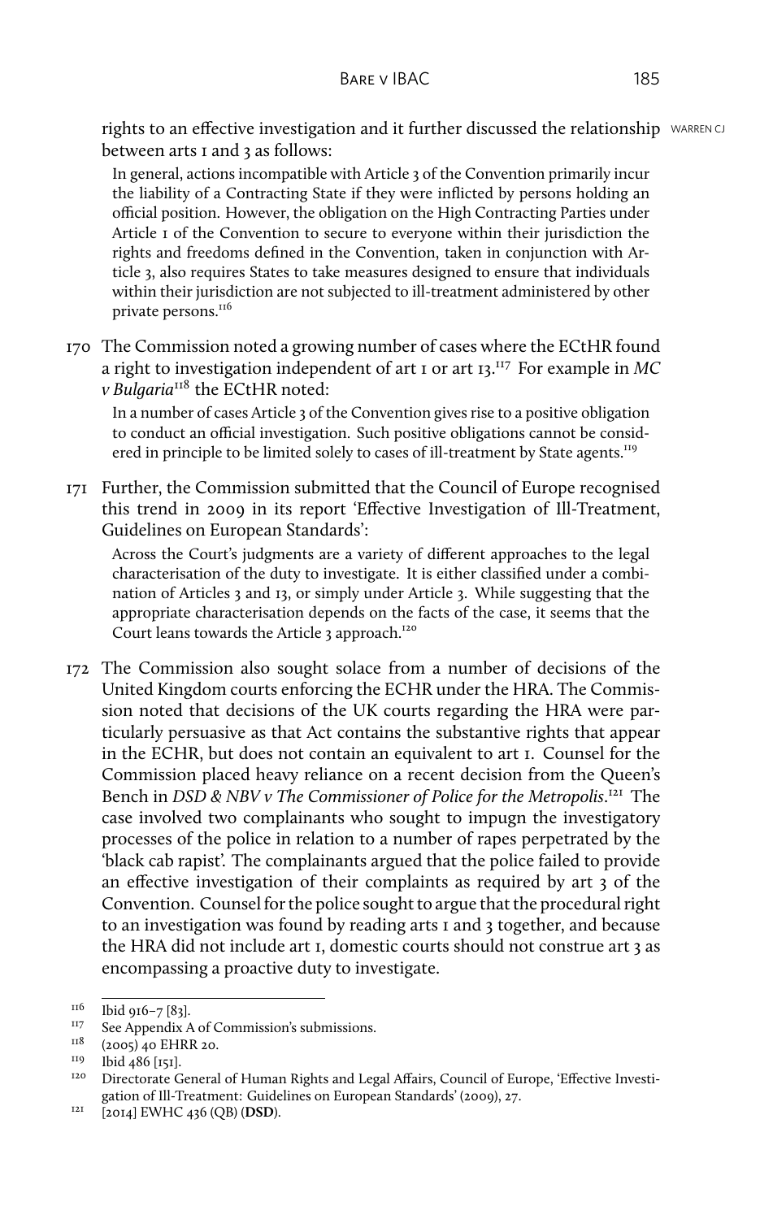rights to an effective investigation and it further discussed the relationship between arts 1 and 3 as follows:

> In general, actions incompatible with Article 3 of the Convention primarily incur the liability of a Contracting State if they were inflicted by persons holding an official position. However, the obligation on the High Contracting Parties under Article 1 of the Convention to secure to everyone within their jurisdiction the rights and freedoms defined in the Convention, taken in conjunction with Article 3, also requires States to take measures designed to ensure that individuals within their jurisdiction are not subjected to ill-treatment administered by other private persons.[116]

170 The Commission noted a growing number of cases where the ECtHR found a right to investigation independent of art 1 or art 13.[117] For example in *MC v Bulgaria*[118] the ECtHR noted:

> In a number of cases Article 3 of the Convention gives rise to a positive obligation to conduct an official investigation. Such positive obligations cannot be considered in principle to be limited solely to cases of ill-treatment by State agents.[119]

171 Further, the Commission submitted that the Council of Europe recognised this trend in 2009 in its report 'Effective Investigation of Ill-Treatment, Guidelines on European Standards':

> Across the Court's judgments are a variety of different approaches to the legal characterisation of the duty to investigate. It is either classified under a combination of Articles 3 and 13, or simply under Article 3. While suggesting that the appropriate characterisation depends on the facts of the case, it seems that the Court leans towards the Article 3 approach.[120]

172 The Commission also sought solace from a number of decisions of the United Kingdom courts enforcing the ECHR under the HRA. The Commission noted that decisions of the UK courts regarding the HRA were particularly persuasive as that Act contains the substantive rights that appear in the ECHR, but does not contain an equivalent to art 1. Counsel for the Commission placed heavy reliance on a recent decision from the Queen's Bench in *DSD & NBV v The Commissioner of Police for the Metropolis*.[121] The case involved two complainants who sought to impugn the investigatory processes of the police in relation to a number of rapes perpetrated by the 'black cab rapist'. The complainants argued that the police failed to provide an effective investigation of their complaints as required by art 3 of the Convention. Counsel for the police sought to argue that the procedural right to an investigation was found by reading arts 1 and 3 together, and because the HRA did not include art 1, domestic courts should not construe art 3 as encompassing a proactive duty to investigate.

---

[116] Ibid 916–7 [83].

[117] See Appendix A of Commission's submissions.

[118] (2005) 40 EHRR 20.

[119] Ibid 486 [151].

[120] Directorate General of Human Rights and Legal Affairs, Council of Europe, 'Effective Investigation of Ill-Treatment: Guidelines on European Standards' (2009), 27.

[121] [2014] EWHC 436 (QB) (**DSD**).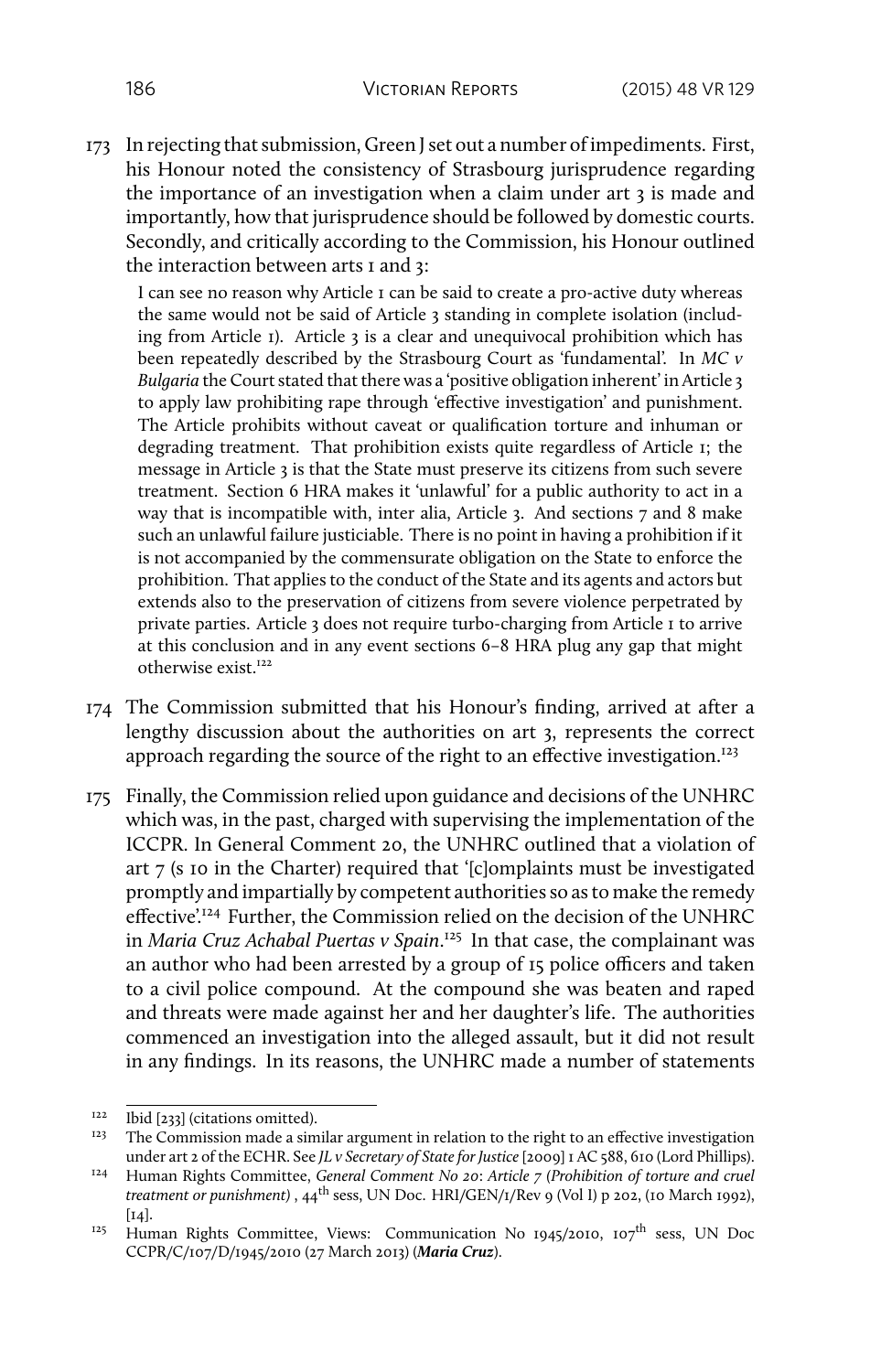173 In rejecting that submission, Green J set out a number of impediments. First, his Honour noted the consistency of Strasbourg jurisprudence regarding the importance of an investigation when a claim under art 3 is made and importantly, how that jurisprudence should be followed by domestic courts. Secondly, and critically according to the Commission, his Honour outlined the interaction between arts 1 and 3:

> I can see no reason why Article 1 can be said to create a pro-active duty whereas the same would not be said of Article 3 standing in complete isolation (including from Article 1). Article 3 is a clear and unequivocal prohibition which has been repeatedly described by the Strasbourg Court as 'fundamental'. In *MC v Bulgaria* the Court stated that there was a 'positive obligation inherent' in Article 3 to apply law prohibiting rape through 'effective investigation' and punishment. The Article prohibits without caveat or qualification torture and inhuman or degrading treatment. That prohibition exists quite regardless of Article 1; the message in Article 3 is that the State must preserve its citizens from such severe treatment. Section 6 HRA makes it 'unlawful' for a public authority to act in a way that is incompatible with, inter alia, Article 3. And sections 7 and 8 make such an unlawful failure justiciable. There is no point in having a prohibition if it is not accompanied by the commensurate obligation on the State to enforce the prohibition. That applies to the conduct of the State and its agents and actors but extends also to the preservation of citizens from severe violence perpetrated by private parties. Article 3 does not require turbo-charging from Article 1 to arrive at this conclusion and in any event sections 6–8 HRA plug any gap that might otherwise exist.[122]

174 The Commission submitted that his Honour's finding, arrived at after a lengthy discussion about the authorities on art 3, represents the correct approach regarding the source of the right to an effective investigation.[123]

175 Finally, the Commission relied upon guidance and decisions of the UNHRC which was, in the past, charged with supervising the implementation of the ICCPR. In General Comment 20, the UNHRC outlined that a violation of art 7 (s 10 in the Charter) required that '[c]omplaints must be investigated promptly and impartially by competent authorities so as to make the remedy effective'.[124] Further, the Commission relied on the decision of the UNHRC in *Maria Cruz Achabal Puertas v Spain*.[125] In that case, the complainant was an author who had been arrested by a group of 15 police officers and taken to a civil police compound. At the compound she was beaten and raped and threats were made against her and her daughter's life. The authorities commenced an investigation into the alleged assault, but it did not result in any findings. In its reasons, the UNHRC made a number of statements

---

[122] Ibid [233] (citations omitted).

[123] The Commission made a similar argument in relation to the right to an effective investigation under art 2 of the ECHR. See *JL v Secretary of State for Justice* [2009] 1 AC 588, 610 (Lord Phillips).

[124] Human Rights Committee, *General Comment No 20: Article 7 (Prohibition of torture and cruel treatment or punishment)* , 44th sess, UN Doc. HRI/GEN/1/Rev 9 (Vol I) p 202, (10 March 1992), [14].

[125] Human Rights Committee, Views: Communication No 1945/2010, 107th sess, UN Doc CCPR/C/107/D/1945/2010 (27 March 2013) (***Maria Cruz***).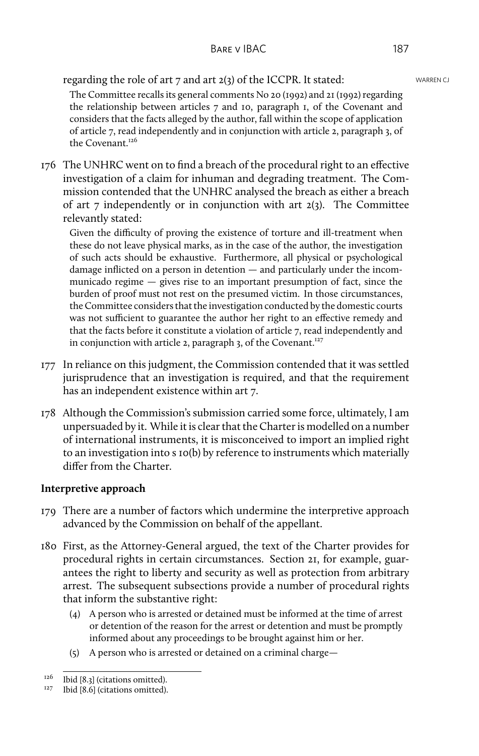regarding the role of art 7 and art 2(3) of the ICCPR. It stated:

> The Committee recalls its general comments No 20 (1992) and 21 (1992) regarding the relationship between articles 7 and 10, paragraph 1, of the Covenant and considers that the facts alleged by the author, fall within the scope of application of article 7, read independently and in conjunction with article 2, paragraph 3, of the Covenant.[126]

176 The UNHRC went on to find a breach of the procedural right to an effective investigation of a claim for inhuman and degrading treatment. The Commission contended that the UNHRC analysed the breach as either a breach of art 7 independently or in conjunction with art 2(3). The Committee relevantly stated:

> Given the difficulty of proving the existence of torture and ill-treatment when these do not leave physical marks, as in the case of the author, the investigation of such acts should be exhaustive. Furthermore, all physical or psychological damage inflicted on a person in detention — and particularly under the incommunicado regime — gives rise to an important presumption of fact, since the burden of proof must not rest on the presumed victim. In those circumstances, the Committee considers that the investigation conducted by the domestic courts was not sufficient to guarantee the author her right to an effective remedy and that the facts before it constitute a violation of article 7, read independently and in conjunction with article 2, paragraph 3, of the Covenant.[127]

177 In reliance on this judgment, the Commission contended that it was settled jurisprudence that an investigation is required, and that the requirement has an independent existence within art 7.

178 Although the Commission's submission carried some force, ultimately, I am unpersuaded by it. While it is clear that the Charter is modelled on a number of international instruments, it is misconceived to import an implied right to an investigation into s 10(b) by reference to instruments which materially differ from the Charter.

**Interpretive approach**

179 There are a number of factors which undermine the interpretive approach advanced by the Commission on behalf of the appellant.

180 First, as the Attorney-General argued, the text of the Charter provides for procedural rights in certain circumstances. Section 21, for example, guarantees the right to liberty and security as well as protection from arbitrary arrest. The subsequent subsections provide a number of procedural rights that inform the substantive right:

> (4) A person who is arrested or detained must be informed at the time of arrest or detention of the reason for the arrest or detention and must be promptly informed about any proceedings to be brought against him or her.
>
> (5) A person who is arrested or detained on a criminal charge—

[126] Ibid [8.3] (citations omitted).

[127] Ibid [8.6] (citations omitted).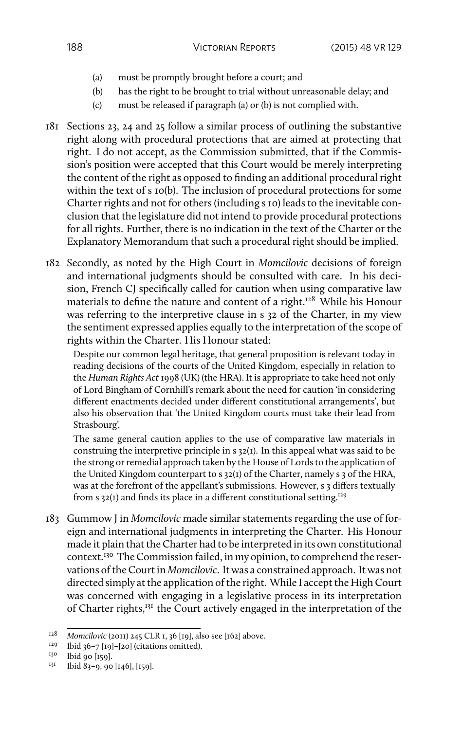(a) must be promptly brought before a court; and
(b) has the right to be brought to trial without unreasonable delay; and
(c) must be released if paragraph (a) or (b) is not complied with.

181 Sections 23, 24 and 25 follow a similar process of outlining the substantive right along with procedural protections that are aimed at protecting that right. I do not accept, as the Commission submitted, that if the Commission's position were accepted that this Court would be merely interpreting the content of the right as opposed to finding an additional procedural right within the text of s 10(b). The inclusion of procedural protections for some Charter rights and not for others (including s 10) leads to the inevitable conclusion that the legislature did not intend to provide procedural protections for all rights. Further, there is no indication in the text of the Charter or the Explanatory Memorandum that such a procedural right should be implied.

182 Secondly, as noted by the High Court in *Momcilovic* decisions of foreign and international judgments should be consulted with care. In his decision, French CJ specifically called for caution when using comparative law materials to define the nature and content of a right.[128] While his Honour was referring to the interpretive clause in s 32 of the Charter, in my view the sentiment expressed applies equally to the interpretation of the scope of rights within the Charter. His Honour stated:

> Despite our common legal heritage, that general proposition is relevant today in reading decisions of the courts of the United Kingdom, especially in relation to the *Human Rights Act* 1998 (UK) (the HRA). It is appropriate to take heed not only of Lord Bingham of Cornhill's remark about the need for caution 'in considering different enactments decided under different constitutional arrangements', but also his observation that 'the United Kingdom courts must take their lead from Strasbourg'.
>
> The same general caution applies to the use of comparative law materials in construing the interpretive principle in s 32(1). In this appeal what was said to be the strong or remedial approach taken by the House of Lords to the application of the United Kingdom counterpart to s 32(1) of the Charter, namely s 3 of the HRA, was at the forefront of the appellant's submissions. However, s 3 differs textually from s 32(1) and finds its place in a different constitutional setting.[129]

183 Gummow J in *Momcilovic* made similar statements regarding the use of foreign and international judgments in interpreting the Charter. His Honour made it plain that the Charter had to be interpreted in its own constitutional context.[130] The Commission failed, in my opinion, to comprehend the reservations of the Court in *Momcilovic*. It was a constrained approach. It was not directed simply at the application of the right. While I accept the High Court was concerned with engaging in a legislative process in its interpretation of Charter rights,[131] the Court actively engaged in the interpretation of the

---

128 *Momcilovic* (2011) 245 CLR 1, 36 [19], also see [162] above.

129 Ibid 36–7 [19]–[20] (citations omitted).

130 Ibid 90 [159].

131 Ibid 83–9, 90 [146], [159].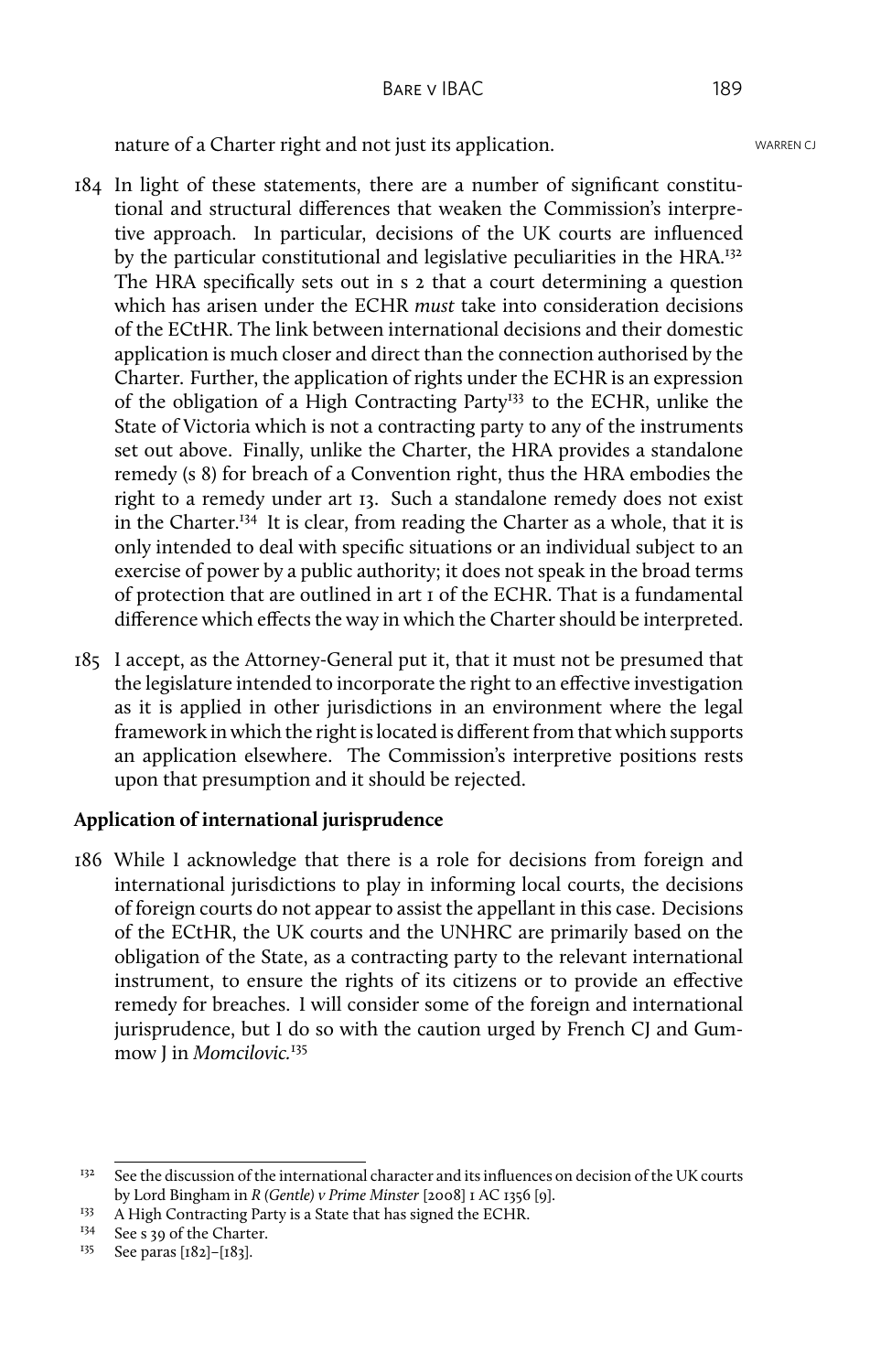nature of a Charter right and not just its application.

184 In light of these statements, there are a number of significant constitutional and structural differences that weaken the Commission's interpretive approach. In particular, decisions of the UK courts are influenced by the particular constitutional and legislative peculiarities in the HRA.[132] The HRA specifically sets out in s 2 that a court determining a question which has arisen under the ECHR *must* take into consideration decisions of the ECtHR. The link between international decisions and their domestic application is much closer and direct than the connection authorised by the Charter. Further, the application of rights under the ECHR is an expression of the obligation of a High Contracting Party[133] to the ECHR, unlike the State of Victoria which is not a contracting party to any of the instruments set out above. Finally, unlike the Charter, the HRA provides a standalone remedy (s 8) for breach of a Convention right, thus the HRA embodies the right to a remedy under art 13. Such a standalone remedy does not exist in the Charter.[134] It is clear, from reading the Charter as a whole, that it is only intended to deal with specific situations or an individual subject to an exercise of power by a public authority; it does not speak in the broad terms of protection that are outlined in art 1 of the ECHR. That is a fundamental difference which effects the way in which the Charter should be interpreted.

185 I accept, as the Attorney-General put it, that it must not be presumed that the legislature intended to incorporate the right to an effective investigation as it is applied in other jurisdictions in an environment where the legal framework in which the right is located is different from that which supports an application elsewhere. The Commission's interpretive positions rests upon that presumption and it should be rejected.

**Application of international jurisprudence**

186 While I acknowledge that there is a role for decisions from foreign and international jurisdictions to play in informing local courts, the decisions of foreign courts do not appear to assist the appellant in this case. Decisions of the ECtHR, the UK courts and the UNHRC are primarily based on the obligation of the State, as a contracting party to the relevant international instrument, to ensure the rights of its citizens or to provide an effective remedy for breaches. I will consider some of the foreign and international jurisprudence, but I do so with the caution urged by French CJ and Gummow J in *Momcilovic*.[135]

---

[132] See the discussion of the international character and its influences on decision of the UK courts by Lord Bingham in *R (Gentle) v Prime Minister* [2008] 1 AC 1356 [9].

[133] A High Contracting Party is a State that has signed the ECHR.

[134] See s 39 of the Charter.

[135] See paras [182]–[183].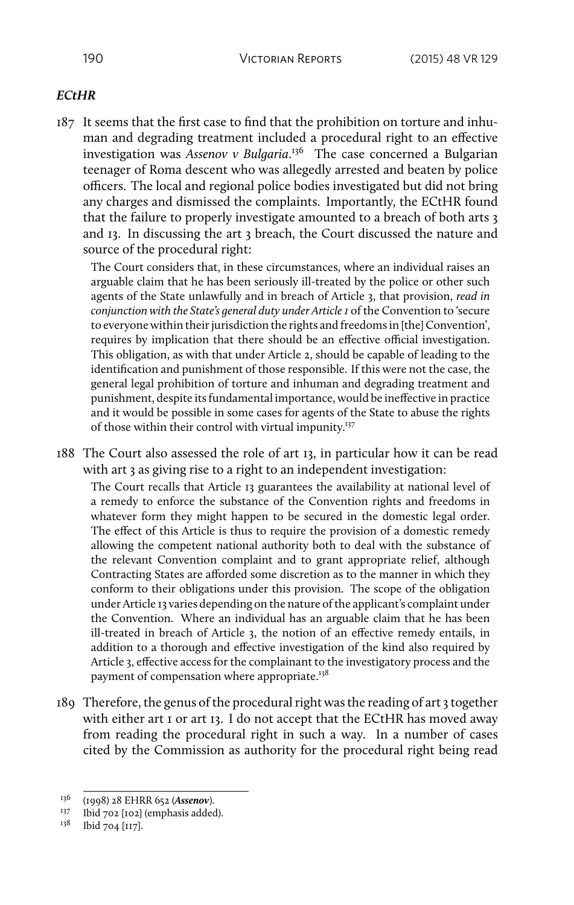### *ECtHR*

187 It seems that the first case to find that the prohibition on torture and inhuman and degrading treatment included a procedural right to an effective investigation was *Assenov v Bulgaria*.[136] The case concerned a Bulgarian teenager of Roma descent who was allegedly arrested and beaten by police officers. The local and regional police bodies investigated but did not bring any charges and dismissed the complaints. Importantly, the ECtHR found that the failure to properly investigate amounted to a breach of both arts 3 and 13. In discussing the art 3 breach, the Court discussed the nature and source of the procedural right:

> The Court considers that, in these circumstances, where an individual raises an arguable claim that he has been seriously ill-treated by the police or other such agents of the State unlawfully and in breach of Article 3, that provision, *read in conjunction with the State's general duty under Article 1* of the Convention to 'secure to everyone within their jurisdiction the rights and freedoms in [the] Convention', requires by implication that there should be an effective official investigation. This obligation, as with that under Article 2, should be capable of leading to the identification and punishment of those responsible. If this were not the case, the general legal prohibition of torture and inhuman and degrading treatment and punishment, despite its fundamental importance, would be ineffective in practice and it would be possible in some cases for agents of the State to abuse the rights of those within their control with virtual impunity.[137]

188 The Court also assessed the role of art 13, in particular how it can be read with art 3 as giving rise to a right to an independent investigation:

> The Court recalls that Article 13 guarantees the availability at national level of a remedy to enforce the substance of the Convention rights and freedoms in whatever form they might happen to be secured in the domestic legal order. The effect of this Article is thus to require the provision of a domestic remedy allowing the competent national authority both to deal with the substance of the relevant Convention complaint and to grant appropriate relief, although Contracting States are afforded some discretion as to the manner in which they conform to their obligations under this provision. The scope of the obligation under Article 13 varies depending on the nature of the applicant's complaint under the Convention. Where an individual has an arguable claim that he has been ill-treated in breach of Article 3, the notion of an effective remedy entails, in addition to a thorough and effective investigation of the kind also required by Article 3, effective access for the complainant to the investigatory process and the payment of compensation where appropriate.[138]

189 Therefore, the genus of the procedural right was the reading of art 3 together with either art 1 or art 13. I do not accept that the ECtHR has moved away from reading the procedural right in such a way. In a number of cases cited by the Commission as authority for the procedural right being read

---

136 (1998) 28 EHRR 652 (***Assenov***).

137 Ibid 702 [102] (emphasis added).

138 Ibid 704 [117].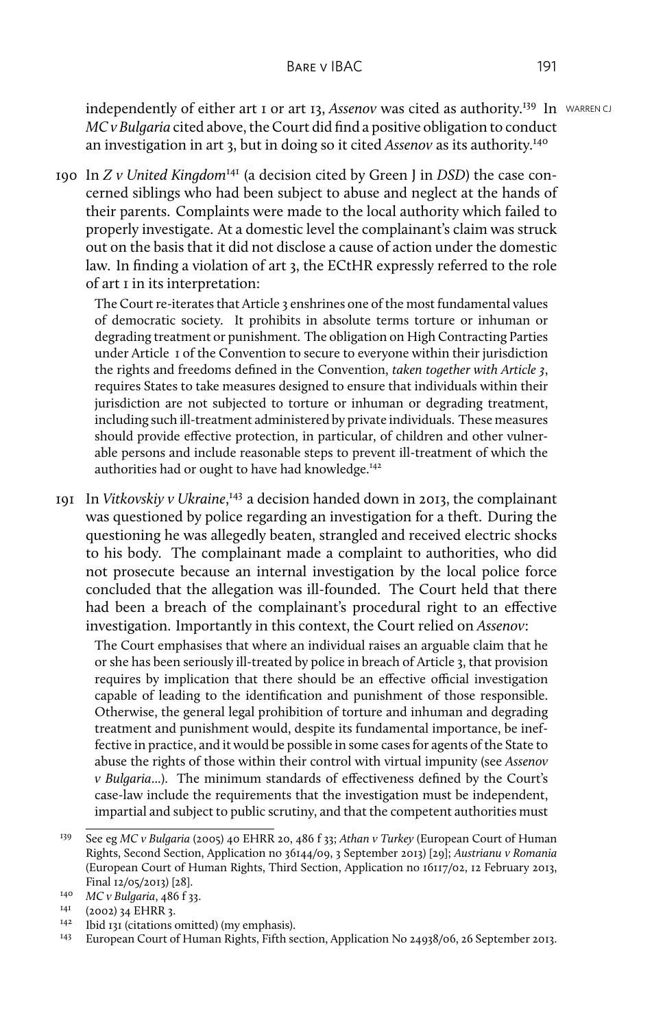independently of either art 1 or art 13, *Assenov* was cited as authority.[139] In *MC v Bulgaria* cited above, the Court did find a positive obligation to conduct an investigation in art 3, but in doing so it cited *Assenov* as its authority.[140]

190 In *Z v United Kingdom*[141] (a decision cited by Green J in *DSD*) the case concerned siblings who had been subject to abuse and neglect at the hands of their parents. Complaints were made to the local authority which failed to properly investigate. At a domestic level the complainant's claim was struck out on the basis that it did not disclose a cause of action under the domestic law. In finding a violation of art 3, the ECtHR expressly referred to the role of art 1 in its interpretation:

> The Court re-iterates that Article 3 enshrines one of the most fundamental values of democratic society. It prohibits in absolute terms torture or inhuman or degrading treatment or punishment. The obligation on High Contracting Parties under Article 1 of the Convention to secure to everyone within their jurisdiction the rights and freedoms defined in the Convention, *taken together with Article 3*, requires States to take measures designed to ensure that individuals within their jurisdiction are not subjected to torture or inhuman or degrading treatment, including such ill-treatment administered by private individuals. These measures should provide effective protection, in particular, of children and other vulnerable persons and include reasonable steps to prevent ill-treatment of which the authorities had or ought to have had knowledge.[142]

191 In *Vitkovskiy v Ukraine*,[143] a decision handed down in 2013, the complainant was questioned by police regarding an investigation for a theft. During the questioning he was allegedly beaten, strangled and received electric shocks to his body. The complainant made a complaint to authorities, who did not prosecute because an internal investigation by the local police force concluded that the allegation was ill-founded. The Court held that there had been a breach of the complainant's procedural right to an effective investigation. Importantly in this context, the Court relied on *Assenov*:

> The Court emphasises that where an individual raises an arguable claim that he or she has been seriously ill-treated by police in breach of Article 3, that provision requires by implication that there should be an effective official investigation capable of leading to the identification and punishment of those responsible. Otherwise, the general legal prohibition of torture and inhuman and degrading treatment and punishment would, despite its fundamental importance, be ineffective in practice, and it would be possible in some cases for agents of the State to abuse the rights of those within their control with virtual impunity (see *Assenov v Bulgaria*…). The minimum standards of effectiveness defined by the Court's case-law include the requirements that the investigation must be independent, impartial and subject to public scrutiny, and that the competent authorities must

---

[139] See eg *MC v Bulgaria* (2005) 40 EHRR 20, 486 f 33; *Athan v Turkey* (European Court of Human Rights, Second Section, Application no 36144/09, 3 September 2013) [29]; *Austrianu v Romania* (European Court of Human Rights, Third Section, Application no 16117/02, 12 February 2013, Final 12/05/2013) [28].

[140] *MC v Bulgaria*, 486 f 33.

[141] (2002) 34 EHRR 3.

[142] Ibid 131 (citations omitted) (my emphasis).

[143] European Court of Human Rights, Fifth section, Application No 24938/06, 26 September 2013.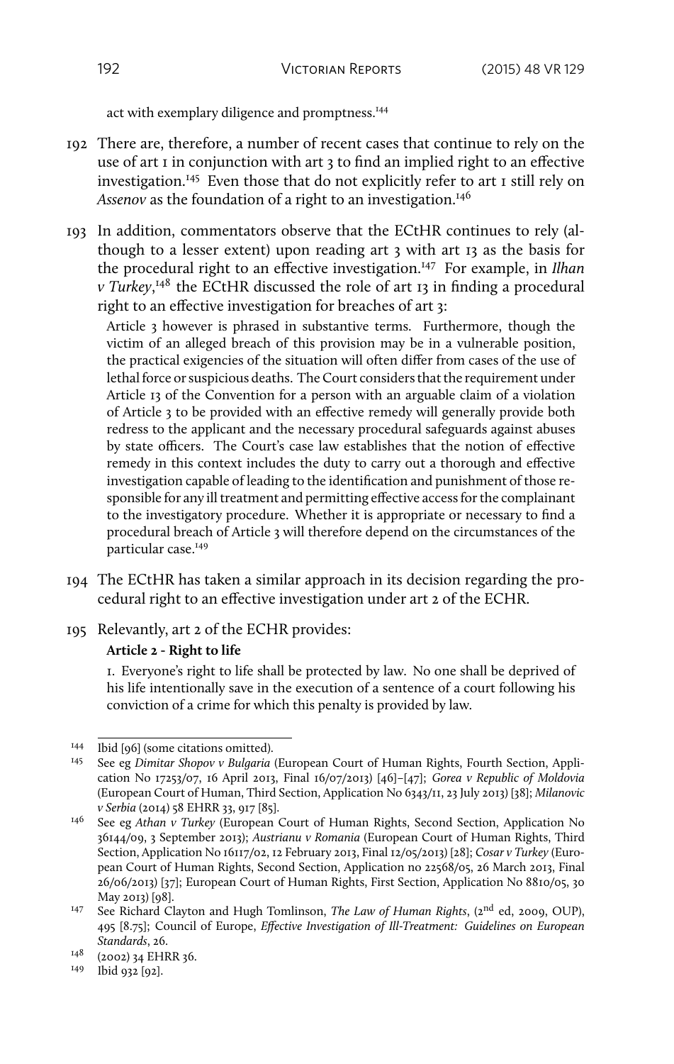act with exemplary diligence and promptness.[144]

192 There are, therefore, a number of recent cases that continue to rely on the use of art 1 in conjunction with art 3 to find an implied right to an effective investigation.[145] Even those that do not explicitly refer to art 1 still rely on *Assenov* as the foundation of a right to an investigation.[146]

193 In addition, commentators observe that the ECtHR continues to rely (although to a lesser extent) upon reading art 3 with art 13 as the basis for the procedural right to an effective investigation.[147] For example, in *Ilhan v Turkey*,[148] the ECtHR discussed the role of art 13 in finding a procedural right to an effective investigation for breaches of art 3:

> Article 3 however is phrased in substantive terms. Furthermore, though the victim of an alleged breach of this provision may be in a vulnerable position, the practical exigencies of the situation will often differ from cases of the use of lethal force or suspicious deaths. The Court considers that the requirement under Article 13 of the Convention for a person with an arguable claim of a violation of Article 3 to be provided with an effective remedy will generally provide both redress to the applicant and the necessary procedural safeguards against abuses by state officers. The Court's case law establishes that the notion of effective remedy in this context includes the duty to carry out a thorough and effective investigation capable of leading to the identification and punishment of those responsible for any ill treatment and permitting effective access for the complainant to the investigatory procedure. Whether it is appropriate or necessary to find a procedural breach of Article 3 will therefore depend on the circumstances of the particular case.[149]

194 The ECtHR has taken a similar approach in its decision regarding the procedural right to an effective investigation under art 2 of the ECHR.

195 Relevantly, art 2 of the ECHR provides:

> **Article 2 - Right to life**
>
> 1. Everyone's right to life shall be protected by law. No one shall be deprived of his life intentionally save in the execution of a sentence of a court following his conviction of a crime for which this penalty is provided by law.

---

[144] Ibid [96] (some citations omitted).

[145] See eg *Dimitar Shopov v Bulgaria* (European Court of Human Rights, Fourth Section, Application No 17253/07, 16 April 2013, Final 16/07/2013) [46]–[47]; *Gorea v Republic of Moldovia* (European Court of Human, Third Section, Application No 6343/11, 23 July 2013) [38]; *Milanovic v Serbia* (2014) 58 EHRR 33, 917 [85].

[146] See eg *Athan v Turkey* (European Court of Human Rights, Second Section, Application No 36144/09, 3 September 2013); *Austrianu v Romania* (European Court of Human Rights, Third Section, Application No 16117/02, 12 February 2013, Final 12/05/2013) [28]; *Cosar v Turkey* (European Court of Human Rights, Second Section, Application no 22568/05, 26 March 2013, Final 26/06/2013) [37]; European Court of Human Rights, First Section, Application No 8810/05, 30 May 2013) [98].

[147] See Richard Clayton and Hugh Tomlinson, *The Law of Human Rights*, (2nd ed, 2009, OUP), 495 [8.75]; Council of Europe, *Effective Investigation of Ill-Treatment: Guidelines on European Standards*, 26.

[148] (2002) 34 EHRR 36.

[149] Ibid 932 [92].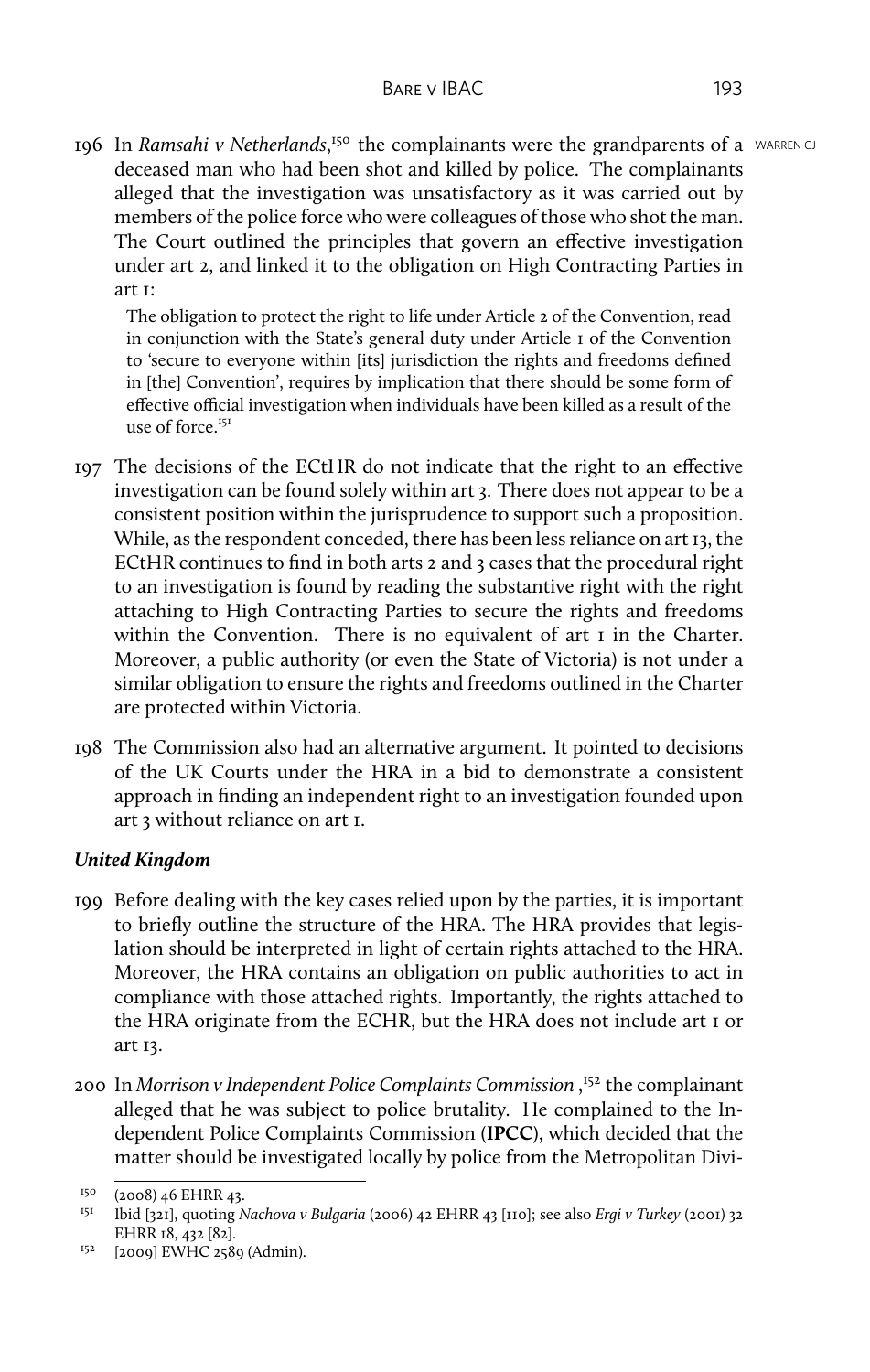196 In *Ramsahi v Netherlands*,[150] the complainants were the grandparents of a deceased man who had been shot and killed by police. The complainants alleged that the investigation was unsatisfactory as it was carried out by members of the police force who were colleagues of those who shot the man. The Court outlined the principles that govern an effective investigation under art 2, and linked it to the obligation on High Contracting Parties in art 1:

> The obligation to protect the right to life under Article 2 of the Convention, read in conjunction with the State's general duty under Article 1 of the Convention to 'secure to everyone within [its] jurisdiction the rights and freedoms defined in [the] Convention', requires by implication that there should be some form of effective official investigation when individuals have been killed as a result of the use of force.[151]

197 The decisions of the ECtHR do not indicate that the right to an effective investigation can be found solely within art 3. There does not appear to be a consistent position within the jurisprudence to support such a proposition. While, as the respondent conceded, there has been less reliance on art 13, the ECtHR continues to find in both arts 2 and 3 cases that the procedural right to an investigation is found by reading the substantive right with the right attaching to High Contracting Parties to secure the rights and freedoms within the Convention. There is no equivalent of art 1 in the Charter. Moreover, a public authority (or even the State of Victoria) is not under a similar obligation to ensure the rights and freedoms outlined in the Charter are protected within Victoria.

198 The Commission also had an alternative argument. It pointed to decisions of the UK Courts under the HRA in a bid to demonstrate a consistent approach in finding an independent right to an investigation founded upon art 3 without reliance on art 1.

### *United Kingdom*

199 Before dealing with the key cases relied upon by the parties, it is important to briefly outline the structure of the HRA. The HRA provides that legislation should be interpreted in light of certain rights attached to the HRA. Moreover, the HRA contains an obligation on public authorities to act in compliance with those attached rights. Importantly, the rights attached to the HRA originate from the ECHR, but the HRA does not include art 1 or art 13.

200 In *Morrison v Independent Police Complaints Commission* ,[152] the complainant alleged that he was subject to police brutality. He complained to the Independent Police Complaints Commission (**IPCC**), which decided that the matter should be investigated locally by police from the Metropolitan Divi-

---

[150] (2008) 46 EHRR 43.

[151] Ibid [321], quoting *Nachova v Bulgaria* (2006) 42 EHRR 43 [110]; see also *Ergi v Turkey* (2001) 32 EHRR 18, 432 [82].

[152] [2009] EWHC 2589 (Admin).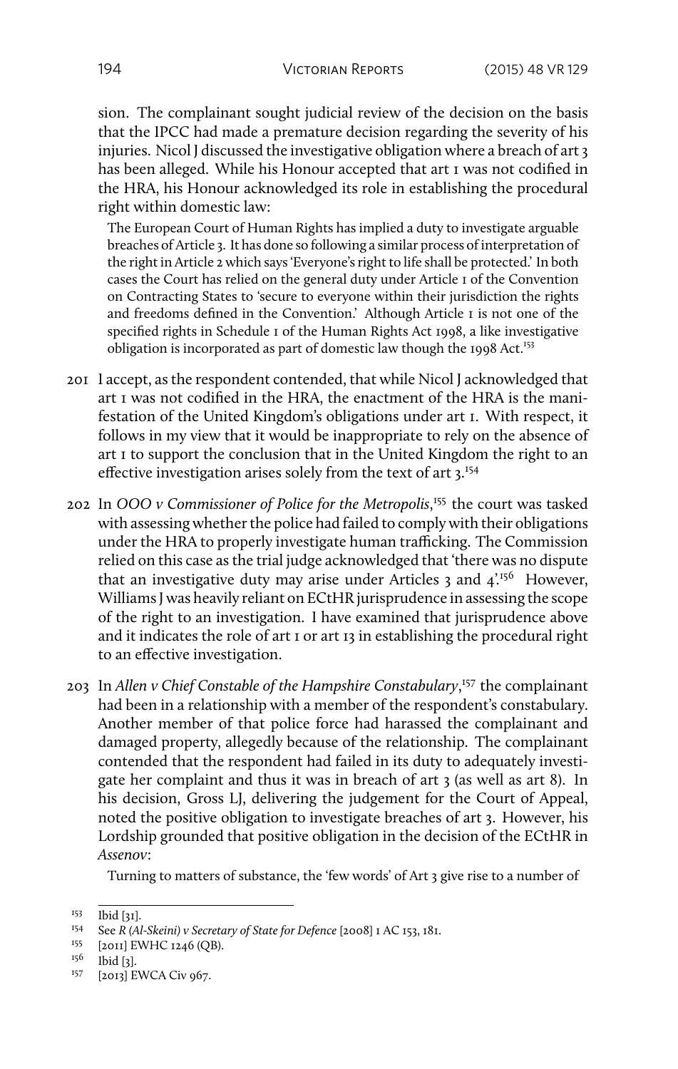sion. The complainant sought judicial review of the decision on the basis that the IPCC had made a premature decision regarding the severity of his injuries. Nicol J discussed the investigative obligation where a breach of art 3 has been alleged. While his Honour accepted that art 1 was not codified in the HRA, his Honour acknowledged its role in establishing the procedural right within domestic law:

> The European Court of Human Rights has implied a duty to investigate arguable breaches of Article 3. It has done so following a similar process of interpretation of the right in Article 2 which says 'Everyone's right to life shall be protected.' In both cases the Court has relied on the general duty under Article 1 of the Convention on Contracting States to 'secure to everyone within their jurisdiction the rights and freedoms defined in the Convention.' Although Article 1 is not one of the specified rights in Schedule 1 of the Human Rights Act 1998, a like investigative obligation is incorporated as part of domestic law though the 1998 Act.[153]

201 I accept, as the respondent contended, that while Nicol J acknowledged that art 1 was not codified in the HRA, the enactment of the HRA is the manifestation of the United Kingdom's obligations under art 1. With respect, it follows in my view that it would be inappropriate to rely on the absence of art 1 to support the conclusion that in the United Kingdom the right to an effective investigation arises solely from the text of art 3.[154]

202 In *OOO v Commissioner of Police for the Metropolis*,[155] the court was tasked with assessing whether the police had failed to comply with their obligations under the HRA to properly investigate human trafficking. The Commission relied on this case as the trial judge acknowledged that 'there was no dispute that an investigative duty may arise under Articles 3 and 4'.[156] However, Williams J was heavily reliant on ECtHR jurisprudence in assessing the scope of the right to an investigation. I have examined that jurisprudence above and it indicates the role of art 1 or art 13 in establishing the procedural right to an effective investigation.

203 In *Allen v Chief Constable of the Hampshire Constabulary*,[157] the complainant had been in a relationship with a member of the respondent's constabulary. Another member of that police force had harassed the complainant and damaged property, allegedly because of the relationship. The complainant contended that the respondent had failed in its duty to adequately investigate her complaint and thus it was in breach of art 3 (as well as art 8). In his decision, Gross LJ, delivering the judgement for the Court of Appeal, noted the positive obligation to investigate breaches of art 3. However, his Lordship grounded that positive obligation in the decision of the ECtHR in *Assenov*:

> Turning to matters of substance, the 'few words' of Art 3 give rise to a number of

---

153 Ibid [31].

154 See *R (Al-Skeini) v Secretary of State for Defence* [2008] 1 AC 153, 181.

155 [2011] EWHC 1246 (QB).

156 Ibid [3].

157 [2013] EWCA Civ 967.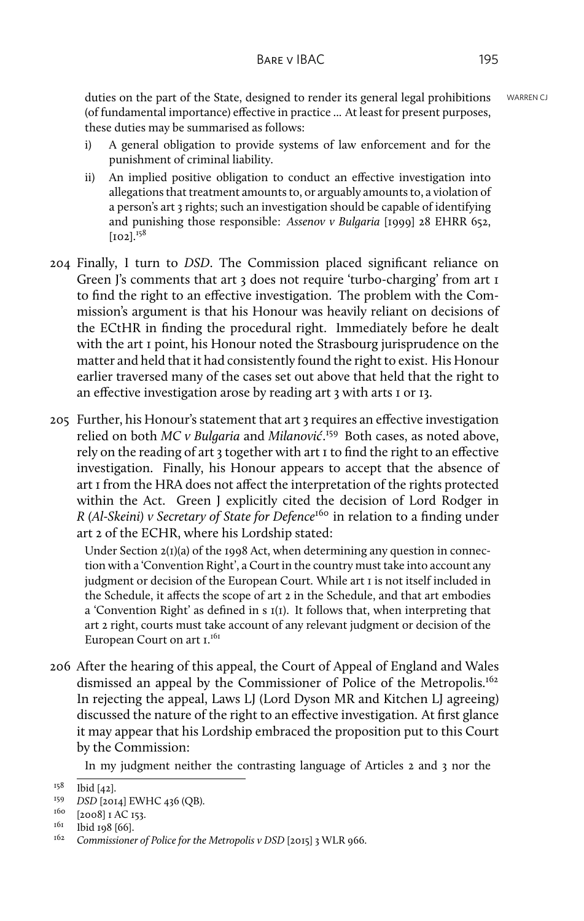duties on the part of the State, designed to render its general legal prohibitions (of fundamental importance) effective in practice ... At least for present purposes, these duties may be summarised as follows:

i) A general obligation to provide systems of law enforcement and for the punishment of criminal liability.

ii) An implied positive obligation to conduct an effective investigation into allegations that treatment amounts to, or arguably amounts to, a violation of a person's art 3 rights; such an investigation should be capable of identifying and punishing those responsible: *Assenov v Bulgaria* [1999] 28 EHRR 652, [102].[158]

204 Finally, I turn to *DSD*. The Commission placed significant reliance on Green J's comments that art 3 does not require 'turbo-charging' from art 1 to find the right to an effective investigation. The problem with the Commission's argument is that his Honour was heavily reliant on decisions of the ECtHR in finding the procedural right. Immediately before he dealt with the art 1 point, his Honour noted the Strasbourg jurisprudence on the matter and held that it had consistently found the right to exist. His Honour earlier traversed many of the cases set out above that held that the right to an effective investigation arose by reading art 3 with arts 1 or 13.

205 Further, his Honour's statement that art 3 requires an effective investigation relied on both *MC v Bulgaria* and *Milanović*.[159] Both cases, as noted above, rely on the reading of art 3 together with art 1 to find the right to an effective investigation. Finally, his Honour appears to accept that the absence of art 1 from the HRA does not affect the interpretation of the rights protected within the Act. Green J explicitly cited the decision of Lord Rodger in *R (Al-Skeini) v Secretary of State for Defence*[160] in relation to a finding under art 2 of the ECHR, where his Lordship stated:

> Under Section 2(1)(a) of the 1998 Act, when determining any question in connection with a 'Convention Right', a Court in the country must take into account any judgment or decision of the European Court. While art 1 is not itself included in the Schedule, it affects the scope of art 2 in the Schedule, and that art embodies a 'Convention Right' as defined in s 1(1). It follows that, when interpreting that art 2 right, courts must take account of any relevant judgment or decision of the European Court on art 1.[161]

206 After the hearing of this appeal, the Court of Appeal of England and Wales dismissed an appeal by the Commissioner of Police of the Metropolis.[162] In rejecting the appeal, Laws LJ (Lord Dyson MR and Kitchen LJ agreeing) discussed the nature of the right to an effective investigation. At first glance it may appear that his Lordship embraced the proposition put to this Court by the Commission:

> In my judgment neither the contrasting language of Articles 2 and 3 nor the

---

[158] Ibid [42].

[159] *DSD* [2014] EWHC 436 (QB).

[160] [2008] 1 AC 153.

[161] Ibid 198 [66].

[162] *Commissioner of Police for the Metropolis v DSD* [2015] 3 WLR 966.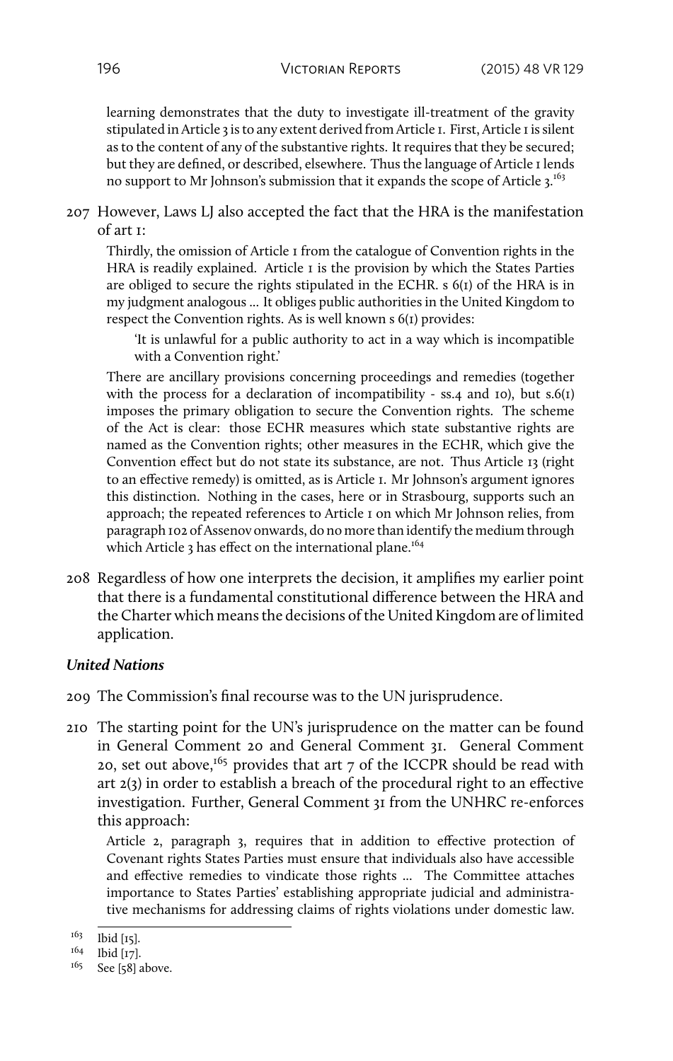learning demonstrates that the duty to investigate ill-treatment of the gravity stipulated in Article 3 is to any extent derived from Article 1. First, Article 1 is silent as to the content of any of the substantive rights. It requires that they be secured; but they are defined, or described, elsewhere. Thus the language of Article 1 lends no support to Mr Johnson's submission that it expands the scope of Article 3.[163]

207 However, Laws LJ also accepted the fact that the HRA is the manifestation of art 1:

> Thirdly, the omission of Article 1 from the catalogue of Convention rights in the HRA is readily explained. Article 1 is the provision by which the States Parties are obliged to secure the rights stipulated in the ECHR. s 6(1) of the HRA is in my judgment analogous … It obliges public authorities in the United Kingdom to respect the Convention rights. As is well known s 6(1) provides:
>
> > 'It is unlawful for a public authority to act in a way which is incompatible with a Convention right.'
>
> There are ancillary provisions concerning proceedings and remedies (together with the process for a declaration of incompatibility - ss.4 and 10), but s.6(1) imposes the primary obligation to secure the Convention rights. The scheme of the Act is clear: those ECHR measures which state substantive rights are named as the Convention rights; other measures in the ECHR, which give the Convention effect but do not state its substance, are not. Thus Article 13 (right to an effective remedy) is omitted, as is Article 1. Mr Johnson's argument ignores this distinction. Nothing in the cases, here or in Strasbourg, supports such an approach; the repeated references to Article 1 on which Mr Johnson relies, from paragraph 102 of Assenov onwards, do no more than identify the medium through which Article 3 has effect on the international plane.[164]

208 Regardless of how one interprets the decision, it amplifies my earlier point that there is a fundamental constitutional difference between the HRA and the Charter which means the decisions of the United Kingdom are of limited application.

### *United Nations*

209 The Commission's final recourse was to the UN jurisprudence.

210 The starting point for the UN's jurisprudence on the matter can be found in General Comment 20 and General Comment 31. General Comment 20, set out above,[165] provides that art 7 of the ICCPR should be read with art 2(3) in order to establish a breach of the procedural right to an effective investigation. Further, General Comment 31 from the UNHRC re-enforces this approach:

> Article 2, paragraph 3, requires that in addition to effective protection of Covenant rights States Parties must ensure that individuals also have accessible and effective remedies to vindicate those rights … The Committee attaches importance to States Parties' establishing appropriate judicial and administrative mechanisms for addressing claims of rights violations under domestic law.

---

[163] Ibid [15].

[164] Ibid [17].

[165] See [58] above.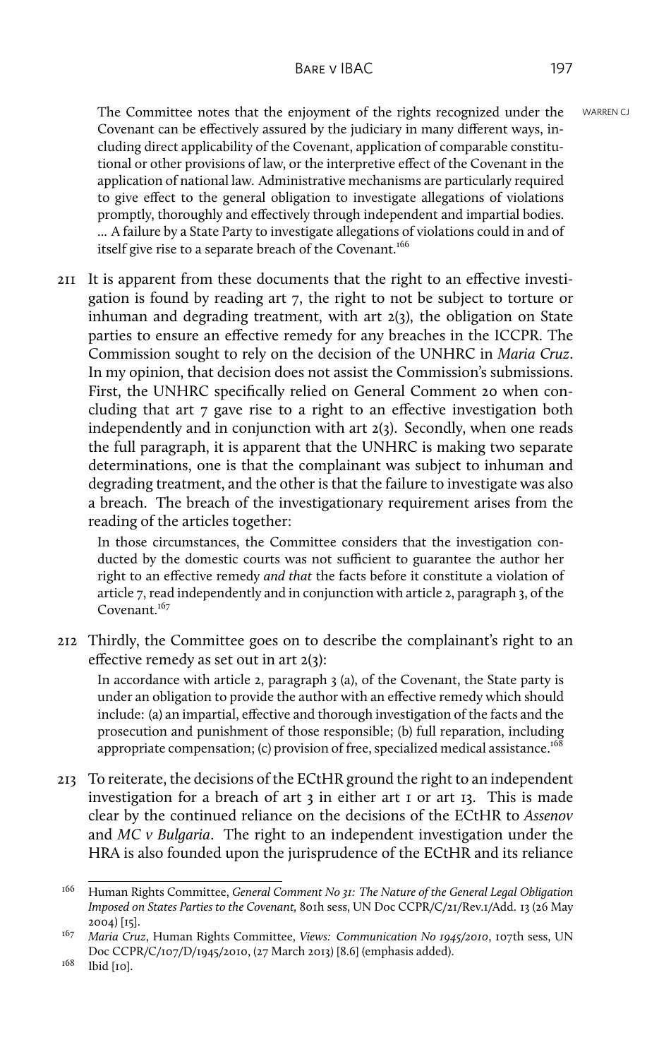> The Committee notes that the enjoyment of the rights recognized under the Covenant can be effectively assured by the judiciary in many different ways, including direct applicability of the Covenant, application of comparable constitutional or other provisions of law, or the interpretive effect of the Covenant in the application of national law. Administrative mechanisms are particularly required to give effect to the general obligation to investigate allegations of violations promptly, thoroughly and effectively through independent and impartial bodies. … A failure by a State Party to investigate allegations of violations could in and of itself give rise to a separate breach of the Covenant.[166]

211 It is apparent from these documents that the right to an effective investigation is found by reading art 7, the right to not be subject to torture or inhuman and degrading treatment, with art 2(3), the obligation on State parties to ensure an effective remedy for any breaches in the ICCPR. The Commission sought to rely on the decision of the UNHRC in *Maria Cruz*. In my opinion, that decision does not assist the Commission's submissions. First, the UNHRC specifically relied on General Comment 20 when concluding that art 7 gave rise to a right to an effective investigation both independently and in conjunction with art 2(3). Secondly, when one reads the full paragraph, it is apparent that the UNHRC is making two separate determinations, one is that the complainant was subject to inhuman and degrading treatment, and the other is that the failure to investigate was also a breach. The breach of the investigationary requirement arises from the reading of the articles together:

> In those circumstances, the Committee considers that the investigation conducted by the domestic courts was not sufficient to guarantee the author her right to an effective remedy *and that* the facts before it constitute a violation of article 7, read independently and in conjunction with article 2, paragraph 3, of the Covenant.[167]

212 Thirdly, the Committee goes on to describe the complainant's right to an effective remedy as set out in art 2(3):

> In accordance with article 2, paragraph 3 (a), of the Covenant, the State party is under an obligation to provide the author with an effective remedy which should include: (a) an impartial, effective and thorough investigation of the facts and the prosecution and punishment of those responsible; (b) full reparation, including appropriate compensation; (c) provision of free, specialized medical assistance.[168]

213 To reiterate, the decisions of the ECtHR ground the right to an independent investigation for a breach of art 3 in either art 1 or art 13. This is made clear by the continued reliance on the decisions of the ECtHR to *Assenov* and *MC v Bulgaria*. The right to an independent investigation under the HRA is also founded upon the jurisprudence of the ECtHR and its reliance

---

[166] Human Rights Committee, *General Comment No 31: The Nature of the General Legal Obligation Imposed on States Parties to the Covenant,* 80th sess, UN Doc CCPR/C/21/Rev.1/Add. 13 (26 May 2004) [15].

[167] *Maria Cruz*, Human Rights Committee, *Views: Communication No 1945/2010*, 107th sess, UN Doc CCPR/C/107/D/1945/2010, (27 March 2013) [8.6] (emphasis added).

[168] Ibid [10].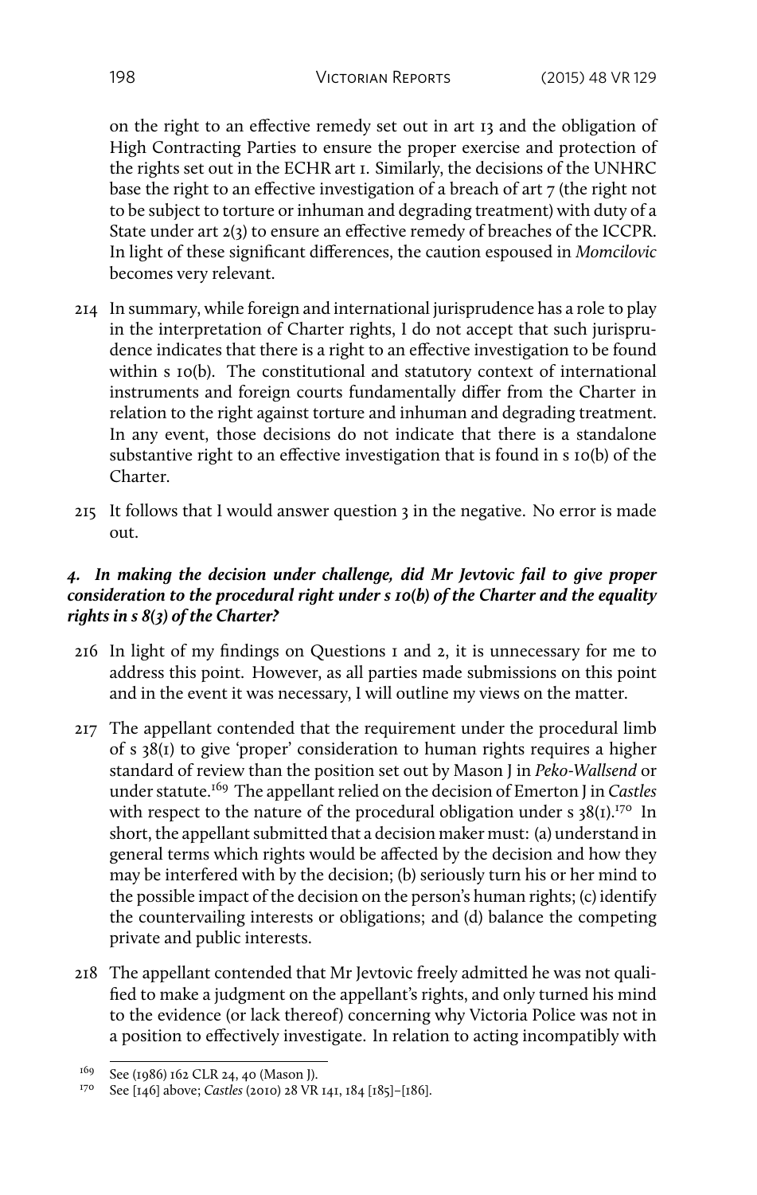on the right to an effective remedy set out in art 13 and the obligation of High Contracting Parties to ensure the proper exercise and protection of the rights set out in the ECHR art 1. Similarly, the decisions of the UNHRC base the right to an effective investigation of a breach of art 7 (the right not to be subject to torture or inhuman and degrading treatment) with duty of a State under art 2(3) to ensure an effective remedy of breaches of the ICCPR. In light of these significant differences, the caution espoused in *Momcilovic* becomes very relevant.

214 In summary, while foreign and international jurisprudence has a role to play in the interpretation of Charter rights, I do not accept that such jurisprudence indicates that there is a right to an effective investigation to be found within s 10(b). The constitutional and statutory context of international instruments and foreign courts fundamentally differ from the Charter in relation to the right against torture and inhuman and degrading treatment. In any event, those decisions do not indicate that there is a standalone substantive right to an effective investigation that is found in s 10(b) of the Charter.

215 It follows that I would answer question 3 in the negative. No error is made out.

### *4. In making the decision under challenge, did Mr Jevtovic fail to give proper consideration to the procedural right under s 10(b) of the Charter and the equality rights in s 8(3) of the Charter?*

216 In light of my findings on Questions 1 and 2, it is unnecessary for me to address this point. However, as all parties made submissions on this point and in the event it was necessary, I will outline my views on the matter.

217 The appellant contended that the requirement under the procedural limb of s 38(1) to give 'proper' consideration to human rights requires a higher standard of review than the position set out by Mason J in *Peko-Wallsend* or under statute.[169] The appellant relied on the decision of Emerton J in *Castles* with respect to the nature of the procedural obligation under s 38(1).[170] In short, the appellant submitted that a decision maker must: (a) understand in general terms which rights would be affected by the decision and how they may be interfered with by the decision; (b) seriously turn his or her mind to the possible impact of the decision on the person's human rights; (c) identify the countervailing interests or obligations; and (d) balance the competing private and public interests.

218 The appellant contended that Mr Jevtovic freely admitted he was not qualified to make a judgment on the appellant's rights, and only turned his mind to the evidence (or lack thereof) concerning why Victoria Police was not in a position to effectively investigate. In relation to acting incompatibly with

---

[169] See (1986) 162 CLR 24, 40 (Mason J).

[170] See [146] above; *Castles* (2010) 28 VR 141, 184 [185]–[186].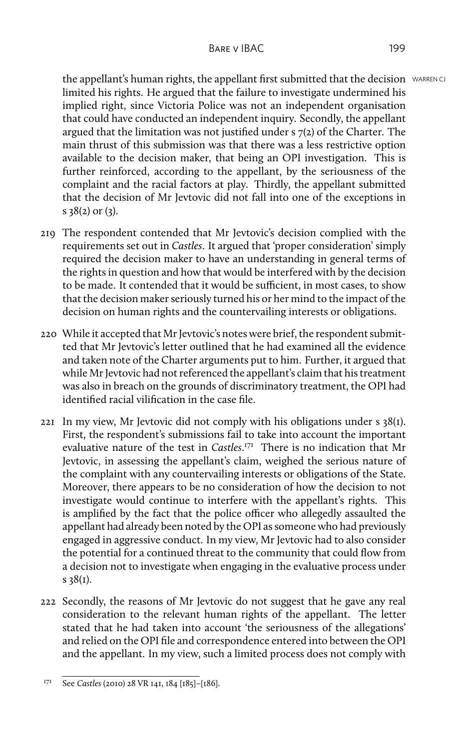the appellant's human rights, the appellant first submitted that the decision limited his rights. He argued that the failure to investigate undermined his implied right, since Victoria Police was not an independent organisation that could have conducted an independent inquiry. Secondly, the appellant argued that the limitation was not justified under s 7(2) of the Charter. The main thrust of this submission was that there was a less restrictive option available to the decision maker, that being an OPI investigation. This is further reinforced, according to the appellant, by the seriousness of the complaint and the racial factors at play. Thirdly, the appellant submitted that the decision of Mr Jevtovic did not fall into one of the exceptions in s 38(2) or (3).

219 The respondent contended that Mr Jevtovic's decision complied with the requirements set out in *Castles*. It argued that 'proper consideration' simply required the decision maker to have an understanding in general terms of the rights in question and how that would be interfered with by the decision to be made. It contended that it would be sufficient, in most cases, to show that the decision maker seriously turned his or her mind to the impact of the decision on human rights and the countervailing interests or obligations.

220 While it accepted that Mr Jevtovic's notes were brief, the respondent submitted that Mr Jevtovic's letter outlined that he had examined all the evidence and taken note of the Charter arguments put to him. Further, it argued that while Mr Jevtovic had not referenced the appellant's claim that his treatment was also in breach on the grounds of discriminatory treatment, the OPI had identified racial vilification in the case file.

221 In my view, Mr Jevtovic did not comply with his obligations under s 38(1). First, the respondent's submissions fail to take into account the important evaluative nature of the test in *Castles*.[171] There is no indication that Mr Jevtovic, in assessing the appellant's claim, weighed the serious nature of the complaint with any countervailing interests or obligations of the State. Moreover, there appears to be no consideration of how the decision to not investigate would continue to interfere with the appellant's rights. This is amplified by the fact that the police officer who allegedly assaulted the appellant had already been noted by the OPI as someone who had previously engaged in aggressive conduct. In my view, Mr Jevtovic had to also consider the potential for a continued threat to the community that could flow from a decision not to investigate when engaging in the evaluative process under s 38(1).

222 Secondly, the reasons of Mr Jevtovic do not suggest that he gave any real consideration to the relevant human rights of the appellant. The letter stated that he had taken into account 'the seriousness of the allegations' and relied on the OPI file and correspondence entered into between the OPI and the appellant. In my view, such a limited process does not comply with

---

[171] See *Castles* (2010) 28 VR 141, 184 [185]–[186].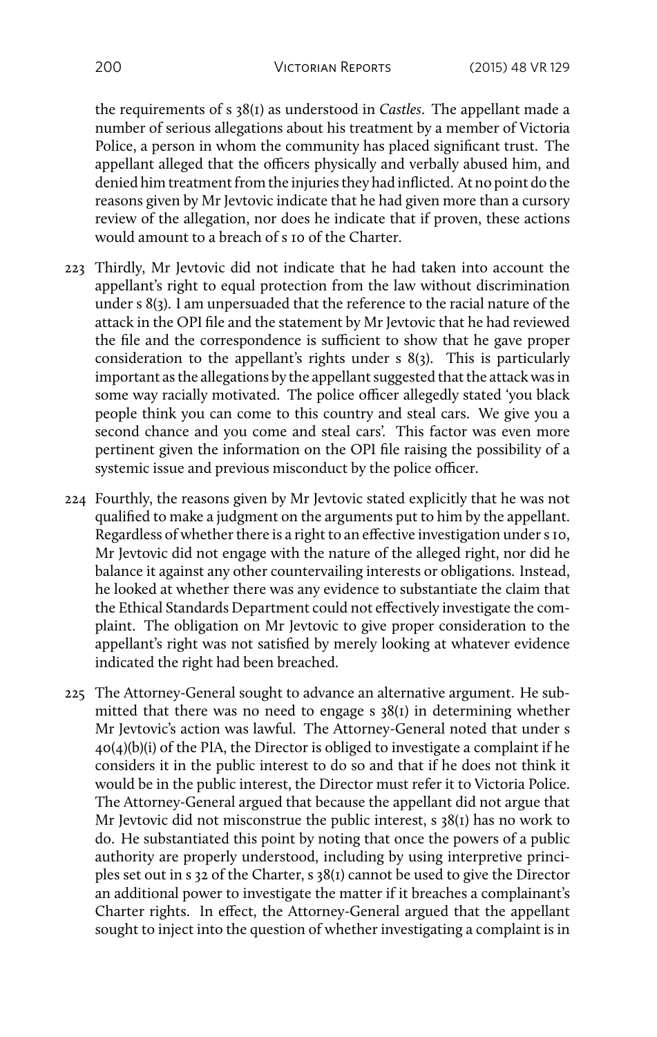the requirements of s 38(1) as understood in *Castles*. The appellant made a number of serious allegations about his treatment by a member of Victoria Police, a person in whom the community has placed significant trust. The appellant alleged that the officers physically and verbally abused him, and denied him treatment from the injuries they had inflicted. At no point do the reasons given by Mr Jevtovic indicate that he had given more than a cursory review of the allegation, nor does he indicate that if proven, these actions would amount to a breach of s 10 of the Charter.

223 Thirdly, Mr Jevtovic did not indicate that he had taken into account the appellant's right to equal protection from the law without discrimination under s 8(3). I am unpersuaded that the reference to the racial nature of the attack in the OPI file and the statement by Mr Jevtovic that he had reviewed the file and the correspondence is sufficient to show that he gave proper consideration to the appellant's rights under s 8(3). This is particularly important as the allegations by the appellant suggested that the attack was in some way racially motivated. The police officer allegedly stated 'you black people think you can come to this country and steal cars. We give you a second chance and you come and steal cars'. This factor was even more pertinent given the information on the OPI file raising the possibility of a systemic issue and previous misconduct by the police officer.

224 Fourthly, the reasons given by Mr Jevtovic stated explicitly that he was not qualified to make a judgment on the arguments put to him by the appellant. Regardless of whether there is a right to an effective investigation under s 10, Mr Jevtovic did not engage with the nature of the alleged right, nor did he balance it against any other countervailing interests or obligations. Instead, he looked at whether there was any evidence to substantiate the claim that the Ethical Standards Department could not effectively investigate the complaint. The obligation on Mr Jevtovic to give proper consideration to the appellant's right was not satisfied by merely looking at whatever evidence indicated the right had been breached.

225 The Attorney-General sought to advance an alternative argument. He submitted that there was no need to engage s 38(1) in determining whether Mr Jevtovic's action was lawful. The Attorney-General noted that under s 40(4)(b)(i) of the PIA, the Director is obliged to investigate a complaint if he considers it in the public interest to do so and that if he does not think it would be in the public interest, the Director must refer it to Victoria Police. The Attorney-General argued that because the appellant did not argue that Mr Jevtovic did not misconstrue the public interest, s 38(1) has no work to do. He substantiated this point by noting that once the powers of a public authority are properly understood, including by using interpretive principles set out in s 32 of the Charter, s 38(1) cannot be used to give the Director an additional power to investigate the matter if it breaches a complainant's Charter rights. In effect, the Attorney-General argued that the appellant sought to inject into the question of whether investigating a complaint is in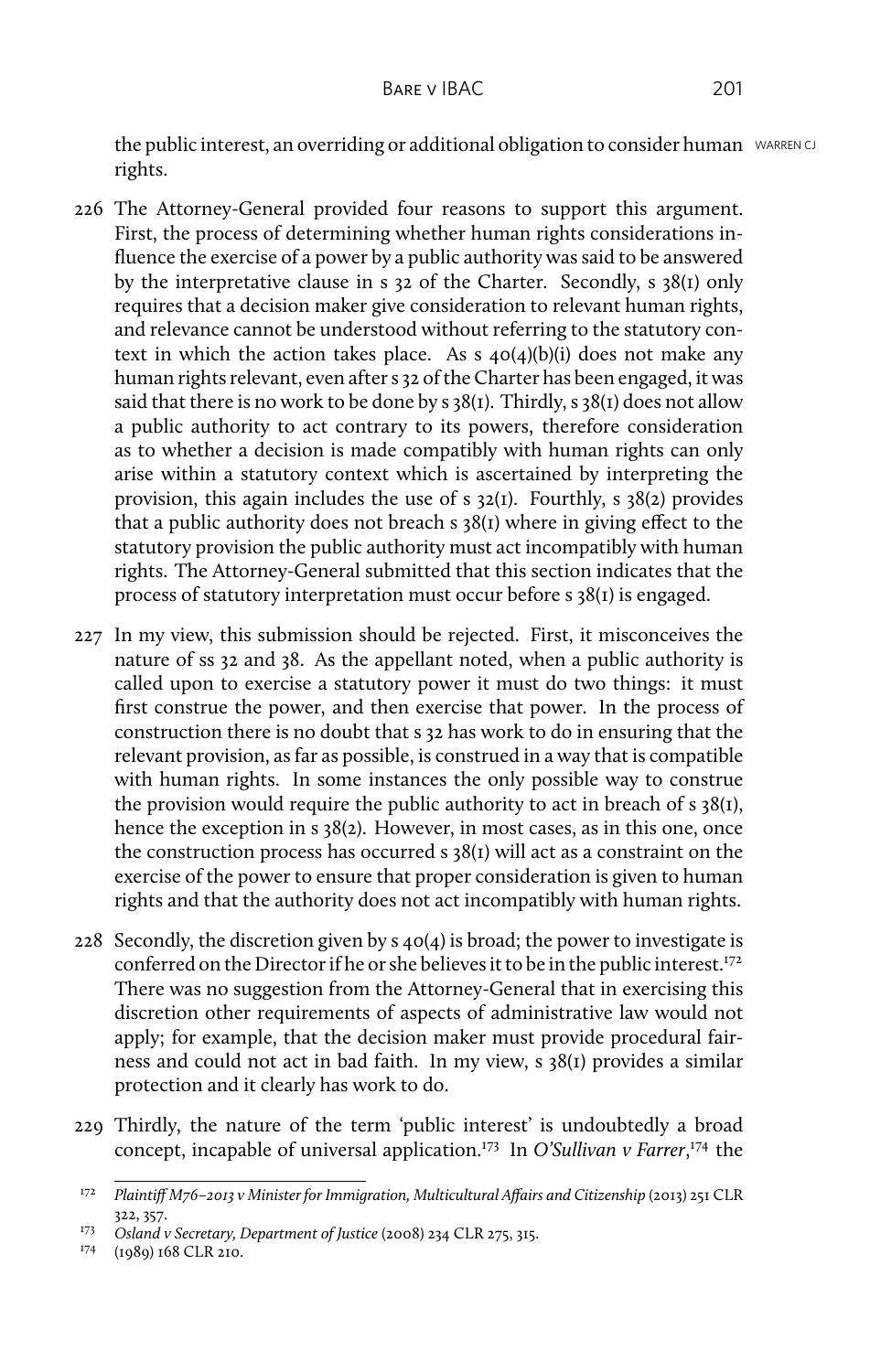the public interest, an overriding or additional obligation to consider human rights.

226 The Attorney-General provided four reasons to support this argument. First, the process of determining whether human rights considerations influence the exercise of a power by a public authority was said to be answered by the interpretative clause in s 32 of the Charter. Secondly, s 38(1) only requires that a decision maker give consideration to relevant human rights, and relevance cannot be understood without referring to the statutory context in which the action takes place. As s 40(4)(b)(i) does not make any human rights relevant, even after s 32 of the Charter has been engaged, it was said that there is no work to be done by s 38(1). Thirdly, s 38(1) does not allow a public authority to act contrary to its powers, therefore consideration as to whether a decision is made compatibly with human rights can only arise within a statutory context which is ascertained by interpreting the provision, this again includes the use of s 32(1). Fourthly, s 38(2) provides that a public authority does not breach s 38(1) where in giving effect to the statutory provision the public authority must act incompatibly with human rights. The Attorney-General submitted that this section indicates that the process of statutory interpretation must occur before s 38(1) is engaged.

227 In my view, this submission should be rejected. First, it misconceives the nature of ss 32 and 38. As the appellant noted, when a public authority is called upon to exercise a statutory power it must do two things: it must first construe the power, and then exercise that power. In the process of construction there is no doubt that s 32 has work to do in ensuring that the relevant provision, as far as possible, is construed in a way that is compatible with human rights. In some instances the only possible way to construe the provision would require the public authority to act in breach of s 38(1), hence the exception in s 38(2). However, in most cases, as in this one, once the construction process has occurred s 38(1) will act as a constraint on the exercise of the power to ensure that proper consideration is given to human rights and that the authority does not act incompatibly with human rights.

228 Secondly, the discretion given by s 40(4) is broad; the power to investigate is conferred on the Director if he or she believes it to be in the public interest.[172] There was no suggestion from the Attorney-General that in exercising this discretion other requirements of aspects of administrative law would not apply; for example, that the decision maker must provide procedural fairness and could not act in bad faith. In my view, s 38(1) provides a similar protection and it clearly has work to do.

229 Thirdly, the nature of the term 'public interest' is undoubtedly a broad concept, incapable of universal application.[173] In *O'Sullivan v Farrer*,[174] the

---

[172] *Plaintiff M76–2013 v Minister for Immigration, Multicultural Affairs and Citizenship* (2013) 251 CLR 322, 357.

[173] *Osland v Secretary, Department of Justice* (2008) 234 CLR 275, 315.

[174] (1989) 168 CLR 210.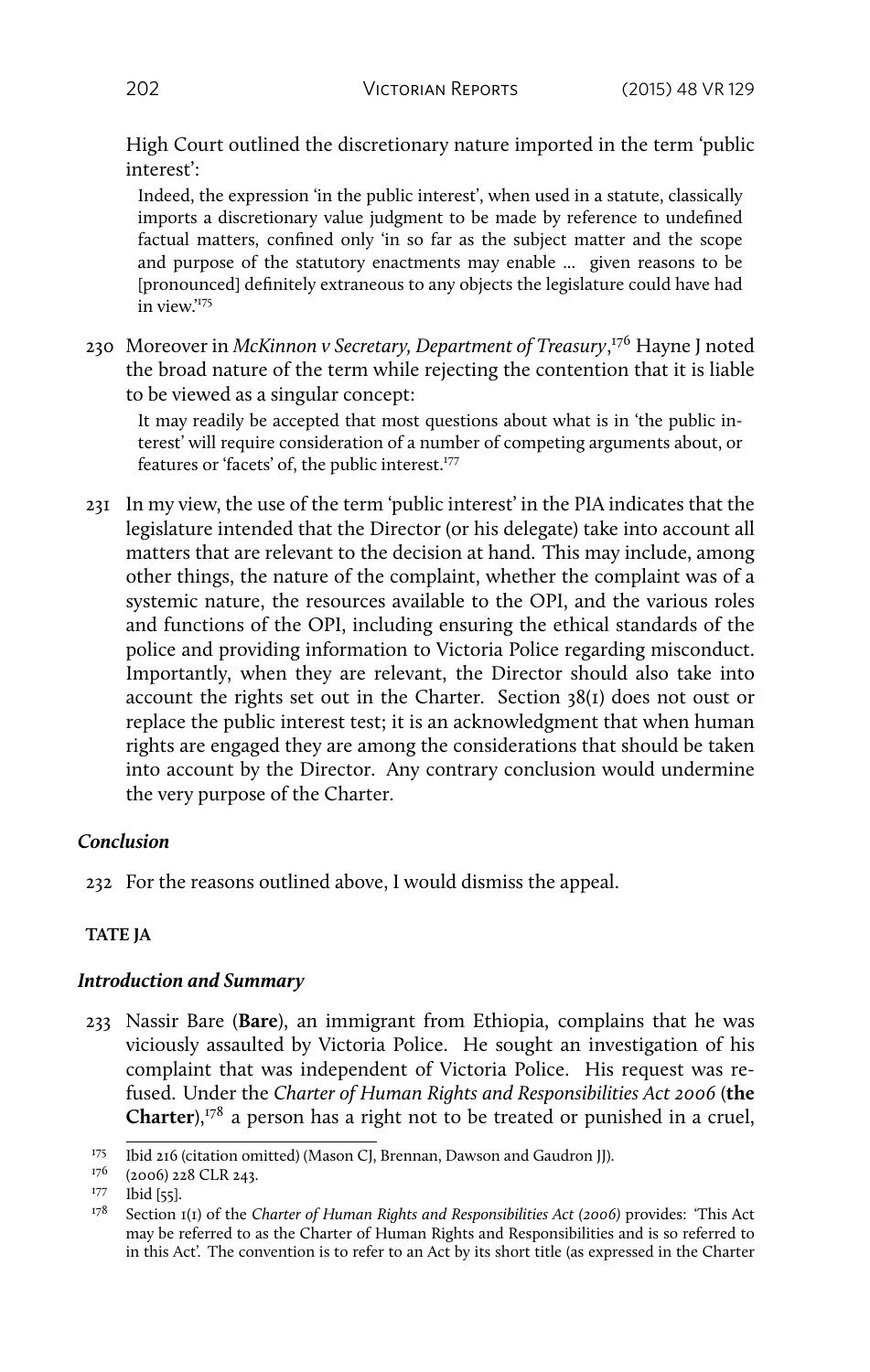High Court outlined the discretionary nature imported in the term 'public interest':

> Indeed, the expression 'in the public interest', when used in a statute, classically imports a discretionary value judgment to be made by reference to undefined factual matters, confined only 'in so far as the subject matter and the scope and purpose of the statutory enactments may enable ... given reasons to be [pronounced] definitely extraneous to any objects the legislature could have had in view.'[175]

230 Moreover in *McKinnon v Secretary, Department of Treasury*,[176] Hayne J noted the broad nature of the term while rejecting the contention that it is liable to be viewed as a singular concept:

> It may readily be accepted that most questions about what is in 'the public interest' will require consideration of a number of competing arguments about, or features or 'facets' of, the public interest.[177]

231 In my view, the use of the term 'public interest' in the PIA indicates that the legislature intended that the Director (or his delegate) take into account all matters that are relevant to the decision at hand. This may include, among other things, the nature of the complaint, whether the complaint was of a systemic nature, the resources available to the OPI, and the various roles and functions of the OPI, including ensuring the ethical standards of the police and providing information to Victoria Police regarding misconduct. Importantly, when they are relevant, the Director should also take into account the rights set out in the Charter. Section 38(1) does not oust or replace the public interest test; it is an acknowledgment that when human rights are engaged they are among the considerations that should be taken into account by the Director. Any contrary conclusion would undermine the very purpose of the Charter.

### *Conclusion*

232 For the reasons outlined above, I would dismiss the appeal.

**TATE JA**

### *Introduction and Summary*

233 Nassir Bare (**Bare**), an immigrant from Ethiopia, complains that he was viciously assaulted by Victoria Police. He sought an investigation of his complaint that was independent of Victoria Police. His request was refused. Under the *Charter of Human Rights and Responsibilities Act 2006* (**the Charter**),[178] a person has a right not to be treated or punished in a cruel,

---

[175] Ibid 216 (citation omitted) (Mason CJ, Brennan, Dawson and Gaudron JJ).

[176] (2006) 228 CLR 243.

[177] Ibid [55].

[178] Section 1(1) of the *Charter of Human Rights and Responsibilities Act (2006)* provides: 'This Act may be referred to as the Charter of Human Rights and Responsibilities and is so referred to in this Act'. The convention is to refer to an Act by its short title (as expressed in the Charter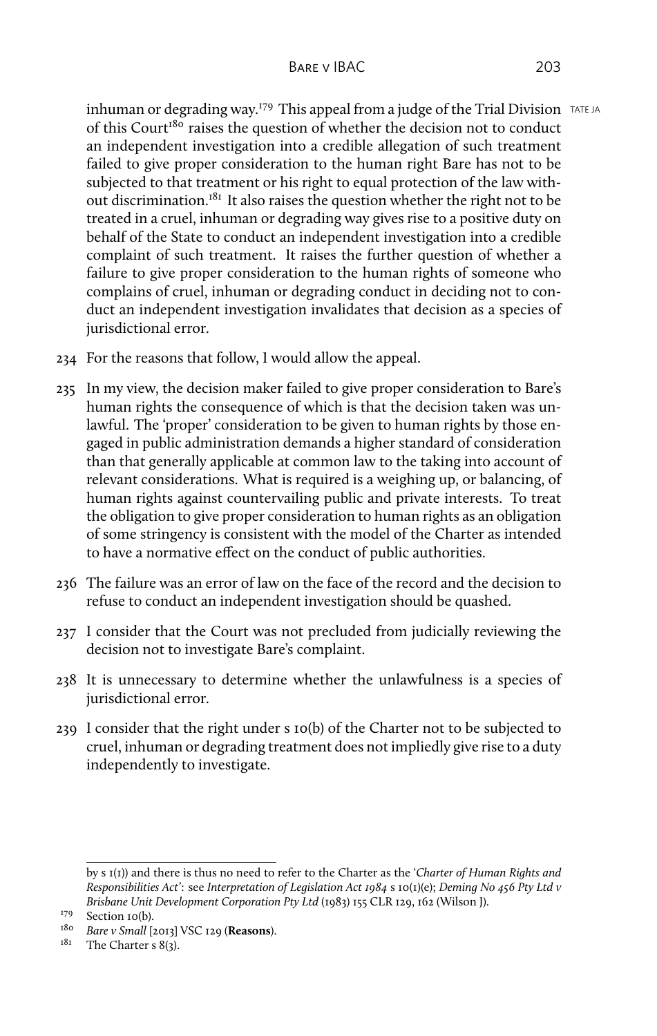inhuman or degrading way.[179] This appeal from a judge of the Trial Division of this Court[180] raises the question of whether the decision not to conduct an independent investigation into a credible allegation of such treatment failed to give proper consideration to the human right Bare has not to be subjected to that treatment or his right to equal protection of the law without discrimination.[181] It also raises the question whether the right not to be treated in a cruel, inhuman or degrading way gives rise to a positive duty on behalf of the State to conduct an independent investigation into a credible complaint of such treatment. It raises the further question of whether a failure to give proper consideration to the human rights of someone who complains of cruel, inhuman or degrading conduct in deciding not to conduct an independent investigation invalidates that decision as a species of jurisdictional error.

234 For the reasons that follow, I would allow the appeal.

235 In my view, the decision maker failed to give proper consideration to Bare's human rights the consequence of which is that the decision taken was unlawful. The 'proper' consideration to be given to human rights by those engaged in public administration demands a higher standard of consideration than that generally applicable at common law to the taking into account of relevant considerations. What is required is a weighing up, or balancing, of human rights against countervailing public and private interests. To treat the obligation to give proper consideration to human rights as an obligation of some stringency is consistent with the model of the Charter as intended to have a normative effect on the conduct of public authorities.

236 The failure was an error of law on the face of the record and the decision to refuse to conduct an independent investigation should be quashed.

237 I consider that the Court was not precluded from judicially reviewing the decision not to investigate Bare's complaint.

238 It is unnecessary to determine whether the unlawfulness is a species of jurisdictional error.

239 I consider that the right under s 10(b) of the Charter not to be subjected to cruel, inhuman or degrading treatment does not impliedly give rise to a duty independently to investigate.

---

by s 1(1)) and there is thus no need to refer to the Charter as the '*Charter of Human Rights and Responsibilities Act*': see *Interpretation of Legislation Act 1984* s 10(1)(e); *Deming No 456 Pty Ltd v Brisbane Unit Development Corporation Pty Ltd* (1983) 155 CLR 129, 162 (Wilson J).

[179] Section 10(b).

[180] *Bare v Small* [2013] VSC 129 (**Reasons**).

[181] The Charter s 8(3).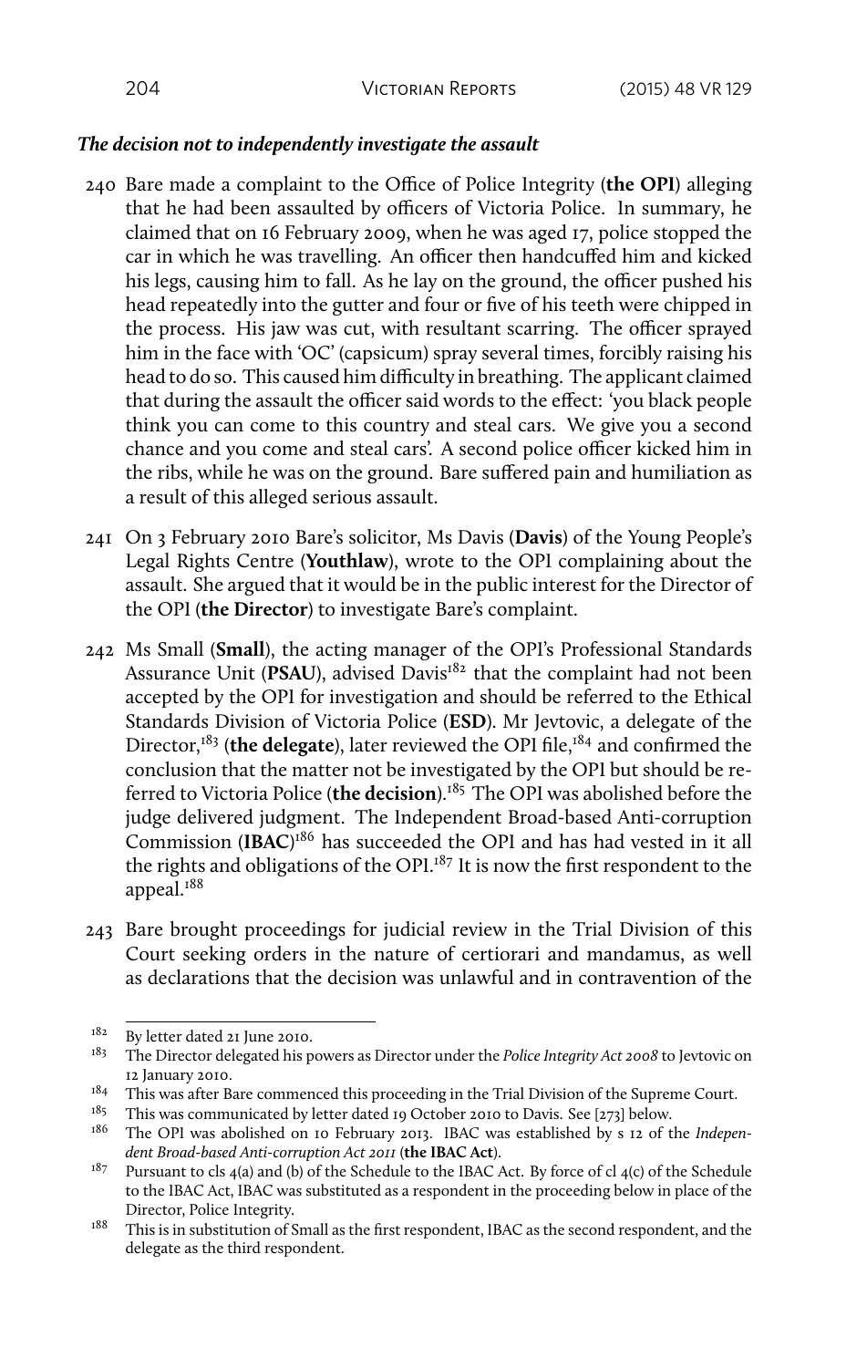### *The decision not to independently investigate the assault*

240 Bare made a complaint to the Office of Police Integrity (**the OPI**) alleging that he had been assaulted by officers of Victoria Police. In summary, he claimed that on 16 February 2009, when he was aged 17, police stopped the car in which he was travelling. An officer then handcuffed him and kicked his legs, causing him to fall. As he lay on the ground, the officer pushed his head repeatedly into the gutter and four or five of his teeth were chipped in the process. His jaw was cut, with resultant scarring. The officer sprayed him in the face with 'OC' (capsicum) spray several times, forcibly raising his head to do so. This caused him difficulty in breathing. The applicant claimed that during the assault the officer said words to the effect: 'you black people think you can come to this country and steal cars. We give you a second chance and you come and steal cars'. A second police officer kicked him in the ribs, while he was on the ground. Bare suffered pain and humiliation as a result of this alleged serious assault.

241 On 3 February 2010 Bare's solicitor, Ms Davis (**Davis**) of the Young People's Legal Rights Centre (**Youthlaw**), wrote to the OPI complaining about the assault. She argued that it would be in the public interest for the Director of the OPI (**the Director**) to investigate Bare's complaint.

242 Ms Small (**Small**), the acting manager of the OPI's Professional Standards Assurance Unit (**PSAU**), advised Davis[182] that the complaint had not been accepted by the OPI for investigation and should be referred to the Ethical Standards Division of Victoria Police (**ESD**). Mr Jevtovic, a delegate of the Director,[183] (**the delegate**), later reviewed the OPI file,[184] and confirmed the conclusion that the matter not be investigated by the OPI but should be referred to Victoria Police (**the decision**).[185] The OPI was abolished before the judge delivered judgment. The Independent Broad-based Anti-corruption Commission (**IBAC**)[186] has succeeded the OPI and has had vested in it all the rights and obligations of the OPI.[187] It is now the first respondent to the appeal.[188]

243 Bare brought proceedings for judicial review in the Trial Division of this Court seeking orders in the nature of certiorari and mandamus, as well as declarations that the decision was unlawful and in contravention of the

---

[182] By letter dated 21 June 2010.

[183] The Director delegated his powers as Director under the *Police Integrity Act 2008* to Jevtovic on 12 January 2010.

[184] This was after Bare commenced this proceeding in the Trial Division of the Supreme Court.

[185] This was communicated by letter dated 19 October 2010 to Davis. See [273] below.

[186] The OPI was abolished on 10 February 2013. IBAC was established by s 12 of the *Independent Broad-based Anti-corruption Act 2011* (**the IBAC Act**).

[187] Pursuant to cls 4(a) and (b) of the Schedule to the IBAC Act. By force of cl 4(c) of the Schedule to the IBAC Act, IBAC was substituted as a respondent in the proceeding below in place of the Director, Police Integrity.

[188] This is in substitution of Small as the first respondent, IBAC as the second respondent, and the delegate as the third respondent.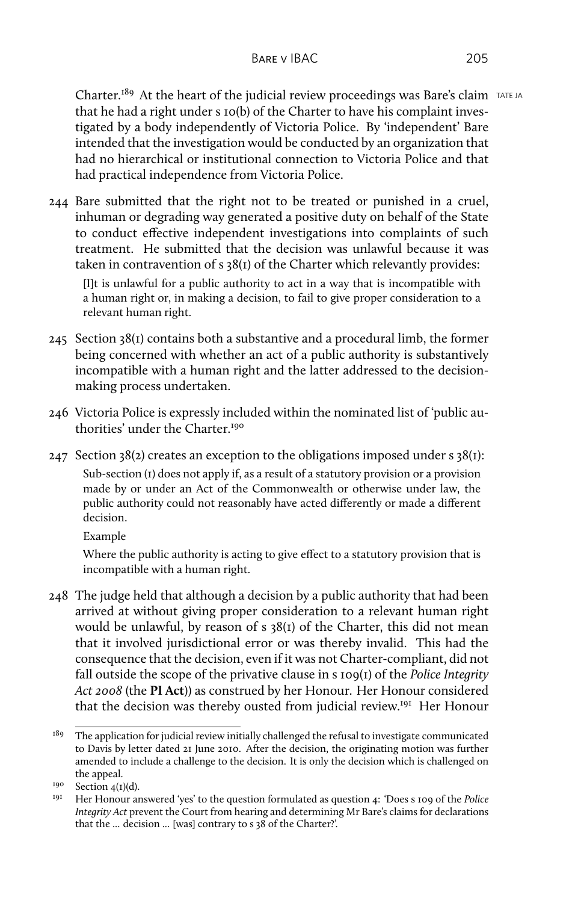Charter.[189] At the heart of the judicial review proceedings was Bare's claim that he had a right under s 10(b) of the Charter to have his complaint investigated by a body independently of Victoria Police. By 'independent' Bare intended that the investigation would be conducted by an organization that had no hierarchical or institutional connection to Victoria Police and that had practical independence from Victoria Police.

244 Bare submitted that the right not to be treated or punished in a cruel, inhuman or degrading way generated a positive duty on behalf of the State to conduct effective independent investigations into complaints of such treatment. He submitted that the decision was unlawful because it was taken in contravention of s 38(1) of the Charter which relevantly provides:

> [I]t is unlawful for a public authority to act in a way that is incompatible with a human right or, in making a decision, to fail to give proper consideration to a relevant human right.

245 Section 38(1) contains both a substantive and a procedural limb, the former being concerned with whether an act of a public authority is substantively incompatible with a human right and the latter addressed to the decision-making process undertaken.

246 Victoria Police is expressly included within the nominated list of 'public authorities' under the Charter.[190]

247 Section 38(2) creates an exception to the obligations imposed under s 38(1):

> Sub-section (1) does not apply if, as a result of a statutory provision or a provision made by or under an Act of the Commonwealth or otherwise under law, the public authority could not reasonably have acted differently or made a different decision.
>
> Example
>
> Where the public authority is acting to give effect to a statutory provision that is incompatible with a human right.

248 The judge held that although a decision by a public authority that had been arrived at without giving proper consideration to a relevant human right would be unlawful, by reason of s 38(1) of the Charter, this did not mean that it involved jurisdictional error or was thereby invalid. This had the consequence that the decision, even if it was not Charter-compliant, did not fall outside the scope of the privative clause in s 109(1) of the *Police Integrity Act 2008* (the **PI Act**) as construed by her Honour. Her Honour considered that the decision was thereby ousted from judicial review.[191] Her Honour

---

[189] The application for judicial review initially challenged the refusal to investigate communicated to Davis by letter dated 21 June 2010. After the decision, the originating motion was further amended to include a challenge to the decision. It is only the decision which is challenged on the appeal.

[190] Section 4(1)(d).

[191] Her Honour answered 'yes' to the question formulated as question 4: 'Does s 109 of the *Police Integrity Act* prevent the Court from hearing and determining Mr Bare's claims for declarations that the … decision … [was] contrary to s 38 of the Charter?'.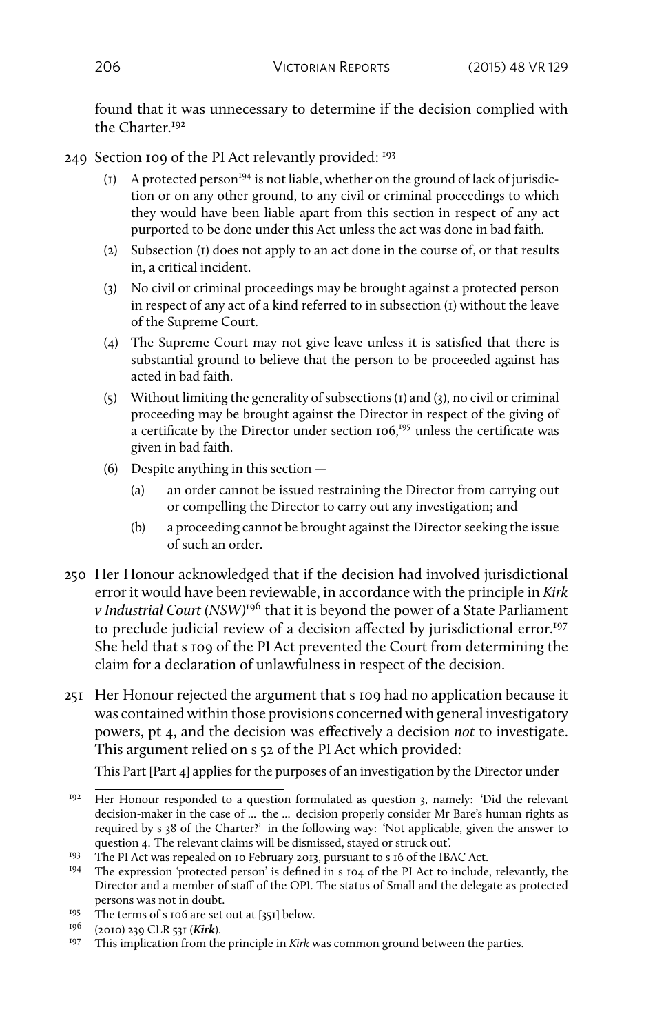found that it was unnecessary to determine if the decision complied with the Charter.[192]

249 Section 109 of the PI Act relevantly provided: [193]

> (1) A protected person[194] is not liable, whether on the ground of lack of jurisdiction or on any other ground, to any civil or criminal proceedings to which they would have been liable apart from this section in respect of any act purported to be done under this Act unless the act was done in bad faith.
>
> (2) Subsection (1) does not apply to an act done in the course of, or that results in, a critical incident.
>
> (3) No civil or criminal proceedings may be brought against a protected person in respect of any act of a kind referred to in subsection (1) without the leave of the Supreme Court.
>
> (4) The Supreme Court may not give leave unless it is satisfied that there is substantial ground to believe that the person to be proceeded against has acted in bad faith.
>
> (5) Without limiting the generality of subsections (1) and (3), no civil or criminal proceeding may be brought against the Director in respect of the giving of a certificate by the Director under section 106,[195] unless the certificate was given in bad faith.
>
> (6) Despite anything in this section —
>
> (a) an order cannot be issued restraining the Director from carrying out or compelling the Director to carry out any investigation; and
>
> (b) a proceeding cannot be brought against the Director seeking the issue of such an order.

250 Her Honour acknowledged that if the decision had involved jurisdictional error it would have been reviewable, in accordance with the principle in *Kirk v Industrial Court (NSW)*[196] that it is beyond the power of a State Parliament to preclude judicial review of a decision affected by jurisdictional error.[197] She held that s 109 of the PI Act prevented the Court from determining the claim for a declaration of unlawfulness in respect of the decision.

251 Her Honour rejected the argument that s 109 had no application because it was contained within those provisions concerned with general investigatory powers, pt 4, and the decision was effectively a decision *not* to investigate. This argument relied on s 52 of the PI Act which provided:

> This Part [Part 4] applies for the purposes of an investigation by the Director under

---

[192] Her Honour responded to a question formulated as question 3, namely: 'Did the relevant decision-maker in the case of … the … decision properly consider Mr Bare's human rights as required by s 38 of the Charter?' in the following way: 'Not applicable, given the answer to question 4. The relevant claims will be dismissed, stayed or struck out'.

[193] The PI Act was repealed on 10 February 2013, pursuant to s 16 of the IBAC Act.

[194] The expression 'protected person' is defined in s 104 of the PI Act to include, relevantly, the Director and a member of staff of the OPI. The status of Small and the delegate as protected persons was not in doubt.

[195] The terms of s 106 are set out at [351] below.

[196] (2010) 239 CLR 531 (***Kirk***).

[197] This implication from the principle in *Kirk* was common ground between the parties.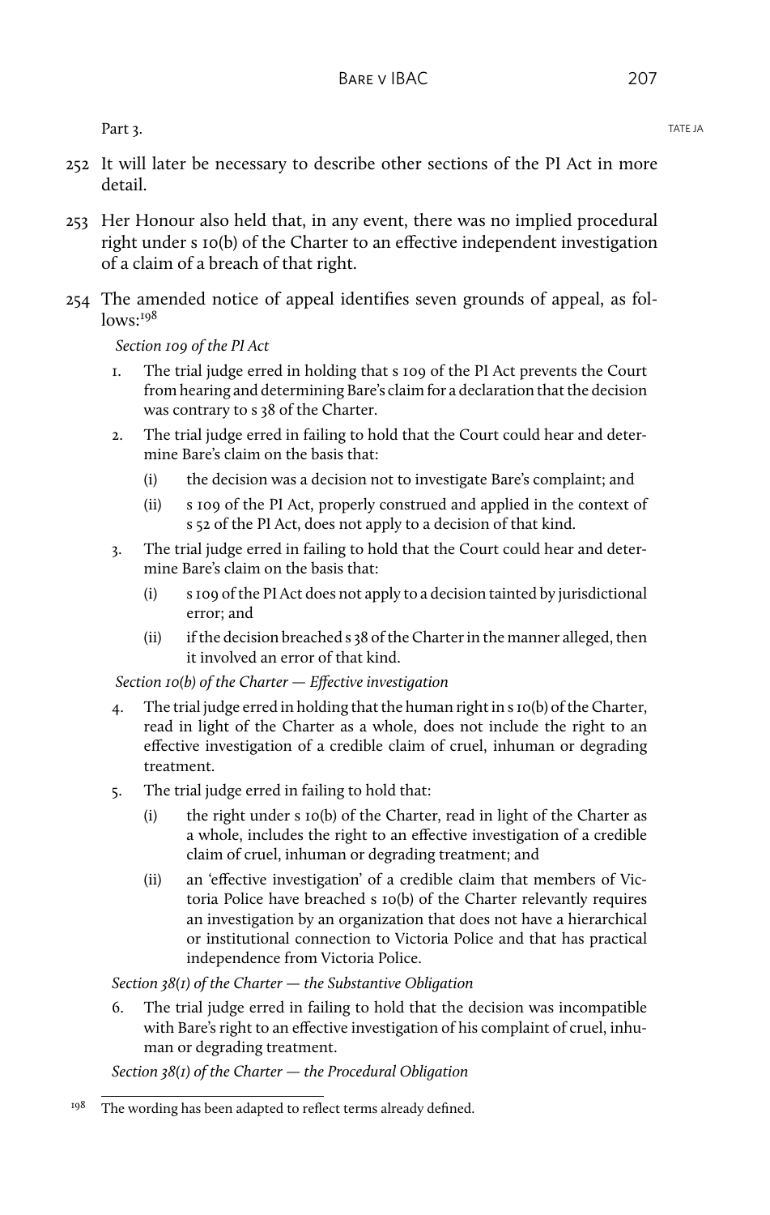Part 3.

252 It will later be necessary to describe other sections of the PI Act in more detail.

253 Her Honour also held that, in any event, there was no implied procedural right under s 10(b) of the Charter to an effective independent investigation of a claim of a breach of that right.

254 The amended notice of appeal identifies seven grounds of appeal, as follows:[198]

*Section 109 of the PI Act*

1. The trial judge erred in holding that s 109 of the PI Act prevents the Court from hearing and determining Bare's claim for a declaration that the decision was contrary to s 38 of the Charter.
2. The trial judge erred in failing to hold that the Court could hear and determine Bare's claim on the basis that:
   - (i) the decision was a decision not to investigate Bare's complaint; and
   - (ii) s 109 of the PI Act, properly construed and applied in the context of s 52 of the PI Act, does not apply to a decision of that kind.
3. The trial judge erred in failing to hold that the Court could hear and determine Bare's claim on the basis that:
   - (i) s 109 of the PI Act does not apply to a decision tainted by jurisdictional error; and
   - (ii) if the decision breached s 38 of the Charter in the manner alleged, then it involved an error of that kind.

*Section 10(b) of the Charter — Effective investigation*

4. The trial judge erred in holding that the human right in s 10(b) of the Charter, read in light of the Charter as a whole, does not include the right to an effective investigation of a credible claim of cruel, inhuman or degrading treatment.
5. The trial judge erred in failing to hold that:
   - (i) the right under s 10(b) of the Charter, read in light of the Charter as a whole, includes the right to an effective investigation of a credible claim of cruel, inhuman or degrading treatment; and
   - (ii) an 'effective investigation' of a credible claim that members of Victoria Police have breached s 10(b) of the Charter relevantly requires an investigation by an organization that does not have a hierarchical or institutional connection to Victoria Police and that has practical independence from Victoria Police.

*Section 38(1) of the Charter — the Substantive Obligation*

6. The trial judge erred in failing to hold that the decision was incompatible with Bare's right to an effective investigation of his complaint of cruel, inhuman or degrading treatment.

*Section 38(1) of the Charter — the Procedural Obligation*

[198] The wording has been adapted to reflect terms already defined.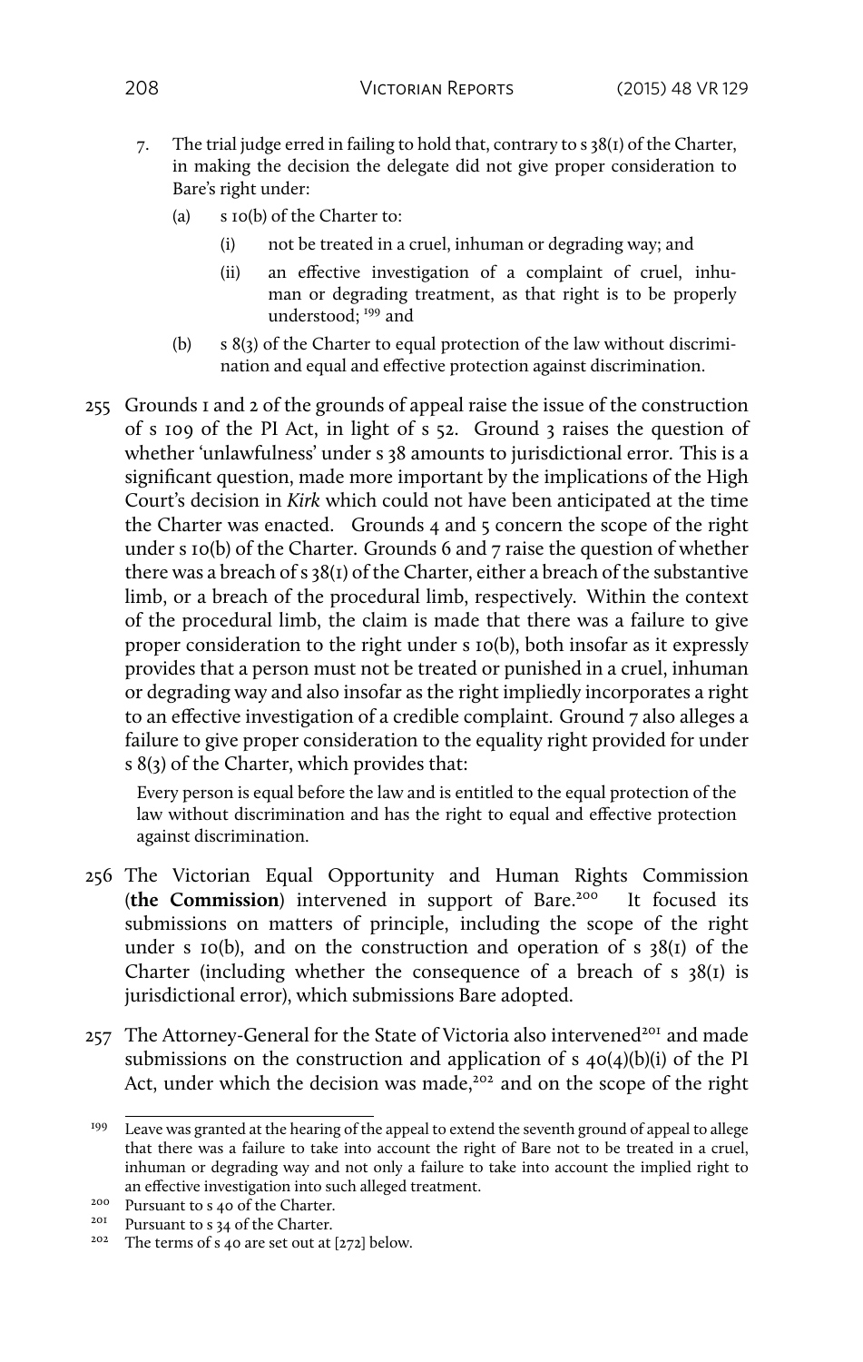7. The trial judge erred in failing to hold that, contrary to s 38(1) of the Charter, in making the decision the delegate did not give proper consideration to Bare's right under:

   (a) s 10(b) of the Charter to:

      (i) not be treated in a cruel, inhuman or degrading way; and

      (ii) an effective investigation of a complaint of cruel, inhuman or degrading treatment, as that right is to be properly understood; [199] and

   (b) s 8(3) of the Charter to equal protection of the law without discrimination and equal and effective protection against discrimination.

255 Grounds 1 and 2 of the grounds of appeal raise the issue of the construction of s 109 of the PI Act, in light of s 52. Ground 3 raises the question of whether 'unlawfulness' under s 38 amounts to jurisdictional error. This is a significant question, made more important by the implications of the High Court's decision in *Kirk* which could not have been anticipated at the time the Charter was enacted. Grounds 4 and 5 concern the scope of the right under s 10(b) of the Charter. Grounds 6 and 7 raise the question of whether there was a breach of s 38(1) of the Charter, either a breach of the substantive limb, or a breach of the procedural limb, respectively. Within the context of the procedural limb, the claim is made that there was a failure to give proper consideration to the right under s 10(b), both insofar as it expressly provides that a person must not be treated or punished in a cruel, inhuman or degrading way and also insofar as the right impliedly incorporates a right to an effective investigation of a credible complaint. Ground 7 also alleges a failure to give proper consideration to the equality right provided for under s 8(3) of the Charter, which provides that:

> Every person is equal before the law and is entitled to the equal protection of the law without discrimination and has the right to equal and effective protection against discrimination.

256 The Victorian Equal Opportunity and Human Rights Commission (**the Commission**) intervened in support of Bare.[200] It focused its submissions on matters of principle, including the scope of the right under s 10(b), and on the construction and operation of s 38(1) of the Charter (including whether the consequence of a breach of s 38(1) is jurisdictional error), which submissions Bare adopted.

257 The Attorney-General for the State of Victoria also intervened[201] and made submissions on the construction and application of s 40(4)(b)(i) of the PI Act, under which the decision was made,[202] and on the scope of the right

---

[199] Leave was granted at the hearing of the appeal to extend the seventh ground of appeal to allege that there was a failure to take into account the right of Bare not to be treated in a cruel, inhuman or degrading way and not only a failure to take into account the implied right to an effective investigation into such alleged treatment.

[200] Pursuant to s 40 of the Charter.

[201] Pursuant to s 34 of the Charter.

[202] The terms of s 40 are set out at [272] below.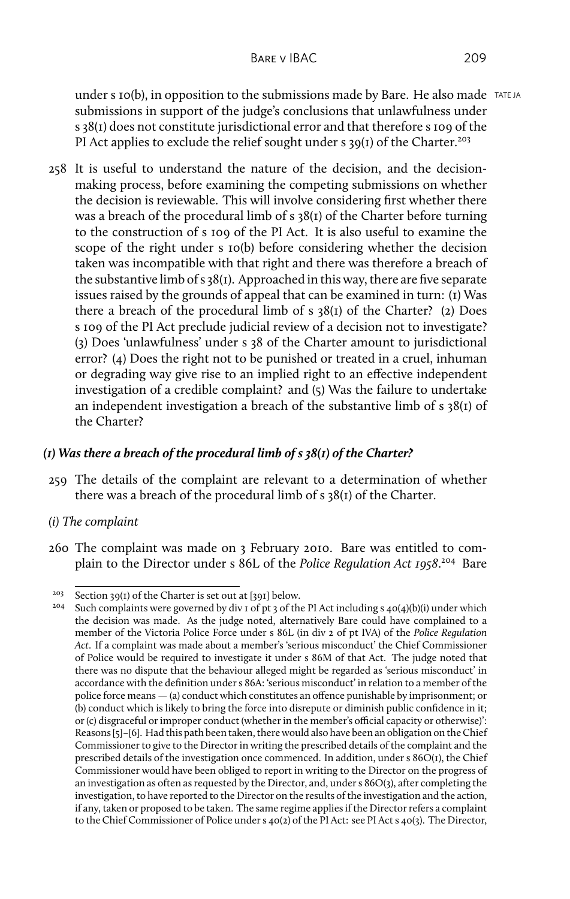under s 10(b), in opposition to the submissions made by Bare. He also made submissions in support of the judge's conclusions that unlawfulness under s 38(1) does not constitute jurisdictional error and that therefore s 109 of the PI Act applies to exclude the relief sought under s 39(1) of the Charter.[203]

258 It is useful to understand the nature of the decision, and the decision-making process, before examining the competing submissions on whether the decision is reviewable. This will involve considering first whether there was a breach of the procedural limb of s 38(1) of the Charter before turning to the construction of s 109 of the PI Act. It is also useful to examine the scope of the right under s 10(b) before considering whether the decision taken was incompatible with that right and there was therefore a breach of the substantive limb of s 38(1). Approached in this way, there are five separate issues raised by the grounds of appeal that can be examined in turn: (1) Was there a breach of the procedural limb of s 38(1) of the Charter? (2) Does s 109 of the PI Act preclude judicial review of a decision not to investigate? (3) Does 'unlawfulness' under s 38 of the Charter amount to jurisdictional error? (4) Does the right not to be punished or treated in a cruel, inhuman or degrading way give rise to an implied right to an effective independent investigation of a credible complaint? and (5) Was the failure to undertake an independent investigation a breach of the substantive limb of s 38(1) of the Charter?

### *(1) Was there a breach of the procedural limb of s 38(1) of the Charter?*

259 The details of the complaint are relevant to a determination of whether there was a breach of the procedural limb of s 38(1) of the Charter.

#### *(i) The complaint*

260 The complaint was made on 3 February 2010. Bare was entitled to complain to the Director under s 86L of the *Police Regulation Act 1958*.[204] Bare

---

[203] Section 39(1) of the Charter is set out at [391] below.

[204] Such complaints were governed by div 1 of pt 3 of the PI Act including s 40(4)(b)(i) under which the decision was made. As the judge noted, alternatively Bare could have complained to a member of the Victoria Police Force under s 86L (in div 2 of pt IVA) of the *Police Regulation Act*. If a complaint was made about a member's 'serious misconduct' the Chief Commissioner of Police would be required to investigate it under s 86M of that Act. The judge noted that there was no dispute that the behaviour alleged might be regarded as 'serious misconduct' in accordance with the definition under s 86A: 'serious misconduct' in relation to a member of the police force means — (a) conduct which constitutes an offence punishable by imprisonment; or (b) conduct which is likely to bring the force into disrepute or diminish public confidence in it; or (c) disgraceful or improper conduct (whether in the member's official capacity or otherwise)': Reasons [5]–[6]. Had this path been taken, there would also have been an obligation on the Chief Commissioner to give to the Director in writing the prescribed details of the complaint and the prescribed details of the investigation once commenced. In addition, under s 86O(1), the Chief Commissioner would have been obliged to report in writing to the Director on the progress of an investigation as often as requested by the Director, and, under s 86O(3), after completing the investigation, to have reported to the Director on the results of the investigation and the action, if any, taken or proposed to be taken. The same regime applies if the Director refers a complaint to the Chief Commissioner of Police under s 40(2) of the PI Act: see PI Act s 40(3). The Director,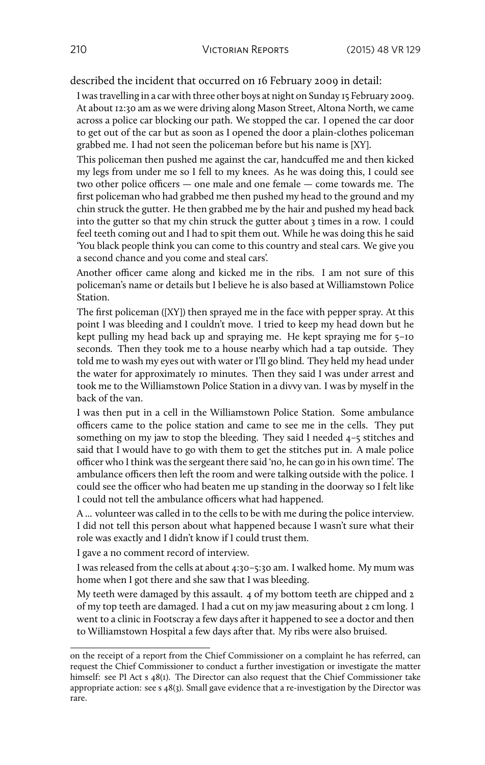described the incident that occurred on 16 February 2009 in detail:

> I was travelling in a car with three other boys at night on Sunday 15 February 2009. At about 12:30 am as we were driving along Mason Street, Altona North, we came across a police car blocking our path. We stopped the car. I opened the car door to get out of the car but as soon as I opened the door a plain-clothes policeman grabbed me. I had not seen the policeman before but his name is [XY].
>
> This policeman then pushed me against the car, handcuffed me and then kicked my legs from under me so I fell to my knees. As he was doing this, I could see two other police officers — one male and one female — come towards me. The first policeman who had grabbed me then pushed my head to the ground and my chin struck the gutter. He then grabbed me by the hair and pushed my head back into the gutter so that my chin struck the gutter about 3 times in a row. I could feel teeth coming out and I had to spit them out. While he was doing this he said 'You black people think you can come to this country and steal cars. We give you a second chance and you come and steal cars'.
>
> Another officer came along and kicked me in the ribs. I am not sure of this policeman's name or details but I believe he is also based at Williamstown Police Station.
>
> The first policeman ([XY]) then sprayed me in the face with pepper spray. At this point I was bleeding and I couldn't move. I tried to keep my head down but he kept pulling my head back up and spraying me. He kept spraying me for 5–10 seconds. Then they took me to a house nearby which had a tap outside. They told me to wash my eyes out with water or I'll go blind. They held my head under the water for approximately 10 minutes. Then they said I was under arrest and took me to the Williamstown Police Station in a divvy van. I was by myself in the back of the van.
>
> I was then put in a cell in the Williamstown Police Station. Some ambulance officers came to the police station and came to see me in the cells. They put something on my jaw to stop the bleeding. They said I needed 4–5 stitches and said that I would have to go with them to get the stitches put in. A male police officer who I think was the sergeant there said 'no, he can go in his own time'. The ambulance officers then left the room and were talking outside with the police. I could see the officer who had beaten me up standing in the doorway so I felt like I could not tell the ambulance officers what had happened.
>
> A … volunteer was called in to the cells to be with me during the police interview. I did not tell this person about what happened because I wasn't sure what their role was exactly and I didn't know if I could trust them.
>
> I gave a no comment record of interview.
>
> I was released from the cells at about 4:30–5:30 am. I walked home. My mum was home when I got there and she saw that I was bleeding.
>
> My teeth were damaged by this assault. 4 of my bottom teeth are chipped and 2 of my top teeth are damaged. I had a cut on my jaw measuring about 2 cm long. I went to a clinic in Footscray a few days after it happened to see a doctor and then to Williamstown Hospital a few days after that. My ribs were also bruised.

---

on the receipt of a report from the Chief Commissioner on a complaint he has referred, can request the Chief Commissioner to conduct a further investigation or investigate the matter himself: see PI Act s 48(1). The Director can also request that the Chief Commissioner take appropriate action: see s 48(3). Small gave evidence that a re-investigation by the Director was rare.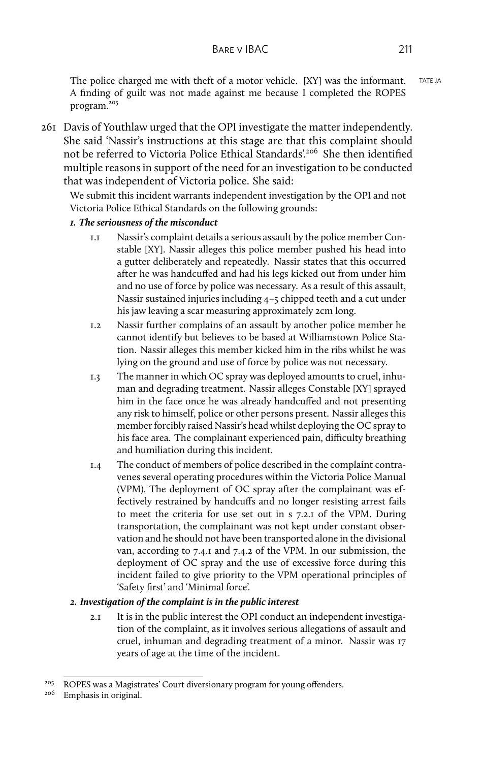The police charged me with theft of a motor vehicle. [XY] was the informant. A finding of guilt was not made against me because I completed the ROPES program.[205]

261 Davis of Youthlaw urged that the OPI investigate the matter independently. She said 'Nassir's instructions at this stage are that this complaint should ***not*** be referred to Victoria Police Ethical Standards'.[206] She then identified multiple reasons in support of the need for an investigation to be conducted that was independent of Victoria police. She said:

> We submit this incident warrants independent investigation by the OPI and not Victoria Police Ethical Standards on the following grounds:
>
> ***1. The seriousness of the misconduct***
>
> 1.1 Nassir's complaint details a serious assault by the police member Constable [XY]. Nassir alleges this police member pushed his head into a gutter deliberately and repeatedly. Nassir states that this occurred after he was handcuffed and had his legs kicked out from under him and no use of force by police was necessary. As a result of this assault, Nassir sustained injuries including 4–5 chipped teeth and a cut under his jaw leaving a scar measuring approximately 2cm long.
>
> 1.2 Nassir further complains of an assault by another police member he cannot identify but believes to be based at Williamstown Police Station. Nassir alleges this member kicked him in the ribs whilst he was lying on the ground and use of force by police was not necessary.
>
> 1.3 The manner in which OC spray was deployed amounts to cruel, inhuman and degrading treatment. Nassir alleges Constable [XY] sprayed him in the face once he was already handcuffed and not presenting any risk to himself, police or other persons present. Nassir alleges this member forcibly raised Nassir's head whilst deploying the OC spray to his face area. The complainant experienced pain, difficulty breathing and humiliation during this incident.
>
> 1.4 The conduct of members of police described in the complaint contravenes several operating procedures within the Victoria Police Manual (VPM). The deployment of OC spray after the complainant was effectively restrained by handcuffs and no longer resisting arrest fails to meet the criteria for use set out in s 7.2.1 of the VPM. During transportation, the complainant was not kept under constant observation and he should not have been transported alone in the divisional van, according to 7.4.1 and 7.4.2 of the VPM. In our submission, the deployment of OC spray and the use of excessive force during this incident failed to give priority to the VPM operational principles of 'Safety first' and 'Minimal force'.
>
> ***2. Investigation of the complaint is in the public interest***
>
> 2.1 It is in the public interest the OPI conduct an independent investigation of the complaint, as it involves serious allegations of assault and cruel, inhuman and degrading treatment of a minor. Nassir was 17 years of age at the time of the incident.

---

[205] ROPES was a Magistrates' Court diversionary program for young offenders.

[206] Emphasis in original.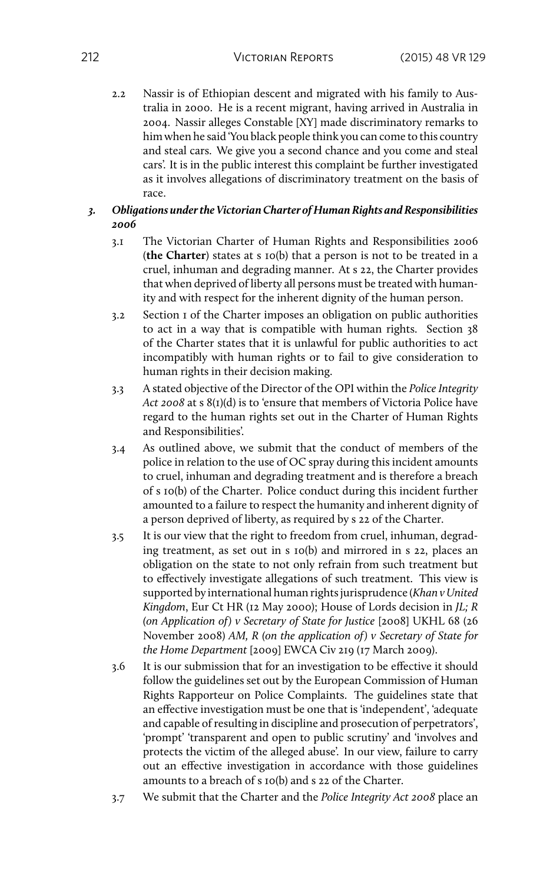2.2 Nassir is of Ethiopian descent and migrated with his family to Australia in 2000. He is a recent migrant, having arrived in Australia in 2004. Nassir alleges Constable [XY] made discriminatory remarks to him when he said 'You black people think you can come to this country and steal cars. We give you a second chance and you come and steal cars'. It is in the public interest this complaint be further investigated as it involves allegations of discriminatory treatment on the basis of race.

***3. Obligations under the Victorian Charter of Human Rights and Responsibilities 2006***

3.1 The Victorian Charter of Human Rights and Responsibilities 2006 (**the Charter**) states at s 10(b) that a person is not to be treated in a cruel, inhuman and degrading manner. At s 22, the Charter provides that when deprived of liberty all persons must be treated with humanity and with respect for the inherent dignity of the human person.

3.2 Section 1 of the Charter imposes an obligation on public authorities to act in a way that is compatible with human rights. Section 38 of the Charter states that it is unlawful for public authorities to act incompatibly with human rights or to fail to give consideration to human rights in their decision making.

3.3 A stated objective of the Director of the OPI within the *Police Integrity Act 2008* at s 8(1)(d) is to 'ensure that members of Victoria Police have regard to the human rights set out in the Charter of Human Rights and Responsibilities'.

3.4 As outlined above, we submit that the conduct of members of the police in relation to the use of OC spray during this incident amounts to cruel, inhuman and degrading treatment and is therefore a breach of s 10(b) of the Charter. Police conduct during this incident further amounted to a failure to respect the humanity and inherent dignity of a person deprived of liberty, as required by s 22 of the Charter.

3.5 It is our view that the right to freedom from cruel, inhuman, degrading treatment, as set out in s 10(b) and mirrored in s 22, places an obligation on the state to not only refrain from such treatment but to effectively investigate allegations of such treatment. This view is supported by international human rights jurisprudence (*Khan v United Kingdom*, Eur Ct HR (12 May 2000); House of Lords decision in *JL; R (on Application of) v Secretary of State for Justice* [2008] UKHL 68 (26 November 2008) *AM, R (on the application of) v Secretary of State for the Home Department* [2009] EWCA Civ 219 (17 March 2009).

3.6 It is our submission that for an investigation to be effective it should follow the guidelines set out by the European Commission of Human Rights Rapporteur on Police Complaints. The guidelines state that an effective investigation must be one that is 'independent', 'adequate and capable of resulting in discipline and prosecution of perpetrators', 'prompt' 'transparent and open to public scrutiny' and 'involves and protects the victim of the alleged abuse'. In our view, failure to carry out an effective investigation in accordance with those guidelines amounts to a breach of s 10(b) and s 22 of the Charter.

3.7 We submit that the Charter and the *Police Integrity Act 2008* place an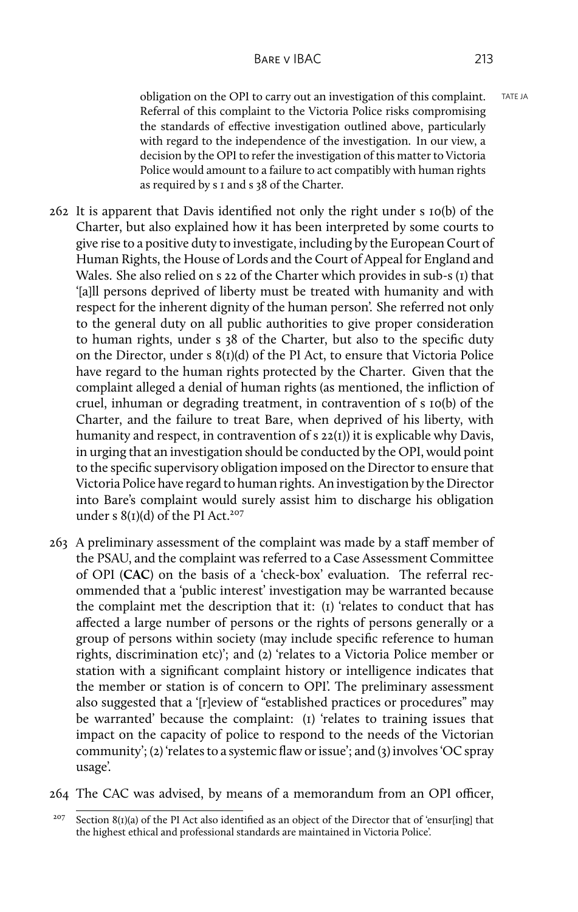obligation on the OPI to carry out an investigation of this complaint. Referral of this complaint to the Victoria Police risks compromising the standards of effective investigation outlined above, particularly with regard to the independence of the investigation. In our view, a decision by the OPI to refer the investigation of this matter to Victoria Police would amount to a failure to act compatibly with human rights as required by s 1 and s 38 of the Charter.

262 It is apparent that Davis identified not only the right under s 10(b) of the Charter, but also explained how it has been interpreted by some courts to give rise to a positive duty to investigate, including by the European Court of Human Rights, the House of Lords and the Court of Appeal for England and Wales. She also relied on s 22 of the Charter which provides in sub-s (1) that '[a]ll persons deprived of liberty must be treated with humanity and with respect for the inherent dignity of the human person'. She referred not only to the general duty on all public authorities to give proper consideration to human rights, under s 38 of the Charter, but also to the specific duty on the Director, under s 8(1)(d) of the PI Act, to ensure that Victoria Police have regard to the human rights protected by the Charter. Given that the complaint alleged a denial of human rights (as mentioned, the infliction of cruel, inhuman or degrading treatment, in contravention of s 10(b) of the Charter, and the failure to treat Bare, when deprived of his liberty, with humanity and respect, in contravention of s 22(1)) it is explicable why Davis, in urging that an investigation should be conducted by the OPI, would point to the specific supervisory obligation imposed on the Director to ensure that Victoria Police have regard to human rights. An investigation by the Director into Bare's complaint would surely assist him to discharge his obligation under s 8(1)(d) of the PI Act.[207]

263 A preliminary assessment of the complaint was made by a staff member of the PSAU, and the complaint was referred to a Case Assessment Committee of OPI (**CAC**) on the basis of a 'check-box' evaluation. The referral recommended that a 'public interest' investigation may be warranted because the complaint met the description that it: (1) 'relates to conduct that has affected a large number of persons or the rights of persons generally or a group of persons within society (may include specific reference to human rights, discrimination etc)'; and (2) 'relates to a Victoria Police member or station with a significant complaint history or intelligence indicates that the member or station is of concern to OPI'. The preliminary assessment also suggested that a '[r]eview of "established practices or procedures" may be warranted' because the complaint: (1) 'relates to training issues that impact on the capacity of police to respond to the needs of the Victorian community'; (2) 'relates to a systemic flaw or issue'; and (3) involves 'OC spray usage'.

264 The CAC was advised, by means of a memorandum from an OPI officer,

[207] Section 8(1)(a) of the PI Act also identified as an object of the Director that of 'ensur[ing] that the highest ethical and professional standards are maintained in Victoria Police'.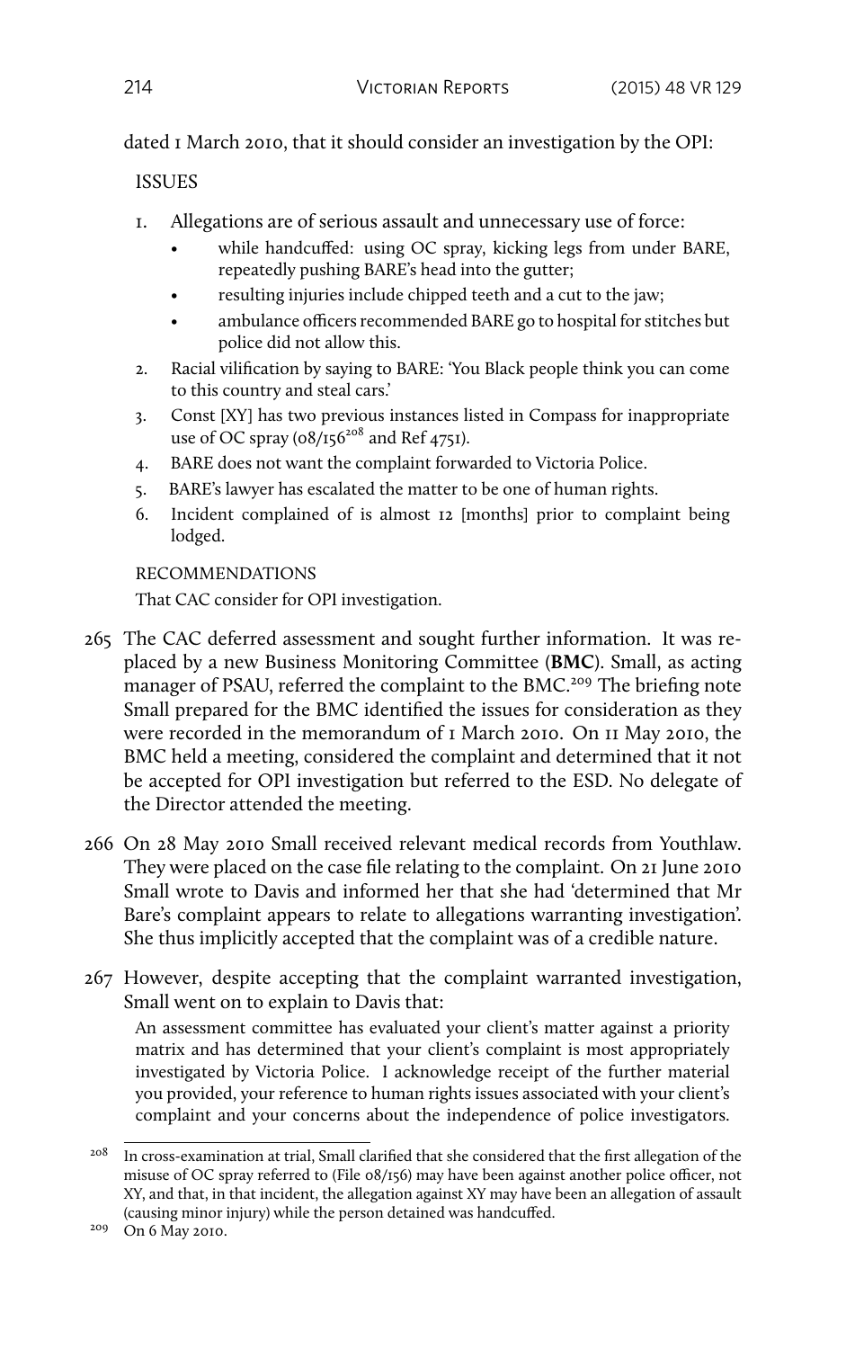dated 1 March 2010, that it should consider an investigation by the OPI:

ISSUES

1. Allegations are of serious assault and unnecessary use of force:
   - while handcuffed: using OC spray, kicking legs from under BARE, repeatedly pushing BARE's head into the gutter;
   - resulting injuries include chipped teeth and a cut to the jaw;
   - ambulance officers recommended BARE go to hospital for stitches but police did not allow this.
2. Racial vilification by saying to BARE: 'You Black people think you can come to this country and steal cars.'
3. Const [XY] has two previous instances listed in Compass for inappropriate use of OC spray (08/156[208] and Ref 4751).
4. BARE does not want the complaint forwarded to Victoria Police.
5. BARE's lawyer has escalated the matter to be one of human rights.
6. Incident complained of is almost 12 [months] prior to complaint being lodged.

RECOMMENDATIONS

That CAC consider for OPI investigation.

265 The CAC deferred assessment and sought further information. It was replaced by a new Business Monitoring Committee (**BMC**). Small, as acting manager of PSAU, referred the complaint to the BMC.[209] The briefing note Small prepared for the BMC identified the issues for consideration as they were recorded in the memorandum of 1 March 2010. On 11 May 2010, the BMC held a meeting, considered the complaint and determined that it not be accepted for OPI investigation but referred to the ESD. No delegate of the Director attended the meeting.

266 On 28 May 2010 Small received relevant medical records from Youthlaw. They were placed on the case file relating to the complaint. On 21 June 2010 Small wrote to Davis and informed her that she had 'determined that Mr Bare's complaint appears to relate to allegations warranting investigation'. She thus implicitly accepted that the complaint was of a credible nature.

267 However, despite accepting that the complaint warranted investigation, Small went on to explain to Davis that:

> An assessment committee has evaluated your client's matter against a priority matrix and has determined that your client's complaint is most appropriately investigated by Victoria Police. I acknowledge receipt of the further material you provided, your reference to human rights issues associated with your client's complaint and your concerns about the independence of police investigators.

---

[208] In cross-examination at trial, Small clarified that she considered that the first allegation of the misuse of OC spray referred to (File 08/156) may have been against another police officer, not XY, and that, in that incident, the allegation against XY may have been an allegation of assault (causing minor injury) while the person detained was handcuffed.

[209] On 6 May 2010.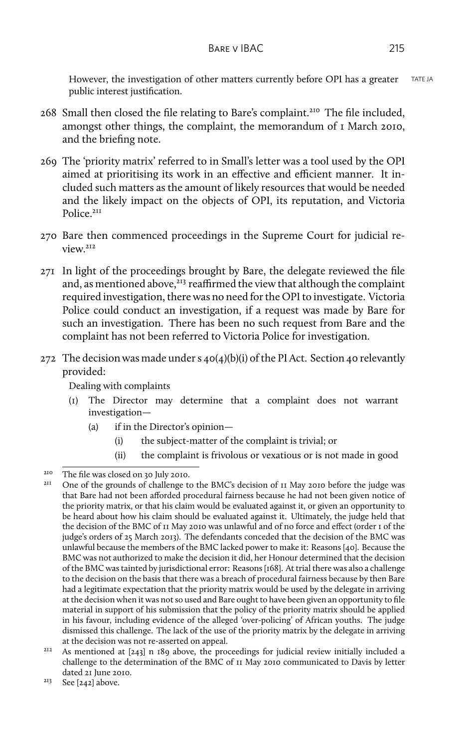However, the investigation of other matters currently before OPI has a greater public interest justification.

268 Small then closed the file relating to Bare's complaint.[210] The file included, amongst other things, the complaint, the memorandum of 1 March 2010, and the briefing note.

269 The 'priority matrix' referred to in Small's letter was a tool used by the OPI aimed at prioritising its work in an effective and efficient manner. It included such matters as the amount of likely resources that would be needed and the likely impact on the objects of OPI, its reputation, and Victoria Police.[211]

270 Bare then commenced proceedings in the Supreme Court for judicial review.[212]

271 In light of the proceedings brought by Bare, the delegate reviewed the file and, as mentioned above,[213] reaffirmed the view that although the complaint required investigation, there was no need for the OPI to investigate. Victoria Police could conduct an investigation, if a request was made by Bare for such an investigation. There has been no such request from Bare and the complaint has not been referred to Victoria Police for investigation.

272 The decision was made under s 40(4)(b)(i) of the PI Act. Section 40 relevantly provided:

Dealing with complaints

(1) The Director may determine that a complaint does not warrant investigation—

  (a) if in the Director's opinion—

    (i) the subject-matter of the complaint is trivial; or

    (ii) the complaint is frivolous or vexatious or is not made in good

---

[210] The file was closed on 30 July 2010.

[211] One of the grounds of challenge to the BMC's decision of 11 May 2010 before the judge was that Bare had not been afforded procedural fairness because he had not been given notice of the priority matrix, or that his claim would be evaluated against it, or given an opportunity to be heard about how his claim should be evaluated against it. Ultimately, the judge held that the decision of the BMC of 11 May 2010 was unlawful and of no force and effect (order 1 of the judge's orders of 25 March 2013). The defendants conceded that the decision of the BMC was unlawful because the members of the BMC lacked power to make it: Reasons [40]. Because the BMC was not authorized to make the decision it did, her Honour determined that the decision of the BMC was tainted by jurisdictional error: Reasons [168]. At trial there was also a challenge to the decision on the basis that there was a breach of procedural fairness because by then Bare had a legitimate expectation that the priority matrix would be used by the delegate in arriving at the decision when it was not so used and Bare ought to have been given an opportunity to file material in support of his submission that the policy of the priority matrix should be applied in his favour, including evidence of the alleged 'over-policing' of African youths. The judge dismissed this challenge. The lack of the use of the priority matrix by the delegate in arriving at the decision was not re-asserted on appeal.

[212] As mentioned at [243] n 189 above, the proceedings for judicial review initially included a challenge to the determination of the BMC of 11 May 2010 communicated to Davis by letter dated 21 June 2010.

[213] See [242] above.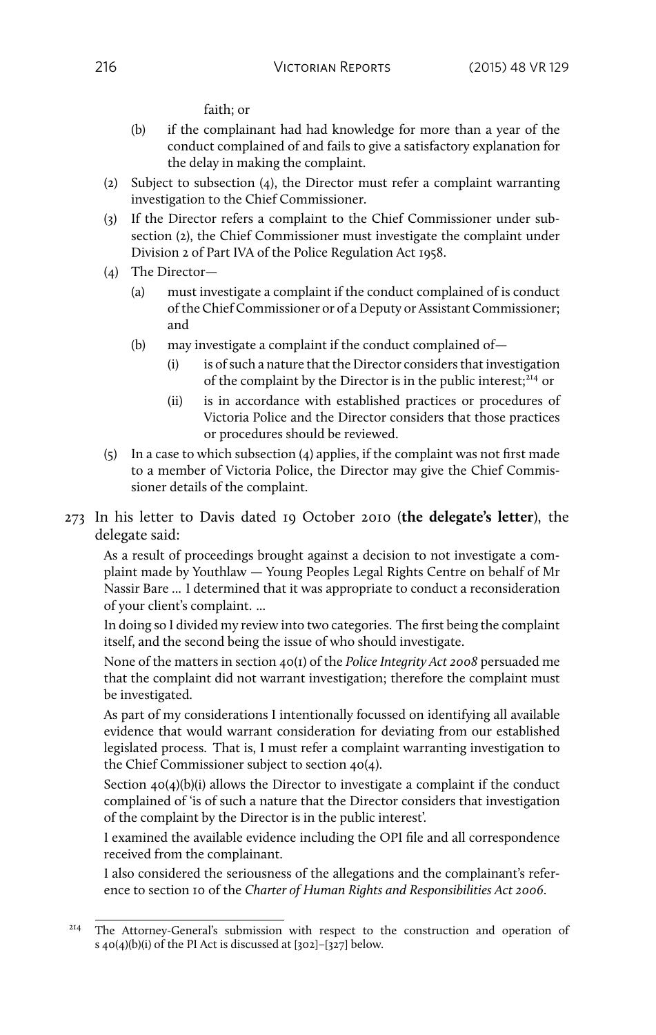faith; or

(b) if the complainant had had knowledge for more than a year of the conduct complained of and fails to give a satisfactory explanation for the delay in making the complaint.

(2) Subject to subsection (4), the Director must refer a complaint warranting investigation to the Chief Commissioner.

(3) If the Director refers a complaint to the Chief Commissioner under subsection (2), the Chief Commissioner must investigate the complaint under Division 2 of Part IVA of the Police Regulation Act 1958.

(4) The Director—

(a) must investigate a complaint if the conduct complained of is conduct of the Chief Commissioner or of a Deputy or Assistant Commissioner; and

(b) may investigate a complaint if the conduct complained of—

(i) is of such a nature that the Director considers that investigation of the complaint by the Director is in the public interest;[214] or

(ii) is in accordance with established practices or procedures of Victoria Police and the Director considers that those practices or procedures should be reviewed.

(5) In a case to which subsection (4) applies, if the complaint was not first made to a member of Victoria Police, the Director may give the Chief Commissioner details of the complaint.

273 In his letter to Davis dated 19 October 2010 (**the delegate's letter**), the delegate said:

> As a result of proceedings brought against a decision to not investigate a complaint made by Youthlaw — Young Peoples Legal Rights Centre on behalf of Mr Nassir Bare … I determined that it was appropriate to conduct a reconsideration of your client's complaint. …
>
> In doing so I divided my review into two categories. The first being the complaint itself, and the second being the issue of who should investigate.
>
> None of the matters in section 40(1) of the *Police Integrity Act 2008* persuaded me that the complaint did not warrant investigation; therefore the complaint must be investigated.
>
> As part of my considerations I intentionally focussed on identifying all available evidence that would warrant consideration for deviating from our established legislated process. That is, I must refer a complaint warranting investigation to the Chief Commissioner subject to section 40(4).
>
> Section 40(4)(b)(i) allows the Director to investigate a complaint if the conduct complained of 'is of such a nature that the Director considers that investigation of the complaint by the Director is in the public interest'.
>
> I examined the available evidence including the OPI file and all correspondence received from the complainant.
>
> I also considered the seriousness of the allegations and the complainant's reference to section 10 of the *Charter of Human Rights and Responsibilities Act 2006*.

[214] The Attorney-General's submission with respect to the construction and operation of s 40(4)(b)(i) of the PI Act is discussed at [302]–[327] below.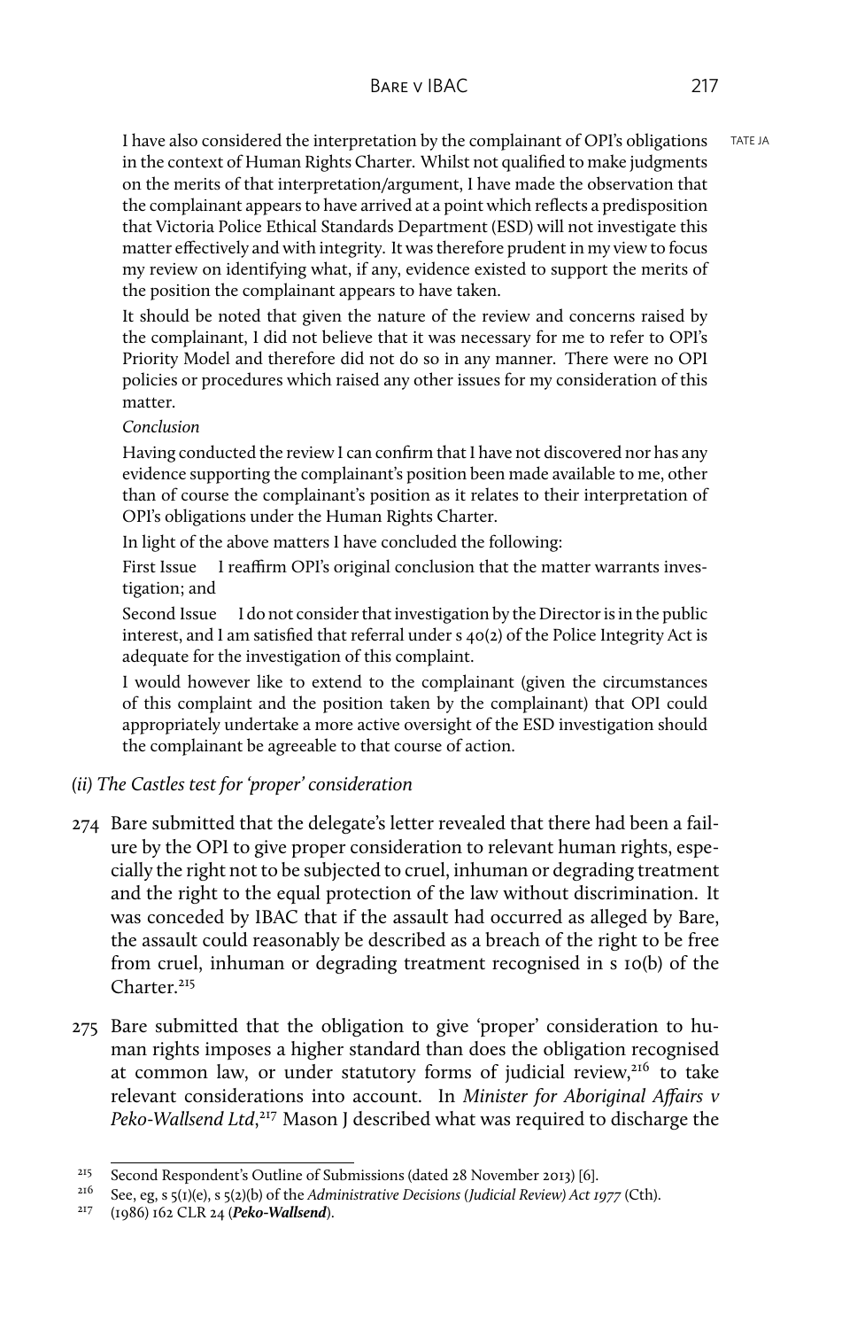I have also considered the interpretation by the complainant of OPI's obligations in the context of Human Rights Charter. Whilst not qualified to make judgments on the merits of that interpretation/argument, I have made the observation that the complainant appears to have arrived at a point which reflects a predisposition that Victoria Police Ethical Standards Department (ESD) will not investigate this matter effectively and with integrity. It was therefore prudent in my view to focus my review on identifying what, if any, evidence existed to support the merits of the position the complainant appears to have taken.

It should be noted that given the nature of the review and concerns raised by the complainant, I did not believe that it was necessary for me to refer to OPI's Priority Model and therefore did not do so in any manner. There were no OPI policies or procedures which raised any other issues for my consideration of this matter.

*Conclusion*

Having conducted the review I can confirm that I have not discovered nor has any evidence supporting the complainant's position been made available to me, other than of course the complainant's position as it relates to their interpretation of OPI's obligations under the Human Rights Charter.

In light of the above matters I have concluded the following:

First Issue  I reaffirm OPI's original conclusion that the matter warrants investigation; and

Second Issue  I do not consider that investigation by the Director is in the public interest, and I am satisfied that referral under s 40(2) of the Police Integrity Act is adequate for the investigation of this complaint.

I would however like to extend to the complainant (given the circumstances of this complaint and the position taken by the complainant) that OPI could appropriately undertake a more active oversight of the ESD investigation should the complainant be agreeable to that course of action.

*(ii) The Castles test for 'proper' consideration*

274 Bare submitted that the delegate's letter revealed that there had been a failure by the OPI to give proper consideration to relevant human rights, especially the right not to be subjected to cruel, inhuman or degrading treatment and the right to the equal protection of the law without discrimination. It was conceded by IBAC that if the assault had occurred as alleged by Bare, the assault could reasonably be described as a breach of the right to be free from cruel, inhuman or degrading treatment recognised in s 10(b) of the Charter.[215]

275 Bare submitted that the obligation to give 'proper' consideration to human rights imposes a higher standard than does the obligation recognised at common law, or under statutory forms of judicial review,[216] to take relevant considerations into account. In *Minister for Aboriginal Affairs v Peko-Wallsend Ltd*,[217] Mason J described what was required to discharge the

---

[215] Second Respondent's Outline of Submissions (dated 28 November 2013) [6].

[216] See, eg, s 5(1)(e), s 5(2)(b) of the *Administrative Decisions (Judicial Review) Act 1977* (Cth).

[217] (1986) 162 CLR 24 (***Peko-Wallsend***).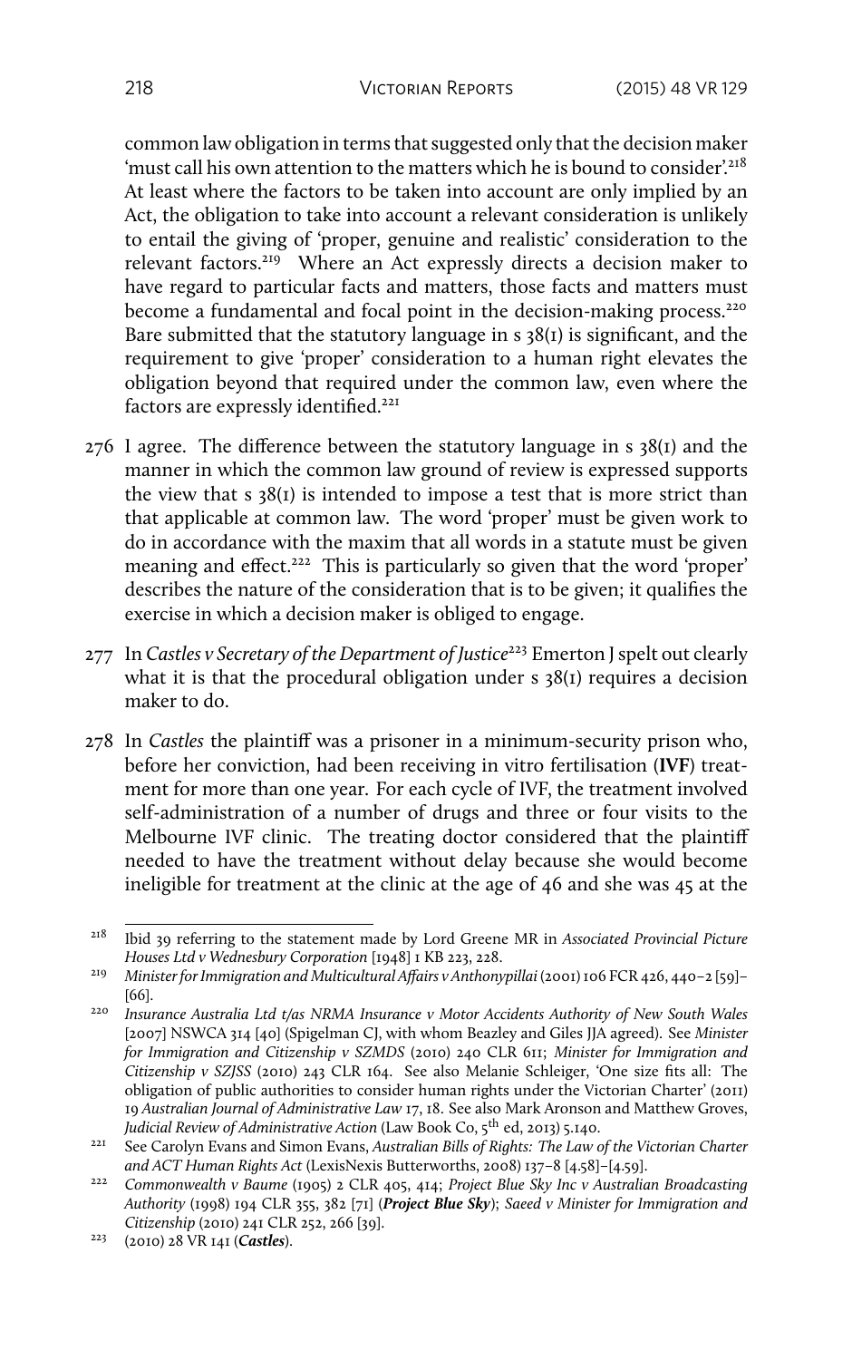common law obligation in terms that suggested only that the decision maker 'must call his own attention to the matters which he is bound to consider'.[218] At least where the factors to be taken into account are only implied by an Act, the obligation to take into account a relevant consideration is unlikely to entail the giving of 'proper, genuine and realistic' consideration to the relevant factors.[219] Where an Act expressly directs a decision maker to have regard to particular facts and matters, those facts and matters must become a fundamental and focal point in the decision-making process.[220] Bare submitted that the statutory language in s 38(1) is significant, and the requirement to give 'proper' consideration to a human right elevates the obligation beyond that required under the common law, even where the factors are expressly identified.[221]

276 I agree. The difference between the statutory language in s 38(1) and the manner in which the common law ground of review is expressed supports the view that s 38(1) is intended to impose a test that is more strict than that applicable at common law. The word 'proper' must be given work to do in accordance with the maxim that all words in a statute must be given meaning and effect.[222] This is particularly so given that the word 'proper' describes the nature of the consideration that is to be given; it qualifies the exercise in which a decision maker is obliged to engage.

277 In *Castles v Secretary of the Department of Justice*[223] Emerton J spelt out clearly what it is that the procedural obligation under s 38(1) requires a decision maker to do.

278 In *Castles* the plaintiff was a prisoner in a minimum-security prison who, before her conviction, had been receiving in vitro fertilisation (**IVF**) treatment for more than one year. For each cycle of IVF, the treatment involved self-administration of a number of drugs and three or four visits to the Melbourne IVF clinic. The treating doctor considered that the plaintiff needed to have the treatment without delay because she would become ineligible for treatment at the clinic at the age of 46 and she was 45 at the

---

[218] Ibid 39 referring to the statement made by Lord Greene MR in *Associated Provincial Picture Houses Ltd v Wednesbury Corporation* [1948] 1 KB 223, 228.

[219] *Minister for Immigration and Multicultural Affairs v Anthonypillai* (2001) 106 FCR 426, 440–2 [59]–[66].

[220] *Insurance Australia Ltd t/as NRMA Insurance v Motor Accidents Authority of New South Wales* [2007] NSWCA 314 [40] (Spigelman CJ, with whom Beazley and Giles JJA agreed). See *Minister for Immigration and Citizenship v SZMDS* (2010) 240 CLR 611; *Minister for Immigration and Citizenship v SZJSS* (2010) 243 CLR 164. See also Melanie Schleiger, 'One size fits all: The obligation of public authorities to consider human rights under the Victorian Charter' (2011) 19 *Australian Journal of Administrative Law* 17, 18. See also Mark Aronson and Matthew Groves, *Judicial Review of Administrative Action* (Law Book Co, 5th ed, 2013) 5.140.

[221] See Carolyn Evans and Simon Evans, *Australian Bills of Rights: The Law of the Victorian Charter and ACT Human Rights Act* (LexisNexis Butterworths, 2008) 137–8 [4.58]–[4.59].

[222] *Commonwealth v Baume* (1905) 2 CLR 405, 414; *Project Blue Sky Inc v Australian Broadcasting Authority* (1998) 194 CLR 355, 382 [71] (***Project Blue Sky***); *Saeed v Minister for Immigration and Citizenship* (2010) 241 CLR 252, 266 [39].

[223] (2010) 28 VR 141 (***Castles***).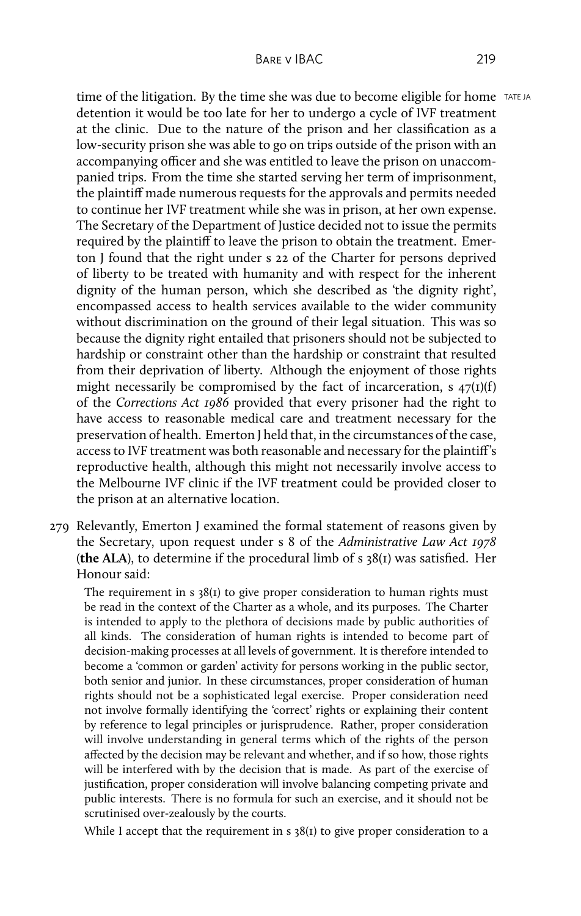time of the litigation. By the time she was due to become eligible for home detention it would be too late for her to undergo a cycle of IVF treatment at the clinic. Due to the nature of the prison and her classification as a low-security prison she was able to go on trips outside of the prison with an accompanying officer and she was entitled to leave the prison on unaccompanied trips. From the time she started serving her term of imprisonment, the plaintiff made numerous requests for the approvals and permits needed to continue her IVF treatment while she was in prison, at her own expense. The Secretary of the Department of Justice decided not to issue the permits required by the plaintiff to leave the prison to obtain the treatment. Emerton J found that the right under s 22 of the Charter for persons deprived of liberty to be treated with humanity and with respect for the inherent dignity of the human person, which she described as 'the dignity right', encompassed access to health services available to the wider community without discrimination on the ground of their legal situation. This was so because the dignity right entailed that prisoners should not be subjected to hardship or constraint other than the hardship or constraint that resulted from their deprivation of liberty. Although the enjoyment of those rights might necessarily be compromised by the fact of incarceration, s 47(1)(f) of the *Corrections Act 1986* provided that every prisoner had the right to have access to reasonable medical care and treatment necessary for the preservation of health. Emerton J held that, in the circumstances of the case, access to IVF treatment was both reasonable and necessary for the plaintiff's reproductive health, although this might not necessarily involve access to the Melbourne IVF clinic if the IVF treatment could be provided closer to the prison at an alternative location.

279 Relevantly, Emerton J examined the formal statement of reasons given by the Secretary, upon request under s 8 of the *Administrative Law Act 1978* (**the ALA**), to determine if the procedural limb of s 38(1) was satisfied. Her Honour said:

> The requirement in s 38(1) to give proper consideration to human rights must be read in the context of the Charter as a whole, and its purposes. The Charter is intended to apply to the plethora of decisions made by public authorities of all kinds. The consideration of human rights is intended to become part of decision-making processes at all levels of government. It is therefore intended to become a 'common or garden' activity for persons working in the public sector, both senior and junior. In these circumstances, proper consideration of human rights should not be a sophisticated legal exercise. Proper consideration need not involve formally identifying the 'correct' rights or explaining their content by reference to legal principles or jurisprudence. Rather, proper consideration will involve understanding in general terms which of the rights of the person affected by the decision may be relevant and whether, and if so how, those rights will be interfered with by the decision that is made. As part of the exercise of justification, proper consideration will involve balancing competing private and public interests. There is no formula for such an exercise, and it should not be scrutinised over-zealously by the courts.
>
> While I accept that the requirement in s 38(1) to give proper consideration to a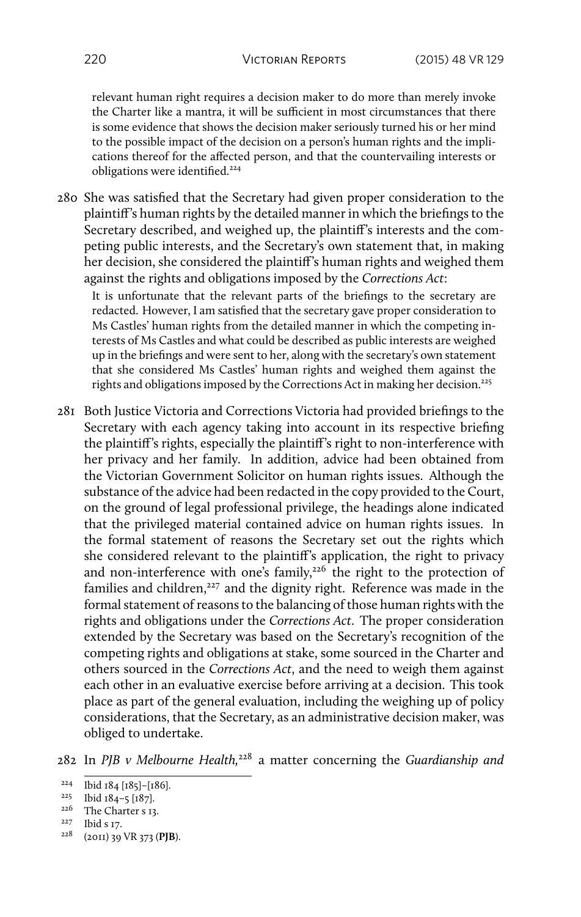relevant human right requires a decision maker to do more than merely invoke the Charter like a mantra, it will be sufficient in most circumstances that there is some evidence that shows the decision maker seriously turned his or her mind to the possible impact of the decision on a person's human rights and the implications thereof for the affected person, and that the countervailing interests or obligations were identified.[224]

280 She was satisfied that the Secretary had given proper consideration to the plaintiff's human rights by the detailed manner in which the briefings to the Secretary described, and weighed up, the plaintiff's interests and the competing public interests, and the Secretary's own statement that, in making her decision, she considered the plaintiff's human rights and weighed them against the rights and obligations imposed by the *Corrections Act*:

> It is unfortunate that the relevant parts of the briefings to the secretary are redacted. However, I am satisfied that the secretary gave proper consideration to Ms Castles' human rights from the detailed manner in which the competing interests of Ms Castles and what could be described as public interests are weighed up in the briefings and were sent to her, along with the secretary's own statement that she considered Ms Castles' human rights and weighed them against the rights and obligations imposed by the Corrections Act in making her decision.[225]

281 Both Justice Victoria and Corrections Victoria had provided briefings to the Secretary with each agency taking into account in its respective briefing the plaintiff's rights, especially the plaintiff's right to non-interference with her privacy and her family. In addition, advice had been obtained from the Victorian Government Solicitor on human rights issues. Although the substance of the advice had been redacted in the copy provided to the Court, on the ground of legal professional privilege, the headings alone indicated that the privileged material contained advice on human rights issues. In the formal statement of reasons the Secretary set out the rights which she considered relevant to the plaintiff's application, the right to privacy and non-interference with one's family,[226] the right to the protection of families and children,[227] and the dignity right. Reference was made in the formal statement of reasons to the balancing of those human rights with the rights and obligations under the *Corrections Act*. The proper consideration extended by the Secretary was based on the Secretary's recognition of the competing rights and obligations at stake, some sourced in the Charter and others sourced in the *Corrections Act*, and the need to weigh them against each other in an evaluative exercise before arriving at a decision. This took place as part of the general evaluation, including the weighing up of policy considerations, that the Secretary, as an administrative decision maker, was obliged to undertake.

282 In *PJB v Melbourne Health*,[228] a matter concerning the *Guardianship and*

---

[224] Ibid 184 [185]–[186].

[225] Ibid 184–5 [187].

[226] The Charter s 13.

[227] Ibid s 17.

[228] (2011) 39 VR 373 (**PJB**).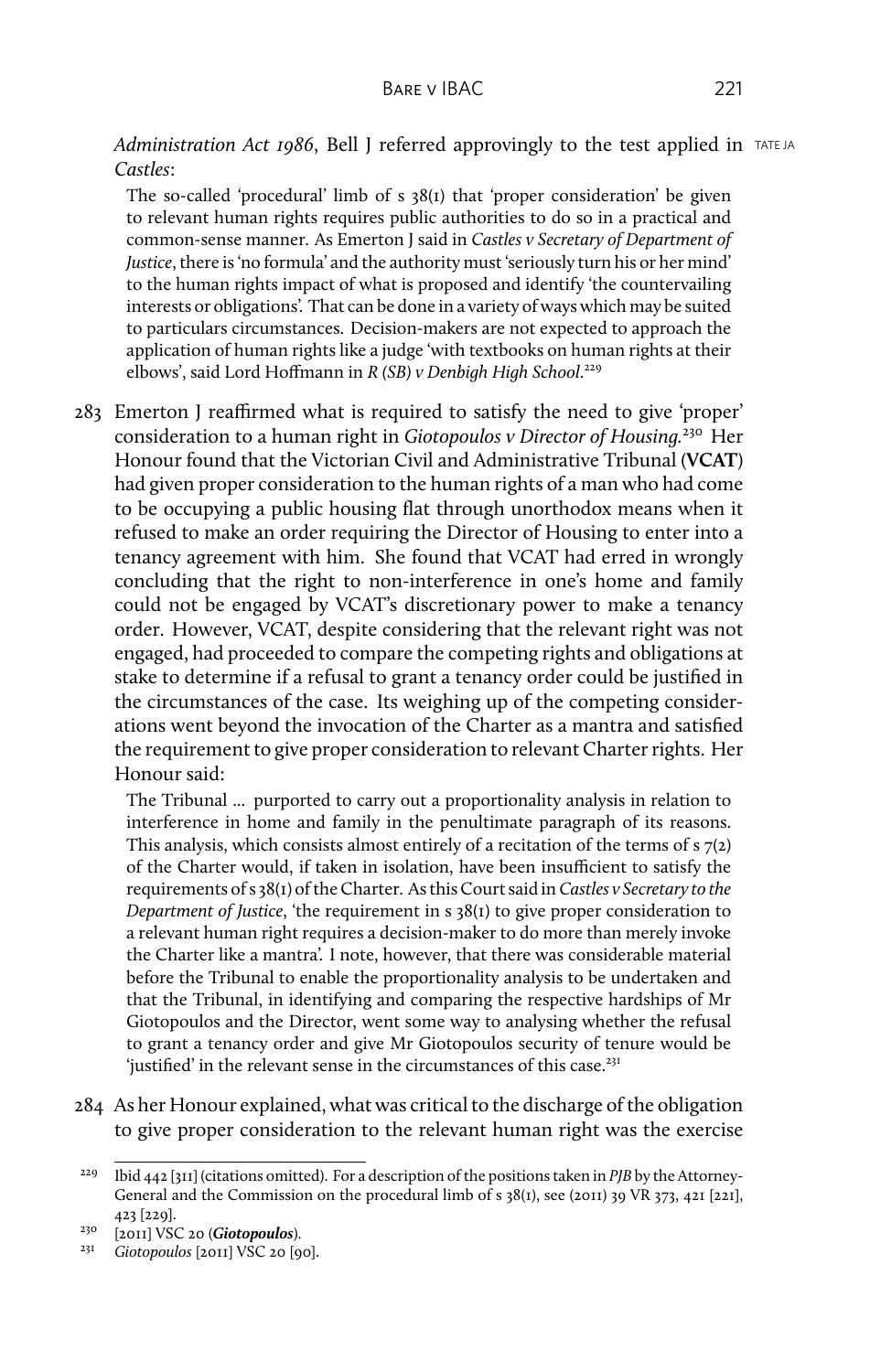*Administration Act 1986*, Bell J referred approvingly to the test applied in *Castles*:

> The so-called 'procedural' limb of s 38(1) that 'proper consideration' be given to relevant human rights requires public authorities to do so in a practical and common-sense manner. As Emerton J said in *Castles v Secretary of Department of Justice*, there is 'no formula' and the authority must 'seriously turn his or her mind' to the human rights impact of what is proposed and identify 'the countervailing interests or obligations'. That can be done in a variety of ways which may be suited to particulars circumstances. Decision-makers are not expected to approach the application of human rights like a judge 'with textbooks on human rights at their elbows', said Lord Hoffmann in *R (SB) v Denbigh High School*.[229]

283 Emerton J reaffirmed what is required to satisfy the need to give 'proper' consideration to a human right in *Giotopoulos v Director of Housing*.[230] Her Honour found that the Victorian Civil and Administrative Tribunal (**VCAT**) had given proper consideration to the human rights of a man who had come to be occupying a public housing flat through unorthodox means when it refused to make an order requiring the Director of Housing to enter into a tenancy agreement with him. She found that VCAT had erred in wrongly concluding that the right to non-interference in one's home and family could not be engaged by VCAT's discretionary power to make a tenancy order. However, VCAT, despite considering that the relevant right was not engaged, had proceeded to compare the competing rights and obligations at stake to determine if a refusal to grant a tenancy order could be justified in the circumstances of the case. Its weighing up of the competing considerations went beyond the invocation of the Charter as a mantra and satisfied the requirement to give proper consideration to relevant Charter rights. Her Honour said:

> The Tribunal … purported to carry out a proportionality analysis in relation to interference in home and family in the penultimate paragraph of its reasons. This analysis, which consists almost entirely of a recitation of the terms of s 7(2) of the Charter would, if taken in isolation, have been insufficient to satisfy the requirements of s 38(1) of the Charter. As this Court said in *Castles v Secretary to the Department of Justice*, 'the requirement in s 38(1) to give proper consideration to a relevant human right requires a decision-maker to do more than merely invoke the Charter like a mantra'. I note, however, that there was considerable material before the Tribunal to enable the proportionality analysis to be undertaken and that the Tribunal, in identifying and comparing the respective hardships of Mr Giotopoulos and the Director, went some way to analysing whether the refusal to grant a tenancy order and give Mr Giotopoulos security of tenure would be 'justified' in the relevant sense in the circumstances of this case.[231]

284 As her Honour explained, what was critical to the discharge of the obligation to give proper consideration to the relevant human right was the exercise

---

[229] Ibid 442 [311] (citations omitted). For a description of the positions taken in *PJB* by the Attorney-General and the Commission on the procedural limb of s 38(1), see (2011) 39 VR 373, 421 [221], 423 [229].

[230] [2011] VSC 20 (***Giotopoulos***).

[231] *Giotopoulos* [2011] VSC 20 [90].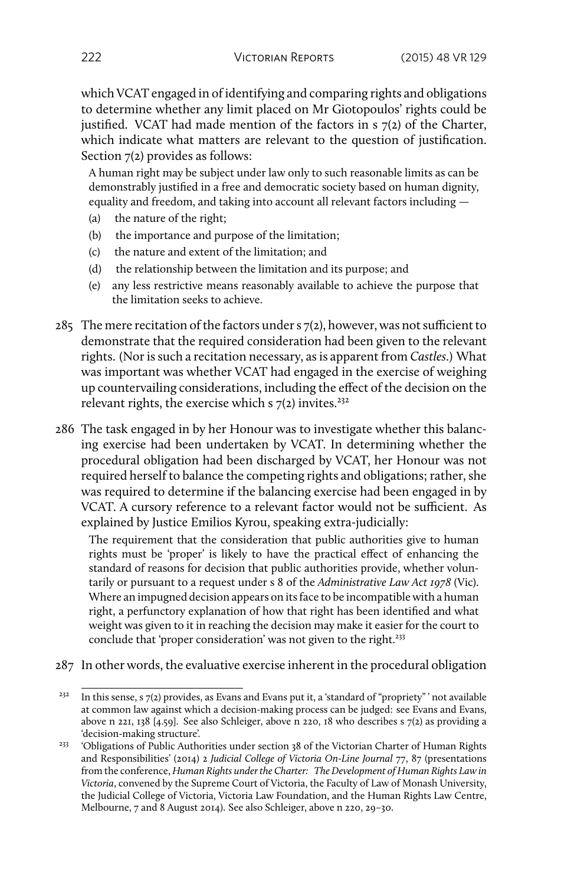which VCAT engaged in of identifying and comparing rights and obligations to determine whether any limit placed on Mr Giotopoulos' rights could be justified. VCAT had made mention of the factors in s 7(2) of the Charter, which indicate what matters are relevant to the question of justification. Section 7(2) provides as follows:

> A human right may be subject under law only to such reasonable limits as can be demonstrably justified in a free and democratic society based on human dignity, equality and freedom, and taking into account all relevant factors including —
>
> (a) the nature of the right;
>
> (b) the importance and purpose of the limitation;
>
> (c) the nature and extent of the limitation; and
>
> (d) the relationship between the limitation and its purpose; and
>
> (e) any less restrictive means reasonably available to achieve the purpose that the limitation seeks to achieve.

285 The mere recitation of the factors under s 7(2), however, was not sufficient to demonstrate that the required consideration had been given to the relevant rights. (Nor is such a recitation necessary, as is apparent from *Castles*.) What was important was whether VCAT had engaged in the exercise of weighing up countervailing considerations, including the effect of the decision on the relevant rights, the exercise which s 7(2) invites.[232]

286 The task engaged in by her Honour was to investigate whether this balancing exercise had been undertaken by VCAT. In determining whether the procedural obligation had been discharged by VCAT, her Honour was not required herself to balance the competing rights and obligations; rather, she was required to determine if the balancing exercise had been engaged in by VCAT. A cursory reference to a relevant factor would not be sufficient. As explained by Justice Emilios Kyrou, speaking extra-judicially:

> The requirement that the consideration that public authorities give to human rights must be 'proper' is likely to have the practical effect of enhancing the standard of reasons for decision that public authorities provide, whether voluntarily or pursuant to a request under s 8 of the *Administrative Law Act 1978* (Vic). Where an impugned decision appears on its face to be incompatible with a human right, a perfunctory explanation of how that right has been identified and what weight was given to it in reaching the decision may make it easier for the court to conclude that 'proper consideration' was not given to the right.[233]

287 In other words, the evaluative exercise inherent in the procedural obligation

---

[232] In this sense, s 7(2) provides, as Evans and Evans put it, a 'standard of "propriety" ' not available at common law against which a decision-making process can be judged: see Evans and Evans, above n 221, 138 [4.59]. See also Schleiger, above n 220, 18 who describes s 7(2) as providing a 'decision-making structure'.

[233] 'Obligations of Public Authorities under section 38 of the Victorian Charter of Human Rights and Responsibilities' (2014) 2 *Judicial College of Victoria On-Line Journal* 77, 87 (presentations from the conference, *Human Rights under the Charter: The Development of Human Rights Law in Victoria*, convened by the Supreme Court of Victoria, the Faculty of Law of Monash University, the Judicial College of Victoria, Victoria Law Foundation, and the Human Rights Law Centre, Melbourne, 7 and 8 August 2014). See also Schleiger, above n 220, 29–30.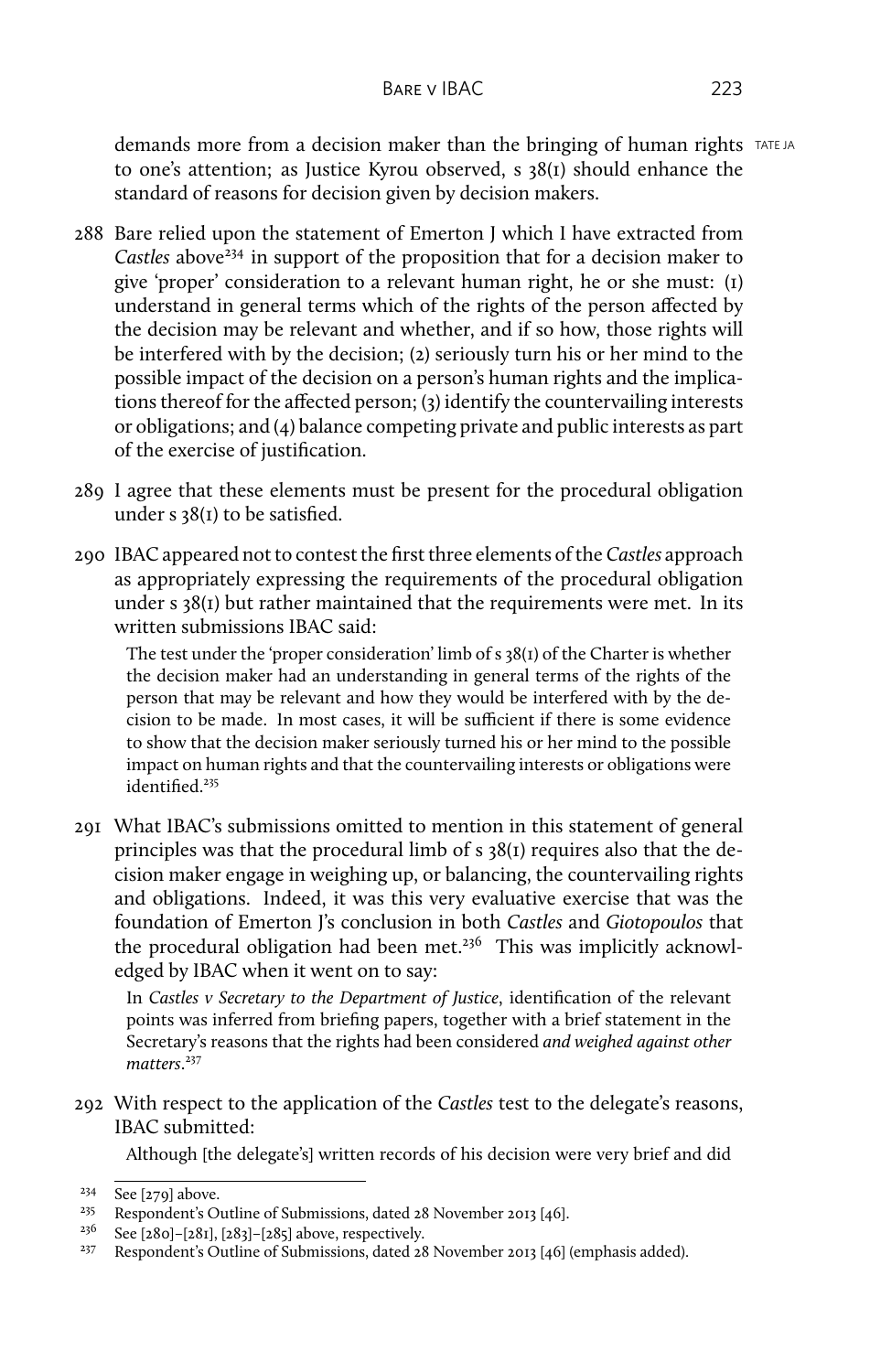demands more from a decision maker than the bringing of human rights to one's attention; as Justice Kyrou observed, s 38(1) should enhance the standard of reasons for decision given by decision makers.

288 Bare relied upon the statement of Emerton J which I have extracted from *Castles* above[234] in support of the proposition that for a decision maker to give 'proper' consideration to a relevant human right, he or she must: (1) understand in general terms which of the rights of the person affected by the decision may be relevant and whether, and if so how, those rights will be interfered with by the decision; (2) seriously turn his or her mind to the possible impact of the decision on a person's human rights and the implications thereof for the affected person; (3) identify the countervailing interests or obligations; and (4) balance competing private and public interests as part of the exercise of justification.

289 I agree that these elements must be present for the procedural obligation under s 38(1) to be satisfied.

290 IBAC appeared not to contest the first three elements of the *Castles* approach as appropriately expressing the requirements of the procedural obligation under s 38(1) but rather maintained that the requirements were met. In its written submissions IBAC said:

> The test under the 'proper consideration' limb of s 38(1) of the Charter is whether the decision maker had an understanding in general terms of the rights of the person that may be relevant and how they would be interfered with by the decision to be made. In most cases, it will be sufficient if there is some evidence to show that the decision maker seriously turned his or her mind to the possible impact on human rights and that the countervailing interests or obligations were identified.[235]

291 What IBAC's submissions omitted to mention in this statement of general principles was that the procedural limb of s 38(1) requires also that the decision maker engage in weighing up, or balancing, the countervailing rights and obligations. Indeed, it was this very evaluative exercise that was the foundation of Emerton J's conclusion in both *Castles* and *Giotopoulos* that the procedural obligation had been met.[236] This was implicitly acknowledged by IBAC when it went on to say:

> In *Castles v Secretary to the Department of Justice*, identification of the relevant points was inferred from briefing papers, together with a brief statement in the Secretary's reasons that the rights had been considered *and weighed against other matters*.[237]

292 With respect to the application of the *Castles* test to the delegate's reasons, IBAC submitted:

> Although [the delegate's] written records of his decision were very brief and did

---

[234] See [279] above.

[235] Respondent's Outline of Submissions, dated 28 November 2013 [46].

[236] See [280]–[281], [283]–[285] above, respectively.

[237] Respondent's Outline of Submissions, dated 28 November 2013 [46] (emphasis added).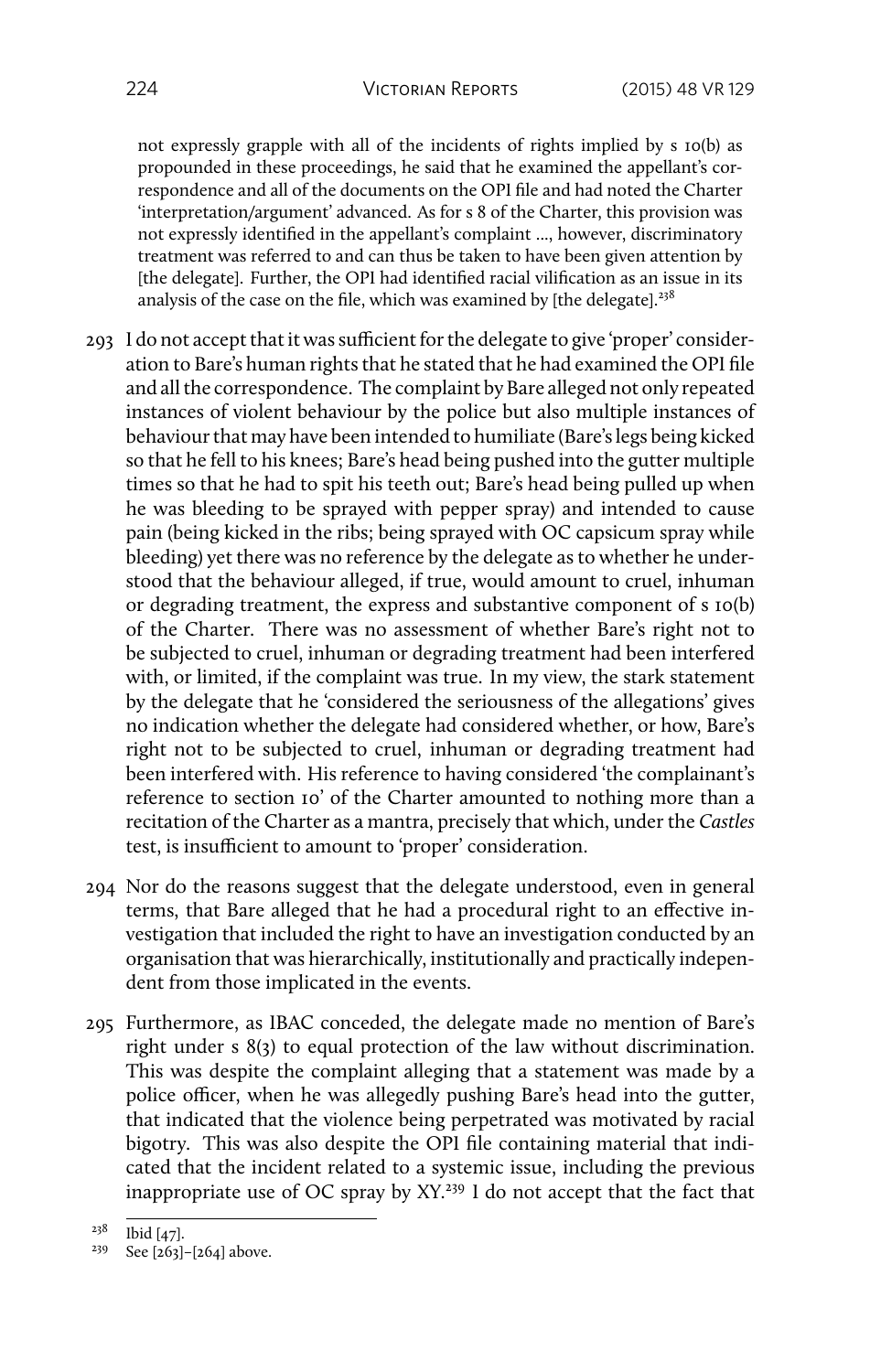not expressly grapple with all of the incidents of rights implied by s 10(b) as propounded in these proceedings, he said that he examined the appellant's correspondence and all of the documents on the OPI file and had noted the Charter 'interpretation/argument' advanced. As for s 8 of the Charter, this provision was not expressly identified in the appellant's complaint ..., however, discriminatory treatment was referred to and can thus be taken to have been given attention by [the delegate]. Further, the OPI had identified racial vilification as an issue in its analysis of the case on the file, which was examined by [the delegate].[238]

293 I do not accept that it was sufficient for the delegate to give 'proper' consideration to Bare's human rights that he stated that he had examined the OPI file and all the correspondence. The complaint by Bare alleged not only repeated instances of violent behaviour by the police but also multiple instances of behaviour that may have been intended to humiliate (Bare's legs being kicked so that he fell to his knees; Bare's head being pushed into the gutter multiple times so that he had to spit his teeth out; Bare's head being pulled up when he was bleeding to be sprayed with pepper spray) and intended to cause pain (being kicked in the ribs; being sprayed with OC capsicum spray while bleeding) yet there was no reference by the delegate as to whether he understood that the behaviour alleged, if true, would amount to cruel, inhuman or degrading treatment, the express and substantive component of s 10(b) of the Charter. There was no assessment of whether Bare's right not to be subjected to cruel, inhuman or degrading treatment had been interfered with, or limited, if the complaint was true. In my view, the stark statement by the delegate that he 'considered the seriousness of the allegations' gives no indication whether the delegate had considered whether, or how, Bare's right not to be subjected to cruel, inhuman or degrading treatment had been interfered with. His reference to having considered 'the complainant's reference to section 10' of the Charter amounted to nothing more than a recitation of the Charter as a mantra, precisely that which, under the *Castles* test, is insufficient to amount to 'proper' consideration.

294 Nor do the reasons suggest that the delegate understood, even in general terms, that Bare alleged that he had a procedural right to an effective investigation that included the right to have an investigation conducted by an organisation that was hierarchically, institutionally and practically independent from those implicated in the events.

295 Furthermore, as IBAC conceded, the delegate made no mention of Bare's right under s 8(3) to equal protection of the law without discrimination. This was despite the complaint alleging that a statement was made by a police officer, when he was allegedly pushing Bare's head into the gutter, that indicated that the violence being perpetrated was motivated by racial bigotry. This was also despite the OPI file containing material that indicated that the incident related to a systemic issue, including the previous inappropriate use of OC spray by XY.[239] I do not accept that the fact that

[238] Ibid [47].

[239] See [263]–[264] above.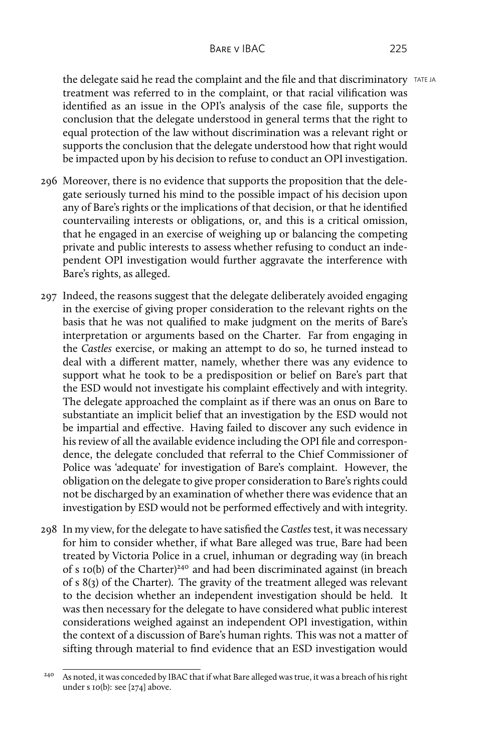the delegate said he read the complaint and the file and that discriminatory treatment was referred to in the complaint, or that racial vilification was identified as an issue in the OPI's analysis of the case file, supports the conclusion that the delegate understood in general terms that the right to equal protection of the law without discrimination was a relevant right or supports the conclusion that the delegate understood how that right would be impacted upon by his decision to refuse to conduct an OPI investigation.

296 Moreover, there is no evidence that supports the proposition that the delegate seriously turned his mind to the possible impact of his decision upon any of Bare's rights or the implications of that decision, or that he identified countervailing interests or obligations, or, and this is a critical omission, that he engaged in an exercise of weighing up or balancing the competing private and public interests to assess whether refusing to conduct an independent OPI investigation would further aggravate the interference with Bare's rights, as alleged.

297 Indeed, the reasons suggest that the delegate deliberately avoided engaging in the exercise of giving proper consideration to the relevant rights on the basis that he was not qualified to make judgment on the merits of Bare's interpretation or arguments based on the Charter. Far from engaging in the *Castles* exercise, or making an attempt to do so, he turned instead to deal with a different matter, namely, whether there was any evidence to support what he took to be a predisposition or belief on Bare's part that the ESD would not investigate his complaint effectively and with integrity. The delegate approached the complaint as if there was an onus on Bare to substantiate an implicit belief that an investigation by the ESD would not be impartial and effective. Having failed to discover any such evidence in his review of all the available evidence including the OPI file and correspondence, the delegate concluded that referral to the Chief Commissioner of Police was 'adequate' for investigation of Bare's complaint. However, the obligation on the delegate to give proper consideration to Bare's rights could not be discharged by an examination of whether there was evidence that an investigation by ESD would not be performed effectively and with integrity.

298 In my view, for the delegate to have satisfied the *Castles* test, it was necessary for him to consider whether, if what Bare alleged was true, Bare had been treated by Victoria Police in a cruel, inhuman or degrading way (in breach of s 10(b) of the Charter)[240] and had been discriminated against (in breach of s 8(3) of the Charter). The gravity of the treatment alleged was relevant to the decision whether an independent investigation should be held. It was then necessary for the delegate to have considered what public interest considerations weighed against an independent OPI investigation, within the context of a discussion of Bare's human rights. This was not a matter of sifting through material to find evidence that an ESD investigation would

[240] As noted, it was conceded by IBAC that if what Bare alleged was true, it was a breach of his right under s 10(b): see [274] above.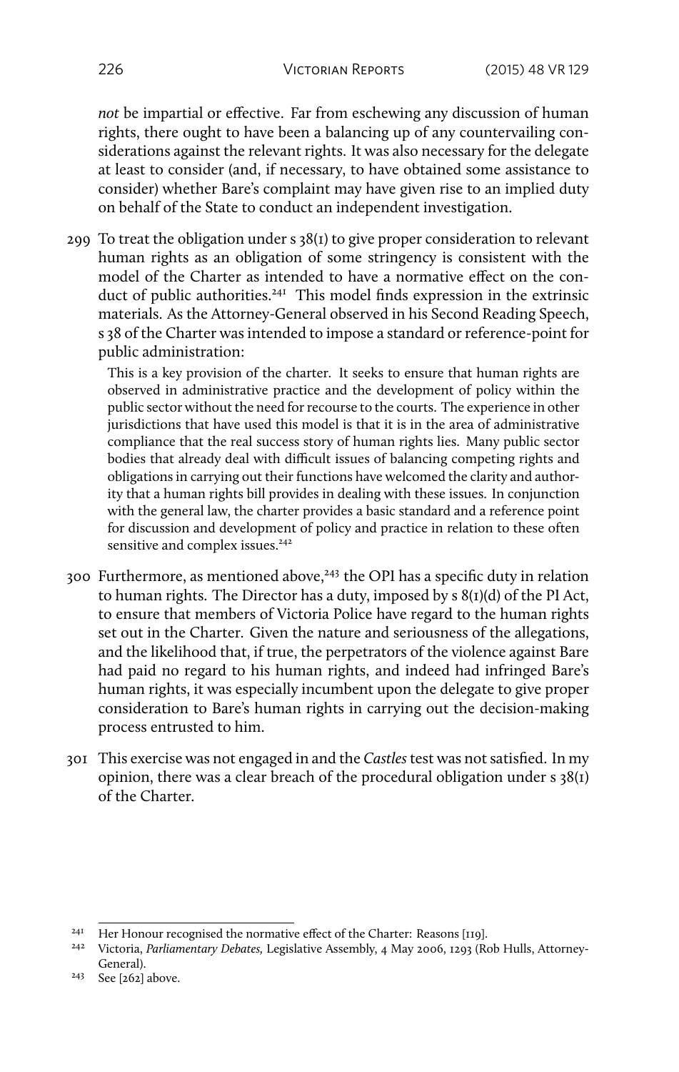*not* be impartial or effective. Far from eschewing any discussion of human rights, there ought to have been a balancing up of any countervailing considerations against the relevant rights. It was also necessary for the delegate at least to consider (and, if necessary, to have obtained some assistance to consider) whether Bare's complaint may have given rise to an implied duty on behalf of the State to conduct an independent investigation.

299 To treat the obligation under s 38(1) to give proper consideration to relevant human rights as an obligation of some stringency is consistent with the model of the Charter as intended to have a normative effect on the conduct of public authorities.[241] This model finds expression in the extrinsic materials. As the Attorney-General observed in his Second Reading Speech, s 38 of the Charter was intended to impose a standard or reference-point for public administration:

> This is a key provision of the charter. It seeks to ensure that human rights are observed in administrative practice and the development of policy within the public sector without the need for recourse to the courts. The experience in other jurisdictions that have used this model is that it is in the area of administrative compliance that the real success story of human rights lies. Many public sector bodies that already deal with difficult issues of balancing competing rights and obligations in carrying out their functions have welcomed the clarity and authority that a human rights bill provides in dealing with these issues. In conjunction with the general law, the charter provides a basic standard and a reference point for discussion and development of policy and practice in relation to these often sensitive and complex issues.[242]

300 Furthermore, as mentioned above,[243] the OPI has a specific duty in relation to human rights. The Director has a duty, imposed by s 8(1)(d) of the PI Act, to ensure that members of Victoria Police have regard to the human rights set out in the Charter. Given the nature and seriousness of the allegations, and the likelihood that, if true, the perpetrators of the violence against Bare had paid no regard to his human rights, and indeed had infringed Bare's human rights, it was especially incumbent upon the delegate to give proper consideration to Bare's human rights in carrying out the decision-making process entrusted to him.

301 This exercise was not engaged in and the *Castles* test was not satisfied. In my opinion, there was a clear breach of the procedural obligation under s 38(1) of the Charter.

---

[241] Her Honour recognised the normative effect of the Charter: Reasons [119].

[242] Victoria, *Parliamentary Debates,* Legislative Assembly, 4 May 2006, 1293 (Rob Hulls, Attorney-General).

[243] See [262] above.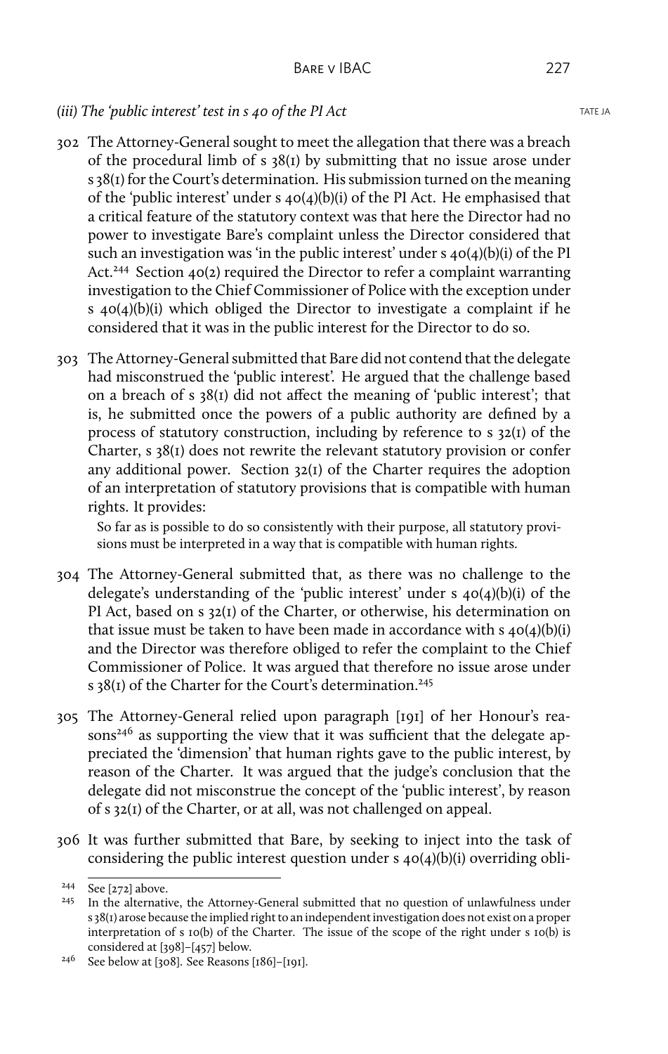### *(iii) The 'public interest' test in s 40 of the PI Act*

302 The Attorney-General sought to meet the allegation that there was a breach of the procedural limb of s 38(1) by submitting that no issue arose under s 38(1) for the Court's determination. His submission turned on the meaning of the 'public interest' under s 40(4)(b)(i) of the PI Act. He emphasised that a critical feature of the statutory context was that here the Director had no power to investigate Bare's complaint unless the Director considered that such an investigation was 'in the public interest' under s 40(4)(b)(i) of the PI Act.[244] Section 40(2) required the Director to refer a complaint warranting investigation to the Chief Commissioner of Police with the exception under s 40(4)(b)(i) which obliged the Director to investigate a complaint if he considered that it was in the public interest for the Director to do so.

303 The Attorney-General submitted that Bare did not contend that the delegate had misconstrued the 'public interest'. He argued that the challenge based on a breach of s 38(1) did not affect the meaning of 'public interest'; that is, he submitted once the powers of a public authority are defined by a process of statutory construction, including by reference to s 32(1) of the Charter, s 38(1) does not rewrite the relevant statutory provision or confer any additional power. Section 32(1) of the Charter requires the adoption of an interpretation of statutory provisions that is compatible with human rights. It provides:

> So far as is possible to do so consistently with their purpose, all statutory provisions must be interpreted in a way that is compatible with human rights.

304 The Attorney-General submitted that, as there was no challenge to the delegate's understanding of the 'public interest' under s 40(4)(b)(i) of the PI Act, based on s 32(1) of the Charter, or otherwise, his determination on that issue must be taken to have been made in accordance with s 40(4)(b)(i) and the Director was therefore obliged to refer the complaint to the Chief Commissioner of Police. It was argued that therefore no issue arose under s 38(1) of the Charter for the Court's determination.[245]

305 The Attorney-General relied upon paragraph [191] of her Honour's reasons[246] as supporting the view that it was sufficient that the delegate appreciated the 'dimension' that human rights gave to the public interest, by reason of the Charter. It was argued that the judge's conclusion that the delegate did not misconstrue the concept of the 'public interest', by reason of s 32(1) of the Charter, or at all, was not challenged on appeal.

306 It was further submitted that Bare, by seeking to inject into the task of considering the public interest question under s 40(4)(b)(i) overriding obli-

---

[244] See [272] above.

[245] In the alternative, the Attorney-General submitted that no question of unlawfulness under s 38(1) arose because the implied right to an independent investigation does not exist on a proper interpretation of s 10(b) of the Charter. The issue of the scope of the right under s 10(b) is considered at [398]–[457] below.

[246] See below at [308]. See Reasons [186]–[191].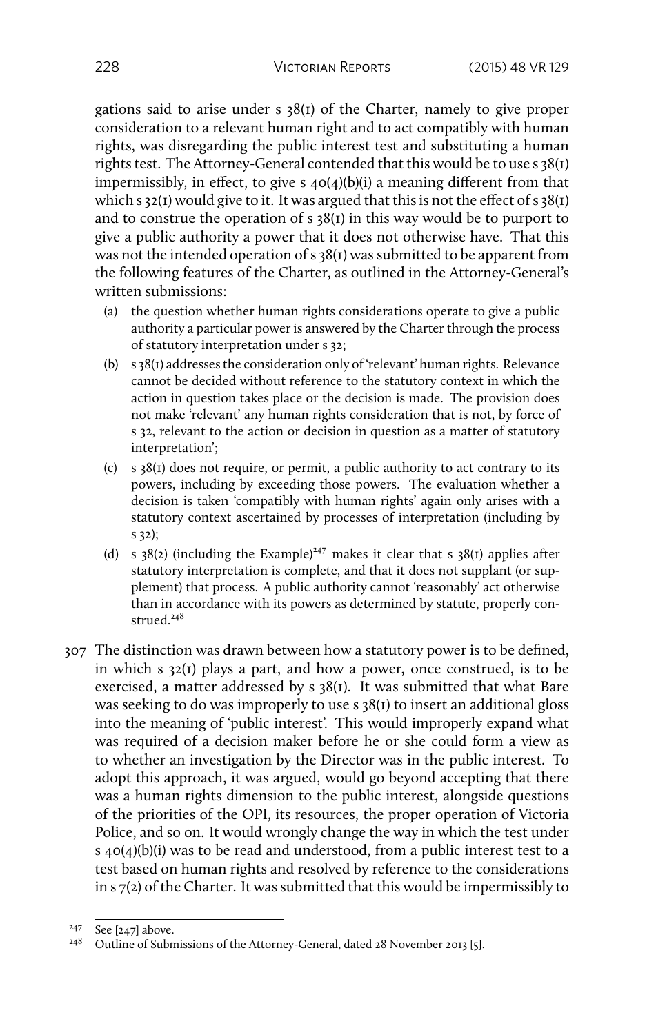gations said to arise under s 38(1) of the Charter, namely to give proper consideration to a relevant human right and to act compatibly with human rights, was disregarding the public interest test and substituting a human rights test. The Attorney-General contended that this would be to use s 38(1) impermissibly, in effect, to give s 40(4)(b)(i) a meaning different from that which s 32(1) would give to it. It was argued that this is not the effect of s 38(1) and to construe the operation of s 38(1) in this way would be to purport to give a public authority a power that it does not otherwise have. That this was not the intended operation of s 38(1) was submitted to be apparent from the following features of the Charter, as outlined in the Attorney-General's written submissions:

(a) the question whether human rights considerations operate to give a public authority a particular power is answered by the Charter through the process of statutory interpretation under s 32;

(b) s 38(1) addresses the consideration only of 'relevant' human rights. Relevance cannot be decided without reference to the statutory context in which the action in question takes place or the decision is made. The provision does not make 'relevant' any human rights consideration that is not, by force of s 32, relevant to the action or decision in question as a matter of statutory interpretation';

(c) s 38(1) does not require, or permit, a public authority to act contrary to its powers, including by exceeding those powers. The evaluation whether a decision is taken 'compatibly with human rights' again only arises with a statutory context ascertained by processes of interpretation (including by s 32);

(d) s 38(2) (including the Example)[247] makes it clear that s 38(1) applies after statutory interpretation is complete, and that it does not supplant (or supplement) that process. A public authority cannot 'reasonably' act otherwise than in accordance with its powers as determined by statute, properly construed.[248]

307 The distinction was drawn between how a statutory power is to be defined, in which s 32(1) plays a part, and how a power, once construed, is to be exercised, a matter addressed by s 38(1). It was submitted that what Bare was seeking to do was improperly to use s 38(1) to insert an additional gloss into the meaning of 'public interest'. This would improperly expand what was required of a decision maker before he or she could form a view as to whether an investigation by the Director was in the public interest. To adopt this approach, it was argued, would go beyond accepting that there was a human rights dimension to the public interest, alongside questions of the priorities of the OPI, its resources, the proper operation of Victoria Police, and so on. It would wrongly change the way in which the test under s 40(4)(b)(i) was to be read and understood, from a public interest test to a test based on human rights and resolved by reference to the considerations in s 7(2) of the Charter. It was submitted that this would be impermissibly to

[247] See [247] above.

[248] Outline of Submissions of the Attorney-General, dated 28 November 2013 [5].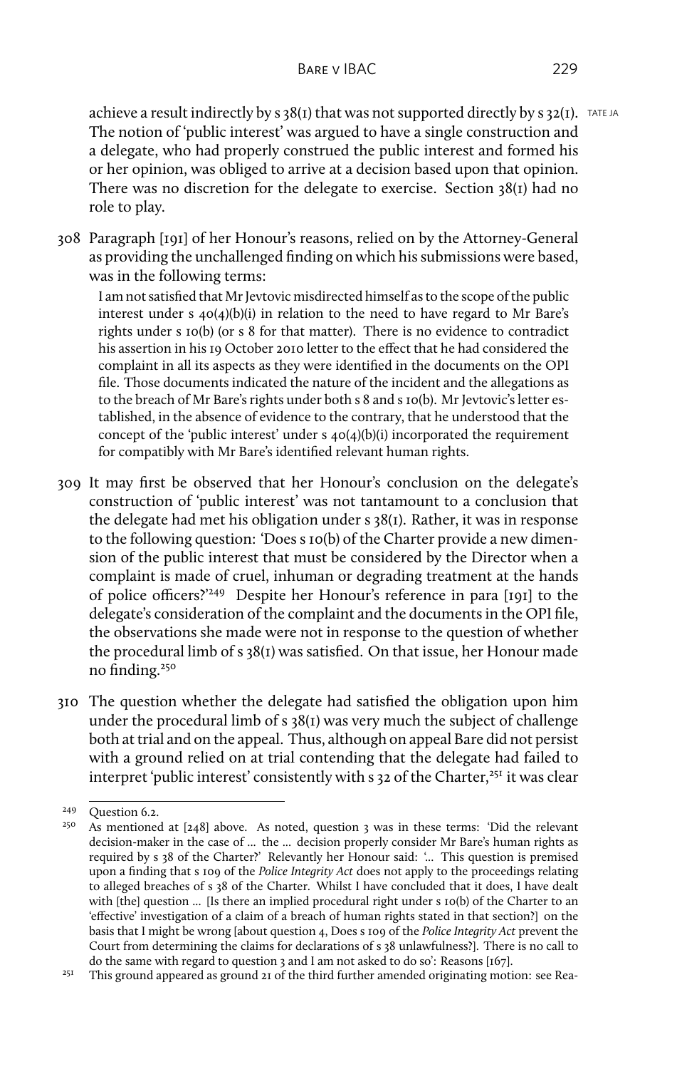achieve a result indirectly by s 38(1) that was not supported directly by s 32(1). The notion of 'public interest' was argued to have a single construction and a delegate, who had properly construed the public interest and formed his or her opinion, was obliged to arrive at a decision based upon that opinion. There was no discretion for the delegate to exercise. Section 38(1) had no role to play.

308 Paragraph [191] of her Honour's reasons, relied on by the Attorney-General as providing the unchallenged finding on which his submissions were based, was in the following terms:

> I am not satisfied that Mr Jevtovic misdirected himself as to the scope of the public interest under s 40(4)(b)(i) in relation to the need to have regard to Mr Bare's rights under s 10(b) (or s 8 for that matter). There is no evidence to contradict his assertion in his 19 October 2010 letter to the effect that he had considered the complaint in all its aspects as they were identified in the documents on the OPI file. Those documents indicated the nature of the incident and the allegations as to the breach of Mr Bare's rights under both s 8 and s 10(b). Mr Jevtovic's letter established, in the absence of evidence to the contrary, that he understood that the concept of the 'public interest' under s 40(4)(b)(i) incorporated the requirement for compatibly with Mr Bare's identified relevant human rights.

309 It may first be observed that her Honour's conclusion on the delegate's construction of 'public interest' was not tantamount to a conclusion that the delegate had met his obligation under s 38(1). Rather, it was in response to the following question: 'Does s 10(b) of the Charter provide a new dimension of the public interest that must be considered by the Director when a complaint is made of cruel, inhuman or degrading treatment at the hands of police officers?'[249] Despite her Honour's reference in para [191] to the delegate's consideration of the complaint and the documents in the OPI file, the observations she made were not in response to the question of whether the procedural limb of s 38(1) was satisfied. On that issue, her Honour made no finding.[250]

310 The question whether the delegate had satisfied the obligation upon him under the procedural limb of s 38(1) was very much the subject of challenge both at trial and on the appeal. Thus, although on appeal Bare did not persist with a ground relied on at trial contending that the delegate had failed to interpret 'public interest' consistently with s 32 of the Charter,[251] it was clear

---

[249] Question 6.2.

[250] As mentioned at [248] above. As noted, question 3 was in these terms: 'Did the relevant decision-maker in the case of … the … decision properly consider Mr Bare's human rights as required by s 38 of the Charter?' Relevantly her Honour said: '… This question is premised upon a finding that s 109 of the *Police Integrity Act* does not apply to the proceedings relating to alleged breaches of s 38 of the Charter. Whilst I have concluded that it does, I have dealt with [the] question … [Is there an implied procedural right under s 10(b) of the Charter to an 'effective' investigation of a claim of a breach of human rights stated in that section?] on the basis that I might be wrong [about question 4, Does s 109 of the *Police Integrity Act* prevent the Court from determining the claims for declarations of s 38 unlawfulness?]. There is no call to do the same with regard to question 3 and I am not asked to do so': Reasons [167].

[251] This ground appeared as ground 21 of the third further amended originating motion: see Rea-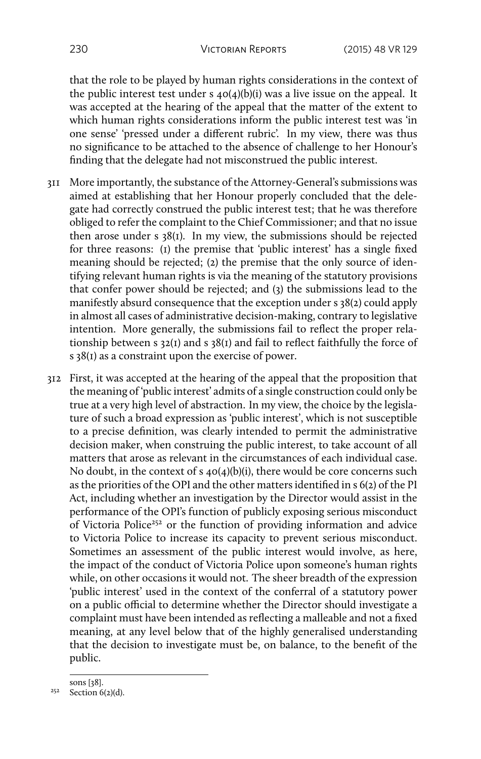that the role to be played by human rights considerations in the context of the public interest test under s 40(4)(b)(i) was a live issue on the appeal. It was accepted at the hearing of the appeal that the matter of the extent to which human rights considerations inform the public interest test was 'in one sense' 'pressed under a different rubric'. In my view, there was thus no significance to be attached to the absence of challenge to her Honour's finding that the delegate had not misconstrued the public interest.

311 More importantly, the substance of the Attorney-General's submissions was aimed at establishing that her Honour properly concluded that the delegate had correctly construed the public interest test; that he was therefore obliged to refer the complaint to the Chief Commissioner; and that no issue then arose under s 38(1). In my view, the submissions should be rejected for three reasons: (1) the premise that 'public interest' has a single fixed meaning should be rejected; (2) the premise that the only source of identifying relevant human rights is via the meaning of the statutory provisions that confer power should be rejected; and (3) the submissions lead to the manifestly absurd consequence that the exception under s 38(2) could apply in almost all cases of administrative decision-making, contrary to legislative intention. More generally, the submissions fail to reflect the proper relationship between s 32(1) and s 38(1) and fail to reflect faithfully the force of s 38(1) as a constraint upon the exercise of power.

312 First, it was accepted at the hearing of the appeal that the proposition that the meaning of 'public interest' admits of a single construction could only be true at a very high level of abstraction. In my view, the choice by the legislature of such a broad expression as 'public interest', which is not susceptible to a precise definition, was clearly intended to permit the administrative decision maker, when construing the public interest, to take account of all matters that arose as relevant in the circumstances of each individual case. No doubt, in the context of s 40(4)(b)(i), there would be core concerns such as the priorities of the OPI and the other matters identified in s 6(2) of the PI Act, including whether an investigation by the Director would assist in the performance of the OPI's function of publicly exposing serious misconduct of Victoria Police[252] or the function of providing information and advice to Victoria Police to increase its capacity to prevent serious misconduct. Sometimes an assessment of the public interest would involve, as here, the impact of the conduct of Victoria Police upon someone's human rights while, on other occasions it would not. The sheer breadth of the expression 'public interest' used in the context of the conferral of a statutory power on a public official to determine whether the Director should investigate a complaint must have been intended as reflecting a malleable and not a fixed meaning, at any level below that of the highly generalised understanding that the decision to investigate must be, on balance, to the benefit of the public.

---

sons [38].

[252] Section 6(2)(d).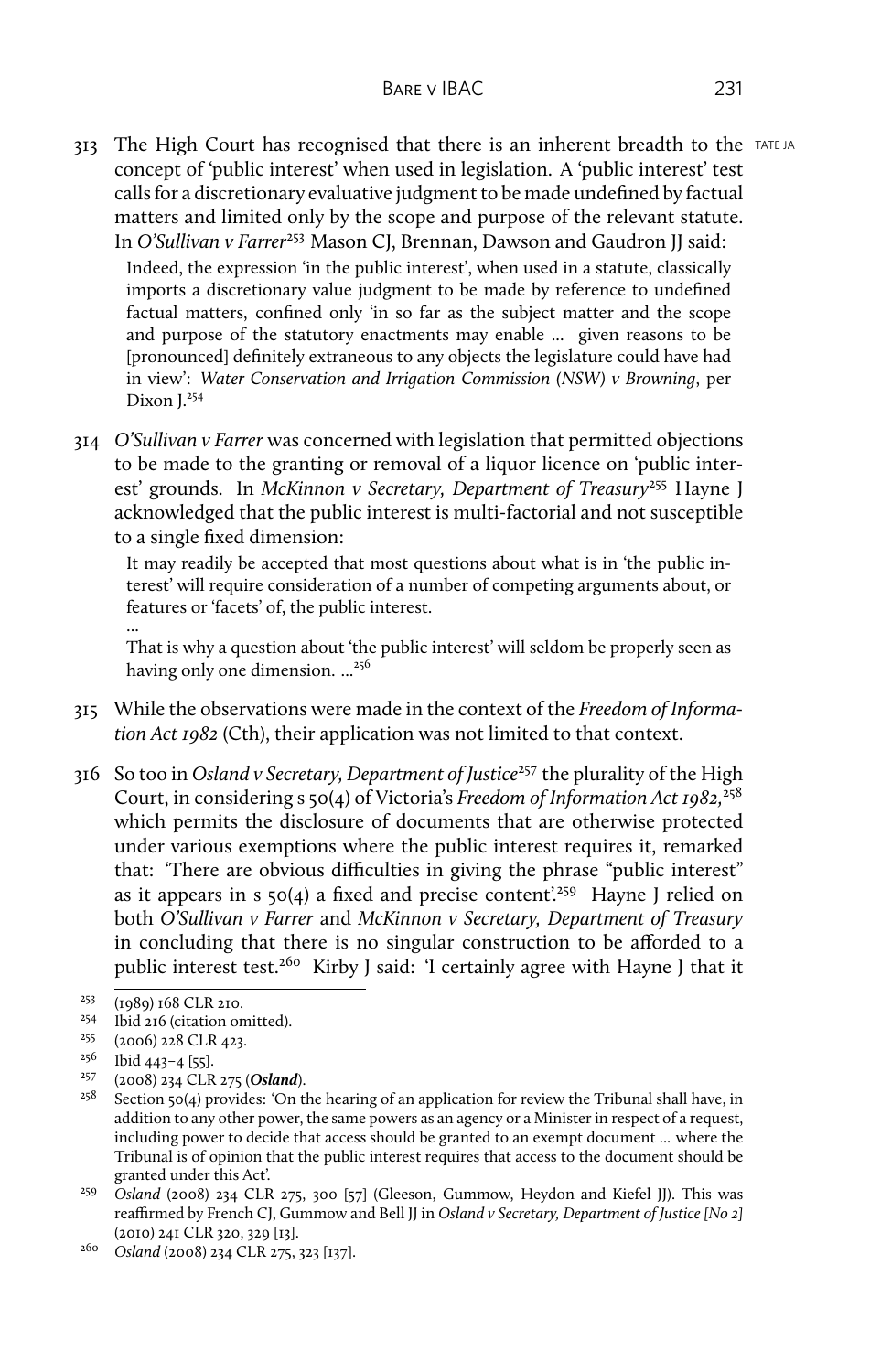313 The High Court has recognised that there is an inherent breadth to the concept of 'public interest' when used in legislation. A 'public interest' test calls for a discretionary evaluative judgment to be made undefined by factual matters and limited only by the scope and purpose of the relevant statute. In *O'Sullivan v Farrer*[253] Mason CJ, Brennan, Dawson and Gaudron JJ said:

> Indeed, the expression 'in the public interest', when used in a statute, classically imports a discretionary value judgment to be made by reference to undefined factual matters, confined only 'in so far as the subject matter and the scope and purpose of the statutory enactments may enable … given reasons to be [pronounced] definitely extraneous to any objects the legislature could have had in view': *Water Conservation and Irrigation Commission (NSW) v Browning*, per Dixon J.[254]

314 *O'Sullivan v Farrer* was concerned with legislation that permitted objections to be made to the granting or removal of a liquor licence on 'public interest' grounds. In *McKinnon v Secretary, Department of Treasury*[255] Hayne J acknowledged that the public interest is multi-factorial and not susceptible to a single fixed dimension:

> It may readily be accepted that most questions about what is in 'the public interest' will require consideration of a number of competing arguments about, or features or 'facets' of, the public interest.
>
> …
>
> That is why a question about 'the public interest' will seldom be properly seen as having only one dimension. …[256]

315 While the observations were made in the context of the *Freedom of Information Act 1982* (Cth), their application was not limited to that context.

316 So too in *Osland v Secretary, Department of Justice*[257] the plurality of the High Court, in considering s 50(4) of Victoria's *Freedom of Information Act 1982*,[258] which permits the disclosure of documents that are otherwise protected under various exemptions where the public interest requires it, remarked that: 'There are obvious difficulties in giving the phrase "public interest" as it appears in s 50(4) a fixed and precise content'.[259] Hayne J relied on both *O'Sullivan v Farrer* and *McKinnon v Secretary, Department of Treasury* in concluding that there is no singular construction to be afforded to a public interest test.[260] Kirby J said: 'I certainly agree with Hayne J that it

---

253 (1989) 168 CLR 210.

254 Ibid 216 (citation omitted).

255 (2006) 228 CLR 423.

256 Ibid 443–4 [55].

257 (2008) 234 CLR 275 (***Osland***).

258 Section 50(4) provides: 'On the hearing of an application for review the Tribunal shall have, in addition to any other power, the same powers as an agency or a Minister in respect of a request, including power to decide that access should be granted to an exempt document … where the Tribunal is of opinion that the public interest requires that access to the document should be granted under this Act'.

259 *Osland* (2008) 234 CLR 275, 300 [57] (Gleeson, Gummow, Heydon and Kiefel JJ). This was reaffirmed by French CJ, Gummow and Bell JJ in *Osland v Secretary, Department of Justice [No 2]* (2010) 241 CLR 320, 329 [13].

260 *Osland* (2008) 234 CLR 275, 323 [137].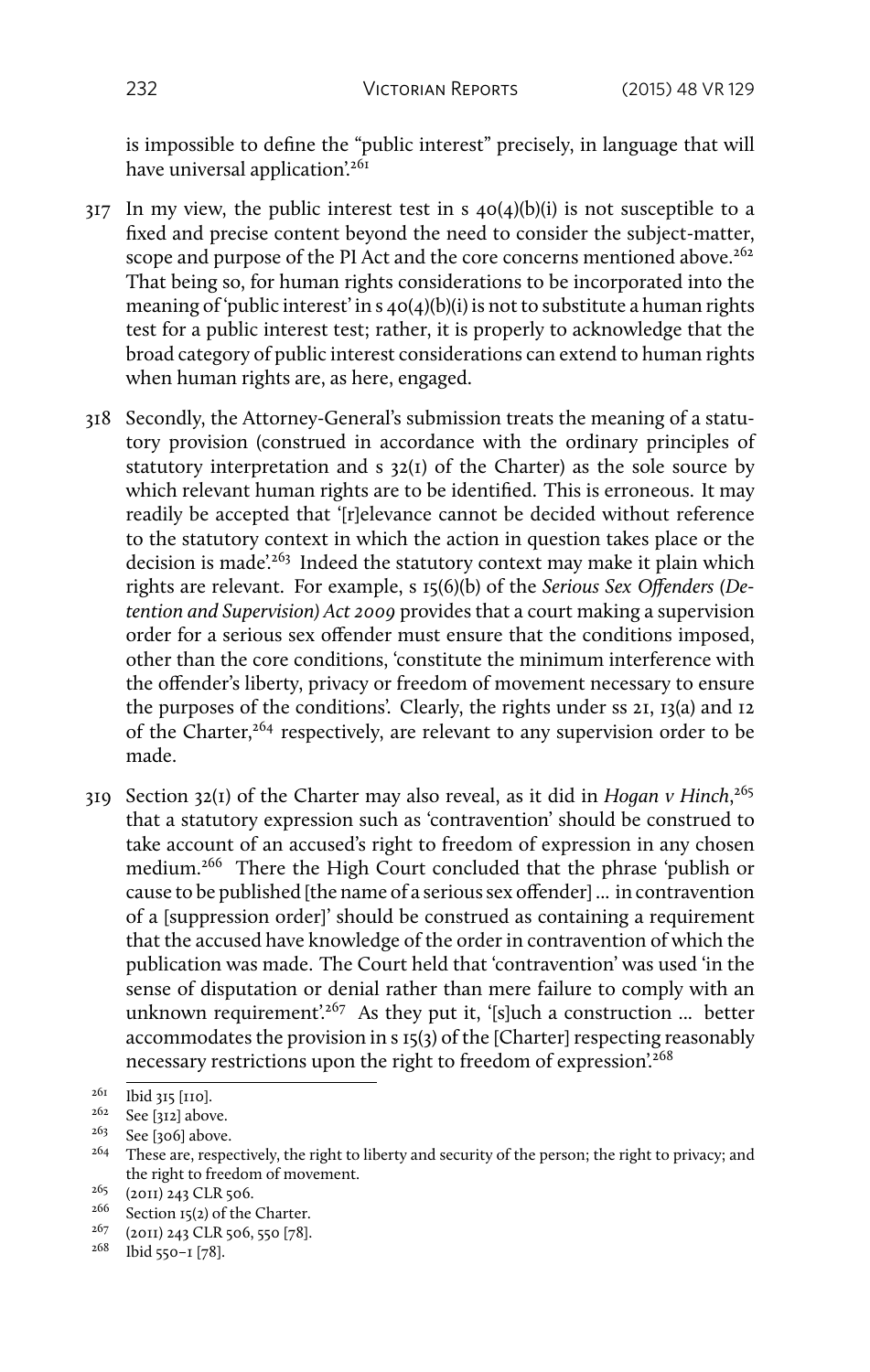is impossible to define the "public interest" precisely, in language that will have universal application'.[261]

317 In my view, the public interest test in s 40(4)(b)(i) is not susceptible to a fixed and precise content beyond the need to consider the subject-matter, scope and purpose of the PI Act and the core concerns mentioned above.[262] That being so, for human rights considerations to be incorporated into the meaning of 'public interest' in s 40(4)(b)(i) is not to substitute a human rights test for a public interest test; rather, it is properly to acknowledge that the broad category of public interest considerations can extend to human rights when human rights are, as here, engaged.

318 Secondly, the Attorney-General's submission treats the meaning of a statutory provision (construed in accordance with the ordinary principles of statutory interpretation and s 32(1) of the Charter) as the sole source by which relevant human rights are to be identified. This is erroneous. It may readily be accepted that '[r]elevance cannot be decided without reference to the statutory context in which the action in question takes place or the decision is made'.[263] Indeed the statutory context may make it plain which rights are relevant. For example, s 15(6)(b) of the *Serious Sex Offenders (Detention and Supervision) Act 2009* provides that a court making a supervision order for a serious sex offender must ensure that the conditions imposed, other than the core conditions, 'constitute the minimum interference with the offender's liberty, privacy or freedom of movement necessary to ensure the purposes of the conditions'. Clearly, the rights under ss 21, 13(a) and 12 of the Charter,[264] respectively, are relevant to any supervision order to be made.

319 Section 32(1) of the Charter may also reveal, as it did in *Hogan v Hinch*,[265] that a statutory expression such as 'contravention' should be construed to take account of an accused's right to freedom of expression in any chosen medium.[266] There the High Court concluded that the phrase 'publish or cause to be published [the name of a serious sex offender] ... in contravention of a [suppression order]' should be construed as containing a requirement that the accused have knowledge of the order in contravention of which the publication was made. The Court held that 'contravention' was used 'in the sense of disputation or denial rather than mere failure to comply with an unknown requirement'.[267] As they put it, '[s]uch a construction ... better accommodates the provision in s 15(3) of the [Charter] respecting reasonably necessary restrictions upon the right to freedom of expression'.[268]

---

[261] Ibid 315 [110].

[262] See [312] above.

[263] See [306] above.

[264] These are, respectively, the right to liberty and security of the person; the right to privacy; and the right to freedom of movement.

[265] (2011) 243 CLR 506.

[266] Section 15(2) of the Charter.

[267] (2011) 243 CLR 506, 550 [78].

[268] Ibid 550–1 [78].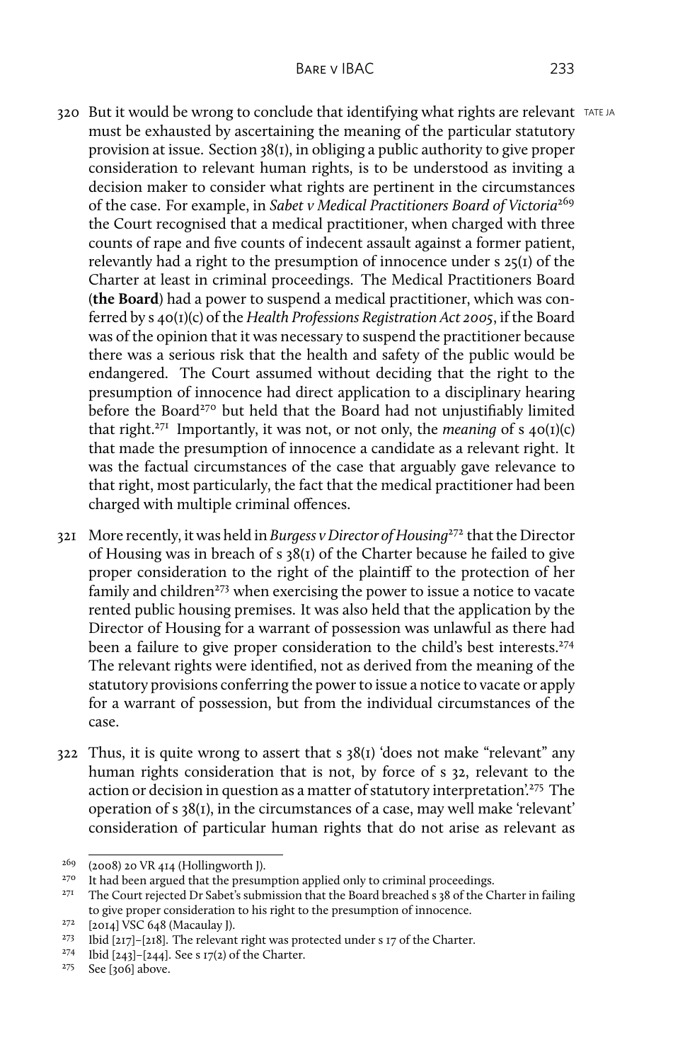320 But it would be wrong to conclude that identifying what rights are relevant must be exhausted by ascertaining the meaning of the particular statutory provision at issue. Section 38(1), in obliging a public authority to give proper consideration to relevant human rights, is to be understood as inviting a decision maker to consider what rights are pertinent in the circumstances of the case. For example, in *Sabet v Medical Practitioners Board of Victoria*[269] the Court recognised that a medical practitioner, when charged with three counts of rape and five counts of indecent assault against a former patient, relevantly had a right to the presumption of innocence under s 25(1) of the Charter at least in criminal proceedings. The Medical Practitioners Board (**the Board**) had a power to suspend a medical practitioner, which was conferred by s 40(1)(c) of the *Health Professions Registration Act 2005*, if the Board was of the opinion that it was necessary to suspend the practitioner because there was a serious risk that the health and safety of the public would be endangered. The Court assumed without deciding that the right to the presumption of innocence had direct application to a disciplinary hearing before the Board[270] but held that the Board had not unjustifiably limited that right.[271] Importantly, it was not, or not only, the *meaning* of s 40(1)(c) that made the presumption of innocence a candidate as a relevant right. It was the factual circumstances of the case that arguably gave relevance to that right, most particularly, the fact that the medical practitioner had been charged with multiple criminal offences.

321 More recently, it was held in *Burgess v Director of Housing*[272] that the Director of Housing was in breach of s 38(1) of the Charter because he failed to give proper consideration to the right of the plaintiff to the protection of her family and children[273] when exercising the power to issue a notice to vacate rented public housing premises. It was also held that the application by the Director of Housing for a warrant of possession was unlawful as there had been a failure to give proper consideration to the child's best interests.[274] The relevant rights were identified, not as derived from the meaning of the statutory provisions conferring the power to issue a notice to vacate or apply for a warrant of possession, but from the individual circumstances of the case.

322 Thus, it is quite wrong to assert that s 38(1) 'does not make "relevant" any human rights consideration that is not, by force of s 32, relevant to the action or decision in question as a matter of statutory interpretation'.[275] The operation of s 38(1), in the circumstances of a case, may well make 'relevant' consideration of particular human rights that do not arise as relevant as

---

[269] (2008) 20 VR 414 (Hollingworth J).

[270] It had been argued that the presumption applied only to criminal proceedings.

[271] The Court rejected Dr Sabet's submission that the Board breached s 38 of the Charter in failing to give proper consideration to his right to the presumption of innocence.

[272] [2014] VSC 648 (Macaulay J).

[273] Ibid [217]–[218]. The relevant right was protected under s 17 of the Charter.

[274] Ibid [243]–[244]. See s 17(2) of the Charter.

[275] See [306] above.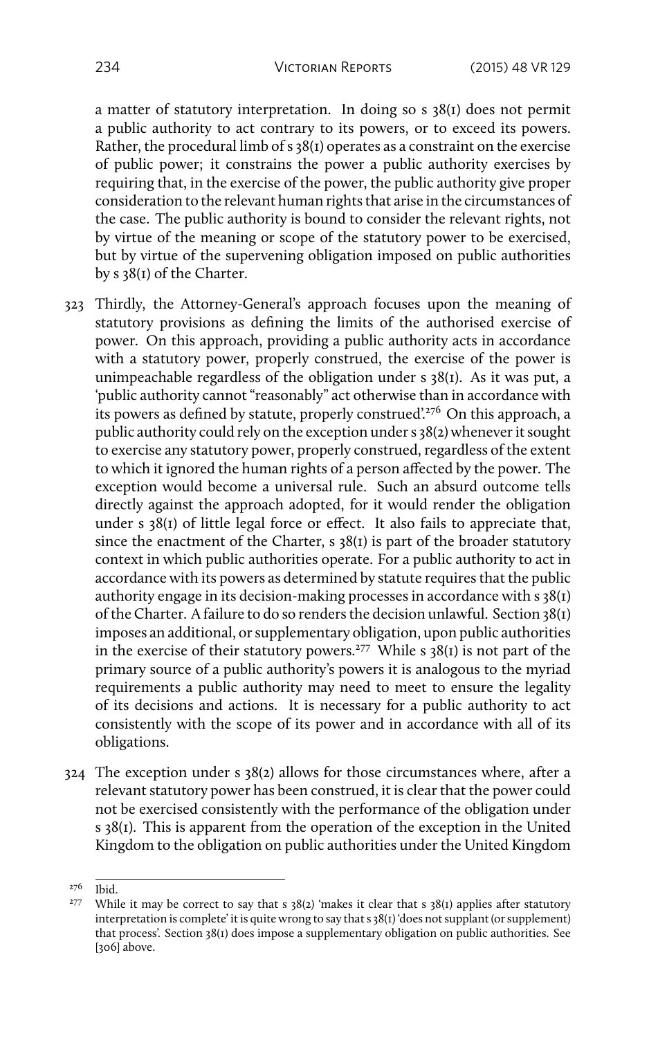a matter of statutory interpretation. In doing so s 38(1) does not permit a public authority to act contrary to its powers, or to exceed its powers. Rather, the procedural limb of s 38(1) operates as a constraint on the exercise of public power; it constrains the power a public authority exercises by requiring that, in the exercise of the power, the public authority give proper consideration to the relevant human rights that arise in the circumstances of the case. The public authority is bound to consider the relevant rights, not by virtue of the meaning or scope of the statutory power to be exercised, but by virtue of the supervening obligation imposed on public authorities by s 38(1) of the Charter.

323 Thirdly, the Attorney-General's approach focuses upon the meaning of statutory provisions as defining the limits of the authorised exercise of power. On this approach, providing a public authority acts in accordance with a statutory power, properly construed, the exercise of the power is unimpeachable regardless of the obligation under s 38(1). As it was put, a 'public authority cannot "reasonably" act otherwise than in accordance with its powers as defined by statute, properly construed'.[276] On this approach, a public authority could rely on the exception under s 38(2) whenever it sought to exercise any statutory power, properly construed, regardless of the extent to which it ignored the human rights of a person affected by the power. The exception would become a universal rule. Such an absurd outcome tells directly against the approach adopted, for it would render the obligation under s 38(1) of little legal force or effect. It also fails to appreciate that, since the enactment of the Charter, s 38(1) is part of the broader statutory context in which public authorities operate. For a public authority to act in accordance with its powers as determined by statute requires that the public authority engage in its decision-making processes in accordance with s 38(1) of the Charter. A failure to do so renders the decision unlawful. Section 38(1) imposes an additional, or supplementary obligation, upon public authorities in the exercise of their statutory powers.[277] While s 38(1) is not part of the primary source of a public authority's powers it is analogous to the myriad requirements a public authority may need to meet to ensure the legality of its decisions and actions. It is necessary for a public authority to act consistently with the scope of its power and in accordance with all of its obligations.

324 The exception under s 38(2) allows for those circumstances where, after a relevant statutory power has been construed, it is clear that the power could not be exercised consistently with the performance of the obligation under s 38(1). This is apparent from the operation of the exception in the United Kingdom to the obligation on public authorities under the United Kingdom

---

[276] Ibid.

[277] While it may be correct to say that s 38(2) 'makes it clear that s 38(1) applies after statutory interpretation is complete' it is quite wrong to say that s 38(1) 'does not supplant (or supplement) that process'. Section 38(1) does impose a supplementary obligation on public authorities. See [306] above.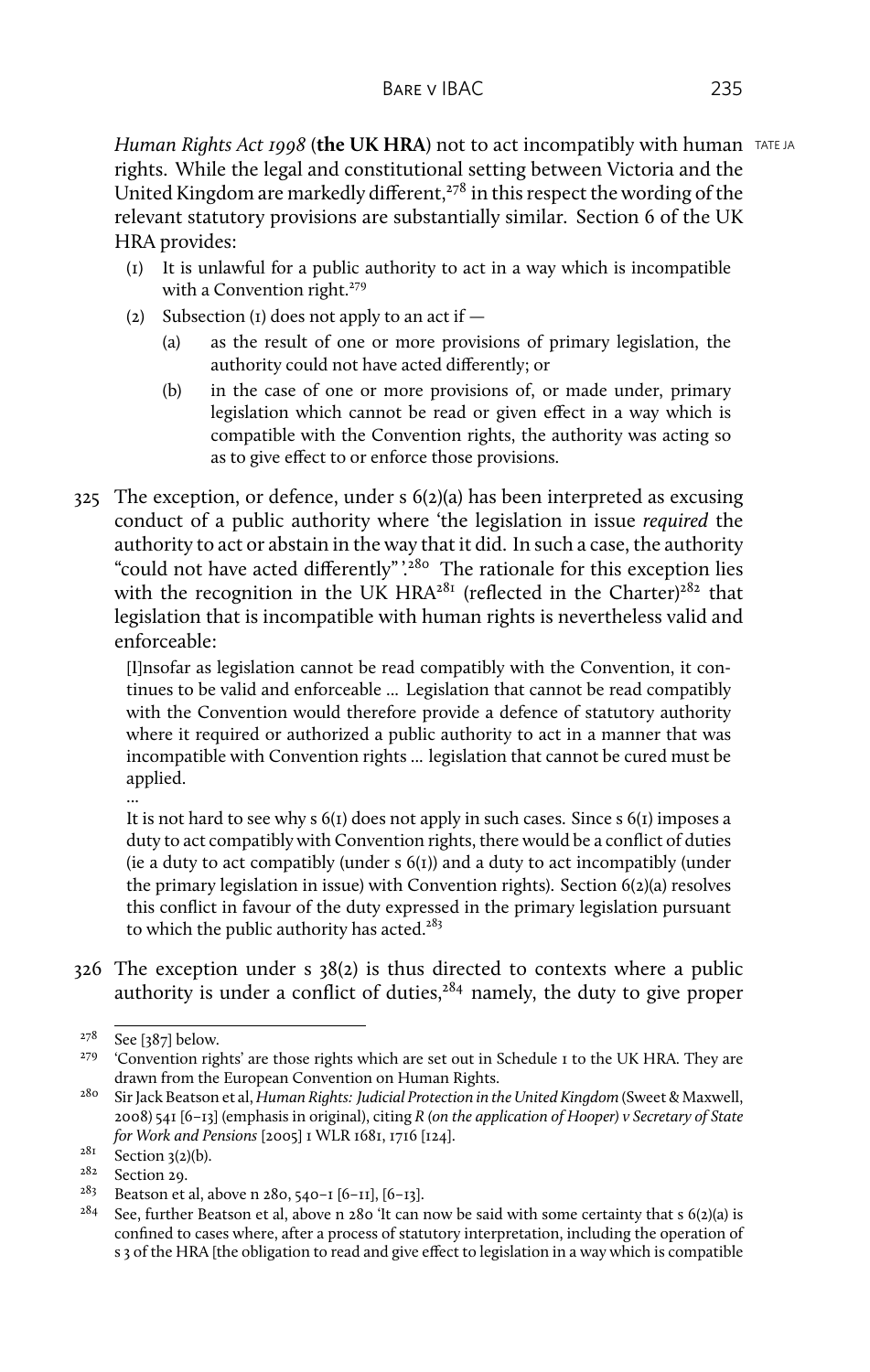*Human Rights Act 1998* (**the UK HRA**) not to act incompatibly with human rights. While the legal and constitutional setting between Victoria and the United Kingdom are markedly different,[278] in this respect the wording of the relevant statutory provisions are substantially similar. Section 6 of the UK HRA provides:

> (1) It is unlawful for a public authority to act in a way which is incompatible with a Convention right.[279]
>
> (2) Subsection (1) does not apply to an act if —
>
> > (a) as the result of one or more provisions of primary legislation, the authority could not have acted differently; or
> >
> > (b) in the case of one or more provisions of, or made under, primary legislation which cannot be read or given effect in a way which is compatible with the Convention rights, the authority was acting so as to give effect to or enforce those provisions.

325 The exception, or defence, under s 6(2)(a) has been interpreted as excusing conduct of a public authority where 'the legislation in issue *required* the authority to act or abstain in the way that it did. In such a case, the authority "could not have acted differently" '.[280] The rationale for this exception lies with the recognition in the UK HRA[281] (reflected in the Charter)[282] that legislation that is incompatible with human rights is nevertheless valid and enforceable:

> [I]nsofar as legislation cannot be read compatibly with the Convention, it continues to be valid and enforceable … Legislation that cannot be read compatibly with the Convention would therefore provide a defence of statutory authority where it required or authorized a public authority to act in a manner that was incompatible with Convention rights … legislation that cannot be cured must be applied.
>
> …
>
> It is not hard to see why s 6(1) does not apply in such cases. Since s 6(1) imposes a duty to act compatibly with Convention rights, there would be a conflict of duties (ie a duty to act compatibly (under s 6(1)) and a duty to act incompatibly (under the primary legislation in issue) with Convention rights). Section 6(2)(a) resolves this conflict in favour of the duty expressed in the primary legislation pursuant to which the public authority has acted.[283]

326 The exception under s 38(2) is thus directed to contexts where a public authority is under a conflict of duties,[284] namely, the duty to give proper

---

[278] See [387] below.

[279] 'Convention rights' are those rights which are set out in Schedule 1 to the UK HRA. They are drawn from the European Convention on Human Rights.

[280] Sir Jack Beatson et al, *Human Rights: Judicial Protection in the United Kingdom* (Sweet & Maxwell, 2008) 541 [6–13] (emphasis in original), citing *R (on the application of Hooper) v Secretary of State for Work and Pensions* [2005] 1 WLR 1681, 1716 [124].

[281] Section 3(2)(b).

[282] Section 29.

[283] Beatson et al, above n 280, 540–1 [6–11], [6–13].

[284] See, further Beatson et al, above n 280 'It can now be said with some certainty that s 6(2)(a) is confined to cases where, after a process of statutory interpretation, including the operation of s 3 of the HRA [the obligation to read and give effect to legislation in a way which is compatible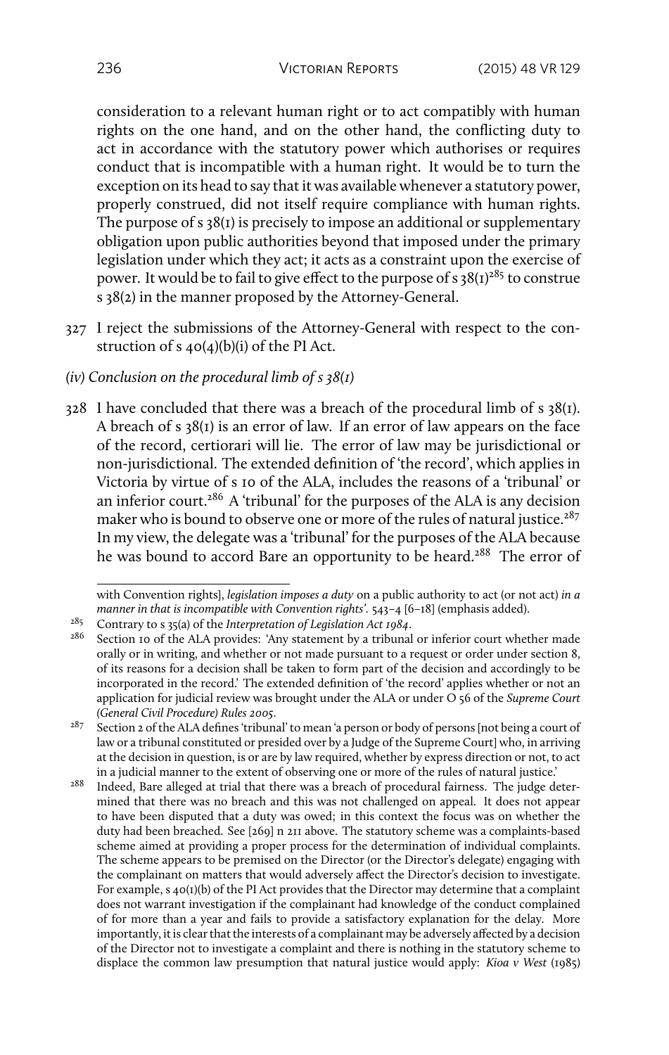consideration to a relevant human right or to act compatibly with human rights on the one hand, and on the other hand, the conflicting duty to act in accordance with the statutory power which authorises or requires conduct that is incompatible with a human right. It would be to turn the exception on its head to say that it was available whenever a statutory power, properly construed, did not itself require compliance with human rights. The purpose of s 38(1) is precisely to impose an additional or supplementary obligation upon public authorities beyond that imposed under the primary legislation under which they act; it acts as a constraint upon the exercise of power. It would be to fail to give effect to the purpose of s 38(1)[285] to construe s 38(2) in the manner proposed by the Attorney-General.

327 I reject the submissions of the Attorney-General with respect to the construction of s 40(4)(b)(i) of the PI Act.

*(iv) Conclusion on the procedural limb of s 38(1)*

328 I have concluded that there was a breach of the procedural limb of s 38(1). A breach of s 38(1) is an error of law. If an error of law appears on the face of the record, certiorari will lie. The error of law may be jurisdictional or non-jurisdictional. The extended definition of 'the record', which applies in Victoria by virtue of s 10 of the ALA, includes the reasons of a 'tribunal' or an inferior court.[286] A 'tribunal' for the purposes of the ALA is any decision maker who is bound to observe one or more of the rules of natural justice.[287] In my view, the delegate was a 'tribunal' for the purposes of the ALA because he was bound to accord Bare an opportunity to be heard.[288] The error of

---

with Convention rights], *legislation imposes a duty* on a public authority to act (or not act) *in a manner in that is incompatible with Convention rights*'. 543–4 [6–18] (emphasis added).

[285] Contrary to s 35(a) of the *Interpretation of Legislation Act 1984*.

[286] Section 10 of the ALA provides: 'Any statement by a tribunal or inferior court whether made orally or in writing, and whether or not made pursuant to a request or order under section 8, of its reasons for a decision shall be taken to form part of the decision and accordingly to be incorporated in the record.' The extended definition of 'the record' applies whether or not an application for judicial review was brought under the ALA or under O 56 of the *Supreme Court (General Civil Procedure) Rules 2005*.

[287] Section 2 of the ALA defines 'tribunal' to mean 'a person or body of persons [not being a court of law or a tribunal constituted or presided over by a Judge of the Supreme Court] who, in arriving at the decision in question, is or are by law required, whether by express direction or not, to act in a judicial manner to the extent of observing one or more of the rules of natural justice.'

[288] Indeed, Bare alleged at trial that there was a breach of procedural fairness. The judge determined that there was no breach and this was not challenged on appeal. It does not appear to have been disputed that a duty was owed; in this context the focus was on whether the duty had been breached. See [269] n 211 above. The statutory scheme was a complaints-based scheme aimed at providing a proper process for the determination of individual complaints. The scheme appears to be premised on the Director (or the Director's delegate) engaging with the complainant on matters that would adversely affect the Director's decision to investigate. For example, s 40(1)(b) of the PI Act provides that the Director may determine that a complaint does not warrant investigation if the complainant had knowledge of the conduct complained of for more than a year and fails to provide a satisfactory explanation for the delay. More importantly, it is clear that the interests of a complainant may be adversely affected by a decision of the Director not to investigate a complaint and there is nothing in the statutory scheme to displace the common law presumption that natural justice would apply: *Kioa v West* (1985)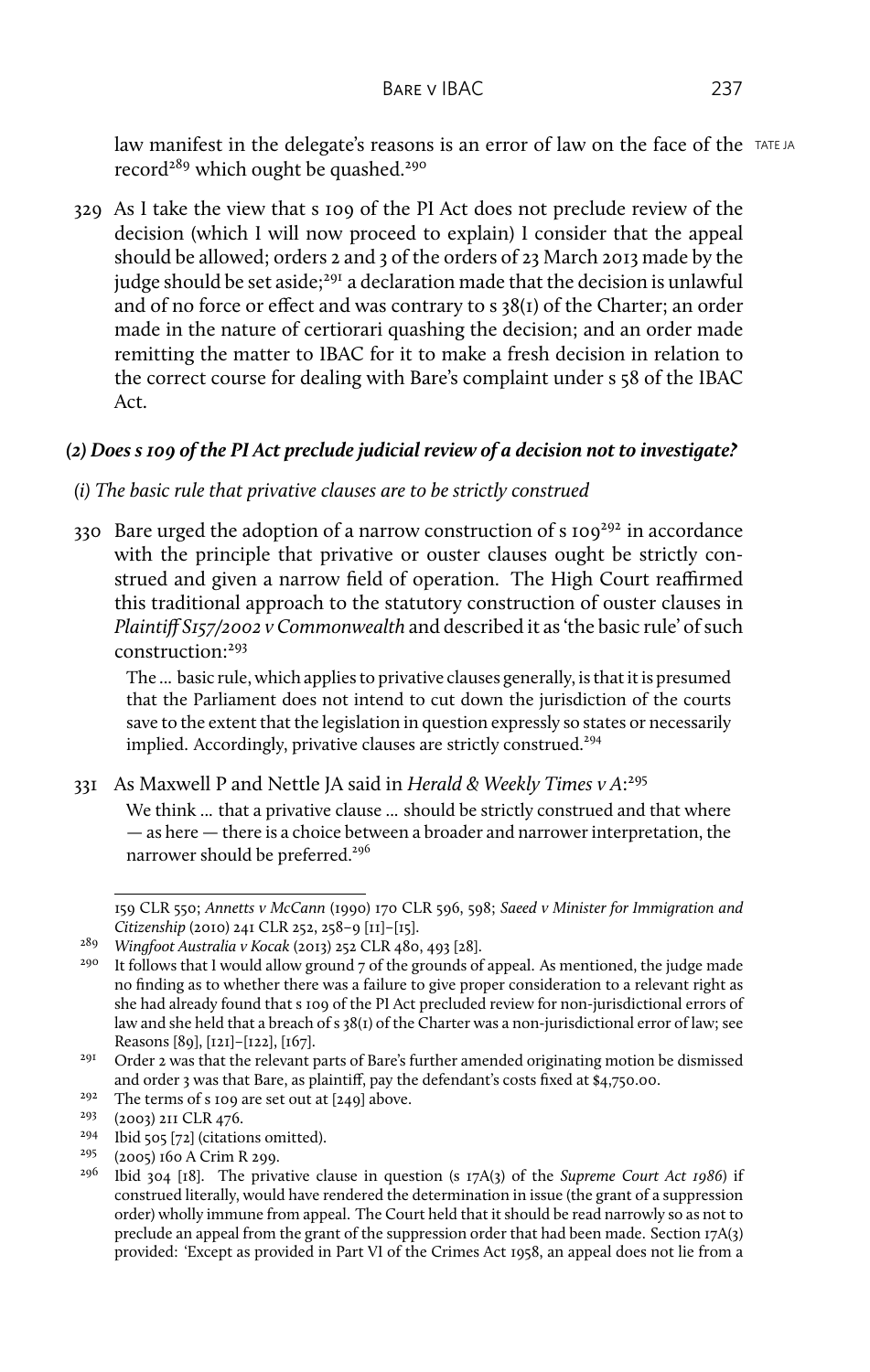law manifest in the delegate's reasons is an error of law on the face of the record[289] which ought be quashed.[290]

329 As I take the view that s 109 of the PI Act does not preclude review of the decision (which I will now proceed to explain) I consider that the appeal should be allowed; orders 2 and 3 of the orders of 23 March 2013 made by the judge should be set aside;[291] a declaration made that the decision is unlawful and of no force or effect and was contrary to s 38(1) of the Charter; an order made in the nature of certiorari quashing the decision; and an order made remitting the matter to IBAC for it to make a fresh decision in relation to the correct course for dealing with Bare's complaint under s 58 of the IBAC Act.

### *(2) Does s 109 of the PI Act preclude judicial review of a decision not to investigate?*

*(i) The basic rule that privative clauses are to be strictly construed*

330 Bare urged the adoption of a narrow construction of s 109[292] in accordance with the principle that privative or ouster clauses ought be strictly construed and given a narrow field of operation. The High Court reaffirmed this traditional approach to the statutory construction of ouster clauses in *Plaintiff S157/2002 v Commonwealth* and described it as 'the basic rule' of such construction:[293]

> The ... basic rule, which applies to privative clauses generally, is that it is presumed that the Parliament does not intend to cut down the jurisdiction of the courts save to the extent that the legislation in question expressly so states or necessarily implied. Accordingly, privative clauses are strictly construed.[294]

331 As Maxwell P and Nettle JA said in *Herald & Weekly Times v A*:[295]

> We think ... that a privative clause ... should be strictly construed and that where — as here — there is a choice between a broader and narrower interpretation, the narrower should be preferred.[296]

---

159 CLR 550; *Annetts v McCann* (1990) 170 CLR 596, 598; *Saeed v Minister for Immigration and Citizenship* (2010) 241 CLR 252, 258–9 [11]–[15].

[289] *Wingfoot Australia v Kocak* (2013) 252 CLR 480, 493 [28].

[290] It follows that I would allow ground 7 of the grounds of appeal. As mentioned, the judge made no finding as to whether there was a failure to give proper consideration to a relevant right as she had already found that s 109 of the PI Act precluded review for non-jurisdictional errors of law and she held that a breach of s 38(1) of the Charter was a non-jurisdictional error of law; see Reasons [89], [121]–[122], [167].

[291] Order 2 was that the relevant parts of Bare's further amended originating motion be dismissed and order 3 was that Bare, as plaintiff, pay the defendant's costs fixed at $4,750.00.

[292] The terms of s 109 are set out at [249] above.

[293] (2003) 211 CLR 476.

[294] Ibid 505 [72] (citations omitted).

[295] (2005) 160 A Crim R 299.

[296] Ibid 304 [18]. The privative clause in question (s 17A(3) of the *Supreme Court Act 1986*) if construed literally, would have rendered the determination in issue (the grant of a suppression order) wholly immune from appeal. The Court held that it should be read narrowly so as not to preclude an appeal from the grant of the suppression order that had been made. Section 17A(3) provided: 'Except as provided in Part VI of the Crimes Act 1958, an appeal does not lie from a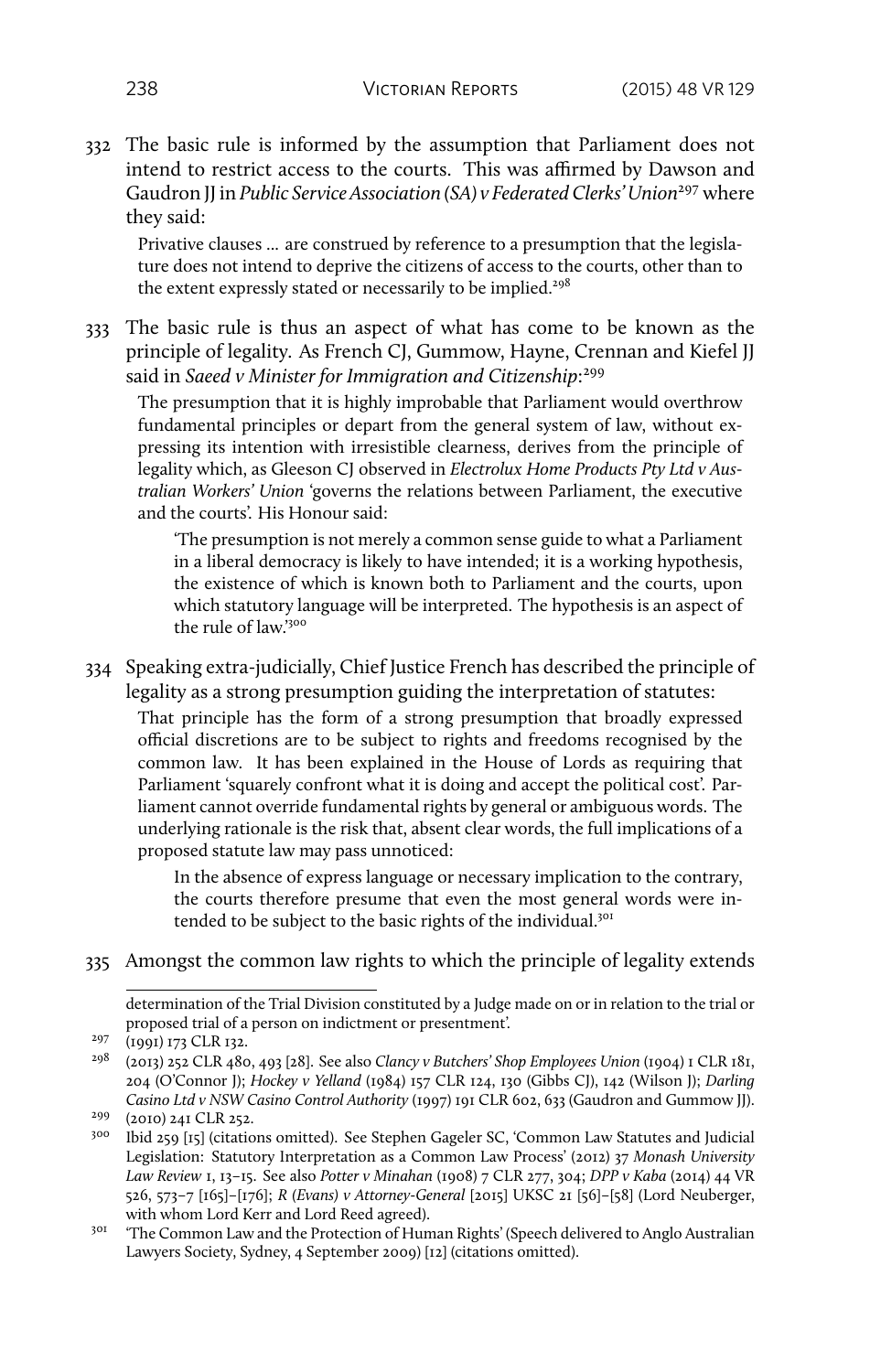332 The basic rule is informed by the assumption that Parliament does not intend to restrict access to the courts. This was affirmed by Dawson and Gaudron JJ in *Public Service Association (SA) v Federated Clerks' Union*[297] where they said:

> Privative clauses … are construed by reference to a presumption that the legislature does not intend to deprive the citizens of access to the courts, other than to the extent expressly stated or necessarily to be implied.[298]

333 The basic rule is thus an aspect of what has come to be known as the principle of legality. As French CJ, Gummow, Hayne, Crennan and Kiefel JJ said in *Saeed v Minister for Immigration and Citizenship*:[299]

> The presumption that it is highly improbable that Parliament would overthrow fundamental principles or depart from the general system of law, without expressing its intention with irresistible clearness, derives from the principle of legality which, as Gleeson CJ observed in *Electrolux Home Products Pty Ltd v Australian Workers' Union* 'governs the relations between Parliament, the executive and the courts'. His Honour said:
>
> > 'The presumption is not merely a common sense guide to what a Parliament in a liberal democracy is likely to have intended; it is a working hypothesis, the existence of which is known both to Parliament and the courts, upon which statutory language will be interpreted. The hypothesis is an aspect of the rule of law.'[300]

334 Speaking extra-judicially, Chief Justice French has described the principle of legality as a strong presumption guiding the interpretation of statutes:

> That principle has the form of a strong presumption that broadly expressed official discretions are to be subject to rights and freedoms recognised by the common law. It has been explained in the House of Lords as requiring that Parliament 'squarely confront what it is doing and accept the political cost'. Parliament cannot override fundamental rights by general or ambiguous words. The underlying rationale is the risk that, absent clear words, the full implications of a proposed statute law may pass unnoticed:
>
> > In the absence of express language or necessary implication to the contrary, the courts therefore presume that even the most general words were intended to be subject to the basic rights of the individual.[301]

335 Amongst the common law rights to which the principle of legality extends

---

determination of the Trial Division constituted by a Judge made on or in relation to the trial or proposed trial of a person on indictment or presentment'.

297 (1991) 173 CLR 132.

298 (2013) 252 CLR 480, 493 [28]. See also *Clancy v Butchers' Shop Employees Union* (1904) 1 CLR 181, 204 (O'Connor J); *Hockey v Yelland* (1984) 157 CLR 124, 130 (Gibbs CJ), 142 (Wilson J); *Darling Casino Ltd v NSW Casino Control Authority* (1997) 191 CLR 602, 633 (Gaudron and Gummow JJ).

299 (2010) 241 CLR 252.

300 Ibid 259 [15] (citations omitted). See Stephen Gageler SC, 'Common Law Statutes and Judicial Legislation: Statutory Interpretation as a Common Law Process' (2012) 37 *Monash University Law Review* 1, 13–15. See also *Potter v Minahan* (1908) 7 CLR 277, 304; *DPP v Kaba* (2014) 44 VR 526, 573–7 [165]–[176]; *R (Evans) v Attorney-General* [2015] UKSC 21 [56]–[58] (Lord Neuberger, with whom Lord Kerr and Lord Reed agreed).

301 'The Common Law and the Protection of Human Rights' (Speech delivered to Anglo Australian Lawyers Society, Sydney, 4 September 2009) [12] (citations omitted).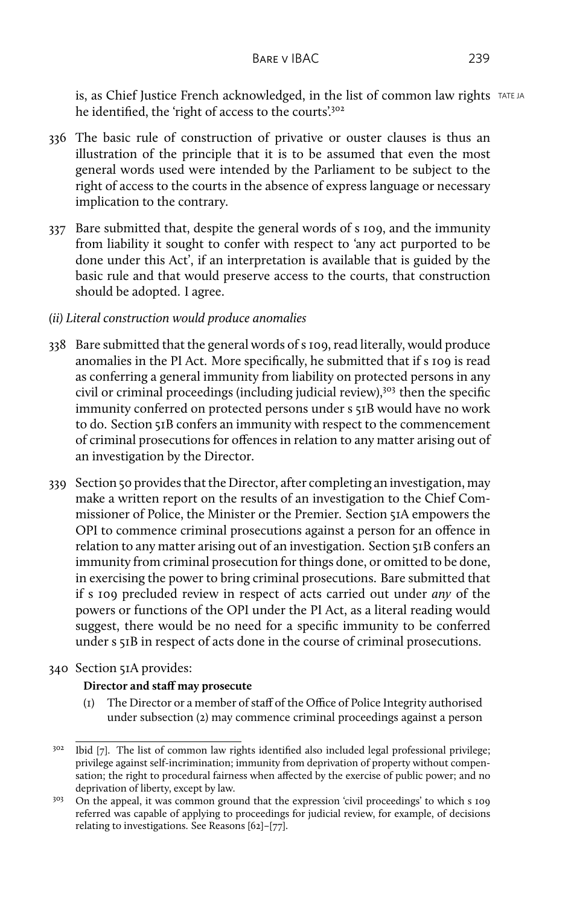is, as Chief Justice French acknowledged, in the list of common law rights he identified, the 'right of access to the courts'.[302]

336 The basic rule of construction of privative or ouster clauses is thus an illustration of the principle that it is to be assumed that even the most general words used were intended by the Parliament to be subject to the right of access to the courts in the absence of express language or necessary implication to the contrary.

337 Bare submitted that, despite the general words of s 109, and the immunity from liability it sought to confer with respect to 'any act purported to be done under this Act', if an interpretation is available that is guided by the basic rule and that would preserve access to the courts, that construction should be adopted. I agree.

*(ii) Literal construction would produce anomalies*

338 Bare submitted that the general words of s 109, read literally, would produce anomalies in the PI Act. More specifically, he submitted that if s 109 is read as conferring a general immunity from liability on protected persons in any civil or criminal proceedings (including judicial review),[303] then the specific immunity conferred on protected persons under s 51B would have no work to do. Section 51B confers an immunity with respect to the commencement of criminal prosecutions for offences in relation to any matter arising out of an investigation by the Director.

339 Section 50 provides that the Director, after completing an investigation, may make a written report on the results of an investigation to the Chief Commissioner of Police, the Minister or the Premier. Section 51A empowers the OPI to commence criminal prosecutions against a person for an offence in relation to any matter arising out of an investigation. Section 51B confers an immunity from criminal prosecution for things done, or omitted to be done, in exercising the power to bring criminal prosecutions. Bare submitted that if s 109 precluded review in respect of acts carried out under *any* of the powers or functions of the OPI under the PI Act, as a literal reading would suggest, there would be no need for a specific immunity to be conferred under s 51B in respect of acts done in the course of criminal prosecutions.

340 Section 51A provides:

**Director and staff may prosecute**

(1) The Director or a member of staff of the Office of Police Integrity authorised under subsection (2) may commence criminal proceedings against a person

---

[302] Ibid [7]. The list of common law rights identified also included legal professional privilege; privilege against self-incrimination; immunity from deprivation of property without compensation; the right to procedural fairness when affected by the exercise of public power; and no deprivation of liberty, except by law.

[303] On the appeal, it was common ground that the expression 'civil proceedings' to which s 109 referred was capable of applying to proceedings for judicial review, for example, of decisions relating to investigations. See Reasons [62]–[77].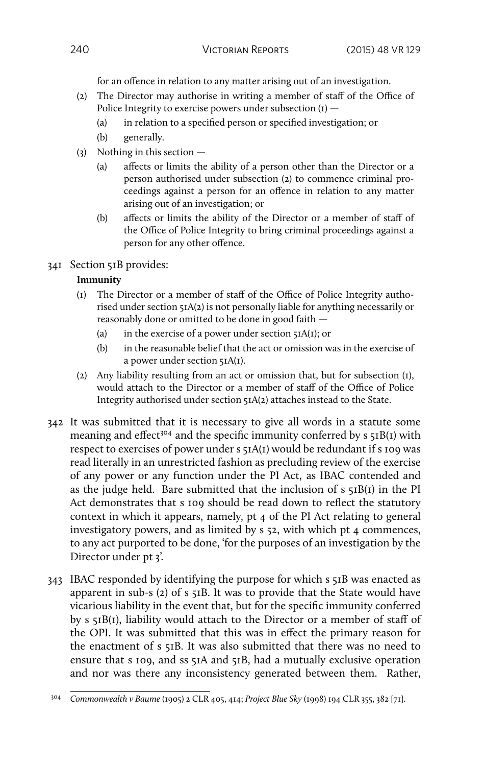for an offence in relation to any matter arising out of an investigation.

(2) The Director may authorise in writing a member of staff of the Office of Police Integrity to exercise powers under subsection (1) —

(a) in relation to a specified person or specified investigation; or

(b) generally.

(3) Nothing in this section —

(a) affects or limits the ability of a person other than the Director or a person authorised under subsection (2) to commence criminal proceedings against a person for an offence in relation to any matter arising out of an investigation; or

(b) affects or limits the ability of the Director or a member of staff of the Office of Police Integrity to bring criminal proceedings against a person for any other offence.

341 Section 51B provides:

**Immunity**

(1) The Director or a member of staff of the Office of Police Integrity authorised under section 51A(2) is not personally liable for anything necessarily or reasonably done or omitted to be done in good faith —

(a) in the exercise of a power under section 51A(1); or

(b) in the reasonable belief that the act or omission was in the exercise of a power under section 51A(1).

(2) Any liability resulting from an act or omission that, but for subsection (1), would attach to the Director or a member of staff of the Office of Police Integrity authorised under section 51A(2) attaches instead to the State.

342 It was submitted that it is necessary to give all words in a statute some meaning and effect[304] and the specific immunity conferred by s 51B(1) with respect to exercises of power under s 51A(1) would be redundant if s 109 was read literally in an unrestricted fashion as precluding review of the exercise of any power or any function under the PI Act, as IBAC contended and as the judge held. Bare submitted that the inclusion of s 51B(1) in the PI Act demonstrates that s 109 should be read down to reflect the statutory context in which it appears, namely, pt 4 of the PI Act relating to general investigatory powers, and as limited by s 52, with which pt 4 commences, to any act purported to be done, 'for the purposes of an investigation by the Director under pt 3'.

343 IBAC responded by identifying the purpose for which s 51B was enacted as apparent in sub-s (2) of s 51B. It was to provide that the State would have vicarious liability in the event that, but for the specific immunity conferred by s 51B(1), liability would attach to the Director or a member of staff of the OPI. It was submitted that this was in effect the primary reason for the enactment of s 51B. It was also submitted that there was no need to ensure that s 109, and ss 51A and 51B, had a mutually exclusive operation and nor was there any inconsistency generated between them. Rather,

[304] *Commonwealth v Baume* (1905) 2 CLR 405, 414; *Project Blue Sky* (1998) 194 CLR 355, 382 [71].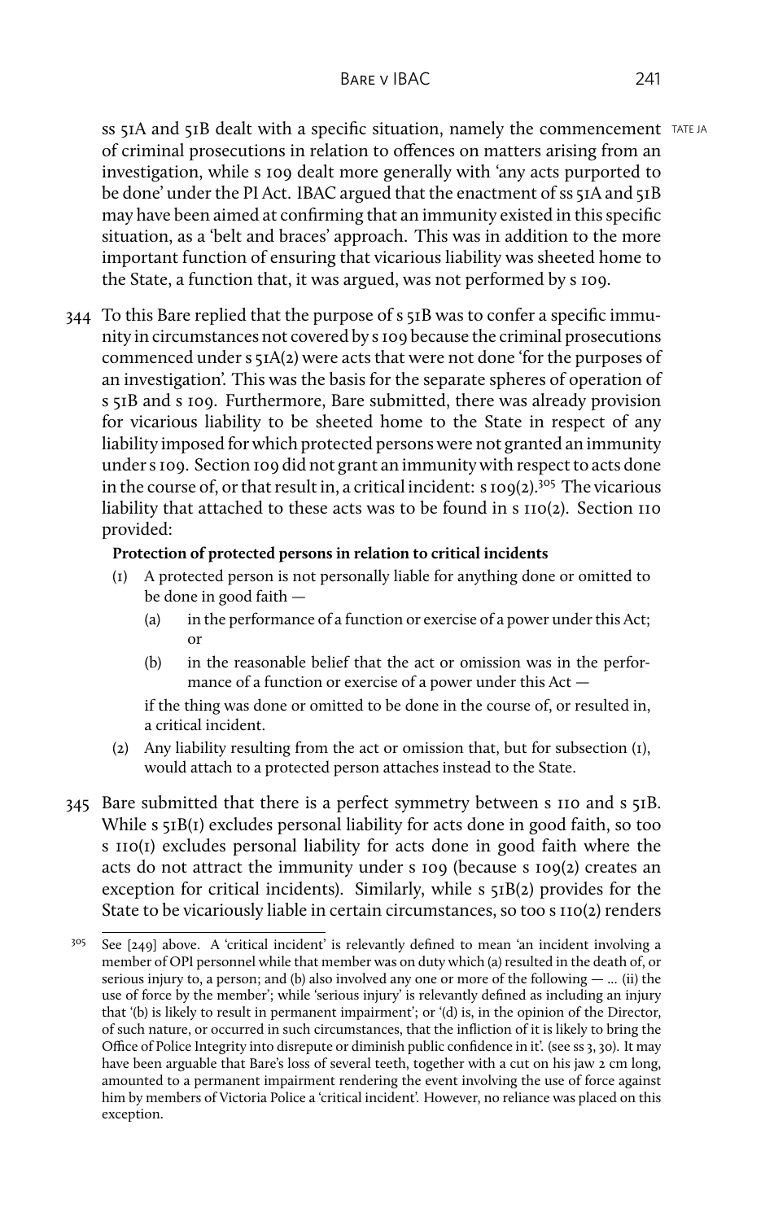ss 51A and 51B dealt with a specific situation, namely the commencement of criminal prosecutions in relation to offences on matters arising from an investigation, while s 109 dealt more generally with 'any acts purported to be done' under the PI Act. IBAC argued that the enactment of ss 51A and 51B may have been aimed at confirming that an immunity existed in this specific situation, as a 'belt and braces' approach. This was in addition to the more important function of ensuring that vicarious liability was sheeted home to the State, a function that, it was argued, was not performed by s 109.

344 To this Bare replied that the purpose of s 51B was to confer a specific immunity in circumstances not covered by s 109 because the criminal prosecutions commenced under s 51A(2) were acts that were not done 'for the purposes of an investigation'. This was the basis for the separate spheres of operation of s 51B and s 109. Furthermore, Bare submitted, there was already provision for vicarious liability to be sheeted home to the State in respect of any liability imposed for which protected persons were not granted an immunity under s 109. Section 109 did not grant an immunity with respect to acts done in the course of, or that result in, a critical incident: s 109(2).[305] The vicarious liability that attached to these acts was to be found in s 110(2). Section 110 provided:

> **Protection of protected persons in relation to critical incidents**
>
> (1) A protected person is not personally liable for anything done or omitted to be done in good faith —
>
> (a) in the performance of a function or exercise of a power under this Act; or
>
> (b) in the reasonable belief that the act or omission was in the performance of a function or exercise of a power under this Act —
>
> if the thing was done or omitted to be done in the course of, or resulted in, a critical incident.
>
> (2) Any liability resulting from the act or omission that, but for subsection (1), would attach to a protected person attaches instead to the State.

345 Bare submitted that there is a perfect symmetry between s 110 and s 51B. While s 51B(1) excludes personal liability for acts done in good faith, so too s 110(1) excludes personal liability for acts done in good faith where the acts do not attract the immunity under s 109 (because s 109(2) creates an exception for critical incidents). Similarly, while s 51B(2) provides for the State to be vicariously liable in certain circumstances, so too s 110(2) renders

---

[305] See [249] above. A 'critical incident' is relevantly defined to mean 'an incident involving a member of OPI personnel while that member was on duty which (a) resulted in the death of, or serious injury to, a person; and (b) also involved any one or more of the following — … (ii) the use of force by the member'; while 'serious injury' is relevantly defined as including an injury that '(b) is likely to result in permanent impairment'; or '(d) is, in the opinion of the Director, of such nature, or occurred in such circumstances, that the infliction of it is likely to bring the Office of Police Integrity into disrepute or diminish public confidence in it'. (see ss 3, 30). It may have been arguable that Bare's loss of several teeth, together with a cut on his jaw 2 cm long, amounted to a permanent impairment rendering the event involving the use of force against him by members of Victoria Police a 'critical incident'. However, no reliance was placed on this exception.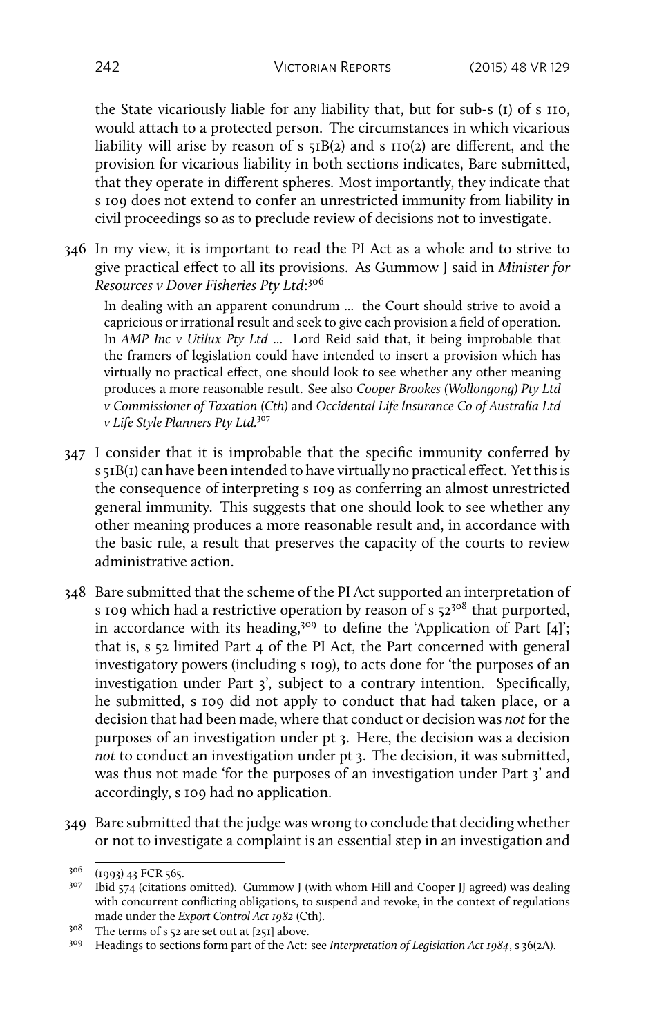the State vicariously liable for any liability that, but for sub-s (1) of s 110, would attach to a protected person. The circumstances in which vicarious liability will arise by reason of s 51B(2) and s 110(2) are different, and the provision for vicarious liability in both sections indicates, Bare submitted, that they operate in different spheres. Most importantly, they indicate that s 109 does not extend to confer an unrestricted immunity from liability in civil proceedings so as to preclude review of decisions not to investigate.

346 In my view, it is important to read the PI Act as a whole and to strive to give practical effect to all its provisions. As Gummow J said in *Minister for Resources v Dover Fisheries Pty Ltd*:[306]

> In dealing with an apparent conundrum … the Court should strive to avoid a capricious or irrational result and seek to give each provision a field of operation. In *AMP Inc v Utilux Pty Ltd* … Lord Reid said that, it being improbable that the framers of legislation could have intended to insert a provision which has virtually no practical effect, one should look to see whether any other meaning produces a more reasonable result. See also *Cooper Brookes (Wollongong) Pty Ltd v Commissioner of Taxation (Cth)* and *Occidental Life lnsurance Co of Australia Ltd v Life Style Planners Pty Ltd.*[307]

347 I consider that it is improbable that the specific immunity conferred by s 51B(1) can have been intended to have virtually no practical effect. Yet this is the consequence of interpreting s 109 as conferring an almost unrestricted general immunity. This suggests that one should look to see whether any other meaning produces a more reasonable result and, in accordance with the basic rule, a result that preserves the capacity of the courts to review administrative action.

348 Bare submitted that the scheme of the PI Act supported an interpretation of s 109 which had a restrictive operation by reason of s 52[308] that purported, in accordance with its heading,[309] to define the 'Application of Part [4]'; that is, s 52 limited Part 4 of the PI Act, the Part concerned with general investigatory powers (including s 109), to acts done for 'the purposes of an investigation under Part 3', subject to a contrary intention. Specifically, he submitted, s 109 did not apply to conduct that had taken place, or a decision that had been made, where that conduct or decision was *not* for the purposes of an investigation under pt 3. Here, the decision was a decision *not* to conduct an investigation under pt 3. The decision, it was submitted, was thus not made 'for the purposes of an investigation under Part 3' and accordingly, s 109 had no application.

349 Bare submitted that the judge was wrong to conclude that deciding whether or not to investigate a complaint is an essential step in an investigation and

---

[306] (1993) 43 FCR 565.

[307] Ibid 574 (citations omitted). Gummow J (with whom Hill and Cooper JJ agreed) was dealing with concurrent conflicting obligations, to suspend and revoke, in the context of regulations made under the *Export Control Act 1982* (Cth).

[308] The terms of s 52 are set out at [251] above.

[309] Headings to sections form part of the Act: see *Interpretation of Legislation Act 1984*, s 36(2A).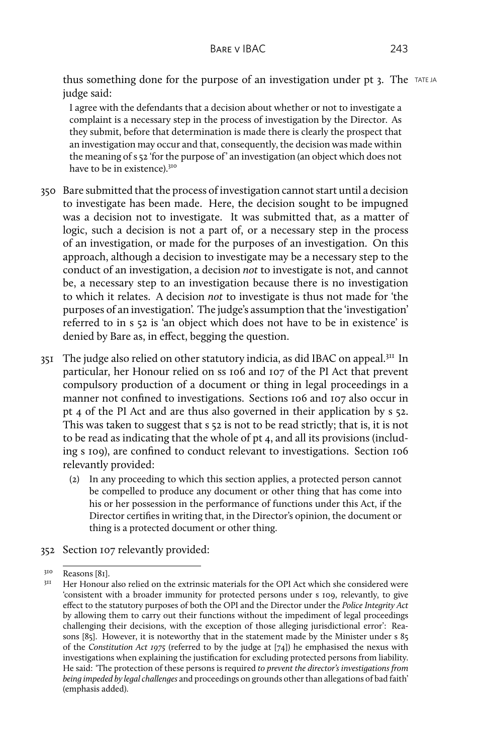thus something done for the purpose of an investigation under pt 3. The judge said:

> I agree with the defendants that a decision about whether or not to investigate a complaint is a necessary step in the process of investigation by the Director. As they submit, before that determination is made there is clearly the prospect that an investigation may occur and that, consequently, the decision was made within the meaning of s 52 'for the purpose of' an investigation (an object which does not have to be in existence).[310]

350 Bare submitted that the process of investigation cannot start until a decision to investigate has been made. Here, the decision sought to be impugned was a decision not to investigate. It was submitted that, as a matter of logic, such a decision is not a part of, or a necessary step in the process of an investigation, or made for the purposes of an investigation. On this approach, although a decision to investigate may be a necessary step to the conduct of an investigation, a decision *not* to investigate is not, and cannot be, a necessary step to an investigation because there is no investigation to which it relates. A decision *not* to investigate is thus not made for 'the purposes of an investigation'. The judge's assumption that the 'investigation' referred to in s 52 is 'an object which does not have to be in existence' is denied by Bare as, in effect, begging the question.

351 The judge also relied on other statutory indicia, as did IBAC on appeal.[311] In particular, her Honour relied on ss 106 and 107 of the PI Act that prevent compulsory production of a document or thing in legal proceedings in a manner not confined to investigations. Sections 106 and 107 also occur in pt 4 of the PI Act and are thus also governed in their application by s 52. This was taken to suggest that s 52 is not to be read strictly; that is, it is not to be read as indicating that the whole of pt 4, and all its provisions (including s 109), are confined to conduct relevant to investigations. Section 106 relevantly provided:

> (2) In any proceeding to which this section applies, a protected person cannot be compelled to produce any document or other thing that has come into his or her possession in the performance of functions under this Act, if the Director certifies in writing that, in the Director's opinion, the document or thing is a protected document or other thing.

352 Section 107 relevantly provided:

---

[310] Reasons [81].

[311] Her Honour also relied on the extrinsic materials for the OPI Act which she considered were 'consistent with a broader immunity for protected persons under s 109, relevantly, to give effect to the statutory purposes of both the OPI and the Director under the *Police Integrity Act* by allowing them to carry out their functions without the impediment of legal proceedings challenging their decisions, with the exception of those alleging jurisdictional error': Reasons [85]. However, it is noteworthy that in the statement made by the Minister under s 85 of the *Constitution Act 1975* (referred to by the judge at [74]) he emphasised the nexus with investigations when explaining the justification for excluding protected persons from liability. He said: 'The protection of these persons is required *to prevent the director's investigations from being impeded by legal challenges* and proceedings on grounds other than allegations of bad faith' (emphasis added).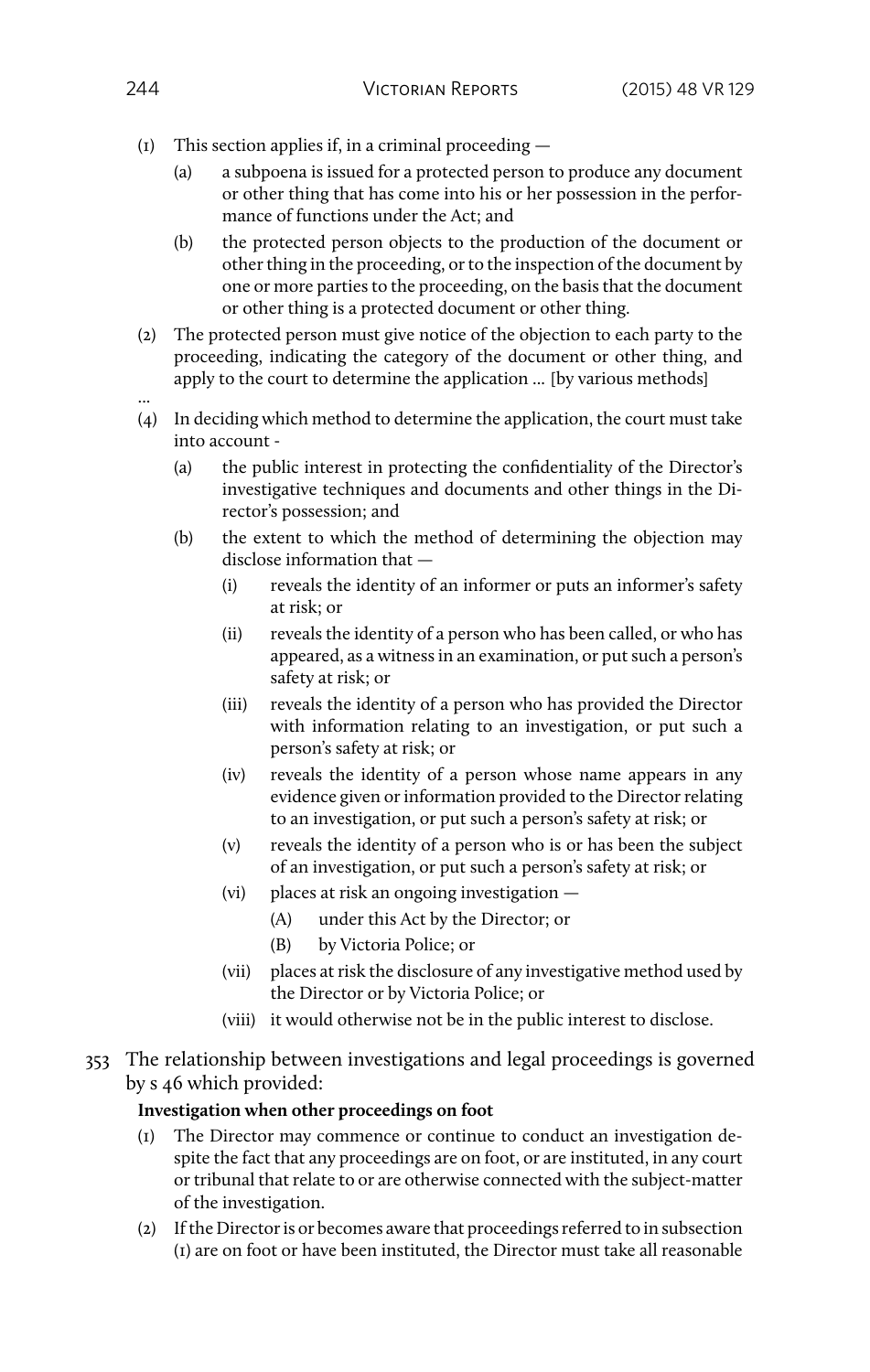(1) This section applies if, in a criminal proceeding —

    (a) a subpoena is issued for a protected person to produce any document or other thing that has come into his or her possession in the performance of functions under the Act; and

    (b) the protected person objects to the production of the document or other thing in the proceeding, or to the inspection of the document by one or more parties to the proceeding, on the basis that the document or other thing is a protected document or other thing.

(2) The protected person must give notice of the objection to each party to the proceeding, indicating the category of the document or other thing, and apply to the court to determine the application ... [by various methods]

...

(4) In deciding which method to determine the application, the court must take into account -

    (a) the public interest in protecting the confidentiality of the Director's investigative techniques and documents and other things in the Director's possession; and

    (b) the extent to which the method of determining the objection may disclose information that —

        (i) reveals the identity of an informer or puts an informer's safety at risk; or

        (ii) reveals the identity of a person who has been called, or who has appeared, as a witness in an examination, or put such a person's safety at risk; or

        (iii) reveals the identity of a person who has provided the Director with information relating to an investigation, or put such a person's safety at risk; or

        (iv) reveals the identity of a person whose name appears in any evidence given or information provided to the Director relating to an investigation, or put such a person's safety at risk; or

        (v) reveals the identity of a person who is or has been the subject of an investigation, or put such a person's safety at risk; or

        (vi) places at risk an ongoing investigation —

            (A) under this Act by the Director; or

            (B) by Victoria Police; or

        (vii) places at risk the disclosure of any investigative method used by the Director or by Victoria Police; or

        (viii) it would otherwise not be in the public interest to disclose.

353 The relationship between investigations and legal proceedings is governed by s 46 which provided:

**Investigation when other proceedings on foot**

(1) The Director may commence or continue to conduct an investigation despite the fact that any proceedings are on foot, or are instituted, in any court or tribunal that relate to or are otherwise connected with the subject-matter of the investigation.

(2) If the Director is or becomes aware that proceedings referred to in subsection (1) are on foot or have been instituted, the Director must take all reasonable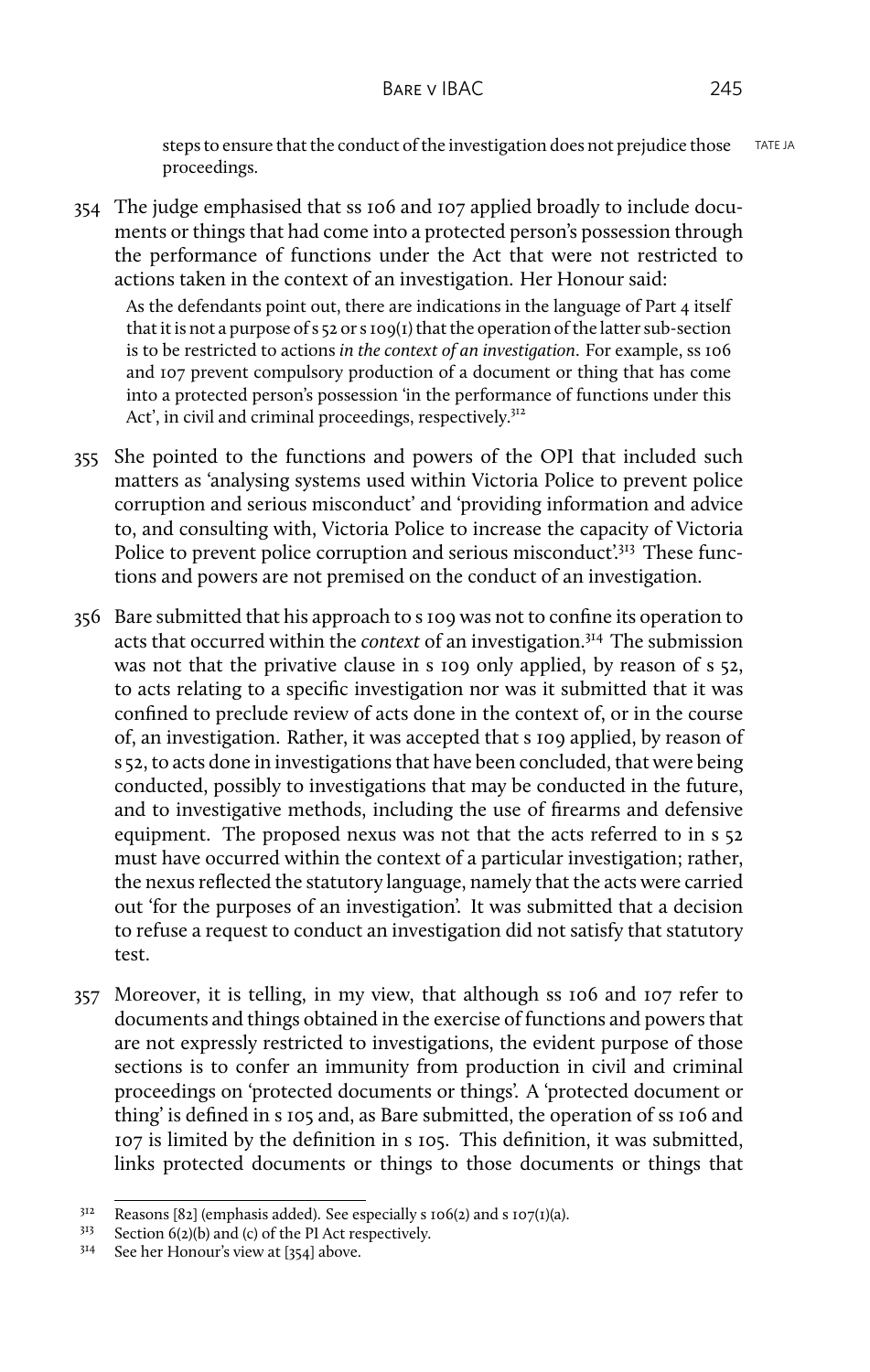steps to ensure that the conduct of the investigation does not prejudice those proceedings.

354 The judge emphasised that ss 106 and 107 applied broadly to include documents or things that had come into a protected person's possession through the performance of functions under the Act that were not restricted to actions taken in the context of an investigation. Her Honour said:

> As the defendants point out, there are indications in the language of Part 4 itself that it is not a purpose of s 52 or s 109(1) that the operation of the latter sub-section is to be restricted to actions *in the context of an investigation*. For example, ss 106 and 107 prevent compulsory production of a document or thing that has come into a protected person's possession 'in the performance of functions under this Act', in civil and criminal proceedings, respectively.[312]

355 She pointed to the functions and powers of the OPI that included such matters as 'analysing systems used within Victoria Police to prevent police corruption and serious misconduct' and 'providing information and advice to, and consulting with, Victoria Police to increase the capacity of Victoria Police to prevent police corruption and serious misconduct'.[313] These functions and powers are not premised on the conduct of an investigation.

356 Bare submitted that his approach to s 109 was not to confine its operation to acts that occurred within the *context* of an investigation.[314] The submission was not that the privative clause in s 109 only applied, by reason of s 52, to acts relating to a specific investigation nor was it submitted that it was confined to preclude review of acts done in the context of, or in the course of, an investigation. Rather, it was accepted that s 109 applied, by reason of s 52, to acts done in investigations that have been concluded, that were being conducted, possibly to investigations that may be conducted in the future, and to investigative methods, including the use of firearms and defensive equipment. The proposed nexus was not that the acts referred to in s 52 must have occurred within the context of a particular investigation; rather, the nexus reflected the statutory language, namely that the acts were carried out 'for the purposes of an investigation'. It was submitted that a decision to refuse a request to conduct an investigation did not satisfy that statutory test.

357 Moreover, it is telling, in my view, that although ss 106 and 107 refer to documents and things obtained in the exercise of functions and powers that are not expressly restricted to investigations, the evident purpose of those sections is to confer an immunity from production in civil and criminal proceedings on 'protected documents or things'. A 'protected document or thing' is defined in s 105 and, as Bare submitted, the operation of ss 106 and 107 is limited by the definition in s 105. This definition, it was submitted, links protected documents or things to those documents or things that

---

[312] Reasons [82] (emphasis added). See especially s 106(2) and s 107(1)(a).

[313] Section 6(2)(b) and (c) of the PI Act respectively.

[314] See her Honour's view at [354] above.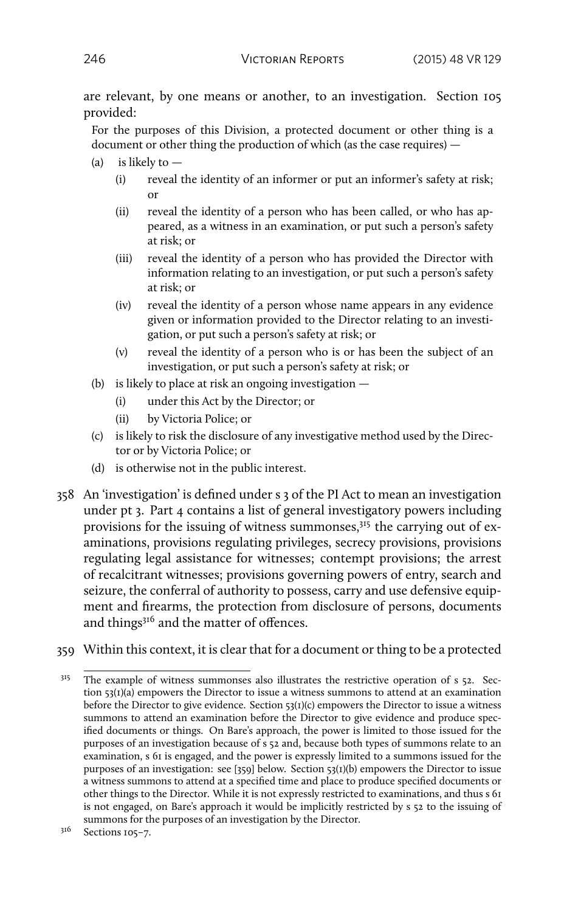are relevant, by one means or another, to an investigation. Section 105 provided:

> For the purposes of this Division, a protected document or other thing is a document or other thing the production of which (as the case requires) —
>
> (a) is likely to —
>
> (i) reveal the identity of an informer or put an informer's safety at risk; or
>
> (ii) reveal the identity of a person who has been called, or who has appeared, as a witness in an examination, or put such a person's safety at risk; or
>
> (iii) reveal the identity of a person who has provided the Director with information relating to an investigation, or put such a person's safety at risk; or
>
> (iv) reveal the identity of a person whose name appears in any evidence given or information provided to the Director relating to an investigation, or put such a person's safety at risk; or
>
> (v) reveal the identity of a person who is or has been the subject of an investigation, or put such a person's safety at risk; or
>
> (b) is likely to place at risk an ongoing investigation —
>
> (i) under this Act by the Director; or
>
> (ii) by Victoria Police; or
>
> (c) is likely to risk the disclosure of any investigative method used by the Director or by Victoria Police; or
>
> (d) is otherwise not in the public interest.

358 An 'investigation' is defined under s 3 of the PI Act to mean an investigation under pt 3. Part 4 contains a list of general investigatory powers including provisions for the issuing of witness summonses,[315] the carrying out of examinations, provisions regulating privileges, secrecy provisions, provisions regulating legal assistance for witnesses; contempt provisions; the arrest of recalcitrant witnesses; provisions governing powers of entry, search and seizure, the conferral of authority to possess, carry and use defensive equipment and firearms, the protection from disclosure of persons, documents and things[316] and the matter of offences.

359 Within this context, it is clear that for a document or thing to be a protected

---

[315] The example of witness summonses also illustrates the restrictive operation of s 52. Section 53(1)(a) empowers the Director to issue a witness summons to attend at an examination before the Director to give evidence. Section 53(1)(c) empowers the Director to issue a witness summons to attend an examination before the Director to give evidence and produce specified documents or things. On Bare's approach, the power is limited to those issued for the purposes of an investigation because of s 52 and, because both types of summons relate to an examination, s 61 is engaged, and the power is expressly limited to a summons issued for the purposes of an investigation: see [359] below. Section 53(1)(b) empowers the Director to issue a witness summons to attend at a specified time and place to produce specified documents or other things to the Director. While it is not expressly restricted to examinations, and thus s 61 is not engaged, on Bare's approach it would be implicitly restricted by s 52 to the issuing of summons for the purposes of an investigation by the Director.

[316] Sections 105–7.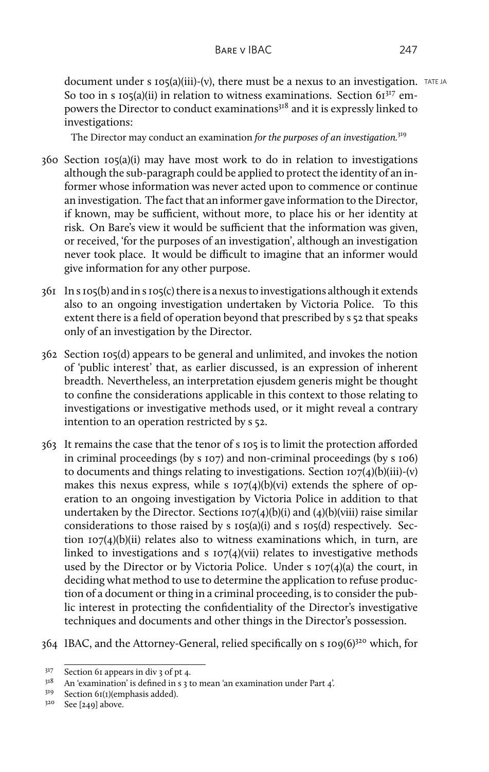document under s 105(a)(iii)-(v), there must be a nexus to an investigation. So too in s 105(a)(ii) in relation to witness examinations. Section 61[317] empowers the Director to conduct examinations[318] and it is expressly linked to investigations:

> The Director may conduct an examination *for the purposes of an investigation.*[319]

360 Section 105(a)(i) may have most work to do in relation to investigations although the sub-paragraph could be applied to protect the identity of an informer whose information was never acted upon to commence or continue an investigation. The fact that an informer gave information to the Director, if known, may be sufficient, without more, to place his or her identity at risk. On Bare's view it would be sufficient that the information was given, or received, 'for the purposes of an investigation', although an investigation never took place. It would be difficult to imagine that an informer would give information for any other purpose.

361 In s 105(b) and in s 105(c) there is a nexus to investigations although it extends also to an ongoing investigation undertaken by Victoria Police. To this extent there is a field of operation beyond that prescribed by s 52 that speaks only of an investigation by the Director.

362 Section 105(d) appears to be general and unlimited, and invokes the notion of 'public interest' that, as earlier discussed, is an expression of inherent breadth. Nevertheless, an interpretation ejusdem generis might be thought to confine the considerations applicable in this context to those relating to investigations or investigative methods used, or it might reveal a contrary intention to an operation restricted by s 52.

363 It remains the case that the tenor of s 105 is to limit the protection afforded in criminal proceedings (by s 107) and non-criminal proceedings (by s 106) to documents and things relating to investigations. Section 107(4)(b)(iii)-(v) makes this nexus express, while s 107(4)(b)(vi) extends the sphere of operation to an ongoing investigation by Victoria Police in addition to that undertaken by the Director. Sections 107(4)(b)(i) and (4)(b)(viii) raise similar considerations to those raised by s 105(a)(i) and s 105(d) respectively. Section 107(4)(b)(ii) relates also to witness examinations which, in turn, are linked to investigations and s 107(4)(vii) relates to investigative methods used by the Director or by Victoria Police. Under s 107(4)(a) the court, in deciding what method to use to determine the application to refuse production of a document or thing in a criminal proceeding, is to consider the public interest in protecting the confidentiality of the Director's investigative techniques and documents and other things in the Director's possession.

364 IBAC, and the Attorney-General, relied specifically on s 109(6)[320] which, for

---

[317] Section 61 appears in div 3 of pt 4.

[318] An 'examination' is defined in s 3 to mean 'an examination under Part 4'.

[319] Section 61(1)(emphasis added).

[320] See [249] above.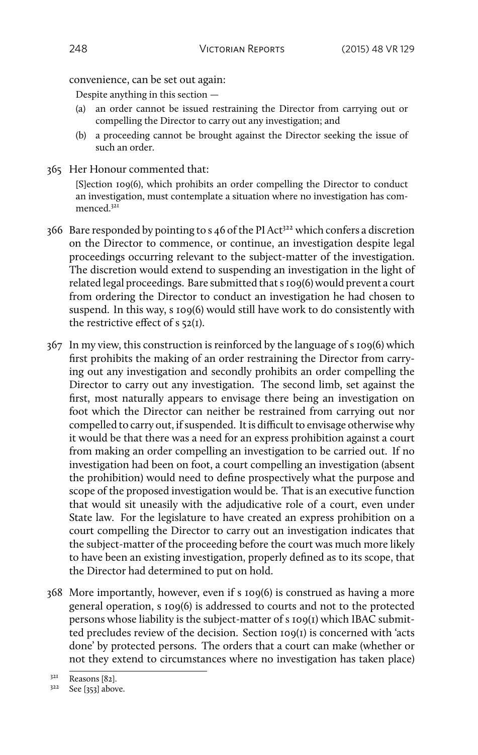convenience, can be set out again:

> Despite anything in this section —
>
> (a) an order cannot be issued restraining the Director from carrying out or compelling the Director to carry out any investigation; and
>
> (b) a proceeding cannot be brought against the Director seeking the issue of such an order.

365 Her Honour commented that:

> [S]ection 109(6), which prohibits an order compelling the Director to conduct an investigation, must contemplate a situation where no investigation has commenced.[321]

366 Bare responded by pointing to s 46 of the PI Act[322] which confers a discretion on the Director to commence, or continue, an investigation despite legal proceedings occurring relevant to the subject-matter of the investigation. The discretion would extend to suspending an investigation in the light of related legal proceedings. Bare submitted that s 109(6) would prevent a court from ordering the Director to conduct an investigation he had chosen to suspend. In this way, s 109(6) would still have work to do consistently with the restrictive effect of s 52(1).

367 In my view, this construction is reinforced by the language of s 109(6) which first prohibits the making of an order restraining the Director from carrying out any investigation and secondly prohibits an order compelling the Director to carry out any investigation. The second limb, set against the first, most naturally appears to envisage there being an investigation on foot which the Director can neither be restrained from carrying out nor compelled to carry out, if suspended. It is difficult to envisage otherwise why it would be that there was a need for an express prohibition against a court from making an order compelling an investigation to be carried out. If no investigation had been on foot, a court compelling an investigation (absent the prohibition) would need to define prospectively what the purpose and scope of the proposed investigation would be. That is an executive function that would sit uneasily with the adjudicative role of a court, even under State law. For the legislature to have created an express prohibition on a court compelling the Director to carry out an investigation indicates that the subject-matter of the proceeding before the court was much more likely to have been an existing investigation, properly defined as to its scope, that the Director had determined to put on hold.

368 More importantly, however, even if s 109(6) is construed as having a more general operation, s 109(6) is addressed to courts and not to the protected persons whose liability is the subject-matter of s 109(1) which IBAC submitted precludes review of the decision. Section 109(1) is concerned with 'acts done' by protected persons. The orders that a court can make (whether or not they extend to circumstances where no investigation has taken place)

---

[321] Reasons [82].

[322] See [353] above.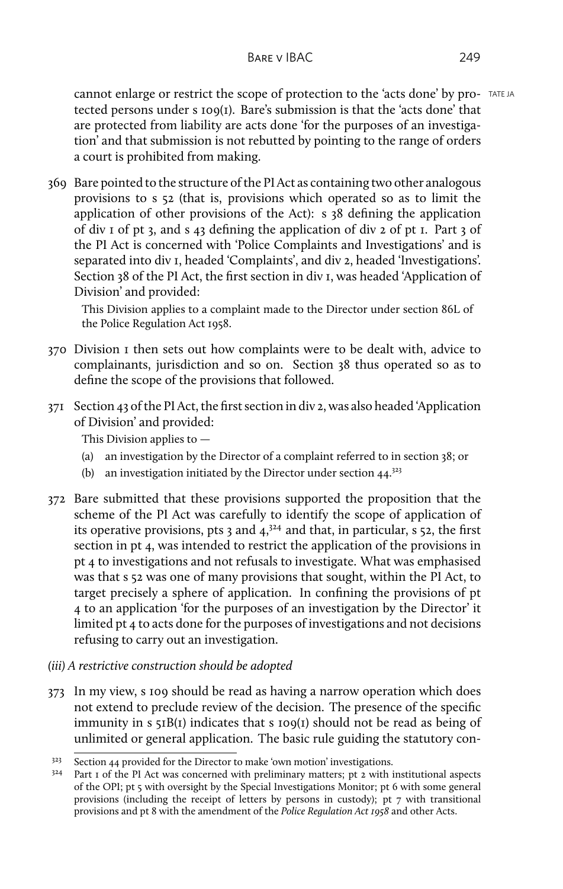cannot enlarge or restrict the scope of protection to the 'acts done' by protected persons under s 109(1). Bare's submission is that the 'acts done' that are protected from liability are acts done 'for the purposes of an investigation' and that submission is not rebutted by pointing to the range of orders a court is prohibited from making.

369 Bare pointed to the structure of the PI Act as containing two other analogous provisions to s 52 (that is, provisions which operated so as to limit the application of other provisions of the Act): s 38 defining the application of div 1 of pt 3, and s 43 defining the application of div 2 of pt 1. Part 3 of the PI Act is concerned with 'Police Complaints and Investigations' and is separated into div 1, headed 'Complaints', and div 2, headed 'Investigations'. Section 38 of the PI Act, the first section in div 1, was headed 'Application of Division' and provided:

> This Division applies to a complaint made to the Director under section 86L of the Police Regulation Act 1958.

370 Division 1 then sets out how complaints were to be dealt with, advice to complainants, jurisdiction and so on. Section 38 thus operated so as to define the scope of the provisions that followed.

371 Section 43 of the PI Act, the first section in div 2, was also headed 'Application of Division' and provided:

> This Division applies to —
>
> (a) an investigation by the Director of a complaint referred to in section 38; or
>
> (b) an investigation initiated by the Director under section 44.[323]

372 Bare submitted that these provisions supported the proposition that the scheme of the PI Act was carefully to identify the scope of application of its operative provisions, pts 3 and 4,[324] and that, in particular, s 52, the first section in pt 4, was intended to restrict the application of the provisions in pt 4 to investigations and not refusals to investigate. What was emphasised was that s 52 was one of many provisions that sought, within the PI Act, to target precisely a sphere of application. In confining the provisions of pt 4 to an application 'for the purposes of an investigation by the Director' it limited pt 4 to acts done for the purposes of investigations and not decisions refusing to carry out an investigation.

*(iii) A restrictive construction should be adopted*

373 In my view, s 109 should be read as having a narrow operation which does not extend to preclude review of the decision. The presence of the specific immunity in s 51B(1) indicates that s 109(1) should not be read as being of unlimited or general application. The basic rule guiding the statutory con-

---

[323] Section 44 provided for the Director to make 'own motion' investigations.

[324] Part 1 of the PI Act was concerned with preliminary matters; pt 2 with institutional aspects of the OPI; pt 5 with oversight by the Special Investigations Monitor; pt 6 with some general provisions (including the receipt of letters by persons in custody); pt 7 with transitional provisions and pt 8 with the amendment of the *Police Regulation Act 1958* and other Acts.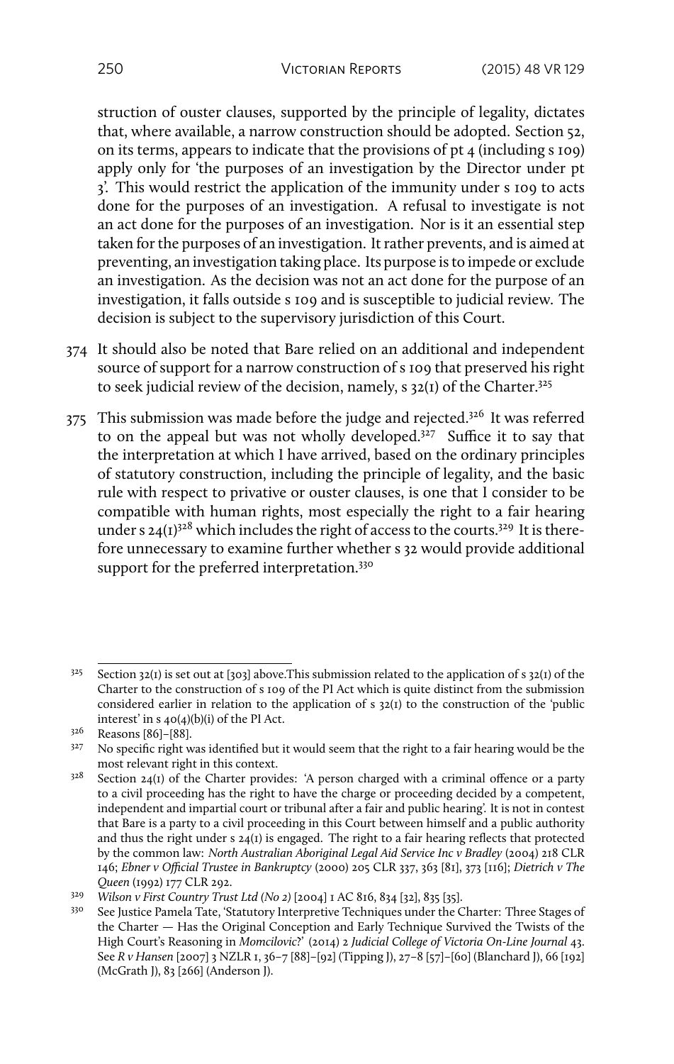struction of ouster clauses, supported by the principle of legality, dictates that, where available, a narrow construction should be adopted. Section 52, on its terms, appears to indicate that the provisions of pt 4 (including s 109) apply only for 'the purposes of an investigation by the Director under pt 3'. This would restrict the application of the immunity under s 109 to acts done for the purposes of an investigation. A refusal to investigate is not an act done for the purposes of an investigation. Nor is it an essential step taken for the purposes of an investigation. It rather prevents, and is aimed at preventing, an investigation taking place. Its purpose is to impede or exclude an investigation. As the decision was not an act done for the purpose of an investigation, it falls outside s 109 and is susceptible to judicial review. The decision is subject to the supervisory jurisdiction of this Court.

374 It should also be noted that Bare relied on an additional and independent source of support for a narrow construction of s 109 that preserved his right to seek judicial review of the decision, namely, s 32(1) of the Charter.[325]

375 This submission was made before the judge and rejected.[326] It was referred to on the appeal but was not wholly developed.[327] Suffice it to say that the interpretation at which I have arrived, based on the ordinary principles of statutory construction, including the principle of legality, and the basic rule with respect to privative or ouster clauses, is one that I consider to be compatible with human rights, most especially the right to a fair hearing under s 24(1)[328] which includes the right of access to the courts.[329] It is therefore unnecessary to examine further whether s 32 would provide additional support for the preferred interpretation.[330]

---

[325] Section 32(1) is set out at [303] above.This submission related to the application of s 32(1) of the Charter to the construction of s 109 of the PI Act which is quite distinct from the submission considered earlier in relation to the application of s 32(1) to the construction of the 'public interest' in s 40(4)(b)(i) of the PI Act.

[326] Reasons [86]–[88].

[327] No specific right was identified but it would seem that the right to a fair hearing would be the most relevant right in this context.

[328] Section 24(1) of the Charter provides: 'A person charged with a criminal offence or a party to a civil proceeding has the right to have the charge or proceeding decided by a competent, independent and impartial court or tribunal after a fair and public hearing'. It is not in contest that Bare is a party to a civil proceeding in this Court between himself and a public authority and thus the right under s 24(1) is engaged. The right to a fair hearing reflects that protected by the common law: *North Australian Aboriginal Legal Aid Service Inc v Bradley* (2004) 218 CLR 146; *Ebner v Official Trustee in Bankruptcy* (2000) 205 CLR 337, 363 [81], 373 [116]; *Dietrich v The Queen* (1992) 177 CLR 292.

[329] *Wilson v First Country Trust Ltd (No 2)* [2004] 1 AC 816, 834 [32], 835 [35].

[330] See Justice Pamela Tate, 'Statutory Interpretive Techniques under the Charter: Three Stages of the Charter — Has the Original Conception and Early Technique Survived the Twists of the High Court's Reasoning in *Momcilovic*?' (2014) 2 *Judicial College of Victoria On-Line Journal* 43. See *R v Hansen* [2007] 3 NZLR 1, 36–7 [88]–[92] (Tipping J), 27–8 [57]–[60] (Blanchard J), 66 [192] (McGrath J), 83 [266] (Anderson J).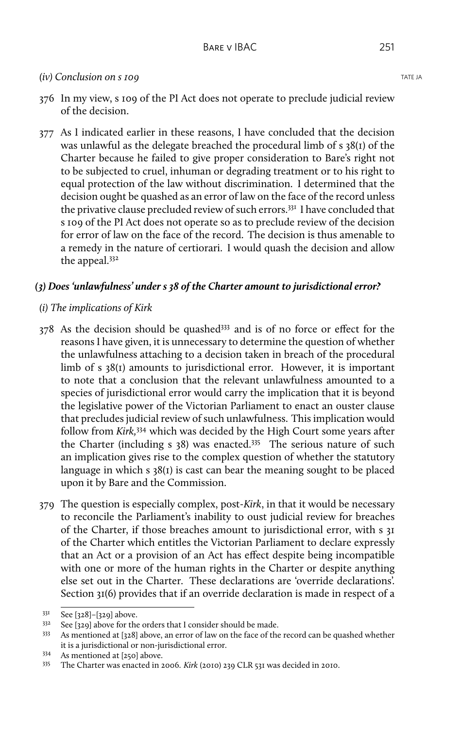*(iv) Conclusion on s 109*

376 In my view, s 109 of the PI Act does not operate to preclude judicial review of the decision.

377 As I indicated earlier in these reasons, I have concluded that the decision was unlawful as the delegate breached the procedural limb of s 38(1) of the Charter because he failed to give proper consideration to Bare's right not to be subjected to cruel, inhuman or degrading treatment or to his right to equal protection of the law without discrimination. I determined that the decision ought be quashed as an error of law on the face of the record unless the privative clause precluded review of such errors.[331] I have concluded that s 109 of the PI Act does not operate so as to preclude review of the decision for error of law on the face of the record. The decision is thus amenable to a remedy in the nature of certiorari. I would quash the decision and allow the appeal.[332]

### *(3) Does 'unlawfulness' under s 38 of the Charter amount to jurisdictional error?*

*(i) The implications of Kirk*

378 As the decision should be quashed[333] and is of no force or effect for the reasons I have given, it is unnecessary to determine the question of whether the unlawfulness attaching to a decision taken in breach of the procedural limb of s 38(1) amounts to jurisdictional error. However, it is important to note that a conclusion that the relevant unlawfulness amounted to a species of jurisdictional error would carry the implication that it is beyond the legislative power of the Victorian Parliament to enact an ouster clause that precludes judicial review of such unlawfulness. This implication would follow from *Kirk*,[334] which was decided by the High Court some years after the Charter (including s 38) was enacted.[335] The serious nature of such an implication gives rise to the complex question of whether the statutory language in which s 38(1) is cast can bear the meaning sought to be placed upon it by Bare and the Commission.

379 The question is especially complex, post-*Kirk*, in that it would be necessary to reconcile the Parliament's inability to oust judicial review for breaches of the Charter, if those breaches amount to jurisdictional error, with s 31 of the Charter which entitles the Victorian Parliament to declare expressly that an Act or a provision of an Act has effect despite being incompatible with one or more of the human rights in the Charter or despite anything else set out in the Charter. These declarations are 'override declarations'. Section 31(6) provides that if an override declaration is made in respect of a

---

[331] See [328]–[329] above.

[332] See [329] above for the orders that I consider should be made.

[333] As mentioned at [328] above, an error of law on the face of the record can be quashed whether it is a jurisdictional or non-jurisdictional error.

[334] As mentioned at [250] above.

[335] The Charter was enacted in 2006. *Kirk* (2010) 239 CLR 531 was decided in 2010.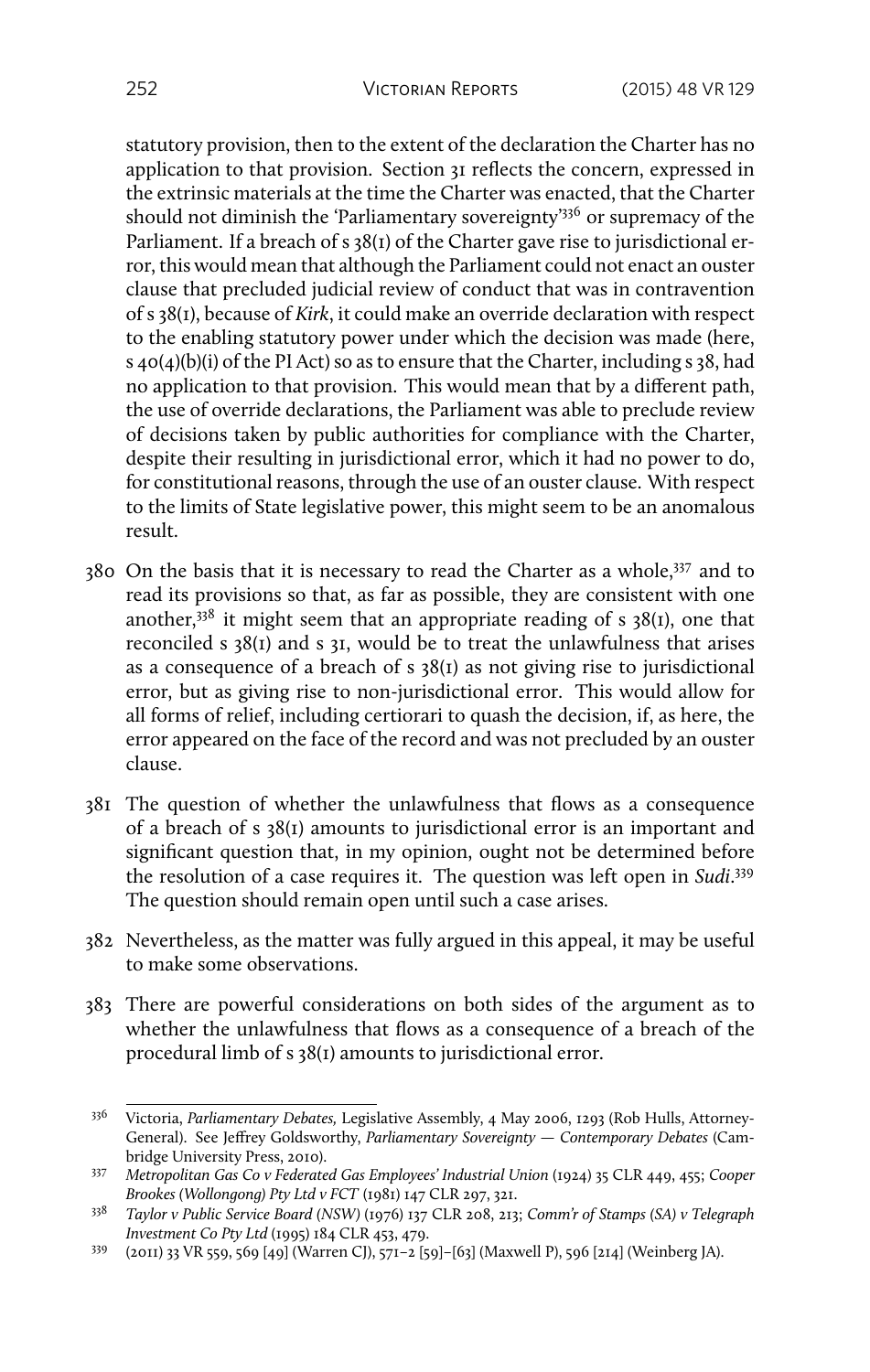statutory provision, then to the extent of the declaration the Charter has no application to that provision. Section 31 reflects the concern, expressed in the extrinsic materials at the time the Charter was enacted, that the Charter should not diminish the 'Parliamentary sovereignty'[336] or supremacy of the Parliament. If a breach of s 38(1) of the Charter gave rise to jurisdictional error, this would mean that although the Parliament could not enact an ouster clause that precluded judicial review of conduct that was in contravention of s 38(1), because of *Kirk*, it could make an override declaration with respect to the enabling statutory power under which the decision was made (here, s 40(4)(b)(i) of the PI Act) so as to ensure that the Charter, including s 38, had no application to that provision. This would mean that by a different path, the use of override declarations, the Parliament was able to preclude review of decisions taken by public authorities for compliance with the Charter, despite their resulting in jurisdictional error, which it had no power to do, for constitutional reasons, through the use of an ouster clause. With respect to the limits of State legislative power, this might seem to be an anomalous result.

380 On the basis that it is necessary to read the Charter as a whole,[337] and to read its provisions so that, as far as possible, they are consistent with one another,[338] it might seem that an appropriate reading of s 38(1), one that reconciled s 38(1) and s 31, would be to treat the unlawfulness that arises as a consequence of a breach of s 38(1) as not giving rise to jurisdictional error, but as giving rise to non-jurisdictional error. This would allow for all forms of relief, including certiorari to quash the decision, if, as here, the error appeared on the face of the record and was not precluded by an ouster clause.

381 The question of whether the unlawfulness that flows as a consequence of a breach of s 38(1) amounts to jurisdictional error is an important and significant question that, in my opinion, ought not be determined before the resolution of a case requires it. The question was left open in *Sudi*.[339] The question should remain open until such a case arises.

382 Nevertheless, as the matter was fully argued in this appeal, it may be useful to make some observations.

383 There are powerful considerations on both sides of the argument as to whether the unlawfulness that flows as a consequence of a breach of the procedural limb of s 38(1) amounts to jurisdictional error.

---

[336] Victoria, *Parliamentary Debates,* Legislative Assembly, 4 May 2006, 1293 (Rob Hulls, Attorney-General). See Jeffrey Goldsworthy, *Parliamentary Sovereignty — Contemporary Debates* (Cambridge University Press, 2010).

[337] *Metropolitan Gas Co v Federated Gas Employees' Industrial Union* (1924) 35 CLR 449, 455; *Cooper Brookes (Wollongong) Pty Ltd v FCT* (1981) 147 CLR 297, 321.

[338] *Taylor v Public Service Board (NSW)* (1976) 137 CLR 208, 213; *Comm'r of Stamps (SA) v Telegraph Investment Co Pty Ltd* (1995) 184 CLR 453, 479.

[339] (2011) 33 VR 559, 569 [49] (Warren CJ), 571–2 [59]–[63] (Maxwell P), 596 [214] (Weinberg JA).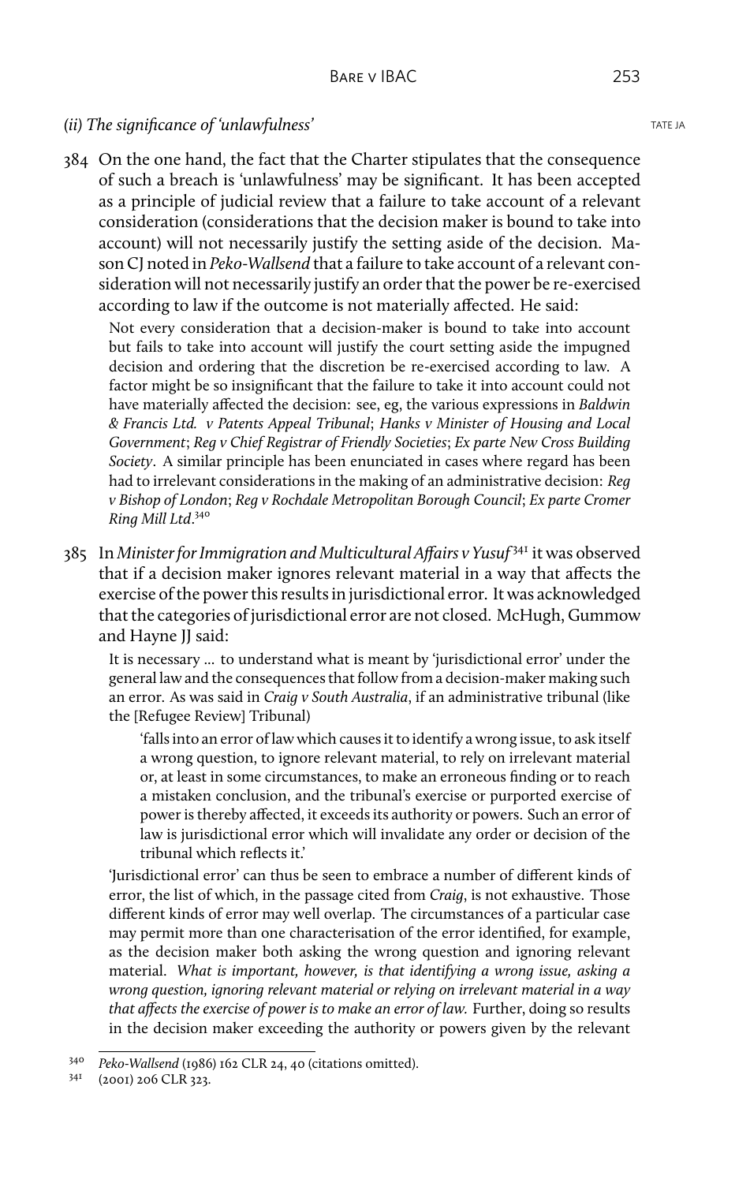### *(ii) The significance of 'unlawfulness'*

384 On the one hand, the fact that the Charter stipulates that the consequence of such a breach is 'unlawfulness' may be significant. It has been accepted as a principle of judicial review that a failure to take account of a relevant consideration (considerations that the decision maker is bound to take into account) will not necessarily justify the setting aside of the decision. Mason CJ noted in *Peko-Wallsend* that a failure to take account of a relevant consideration will not necessarily justify an order that the power be re-exercised according to law if the outcome is not materially affected. He said:

> Not every consideration that a decision-maker is bound to take into account but fails to take into account will justify the court setting aside the impugned decision and ordering that the discretion be re-exercised according to law. A factor might be so insignificant that the failure to take it into account could not have materially affected the decision: see, eg, the various expressions in *Baldwin & Francis Ltd. v Patents Appeal Tribunal*; *Hanks v Minister of Housing and Local Government*; *Reg v Chief Registrar of Friendly Societies*; *Ex parte New Cross Building Society*. A similar principle has been enunciated in cases where regard has been had to irrelevant considerations in the making of an administrative decision: *Reg v Bishop of London*; *Reg v Rochdale Metropolitan Borough Council*; *Ex parte Cromer Ring Mill Ltd*.[340]

385 In *Minister for Immigration and Multicultural Affairs v Yusuf*[341] it was observed that if a decision maker ignores relevant material in a way that affects the exercise of the power this results in jurisdictional error. It was acknowledged that the categories of jurisdictional error are not closed. McHugh, Gummow and Hayne JJ said:

> It is necessary … to understand what is meant by 'jurisdictional error' under the general law and the consequences that follow from a decision-maker making such an error. As was said in *Craig v South Australia*, if an administrative tribunal (like the [Refugee Review] Tribunal)
>
> > 'falls into an error of law which causes it to identify a wrong issue, to ask itself a wrong question, to ignore relevant material, to rely on irrelevant material or, at least in some circumstances, to make an erroneous finding or to reach a mistaken conclusion, and the tribunal's exercise or purported exercise of power is thereby affected, it exceeds its authority or powers. Such an error of law is jurisdictional error which will invalidate any order or decision of the tribunal which reflects it.'
>
> 'Jurisdictional error' can thus be seen to embrace a number of different kinds of error, the list of which, in the passage cited from *Craig*, is not exhaustive. Those different kinds of error may well overlap. The circumstances of a particular case may permit more than one characterisation of the error identified, for example, as the decision maker both asking the wrong question and ignoring relevant material. *What is important, however, is that identifying a wrong issue, asking a wrong question, ignoring relevant material or relying on irrelevant material in a way that affects the exercise of power is to make an error of law.* Further, doing so results in the decision maker exceeding the authority or powers given by the relevant

---

[340] *Peko-Wallsend* (1986) 162 CLR 24, 40 (citations omitted).

[341] (2001) 206 CLR 323.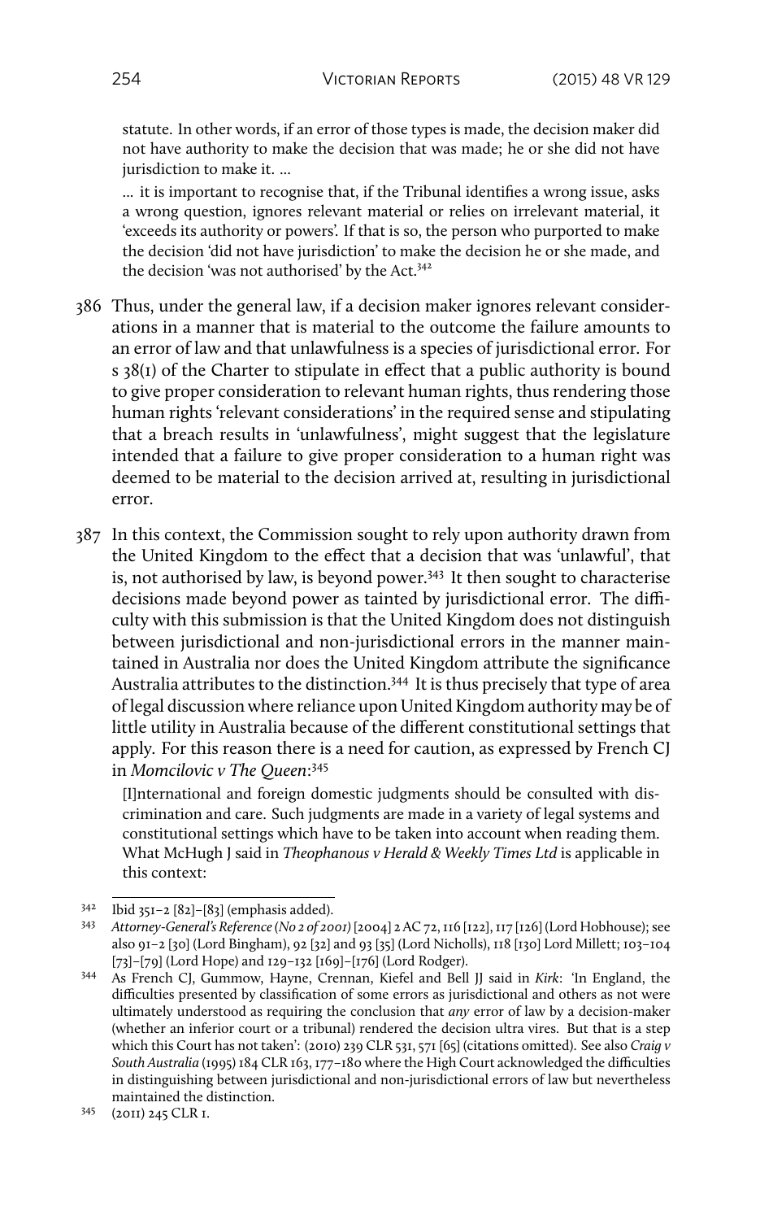statute. In other words, if an error of those types is made, the decision maker did not have authority to make the decision that was made; he or she did not have jurisdiction to make it. …

… it is important to recognise that, if the Tribunal identifies a wrong issue, asks a wrong question, ignores relevant material or relies on irrelevant material, it 'exceeds its authority or powers'. If that is so, the person who purported to make the decision 'did not have jurisdiction' to make the decision he or she made, and the decision 'was not authorised' by the Act.[342]

386 Thus, under the general law, if a decision maker ignores relevant considerations in a manner that is material to the outcome the failure amounts to an error of law and that unlawfulness is a species of jurisdictional error. For s 38(1) of the Charter to stipulate in effect that a public authority is bound to give proper consideration to relevant human rights, thus rendering those human rights 'relevant considerations' in the required sense and stipulating that a breach results in 'unlawfulness', might suggest that the legislature intended that a failure to give proper consideration to a human right was deemed to be material to the decision arrived at, resulting in jurisdictional error.

387 In this context, the Commission sought to rely upon authority drawn from the United Kingdom to the effect that a decision that was 'unlawful', that is, not authorised by law, is beyond power.[343] It then sought to characterise decisions made beyond power as tainted by jurisdictional error. The difficulty with this submission is that the United Kingdom does not distinguish between jurisdictional and non-jurisdictional errors in the manner maintained in Australia nor does the United Kingdom attribute the significance Australia attributes to the distinction.[344] It is thus precisely that type of area of legal discussion where reliance upon United Kingdom authority may be of little utility in Australia because of the different constitutional settings that apply. For this reason there is a need for caution, as expressed by French CJ in *Momcilovic v The Queen*:[345]

[I]nternational and foreign domestic judgments should be consulted with discrimination and care. Such judgments are made in a variety of legal systems and constitutional settings which have to be taken into account when reading them. What McHugh J said in *Theophanous v Herald & Weekly Times Ltd* is applicable in this context:

---

342 Ibid 351–2 [82]–[83] (emphasis added).

343 *Attorney-General's Reference (No 2 of 2001)* [2004] 2 AC 72, 116 [122], 117 [126] (Lord Hobhouse); see also 91–2 [30] (Lord Bingham), 92 [32] and 93 [35] (Lord Nicholls), 118 [130] Lord Millett; 103–104 [73]–[79] (Lord Hope) and 129–132 [169]–[176] (Lord Rodger).

344 As French CJ, Gummow, Hayne, Crennan, Kiefel and Bell JJ said in *Kirk*: 'In England, the difficulties presented by classification of some errors as jurisdictional and others as not were ultimately understood as requiring the conclusion that *any* error of law by a decision-maker (whether an inferior court or a tribunal) rendered the decision ultra vires. But that is a step which this Court has not taken': (2010) 239 CLR 531, 571 [65] (citations omitted). See also *Craig v South Australia* (1995) 184 CLR 163, 177–180 where the High Court acknowledged the difficulties in distinguishing between jurisdictional and non-jurisdictional errors of law but nevertheless maintained the distinction.

345 (2011) 245 CLR 1.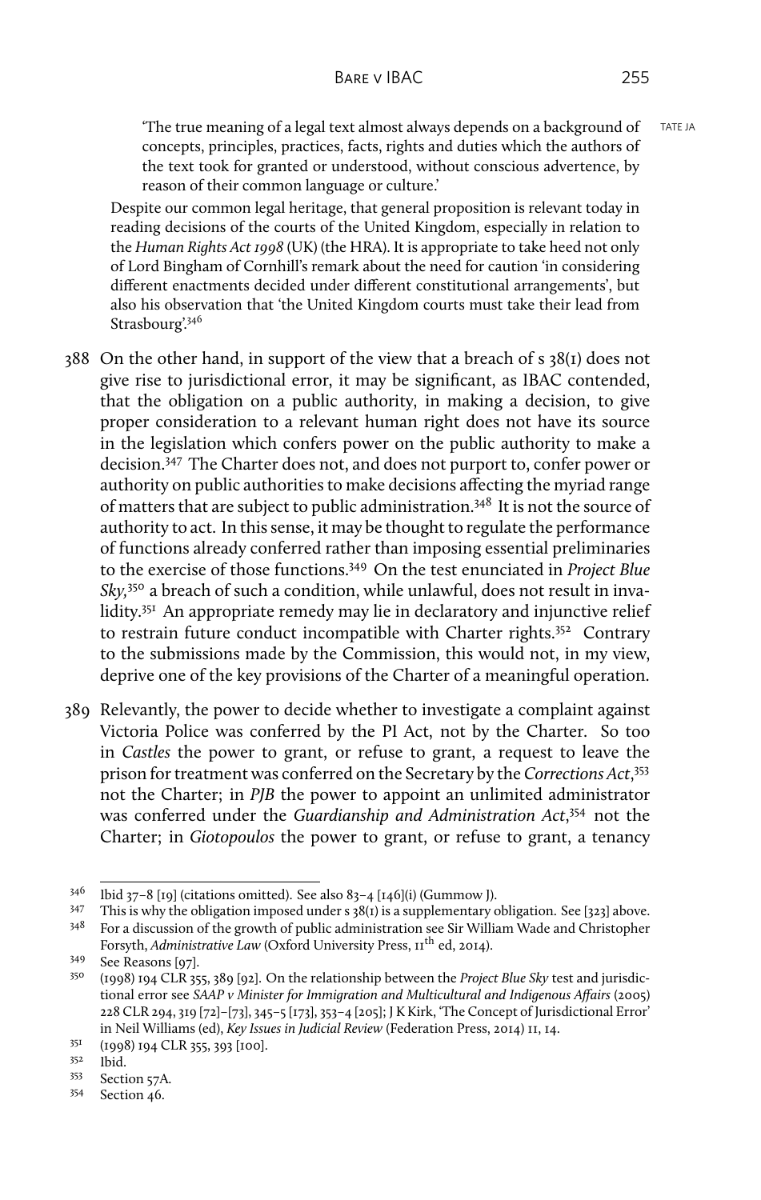> 'The true meaning of a legal text almost always depends on a background of concepts, principles, practices, facts, rights and duties which the authors of the text took for granted or understood, without conscious advertence, by reason of their common language or culture.'

Despite our common legal heritage, that general proposition is relevant today in reading decisions of the courts of the United Kingdom, especially in relation to the *Human Rights Act 1998* (UK) (the HRA). It is appropriate to take heed not only of Lord Bingham of Cornhill's remark about the need for caution 'in considering different enactments decided under different constitutional arrangements', but also his observation that 'the United Kingdom courts must take their lead from Strasbourg'.[346]

388 On the other hand, in support of the view that a breach of s 38(1) does not give rise to jurisdictional error, it may be significant, as IBAC contended, that the obligation on a public authority, in making a decision, to give proper consideration to a relevant human right does not have its source in the legislation which confers power on the public authority to make a decision.[347] The Charter does not, and does not purport to, confer power or authority on public authorities to make decisions affecting the myriad range of matters that are subject to public administration.[348] It is not the source of authority to act. In this sense, it may be thought to regulate the performance of functions already conferred rather than imposing essential preliminaries to the exercise of those functions.[349] On the test enunciated in *Project Blue Sky*,[350] a breach of such a condition, while unlawful, does not result in invalidity.[351] An appropriate remedy may lie in declaratory and injunctive relief to restrain future conduct incompatible with Charter rights.[352] Contrary to the submissions made by the Commission, this would not, in my view, deprive one of the key provisions of the Charter of a meaningful operation.

389 Relevantly, the power to decide whether to investigate a complaint against Victoria Police was conferred by the PI Act, not by the Charter. So too in *Castles* the power to grant, or refuse to grant, a request to leave the prison for treatment was conferred on the Secretary by the *Corrections Act*,[353] not the Charter; in *PJB* the power to appoint an unlimited administrator was conferred under the *Guardianship and Administration Act*,[354] not the Charter; in *Giotopoulos* the power to grant, or refuse to grant, a tenancy

---

[346] Ibid 37–8 [19] (citations omitted). See also 83–4 [146](i) (Gummow J).

[347] This is why the obligation imposed under s 38(1) is a supplementary obligation. See [323] above.

[348] For a discussion of the growth of public administration see Sir William Wade and Christopher Forsyth, *Administrative Law* (Oxford University Press, 11th ed, 2014).

[349] See Reasons [97].

[350] (1998) 194 CLR 355, 389 [92]. On the relationship between the *Project Blue Sky* test and jurisdictional error see *SAAP v Minister for Immigration and Multicultural and Indigenous Affairs* (2005) 228 CLR 294, 319 [72]–[73], 345–5 [173], 353–4 [205]; J K Kirk, 'The Concept of Jurisdictional Error' in Neil Williams (ed), *Key Issues in Judicial Review* (Federation Press, 2014) 11, 14.

[351] (1998) 194 CLR 355, 393 [100].

[352] Ibid.

[353] Section 57A.

[354] Section 46.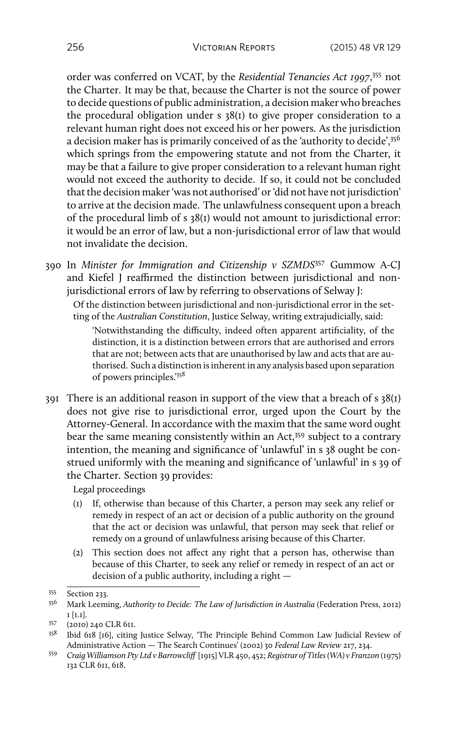order was conferred on VCAT, by the *Residential Tenancies Act 1997*,[355] not the Charter. It may be that, because the Charter is not the source of power to decide questions of public administration, a decision maker who breaches the procedural obligation under s 38(1) to give proper consideration to a relevant human right does not exceed his or her powers. As the jurisdiction a decision maker has is primarily conceived of as the 'authority to decide',[356] which springs from the empowering statute and not from the Charter, it may be that a failure to give proper consideration to a relevant human right would not exceed the authority to decide. If so, it could not be concluded that the decision maker 'was not authorised' or 'did not have not jurisdiction' to arrive at the decision made. The unlawfulness consequent upon a breach of the procedural limb of s 38(1) would not amount to jurisdictional error: it would be an error of law, but a non-jurisdictional error of law that would not invalidate the decision.

390 In *Minister for Immigration and Citizenship v SZMDS*[357] Gummow A-CJ and Kiefel J reaffirmed the distinction between jurisdictional and non-jurisdictional errors of law by referring to observations of Selway J:

> Of the distinction between jurisdictional and non-jurisdictional error in the setting of the *Australian Constitution*, Justice Selway, writing extrajudicially, said:
>
> > 'Notwithstanding the difficulty, indeed often apparent artificiality, of the distinction, it is a distinction between errors that are authorised and errors that are not; between acts that are unauthorised by law and acts that are authorised. Such a distinction is inherent in any analysis based upon separation of powers principles.'[358]

391 There is an additional reason in support of the view that a breach of s 38(1) does not give rise to jurisdictional error, urged upon the Court by the Attorney-General. In accordance with the maxim that the same word ought bear the same meaning consistently within an Act,[359] subject to a contrary intention, the meaning and significance of 'unlawful' in s 38 ought be construed uniformly with the meaning and significance of 'unlawful' in s 39 of the Charter. Section 39 provides:

> Legal proceedings
>
> (1) If, otherwise than because of this Charter, a person may seek any relief or remedy in respect of an act or decision of a public authority on the ground that the act or decision was unlawful, that person may seek that relief or remedy on a ground of unlawfulness arising because of this Charter.
>
> (2) This section does not affect any right that a person has, otherwise than because of this Charter, to seek any relief or remedy in respect of an act or decision of a public authority, including a right —

---

[355] Section 233.

[356] Mark Leeming, *Authority to Decide: The Law of Jurisdiction in Australia* (Federation Press, 2012) 1 [1.1].

[357] (2010) 240 CLR 611.

[358] Ibid 618 [16], citing Justice Selway, 'The Principle Behind Common Law Judicial Review of Administrative Action — The Search Continues' (2002) 30 *Federal Law Review* 217, 234.

[359] *Craig Williamson Pty Ltd v Barrowcliff* [1915] VLR 450, 452; *Registrar of Titles (WA) v Franzon* (1975) 132 CLR 611, 618.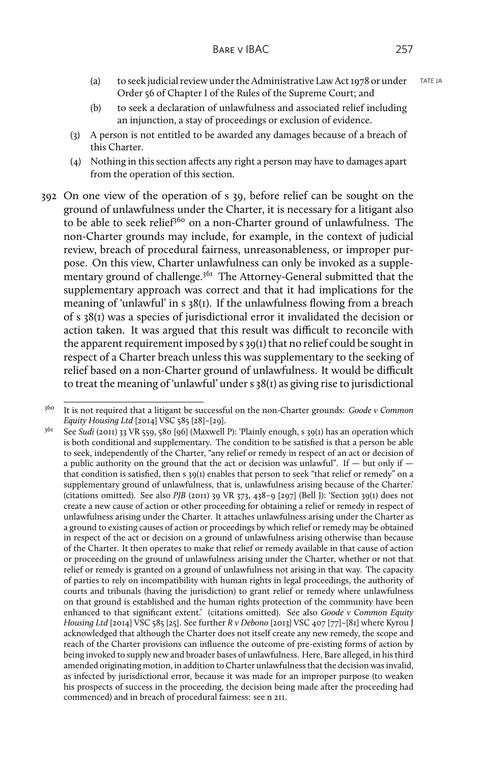(a) to seek judicial review under the Administrative Law Act 1978 or under Order 56 of Chapter I of the Rules of the Supreme Court; and

(b) to seek a declaration of unlawfulness and associated relief including an injunction, a stay of proceedings or exclusion of evidence.

(3) A person is not entitled to be awarded any damages because of a breach of this Charter.

(4) Nothing in this section affects any right a person may have to damages apart from the operation of this section.

392 On one view of the operation of s 39, before relief can be sought on the ground of unlawfulness under the Charter, it is necessary for a litigant also to be able to seek relief[360] on a non-Charter ground of unlawfulness. The non-Charter grounds may include, for example, in the context of judicial review, breach of procedural fairness, unreasonableness, or improper purpose. On this view, Charter unlawfulness can only be invoked as a supplementary ground of challenge.[361] The Attorney-General submitted that the supplementary approach was correct and that it had implications for the meaning of 'unlawful' in s 38(1). If the unlawfulness flowing from a breach of s 38(1) was a species of jurisdictional error it invalidated the decision or action taken. It was argued that this result was difficult to reconcile with the apparent requirement imposed by s 39(1) that no relief could be sought in respect of a Charter breach unless this was supplementary to the seeking of relief based on a non-Charter ground of unlawfulness. It would be difficult to treat the meaning of 'unlawful' under s 38(1) as giving rise to jurisdictional

---

[360] It is not required that a litigant be successful on the non-Charter grounds: *Goode v Common Equity Housing Ltd* [2014] VSC 585 [28]–[29].

[361] See *Sudi* (2011) 33 VR 559, 580 [96] (Maxwell P): 'Plainly enough, s 39(1) has an operation which is both conditional and supplementary. The condition to be satisfied is that a person be able to seek, independently of the Charter, "any relief or remedy in respect of an act or decision of a public authority on the ground that the act or decision was unlawful". If — but only if — that condition is satisfied, then s 39(1) enables that person to seek "that relief or remedy" on a supplementary ground of unlawfulness, that is, unlawfulness arising because of the Charter.' (citations omitted). See also *PJB* (2011) 39 VR 373, 438–9 [297] (Bell J): 'Section 39(1) does not create a new cause of action or other proceeding for obtaining a relief or remedy in respect of unlawfulness arising under the Charter. It attaches unlawfulness arising under the Charter as a ground to existing causes of action or proceedings by which relief or remedy may be obtained in respect of the act or decision on a ground of unlawfulness arising otherwise than because of the Charter. It then operates to make that relief or remedy available in that cause of action or proceeding on the ground of unlawfulness arising under the Charter, whether or not that relief or remedy is granted on a ground of unlawfulness not arising in that way. The capacity of parties to rely on incompatibility with human rights in legal proceedings, the authority of courts and tribunals (having the jurisdiction) to grant relief or remedy where unlawfulness on that ground is established and the human rights protection of the community have been enhanced to that significant extent.' (citations omitted). See also *Goode v Common Equity Housing Ltd* [2014] VSC 585 [25]. See further *R v Debono* [2013] VSC 407 [77]–[81] where Kyrou J acknowledged that although the Charter does not itself create any new remedy, the scope and reach of the Charter provisions can influence the outcome of pre-existing forms of action by being invoked to supply new and broader bases of unlawfulness. Here, Bare alleged, in his third amended originating motion, in addition to Charter unlawfulness that the decision was invalid, as infected by jurisdictional error, because it was made for an improper purpose (to weaken his prospects of success in the proceeding, the decision being made after the proceeding had commenced) and in breach of procedural fairness: see n 211.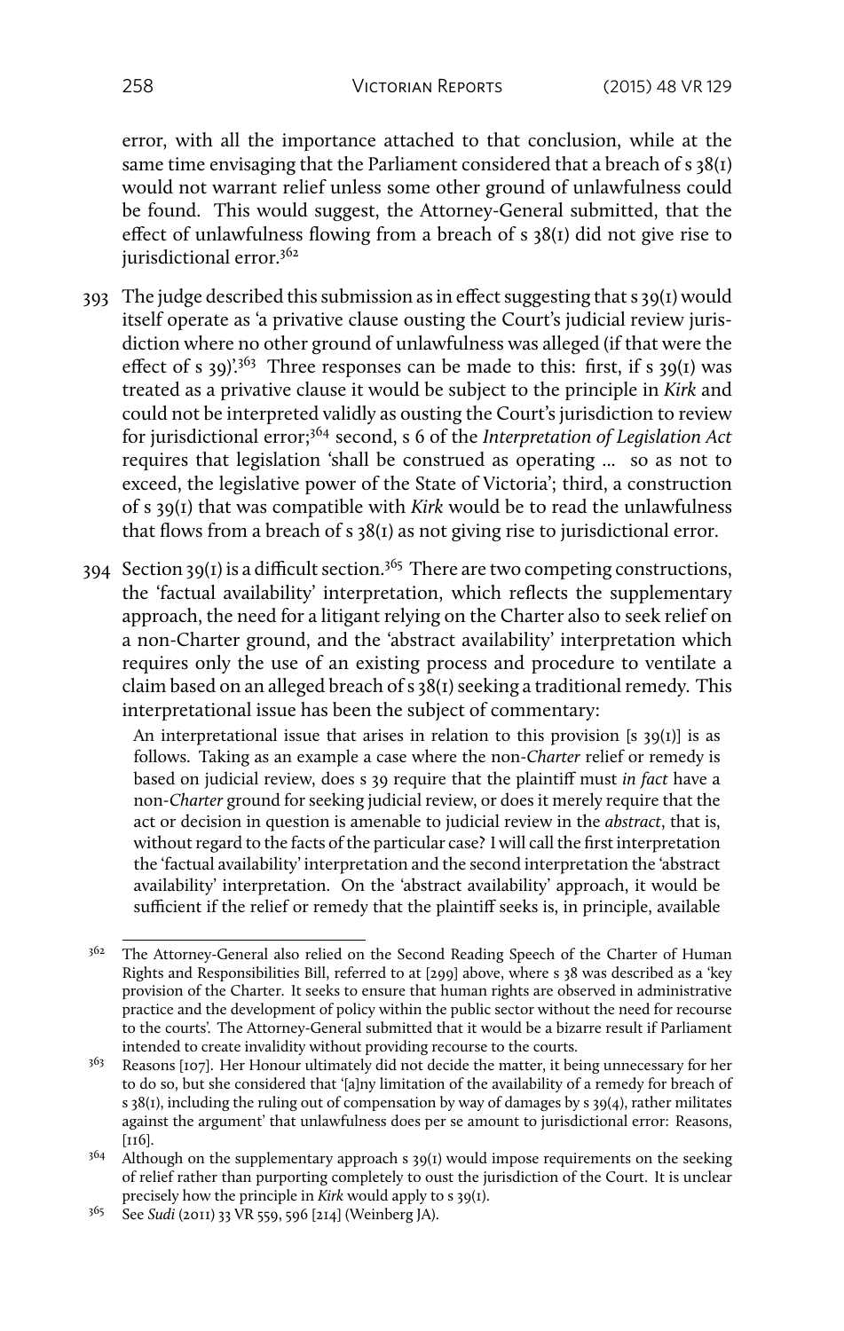error, with all the importance attached to that conclusion, while at the same time envisaging that the Parliament considered that a breach of s 38(1) would not warrant relief unless some other ground of unlawfulness could be found. This would suggest, the Attorney-General submitted, that the effect of unlawfulness flowing from a breach of s 38(1) did not give rise to jurisdictional error.[362]

393 The judge described this submission as in effect suggesting that s 39(1) would itself operate as 'a privative clause ousting the Court's judicial review jurisdiction where no other ground of unlawfulness was alleged (if that were the effect of s 39)'.[363] Three responses can be made to this: first, if s 39(1) was treated as a privative clause it would be subject to the principle in *Kirk* and could not be interpreted validly as ousting the Court's jurisdiction to review for jurisdictional error;[364] second, s 6 of the *Interpretation of Legislation Act* requires that legislation 'shall be construed as operating ... so as not to exceed, the legislative power of the State of Victoria'; third, a construction of s 39(1) that was compatible with *Kirk* would be to read the unlawfulness that flows from a breach of s 38(1) as not giving rise to jurisdictional error.

394 Section 39(1) is a difficult section.[365] There are two competing constructions, the 'factual availability' interpretation, which reflects the supplementary approach, the need for a litigant relying on the Charter also to seek relief on a non-Charter ground, and the 'abstract availability' interpretation which requires only the use of an existing process and procedure to ventilate a claim based on an alleged breach of s 38(1) seeking a traditional remedy. This interpretational issue has been the subject of commentary:

> An interpretational issue that arises in relation to this provision [s 39(1)] is as follows. Taking as an example a case where the non-*Charter* relief or remedy is based on judicial review, does s 39 require that the plaintiff must *in fact* have a non-*Charter* ground for seeking judicial review, or does it merely require that the act or decision in question is amenable to judicial review in the *abstract*, that is, without regard to the facts of the particular case? I will call the first interpretation the 'factual availability' interpretation and the second interpretation the 'abstract availability' interpretation. On the 'abstract availability' approach, it would be sufficient if the relief or remedy that the plaintiff seeks is, in principle, available

---

362 The Attorney-General also relied on the Second Reading Speech of the Charter of Human Rights and Responsibilities Bill, referred to at [299] above, where s 38 was described as a 'key provision of the Charter. It seeks to ensure that human rights are observed in administrative practice and the development of policy within the public sector without the need for recourse to the courts'. The Attorney-General submitted that it would be a bizarre result if Parliament intended to create invalidity without providing recourse to the courts.

363 Reasons [107]. Her Honour ultimately did not decide the matter, it being unnecessary for her to do so, but she considered that '[a]ny limitation of the availability of a remedy for breach of s 38(1), including the ruling out of compensation by way of damages by s 39(4), rather militates against the argument' that unlawfulness does per se amount to jurisdictional error: Reasons, [116].

364 Although on the supplementary approach s 39(1) would impose requirements on the seeking of relief rather than purporting completely to oust the jurisdiction of the Court. It is unclear precisely how the principle in *Kirk* would apply to s 39(1).

365 See *Sudi* (2011) 33 VR 559, 596 [214] (Weinberg JA).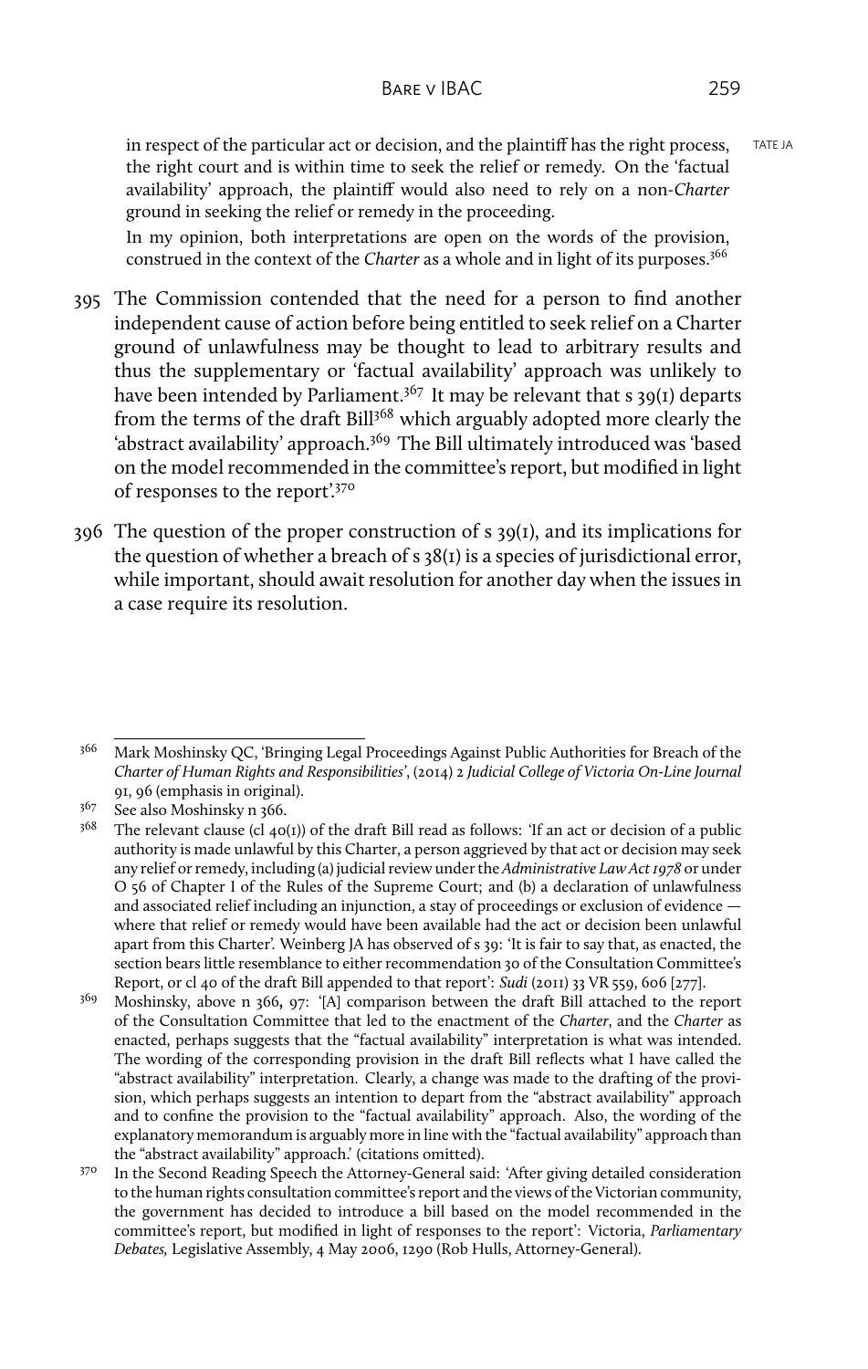in respect of the particular act or decision, and the plaintiff has the right process, the right court and is within time to seek the relief or remedy. On the 'factual availability' approach, the plaintiff would also need to rely on a non-*Charter* ground in seeking the relief or remedy in the proceeding.

In my opinion, both interpretations are open on the words of the provision, construed in the context of the *Charter* as a whole and in light of its purposes.[366]

395 The Commission contended that the need for a person to find another independent cause of action before being entitled to seek relief on a Charter ground of unlawfulness may be thought to lead to arbitrary results and thus the supplementary or 'factual availability' approach was unlikely to have been intended by Parliament.[367] It may be relevant that s 39(1) departs from the terms of the draft Bill[368] which arguably adopted more clearly the 'abstract availability' approach.[369] The Bill ultimately introduced was 'based on the model recommended in the committee's report, but modified in light of responses to the report'.[370]

396 The question of the proper construction of s 39(1), and its implications for the question of whether a breach of s 38(1) is a species of jurisdictional error, while important, should await resolution for another day when the issues in a case require its resolution.

---

366 Mark Moshinsky QC, 'Bringing Legal Proceedings Against Public Authorities for Breach of the *Charter of Human Rights and Responsibilities*', (2014) 2 *Judicial College of Victoria On-Line Journal* 91, 96 (emphasis in original).

367 See also Moshinsky n 366.

368 The relevant clause (cl 40(1)) of the draft Bill read as follows: 'If an act or decision of a public authority is made unlawful by this Charter, a person aggrieved by that act or decision may seek any relief or remedy, including (a) judicial review under the *Administrative Law Act 1978* or under O 56 of Chapter I of the Rules of the Supreme Court; and (b) a declaration of unlawfulness and associated relief including an injunction, a stay of proceedings or exclusion of evidence — where that relief or remedy would have been available had the act or decision been unlawful apart from this Charter'. Weinberg JA has observed of s 39: 'It is fair to say that, as enacted, the section bears little resemblance to either recommendation 30 of the Consultation Committee's Report, or cl 40 of the draft Bill appended to that report': *Sudi* (2011) 33 VR 559, 606 [277].

369 Moshinsky, above n 366, 97: '[A] comparison between the draft Bill attached to the report of the Consultation Committee that led to the enactment of the *Charter*, and the *Charter* as enacted, perhaps suggests that the "factual availability" interpretation is what was intended. The wording of the corresponding provision in the draft Bill reflects what I have called the "abstract availability" interpretation. Clearly, a change was made to the drafting of the provision, which perhaps suggests an intention to depart from the "abstract availability" approach and to confine the provision to the "factual availability" approach. Also, the wording of the explanatory memorandum is arguably more in line with the "factual availability" approach than the "abstract availability" approach.' (citations omitted).

370 In the Second Reading Speech the Attorney-General said: 'After giving detailed consideration to the human rights consultation committee's report and the views of the Victorian community, the government has decided to introduce a bill based on the model recommended in the committee's report, but modified in light of responses to the report': Victoria, *Parliamentary Debates,* Legislative Assembly, 4 May 2006, 1290 (Rob Hulls, Attorney-General).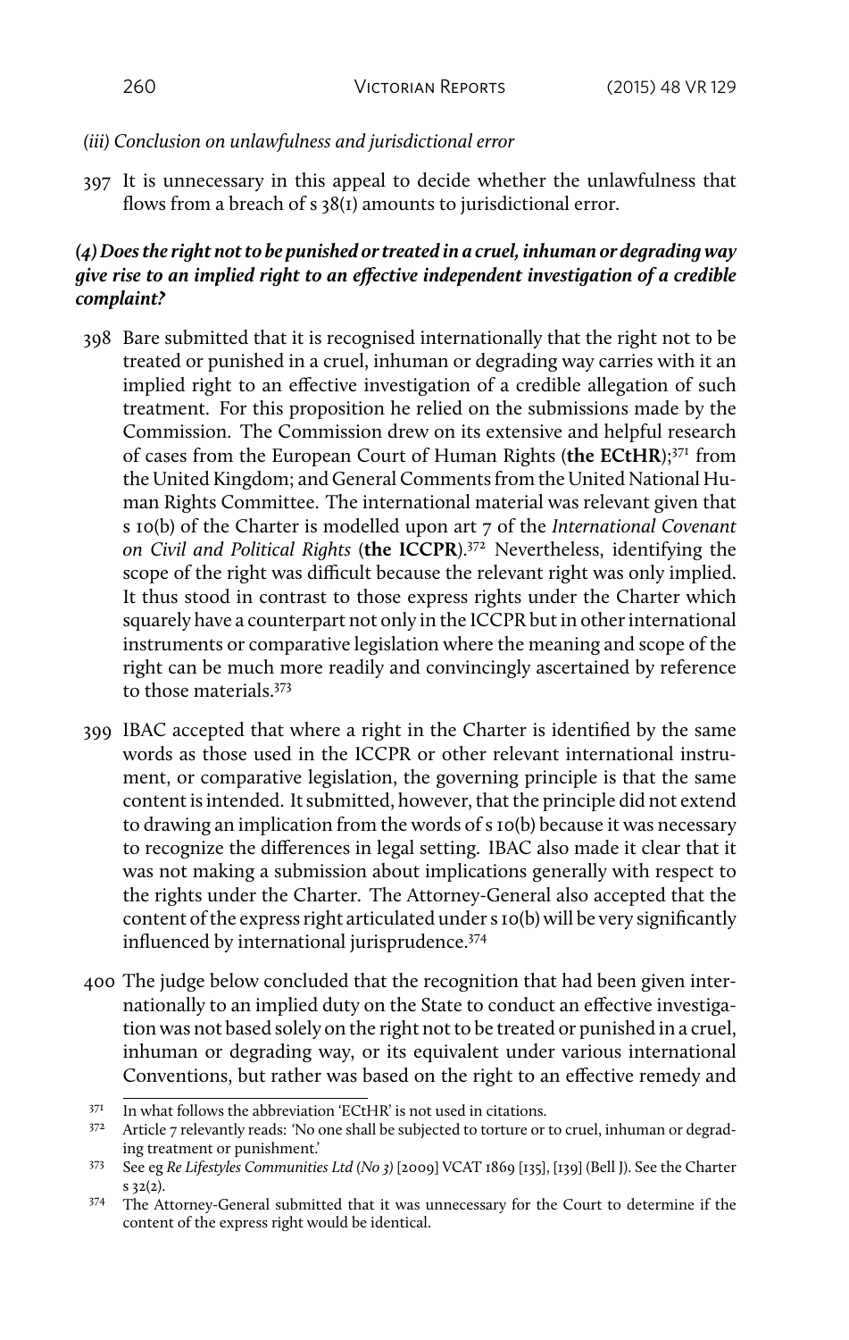*(iii) Conclusion on unlawfulness and jurisdictional error*

397 It is unnecessary in this appeal to decide whether the unlawfulness that flows from a breach of s 38(1) amounts to jurisdictional error.

### *(4) Does the right not to be punished or treated in a cruel, inhuman or degrading way give rise to an implied right to an effective independent investigation of a credible complaint?*

398 Bare submitted that it is recognised internationally that the right not to be treated or punished in a cruel, inhuman or degrading way carries with it an implied right to an effective investigation of a credible allegation of such treatment. For this proposition he relied on the submissions made by the Commission. The Commission drew on its extensive and helpful research of cases from the European Court of Human Rights (**the ECtHR**);[371] from the United Kingdom; and General Comments from the United National Human Rights Committee. The international material was relevant given that s 10(b) of the Charter is modelled upon art 7 of the *International Covenant on Civil and Political Rights* (**the ICCPR**).[372] Nevertheless, identifying the scope of the right was difficult because the relevant right was only implied. It thus stood in contrast to those express rights under the Charter which squarely have a counterpart not only in the ICCPR but in other international instruments or comparative legislation where the meaning and scope of the right can be much more readily and convincingly ascertained by reference to those materials.[373]

399 IBAC accepted that where a right in the Charter is identified by the same words as those used in the ICCPR or other relevant international instrument, or comparative legislation, the governing principle is that the same content is intended. It submitted, however, that the principle did not extend to drawing an implication from the words of s 10(b) because it was necessary to recognize the differences in legal setting. IBAC also made it clear that it was not making a submission about implications generally with respect to the rights under the Charter. The Attorney-General also accepted that the content of the express right articulated under s 10(b) will be very significantly influenced by international jurisprudence.[374]

400 The judge below concluded that the recognition that had been given internationally to an implied duty on the State to conduct an effective investigation was not based solely on the right not to be treated or punished in a cruel, inhuman or degrading way, or its equivalent under various international Conventions, but rather was based on the right to an effective remedy and

---

[371] In what follows the abbreviation 'ECtHR' is not used in citations.

[372] Article 7 relevantly reads: 'No one shall be subjected to torture or to cruel, inhuman or degrading treatment or punishment.'

[373] See eg *Re Lifestyles Communities Ltd (No 3)* [2009] VCAT 1869 [135], [139] (Bell J). See the Charter s 32(2).

[374] The Attorney-General submitted that it was unnecessary for the Court to determine if the content of the express right would be identical.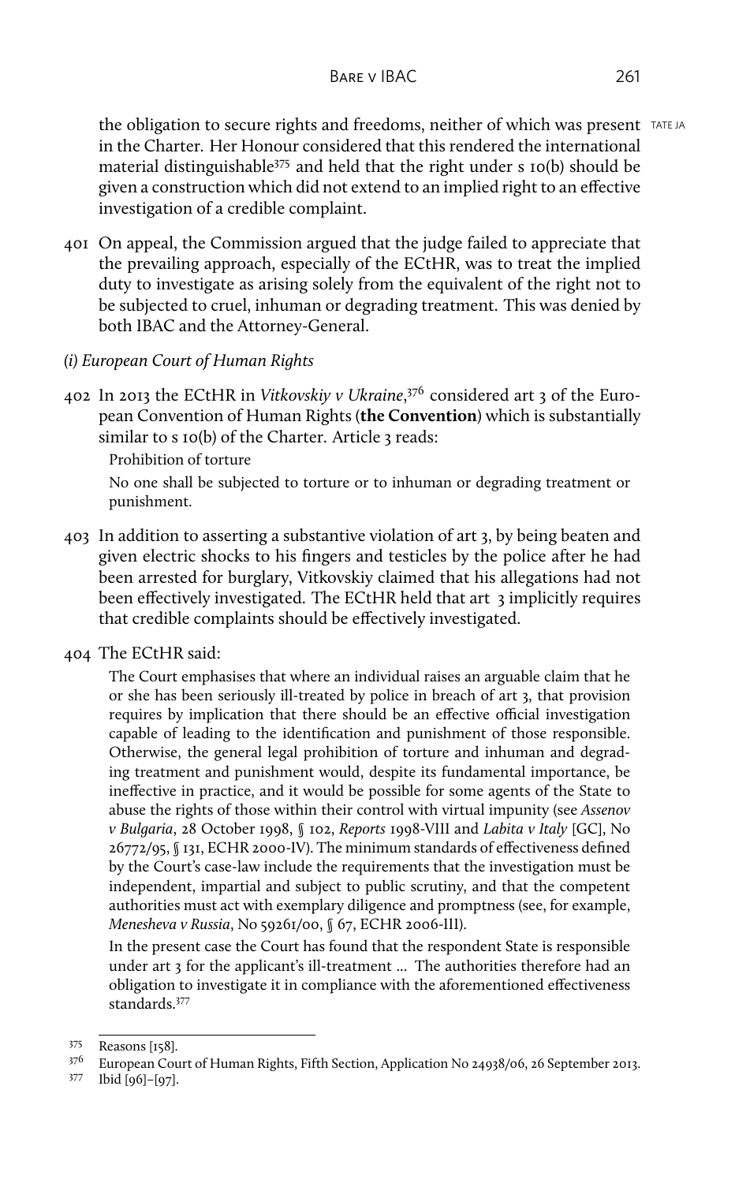the obligation to secure rights and freedoms, neither of which was present in the Charter. Her Honour considered that this rendered the international material distinguishable[375] and held that the right under s 10(b) should be given a construction which did not extend to an implied right to an effective investigation of a credible complaint.

401 On appeal, the Commission argued that the judge failed to appreciate that the prevailing approach, especially of the ECtHR, was to treat the implied duty to investigate as arising solely from the equivalent of the right not to be subjected to cruel, inhuman or degrading treatment. This was denied by both IBAC and the Attorney-General.

*(i) European Court of Human Rights*

402 In 2013 the ECtHR in *Vitkovskiy v Ukraine*,[376] considered art 3 of the European Convention of Human Rights (**the Convention**) which is substantially similar to s 10(b) of the Charter. Article 3 reads:

> Prohibition of torture
>
> No one shall be subjected to torture or to inhuman or degrading treatment or punishment.

403 In addition to asserting a substantive violation of art 3, by being beaten and given electric shocks to his fingers and testicles by the police after he had been arrested for burglary, Vitkovskiy claimed that his allegations had not been effectively investigated. The ECtHR held that art 3 implicitly requires that credible complaints should be effectively investigated.

404 The ECtHR said:

> The Court emphasises that where an individual raises an arguable claim that he or she has been seriously ill-treated by police in breach of art 3, that provision requires by implication that there should be an effective official investigation capable of leading to the identification and punishment of those responsible. Otherwise, the general legal prohibition of torture and inhuman and degrading treatment and punishment would, despite its fundamental importance, be ineffective in practice, and it would be possible for some agents of the State to abuse the rights of those within their control with virtual impunity (see *Assenov v Bulgaria*, 28 October 1998, § 102, *Reports* 1998-VIII and *Labita v Italy* [GC], No 26772/95, § 131, ECHR 2000-IV). The minimum standards of effectiveness defined by the Court's case-law include the requirements that the investigation must be independent, impartial and subject to public scrutiny, and that the competent authorities must act with exemplary diligence and promptness (see, for example, *Menesheva v Russia*, No 59261/00, § 67, ECHR 2006-III).
>
> In the present case the Court has found that the respondent State is responsible under art 3 for the applicant's ill-treatment ... The authorities therefore had an obligation to investigate it in compliance with the aforementioned effectiveness standards.[377]

---

[375] Reasons [158].

[376] European Court of Human Rights, Fifth Section, Application No 24938/06, 26 September 2013.

[377] Ibid [96]–[97].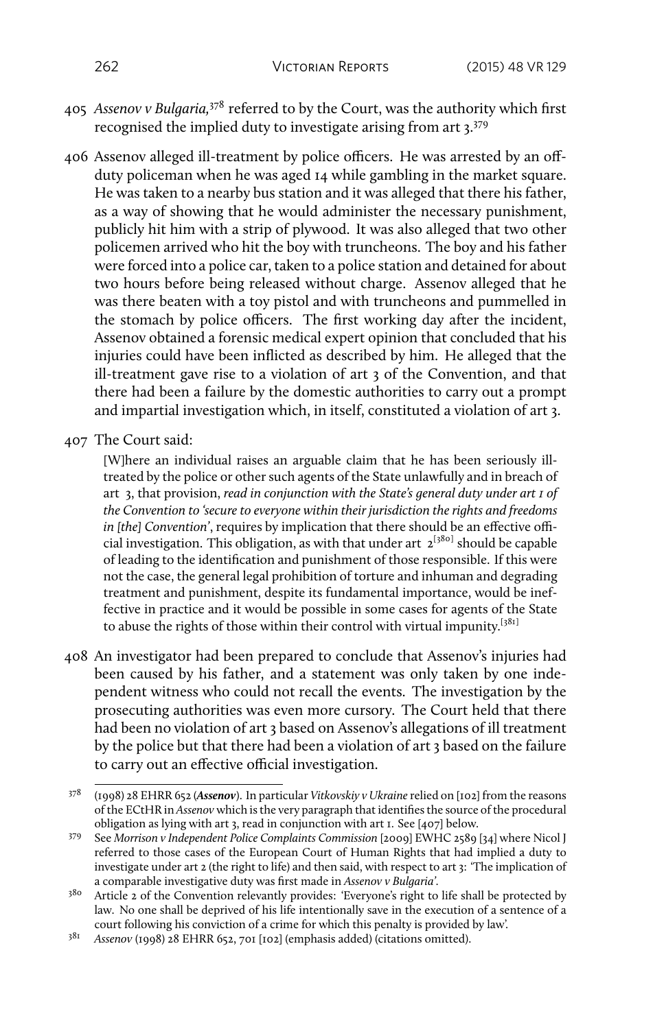405 *Assenov v Bulgaria,*[378] referred to by the Court, was the authority which first recognised the implied duty to investigate arising from art 3.[379]

406 Assenov alleged ill-treatment by police officers. He was arrested by an off-duty policeman when he was aged 14 while gambling in the market square. He was taken to a nearby bus station and it was alleged that there his father, as a way of showing that he would administer the necessary punishment, publicly hit him with a strip of plywood. It was also alleged that two other policemen arrived who hit the boy with truncheons. The boy and his father were forced into a police car, taken to a police station and detained for about two hours before being released without charge. Assenov alleged that he was there beaten with a toy pistol and with truncheons and pummelled in the stomach by police officers. The first working day after the incident, Assenov obtained a forensic medical expert opinion that concluded that his injuries could have been inflicted as described by him. He alleged that the ill-treatment gave rise to a violation of art 3 of the Convention, and that there had been a failure by the domestic authorities to carry out a prompt and impartial investigation which, in itself, constituted a violation of art 3.

407 The Court said:

> [W]here an individual raises an arguable claim that he has been seriously ill-treated by the police or other such agents of the State unlawfully and in breach of art 3, that provision, *read in conjunction with the State's general duty under art 1 of the Convention to 'secure to everyone within their jurisdiction the rights and freedoms in [the] Convention'*, requires by implication that there should be an effective official investigation. This obligation, as with that under art 2[380] should be capable of leading to the identification and punishment of those responsible. If this were not the case, the general legal prohibition of torture and inhuman and degrading treatment and punishment, despite its fundamental importance, would be ineffective in practice and it would be possible in some cases for agents of the State to abuse the rights of those within their control with virtual impunity.[381]

408 An investigator had been prepared to conclude that Assenov's injuries had been caused by his father, and a statement was only taken by one independent witness who could not recall the events. The investigation by the prosecuting authorities was even more cursory. The Court held that there had been no violation of art 3 based on Assenov's allegations of ill treatment by the police but that there had been a violation of art 3 based on the failure to carry out an effective official investigation.

---

378 (1998) 28 EHRR 652 (***Assenov***). In particular *Vitkovskiy v Ukraine* relied on [102] from the reasons of the ECtHR in *Assenov* which is the very paragraph that identifies the source of the procedural obligation as lying with art 3, read in conjunction with art 1. See [407] below.

379 See *Morrison v Independent Police Complaints Commission* [2009] EWHC 2589 [34] where Nicol J referred to those cases of the European Court of Human Rights that had implied a duty to investigate under art 2 (the right to life) and then said, with respect to art 3: 'The implication of a comparable investigative duty was first made in *Assenov v Bulgaria*'.

380 Article 2 of the Convention relevantly provides: 'Everyone's right to life shall be protected by law. No one shall be deprived of his life intentionally save in the execution of a sentence of a court following his conviction of a crime for which this penalty is provided by law'.

381 *Assenov* (1998) 28 EHRR 652, 701 [102] (emphasis added) (citations omitted).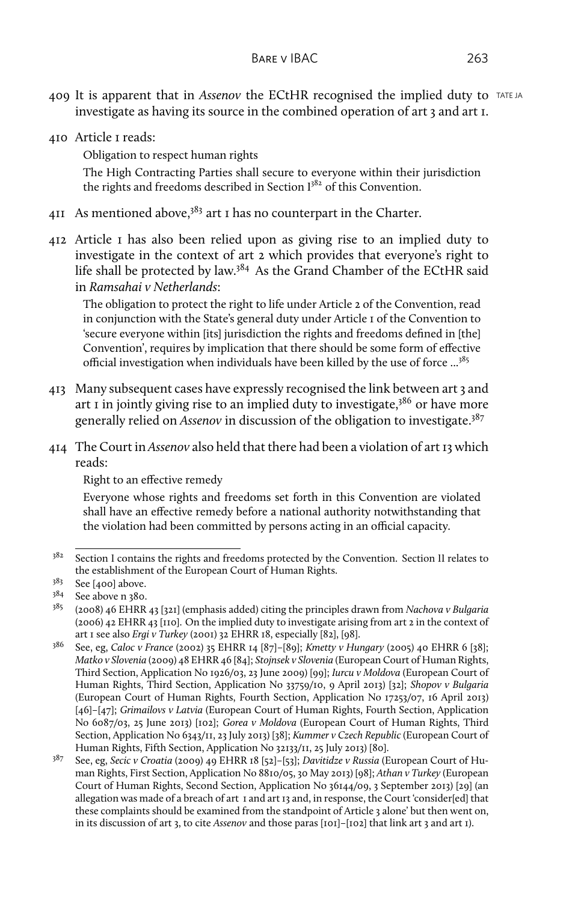409 It is apparent that in *Assenov* the ECtHR recognised the implied duty to investigate as having its source in the combined operation of art 3 and art 1.

410 Article 1 reads:

> Obligation to respect human rights
>
> The High Contracting Parties shall secure to everyone within their jurisdiction the rights and freedoms described in Section I[382] of this Convention.

411 As mentioned above,[383] art 1 has no counterpart in the Charter.

412 Article 1 has also been relied upon as giving rise to an implied duty to investigate in the context of art 2 which provides that everyone's right to life shall be protected by law.[384] As the Grand Chamber of the ECtHR said in *Ramsahai v Netherlands*:

> The obligation to protect the right to life under Article 2 of the Convention, read in conjunction with the State's general duty under Article 1 of the Convention to 'secure everyone within [its] jurisdiction the rights and freedoms defined in [the] Convention', requires by implication that there should be some form of effective official investigation when individuals have been killed by the use of force ...[385]

413 Many subsequent cases have expressly recognised the link between art 3 and art 1 in jointly giving rise to an implied duty to investigate,[386] or have more generally relied on *Assenov* in discussion of the obligation to investigate.[387]

414 The Court in *Assenov* also held that there had been a violation of art 13 which reads:

> Right to an effective remedy
>
> Everyone whose rights and freedoms set forth in this Convention are violated shall have an effective remedy before a national authority notwithstanding that the violation had been committed by persons acting in an official capacity.

---

382 Section I contains the rights and freedoms protected by the Convention. Section II relates to the establishment of the European Court of Human Rights.

383 See [400] above.

384 See above n 380.

385 (2008) 46 EHRR 43 [321] (emphasis added) citing the principles drawn from *Nachova v Bulgaria* (2006) 42 EHRR 43 [110]. On the implied duty to investigate arising from art 2 in the context of art 1 see also *Ergi v Turkey* (2001) 32 EHRR 18, especially [82], [98].

386 See, eg, *Caloc v France* (2002) 35 EHRR 14 [87]–[89]; *Kmetty v Hungary* (2005) 40 EHRR 6 [38]; *Matko v Slovenia* (2009) 48 EHRR 46 [84]; *Stojnsek v Slovenia* (European Court of Human Rights, Third Section, Application No 1926/03, 23 June 2009) [99]; *Iurcu v Moldova* (European Court of Human Rights, Third Section, Application No 33759/10, 9 April 2013) [32]; *Shopov v Bulgaria* (European Court of Human Rights, Fourth Section, Application No 17253/07, 16 April 2013) [46]–[47]; *Grimailovs v Latvia* (European Court of Human Rights, Fourth Section, Application No 6087/03, 25 June 2013) [102]; *Gorea v Moldova* (European Court of Human Rights, Third Section, Application No 6343/11, 23 July 2013) [38]; *Kummer v Czech Republic* (European Court of Human Rights, Fifth Section, Application No 32133/11, 25 July 2013) [80].

387 See, eg, *Secic v Croatia* (2009) 49 EHRR 18 [52]–[53]; *Davitidze v Russia* (European Court of Human Rights, First Section, Application No 8810/05, 30 May 2013) [98]; *Athan v Turkey* (European Court of Human Rights, Second Section, Application No 36144/09, 3 September 2013) [29] (an allegation was made of a breach of art 1 and art 13 and, in response, the Court 'consider[ed] that these complaints should be examined from the standpoint of Article 3 alone' but then went on, in its discussion of art 3, to cite *Assenov* and those paras [101]–[102] that link art 3 and art 1).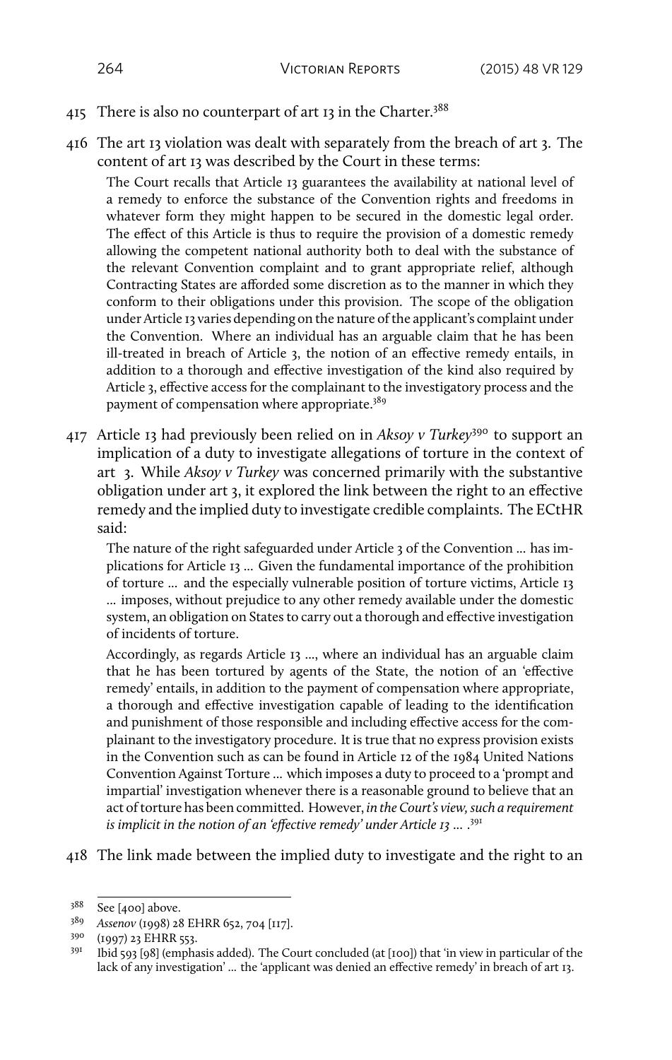415 There is also no counterpart of art 13 in the Charter.[388]

416 The art 13 violation was dealt with separately from the breach of art 3. The content of art 13 was described by the Court in these terms:

> The Court recalls that Article 13 guarantees the availability at national level of a remedy to enforce the substance of the Convention rights and freedoms in whatever form they might happen to be secured in the domestic legal order. The effect of this Article is thus to require the provision of a domestic remedy allowing the competent national authority both to deal with the substance of the relevant Convention complaint and to grant appropriate relief, although Contracting States are afforded some discretion as to the manner in which they conform to their obligations under this provision. The scope of the obligation under Article 13 varies depending on the nature of the applicant's complaint under the Convention. Where an individual has an arguable claim that he has been ill-treated in breach of Article 3, the notion of an effective remedy entails, in addition to a thorough and effective investigation of the kind also required by Article 3, effective access for the complainant to the investigatory process and the payment of compensation where appropriate.[389]

417 Article 13 had previously been relied on in *Aksoy v Turkey*[390] to support an implication of a duty to investigate allegations of torture in the context of art 3. While *Aksoy v Turkey* was concerned primarily with the substantive obligation under art 3, it explored the link between the right to an effective remedy and the implied duty to investigate credible complaints. The ECtHR said:

> The nature of the right safeguarded under Article 3 of the Convention … has implications for Article 13 … Given the fundamental importance of the prohibition of torture … and the especially vulnerable position of torture victims, Article 13 … imposes, without prejudice to any other remedy available under the domestic system, an obligation on States to carry out a thorough and effective investigation of incidents of torture.
>
> Accordingly, as regards Article 13 …, where an individual has an arguable claim that he has been tortured by agents of the State, the notion of an 'effective remedy' entails, in addition to the payment of compensation where appropriate, a thorough and effective investigation capable of leading to the identification and punishment of those responsible and including effective access for the complainant to the investigatory procedure. It is true that no express provision exists in the Convention such as can be found in Article 12 of the 1984 United Nations Convention Against Torture … which imposes a duty to proceed to a 'prompt and impartial' investigation whenever there is a reasonable ground to believe that an act of torture has been committed. However, *in the Court's view, such a requirement is implicit in the notion of an 'effective remedy' under Article 13 …* .[391]

418 The link made between the implied duty to investigate and the right to an

---

[388] See [400] above.

[389] *Assenov* (1998) 28 EHRR 652, 704 [117].

[390] (1997) 23 EHRR 553.

[391] Ibid 593 [98] (emphasis added). The Court concluded (at [100]) that 'in view in particular of the lack of any investigation' … the 'applicant was denied an effective remedy' in breach of art 13.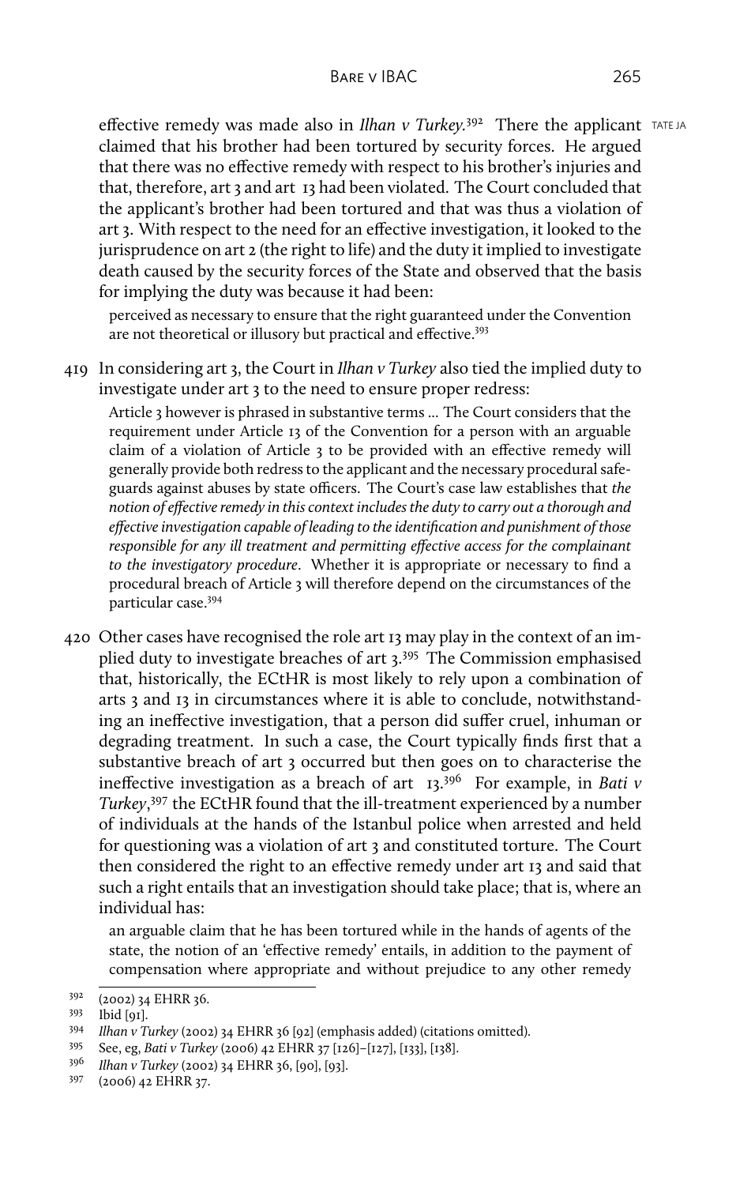effective remedy was made also in *Ilhan v Turkey*.[392] There the applicant claimed that his brother had been tortured by security forces. He argued that there was no effective remedy with respect to his brother's injuries and that, therefore, art 3 and art 13 had been violated. The Court concluded that the applicant's brother had been tortured and that was thus a violation of art 3. With respect to the need for an effective investigation, it looked to the jurisprudence on art 2 (the right to life) and the duty it implied to investigate death caused by the security forces of the State and observed that the basis for implying the duty was because it had been:

> perceived as necessary to ensure that the right guaranteed under the Convention are not theoretical or illusory but practical and effective.[393]

419 In considering art 3, the Court in *Ilhan v Turkey* also tied the implied duty to investigate under art 3 to the need to ensure proper redress:

> Article 3 however is phrased in substantive terms … The Court considers that the requirement under Article 13 of the Convention for a person with an arguable claim of a violation of Article 3 to be provided with an effective remedy will generally provide both redress to the applicant and the necessary procedural safeguards against abuses by state officers. The Court's case law establishes that *the notion of effective remedy in this context includes the duty to carry out a thorough and effective investigation capable of leading to the identification and punishment of those responsible for any ill treatment and permitting effective access for the complainant to the investigatory procedure*. Whether it is appropriate or necessary to find a procedural breach of Article 3 will therefore depend on the circumstances of the particular case.[394]

420 Other cases have recognised the role art 13 may play in the context of an implied duty to investigate breaches of art 3.[395] The Commission emphasised that, historically, the ECtHR is most likely to rely upon a combination of arts 3 and 13 in circumstances where it is able to conclude, notwithstanding an ineffective investigation, that a person did suffer cruel, inhuman or degrading treatment. In such a case, the Court typically finds first that a substantive breach of art 3 occurred but then goes on to characterise the ineffective investigation as a breach of art 13.[396] For example, in *Bati v Turkey*,[397] the ECtHR found that the ill-treatment experienced by a number of individuals at the hands of the Istanbul police when arrested and held for questioning was a violation of art 3 and constituted torture. The Court then considered the right to an effective remedy under art 13 and said that such a right entails that an investigation should take place; that is, where an individual has:

> an arguable claim that he has been tortured while in the hands of agents of the state, the notion of an 'effective remedy' entails, in addition to the payment of compensation where appropriate and without prejudice to any other remedy

---

392 (2002) 34 EHRR 36.

393 Ibid [91].

394 *Ilhan v Turkey* (2002) 34 EHRR 36 [92] (emphasis added) (citations omitted).

395 See, eg, *Bati v Turkey* (2006) 42 EHRR 37 [126]–[127], [133], [138].

396 *Ilhan v Turkey* (2002) 34 EHRR 36, [90], [93].

397 (2006) 42 EHRR 37.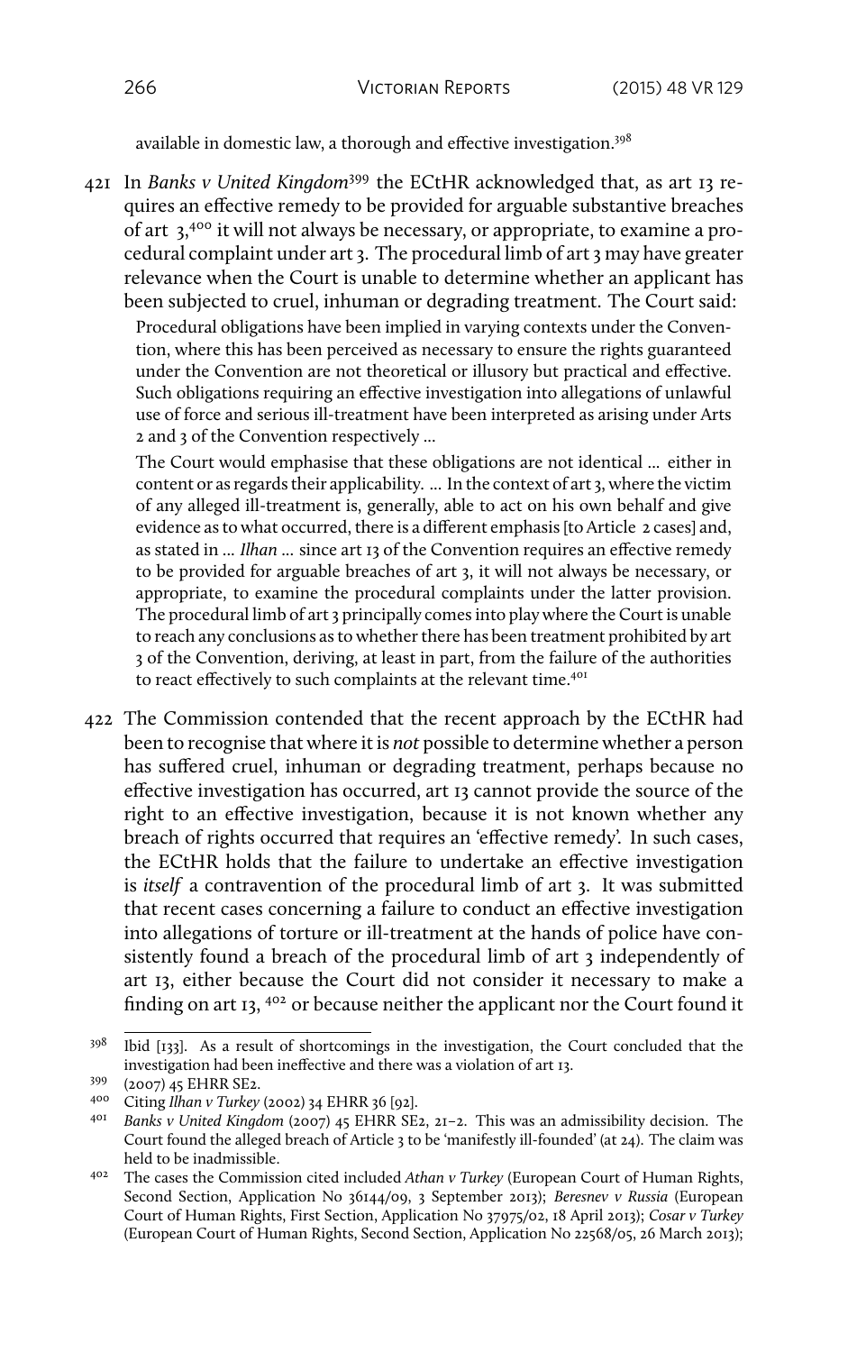available in domestic law, a thorough and effective investigation.[398]

421 In *Banks v United Kingdom*[399] the ECtHR acknowledged that, as art 13 requires an effective remedy to be provided for arguable substantive breaches of art 3,[400] it will not always be necessary, or appropriate, to examine a procedural complaint under art 3. The procedural limb of art 3 may have greater relevance when the Court is unable to determine whether an applicant has been subjected to cruel, inhuman or degrading treatment. The Court said:

> Procedural obligations have been implied in varying contexts under the Convention, where this has been perceived as necessary to ensure the rights guaranteed under the Convention are not theoretical or illusory but practical and effective. Such obligations requiring an effective investigation into allegations of unlawful use of force and serious ill-treatment have been interpreted as arising under Arts 2 and 3 of the Convention respectively …
>
> The Court would emphasise that these obligations are not identical … either in content or as regards their applicability. … In the context of art 3, where the victim of any alleged ill-treatment is, generally, able to act on his own behalf and give evidence as to what occurred, there is a different emphasis [to Article 2 cases] and, as stated in … *Ilhan* … since art 13 of the Convention requires an effective remedy to be provided for arguable breaches of art 3, it will not always be necessary, or appropriate, to examine the procedural complaints under the latter provision. The procedural limb of art 3 principally comes into play where the Court is unable to reach any conclusions as to whether there has been treatment prohibited by art 3 of the Convention, deriving, at least in part, from the failure of the authorities to react effectively to such complaints at the relevant time.[401]

422 The Commission contended that the recent approach by the ECtHR had been to recognise that where it is *not* possible to determine whether a person has suffered cruel, inhuman or degrading treatment, perhaps because no effective investigation has occurred, art 13 cannot provide the source of the right to an effective investigation, because it is not known whether any breach of rights occurred that requires an 'effective remedy'. In such cases, the ECtHR holds that the failure to undertake an effective investigation is *itself* a contravention of the procedural limb of art 3. It was submitted that recent cases concerning a failure to conduct an effective investigation into allegations of torture or ill-treatment at the hands of police have consistently found a breach of the procedural limb of art 3 independently of art 13, either because the Court did not consider it necessary to make a finding on art 13, [402] or because neither the applicant nor the Court found it

---

[398] Ibid [133]. As a result of shortcomings in the investigation, the Court concluded that the investigation had been ineffective and there was a violation of art 13.

[399] (2007) 45 EHRR SE2.

[400] Citing *Ilhan v Turkey* (2002) 34 EHRR 36 [92].

[401] *Banks v United Kingdom* (2007) 45 EHRR SE2, 21–2. This was an admissibility decision. The Court found the alleged breach of Article 3 to be 'manifestly ill-founded' (at 24). The claim was held to be inadmissible.

[402] The cases the Commission cited included *Athan v Turkey* (European Court of Human Rights, Second Section, Application No 36144/09, 3 September 2013); *Beresnev v Russia* (European Court of Human Rights, First Section, Application No 37975/02, 18 April 2013); *Cosar v Turkey* (European Court of Human Rights, Second Section, Application No 22568/05, 26 March 2013);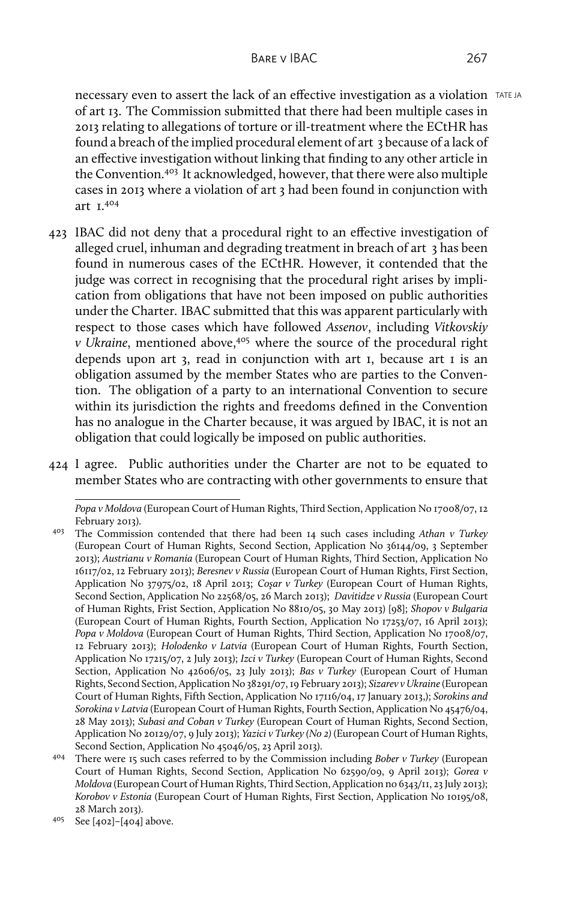necessary even to assert the lack of an effective investigation as a violation of art 13. The Commission submitted that there had been multiple cases in 2013 relating to allegations of torture or ill-treatment where the ECtHR has found a breach of the implied procedural element of art 3 because of a lack of an effective investigation without linking that finding to any other article in the Convention.[403] It acknowledged, however, that there were also multiple cases in 2013 where a violation of art 3 had been found in conjunction with art 1.[404]

423 IBAC did not deny that a procedural right to an effective investigation of alleged cruel, inhuman and degrading treatment in breach of art 3 has been found in numerous cases of the ECtHR. However, it contended that the judge was correct in recognising that the procedural right arises by implication from obligations that have not been imposed on public authorities under the Charter. IBAC submitted that this was apparent particularly with respect to those cases which have followed *Assenov*, including *Vitkovskiy v Ukraine*, mentioned above,[405] where the source of the procedural right depends upon art 3, read in conjunction with art 1, because art 1 is an obligation assumed by the member States who are parties to the Convention. The obligation of a party to an international Convention to secure within its jurisdiction the rights and freedoms defined in the Convention has no analogue in the Charter because, it was argued by IBAC, it is not an obligation that could logically be imposed on public authorities.

424 I agree. Public authorities under the Charter are not to be equated to member States who are contracting with other governments to ensure that

---

*Popa v Moldova* (European Court of Human Rights, Third Section, Application No 17008/07, 12 February 2013).

[403] The Commission contended that there had been 14 such cases including *Athan v Turkey* (European Court of Human Rights, Second Section, Application No 36144/09, 3 September 2013); *Austrianu v Romania* (European Court of Human Rights, Third Section, Application No 16117/02, 12 February 2013); *Beresnev v Russia* (European Court of Human Rights, First Section, Application No 37975/02, 18 April 2013; *Coşar v Turkey* (European Court of Human Rights, Second Section, Application No 22568/05, 26 March 2013); *Davitidze v Russia* (European Court of Human Rights, Frist Section, Application No 8810/05, 30 May 2013) [98]; *Shopov v Bulgaria* (European Court of Human Rights, Fourth Section, Application No 17253/07, 16 April 2013); *Popa v Moldova* (European Court of Human Rights, Third Section, Application No 17008/07, 12 February 2013); *Holodenko v Latvia* (European Court of Human Rights, Fourth Section, Application No 17215/07, 2 July 2013); *Izci v Turkey* (European Court of Human Rights, Second Section, Application No 42606/05, 23 July 2013); *Bas v Turkey* (European Court of Human Rights, Second Section, Application No 38291/07, 19 February 2013); *Sizarev v Ukraine* (European Court of Human Rights, Fifth Section, Application No 17116/04, 17 January 2013,); *Sorokins and Sorokina v Latvia* (European Court of Human Rights, Fourth Section, Application No 45476/04, 28 May 2013); *Subasi and Coban v Turkey* (European Court of Human Rights, Second Section, Application No 20129/07, 9 July 2013); *Yazici v Turkey (No 2)* (European Court of Human Rights, Second Section, Application No 45046/05, 23 April 2013).

[404] There were 15 such cases referred to by the Commission including *Bober v Turkey* (European Court of Human Rights, Second Section, Application No 62590/09, 9 April 2013); *Gorea v Moldova* (European Court of Human Rights, Third Section, Application no 6343/11, 23 July 2013); *Korobov v Estonia* (European Court of Human Rights, First Section, Application No 10195/08, 28 March 2013).

[405] See [402]–[404] above.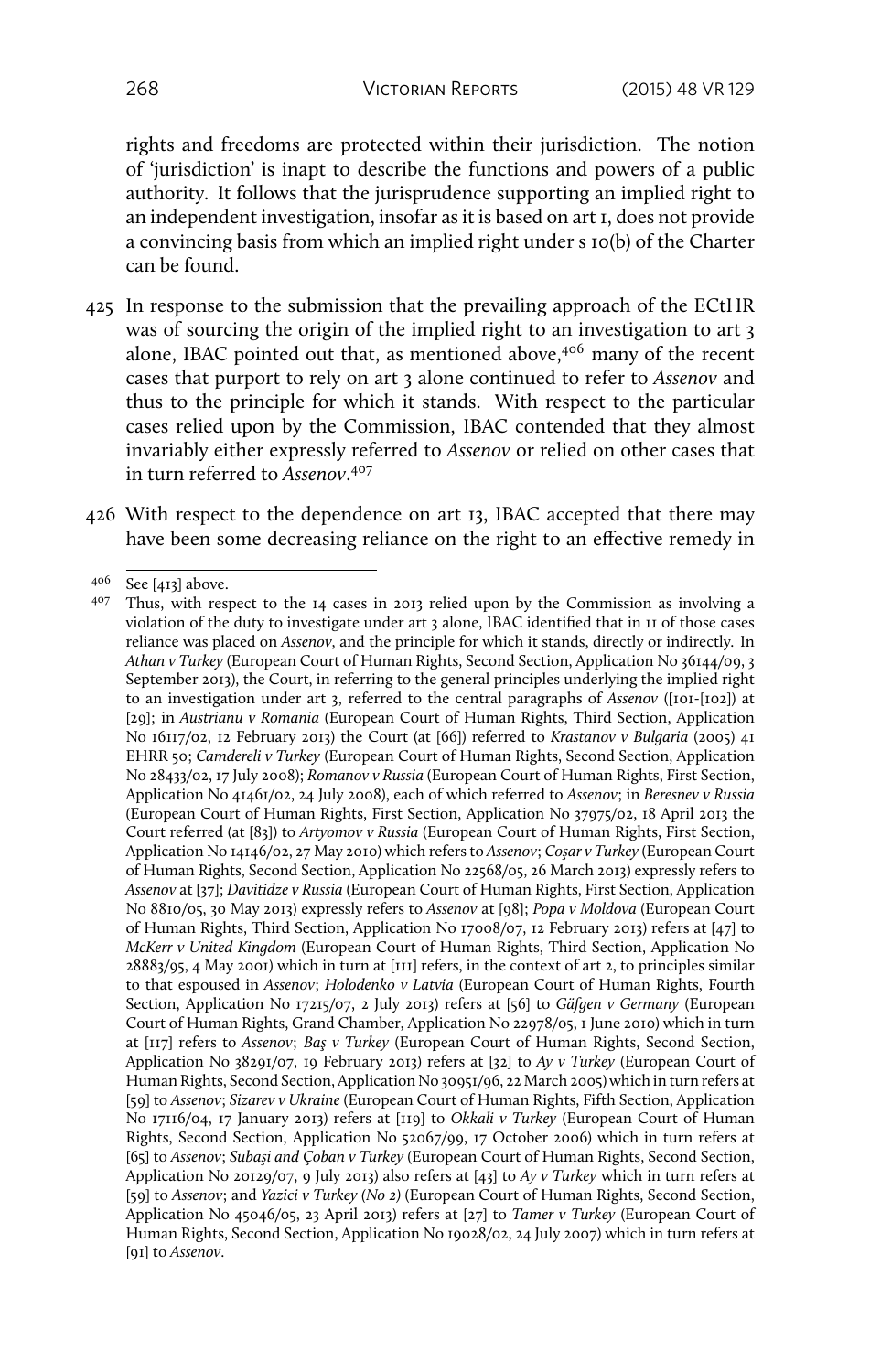rights and freedoms are protected within their jurisdiction. The notion of 'jurisdiction' is inapt to describe the functions and powers of a public authority. It follows that the jurisprudence supporting an implied right to an independent investigation, insofar as it is based on art 1, does not provide a convincing basis from which an implied right under s 10(b) of the Charter can be found.

425 In response to the submission that the prevailing approach of the ECtHR was of sourcing the origin of the implied right to an investigation to art 3 alone, IBAC pointed out that, as mentioned above,[406] many of the recent cases that purport to rely on art 3 alone continued to refer to *Assenov* and thus to the principle for which it stands. With respect to the particular cases relied upon by the Commission, IBAC contended that they almost invariably either expressly referred to *Assenov* or relied on other cases that in turn referred to *Assenov*.[407]

426 With respect to the dependence on art 13, IBAC accepted that there may have been some decreasing reliance on the right to an effective remedy in

---

[406] See [413] above.

[407] Thus, with respect to the 14 cases in 2013 relied upon by the Commission as involving a violation of the duty to investigate under art 3 alone, IBAC identified that in 11 of those cases reliance was placed on *Assenov*, and the principle for which it stands, directly or indirectly. In *Athan v Turkey* (European Court of Human Rights, Second Section, Application No 36144/09, 3 September 2013), the Court, in referring to the general principles underlying the implied right to an investigation under art 3, referred to the central paragraphs of *Assenov* ([101]-[102]) at [29]; in *Austrianu v Romania* (European Court of Human Rights, Third Section, Application No 16117/02, 12 February 2013) the Court (at [66]) referred to *Krastanov v Bulgaria* (2005) 41 EHRR 50; *Camdereli v Turkey* (European Court of Human Rights, Second Section, Application No 28433/02, 17 July 2008); *Romanov v Russia* (European Court of Human Rights, First Section, Application No 41461/02, 24 July 2008), each of which referred to *Assenov*; in *Beresnev v Russia* (European Court of Human Rights, First Section, Application No 37975/02, 18 April 2013 the Court referred (at [83]) to *Artyomov v Russia* (European Court of Human Rights, First Section, Application No 14146/02, 27 May 2010) which refers to *Assenov*; *Coşar v Turkey* (European Court of Human Rights, Second Section, Application No 22568/05, 26 March 2013) expressly refers to *Assenov* at [37]; *Davitidze v Russia* (European Court of Human Rights, First Section, Application No 8810/05, 30 May 2013) expressly refers to *Assenov* at [98]; *Popa v Moldova* (European Court of Human Rights, Third Section, Application No 17008/07, 12 February 2013) refers at [47] to *McKerr v United Kingdom* (European Court of Human Rights, Third Section, Application No 28883/95, 4 May 2001) which in turn at [111] refers, in the context of art 2, to principles similar to that espoused in *Assenov*; *Holodenko v Latvia* (European Court of Human Rights, Fourth Section, Application No 17215/07, 2 July 2013) refers at [56] to *Gäfgen v Germany* (European Court of Human Rights, Grand Chamber, Application No 22978/05, 1 June 2010) which in turn at [117] refers to *Assenov*; *Baş v Turkey* (European Court of Human Rights, Second Section, Application No 38291/07, 19 February 2013) refers at [32] to *Ay v Turkey* (European Court of Human Rights, Second Section, Application No 30951/96, 22 March 2005) which in turn refers at [59] to *Assenov*; *Sizarev v Ukraine* (European Court of Human Rights, Fifth Section, Application No 17116/04, 17 January 2013) refers at [119] to *Okkali v Turkey* (European Court of Human Rights, Second Section, Application No 52067/99, 17 October 2006) which in turn refers at [65] to *Assenov*; *Subaşi and Çoban v Turkey* (European Court of Human Rights, Second Section, Application No 20129/07, 9 July 2013) also refers at [43] to *Ay v Turkey* which in turn refers at [59] to *Assenov*; and *Yazici v Turkey (No 2)* (European Court of Human Rights, Second Section, Application No 45046/05, 23 April 2013) refers at [27] to *Tamer v Turkey* (European Court of Human Rights, Second Section, Application No 19028/02, 24 July 2007) which in turn refers at [91] to *Assenov*.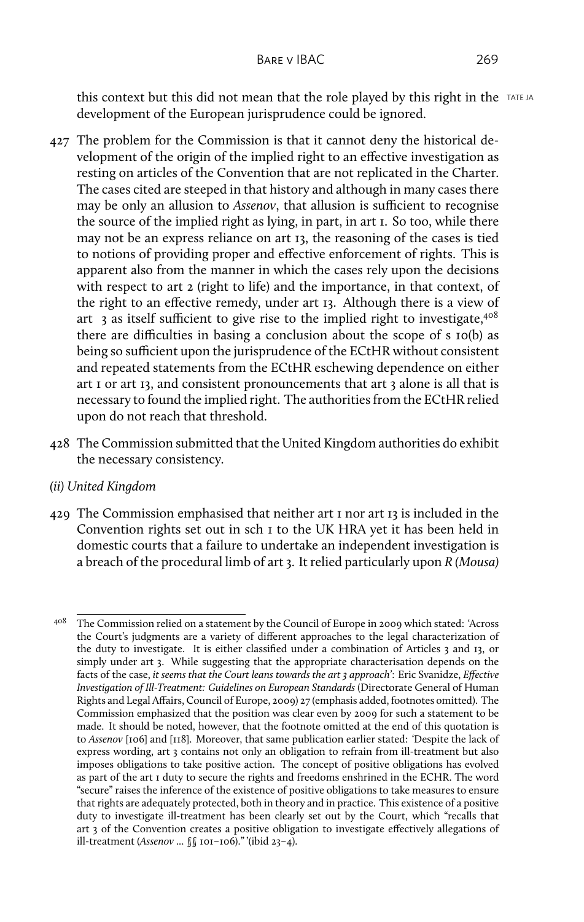this context but this did not mean that the role played by this right in the development of the European jurisprudence could be ignored.

427 The problem for the Commission is that it cannot deny the historical development of the origin of the implied right to an effective investigation as resting on articles of the Convention that are not replicated in the Charter. The cases cited are steeped in that history and although in many cases there may be only an allusion to *Assenov*, that allusion is sufficient to recognise the source of the implied right as lying, in part, in art 1. So too, while there may not be an express reliance on art 13, the reasoning of the cases is tied to notions of providing proper and effective enforcement of rights. This is apparent also from the manner in which the cases rely upon the decisions with respect to art 2 (right to life) and the importance, in that context, of the right to an effective remedy, under art 13. Although there is a view of art 3 as itself sufficient to give rise to the implied right to investigate,[408] there are difficulties in basing a conclusion about the scope of s 10(b) as being so sufficient upon the jurisprudence of the ECtHR without consistent and repeated statements from the ECtHR eschewing dependence on either art 1 or art 13, and consistent pronouncements that art 3 alone is all that is necessary to found the implied right. The authorities from the ECtHR relied upon do not reach that threshold.

428 The Commission submitted that the United Kingdom authorities do exhibit the necessary consistency.

*(ii) United Kingdom*

429 The Commission emphasised that neither art 1 nor art 13 is included in the Convention rights set out in sch 1 to the UK HRA yet it has been held in domestic courts that a failure to undertake an independent investigation is a breach of the procedural limb of art 3. It relied particularly upon *R (Mousa)*

---

[408] The Commission relied on a statement by the Council of Europe in 2009 which stated: 'Across the Court's judgments are a variety of different approaches to the legal characterization of the duty to investigate. It is either classified under a combination of Articles 3 and 13, or simply under art 3. While suggesting that the appropriate characterisation depends on the facts of the case, *it seems that the Court leans towards the art 3 approach*': Eric Svanidze, *Effective Investigation of Ill-Treatment: Guidelines on European Standards* (Directorate General of Human Rights and Legal Affairs, Council of Europe, 2009) 27 (emphasis added, footnotes omitted). The Commission emphasized that the position was clear even by 2009 for such a statement to be made. It should be noted, however, that the footnote omitted at the end of this quotation is to *Assenov* [106] and [118]. Moreover, that same publication earlier stated: 'Despite the lack of express wording, art 3 contains not only an obligation to refrain from ill-treatment but also imposes obligations to take positive action. The concept of positive obligations has evolved as part of the art 1 duty to secure the rights and freedoms enshrined in the ECHR. The word "secure" raises the inference of the existence of positive obligations to take measures to ensure that rights are adequately protected, both in theory and in practice. This existence of a positive duty to investigate ill-treatment has been clearly set out by the Court, which "recalls that art 3 of the Convention creates a positive obligation to investigate effectively allegations of ill-treatment (*Assenov* ... §§ 101–106)." '(ibid 23–4).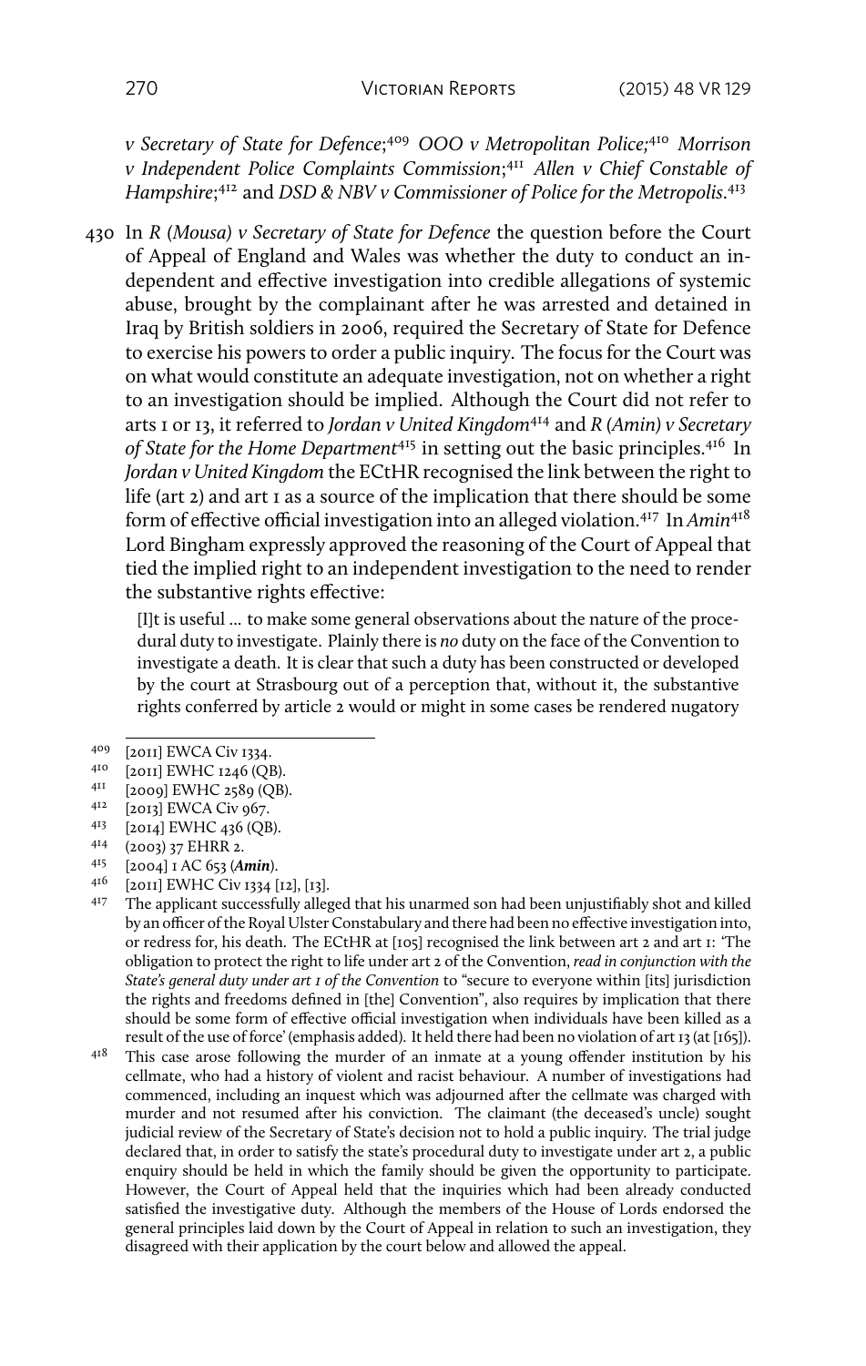*v Secretary of State for Defence*;[409] *OOO v Metropolitan Police;*[410] *Morrison v Independent Police Complaints Commission*;[411] *Allen v Chief Constable of Hampshire*;[412] and *DSD & NBV v Commissioner of Police for the Metropolis*.[413]

430 In *R (Mousa) v Secretary of State for Defence* the question before the Court of Appeal of England and Wales was whether the duty to conduct an independent and effective investigation into credible allegations of systemic abuse, brought by the complainant after he was arrested and detained in Iraq by British soldiers in 2006, required the Secretary of State for Defence to exercise his powers to order a public inquiry. The focus for the Court was on what would constitute an adequate investigation, not on whether a right to an investigation should be implied. Although the Court did not refer to arts 1 or 13, it referred to *Jordan v United Kingdom*[414] and *R (Amin) v Secretary of State for the Home Department*[415] in setting out the basic principles.[416] In *Jordan v United Kingdom* the ECtHR recognised the link between the right to life (art 2) and art 1 as a source of the implication that there should be some form of effective official investigation into an alleged violation.[417] In *Amin*[418] Lord Bingham expressly approved the reasoning of the Court of Appeal that tied the implied right to an independent investigation to the need to render the substantive rights effective:

> [I]t is useful … to make some general observations about the nature of the procedural duty to investigate. Plainly there is *no* duty on the face of the Convention to investigate a death. It is clear that such a duty has been constructed or developed by the court at Strasbourg out of a perception that, without it, the substantive rights conferred by article 2 would or might in some cases be rendered nugatory

---

409 [2011] EWCA Civ 1334.

410 [2011] EWHC 1246 (QB).

411 [2009] EWHC 2589 (QB).

412 [2013] EWCA Civ 967.

413 [2014] EWHC 436 (QB).

414 (2003) 37 EHRR 2.

415 [2004] 1 AC 653 (***Amin***).

416 [2011] EWHC Civ 1334 [12], [13].

417 The applicant successfully alleged that his unarmed son had been unjustifiably shot and killed by an officer of the Royal Ulster Constabulary and there had been no effective investigation into, or redress for, his death. The ECtHR at [105] recognised the link between art 2 and art 1: 'The obligation to protect the right to life under art 2 of the Convention, *read in conjunction with the State's general duty under art 1 of the Convention* to "secure to everyone within [its] jurisdiction the rights and freedoms defined in [the] Convention", also requires by implication that there should be some form of effective official investigation when individuals have been killed as a result of the use of force' (emphasis added). It held there had been no violation of art 13 (at [165]).

418 This case arose following the murder of an inmate at a young offender institution by his cellmate, who had a history of violent and racist behaviour. A number of investigations had commenced, including an inquest which was adjourned after the cellmate was charged with murder and not resumed after his conviction. The claimant (the deceased's uncle) sought judicial review of the Secretary of State's decision not to hold a public inquiry. The trial judge declared that, in order to satisfy the state's procedural duty to investigate under art 2, a public enquiry should be held in which the family should be given the opportunity to participate. However, the Court of Appeal held that the inquiries which had been already conducted satisfied the investigative duty. Although the members of the House of Lords endorsed the general principles laid down by the Court of Appeal in relation to such an investigation, they disagreed with their application by the court below and allowed the appeal.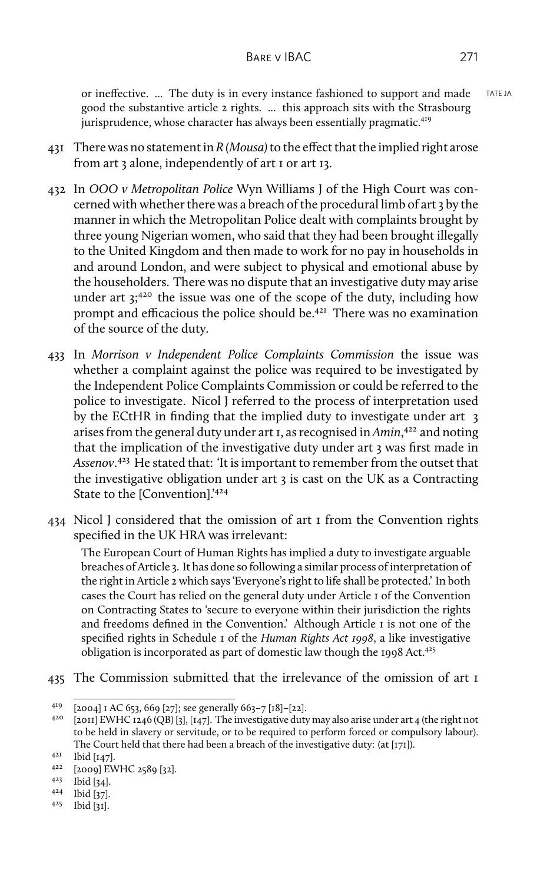or ineffective. … The duty is in every instance fashioned to support and made good the substantive article 2 rights. … this approach sits with the Strasbourg jurisprudence, whose character has always been essentially pragmatic.[419]

431 There was no statement in *R (Mousa)* to the effect that the implied right arose from art 3 alone, independently of art 1 or art 13.

432 In *OOO v Metropolitan Police* Wyn Williams J of the High Court was concerned with whether there was a breach of the procedural limb of art 3 by the manner in which the Metropolitan Police dealt with complaints brought by three young Nigerian women, who said that they had been brought illegally to the United Kingdom and then made to work for no pay in households in and around London, and were subject to physical and emotional abuse by the householders. There was no dispute that an investigative duty may arise under art 3;[420] the issue was one of the scope of the duty, including how prompt and efficacious the police should be.[421] There was no examination of the source of the duty.

433 In *Morrison v Independent Police Complaints Commission* the issue was whether a complaint against the police was required to be investigated by the Independent Police Complaints Commission or could be referred to the police to investigate. Nicol J referred to the process of interpretation used by the ECtHR in finding that the implied duty to investigate under art 3 arises from the general duty under art 1, as recognised in *Amin*,[422] and noting that the implication of the investigative duty under art 3 was first made in *Assenov*.[423] He stated that: 'It is important to remember from the outset that the investigative obligation under art 3 is cast on the UK as a Contracting State to the [Convention].'[424]

434 Nicol J considered that the omission of art 1 from the Convention rights specified in the UK HRA was irrelevant:

> The European Court of Human Rights has implied a duty to investigate arguable breaches of Article 3. It has done so following a similar process of interpretation of the right in Article 2 which says 'Everyone's right to life shall be protected.' In both cases the Court has relied on the general duty under Article 1 of the Convention on Contracting States to 'secure to everyone within their jurisdiction the rights and freedoms defined in the Convention.' Although Article 1 is not one of the specified rights in Schedule 1 of the *Human Rights Act 1998*, a like investigative obligation is incorporated as part of domestic law though the 1998 Act.[425]

435 The Commission submitted that the irrelevance of the omission of art 1

---

[419] [2004] 1 AC 653, 669 [27]; see generally 663–7 [18]–[22].

[420] [2011] EWHC 1246 (QB) [3], [147]. The investigative duty may also arise under art 4 (the right not to be held in slavery or servitude, or to be required to perform forced or compulsory labour). The Court held that there had been a breach of the investigative duty: (at [171]).

[421] Ibid [147].

[422] [2009] EWHC 2589 [32].

[423] Ibid [34].

[424] Ibid [37].

[425] Ibid [31].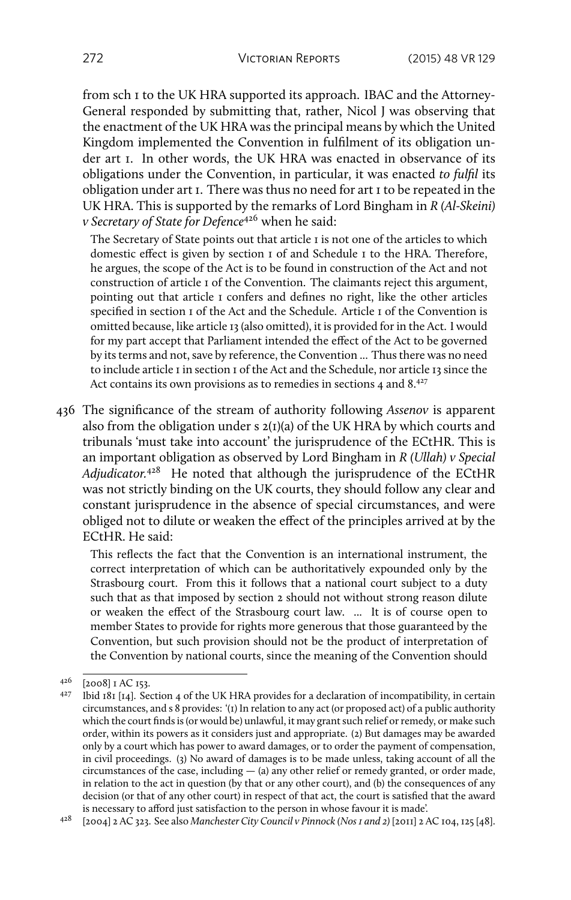from sch 1 to the UK HRA supported its approach. IBAC and the Attorney-General responded by submitting that, rather, Nicol J was observing that the enactment of the UK HRA was the principal means by which the United Kingdom implemented the Convention in fulfilment of its obligation under art 1. In other words, the UK HRA was enacted in observance of its obligations under the Convention, in particular, it was enacted *to fulfil* its obligation under art 1. There was thus no need for art 1 to be repeated in the UK HRA. This is supported by the remarks of Lord Bingham in *R (Al-Skeini) v Secretary of State for Defence*[426] when he said:

> The Secretary of State points out that article 1 is not one of the articles to which domestic effect is given by section 1 of and Schedule 1 to the HRA. Therefore, he argues, the scope of the Act is to be found in construction of the Act and not construction of article 1 of the Convention. The claimants reject this argument, pointing out that article 1 confers and defines no right, like the other articles specified in section 1 of the Act and the Schedule. Article 1 of the Convention is omitted because, like article 13 (also omitted), it is provided for in the Act. I would for my part accept that Parliament intended the effect of the Act to be governed by its terms and not, save by reference, the Convention … Thus there was no need to include article 1 in section 1 of the Act and the Schedule, nor article 13 since the Act contains its own provisions as to remedies in sections 4 and 8.[427]

436 The significance of the stream of authority following *Assenov* is apparent also from the obligation under s 2(1)(a) of the UK HRA by which courts and tribunals 'must take into account' the jurisprudence of the ECtHR. This is an important obligation as observed by Lord Bingham in *R (Ullah) v Special Adjudicator*.[428] He noted that although the jurisprudence of the ECtHR was not strictly binding on the UK courts, they should follow any clear and constant jurisprudence in the absence of special circumstances, and were obliged not to dilute or weaken the effect of the principles arrived at by the ECtHR. He said:

> This reflects the fact that the Convention is an international instrument, the correct interpretation of which can be authoritatively expounded only by the Strasbourg court. From this it follows that a national court subject to a duty such that as that imposed by section 2 should not without strong reason dilute or weaken the effect of the Strasbourg court law. … It is of course open to member States to provide for rights more generous that those guaranteed by the Convention, but such provision should not be the product of interpretation of the Convention by national courts, since the meaning of the Convention should

---

[426] [2008] 1 AC 153.

[427] Ibid 181 [14]. Section 4 of the UK HRA provides for a declaration of incompatibility, in certain circumstances, and s 8 provides: '(1) In relation to any act (or proposed act) of a public authority which the court finds is (or would be) unlawful, it may grant such relief or remedy, or make such order, within its powers as it considers just and appropriate. (2) But damages may be awarded only by a court which has power to award damages, or to order the payment of compensation, in civil proceedings. (3) No award of damages is to be made unless, taking account of all the circumstances of the case, including — (a) any other relief or remedy granted, or order made, in relation to the act in question (by that or any other court), and (b) the consequences of any decision (or that of any other court) in respect of that act, the court is satisfied that the award is necessary to afford just satisfaction to the person in whose favour it is made'.

[428] [2004] 2 AC 323. See also *Manchester City Council v Pinnock (Nos 1 and 2)* [2011] 2 AC 104, 125 [48].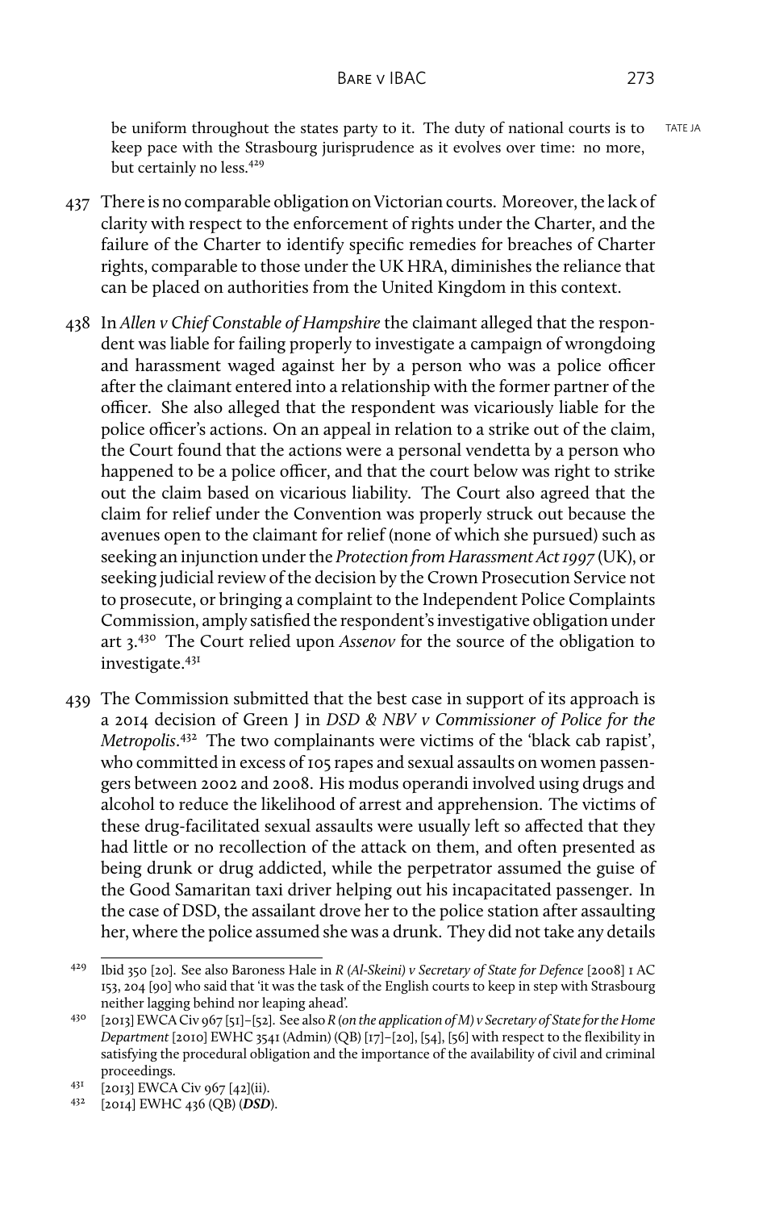be uniform throughout the states party to it. The duty of national courts is to keep pace with the Strasbourg jurisprudence as it evolves over time: no more, but certainly no less.[429]

437 There is no comparable obligation on Victorian courts. Moreover, the lack of clarity with respect to the enforcement of rights under the Charter, and the failure of the Charter to identify specific remedies for breaches of Charter rights, comparable to those under the UK HRA, diminishes the reliance that can be placed on authorities from the United Kingdom in this context.

438 In *Allen v Chief Constable of Hampshire* the claimant alleged that the respondent was liable for failing properly to investigate a campaign of wrongdoing and harassment waged against her by a person who was a police officer after the claimant entered into a relationship with the former partner of the officer. She also alleged that the respondent was vicariously liable for the police officer's actions. On an appeal in relation to a strike out of the claim, the Court found that the actions were a personal vendetta by a person who happened to be a police officer, and that the court below was right to strike out the claim based on vicarious liability. The Court also agreed that the claim for relief under the Convention was properly struck out because the avenues open to the claimant for relief (none of which she pursued) such as seeking an injunction under the *Protection from Harassment Act 1997* (UK), or seeking judicial review of the decision by the Crown Prosecution Service not to prosecute, or bringing a complaint to the Independent Police Complaints Commission, amply satisfied the respondent's investigative obligation under art 3.[430] The Court relied upon *Assenov* for the source of the obligation to investigate.[431]

439 The Commission submitted that the best case in support of its approach is a 2014 decision of Green J in *DSD & NBV v Commissioner of Police for the Metropolis*.[432] The two complainants were victims of the 'black cab rapist', who committed in excess of 105 rapes and sexual assaults on women passengers between 2002 and 2008. His modus operandi involved using drugs and alcohol to reduce the likelihood of arrest and apprehension. The victims of these drug-facilitated sexual assaults were usually left so affected that they had little or no recollection of the attack on them, and often presented as being drunk or drug addicted, while the perpetrator assumed the guise of the Good Samaritan taxi driver helping out his incapacitated passenger. In the case of DSD, the assailant drove her to the police station after assaulting her, where the police assumed she was a drunk. They did not take any details

---

[429] Ibid 350 [20]. See also Baroness Hale in *R (Al-Skeini) v Secretary of State for Defence* [2008] 1 AC 153, 204 [90] who said that 'it was the task of the English courts to keep in step with Strasbourg neither lagging behind nor leaping ahead'.

[430] [2013] EWCA Civ 967 [51]–[52]. See also *R (on the application of M) v Secretary of State for the Home Department* [2010] EWHC 3541 (Admin) (QB) [17]–[20], [54], [56] with respect to the flexibility in satisfying the procedural obligation and the importance of the availability of civil and criminal proceedings.

[431] [2013] EWCA Civ 967 [42](ii).

[432] [2014] EWHC 436 (QB) (***DSD***).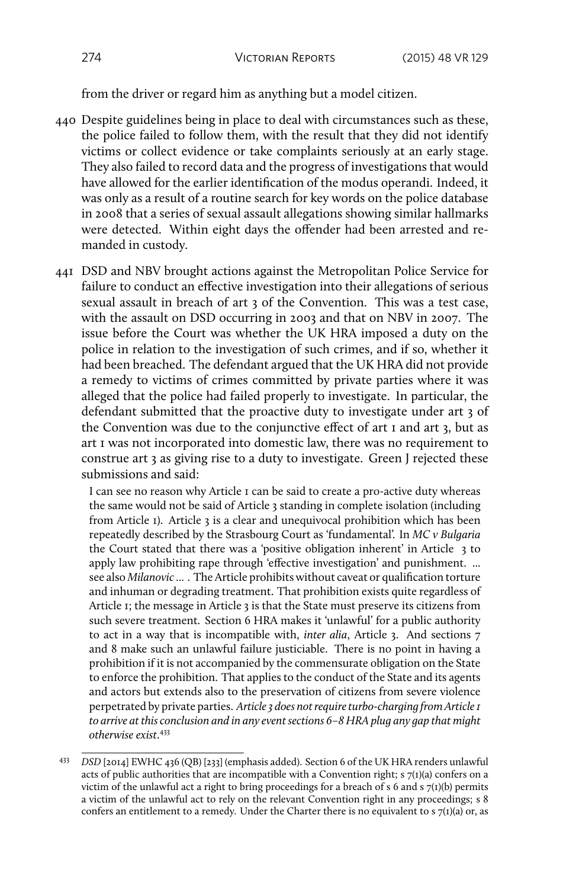from the driver or regard him as anything but a model citizen.

440 Despite guidelines being in place to deal with circumstances such as these, the police failed to follow them, with the result that they did not identify victims or collect evidence or take complaints seriously at an early stage. They also failed to record data and the progress of investigations that would have allowed for the earlier identification of the modus operandi. Indeed, it was only as a result of a routine search for key words on the police database in 2008 that a series of sexual assault allegations showing similar hallmarks were detected. Within eight days the offender had been arrested and remanded in custody.

441 DSD and NBV brought actions against the Metropolitan Police Service for failure to conduct an effective investigation into their allegations of serious sexual assault in breach of art 3 of the Convention. This was a test case, with the assault on DSD occurring in 2003 and that on NBV in 2007. The issue before the Court was whether the UK HRA imposed a duty on the police in relation to the investigation of such crimes, and if so, whether it had been breached. The defendant argued that the UK HRA did not provide a remedy to victims of crimes committed by private parties where it was alleged that the police had failed properly to investigate. In particular, the defendant submitted that the proactive duty to investigate under art 3 of the Convention was due to the conjunctive effect of art 1 and art 3, but as art 1 was not incorporated into domestic law, there was no requirement to construe art 3 as giving rise to a duty to investigate. Green J rejected these submissions and said:

> I can see no reason why Article 1 can be said to create a pro-active duty whereas the same would not be said of Article 3 standing in complete isolation (including from Article 1). Article 3 is a clear and unequivocal prohibition which has been repeatedly described by the Strasbourg Court as 'fundamental'. In *MC v Bulgaria* the Court stated that there was a 'positive obligation inherent' in Article 3 to apply law prohibiting rape through 'effective investigation' and punishment. … see also *Milanovic* … . The Article prohibits without caveat or qualification torture and inhuman or degrading treatment. That prohibition exists quite regardless of Article 1; the message in Article 3 is that the State must preserve its citizens from such severe treatment. Section 6 HRA makes it 'unlawful' for a public authority to act in a way that is incompatible with, *inter alia*, Article 3. And sections 7 and 8 make such an unlawful failure justiciable. There is no point in having a prohibition if it is not accompanied by the commensurate obligation on the State to enforce the prohibition. That applies to the conduct of the State and its agents and actors but extends also to the preservation of citizens from severe violence perpetrated by private parties. *Article 3 does not require turbo-charging from Article 1 to arrive at this conclusion and in any event sections 6–8 HRA plug any gap that might otherwise exist*.[433]

---

[433] *DSD* [2014] EWHC 436 (QB) [233] (emphasis added). Section 6 of the UK HRA renders unlawful acts of public authorities that are incompatible with a Convention right; s 7(1)(a) confers on a victim of the unlawful act a right to bring proceedings for a breach of s 6 and s 7(1)(b) permits a victim of the unlawful act to rely on the relevant Convention right in any proceedings; s 8 confers an entitlement to a remedy. Under the Charter there is no equivalent to s 7(1)(a) or, as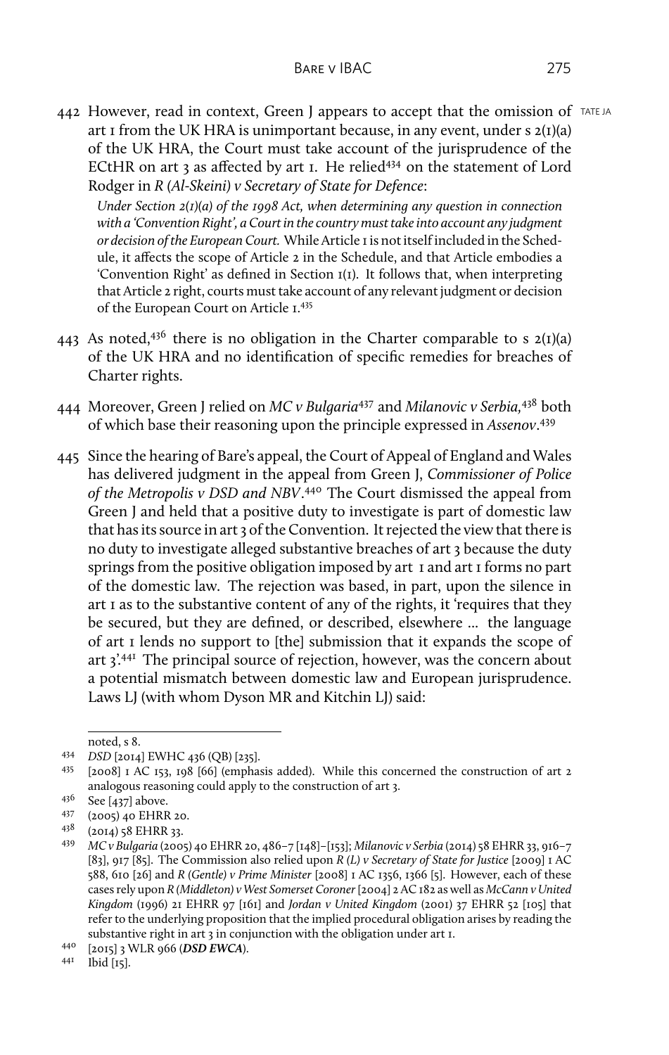442 However, read in context, Green J appears to accept that the omission of art 1 from the UK HRA is unimportant because, in any event, under s 2(1)(a) of the UK HRA, the Court must take account of the jurisprudence of the ECtHR on art 3 as affected by art 1. He relied[434] on the statement of Lord Rodger in *R (Al-Skeini) v Secretary of State for Defence*:

> *Under Section 2(1)(a) of the 1998 Act, when determining any question in connection with a 'Convention Right', a Court in the country must take into account any judgment or decision of the European Court.* While Article 1 is not itself included in the Schedule, it affects the scope of Article 2 in the Schedule, and that Article embodies a 'Convention Right' as defined in Section 1(1). It follows that, when interpreting that Article 2 right, courts must take account of any relevant judgment or decision of the European Court on Article 1.[435]

443 As noted,[436] there is no obligation in the Charter comparable to s 2(1)(a) of the UK HRA and no identification of specific remedies for breaches of Charter rights.

444 Moreover, Green J relied on *MC v Bulgaria*[437] and *Milanovic v Serbia,*[438] both of which base their reasoning upon the principle expressed in *Assenov*.[439]

445 Since the hearing of Bare's appeal, the Court of Appeal of England and Wales has delivered judgment in the appeal from Green J, *Commissioner of Police of the Metropolis v DSD and NBV*.[440] The Court dismissed the appeal from Green J and held that a positive duty to investigate is part of domestic law that has its source in art 3 of the Convention. It rejected the view that there is no duty to investigate alleged substantive breaches of art 3 because the duty springs from the positive obligation imposed by art 1 and art 1 forms no part of the domestic law. The rejection was based, in part, upon the silence in art 1 as to the substantive content of any of the rights, it 'requires that they be secured, but they are defined, or described, elsewhere … the language of art 1 lends no support to [the] submission that it expands the scope of art 3'.[441] The principal source of rejection, however, was the concern about a potential mismatch between domestic law and European jurisprudence. Laws LJ (with whom Dyson MR and Kitchin LJ) said:

---

noted, s 8.

434 *DSD* [2014] EWHC 436 (QB) [235].

435 [2008] 1 AC 153, 198 [66] (emphasis added). While this concerned the construction of art 2 analogous reasoning could apply to the construction of art 3.

436 See [437] above.

437 (2005) 40 EHRR 20.

438 (2014) 58 EHRR 33.

439 *MC v Bulgaria* (2005) 40 EHRR 20, 486–7 [148]–[153]; *Milanovic v Serbia* (2014) 58 EHRR 33, 916–7 [83], 917 [85]. The Commission also relied upon *R (L) v Secretary of State for Justice* [2009] 1 AC 588, 610 [26] and *R (Gentle) v Prime Minister* [2008] 1 AC 1356, 1366 [5]. However, each of these cases rely upon *R (Middleton) v West Somerset Coroner* [2004] 2 AC 182 as well as *McCann v United Kingdom* (1996) 21 EHRR 97 [161] and *Jordan v United Kingdom* (2001) 37 EHRR 52 [105] that refer to the underlying proposition that the implied procedural obligation arises by reading the substantive right in art 3 in conjunction with the obligation under art 1.

440 [2015] 3 WLR 966 (***DSD EWCA***).

441 Ibid [15].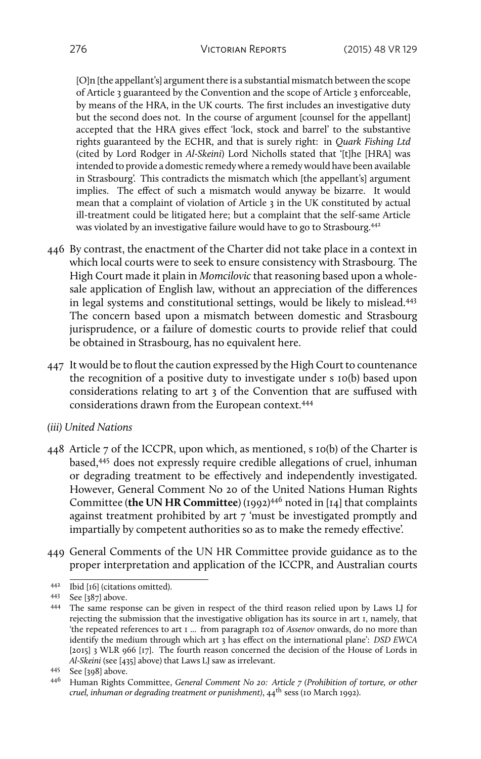> [O]n [the appellant's] argument there is a substantial mismatch between the scope of Article 3 guaranteed by the Convention and the scope of Article 3 enforceable, by means of the HRA, in the UK courts. The first includes an investigative duty but the second does not. In the course of argument [counsel for the appellant] accepted that the HRA gives effect 'lock, stock and barrel' to the substantive rights guaranteed by the ECHR, and that is surely right: in *Quark Fishing Ltd* (cited by Lord Rodger in *Al-Skeini*) Lord Nicholls stated that '[t]he [HRA] was intended to provide a domestic remedy where a remedy would have been available in Strasbourg'. This contradicts the mismatch which [the appellant's] argument implies. The effect of such a mismatch would anyway be bizarre. It would mean that a complaint of violation of Article 3 in the UK constituted by actual ill-treatment could be litigated here; but a complaint that the self-same Article was violated by an investigative failure would have to go to Strasbourg.[442]

446 By contrast, the enactment of the Charter did not take place in a context in which local courts were to seek to ensure consistency with Strasbourg. The High Court made it plain in *Momcilovic* that reasoning based upon a wholesale application of English law, without an appreciation of the differences in legal systems and constitutional settings, would be likely to mislead.[443] The concern based upon a mismatch between domestic and Strasbourg jurisprudence, or a failure of domestic courts to provide relief that could be obtained in Strasbourg, has no equivalent here.

447 It would be to flout the caution expressed by the High Court to countenance the recognition of a positive duty to investigate under s 10(b) based upon considerations relating to art 3 of the Convention that are suffused with considerations drawn from the European context.[444]

*(iii) United Nations*

448 Article 7 of the ICCPR, upon which, as mentioned, s 10(b) of the Charter is based,[445] does not expressly require credible allegations of cruel, inhuman or degrading treatment to be effectively and independently investigated. However, General Comment No 20 of the United Nations Human Rights Committee (**the UN HR Committee**) (1992)[446] noted in [14] that complaints against treatment prohibited by art 7 'must be investigated promptly and impartially by competent authorities so as to make the remedy effective'.

449 General Comments of the UN HR Committee provide guidance as to the proper interpretation and application of the ICCPR, and Australian courts

---

442 Ibid [16] (citations omitted).

443 See [387] above.

444 The same response can be given in respect of the third reason relied upon by Laws LJ for rejecting the submission that the investigative obligation has its source in art 1, namely, that 'the repeated references to art 1 ... from paragraph 102 of *Assenov* onwards, do no more than identify the medium through which art 3 has effect on the international plane': *DSD EWCA* [2015] 3 WLR 966 [17]. The fourth reason concerned the decision of the House of Lords in *Al-Skeini* (see [435] above) that Laws LJ saw as irrelevant.

445 See [398] above.

446 Human Rights Committee, *General Comment No 20: Article 7 (Prohibition of torture, or other cruel, inhuman or degrading treatment or punishment)*, 44th sess (10 March 1992).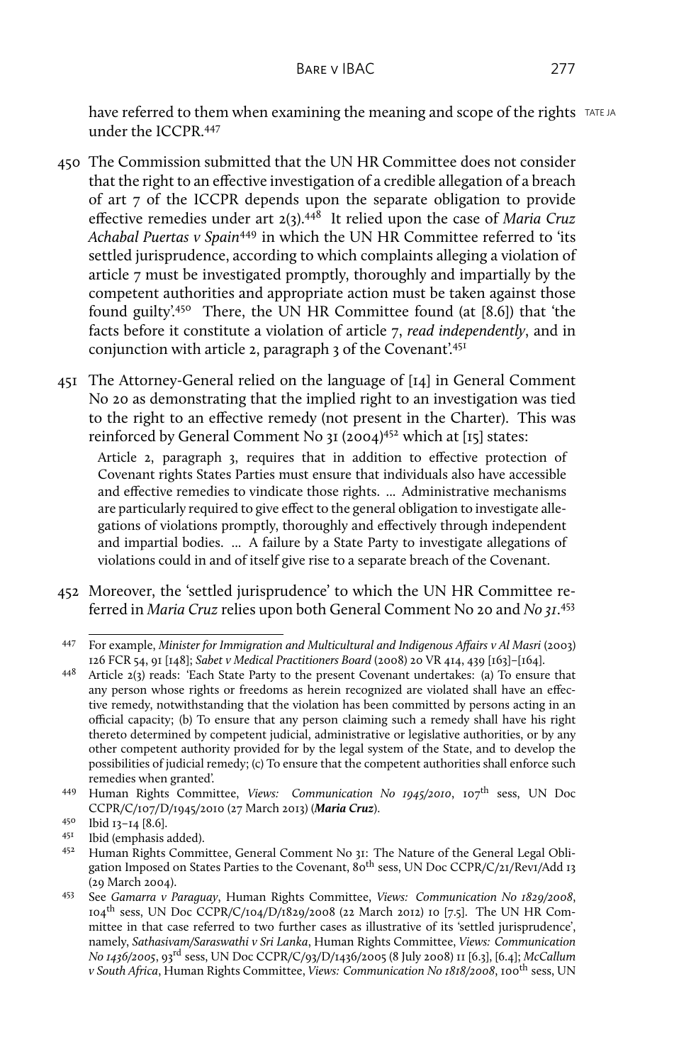have referred to them when examining the meaning and scope of the rights under the ICCPR.[447]

450 The Commission submitted that the UN HR Committee does not consider that the right to an effective investigation of a credible allegation of a breach of art 7 of the ICCPR depends upon the separate obligation to provide effective remedies under art 2(3).[448] It relied upon the case of *Maria Cruz Achabal Puertas v Spain*[449] in which the UN HR Committee referred to 'its settled jurisprudence, according to which complaints alleging a violation of article 7 must be investigated promptly, thoroughly and impartially by the competent authorities and appropriate action must be taken against those found guilty'.[450] There, the UN HR Committee found (at [8.6]) that 'the facts before it constitute a violation of article 7, *read independently*, and in conjunction with article 2, paragraph 3 of the Covenant'.[451]

451 The Attorney-General relied on the language of [14] in General Comment No 20 as demonstrating that the implied right to an investigation was tied to the right to an effective remedy (not present in the Charter). This was reinforced by General Comment No 31 (2004)[452] which at [15] states:

> Article 2, paragraph 3, requires that in addition to effective protection of Covenant rights States Parties must ensure that individuals also have accessible and effective remedies to vindicate those rights. ... Administrative mechanisms are particularly required to give effect to the general obligation to investigate allegations of violations promptly, thoroughly and effectively through independent and impartial bodies. ... A failure by a State Party to investigate allegations of violations could in and of itself give rise to a separate breach of the Covenant.

452 Moreover, the 'settled jurisprudence' to which the UN HR Committee referred in *Maria Cruz* relies upon both General Comment No 20 and *No 31*.[453]

---

[447] For example, *Minister for Immigration and Multicultural and Indigenous Affairs v Al Masri* (2003) 126 FCR 54, 91 [148]; *Sabet v Medical Practitioners Board* (2008) 20 VR 414, 439 [163]–[164].

[448] Article 2(3) reads: 'Each State Party to the present Covenant undertakes: (a) To ensure that any person whose rights or freedoms as herein recognized are violated shall have an effective remedy, notwithstanding that the violation has been committed by persons acting in an official capacity; (b) To ensure that any person claiming such a remedy shall have his right thereto determined by competent judicial, administrative or legislative authorities, or by any other competent authority provided for by the legal system of the State, and to develop the possibilities of judicial remedy; (c) To ensure that the competent authorities shall enforce such remedies when granted'.

[449] Human Rights Committee, *Views: Communication No 1945/2010*, 107th sess, UN Doc CCPR/C/107/D/1945/2010 (27 March 2013) (***Maria Cruz***).

[450] Ibid 13–14 [8.6].

[451] Ibid (emphasis added).

[452] Human Rights Committee, General Comment No 31: The Nature of the General Legal Obligation Imposed on States Parties to the Covenant, 80th sess, UN Doc CCPR/C/21/Rev1/Add 13 (29 March 2004).

[453] See *Gamarra v Paraguay*, Human Rights Committee, *Views: Communication No 1829/2008*, 104th sess, UN Doc CCPR/C/104/D/1829/2008 (22 March 2012) 10 [7.5]. The UN HR Committee in that case referred to two further cases as illustrative of its 'settled jurisprudence', namely, *Sathasivam/Saraswathi v Sri Lanka*, Human Rights Committee, *Views: Communication No 1436/2005*, 93rd sess, UN Doc CCPR/C/93/D/1436/2005 (8 July 2008) 11 [6.3], [6.4]; *McCallum v South Africa*, Human Rights Committee, *Views: Communication No 1818/2008*, 100th sess, UN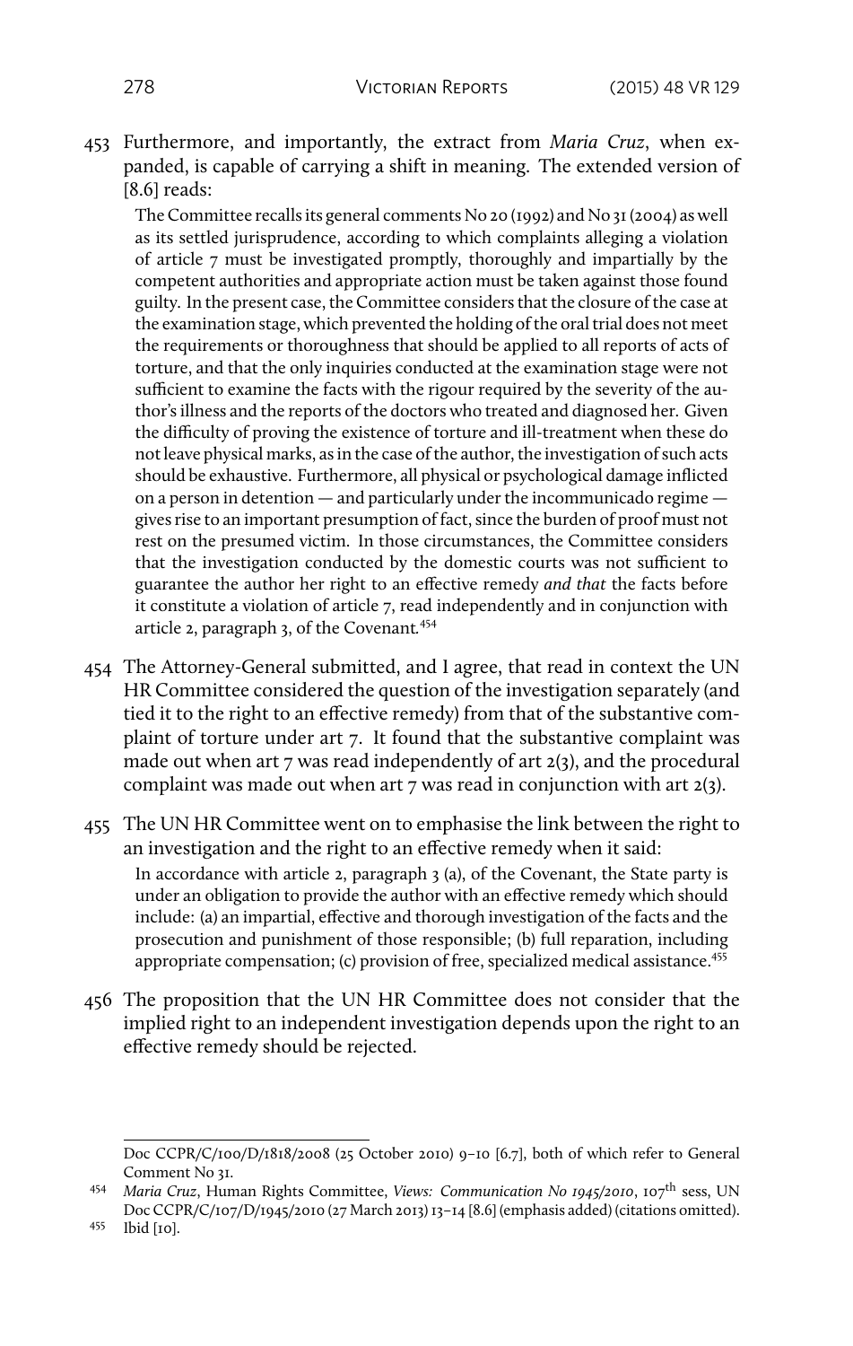453 Furthermore, and importantly, the extract from *Maria Cruz*, when expanded, is capable of carrying a shift in meaning. The extended version of [8.6] reads:

> The Committee recalls its general comments No 20 (1992) and No 31 (2004) as well as its settled jurisprudence, according to which complaints alleging a violation of article 7 must be investigated promptly, thoroughly and impartially by the competent authorities and appropriate action must be taken against those found guilty. In the present case, the Committee considers that the closure of the case at the examination stage, which prevented the holding of the oral trial does not meet the requirements or thoroughness that should be applied to all reports of acts of torture, and that the only inquiries conducted at the examination stage were not sufficient to examine the facts with the rigour required by the severity of the author's illness and the reports of the doctors who treated and diagnosed her. Given the difficulty of proving the existence of torture and ill-treatment when these do not leave physical marks, as in the case of the author, the investigation of such acts should be exhaustive. Furthermore, all physical or psychological damage inflicted on a person in detention — and particularly under the incommunicado regime — gives rise to an important presumption of fact, since the burden of proof must not rest on the presumed victim. In those circumstances, the Committee considers that the investigation conducted by the domestic courts was not sufficient to guarantee the author her right to an effective remedy *and that* the facts before it constitute a violation of article 7, read independently and in conjunction with article 2, paragraph 3, of the Covenant.[454]

454 The Attorney-General submitted, and I agree, that read in context the UN HR Committee considered the question of the investigation separately (and tied it to the right to an effective remedy) from that of the substantive complaint of torture under art 7. It found that the substantive complaint was made out when art 7 was read independently of art 2(3), and the procedural complaint was made out when art 7 was read in conjunction with art 2(3).

455 The UN HR Committee went on to emphasise the link between the right to an investigation and the right to an effective remedy when it said:

> In accordance with article 2, paragraph 3 (a), of the Covenant, the State party is under an obligation to provide the author with an effective remedy which should include: (a) an impartial, effective and thorough investigation of the facts and the prosecution and punishment of those responsible; (b) full reparation, including appropriate compensation; (c) provision of free, specialized medical assistance.[455]

456 The proposition that the UN HR Committee does not consider that the implied right to an independent investigation depends upon the right to an effective remedy should be rejected.

---

Doc CCPR/C/100/D/1818/2008 (25 October 2010) 9–10 [6.7], both of which refer to General Comment No 31.

454 *Maria Cruz*, Human Rights Committee, *Views: Communication No 1945/2010*, 107th sess, UN Doc CCPR/C/107/D/1945/2010 (27 March 2013) 13–14 [8.6] (emphasis added) (citations omitted).

455 Ibid [10].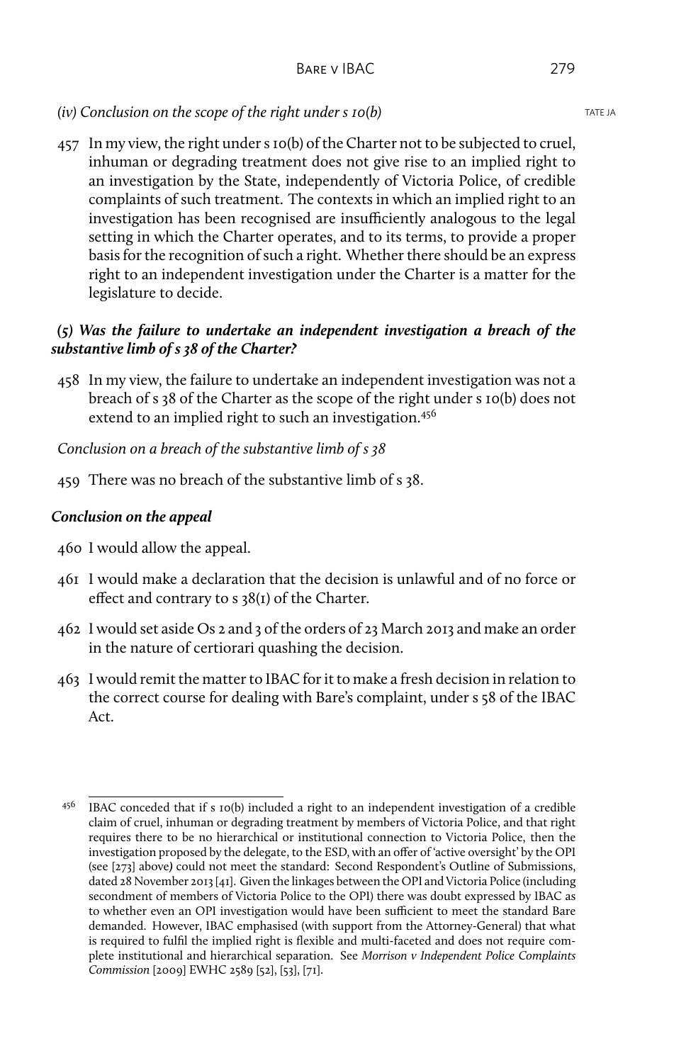*(iv) Conclusion on the scope of the right under s 10(b)*

457 In my view, the right under s 10(b) of the Charter not to be subjected to cruel, inhuman or degrading treatment does not give rise to an implied right to an investigation by the State, independently of Victoria Police, of credible complaints of such treatment. The contexts in which an implied right to an investigation has been recognised are insufficiently analogous to the legal setting in which the Charter operates, and to its terms, to provide a proper basis for the recognition of such a right. Whether there should be an express right to an independent investigation under the Charter is a matter for the legislature to decide.

***(5) Was the failure to undertake an independent investigation a breach of the substantive limb of s 38 of the Charter?***

458 In my view, the failure to undertake an independent investigation was not a breach of s 38 of the Charter as the scope of the right under s 10(b) does not extend to an implied right to such an investigation.[456]

*Conclusion on a breach of the substantive limb of s 38*

459 There was no breach of the substantive limb of s 38.

***Conclusion on the appeal***

460 I would allow the appeal.

461 I would make a declaration that the decision is unlawful and of no force or effect and contrary to s 38(1) of the Charter.

462 I would set aside Os 2 and 3 of the orders of 23 March 2013 and make an order in the nature of certiorari quashing the decision.

463 I would remit the matter to IBAC for it to make a fresh decision in relation to the correct course for dealing with Bare's complaint, under s 58 of the IBAC Act.

---

[456] IBAC conceded that if s 10(b) included a right to an independent investigation of a credible claim of cruel, inhuman or degrading treatment by members of Victoria Police, and that right requires there to be no hierarchical or institutional connection to Victoria Police, then the investigation proposed by the delegate, to the ESD, with an offer of 'active oversight' by the OPI (see [273] above) could not meet the standard: Second Respondent's Outline of Submissions, dated 28 November 2013 [41]. Given the linkages between the OPI and Victoria Police (including secondment of members of Victoria Police to the OPI) there was doubt expressed by IBAC as to whether even an OPI investigation would have been sufficient to meet the standard Bare demanded. However, IBAC emphasised (with support from the Attorney-General) that what is required to fulfil the implied right is flexible and multi-faceted and does not require complete institutional and hierarchical separation. See *Morrison v Independent Police Complaints Commission* [2009] EWHC 2589 [52], [53], [71].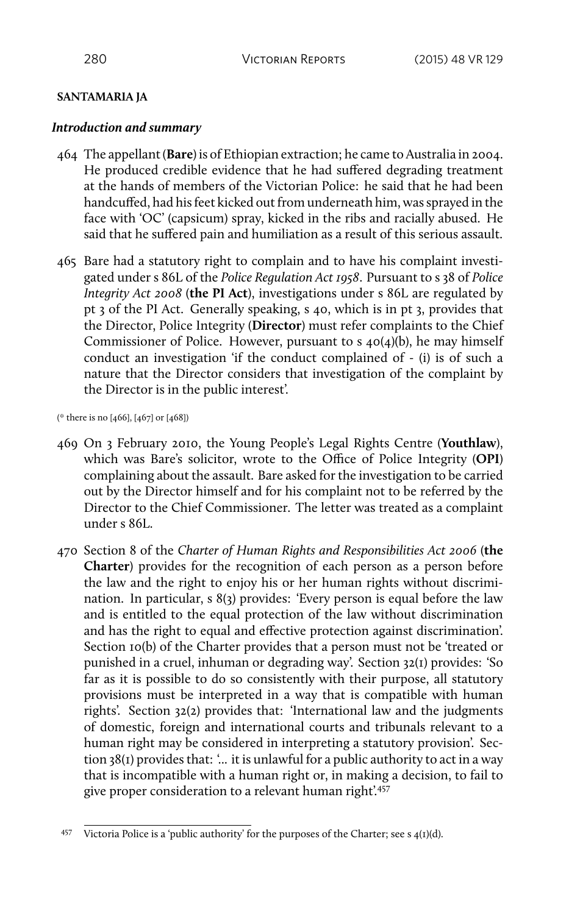**SANTAMARIA JA**

### *Introduction and summary*

464 The appellant (**Bare**) is of Ethiopian extraction; he came to Australia in 2004. He produced credible evidence that he had suffered degrading treatment at the hands of members of the Victorian Police: he said that he had been handcuffed, had his feet kicked out from underneath him, was sprayed in the face with 'OC' (capsicum) spray, kicked in the ribs and racially abused. He said that he suffered pain and humiliation as a result of this serious assault.

465 Bare had a statutory right to complain and to have his complaint investigated under s 86L of the *Police Regulation Act 1958*. Pursuant to s 38 of *Police Integrity Act 2008* (**the PI Act**), investigations under s 86L are regulated by pt 3 of the PI Act. Generally speaking, s 40, which is in pt 3, provides that the Director, Police Integrity (**Director**) must refer complaints to the Chief Commissioner of Police. However, pursuant to s 40(4)(b), he may himself conduct an investigation 'if the conduct complained of - (i) is of such a nature that the Director considers that investigation of the complaint by the Director is in the public interest'.

(* there is no [466], [467] or [468])

469 On 3 February 2010, the Young People's Legal Rights Centre (**Youthlaw**), which was Bare's solicitor, wrote to the Office of Police Integrity (**OPI**) complaining about the assault. Bare asked for the investigation to be carried out by the Director himself and for his complaint not to be referred by the Director to the Chief Commissioner. The letter was treated as a complaint under s 86L.

470 Section 8 of the *Charter of Human Rights and Responsibilities Act 2006* (**the Charter**) provides for the recognition of each person as a person before the law and the right to enjoy his or her human rights without discrimination. In particular, s 8(3) provides: 'Every person is equal before the law and is entitled to the equal protection of the law without discrimination and has the right to equal and effective protection against discrimination'. Section 10(b) of the Charter provides that a person must not be 'treated or punished in a cruel, inhuman or degrading way'. Section 32(1) provides: 'So far as it is possible to do so consistently with their purpose, all statutory provisions must be interpreted in a way that is compatible with human rights'. Section 32(2) provides that: 'International law and the judgments of domestic, foreign and international courts and tribunals relevant to a human right may be considered in interpreting a statutory provision'. Section 38(1) provides that: '... it is unlawful for a public authority to act in a way that is incompatible with a human right or, in making a decision, to fail to give proper consideration to a relevant human right'.[457]

[457] Victoria Police is a 'public authority' for the purposes of the Charter; see s 4(1)(d).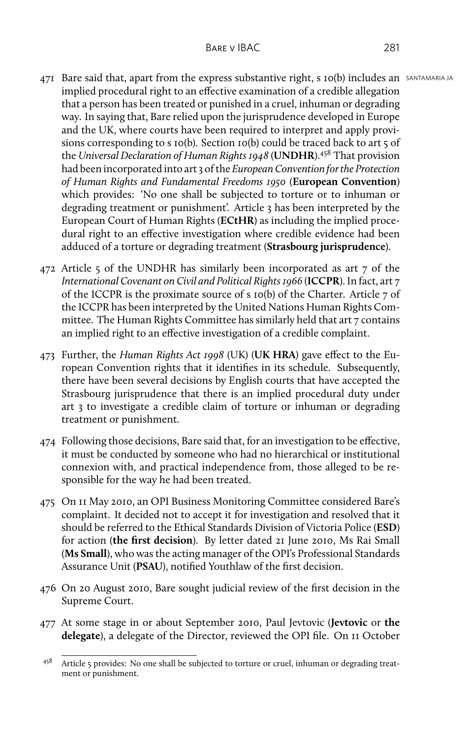471 Bare said that, apart from the express substantive right, s 10(b) includes an implied procedural right to an effective examination of a credible allegation that a person has been treated or punished in a cruel, inhuman or degrading way. In saying that, Bare relied upon the jurisprudence developed in Europe and the UK, where courts have been required to interpret and apply provisions corresponding to s 10(b). Section 10(b) could be traced back to art 5 of the *Universal Declaration of Human Rights 1948* (**UNDHR**).[458] That provision had been incorporated into art 3 of the *European Convention for the Protection of Human Rights and Fundamental Freedoms 1950* (**European Convention**) which provides: 'No one shall be subjected to torture or to inhuman or degrading treatment or punishment'. Article 3 has been interpreted by the European Court of Human Rights (**ECtHR**) as including the implied procedural right to an effective investigation where credible evidence had been adduced of a torture or degrading treatment (**Strasbourg jurisprudence**).

472 Article 5 of the UNDHR has similarly been incorporated as art 7 of the *International Covenant on Civil and Political Rights 1966* (**ICCPR**). In fact, art 7 of the ICCPR is the proximate source of s 10(b) of the Charter. Article 7 of the ICCPR has been interpreted by the United Nations Human Rights Committee. The Human Rights Committee has similarly held that art 7 contains an implied right to an effective investigation of a credible complaint.

473 Further, the *Human Rights Act 1998* (UK) (**UK HRA**) gave effect to the European Convention rights that it identifies in its schedule. Subsequently, there have been several decisions by English courts that have accepted the Strasbourg jurisprudence that there is an implied procedural duty under art 3 to investigate a credible claim of torture or inhuman or degrading treatment or punishment.

474 Following those decisions, Bare said that, for an investigation to be effective, it must be conducted by someone who had no hierarchical or institutional connexion with, and practical independence from, those alleged to be responsible for the way he had been treated.

475 On 11 May 2010, an OPI Business Monitoring Committee considered Bare's complaint. It decided not to accept it for investigation and resolved that it should be referred to the Ethical Standards Division of Victoria Police (**ESD**) for action (**the first decision**). By letter dated 21 June 2010, Ms Rai Small (**Ms Small**), who was the acting manager of the OPI's Professional Standards Assurance Unit (**PSAU**), notified Youthlaw of the first decision.

476 On 20 August 2010, Bare sought judicial review of the first decision in the Supreme Court.

477 At some stage in or about September 2010, Paul Jevtovic (**Jevtovic** or **the delegate**), a delegate of the Director, reviewed the OPI file. On 11 October

---

[458] Article 5 provides: No one shall be subjected to torture or cruel, inhuman or degrading treatment or punishment.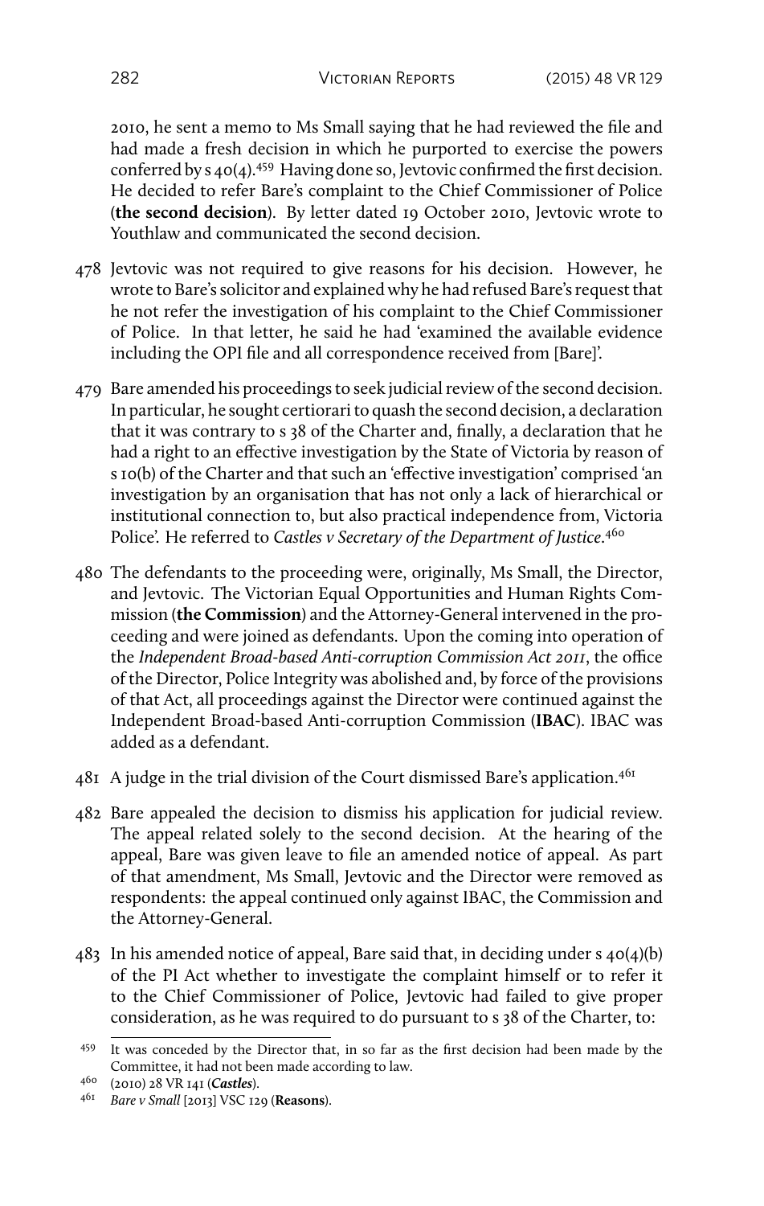2010, he sent a memo to Ms Small saying that he had reviewed the file and had made a fresh decision in which he purported to exercise the powers conferred by s 40(4).[459] Having done so, Jevtovic confirmed the first decision. He decided to refer Bare's complaint to the Chief Commissioner of Police (**the second decision**). By letter dated 19 October 2010, Jevtovic wrote to Youthlaw and communicated the second decision.

478 Jevtovic was not required to give reasons for his decision. However, he wrote to Bare's solicitor and explained why he had refused Bare's request that he not refer the investigation of his complaint to the Chief Commissioner of Police. In that letter, he said he had 'examined the available evidence including the OPI file and all correspondence received from [Bare]'.

479 Bare amended his proceedings to seek judicial review of the second decision. In particular, he sought certiorari to quash the second decision, a declaration that it was contrary to s 38 of the Charter and, finally, a declaration that he had a right to an effective investigation by the State of Victoria by reason of s 10(b) of the Charter and that such an 'effective investigation' comprised 'an investigation by an organisation that has not only a lack of hierarchical or institutional connection to, but also practical independence from, Victoria Police'. He referred to *Castles v Secretary of the Department of Justice*.[460]

480 The defendants to the proceeding were, originally, Ms Small, the Director, and Jevtovic. The Victorian Equal Opportunities and Human Rights Commission (**the Commission**) and the Attorney-General intervened in the proceeding and were joined as defendants. Upon the coming into operation of the *Independent Broad-based Anti-corruption Commission Act 2011*, the office of the Director, Police Integrity was abolished and, by force of the provisions of that Act, all proceedings against the Director were continued against the Independent Broad-based Anti-corruption Commission (**IBAC**). IBAC was added as a defendant.

481 A judge in the trial division of the Court dismissed Bare's application.[461]

482 Bare appealed the decision to dismiss his application for judicial review. The appeal related solely to the second decision. At the hearing of the appeal, Bare was given leave to file an amended notice of appeal. As part of that amendment, Ms Small, Jevtovic and the Director were removed as respondents: the appeal continued only against IBAC, the Commission and the Attorney-General.

483 In his amended notice of appeal, Bare said that, in deciding under s 40(4)(b) of the PI Act whether to investigate the complaint himself or to refer it to the Chief Commissioner of Police, Jevtovic had failed to give proper consideration, as he was required to do pursuant to s 38 of the Charter, to:

---

459 It was conceded by the Director that, in so far as the first decision had been made by the Committee, it had not been made according to law.

460 (2010) 28 VR 141 (***Castles***).

461 *Bare v Small* [2013] VSC 129 (**Reasons**).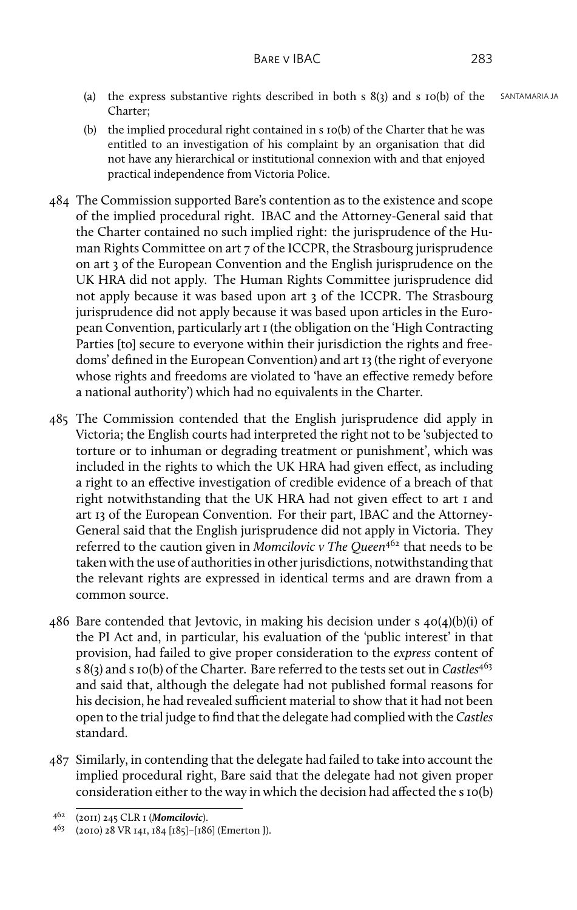(a) the express substantive rights described in both s 8(3) and s 10(b) of the Charter;

(b) the implied procedural right contained in s 10(b) of the Charter that he was entitled to an investigation of his complaint by an organisation that did not have any hierarchical or institutional connexion with and that enjoyed practical independence from Victoria Police.

484 The Commission supported Bare's contention as to the existence and scope of the implied procedural right. IBAC and the Attorney-General said that the Charter contained no such implied right: the jurisprudence of the Human Rights Committee on art 7 of the ICCPR, the Strasbourg jurisprudence on art 3 of the European Convention and the English jurisprudence on the UK HRA did not apply. The Human Rights Committee jurisprudence did not apply because it was based upon art 3 of the ICCPR. The Strasbourg jurisprudence did not apply because it was based upon articles in the European Convention, particularly art 1 (the obligation on the 'High Contracting Parties [to] secure to everyone within their jurisdiction the rights and freedoms' defined in the European Convention) and art 13 (the right of everyone whose rights and freedoms are violated to 'have an effective remedy before a national authority') which had no equivalents in the Charter.

485 The Commission contended that the English jurisprudence did apply in Victoria; the English courts had interpreted the right not to be 'subjected to torture or to inhuman or degrading treatment or punishment', which was included in the rights to which the UK HRA had given effect, as including a right to an effective investigation of credible evidence of a breach of that right notwithstanding that the UK HRA had not given effect to art 1 and art 13 of the European Convention. For their part, IBAC and the Attorney-General said that the English jurisprudence did not apply in Victoria. They referred to the caution given in *Momcilovic v The Queen*[462] that needs to be taken with the use of authorities in other jurisdictions, notwithstanding that the relevant rights are expressed in identical terms and are drawn from a common source.

486 Bare contended that Jevtovic, in making his decision under s 40(4)(b)(i) of the PI Act and, in particular, his evaluation of the 'public interest' in that provision, had failed to give proper consideration to the *express* content of s 8(3) and s 10(b) of the Charter. Bare referred to the tests set out in *Castles*[463] and said that, although the delegate had not published formal reasons for his decision, he had revealed sufficient material to show that it had not been open to the trial judge to find that the delegate had complied with the *Castles* standard.

487 Similarly, in contending that the delegate had failed to take into account the implied procedural right, Bare said that the delegate had not given proper consideration either to the way in which the decision had affected the s 10(b)

---

[462] (2011) 245 CLR 1 (***Momcilovic***).

[463] (2010) 28 VR 141, 184 [185]–[186] (Emerton J).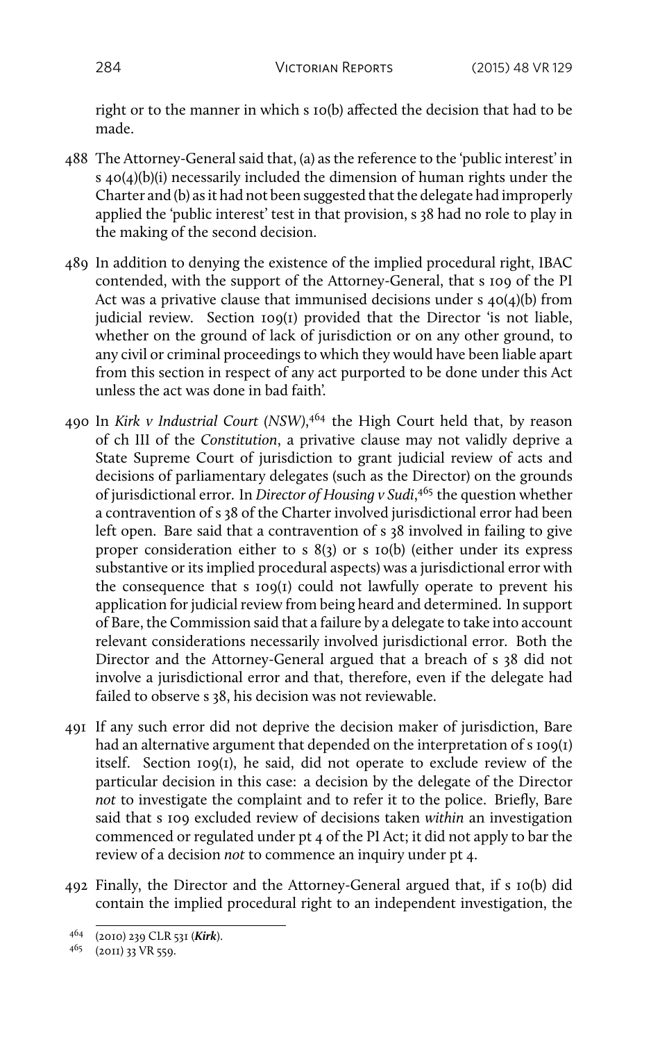right or to the manner in which s 10(b) affected the decision that had to be made.

488 The Attorney-General said that, (a) as the reference to the 'public interest' in s 40(4)(b)(i) necessarily included the dimension of human rights under the Charter and (b) as it had not been suggested that the delegate had improperly applied the 'public interest' test in that provision, s 38 had no role to play in the making of the second decision.

489 In addition to denying the existence of the implied procedural right, IBAC contended, with the support of the Attorney-General, that s 109 of the PI Act was a privative clause that immunised decisions under s 40(4)(b) from judicial review. Section 109(1) provided that the Director 'is not liable, whether on the ground of lack of jurisdiction or on any other ground, to any civil or criminal proceedings to which they would have been liable apart from this section in respect of any act purported to be done under this Act unless the act was done in bad faith'.

490 In *Kirk v Industrial Court (NSW)*,[464] the High Court held that, by reason of ch III of the *Constitution*, a privative clause may not validly deprive a State Supreme Court of jurisdiction to grant judicial review of acts and decisions of parliamentary delegates (such as the Director) on the grounds of jurisdictional error. In *Director of Housing v Sudi*,[465] the question whether a contravention of s 38 of the Charter involved jurisdictional error had been left open. Bare said that a contravention of s 38 involved in failing to give proper consideration either to s 8(3) or s 10(b) (either under its express substantive or its implied procedural aspects) was a jurisdictional error with the consequence that s 109(1) could not lawfully operate to prevent his application for judicial review from being heard and determined. In support of Bare, the Commission said that a failure by a delegate to take into account relevant considerations necessarily involved jurisdictional error. Both the Director and the Attorney-General argued that a breach of s 38 did not involve a jurisdictional error and that, therefore, even if the delegate had failed to observe s 38, his decision was not reviewable.

491 If any such error did not deprive the decision maker of jurisdiction, Bare had an alternative argument that depended on the interpretation of s 109(1) itself. Section 109(1), he said, did not operate to exclude review of the particular decision in this case: a decision by the delegate of the Director *not* to investigate the complaint and to refer it to the police. Briefly, Bare said that s 109 excluded review of decisions taken *within* an investigation commenced or regulated under pt 4 of the PI Act; it did not apply to bar the review of a decision *not* to commence an inquiry under pt 4.

492 Finally, the Director and the Attorney-General argued that, if s 10(b) did contain the implied procedural right to an independent investigation, the

---

[464] (2010) 239 CLR 531 (***Kirk***).

[465] (2011) 33 VR 559.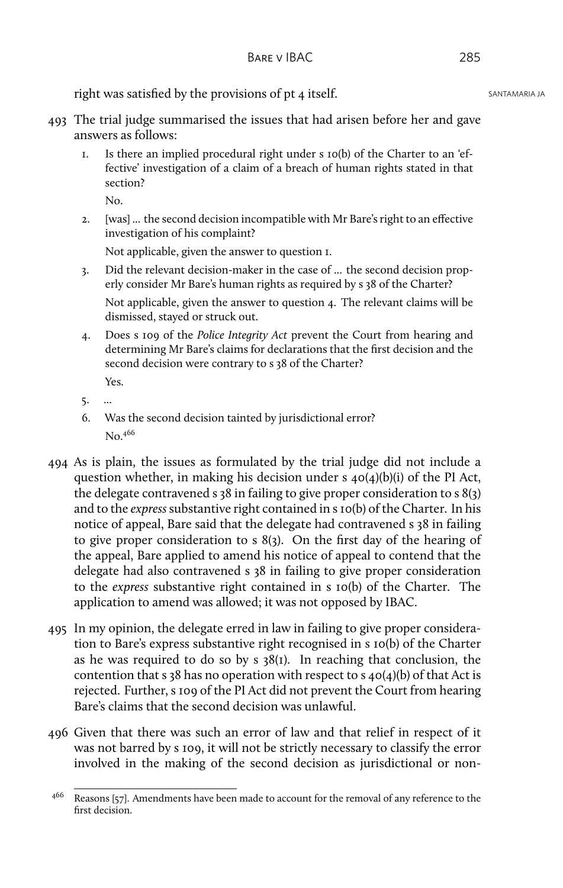right was satisfied by the provisions of pt 4 itself.

493 The trial judge summarised the issues that had arisen before her and gave answers as follows:

1. Is there an implied procedural right under s 10(b) of the Charter to an 'effective' investigation of a claim of a breach of human rights stated in that section?

   No.

2. [was] … the second decision incompatible with Mr Bare's right to an effective investigation of his complaint?

   Not applicable, given the answer to question 1.

3. Did the relevant decision-maker in the case of … the second decision properly consider Mr Bare's human rights as required by s 38 of the Charter?

   Not applicable, given the answer to question 4. The relevant claims will be dismissed, stayed or struck out.

4. Does s 109 of the *Police Integrity Act* prevent the Court from hearing and determining Mr Bare's claims for declarations that the first decision and the second decision were contrary to s 38 of the Charter?

   Yes.

5. …

6. Was the second decision tainted by jurisdictional error?

   No.[466]

494 As is plain, the issues as formulated by the trial judge did not include a question whether, in making his decision under s 40(4)(b)(i) of the PI Act, the delegate contravened s 38 in failing to give proper consideration to s 8(3) and to the *express* substantive right contained in s 10(b) of the Charter. In his notice of appeal, Bare said that the delegate had contravened s 38 in failing to give proper consideration to s 8(3). On the first day of the hearing of the appeal, Bare applied to amend his notice of appeal to contend that the delegate had also contravened s 38 in failing to give proper consideration to the *express* substantive right contained in s 10(b) of the Charter. The application to amend was allowed; it was not opposed by IBAC.

495 In my opinion, the delegate erred in law in failing to give proper consideration to Bare's express substantive right recognised in s 10(b) of the Charter as he was required to do so by s 38(1). In reaching that conclusion, the contention that s 38 has no operation with respect to s 40(4)(b) of that Act is rejected. Further, s 109 of the PI Act did not prevent the Court from hearing Bare's claims that the second decision was unlawful.

496 Given that there was such an error of law and that relief in respect of it was not barred by s 109, it will not be strictly necessary to classify the error involved in the making of the second decision as jurisdictional or non-

[466] Reasons [57]. Amendments have been made to account for the removal of any reference to the first decision.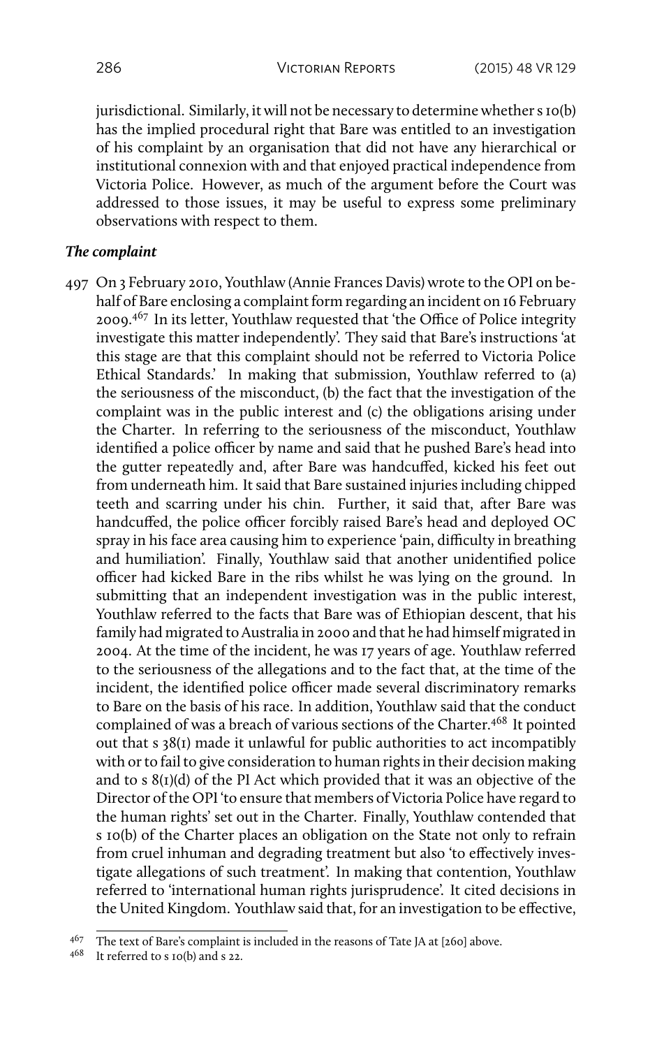jurisdictional. Similarly, it will not be necessary to determine whether s 10(b) has the implied procedural right that Bare was entitled to an investigation of his complaint by an organisation that did not have any hierarchical or institutional connexion with and that enjoyed practical independence from Victoria Police. However, as much of the argument before the Court was addressed to those issues, it may be useful to express some preliminary observations with respect to them.

***The complaint***

497 On 3 February 2010, Youthlaw (Annie Frances Davis) wrote to the OPI on behalf of Bare enclosing a complaint form regarding an incident on 16 February 2009.[467] In its letter, Youthlaw requested that 'the Office of Police integrity investigate this matter independently'. They said that Bare's instructions 'at this stage are that this complaint should not be referred to Victoria Police Ethical Standards.' In making that submission, Youthlaw referred to (a) the seriousness of the misconduct, (b) the fact that the investigation of the complaint was in the public interest and (c) the obligations arising under the Charter. In referring to the seriousness of the misconduct, Youthlaw identified a police officer by name and said that he pushed Bare's head into the gutter repeatedly and, after Bare was handcuffed, kicked his feet out from underneath him. It said that Bare sustained injuries including chipped teeth and scarring under his chin. Further, it said that, after Bare was handcuffed, the police officer forcibly raised Bare's head and deployed OC spray in his face area causing him to experience 'pain, difficulty in breathing and humiliation'. Finally, Youthlaw said that another unidentified police officer had kicked Bare in the ribs whilst he was lying on the ground. In submitting that an independent investigation was in the public interest, Youthlaw referred to the facts that Bare was of Ethiopian descent, that his family had migrated to Australia in 2000 and that he had himself migrated in 2004. At the time of the incident, he was 17 years of age. Youthlaw referred to the seriousness of the allegations and to the fact that, at the time of the incident, the identified police officer made several discriminatory remarks to Bare on the basis of his race. In addition, Youthlaw said that the conduct complained of was a breach of various sections of the Charter.[468] It pointed out that s 38(1) made it unlawful for public authorities to act incompatibly with or to fail to give consideration to human rights in their decision making and to s 8(1)(d) of the PI Act which provided that it was an objective of the Director of the OPI 'to ensure that members of Victoria Police have regard to the human rights' set out in the Charter. Finally, Youthlaw contended that s 10(b) of the Charter places an obligation on the State not only to refrain from cruel inhuman and degrading treatment but also 'to effectively investigate allegations of such treatment'. In making that contention, Youthlaw referred to 'international human rights jurisprudence'. It cited decisions in the United Kingdom. Youthlaw said that, for an investigation to be effective,

---

[467] The text of Bare's complaint is included in the reasons of Tate JA at [260] above.

[468] It referred to s 10(b) and s 22.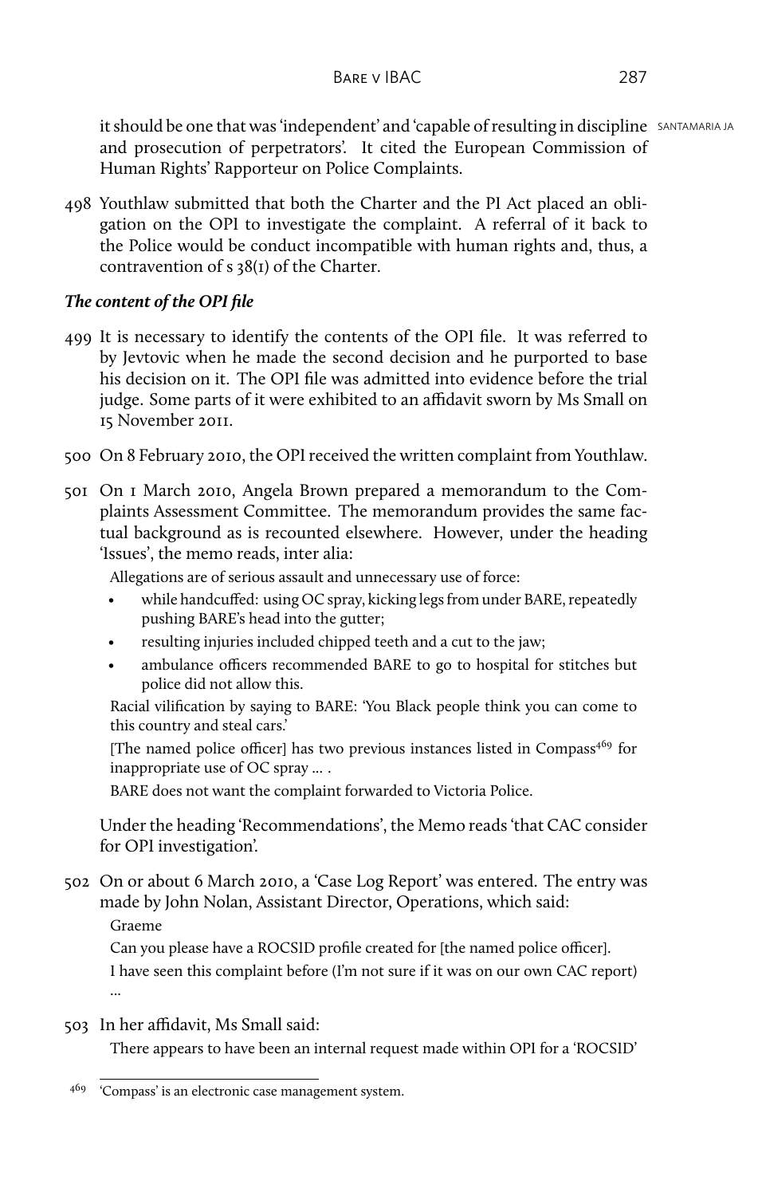it should be one that was 'independent' and 'capable of resulting in discipline and prosecution of perpetrators'. It cited the European Commission of Human Rights' Rapporteur on Police Complaints.

498 Youthlaw submitted that both the Charter and the PI Act placed an obligation on the OPI to investigate the complaint. A referral of it back to the Police would be conduct incompatible with human rights and, thus, a contravention of s 38(1) of the Charter.

### *The content of the OPI file*

499 It is necessary to identify the contents of the OPI file. It was referred to by Jevtovic when he made the second decision and he purported to base his decision on it. The OPI file was admitted into evidence before the trial judge. Some parts of it were exhibited to an affidavit sworn by Ms Small on 15 November 2011.

500 On 8 February 2010, the OPI received the written complaint from Youthlaw.

501 On 1 March 2010, Angela Brown prepared a memorandum to the Complaints Assessment Committee. The memorandum provides the same factual background as is recounted elsewhere. However, under the heading 'Issues', the memo reads, inter alia:

> Allegations are of serious assault and unnecessary use of force:
>
> - while handcuffed: using OC spray, kicking legs from under BARE, repeatedly pushing BARE's head into the gutter;
> - resulting injuries included chipped teeth and a cut to the jaw;
> - ambulance officers recommended BARE to go to hospital for stitches but police did not allow this.
>
> Racial vilification by saying to BARE: 'You Black people think you can come to this country and steal cars.'
>
> [The named police officer] has two previous instances listed in Compass[469] for inappropriate use of OC spray … .
>
> BARE does not want the complaint forwarded to Victoria Police.

Under the heading 'Recommendations', the Memo reads 'that CAC consider for OPI investigation'.

502 On or about 6 March 2010, a 'Case Log Report' was entered. The entry was made by John Nolan, Assistant Director, Operations, which said:

> Graeme
>
> Can you please have a ROCSID profile created for [the named police officer].
>
> I have seen this complaint before (I'm not sure if it was on our own CAC report) …

503 In her affidavit, Ms Small said:

> There appears to have been an internal request made within OPI for a 'ROCSID'

[469] 'Compass' is an electronic case management system.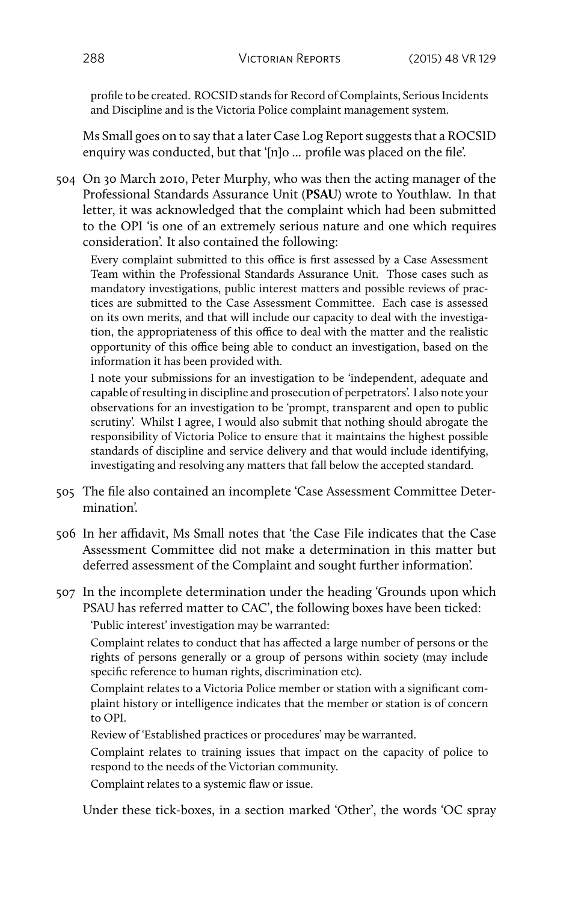profile to be created. ROCSID stands for Record of Complaints, Serious Incidents and Discipline and is the Victoria Police complaint management system.

Ms Small goes on to say that a later Case Log Report suggests that a ROCSID enquiry was conducted, but that '[n]o … profile was placed on the file'.

504 On 30 March 2010, Peter Murphy, who was then the acting manager of the Professional Standards Assurance Unit (**PSAU**) wrote to Youthlaw. In that letter, it was acknowledged that the complaint which had been submitted to the OPI 'is one of an extremely serious nature and one which requires consideration'. It also contained the following:

> Every complaint submitted to this office is first assessed by a Case Assessment Team within the Professional Standards Assurance Unit. Those cases such as mandatory investigations, public interest matters and possible reviews of practices are submitted to the Case Assessment Committee. Each case is assessed on its own merits, and that will include our capacity to deal with the investigation, the appropriateness of this office to deal with the matter and the realistic opportunity of this office being able to conduct an investigation, based on the information it has been provided with.
>
> I note your submissions for an investigation to be 'independent, adequate and capable of resulting in discipline and prosecution of perpetrators'. I also note your observations for an investigation to be 'prompt, transparent and open to public scrutiny'. Whilst I agree, I would also submit that nothing should abrogate the responsibility of Victoria Police to ensure that it maintains the highest possible standards of discipline and service delivery and that would include identifying, investigating and resolving any matters that fall below the accepted standard.

505 The file also contained an incomplete 'Case Assessment Committee Determination'.

506 In her affidavit, Ms Small notes that 'the Case File indicates that the Case Assessment Committee did not make a determination in this matter but deferred assessment of the Complaint and sought further information'.

507 In the incomplete determination under the heading 'Grounds upon which PSAU has referred matter to CAC', the following boxes have been ticked:

> 'Public interest' investigation may be warranted:
>
> Complaint relates to conduct that has affected a large number of persons or the rights of persons generally or a group of persons within society (may include specific reference to human rights, discrimination etc).
>
> Complaint relates to a Victoria Police member or station with a significant complaint history or intelligence indicates that the member or station is of concern to OPI.
>
> Review of 'Established practices or procedures' may be warranted.
>
> Complaint relates to training issues that impact on the capacity of police to respond to the needs of the Victorian community.
>
> Complaint relates to a systemic flaw or issue.

Under these tick-boxes, in a section marked 'Other', the words 'OC spray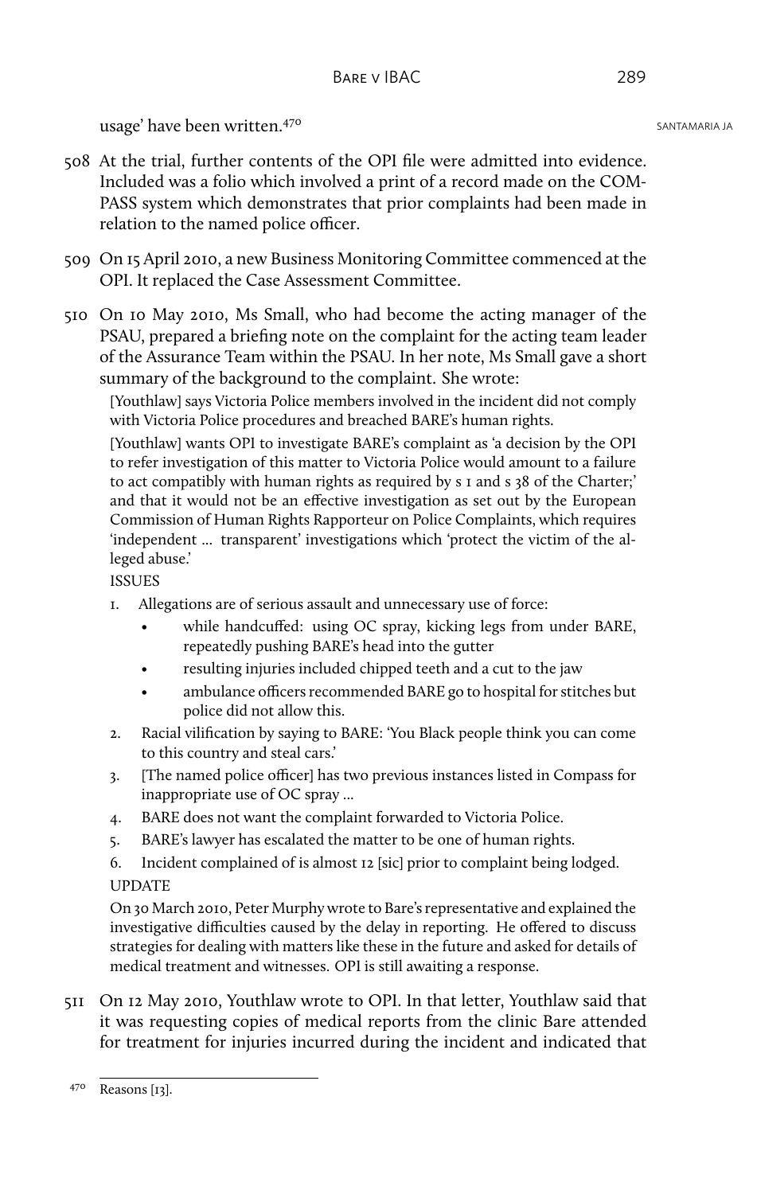usage' have been written.[470]

508 At the trial, further contents of the OPI file were admitted into evidence. Included was a folio which involved a print of a record made on the COMPASS system which demonstrates that prior complaints had been made in relation to the named police officer.

509 On 15 April 2010, a new Business Monitoring Committee commenced at the OPI. It replaced the Case Assessment Committee.

510 On 10 May 2010, Ms Small, who had become the acting manager of the PSAU, prepared a briefing note on the complaint for the acting team leader of the Assurance Team within the PSAU. In her note, Ms Small gave a short summary of the background to the complaint. She wrote:

> [Youthlaw] says Victoria Police members involved in the incident did not comply with Victoria Police procedures and breached BARE's human rights.
>
> [Youthlaw] wants OPI to investigate BARE's complaint as 'a decision by the OPI to refer investigation of this matter to Victoria Police would amount to a failure to act compatibly with human rights as required by s 1 and s 38 of the Charter;' and that it would not be an effective investigation as set out by the European Commission of Human Rights Rapporteur on Police Complaints, which requires 'independent … transparent' investigations which 'protect the victim of the alleged abuse.'
>
> ISSUES
>
> 1. Allegations are of serious assault and unnecessary use of force:
>    - while handcuffed: using OC spray, kicking legs from under BARE, repeatedly pushing BARE's head into the gutter
>    - resulting injuries included chipped teeth and a cut to the jaw
>    - ambulance officers recommended BARE go to hospital for stitches but police did not allow this.
> 2. Racial vilification by saying to BARE: 'You Black people think you can come to this country and steal cars.'
> 3. [The named police officer] has two previous instances listed in Compass for inappropriate use of OC spray …
> 4. BARE does not want the complaint forwarded to Victoria Police.
> 5. BARE's lawyer has escalated the matter to be one of human rights.
> 6. Incident complained of is almost 12 [sic] prior to complaint being lodged.
>
> UPDATE
>
> On 30 March 2010, Peter Murphy wrote to Bare's representative and explained the investigative difficulties caused by the delay in reporting. He offered to discuss strategies for dealing with matters like these in the future and asked for details of medical treatment and witnesses. OPI is still awaiting a response.

511 On 12 May 2010, Youthlaw wrote to OPI. In that letter, Youthlaw said that it was requesting copies of medical reports from the clinic Bare attended for treatment for injuries incurred during the incident and indicated that

---

[470] Reasons [13].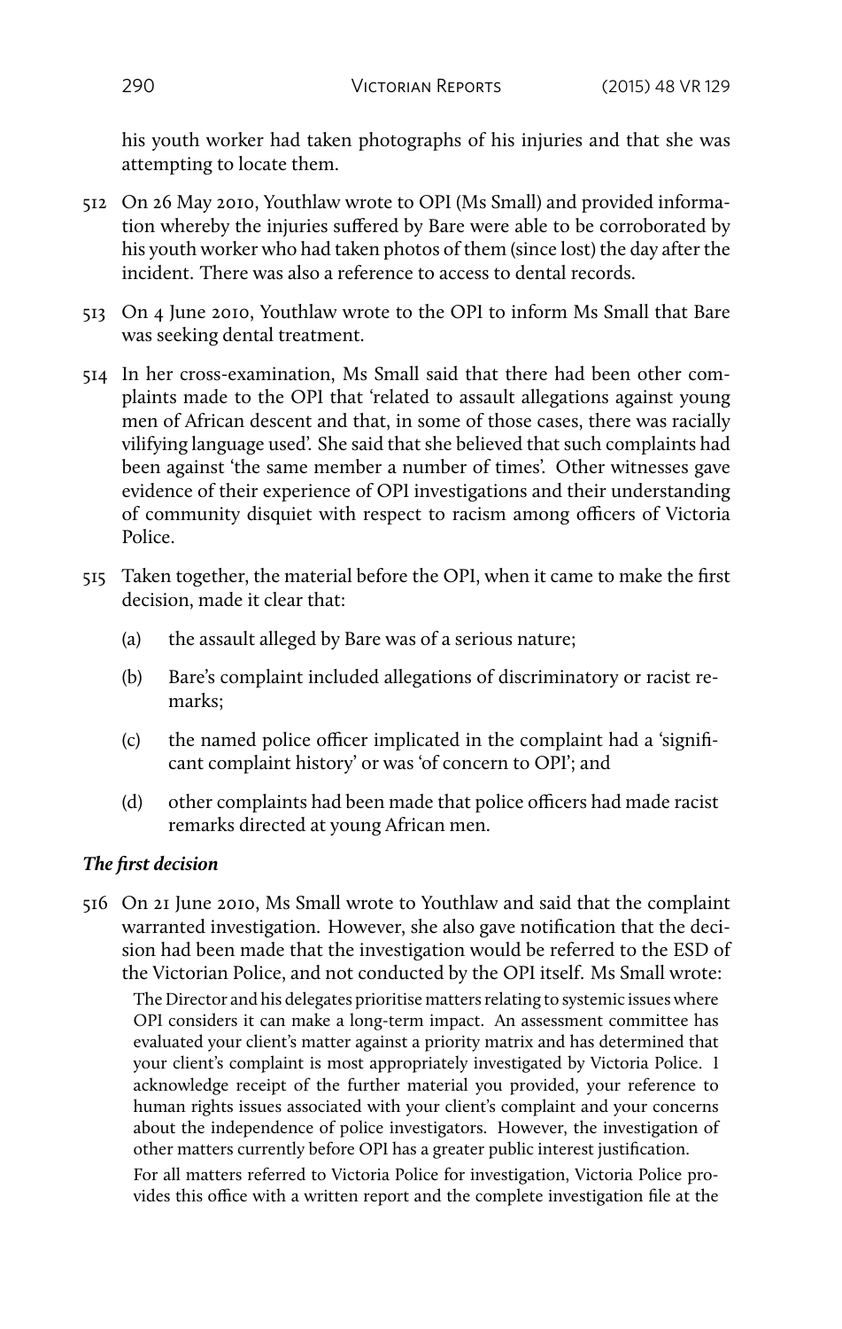his youth worker had taken photographs of his injuries and that she was attempting to locate them.

512 On 26 May 2010, Youthlaw wrote to OPI (Ms Small) and provided information whereby the injuries suffered by Bare were able to be corroborated by his youth worker who had taken photos of them (since lost) the day after the incident. There was also a reference to access to dental records.

513 On 4 June 2010, Youthlaw wrote to the OPI to inform Ms Small that Bare was seeking dental treatment.

514 In her cross-examination, Ms Small said that there had been other complaints made to the OPI that 'related to assault allegations against young men of African descent and that, in some of those cases, there was racially vilifying language used'. She said that she believed that such complaints had been against 'the same member a number of times'. Other witnesses gave evidence of their experience of OPI investigations and their understanding of community disquiet with respect to racism among officers of Victoria Police.

515 Taken together, the material before the OPI, when it came to make the first decision, made it clear that:

(a) the assault alleged by Bare was of a serious nature;

(b) Bare's complaint included allegations of discriminatory or racist remarks;

(c) the named police officer implicated in the complaint had a 'significant complaint history' or was 'of concern to OPI'; and

(d) other complaints had been made that police officers had made racist remarks directed at young African men.

### *The first decision*

516 On 21 June 2010, Ms Small wrote to Youthlaw and said that the complaint warranted investigation. However, she also gave notification that the decision had been made that the investigation would be referred to the ESD of the Victorian Police, and not conducted by the OPI itself. Ms Small wrote:

> The Director and his delegates prioritise matters relating to systemic issues where OPI considers it can make a long-term impact. An assessment committee has evaluated your client's matter against a priority matrix and has determined that your client's complaint is most appropriately investigated by Victoria Police. I acknowledge receipt of the further material you provided, your reference to human rights issues associated with your client's complaint and your concerns about the independence of police investigators. However, the investigation of other matters currently before OPI has a greater public interest justification.
>
> For all matters referred to Victoria Police for investigation, Victoria Police provides this office with a written report and the complete investigation file at the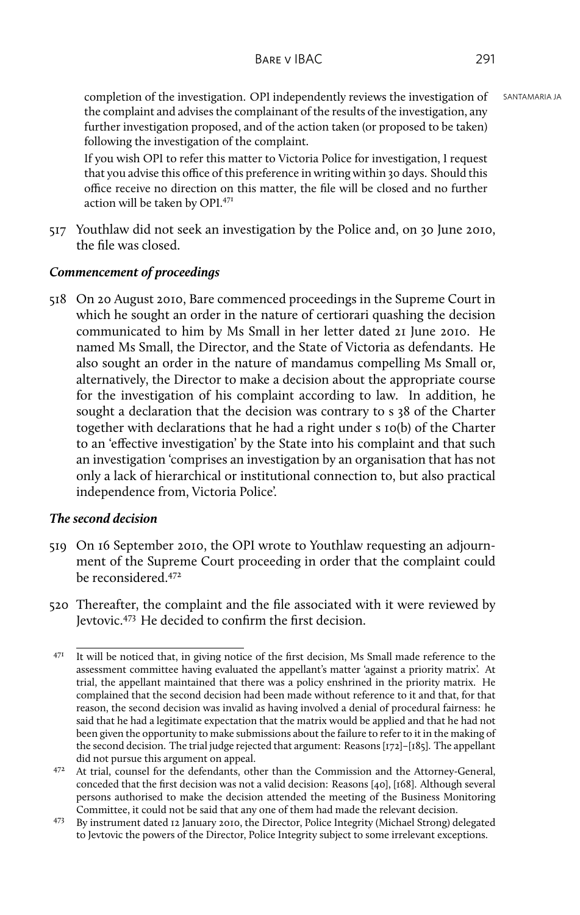completion of the investigation. OPI independently reviews the investigation of the complaint and advises the complainant of the results of the investigation, any further investigation proposed, and of the action taken (or proposed to be taken) following the investigation of the complaint.

If you wish OPI to refer this matter to Victoria Police for investigation, I request that you advise this office of this preference in writing within 30 days. Should this office receive no direction on this matter, the file will be closed and no further action will be taken by OPI.[471]

517 Youthlaw did not seek an investigation by the Police and, on 30 June 2010, the file was closed.

### *Commencement of proceedings*

518 On 20 August 2010, Bare commenced proceedings in the Supreme Court in which he sought an order in the nature of certiorari quashing the decision communicated to him by Ms Small in her letter dated 21 June 2010. He named Ms Small, the Director, and the State of Victoria as defendants. He also sought an order in the nature of mandamus compelling Ms Small or, alternatively, the Director to make a decision about the appropriate course for the investigation of his complaint according to law. In addition, he sought a declaration that the decision was contrary to s 38 of the Charter together with declarations that he had a right under s 10(b) of the Charter to an 'effective investigation' by the State into his complaint and that such an investigation 'comprises an investigation by an organisation that has not only a lack of hierarchical or institutional connection to, but also practical independence from, Victoria Police'.

### *The second decision*

519 On 16 September 2010, the OPI wrote to Youthlaw requesting an adjournment of the Supreme Court proceeding in order that the complaint could be reconsidered.[472]

520 Thereafter, the complaint and the file associated with it were reviewed by Jevtovic.[473] He decided to confirm the first decision.

---

[471] It will be noticed that, in giving notice of the first decision, Ms Small made reference to the assessment committee having evaluated the appellant's matter 'against a priority matrix'. At trial, the appellant maintained that there was a policy enshrined in the priority matrix. He complained that the second decision had been made without reference to it and that, for that reason, the second decision was invalid as having involved a denial of procedural fairness: he said that he had a legitimate expectation that the matrix would be applied and that he had not been given the opportunity to make submissions about the failure to refer to it in the making of the second decision. The trial judge rejected that argument: Reasons [172]–[185]. The appellant did not pursue this argument on appeal.

[472] At trial, counsel for the defendants, other than the Commission and the Attorney-General, conceded that the first decision was not a valid decision: Reasons [40], [168]. Although several persons authorised to make the decision attended the meeting of the Business Monitoring Committee, it could not be said that any one of them had made the relevant decision.

[473] By instrument dated 12 January 2010, the Director, Police Integrity (Michael Strong) delegated to Jevtovic the powers of the Director, Police Integrity subject to some irrelevant exceptions.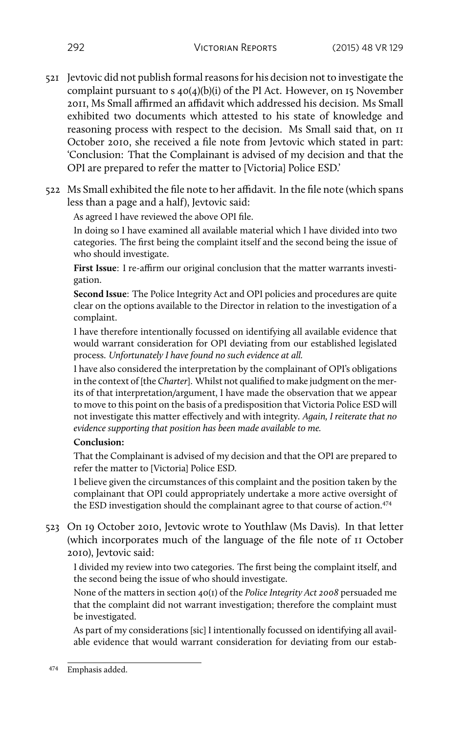521 Jevtovic did not publish formal reasons for his decision not to investigate the complaint pursuant to s 40(4)(b)(i) of the PI Act. However, on 15 November 2011, Ms Small affirmed an affidavit which addressed his decision. Ms Small exhibited two documents which attested to his state of knowledge and reasoning process with respect to the decision. Ms Small said that, on 11 October 2010, she received a file note from Jevtovic which stated in part: 'Conclusion: That the Complainant is advised of my decision and that the OPI are prepared to refer the matter to [Victoria] Police ESD.'

522 Ms Small exhibited the file note to her affidavit. In the file note (which spans less than a page and a half), Jevtovic said:

> As agreed I have reviewed the above OPI file.
>
> In doing so I have examined all available material which I have divided into two categories. The first being the complaint itself and the second being the issue of who should investigate.
>
> **First Issue**: I re-affirm our original conclusion that the matter warrants investigation.
>
> **Second Issue**: The Police Integrity Act and OPI policies and procedures are quite clear on the options available to the Director in relation to the investigation of a complaint.
>
> I have therefore intentionally focussed on identifying all available evidence that would warrant consideration for OPI deviating from our established legislated process. *Unfortunately I have found no such evidence at all.*
>
> I have also considered the interpretation by the complainant of OPI's obligations in the context of [the *Charter*]. Whilst not qualified to make judgment on the merits of that interpretation/argument, I have made the observation that we appear to move to this point on the basis of a predisposition that Victoria Police ESD will not investigate this matter effectively and with integrity. *Again, I reiterate that no evidence supporting that position has been made available to me.*
>
> **Conclusion:**
>
> That the Complainant is advised of my decision and that the OPI are prepared to refer the matter to [Victoria] Police ESD.
>
> I believe given the circumstances of this complaint and the position taken by the complainant that OPI could appropriately undertake a more active oversight of the ESD investigation should the complainant agree to that course of action.[474]

523 On 19 October 2010, Jevtovic wrote to Youthlaw (Ms Davis). In that letter (which incorporates much of the language of the file note of 11 October 2010), Jevtovic said:

> I divided my review into two categories. The first being the complaint itself, and the second being the issue of who should investigate.
>
> None of the matters in section 40(1) of the *Police Integrity Act 2008* persuaded me that the complaint did not warrant investigation; therefore the complaint must be investigated.
>
> As part of my considerations [sic] I intentionally focussed on identifying all available evidence that would warrant consideration for deviating from our estab-

---

474 Emphasis added.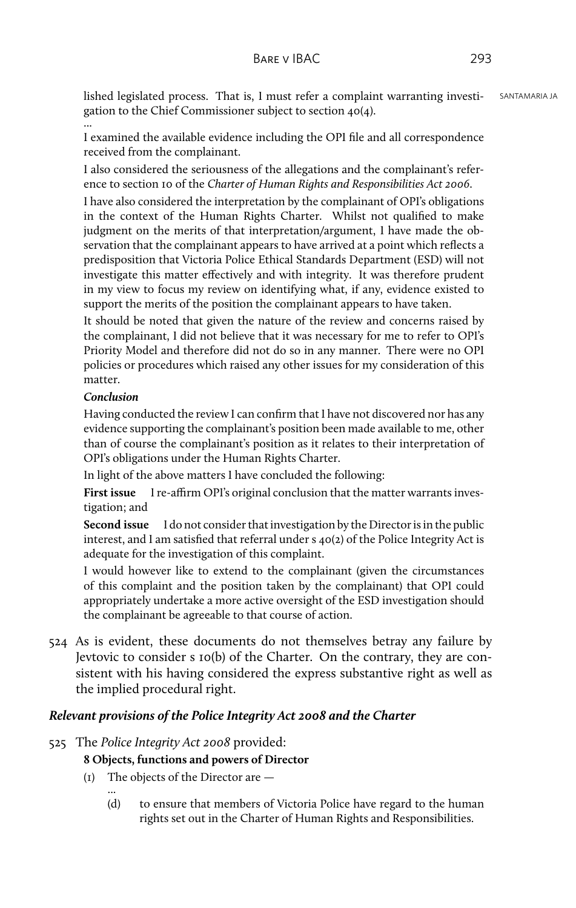lished legislated process. That is, I must refer a complaint warranting investigation to the Chief Commissioner subject to section 40(4).

> …
>
> I examined the available evidence including the OPI file and all correspondence received from the complainant.
>
> I also considered the seriousness of the allegations and the complainant's reference to section 10 of the *Charter of Human Rights and Responsibilities Act 2006*.
>
> I have also considered the interpretation by the complainant of OPI's obligations in the context of the Human Rights Charter. Whilst not qualified to make judgment on the merits of that interpretation/argument, I have made the observation that the complainant appears to have arrived at a point which reflects a predisposition that Victoria Police Ethical Standards Department (ESD) will not investigate this matter effectively and with integrity. It was therefore prudent in my view to focus my review on identifying what, if any, evidence existed to support the merits of the position the complainant appears to have taken.
>
> It should be noted that given the nature of the review and concerns raised by the complainant, I did not believe that it was necessary for me to refer to OPI's Priority Model and therefore did not do so in any manner. There were no OPI policies or procedures which raised any other issues for my consideration of this matter.
>
> ***Conclusion***
>
> Having conducted the review I can confirm that I have not discovered nor has any evidence supporting the complainant's position been made available to me, other than of course the complainant's position as it relates to their interpretation of OPI's obligations under the Human Rights Charter.
>
> In light of the above matters I have concluded the following:
>
> **First issue** I re-affirm OPI's original conclusion that the matter warrants investigation; and
>
> **Second issue** I do not consider that investigation by the Director is in the public interest, and I am satisfied that referral under s 40(2) of the Police Integrity Act is adequate for the investigation of this complaint.
>
> I would however like to extend to the complainant (given the circumstances of this complaint and the position taken by the complainant) that OPI could appropriately undertake a more active oversight of the ESD investigation should the complainant be agreeable to that course of action.

524 As is evident, these documents do not themselves betray any failure by Jevtovic to consider s 10(b) of the Charter. On the contrary, they are consistent with his having considered the express substantive right as well as the implied procedural right.

### *Relevant provisions of the Police Integrity Act 2008 and the Charter*

525 The *Police Integrity Act 2008* provided:

> **8 Objects, functions and powers of Director**
>
> (1) The objects of the Director are —
>
> …
>
> (d) to ensure that members of Victoria Police have regard to the human rights set out in the Charter of Human Rights and Responsibilities.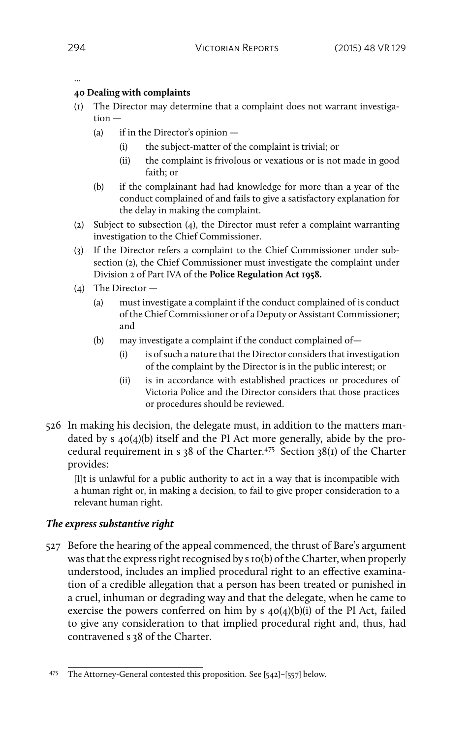...

**40 Dealing with complaints**

(1) The Director may determine that a complaint does not warrant investigation —

(a) if in the Director's opinion —

(i) the subject-matter of the complaint is trivial; or

(ii) the complaint is frivolous or vexatious or is not made in good faith; or

(b) if the complainant had had knowledge for more than a year of the conduct complained of and fails to give a satisfactory explanation for the delay in making the complaint.

(2) Subject to subsection (4), the Director must refer a complaint warranting investigation to the Chief Commissioner.

(3) If the Director refers a complaint to the Chief Commissioner under subsection (2), the Chief Commissioner must investigate the complaint under Division 2 of Part IVA of the **Police Regulation Act 1958.**

(4) The Director —

(a) must investigate a complaint if the conduct complained of is conduct of the Chief Commissioner or of a Deputy or Assistant Commissioner; and

(b) may investigate a complaint if the conduct complained of—

(i) is of such a nature that the Director considers that investigation of the complaint by the Director is in the public interest; or

(ii) is in accordance with established practices or procedures of Victoria Police and the Director considers that those practices or procedures should be reviewed.

526 In making his decision, the delegate must, in addition to the matters mandated by s 40(4)(b) itself and the PI Act more generally, abide by the procedural requirement in s 38 of the Charter.[475] Section 38(1) of the Charter provides:

> [I]t is unlawful for a public authority to act in a way that is incompatible with a human right or, in making a decision, to fail to give proper consideration to a relevant human right.

### *The express substantive right*

527 Before the hearing of the appeal commenced, the thrust of Bare's argument was that the express right recognised by s 10(b) of the Charter, when properly understood, includes an implied procedural right to an effective examination of a credible allegation that a person has been treated or punished in a cruel, inhuman or degrading way and that the delegate, when he came to exercise the powers conferred on him by s 40(4)(b)(i) of the PI Act, failed to give any consideration to that implied procedural right and, thus, had contravened s 38 of the Charter.

---

[475] The Attorney-General contested this proposition. See [542]–[557] below.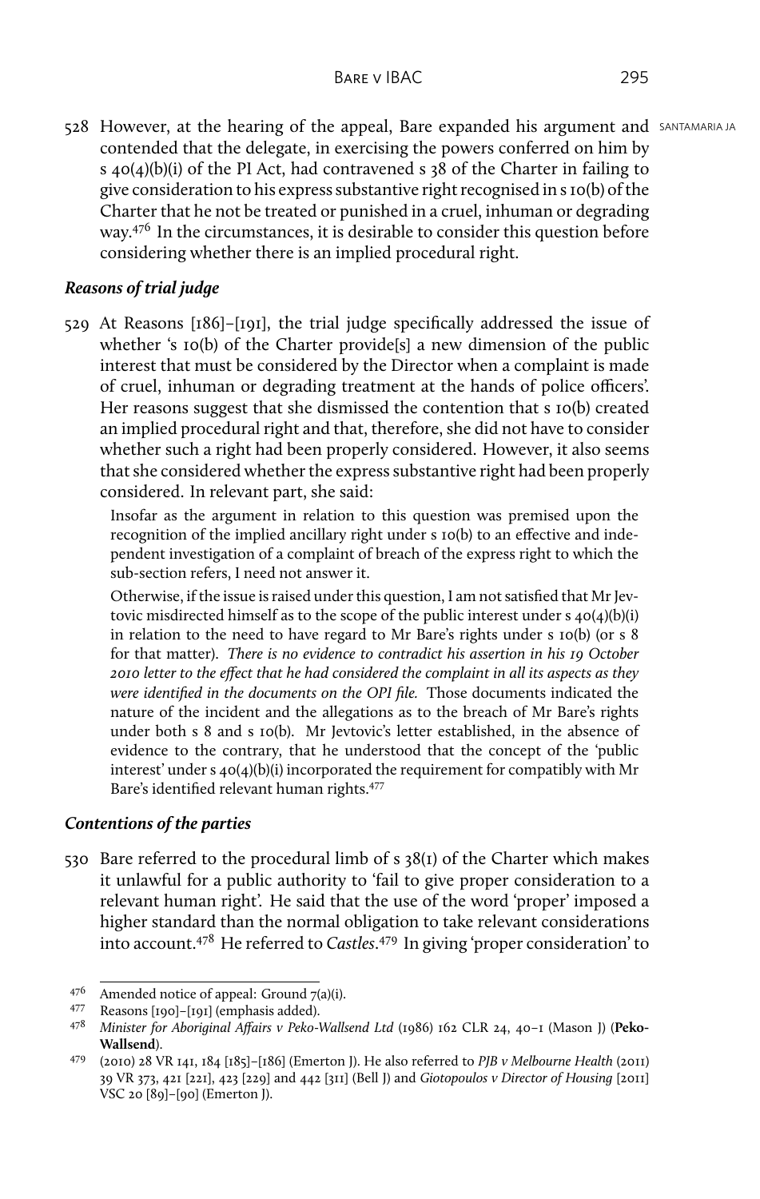528 However, at the hearing of the appeal, Bare expanded his argument and contended that the delegate, in exercising the powers conferred on him by s 40(4)(b)(i) of the PI Act, had contravened s 38 of the Charter in failing to give consideration to his express substantive right recognised in s 10(b) of the Charter that he not be treated or punished in a cruel, inhuman or degrading way.[476] In the circumstances, it is desirable to consider this question before considering whether there is an implied procedural right.

### *Reasons of trial judge*

529 At Reasons [186]–[191], the trial judge specifically addressed the issue of whether 's 10(b) of the Charter provide[s] a new dimension of the public interest that must be considered by the Director when a complaint is made of cruel, inhuman or degrading treatment at the hands of police officers'. Her reasons suggest that she dismissed the contention that s 10(b) created an implied procedural right and that, therefore, she did not have to consider whether such a right had been properly considered. However, it also seems that she considered whether the express substantive right had been properly considered. In relevant part, she said:

> Insofar as the argument in relation to this question was premised upon the recognition of the implied ancillary right under s 10(b) to an effective and independent investigation of a complaint of breach of the express right to which the sub-section refers, I need not answer it.
>
> Otherwise, if the issue is raised under this question, I am not satisfied that Mr Jevtovic misdirected himself as to the scope of the public interest under s 40(4)(b)(i) in relation to the need to have regard to Mr Bare's rights under s 10(b) (or s 8 for that matter). *There is no evidence to contradict his assertion in his 19 October 2010 letter to the effect that he had considered the complaint in all its aspects as they were identified in the documents on the OPI file.* Those documents indicated the nature of the incident and the allegations as to the breach of Mr Bare's rights under both s 8 and s 10(b). Mr Jevtovic's letter established, in the absence of evidence to the contrary, that he understood that the concept of the 'public interest' under s 40(4)(b)(i) incorporated the requirement for compatibly with Mr Bare's identified relevant human rights.[477]

### *Contentions of the parties*

530 Bare referred to the procedural limb of s 38(1) of the Charter which makes it unlawful for a public authority to 'fail to give proper consideration to a relevant human right'. He said that the use of the word 'proper' imposed a higher standard than the normal obligation to take relevant considerations into account.[478] He referred to *Castles*.[479] In giving 'proper consideration' to

---

[476] Amended notice of appeal: Ground 7(a)(i).

[477] Reasons [190]–[191] (emphasis added).

[478] *Minister for Aboriginal Affairs v Peko-Wallsend Ltd* (1986) 162 CLR 24, 40–1 (Mason J) (**Peko-Wallsend**).

[479] (2010) 28 VR 141, 184 [185]–[186] (Emerton J). He also referred to *PJB v Melbourne Health* (2011) 39 VR 373, 421 [221], 423 [229] and 442 [311] (Bell J) and *Giotopoulos v Director of Housing* [2011] VSC 20 [89]–[90] (Emerton J).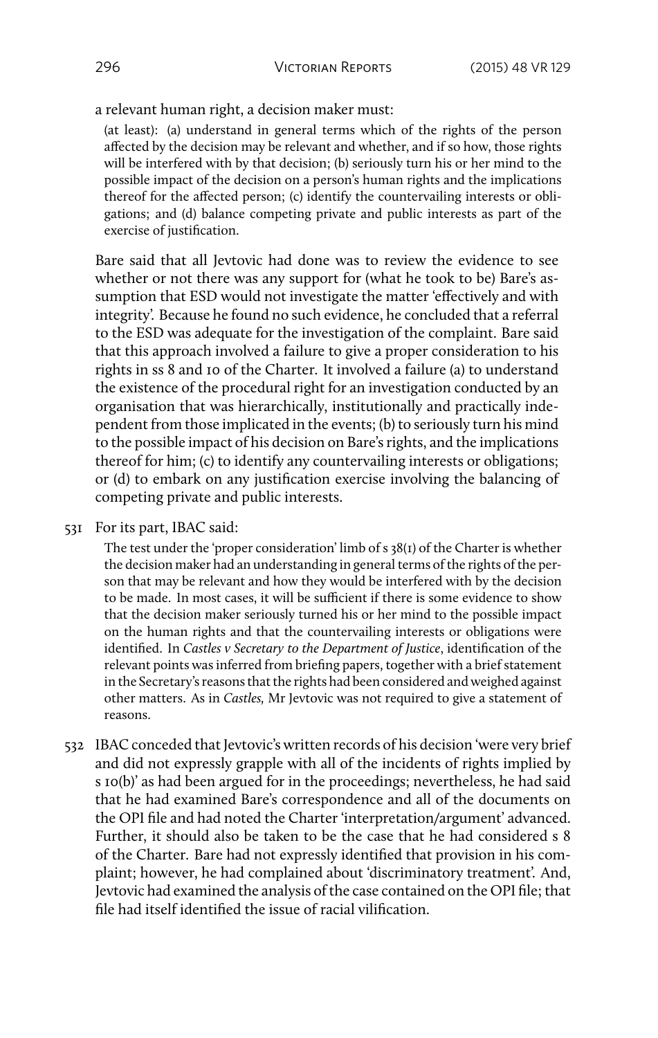a relevant human right, a decision maker must:

> (at least): (a) understand in general terms which of the rights of the person affected by the decision may be relevant and whether, and if so how, those rights will be interfered with by that decision; (b) seriously turn his or her mind to the possible impact of the decision on a person's human rights and the implications thereof for the affected person; (c) identify the countervailing interests or obligations; and (d) balance competing private and public interests as part of the exercise of justification.

Bare said that all Jevtovic had done was to review the evidence to see whether or not there was any support for (what he took to be) Bare's assumption that ESD would not investigate the matter 'effectively and with integrity'. Because he found no such evidence, he concluded that a referral to the ESD was adequate for the investigation of the complaint. Bare said that this approach involved a failure to give a proper consideration to his rights in ss 8 and 10 of the Charter. It involved a failure (a) to understand the existence of the procedural right for an investigation conducted by an organisation that was hierarchically, institutionally and practically independent from those implicated in the events; (b) to seriously turn his mind to the possible impact of his decision on Bare's rights, and the implications thereof for him; (c) to identify any countervailing interests or obligations; or (d) to embark on any justification exercise involving the balancing of competing private and public interests.

531 For its part, IBAC said:

> The test under the 'proper consideration' limb of s 38(1) of the Charter is whether the decision maker had an understanding in general terms of the rights of the person that may be relevant and how they would be interfered with by the decision to be made. In most cases, it will be sufficient if there is some evidence to show that the decision maker seriously turned his or her mind to the possible impact on the human rights and that the countervailing interests or obligations were identified. In *Castles v Secretary to the Department of Justice*, identification of the relevant points was inferred from briefing papers, together with a brief statement in the Secretary's reasons that the rights had been considered and weighed against other matters. As in *Castles,* Mr Jevtovic was not required to give a statement of reasons.

532 IBAC conceded that Jevtovic's written records of his decision 'were very brief and did not expressly grapple with all of the incidents of rights implied by s 10(b)' as had been argued for in the proceedings; nevertheless, he had said that he had examined Bare's correspondence and all of the documents on the OPI file and had noted the Charter 'interpretation/argument' advanced. Further, it should also be taken to be the case that he had considered s 8 of the Charter. Bare had not expressly identified that provision in his complaint; however, he had complained about 'discriminatory treatment'. And, Jevtovic had examined the analysis of the case contained on the OPI file; that file had itself identified the issue of racial vilification.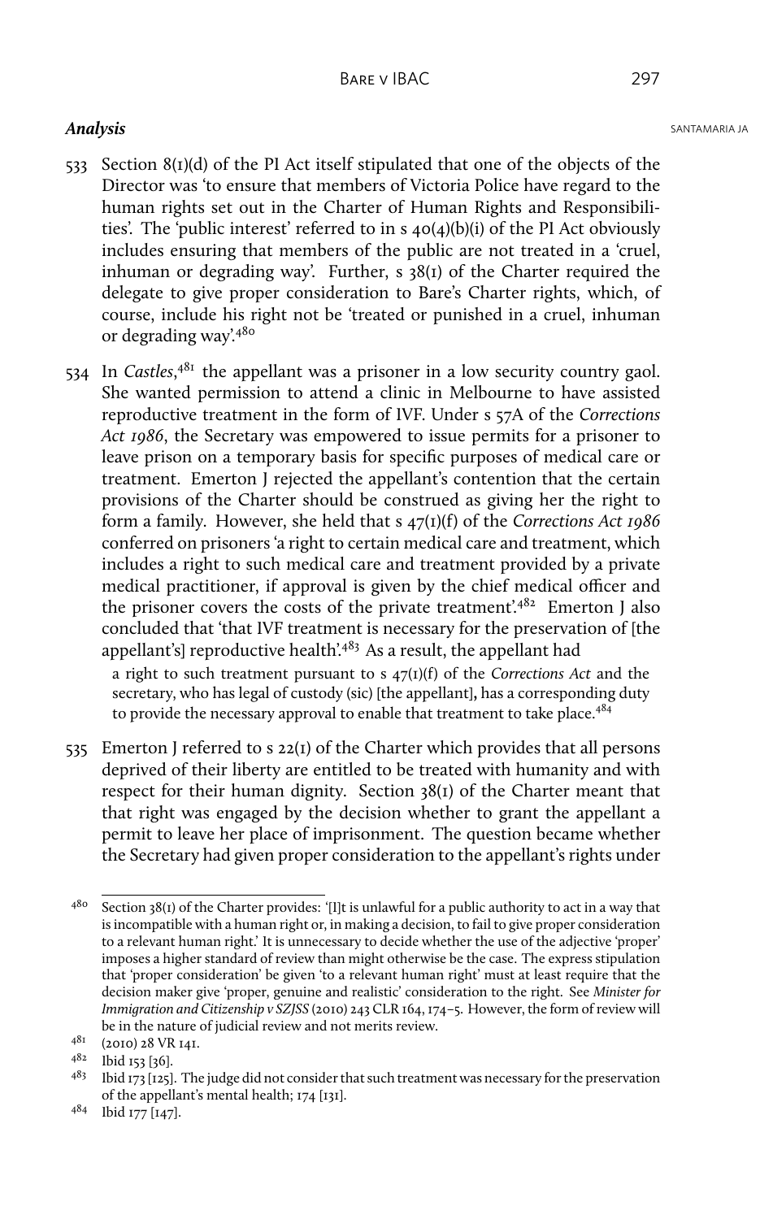### *Analysis*

533 Section 8(1)(d) of the PI Act itself stipulated that one of the objects of the Director was 'to ensure that members of Victoria Police have regard to the human rights set out in the Charter of Human Rights and Responsibilities'. The 'public interest' referred to in s 40(4)(b)(i) of the PI Act obviously includes ensuring that members of the public are not treated in a 'cruel, inhuman or degrading way'. Further, s 38(1) of the Charter required the delegate to give proper consideration to Bare's Charter rights, which, of course, include his right not be 'treated or punished in a cruel, inhuman or degrading way'.[480]

534 In *Castles*,[481] the appellant was a prisoner in a low security country gaol. She wanted permission to attend a clinic in Melbourne to have assisted reproductive treatment in the form of IVF. Under s 57A of the *Corrections Act 1986*, the Secretary was empowered to issue permits for a prisoner to leave prison on a temporary basis for specific purposes of medical care or treatment. Emerton J rejected the appellant's contention that the certain provisions of the Charter should be construed as giving her the right to form a family. However, she held that s 47(1)(f) of the *Corrections Act 1986* conferred on prisoners 'a right to certain medical care and treatment, which includes a right to such medical care and treatment provided by a private medical practitioner, if approval is given by the chief medical officer and the prisoner covers the costs of the private treatment'.[482] Emerton J also concluded that 'that IVF treatment is necessary for the preservation of [the appellant's] reproductive health'.[483] As a result, the appellant had

> a right to such treatment pursuant to s 47(1)(f) of the *Corrections Act* and the secretary, who has legal of custody (sic) [the appellant], has a corresponding duty to provide the necessary approval to enable that treatment to take place.[484]

535 Emerton J referred to s 22(1) of the Charter which provides that all persons deprived of their liberty are entitled to be treated with humanity and with respect for their human dignity. Section 38(1) of the Charter meant that that right was engaged by the decision whether to grant the appellant a permit to leave her place of imprisonment. The question became whether the Secretary had given proper consideration to the appellant's rights under

---

[480] Section 38(1) of the Charter provides: '[I]t is unlawful for a public authority to act in a way that is incompatible with a human right or, in making a decision, to fail to give proper consideration to a relevant human right.' It is unnecessary to decide whether the use of the adjective 'proper' imposes a higher standard of review than might otherwise be the case. The express stipulation that 'proper consideration' be given 'to a relevant human right' must at least require that the decision maker give 'proper, genuine and realistic' consideration to the right. See *Minister for Immigration and Citizenship v SZJSS* (2010) 243 CLR 164, 174–5. However, the form of review will be in the nature of judicial review and not merits review.

[481] (2010) 28 VR 141.

[482] Ibid 153 [36].

[483] Ibid 173 [125]. The judge did not consider that such treatment was necessary for the preservation of the appellant's mental health; 174 [131].

[484] Ibid 177 [147].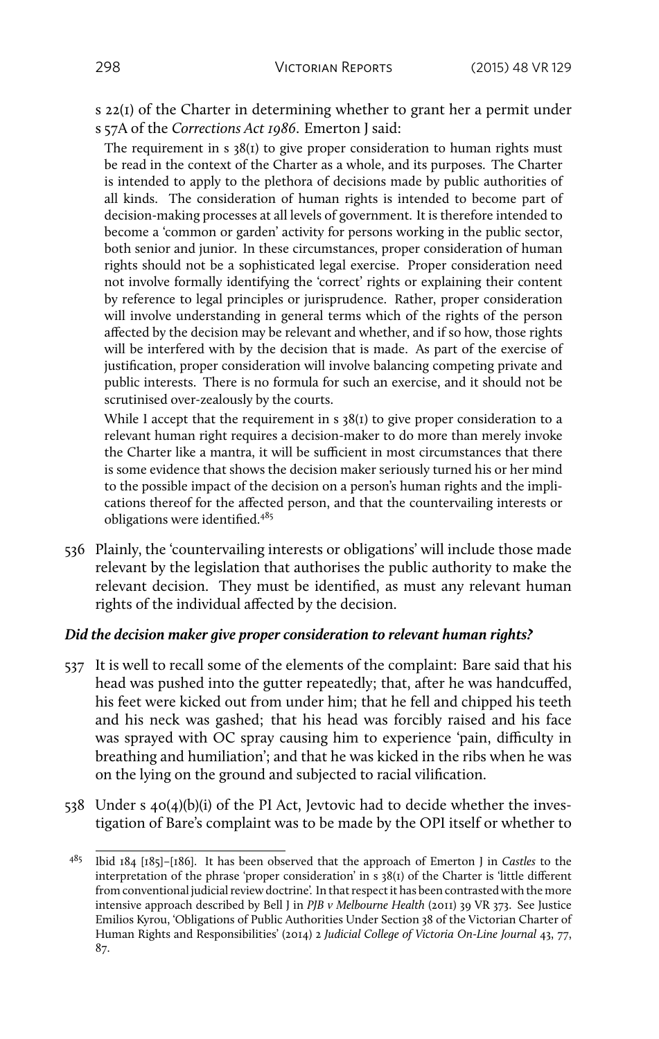s 22(1) of the Charter in determining whether to grant her a permit under s 57A of the *Corrections Act 1986*. Emerton J said:

> The requirement in s 38(1) to give proper consideration to human rights must be read in the context of the Charter as a whole, and its purposes. The Charter is intended to apply to the plethora of decisions made by public authorities of all kinds. The consideration of human rights is intended to become part of decision-making processes at all levels of government. It is therefore intended to become a 'common or garden' activity for persons working in the public sector, both senior and junior. In these circumstances, proper consideration of human rights should not be a sophisticated legal exercise. Proper consideration need not involve formally identifying the 'correct' rights or explaining their content by reference to legal principles or jurisprudence. Rather, proper consideration will involve understanding in general terms which of the rights of the person affected by the decision may be relevant and whether, and if so how, those rights will be interfered with by the decision that is made. As part of the exercise of justification, proper consideration will involve balancing competing private and public interests. There is no formula for such an exercise, and it should not be scrutinised over-zealously by the courts.
>
> While I accept that the requirement in s 38(1) to give proper consideration to a relevant human right requires a decision-maker to do more than merely invoke the Charter like a mantra, it will be sufficient in most circumstances that there is some evidence that shows the decision maker seriously turned his or her mind to the possible impact of the decision on a person's human rights and the implications thereof for the affected person, and that the countervailing interests or obligations were identified.[485]

536 Plainly, the 'countervailing interests or obligations' will include those made relevant by the legislation that authorises the public authority to make the relevant decision. They must be identified, as must any relevant human rights of the individual affected by the decision.

### *Did the decision maker give proper consideration to relevant human rights?*

537 It is well to recall some of the elements of the complaint: Bare said that his head was pushed into the gutter repeatedly; that, after he was handcuffed, his feet were kicked out from under him; that he fell and chipped his teeth and his neck was gashed; that his head was forcibly raised and his face was sprayed with OC spray causing him to experience 'pain, difficulty in breathing and humiliation'; and that he was kicked in the ribs when he was on the lying on the ground and subjected to racial vilification.

538 Under s 40(4)(b)(i) of the PI Act, Jevtovic had to decide whether the investigation of Bare's complaint was to be made by the OPI itself or whether to

---

[485] Ibid 184 [185]–[186]. It has been observed that the approach of Emerton J in *Castles* to the interpretation of the phrase 'proper consideration' in s 38(1) of the Charter is 'little different from conventional judicial review doctrine'. In that respect it has been contrasted with the more intensive approach described by Bell J in *PJB v Melbourne Health* (2011) 39 VR 373. See Justice Emilios Kyrou, 'Obligations of Public Authorities Under Section 38 of the Victorian Charter of Human Rights and Responsibilities' (2014) 2 *Judicial College of Victoria On-Line Journal* 43, 77, 87.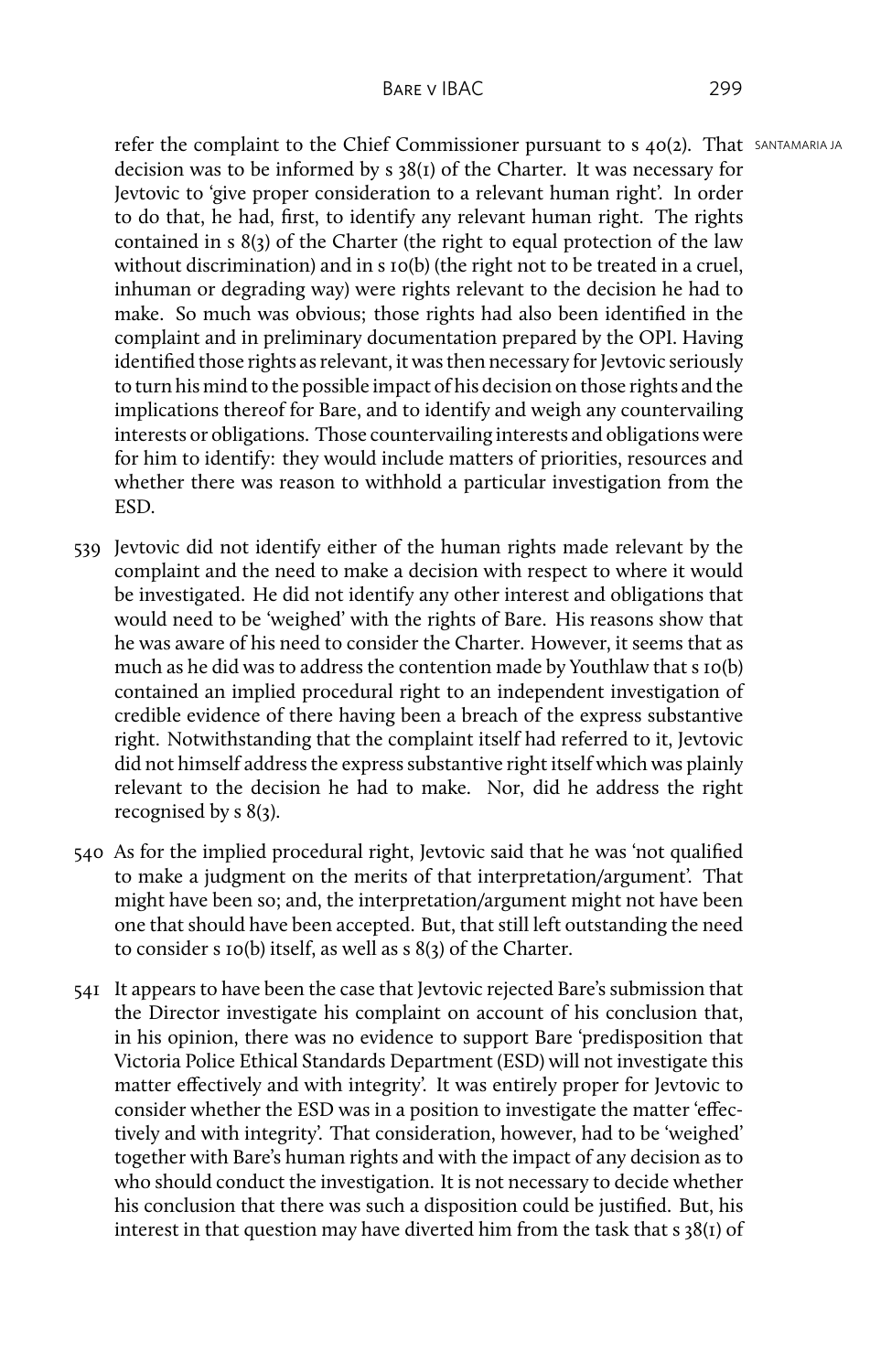refer the complaint to the Chief Commissioner pursuant to s 40(2). That decision was to be informed by s 38(1) of the Charter. It was necessary for Jevtovic to 'give proper consideration to a relevant human right'. In order to do that, he had, first, to identify any relevant human right. The rights contained in s 8(3) of the Charter (the right to equal protection of the law without discrimination) and in s 10(b) (the right not to be treated in a cruel, inhuman or degrading way) were rights relevant to the decision he had to make. So much was obvious; those rights had also been identified in the complaint and in preliminary documentation prepared by the OPI. Having identified those rights as relevant, it was then necessary for Jevtovic seriously to turn his mind to the possible impact of his decision on those rights and the implications thereof for Bare, and to identify and weigh any countervailing interests or obligations. Those countervailing interests and obligations were for him to identify: they would include matters of priorities, resources and whether there was reason to withhold a particular investigation from the ESD.

539 Jevtovic did not identify either of the human rights made relevant by the complaint and the need to make a decision with respect to where it would be investigated. He did not identify any other interest and obligations that would need to be 'weighed' with the rights of Bare. His reasons show that he was aware of his need to consider the Charter. However, it seems that as much as he did was to address the contention made by Youthlaw that s 10(b) contained an implied procedural right to an independent investigation of credible evidence of there having been a breach of the express substantive right. Notwithstanding that the complaint itself had referred to it, Jevtovic did not himself address the express substantive right itself which was plainly relevant to the decision he had to make. Nor, did he address the right recognised by s 8(3).

540 As for the implied procedural right, Jevtovic said that he was 'not qualified to make a judgment on the merits of that interpretation/argument'. That might have been so; and, the interpretation/argument might not have been one that should have been accepted. But, that still left outstanding the need to consider s 10(b) itself, as well as s 8(3) of the Charter.

541 It appears to have been the case that Jevtovic rejected Bare's submission that the Director investigate his complaint on account of his conclusion that, in his opinion, there was no evidence to support Bare 'predisposition that Victoria Police Ethical Standards Department (ESD) will not investigate this matter effectively and with integrity'. It was entirely proper for Jevtovic to consider whether the ESD was in a position to investigate the matter 'effectively and with integrity'. That consideration, however, had to be 'weighed' together with Bare's human rights and with the impact of any decision as to who should conduct the investigation. It is not necessary to decide whether his conclusion that there was such a disposition could be justified. But, his interest in that question may have diverted him from the task that s 38(1) of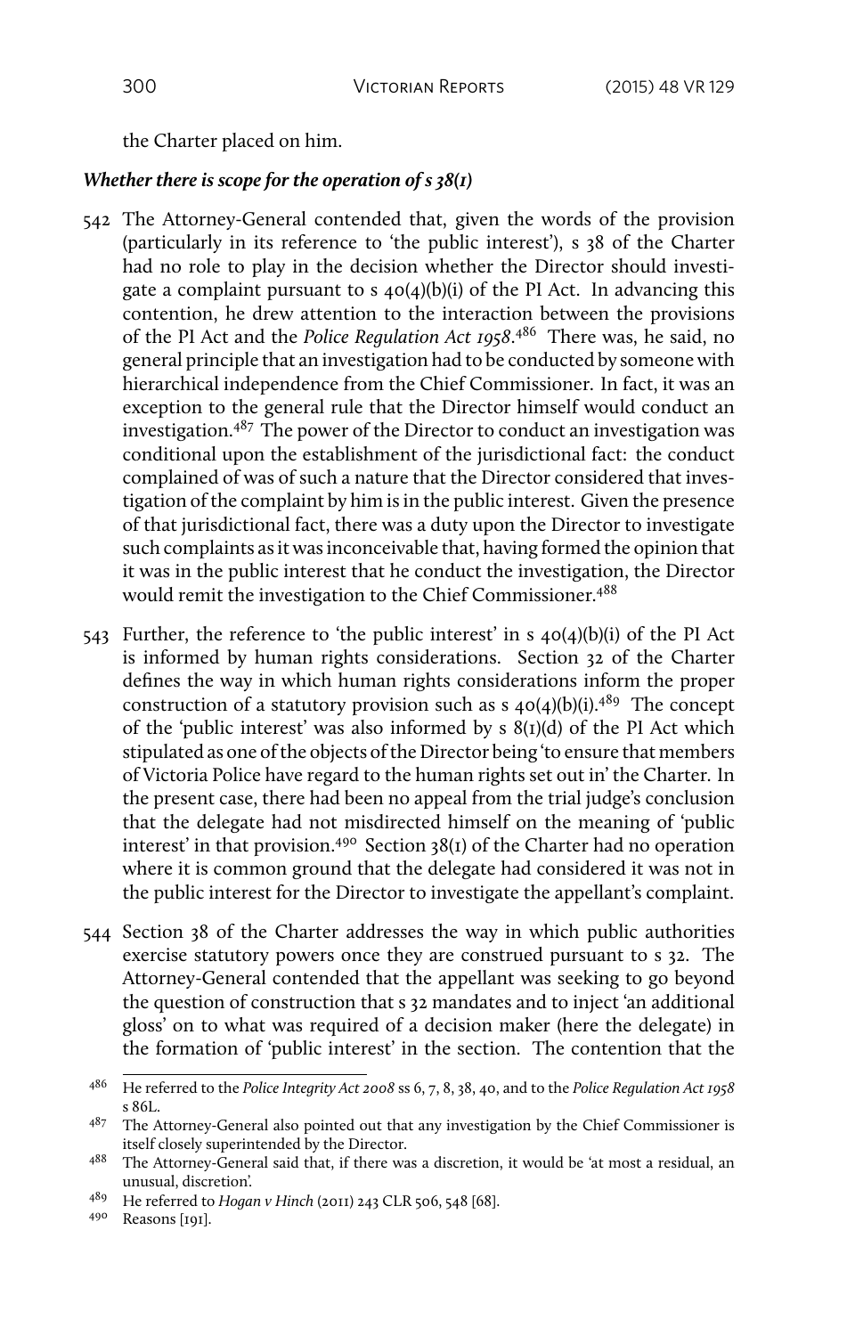the Charter placed on him.

### *Whether there is scope for the operation of s 38(1)*

542 The Attorney-General contended that, given the words of the provision (particularly in its reference to 'the public interest'), s 38 of the Charter had no role to play in the decision whether the Director should investigate a complaint pursuant to s 40(4)(b)(i) of the PI Act. In advancing this contention, he drew attention to the interaction between the provisions of the PI Act and the *Police Regulation Act 1958*.[486] There was, he said, no general principle that an investigation had to be conducted by someone with hierarchical independence from the Chief Commissioner. In fact, it was an exception to the general rule that the Director himself would conduct an investigation.[487] The power of the Director to conduct an investigation was conditional upon the establishment of the jurisdictional fact: the conduct complained of was of such a nature that the Director considered that investigation of the complaint by him is in the public interest. Given the presence of that jurisdictional fact, there was a duty upon the Director to investigate such complaints as it was inconceivable that, having formed the opinion that it was in the public interest that he conduct the investigation, the Director would remit the investigation to the Chief Commissioner.[488]

543 Further, the reference to 'the public interest' in s 40(4)(b)(i) of the PI Act is informed by human rights considerations. Section 32 of the Charter defines the way in which human rights considerations inform the proper construction of a statutory provision such as s 40(4)(b)(i).[489] The concept of the 'public interest' was also informed by s 8(1)(d) of the PI Act which stipulated as one of the objects of the Director being 'to ensure that members of Victoria Police have regard to the human rights set out in' the Charter. In the present case, there had been no appeal from the trial judge's conclusion that the delegate had not misdirected himself on the meaning of 'public interest' in that provision.[490] Section 38(1) of the Charter had no operation where it is common ground that the delegate had considered it was not in the public interest for the Director to investigate the appellant's complaint.

544 Section 38 of the Charter addresses the way in which public authorities exercise statutory powers once they are construed pursuant to s 32. The Attorney-General contended that the appellant was seeking to go beyond the question of construction that s 32 mandates and to inject 'an additional gloss' on to what was required of a decision maker (here the delegate) in the formation of 'public interest' in the section. The contention that the

---

486 He referred to the *Police Integrity Act 2008* ss 6, 7, 8, 38, 40, and to the *Police Regulation Act 1958* s 86L.

487 The Attorney-General also pointed out that any investigation by the Chief Commissioner is itself closely superintended by the Director.

488 The Attorney-General said that, if there was a discretion, it would be 'at most a residual, an unusual, discretion'.

489 He referred to *Hogan v Hinch* (2011) 243 CLR 506, 548 [68].

490 Reasons [191].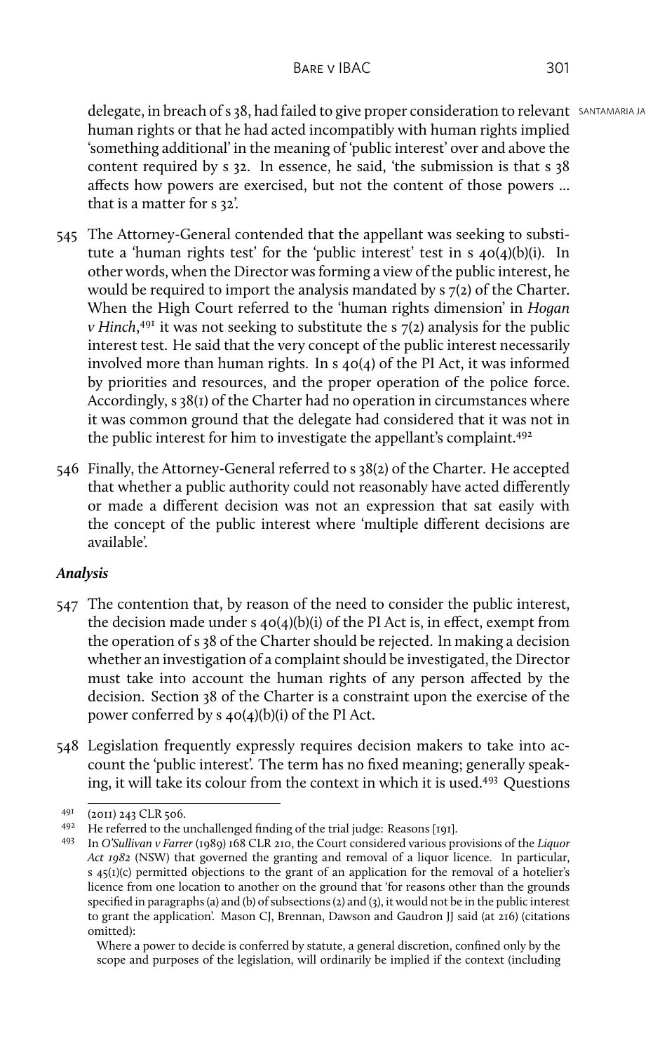delegate, in breach of s 38, had failed to give proper consideration to relevant human rights or that he had acted incompatibly with human rights implied 'something additional' in the meaning of 'public interest' over and above the content required by s 32. In essence, he said, 'the submission is that s 38 affects how powers are exercised, but not the content of those powers … that is a matter for s 32'.

545 The Attorney-General contended that the appellant was seeking to substitute a 'human rights test' for the 'public interest' test in s 40(4)(b)(i). In other words, when the Director was forming a view of the public interest, he would be required to import the analysis mandated by s 7(2) of the Charter. When the High Court referred to the 'human rights dimension' in *Hogan v Hinch*,[491] it was not seeking to substitute the s 7(2) analysis for the public interest test. He said that the very concept of the public interest necessarily involved more than human rights. In s 40(4) of the PI Act, it was informed by priorities and resources, and the proper operation of the police force. Accordingly, s 38(1) of the Charter had no operation in circumstances where it was common ground that the delegate had considered that it was not in the public interest for him to investigate the appellant's complaint.[492]

546 Finally, the Attorney-General referred to s 38(2) of the Charter. He accepted that whether a public authority could not reasonably have acted differently or made a different decision was not an expression that sat easily with the concept of the public interest where 'multiple different decisions are available'.

### *Analysis*

547 The contention that, by reason of the need to consider the public interest, the decision made under s 40(4)(b)(i) of the PI Act is, in effect, exempt from the operation of s 38 of the Charter should be rejected. In making a decision whether an investigation of a complaint should be investigated, the Director must take into account the human rights of any person affected by the decision. Section 38 of the Charter is a constraint upon the exercise of the power conferred by s 40(4)(b)(i) of the PI Act.

548 Legislation frequently expressly requires decision makers to take into account the 'public interest'. The term has no fixed meaning; generally speaking, it will take its colour from the context in which it is used.[493] Questions

---

[491] (2011) 243 CLR 506.

[492] He referred to the unchallenged finding of the trial judge: Reasons [191].

[493] In *O'Sullivan v Farrer* (1989) 168 CLR 210, the Court considered various provisions of the *Liquor Act 1982* (NSW) that governed the granting and removal of a liquor licence. In particular, s 45(1)(c) permitted objections to the grant of an application for the removal of a hotelier's licence from one location to another on the ground that 'for reasons other than the grounds specified in paragraphs (a) and (b) of subsections (2) and (3), it would not be in the public interest to grant the application'. Mason CJ, Brennan, Dawson and Gaudron JJ said (at 216) (citations omitted):

> Where a power to decide is conferred by statute, a general discretion, confined only by the scope and purposes of the legislation, will ordinarily be implied if the context (including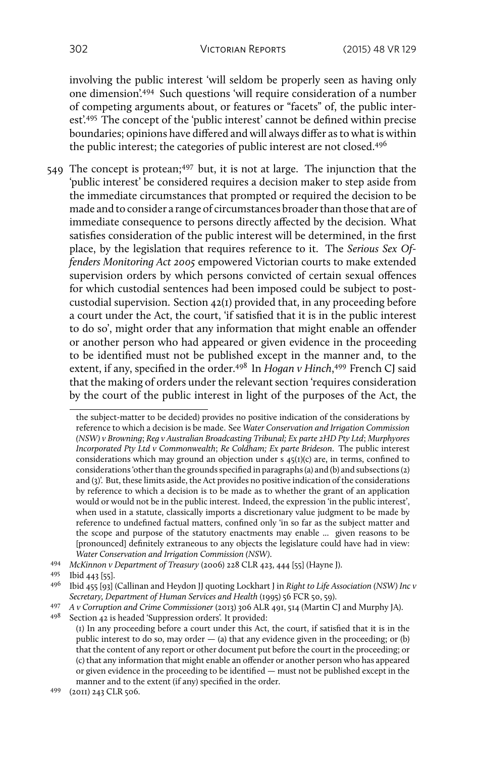involving the public interest 'will seldom be properly seen as having only one dimension'.[494] Such questions 'will require consideration of a number of competing arguments about, or features or "facets" of, the public interest'.[495] The concept of the 'public interest' cannot be defined within precise boundaries; opinions have differed and will always differ as to what is within the public interest; the categories of public interest are not closed.[496]

549 The concept is protean;[497] but, it is not at large. The injunction that the 'public interest' be considered requires a decision maker to step aside from the immediate circumstances that prompted or required the decision to be made and to consider a range of circumstances broader than those that are of immediate consequence to persons directly affected by the decision. What satisfies consideration of the public interest will be determined, in the first place, by the legislation that requires reference to it. The *Serious Sex Offenders Monitoring Act 2005* empowered Victorian courts to make extended supervision orders by which persons convicted of certain sexual offences for which custodial sentences had been imposed could be subject to post-custodial supervision. Section 42(1) provided that, in any proceeding before a court under the Act, the court, 'if satisfied that it is in the public interest to do so', might order that any information that might enable an offender or another person who had appeared or given evidence in the proceeding to be identified must not be published except in the manner and, to the extent, if any, specified in the order.[498] In *Hogan v Hinch*,[499] French CJ said that the making of orders under the relevant section 'requires consideration by the court of the public interest in light of the purposes of the Act, the

---

the subject-matter to be decided) provides no positive indication of the considerations by reference to which a decision is to be made. See *Water Conservation and Irrigation Commission (NSW) v Browning*; *Reg v Australian Broadcasting Tribunal; Ex parte 2HD Pty Ltd*; *Murphyores Incorporated Pty Ltd v Commonwealth*; *Re Coldham; Ex parte Brideson*. The public interest considerations which may ground an objection under s 45(1)(c) are, in terms, confined to considerations 'other than the grounds specified in paragraphs (a) and (b) and subsections (2) and (3)'. But, these limits aside, the Act provides no positive indication of the considerations by reference to which a decision is to be made as to whether the grant of an application would or would not be in the public interest. Indeed, the expression 'in the public interest', when used in a statute, classically imports a discretionary value judgment to be made by reference to undefined factual matters, confined only 'in so far as the subject matter and the scope and purpose of the statutory enactments may enable … given reasons to be [pronounced] definitely extraneous to any objects the legislature could have had in view: *Water Conservation and Irrigation Commission (NSW)*.

494 *McKinnon v Department of Treasury* (2006) 228 CLR 423, 444 [55] (Hayne J).

495 Ibid 443 [55].

496 Ibid 455 [93] (Callinan and Heydon JJ quoting Lockhart J in *Right to Life Association (NSW) Inc v Secretary, Department of Human Services and Health* (1995) 56 FCR 50, 59).

497 *A v Corruption and Crime Commissioner* (2013) 306 ALR 491, 514 (Martin CJ and Murphy JA).

498 Section 42 is headed 'Suppression orders'. It provided:

(1) In any proceeding before a court under this Act, the court, if satisfied that it is in the public interest to do so, may order — (a) that any evidence given in the proceeding; or (b) that the content of any report or other document put before the court in the proceeding; or (c) that any information that might enable an offender or another person who has appeared or given evidence in the proceeding to be identified — must not be published except in the manner and to the extent (if any) specified in the order.

499 (2011) 243 CLR 506.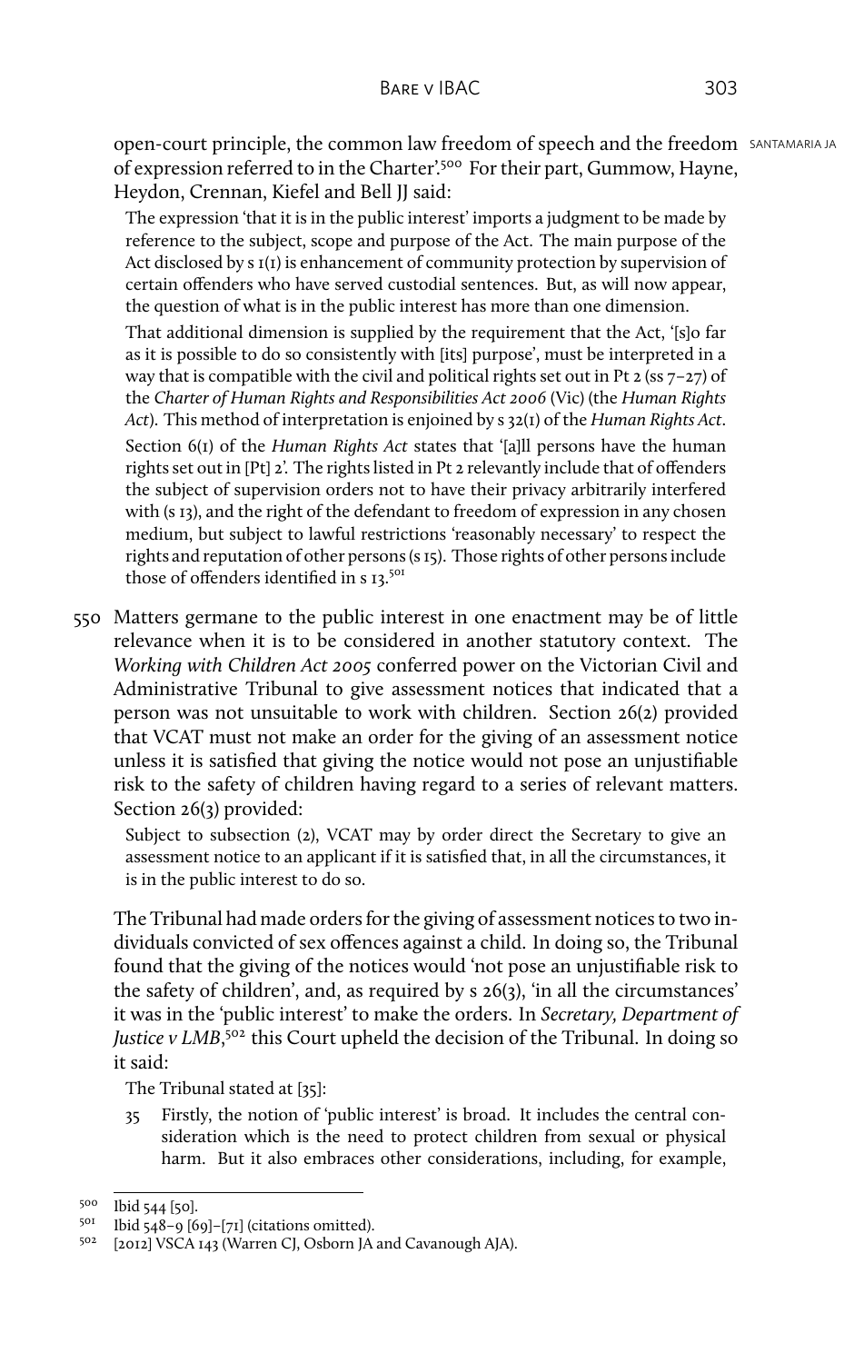open-court principle, the common law freedom of speech and the freedom of expression referred to in the Charter'.[500] For their part, Gummow, Hayne, Heydon, Crennan, Kiefel and Bell JJ said:

> The expression 'that it is in the public interest' imports a judgment to be made by reference to the subject, scope and purpose of the Act. The main purpose of the Act disclosed by s 1(1) is enhancement of community protection by supervision of certain offenders who have served custodial sentences. But, as will now appear, the question of what is in the public interest has more than one dimension.
>
> That additional dimension is supplied by the requirement that the Act, '[s]o far as it is possible to do so consistently with [its] purpose', must be interpreted in a way that is compatible with the civil and political rights set out in Pt 2 (ss 7–27) of the *Charter of Human Rights and Responsibilities Act 2006* (Vic) (the *Human Rights Act*). This method of interpretation is enjoined by s 32(1) of the *Human Rights Act*.
>
> Section 6(1) of the *Human Rights Act* states that '[a]ll persons have the human rights set out in [Pt] 2'. The rights listed in Pt 2 relevantly include that of offenders the subject of supervision orders not to have their privacy arbitrarily interfered with (s 13), and the right of the defendant to freedom of expression in any chosen medium, but subject to lawful restrictions 'reasonably necessary' to respect the rights and reputation of other persons (s 15). Those rights of other persons include those of offenders identified in s 13.[501]

550 Matters germane to the public interest in one enactment may be of little relevance when it is to be considered in another statutory context. The *Working with Children Act 2005* conferred power on the Victorian Civil and Administrative Tribunal to give assessment notices that indicated that a person was not unsuitable to work with children. Section 26(2) provided that VCAT must not make an order for the giving of an assessment notice unless it is satisfied that giving the notice would not pose an unjustifiable risk to the safety of children having regard to a series of relevant matters. Section 26(3) provided:

> Subject to subsection (2), VCAT may by order direct the Secretary to give an assessment notice to an applicant if it is satisfied that, in all the circumstances, it is in the public interest to do so.

The Tribunal had made orders for the giving of assessment notices to two individuals convicted of sex offences against a child. In doing so, the Tribunal found that the giving of the notices would 'not pose an unjustifiable risk to the safety of children', and, as required by s 26(3), 'in all the circumstances' it was in the 'public interest' to make the orders. In *Secretary, Department of Justice v LMB*,[502] this Court upheld the decision of the Tribunal. In doing so it said:

> The Tribunal stated at [35]:
>
> > 35 Firstly, the notion of 'public interest' is broad. It includes the central consideration which is the need to protect children from sexual or physical harm. But it also embraces other considerations, including, for example,

[500] Ibid 544 [50].

[501] Ibid 548–9 [69]–[71] (citations omitted).

[502] [2012] VSCA 143 (Warren CJ, Osborn JA and Cavanough AJA).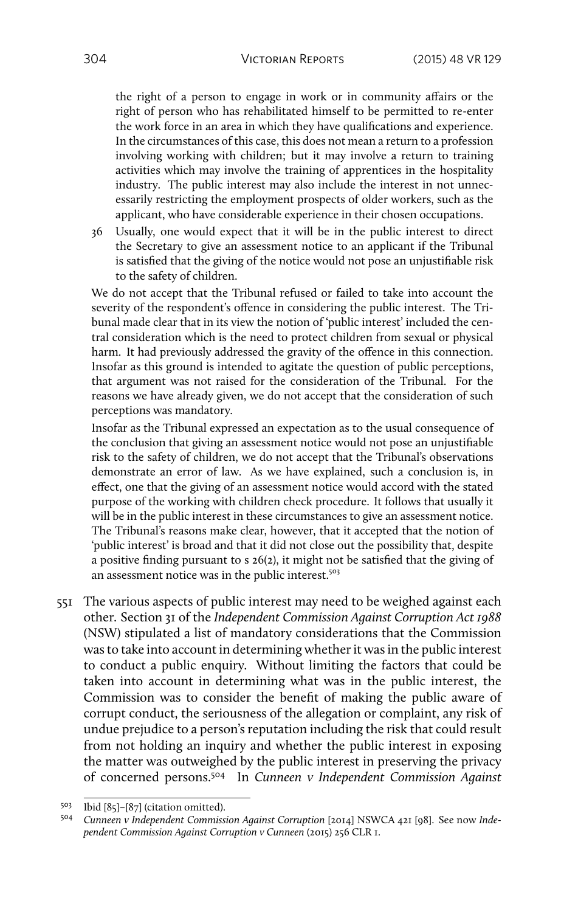the right of a person to engage in work or in community affairs or the right of person who has rehabilitated himself to be permitted to re-enter the work force in an area in which they have qualifications and experience. In the circumstances of this case, this does not mean a return to a profession involving working with children; but it may involve a return to training activities which may involve the training of apprentices in the hospitality industry. The public interest may also include the interest in not unnecessarily restricting the employment prospects of older workers, such as the applicant, who have considerable experience in their chosen occupations.

> 36 Usually, one would expect that it will be in the public interest to direct the Secretary to give an assessment notice to an applicant if the Tribunal is satisfied that the giving of the notice would not pose an unjustifiable risk to the safety of children.

We do not accept that the Tribunal refused or failed to take into account the severity of the respondent's offence in considering the public interest. The Tribunal made clear that in its view the notion of 'public interest' included the central consideration which is the need to protect children from sexual or physical harm. It had previously addressed the gravity of the offence in this connection. Insofar as this ground is intended to agitate the question of public perceptions, that argument was not raised for the consideration of the Tribunal. For the reasons we have already given, we do not accept that the consideration of such perceptions was mandatory.

Insofar as the Tribunal expressed an expectation as to the usual consequence of the conclusion that giving an assessment notice would not pose an unjustifiable risk to the safety of children, we do not accept that the Tribunal's observations demonstrate an error of law. As we have explained, such a conclusion is, in effect, one that the giving of an assessment notice would accord with the stated purpose of the working with children check procedure. It follows that usually it will be in the public interest in these circumstances to give an assessment notice. The Tribunal's reasons make clear, however, that it accepted that the notion of 'public interest' is broad and that it did not close out the possibility that, despite a positive finding pursuant to s 26(2), it might not be satisfied that the giving of an assessment notice was in the public interest.[503]

551 The various aspects of public interest may need to be weighed against each other. Section 31 of the *Independent Commission Against Corruption Act 1988* (NSW) stipulated a list of mandatory considerations that the Commission was to take into account in determining whether it was in the public interest to conduct a public enquiry. Without limiting the factors that could be taken into account in determining what was in the public interest, the Commission was to consider the benefit of making the public aware of corrupt conduct, the seriousness of the allegation or complaint, any risk of undue prejudice to a person's reputation including the risk that could result from not holding an inquiry and whether the public interest in exposing the matter was outweighed by the public interest in preserving the privacy of concerned persons.[504] In *Cunneen v Independent Commission Against*

---

[503] Ibid [85]–[87] (citation omitted).

[504] *Cunneen v Independent Commission Against Corruption* [2014] NSWCA 421 [98]. See now *Independent Commission Against Corruption v Cunneen* (2015) 256 CLR 1.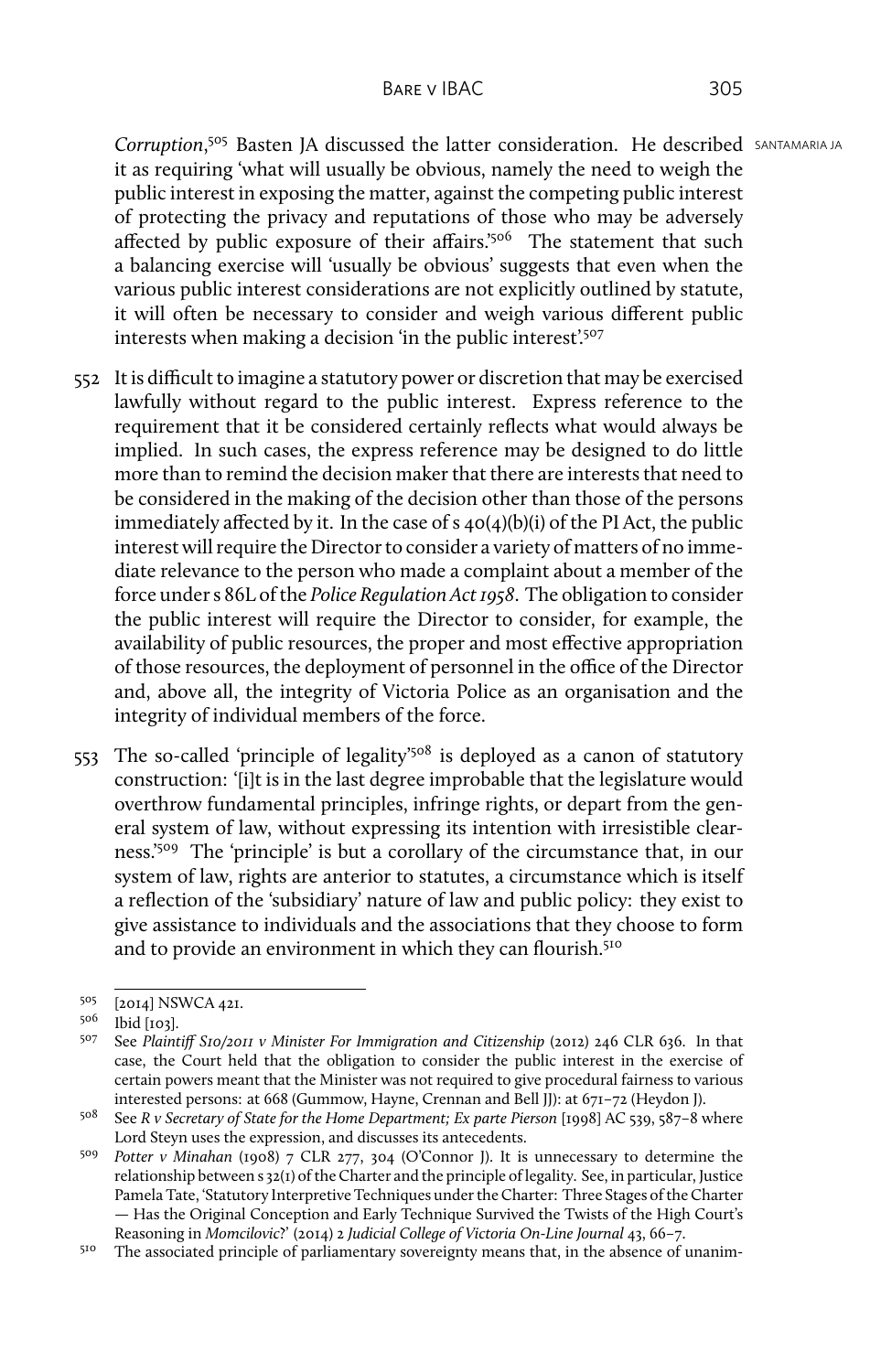*Corruption*,[505] Basten JA discussed the latter consideration. He described it as requiring 'what will usually be obvious, namely the need to weigh the public interest in exposing the matter, against the competing public interest of protecting the privacy and reputations of those who may be adversely affected by public exposure of their affairs.'[506] The statement that such a balancing exercise will 'usually be obvious' suggests that even when the various public interest considerations are not explicitly outlined by statute, it will often be necessary to consider and weigh various different public interests when making a decision 'in the public interest'.[507]

552 It is difficult to imagine a statutory power or discretion that may be exercised lawfully without regard to the public interest. Express reference to the requirement that it be considered certainly reflects what would always be implied. In such cases, the express reference may be designed to do little more than to remind the decision maker that there are interests that need to be considered in the making of the decision other than those of the persons immediately affected by it. In the case of s 40(4)(b)(i) of the PI Act, the public interest will require the Director to consider a variety of matters of no immediate relevance to the person who made a complaint about a member of the force under s 86L of the *Police Regulation Act 1958*. The obligation to consider the public interest will require the Director to consider, for example, the availability of public resources, the proper and most effective appropriation of those resources, the deployment of personnel in the office of the Director and, above all, the integrity of Victoria Police as an organisation and the integrity of individual members of the force.

553 The so-called 'principle of legality'[508] is deployed as a canon of statutory construction: '[i]t is in the last degree improbable that the legislature would overthrow fundamental principles, infringe rights, or depart from the general system of law, without expressing its intention with irresistible clearness.'[509] The 'principle' is but a corollary of the circumstance that, in our system of law, rights are anterior to statutes, a circumstance which is itself a reflection of the 'subsidiary' nature of law and public policy: they exist to give assistance to individuals and the associations that they choose to form and to provide an environment in which they can flourish.[510]

---

505 [2014] NSWCA 421.

506 Ibid [103].

507 See *Plaintiff S10/2011 v Minister For Immigration and Citizenship* (2012) 246 CLR 636. In that case, the Court held that the obligation to consider the public interest in the exercise of certain powers meant that the Minister was not required to give procedural fairness to various interested persons: at 668 (Gummow, Hayne, Crennan and Bell JJ): at 671–72 (Heydon J).

508 See *R v Secretary of State for the Home Department; Ex parte Pierson* [1998] AC 539, 587–8 where Lord Steyn uses the expression, and discusses its antecedents.

509 *Potter v Minahan* (1908) 7 CLR 277, 304 (O'Connor J). It is unnecessary to determine the relationship between s 32(1) of the Charter and the principle of legality. See, in particular, Justice Pamela Tate, 'Statutory Interpretive Techniques under the Charter: Three Stages of the Charter — Has the Original Conception and Early Technique Survived the Twists of the High Court's Reasoning in *Momcilovic*?' (2014) 2 *Judicial College of Victoria On-Line Journal* 43, 66–7.

510 The associated principle of parliamentary sovereignty means that, in the absence of unanim-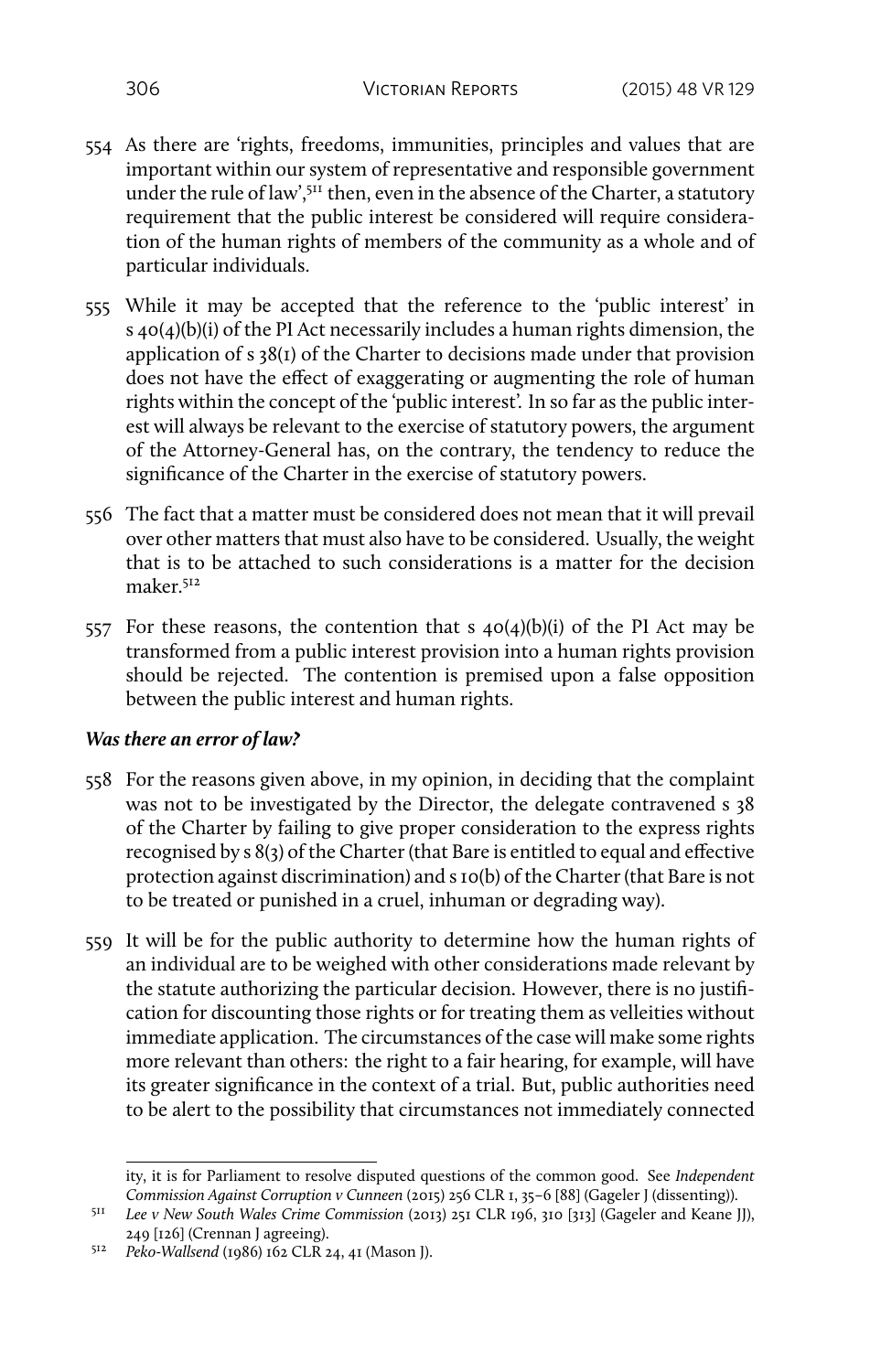554 As there are 'rights, freedoms, immunities, principles and values that are important within our system of representative and responsible government under the rule of law',[511] then, even in the absence of the Charter, a statutory requirement that the public interest be considered will require consideration of the human rights of members of the community as a whole and of particular individuals.

555 While it may be accepted that the reference to the 'public interest' in s 40(4)(b)(i) of the PI Act necessarily includes a human rights dimension, the application of s 38(1) of the Charter to decisions made under that provision does not have the effect of exaggerating or augmenting the role of human rights within the concept of the 'public interest'. In so far as the public interest will always be relevant to the exercise of statutory powers, the argument of the Attorney-General has, on the contrary, the tendency to reduce the significance of the Charter in the exercise of statutory powers.

556 The fact that a matter must be considered does not mean that it will prevail over other matters that must also have to be considered. Usually, the weight that is to be attached to such considerations is a matter for the decision maker.[512]

557 For these reasons, the contention that s 40(4)(b)(i) of the PI Act may be transformed from a public interest provision into a human rights provision should be rejected. The contention is premised upon a false opposition between the public interest and human rights.

### *Was there an error of law?*

558 For the reasons given above, in my opinion, in deciding that the complaint was not to be investigated by the Director, the delegate contravened s 38 of the Charter by failing to give proper consideration to the express rights recognised by s 8(3) of the Charter (that Bare is entitled to equal and effective protection against discrimination) and s 10(b) of the Charter (that Bare is not to be treated or punished in a cruel, inhuman or degrading way).

559 It will be for the public authority to determine how the human rights of an individual are to be weighed with other considerations made relevant by the statute authorizing the particular decision. However, there is no justification for discounting those rights or for treating them as velleities without immediate application. The circumstances of the case will make some rights more relevant than others: the right to a fair hearing, for example, will have its greater significance in the context of a trial. But, public authorities need to be alert to the possibility that circumstances not immediately connected

---

ity, it is for Parliament to resolve disputed questions of the common good. See *Independent Commission Against Corruption v Cunneen* (2015) 256 CLR 1, 35–6 [88] (Gageler J (dissenting)).

511 *Lee v New South Wales Crime Commission* (2013) 251 CLR 196, 310 [313] (Gageler and Keane JJ), 249 [126] (Crennan J agreeing).

512 *Peko-Wallsend* (1986) 162 CLR 24, 41 (Mason J).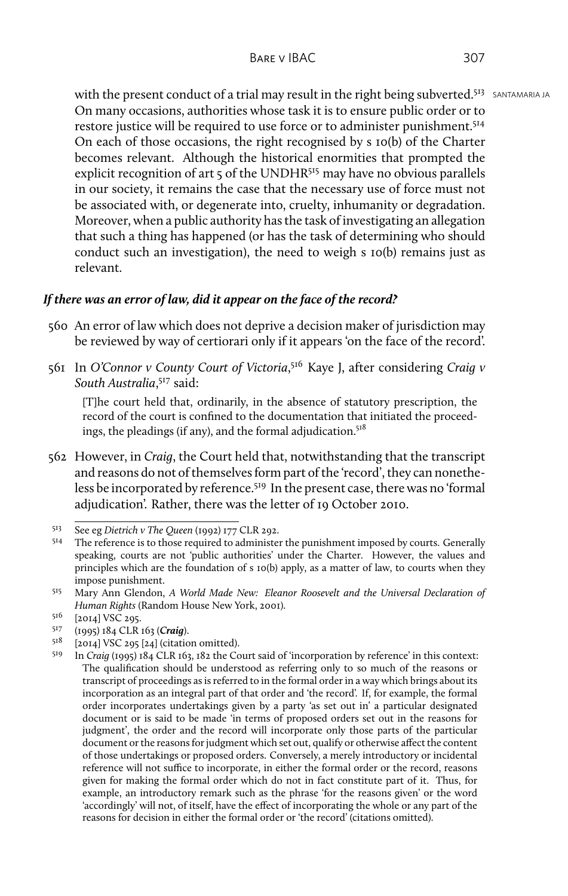with the present conduct of a trial may result in the right being subverted.[513] On many occasions, authorities whose task it is to ensure public order or to restore justice will be required to use force or to administer punishment.[514] On each of those occasions, the right recognised by s 10(b) of the Charter becomes relevant. Although the historical enormities that prompted the explicit recognition of art 5 of the UNDHR[515] may have no obvious parallels in our society, it remains the case that the necessary use of force must not be associated with, or degenerate into, cruelty, inhumanity or degradation. Moreover, when a public authority has the task of investigating an allegation that such a thing has happened (or has the task of determining who should conduct such an investigation), the need to weigh s 10(b) remains just as relevant.

### *If there was an error of law, did it appear on the face of the record?*

560 An error of law which does not deprive a decision maker of jurisdiction may be reviewed by way of certiorari only if it appears 'on the face of the record'.

561 In *O'Connor v County Court of Victoria*,[516] Kaye J, after considering *Craig v South Australia*,[517] said:

> [T]he court held that, ordinarily, in the absence of statutory prescription, the record of the court is confined to the documentation that initiated the proceedings, the pleadings (if any), and the formal adjudication.[518]

562 However, in *Craig*, the Court held that, notwithstanding that the transcript and reasons do not of themselves form part of the 'record', they can nonetheless be incorporated by reference.[519] In the present case, there was no 'formal adjudication'. Rather, there was the letter of 19 October 2010.

---

[513] See eg *Dietrich v The Queen* (1992) 177 CLR 292.

[514] The reference is to those required to administer the punishment imposed by courts. Generally speaking, courts are not 'public authorities' under the Charter. However, the values and principles which are the foundation of s 10(b) apply, as a matter of law, to courts when they impose punishment.

[515] Mary Ann Glendon, *A World Made New: Eleanor Roosevelt and the Universal Declaration of Human Rights* (Random House New York, 2001).

[516] [2014] VSC 295.

[517] (1995) 184 CLR 163 (***Craig***).

[518] [2014] VSC 295 [24] (citation omitted).

[519] In *Craig* (1995) 184 CLR 163, 182 the Court said of 'incorporation by reference' in this context: The qualification should be understood as referring only to so much of the reasons or transcript of proceedings as is referred to in the formal order in a way which brings about its incorporation as an integral part of that order and 'the record'. If, for example, the formal order incorporates undertakings given by a party 'as set out in' a particular designated document or is said to be made 'in terms of proposed orders set out in the reasons for judgment', the order and the record will incorporate only those parts of the particular document or the reasons for judgment which set out, qualify or otherwise affect the content of those undertakings or proposed orders. Conversely, a merely introductory or incidental reference will not suffice to incorporate, in either the formal order or the record, reasons given for making the formal order which do not in fact constitute part of it. Thus, for example, an introductory remark such as the phrase 'for the reasons given' or the word 'accordingly' will not, of itself, have the effect of incorporating the whole or any part of the reasons for decision in either the formal order or 'the record' (citations omitted).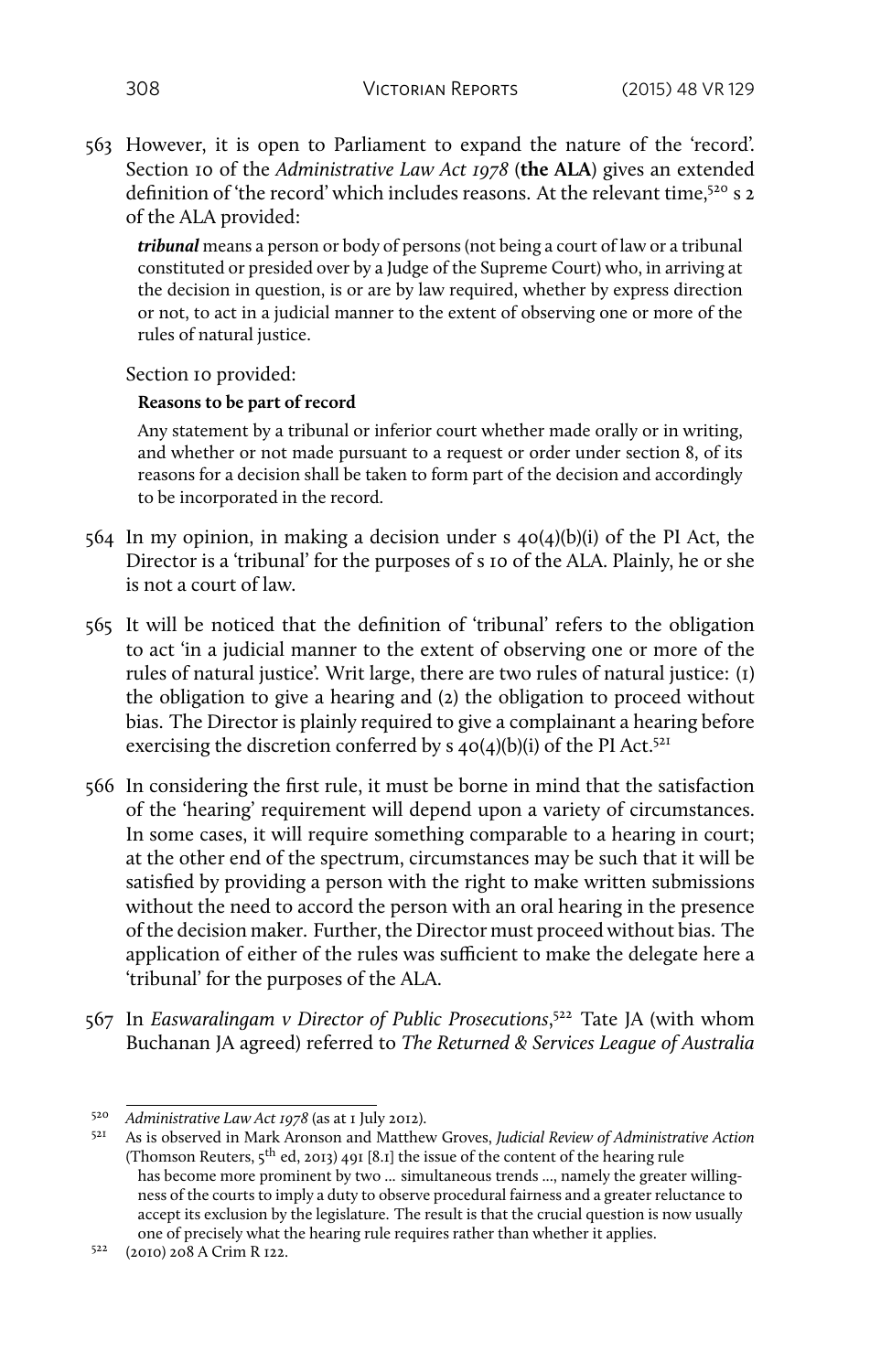563 However, it is open to Parliament to expand the nature of the 'record'. Section 10 of the *Administrative Law Act 1978* (**the ALA**) gives an extended definition of 'the record' which includes reasons. At the relevant time,[520] s 2 of the ALA provided:

> ***tribunal*** means a person or body of persons (not being a court of law or a tribunal constituted or presided over by a Judge of the Supreme Court) who, in arriving at the decision in question, is or are by law required, whether by express direction or not, to act in a judicial manner to the extent of observing one or more of the rules of natural justice.

Section 10 provided:

> **Reasons to be part of record**
>
> Any statement by a tribunal or inferior court whether made orally or in writing, and whether or not made pursuant to a request or order under section 8, of its reasons for a decision shall be taken to form part of the decision and accordingly to be incorporated in the record.

564 In my opinion, in making a decision under s 40(4)(b)(i) of the PI Act, the Director is a 'tribunal' for the purposes of s 10 of the ALA. Plainly, he or she is not a court of law.

565 It will be noticed that the definition of 'tribunal' refers to the obligation to act 'in a judicial manner to the extent of observing one or more of the rules of natural justice'. Writ large, there are two rules of natural justice: (1) the obligation to give a hearing and (2) the obligation to proceed without bias. The Director is plainly required to give a complainant a hearing before exercising the discretion conferred by s 40(4)(b)(i) of the PI Act.[521]

566 In considering the first rule, it must be borne in mind that the satisfaction of the 'hearing' requirement will depend upon a variety of circumstances. In some cases, it will require something comparable to a hearing in court; at the other end of the spectrum, circumstances may be such that it will be satisfied by providing a person with the right to make written submissions without the need to accord the person with an oral hearing in the presence of the decision maker. Further, the Director must proceed without bias. The application of either of the rules was sufficient to make the delegate here a 'tribunal' for the purposes of the ALA.

567 In *Easwaralingam v Director of Public Prosecutions*,[522] Tate JA (with whom Buchanan JA agreed) referred to *The Returned & Services League of Australia*

---

[520] *Administrative Law Act 1978* (as at 1 July 2012).

[521] As is observed in Mark Aronson and Matthew Groves, *Judicial Review of Administrative Action* (Thomson Reuters, 5th ed, 2013) 491 [8.1] the issue of the content of the hearing rule
> has become more prominent by two ... simultaneous trends ..., namely the greater willingness of the courts to imply a duty to observe procedural fairness and a greater reluctance to accept its exclusion by the legislature. The result is that the crucial question is now usually one of precisely what the hearing rule requires rather than whether it applies.

[522] (2010) 208 A Crim R 122.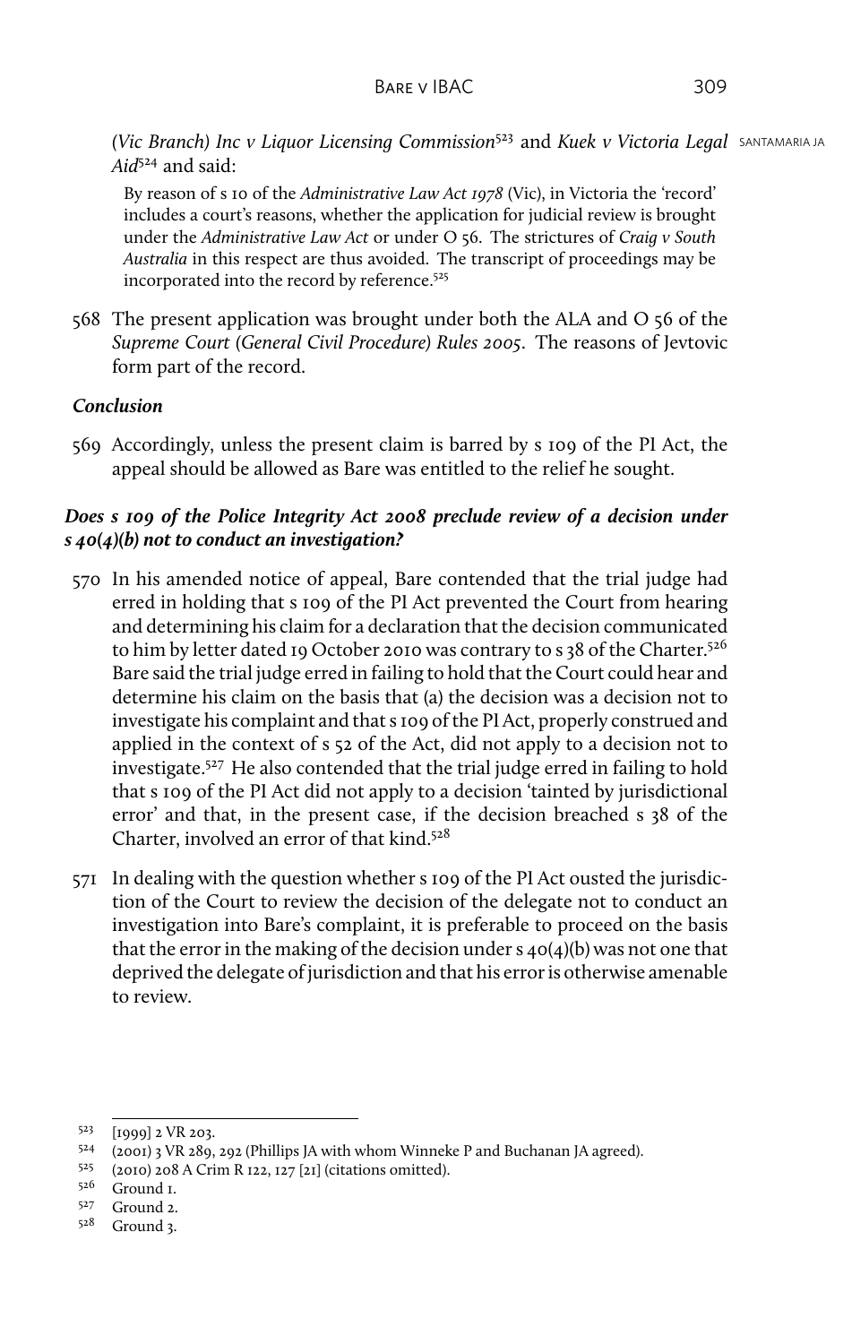*(Vic Branch) Inc v Liquor Licensing Commission*[523] and *Kuek v Victoria Legal Aid*[524] and said:

> By reason of s 10 of the *Administrative Law Act 1978* (Vic), in Victoria the 'record' includes a court's reasons, whether the application for judicial review is brought under the *Administrative Law Act* or under O 56. The strictures of *Craig v South Australia* in this respect are thus avoided. The transcript of proceedings may be incorporated into the record by reference.[525]

568 The present application was brought under both the ALA and O 56 of the *Supreme Court (General Civil Procedure) Rules 2005*. The reasons of Jevtovic form part of the record.

### *Conclusion*

569 Accordingly, unless the present claim is barred by s 109 of the PI Act, the appeal should be allowed as Bare was entitled to the relief he sought.

### *Does s 109 of the Police Integrity Act 2008 preclude review of a decision under s 40(4)(b) not to conduct an investigation?*

570 In his amended notice of appeal, Bare contended that the trial judge had erred in holding that s 109 of the PI Act prevented the Court from hearing and determining his claim for a declaration that the decision communicated to him by letter dated 19 October 2010 was contrary to s 38 of the Charter.[526] Bare said the trial judge erred in failing to hold that the Court could hear and determine his claim on the basis that (a) the decision was a decision not to investigate his complaint and that s 109 of the PI Act, properly construed and applied in the context of s 52 of the Act, did not apply to a decision not to investigate.[527] He also contended that the trial judge erred in failing to hold that s 109 of the PI Act did not apply to a decision 'tainted by jurisdictional error' and that, in the present case, if the decision breached s 38 of the Charter, involved an error of that kind.[528]

571 In dealing with the question whether s 109 of the PI Act ousted the jurisdiction of the Court to review the decision of the delegate not to conduct an investigation into Bare's complaint, it is preferable to proceed on the basis that the error in the making of the decision under s 40(4)(b) was not one that deprived the delegate of jurisdiction and that his error is otherwise amenable to review.

---

523 [1999] 2 VR 203.

524 (2001) 3 VR 289, 292 (Phillips JA with whom Winneke P and Buchanan JA agreed).

525 (2010) 208 A Crim R 122, 127 [21] (citations omitted).

526 Ground 1.

527 Ground 2.

528 Ground 3.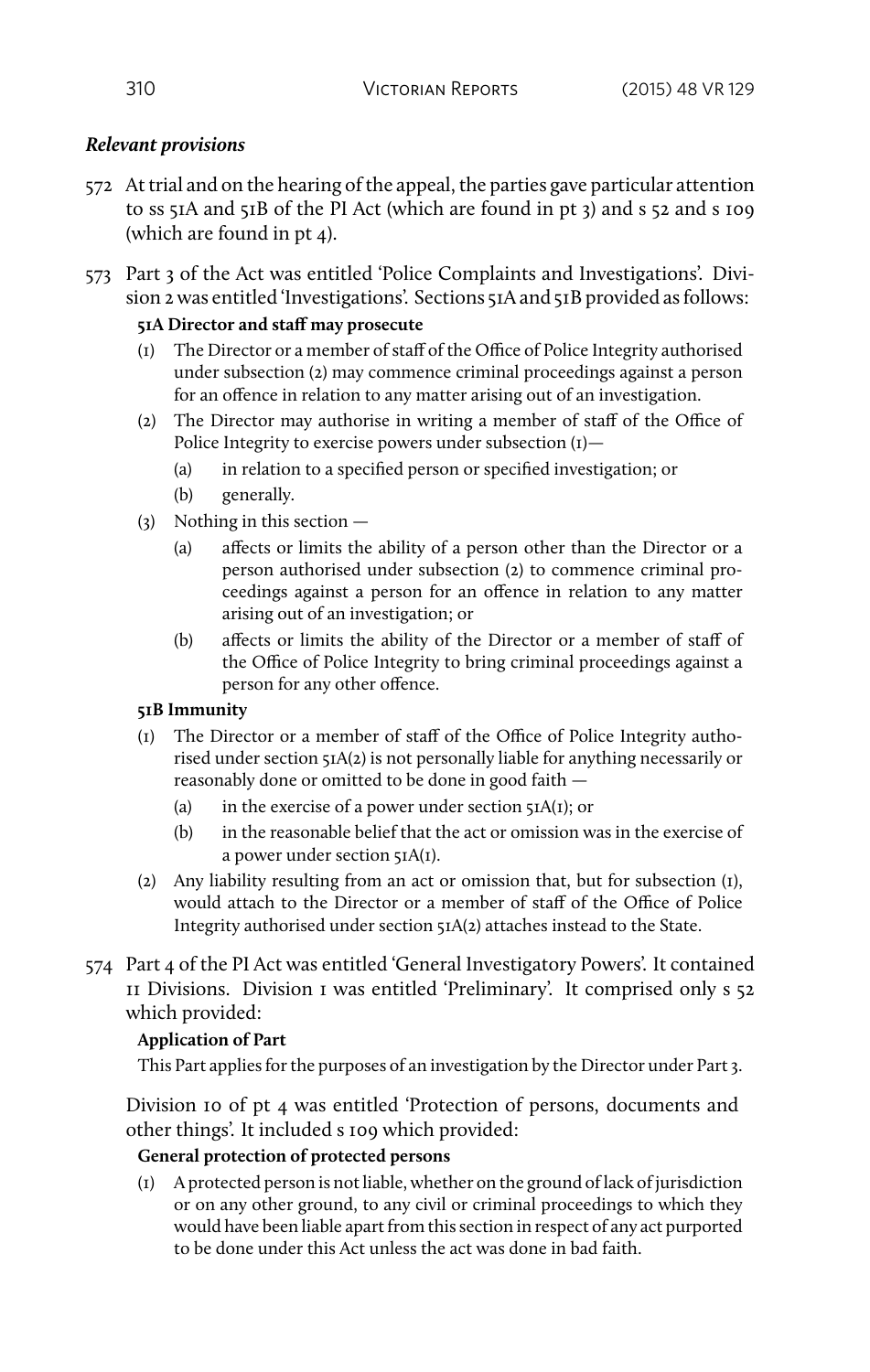***Relevant provisions***

572 At trial and on the hearing of the appeal, the parties gave particular attention to ss 51A and 51B of the PI Act (which are found in pt 3) and s 52 and s 109 (which are found in pt 4).

573 Part 3 of the Act was entitled 'Police Complaints and Investigations'. Division 2 was entitled 'Investigations'. Sections 51A and 51B provided as follows:

**51A Director and staff may prosecute**

(1) The Director or a member of staff of the Office of Police Integrity authorised under subsection (2) may commence criminal proceedings against a person for an offence in relation to any matter arising out of an investigation.

(2) The Director may authorise in writing a member of staff of the Office of Police Integrity to exercise powers under subsection (1)—

(a) in relation to a specified person or specified investigation; or

(b) generally.

(3) Nothing in this section —

(a) affects or limits the ability of a person other than the Director or a person authorised under subsection (2) to commence criminal proceedings against a person for an offence in relation to any matter arising out of an investigation; or

(b) affects or limits the ability of the Director or a member of staff of the Office of Police Integrity to bring criminal proceedings against a person for any other offence.

**51B Immunity**

(1) The Director or a member of staff of the Office of Police Integrity authorised under section 51A(2) is not personally liable for anything necessarily or reasonably done or omitted to be done in good faith —

(a) in the exercise of a power under section 51A(1); or

(b) in the reasonable belief that the act or omission was in the exercise of a power under section 51A(1).

(2) Any liability resulting from an act or omission that, but for subsection (1), would attach to the Director or a member of staff of the Office of Police Integrity authorised under section 51A(2) attaches instead to the State.

574 Part 4 of the PI Act was entitled 'General Investigatory Powers'. It contained 11 Divisions. Division 1 was entitled 'Preliminary'. It comprised only s 52 which provided:

**Application of Part**

This Part applies for the purposes of an investigation by the Director under Part 3.

Division 10 of pt 4 was entitled 'Protection of persons, documents and other things'. It included s 109 which provided:

**General protection of protected persons**

(1) A protected person is not liable, whether on the ground of lack of jurisdiction or on any other ground, to any civil or criminal proceedings to which they would have been liable apart from this section in respect of any act purported to be done under this Act unless the act was done in bad faith.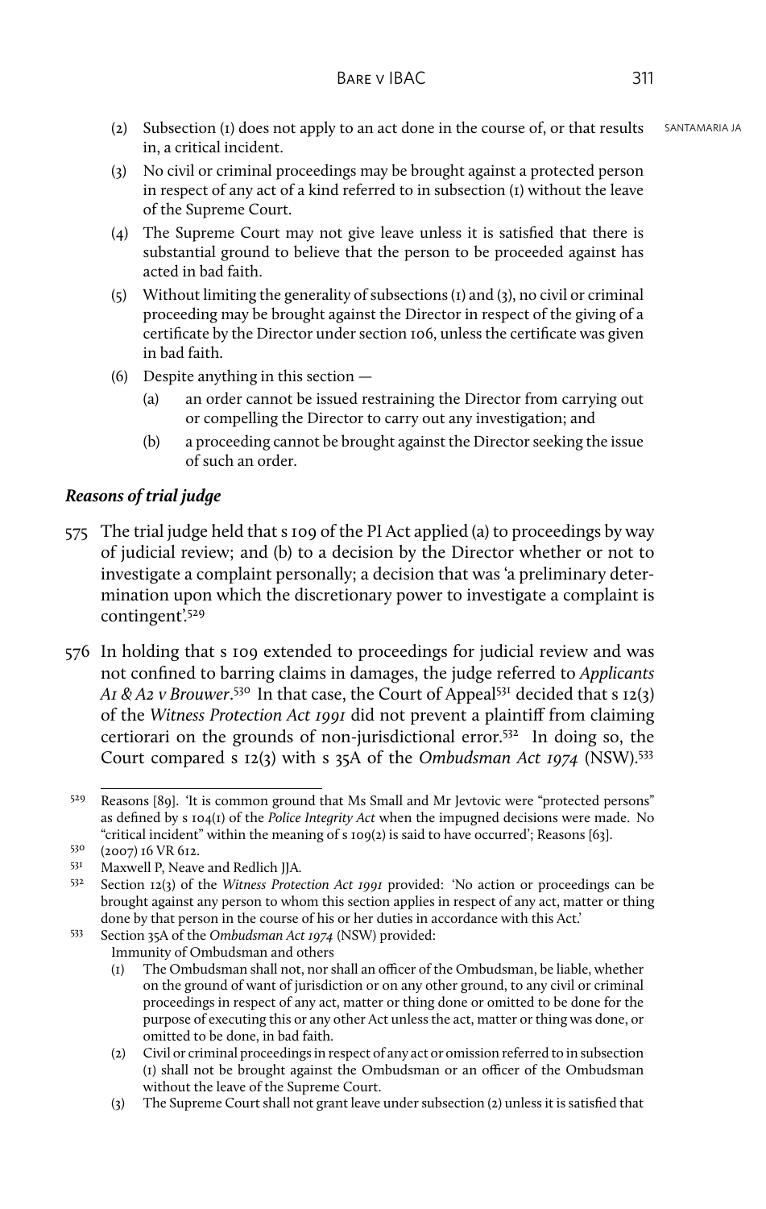(2) Subsection (1) does not apply to an act done in the course of, or that results in, a critical incident.

(3) No civil or criminal proceedings may be brought against a protected person in respect of any act of a kind referred to in subsection (1) without the leave of the Supreme Court.

(4) The Supreme Court may not give leave unless it is satisfied that there is substantial ground to believe that the person to be proceeded against has acted in bad faith.

(5) Without limiting the generality of subsections (1) and (3), no civil or criminal proceeding may be brought against the Director in respect of the giving of a certificate by the Director under section 106, unless the certificate was given in bad faith.

(6) Despite anything in this section —

(a) an order cannot be issued restraining the Director from carrying out or compelling the Director to carry out any investigation; and

(b) a proceeding cannot be brought against the Director seeking the issue of such an order.

### *Reasons of trial judge*

575 The trial judge held that s 109 of the PI Act applied (a) to proceedings by way of judicial review; and (b) to a decision by the Director whether or not to investigate a complaint personally; a decision that was 'a preliminary determination upon which the discretionary power to investigate a complaint is contingent'.[529]

576 In holding that s 109 extended to proceedings for judicial review and was not confined to barring claims in damages, the judge referred to *Applicants A1 & A2 v Brouwer*.[530] In that case, the Court of Appeal[531] decided that s 12(3) of the *Witness Protection Act 1991* did not prevent a plaintiff from claiming certiorari on the grounds of non-jurisdictional error.[532] In doing so, the Court compared s 12(3) with s 35A of the *Ombudsman Act 1974* (NSW).[533]

---

[529] Reasons [89]. 'It is common ground that Ms Small and Mr Jevtovic were "protected persons" as defined by s 104(1) of the *Police Integrity Act* when the impugned decisions were made. No "critical incident" within the meaning of s 109(2) is said to have occurred'; Reasons [63].

[530] (2007) 16 VR 612.

[531] Maxwell P, Neave and Redlich JJA.

[532] Section 12(3) of the *Witness Protection Act 1991* provided: 'No action or proceedings can be brought against any person to whom this section applies in respect of any act, matter or thing done by that person in the course of his or her duties in accordance with this Act.'

[533] Section 35A of the *Ombudsman Act 1974* (NSW) provided:

Immunity of Ombudsman and others

(1) The Ombudsman shall not, nor shall an officer of the Ombudsman, be liable, whether on the ground of want of jurisdiction or on any other ground, to any civil or criminal proceedings in respect of any act, matter or thing done or omitted to be done for the purpose of executing this or any other Act unless the act, matter or thing was done, or omitted to be done, in bad faith.

(2) Civil or criminal proceedings in respect of any act or omission referred to in subsection (1) shall not be brought against the Ombudsman or an officer of the Ombudsman without the leave of the Supreme Court.

(3) The Supreme Court shall not grant leave under subsection (2) unless it is satisfied that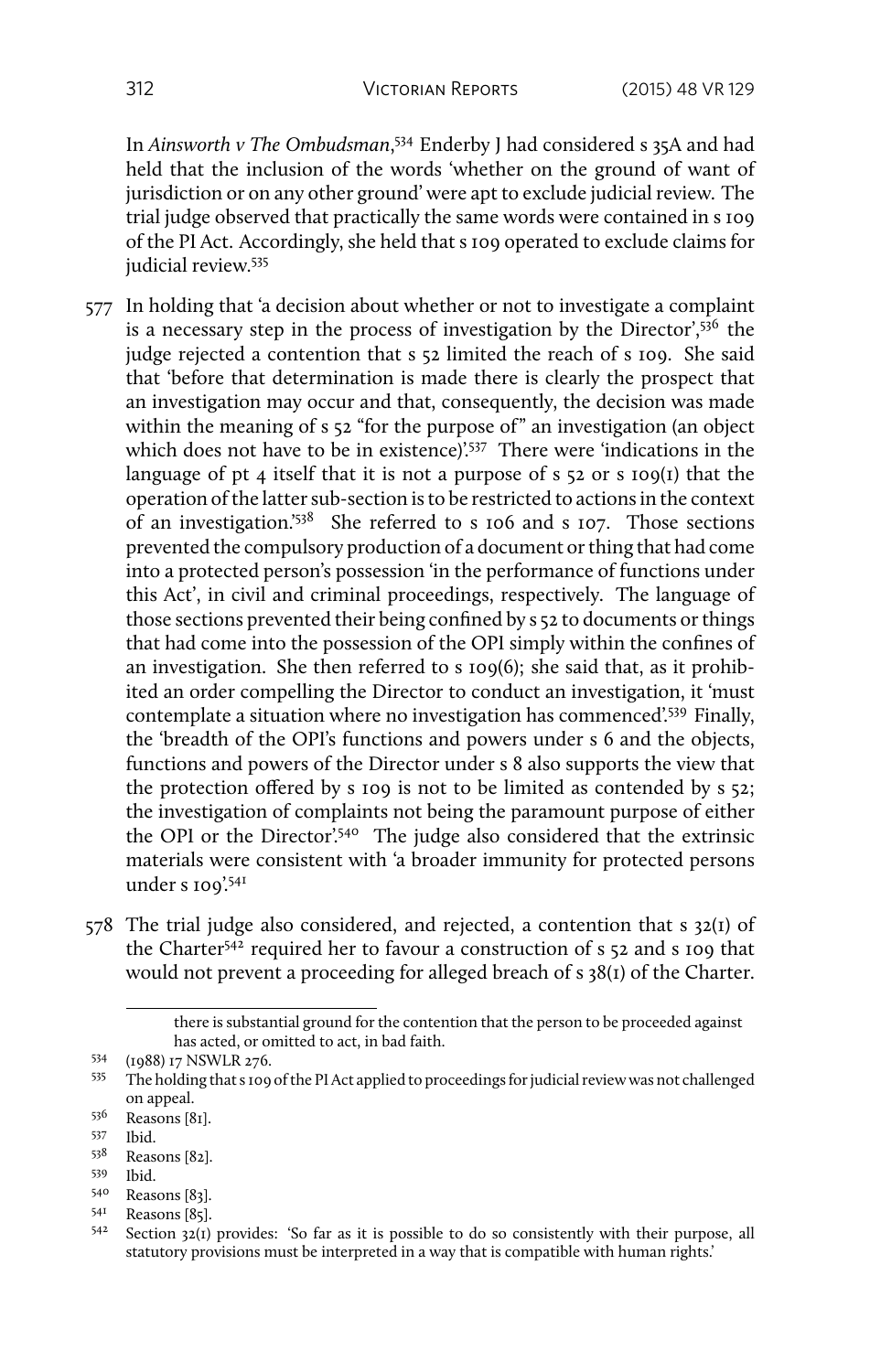In *Ainsworth v The Ombudsman*,[534] Enderby J had considered s 35A and had held that the inclusion of the words 'whether on the ground of want of jurisdiction or on any other ground' were apt to exclude judicial review. The trial judge observed that practically the same words were contained in s 109 of the PI Act. Accordingly, she held that s 109 operated to exclude claims for judicial review.[535]

577 In holding that 'a decision about whether or not to investigate a complaint is a necessary step in the process of investigation by the Director',[536] the judge rejected a contention that s 52 limited the reach of s 109. She said that 'before that determination is made there is clearly the prospect that an investigation may occur and that, consequently, the decision was made within the meaning of s 52 "for the purpose of" an investigation (an object which does not have to be in existence)'.[537] There were 'indications in the language of pt 4 itself that it is not a purpose of s 52 or s 109(1) that the operation of the latter sub-section is to be restricted to actions in the context of an investigation.'[538] She referred to s 106 and s 107. Those sections prevented the compulsory production of a document or thing that had come into a protected person's possession 'in the performance of functions under this Act', in civil and criminal proceedings, respectively. The language of those sections prevented their being confined by s 52 to documents or things that had come into the possession of the OPI simply within the confines of an investigation. She then referred to s 109(6); she said that, as it prohibited an order compelling the Director to conduct an investigation, it 'must contemplate a situation where no investigation has commenced'.[539] Finally, the 'breadth of the OPI's functions and powers under s 6 and the objects, functions and powers of the Director under s 8 also supports the view that the protection offered by s 109 is not to be limited as contended by s 52; the investigation of complaints not being the paramount purpose of either the OPI or the Director'.[540] The judge also considered that the extrinsic materials were consistent with 'a broader immunity for protected persons under s 109'.[541]

578 The trial judge also considered, and rejected, a contention that s 32(1) of the Charter[542] required her to favour a construction of s 52 and s 109 that would not prevent a proceeding for alleged breach of s 38(1) of the Charter.

---

there is substantial ground for the contention that the person to be proceeded against has acted, or omitted to act, in bad faith.

534 (1988) 17 NSWLR 276.

535 The holding that s 109 of the PI Act applied to proceedings for judicial review was not challenged on appeal.

536 Reasons [81].

537 Ibid.

538 Reasons [82].

539 Ibid.

540 Reasons [83].

541 Reasons [85].

542 Section 32(1) provides: 'So far as it is possible to do so consistently with their purpose, all statutory provisions must be interpreted in a way that is compatible with human rights.'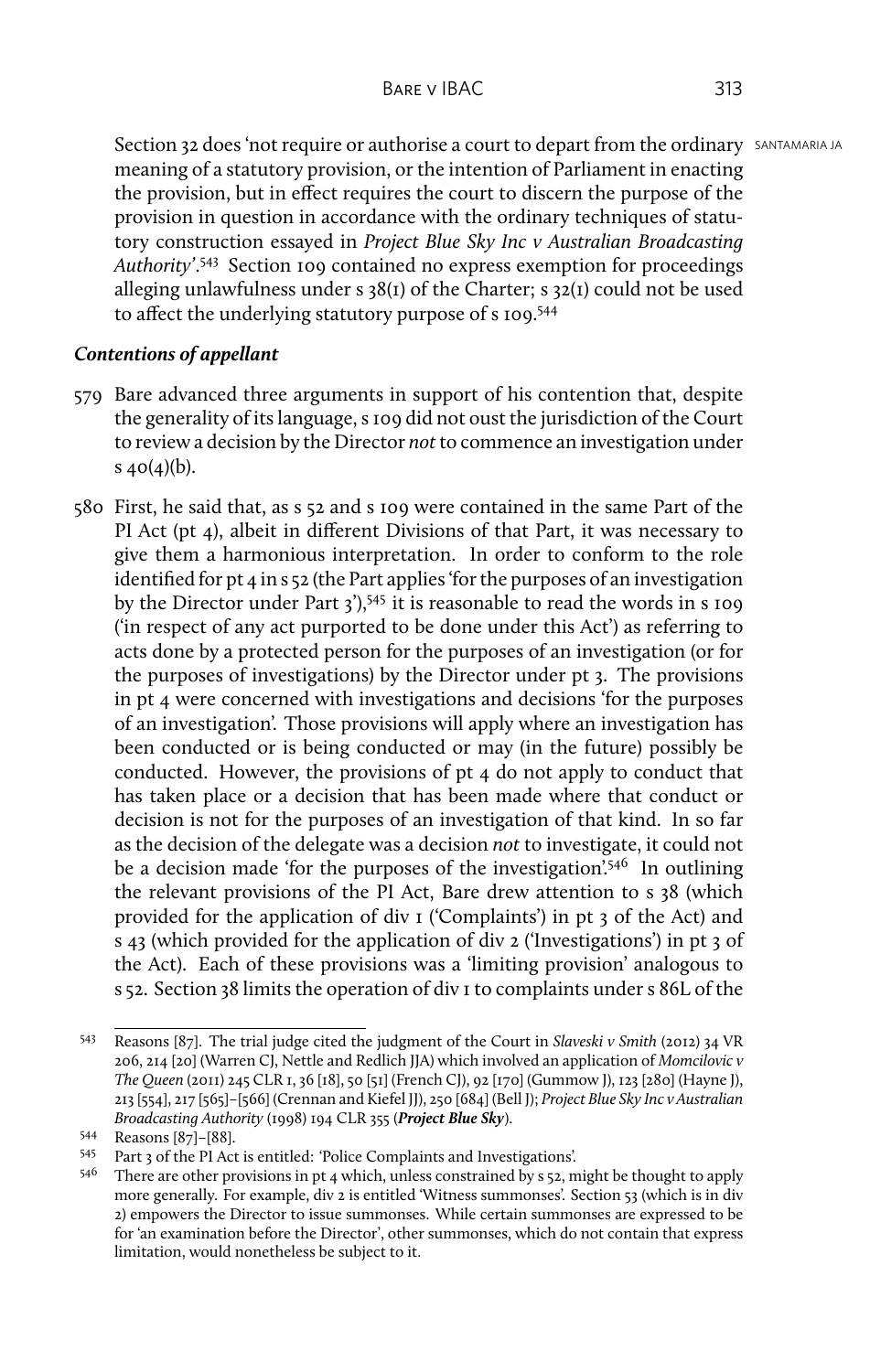Section 32 does 'not require or authorise a court to depart from the ordinary meaning of a statutory provision, or the intention of Parliament in enacting the provision, but in effect requires the court to discern the purpose of the provision in question in accordance with the ordinary techniques of statutory construction essayed in *Project Blue Sky Inc v Australian Broadcasting Authority*'.[543] Section 109 contained no express exemption for proceedings alleging unlawfulness under s 38(1) of the Charter; s 32(1) could not be used to affect the underlying statutory purpose of s 109.[544]

### *Contentions of appellant*

579 Bare advanced three arguments in support of his contention that, despite the generality of its language, s 109 did not oust the jurisdiction of the Court to review a decision by the Director *not* to commence an investigation under s 40(4)(b).

580 First, he said that, as s 52 and s 109 were contained in the same Part of the PI Act (pt 4), albeit in different Divisions of that Part, it was necessary to give them a harmonious interpretation. In order to conform to the role identified for pt 4 in s 52 (the Part applies 'for the purposes of an investigation by the Director under Part 3'),[545] it is reasonable to read the words in s 109 ('in respect of any act purported to be done under this Act') as referring to acts done by a protected person for the purposes of an investigation (or for the purposes of investigations) by the Director under pt 3. The provisions in pt 4 were concerned with investigations and decisions 'for the purposes of an investigation'. Those provisions will apply where an investigation has been conducted or is being conducted or may (in the future) possibly be conducted. However, the provisions of pt 4 do not apply to conduct that has taken place or a decision that has been made where that conduct or decision is not for the purposes of an investigation of that kind. In so far as the decision of the delegate was a decision *not* to investigate, it could not be a decision made 'for the purposes of the investigation'.[546] In outlining the relevant provisions of the PI Act, Bare drew attention to s 38 (which provided for the application of div 1 ('Complaints') in pt 3 of the Act) and s 43 (which provided for the application of div 2 ('Investigations') in pt 3 of the Act). Each of these provisions was a 'limiting provision' analogous to s 52. Section 38 limits the operation of div 1 to complaints under s 86L of the

---

543 Reasons [87]. The trial judge cited the judgment of the Court in *Slaveski v Smith* (2012) 34 VR 206, 214 [20] (Warren CJ, Nettle and Redlich JJA) which involved an application of *Momcilovic v The Queen* (2011) 245 CLR 1, 36 [18], 50 [51] (French CJ), 92 [170] (Gummow J), 123 [280] (Hayne J), 213 [554], 217 [565]–[566] (Crennan and Kiefel JJ), 250 [684] (Bell J); *Project Blue Sky Inc v Australian Broadcasting Authority* (1998) 194 CLR 355 (***Project Blue Sky***).

544 Reasons [87]–[88].

545 Part 3 of the PI Act is entitled: 'Police Complaints and Investigations'.

546 There are other provisions in pt 4 which, unless constrained by s 52, might be thought to apply more generally. For example, div 2 is entitled 'Witness summonses'. Section 53 (which is in div 2) empowers the Director to issue summonses. While certain summonses are expressed to be for 'an examination before the Director', other summonses, which do not contain that express limitation, would nonetheless be subject to it.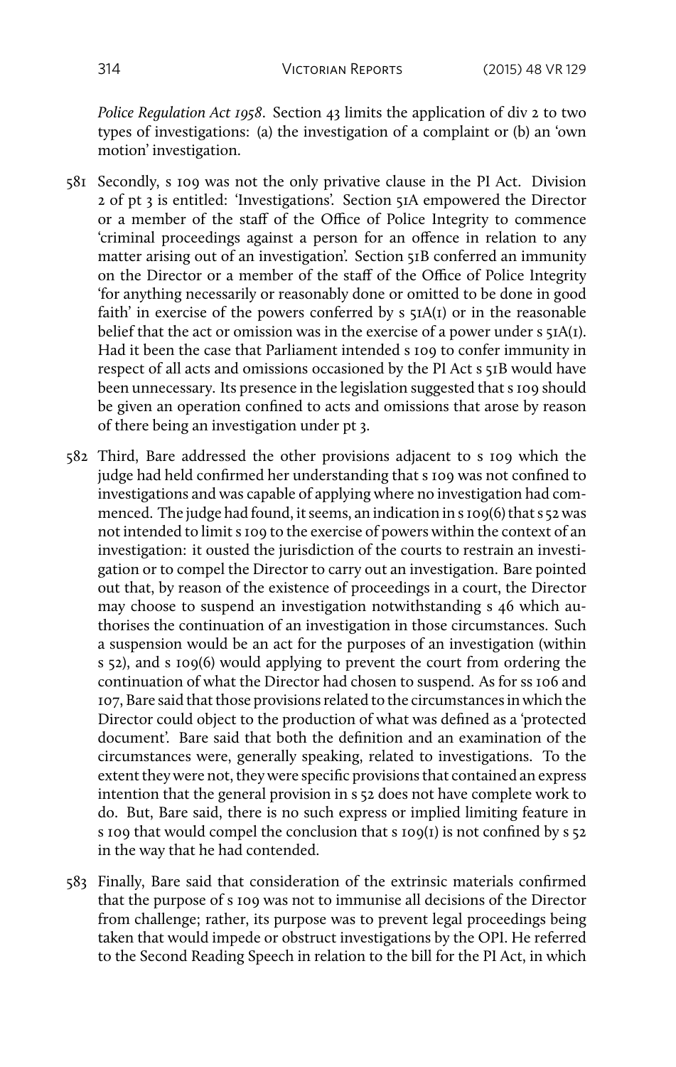*Police Regulation Act 1958*. Section 43 limits the application of div 2 to two types of investigations: (a) the investigation of a complaint or (b) an 'own motion' investigation.

581 Secondly, s 109 was not the only privative clause in the PI Act. Division 2 of pt 3 is entitled: 'Investigations'. Section 51A empowered the Director or a member of the staff of the Office of Police Integrity to commence 'criminal proceedings against a person for an offence in relation to any matter arising out of an investigation'. Section 51B conferred an immunity on the Director or a member of the staff of the Office of Police Integrity 'for anything necessarily or reasonably done or omitted to be done in good faith' in exercise of the powers conferred by s 51A(1) or in the reasonable belief that the act or omission was in the exercise of a power under s 51A(1). Had it been the case that Parliament intended s 109 to confer immunity in respect of all acts and omissions occasioned by the PI Act s 51B would have been unnecessary. Its presence in the legislation suggested that s 109 should be given an operation confined to acts and omissions that arose by reason of there being an investigation under pt 3.

582 Third, Bare addressed the other provisions adjacent to s 109 which the judge had held confirmed her understanding that s 109 was not confined to investigations and was capable of applying where no investigation had commenced. The judge had found, it seems, an indication in s 109(6) that s 52 was not intended to limit s 109 to the exercise of powers within the context of an investigation: it ousted the jurisdiction of the courts to restrain an investigation or to compel the Director to carry out an investigation. Bare pointed out that, by reason of the existence of proceedings in a court, the Director may choose to suspend an investigation notwithstanding s 46 which authorises the continuation of an investigation in those circumstances. Such a suspension would be an act for the purposes of an investigation (within s 52), and s 109(6) would applying to prevent the court from ordering the continuation of what the Director had chosen to suspend. As for ss 106 and 107, Bare said that those provisions related to the circumstances in which the Director could object to the production of what was defined as a 'protected document'. Bare said that both the definition and an examination of the circumstances were, generally speaking, related to investigations. To the extent they were not, they were specific provisions that contained an express intention that the general provision in s 52 does not have complete work to do. But, Bare said, there is no such express or implied limiting feature in s 109 that would compel the conclusion that s 109(1) is not confined by s 52 in the way that he had contended.

583 Finally, Bare said that consideration of the extrinsic materials confirmed that the purpose of s 109 was not to immunise all decisions of the Director from challenge; rather, its purpose was to prevent legal proceedings being taken that would impede or obstruct investigations by the OPI. He referred to the Second Reading Speech in relation to the bill for the PI Act, in which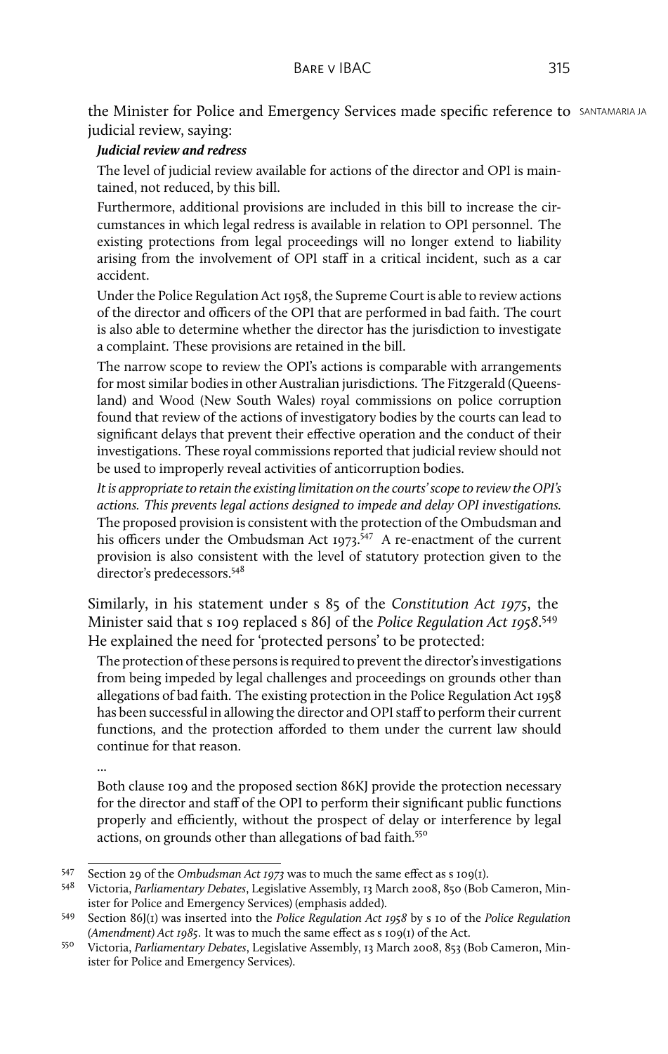the Minister for Police and Emergency Services made specific reference to judicial review, saying:

> ***Judicial review and redress***
>
> The level of judicial review available for actions of the director and OPI is maintained, not reduced, by this bill.
>
> Furthermore, additional provisions are included in this bill to increase the circumstances in which legal redress is available in relation to OPI personnel. The existing protections from legal proceedings will no longer extend to liability arising from the involvement of OPI staff in a critical incident, such as a car accident.
>
> Under the Police Regulation Act 1958, the Supreme Court is able to review actions of the director and officers of the OPI that are performed in bad faith. The court is also able to determine whether the director has the jurisdiction to investigate a complaint. These provisions are retained in the bill.
>
> The narrow scope to review the OPI's actions is comparable with arrangements for most similar bodies in other Australian jurisdictions. The Fitzgerald (Queensland) and Wood (New South Wales) royal commissions on police corruption found that review of the actions of investigatory bodies by the courts can lead to significant delays that prevent their effective operation and the conduct of their investigations. These royal commissions reported that judicial review should not be used to improperly reveal activities of anticorruption bodies.
>
> *It is appropriate to retain the existing limitation on the courts' scope to review the OPI's actions. This prevents legal actions designed to impede and delay OPI investigations.* The proposed provision is consistent with the protection of the Ombudsman and his officers under the Ombudsman Act 1973.[547] A re-enactment of the current provision is also consistent with the level of statutory protection given to the director's predecessors.[548]

Similarly, in his statement under s 85 of the *Constitution Act 1975*, the Minister said that s 109 replaced s 86J of the *Police Regulation Act 1958*.[549] He explained the need for 'protected persons' to be protected:

> The protection of these persons is required to prevent the director's investigations from being impeded by legal challenges and proceedings on grounds other than allegations of bad faith. The existing protection in the Police Regulation Act 1958 has been successful in allowing the director and OPI staff to perform their current functions, and the protection afforded to them under the current law should continue for that reason.
>
> ...
>
> Both clause 109 and the proposed section 86KJ provide the protection necessary for the director and staff of the OPI to perform their significant public functions properly and efficiently, without the prospect of delay or interference by legal actions, on grounds other than allegations of bad faith.[550]

---

547 Section 29 of the *Ombudsman Act 1973* was to much the same effect as s 109(1).

548 Victoria, *Parliamentary Debates*, Legislative Assembly, 13 March 2008, 850 (Bob Cameron, Minister for Police and Emergency Services) (emphasis added).

549 Section 86J(1) was inserted into the *Police Regulation Act 1958* by s 10 of the *Police Regulation (Amendment) Act 1985*. It was to much the same effect as s 109(1) of the Act.

550 Victoria, *Parliamentary Debates*, Legislative Assembly, 13 March 2008, 853 (Bob Cameron, Minister for Police and Emergency Services).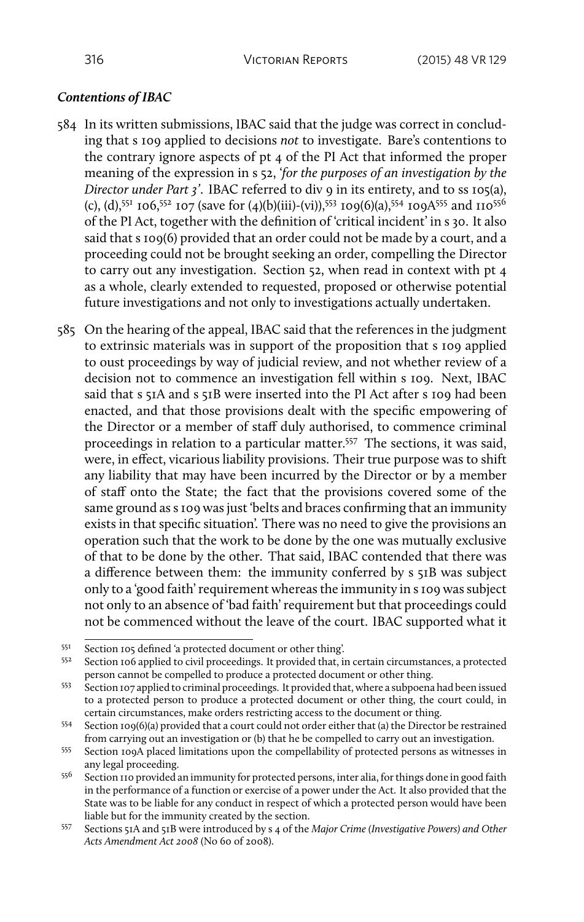### *Contentions of IBAC*

584 In its written submissions, IBAC said that the judge was correct in concluding that s 109 applied to decisions *not* to investigate. Bare's contentions to the contrary ignore aspects of pt 4 of the PI Act that informed the proper meaning of the expression in s 52, '*for the purposes of an investigation by the Director under Part 3*'. IBAC referred to div 9 in its entirety, and to ss 105(a), (c), (d),[551] 106,[552] 107 (save for (4)(b)(iii)-(vi)),[553] 109(6)(a),[554] 109A[555] and 110[556] of the PI Act, together with the definition of 'critical incident' in s 30. It also said that s 109(6) provided that an order could not be made by a court, and a proceeding could not be brought seeking an order, compelling the Director to carry out any investigation. Section 52, when read in context with pt 4 as a whole, clearly extended to requested, proposed or otherwise potential future investigations and not only to investigations actually undertaken.

585 On the hearing of the appeal, IBAC said that the references in the judgment to extrinsic materials was in support of the proposition that s 109 applied to oust proceedings by way of judicial review, and not whether review of a decision not to commence an investigation fell within s 109. Next, IBAC said that s 51A and s 51B were inserted into the PI Act after s 109 had been enacted, and that those provisions dealt with the specific empowering of the Director or a member of staff duly authorised, to commence criminal proceedings in relation to a particular matter.[557] The sections, it was said, were, in effect, vicarious liability provisions. Their true purpose was to shift any liability that may have been incurred by the Director or by a member of staff onto the State; the fact that the provisions covered some of the same ground as s 109 was just 'belts and braces confirming that an immunity exists in that specific situation'. There was no need to give the provisions an operation such that the work to be done by the one was mutually exclusive of that to be done by the other. That said, IBAC contended that there was a difference between them: the immunity conferred by s 51B was subject only to a 'good faith' requirement whereas the immunity in s 109 was subject not only to an absence of 'bad faith' requirement but that proceedings could not be commenced without the leave of the court. IBAC supported what it

---

[551] Section 105 defined 'a protected document or other thing'.

[552] Section 106 applied to civil proceedings. It provided that, in certain circumstances, a protected person cannot be compelled to produce a protected document or other thing.

[553] Section 107 applied to criminal proceedings. It provided that, where a subpoena had been issued to a protected person to produce a protected document or other thing, the court could, in certain circumstances, make orders restricting access to the document or thing.

[554] Section 109(6)(a) provided that a court could not order either that (a) the Director be restrained from carrying out an investigation or (b) that he be compelled to carry out an investigation.

[555] Section 109A placed limitations upon the compellability of protected persons as witnesses in any legal proceeding.

[556] Section 110 provided an immunity for protected persons, inter alia, for things done in good faith in the performance of a function or exercise of a power under the Act. It also provided that the State was to be liable for any conduct in respect of which a protected person would have been liable but for the immunity created by the section.

[557] Sections 51A and 51B were introduced by s 4 of the *Major Crime (Investigative Powers) and Other Acts Amendment Act 2008* (No 60 of 2008).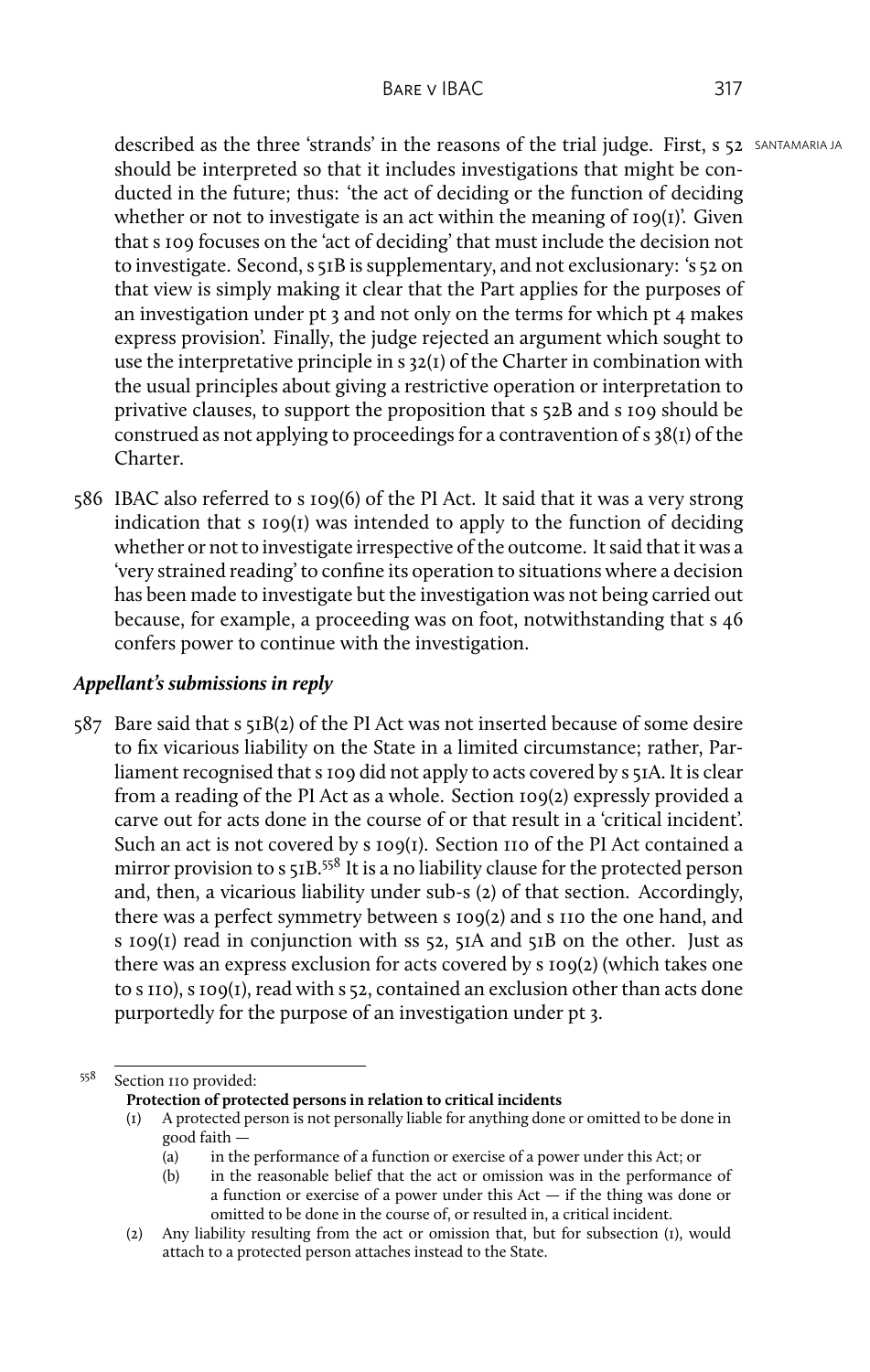described as the three 'strands' in the reasons of the trial judge. First, s 52 should be interpreted so that it includes investigations that might be conducted in the future; thus: 'the act of deciding or the function of deciding whether or not to investigate is an act within the meaning of 109(1)'. Given that s 109 focuses on the 'act of deciding' that must include the decision not to investigate. Second, s 51B is supplementary, and not exclusionary: 's 52 on that view is simply making it clear that the Part applies for the purposes of an investigation under pt 3 and not only on the terms for which pt 4 makes express provision'. Finally, the judge rejected an argument which sought to use the interpretative principle in s 32(1) of the Charter in combination with the usual principles about giving a restrictive operation or interpretation to privative clauses, to support the proposition that s 52B and s 109 should be construed as not applying to proceedings for a contravention of s 38(1) of the Charter.

586 IBAC also referred to s 109(6) of the PI Act. It said that it was a very strong indication that s 109(1) was intended to apply to the function of deciding whether or not to investigate irrespective of the outcome. It said that it was a 'very strained reading' to confine its operation to situations where a decision has been made to investigate but the investigation was not being carried out because, for example, a proceeding was on foot, notwithstanding that s 46 confers power to continue with the investigation.

### *Appellant's submissions in reply*

587 Bare said that s 51B(2) of the PI Act was not inserted because of some desire to fix vicarious liability on the State in a limited circumstance; rather, Parliament recognised that s 109 did not apply to acts covered by s 51A. It is clear from a reading of the PI Act as a whole. Section 109(2) expressly provided a carve out for acts done in the course of or that result in a 'critical incident'. Such an act is not covered by s 109(1). Section 110 of the PI Act contained a mirror provision to s 51B.[558] It is a no liability clause for the protected person and, then, a vicarious liability under sub-s (2) of that section. Accordingly, there was a perfect symmetry between s 109(2) and s 110 the one hand, and s 109(1) read in conjunction with ss 52, 51A and 51B on the other. Just as there was an express exclusion for acts covered by s 109(2) (which takes one to s 110), s 109(1), read with s 52, contained an exclusion other than acts done purportedly for the purpose of an investigation under pt 3.

---

[558] Section 110 provided:

**Protection of protected persons in relation to critical incidents**

(1) A protected person is not personally liable for anything done or omitted to be done in good faith —

(a) in the performance of a function or exercise of a power under this Act; or

(b) in the reasonable belief that the act or omission was in the performance of a function or exercise of a power under this Act — if the thing was done or omitted to be done in the course of, or resulted in, a critical incident.

(2) Any liability resulting from the act or omission that, but for subsection (1), would attach to a protected person attaches instead to the State.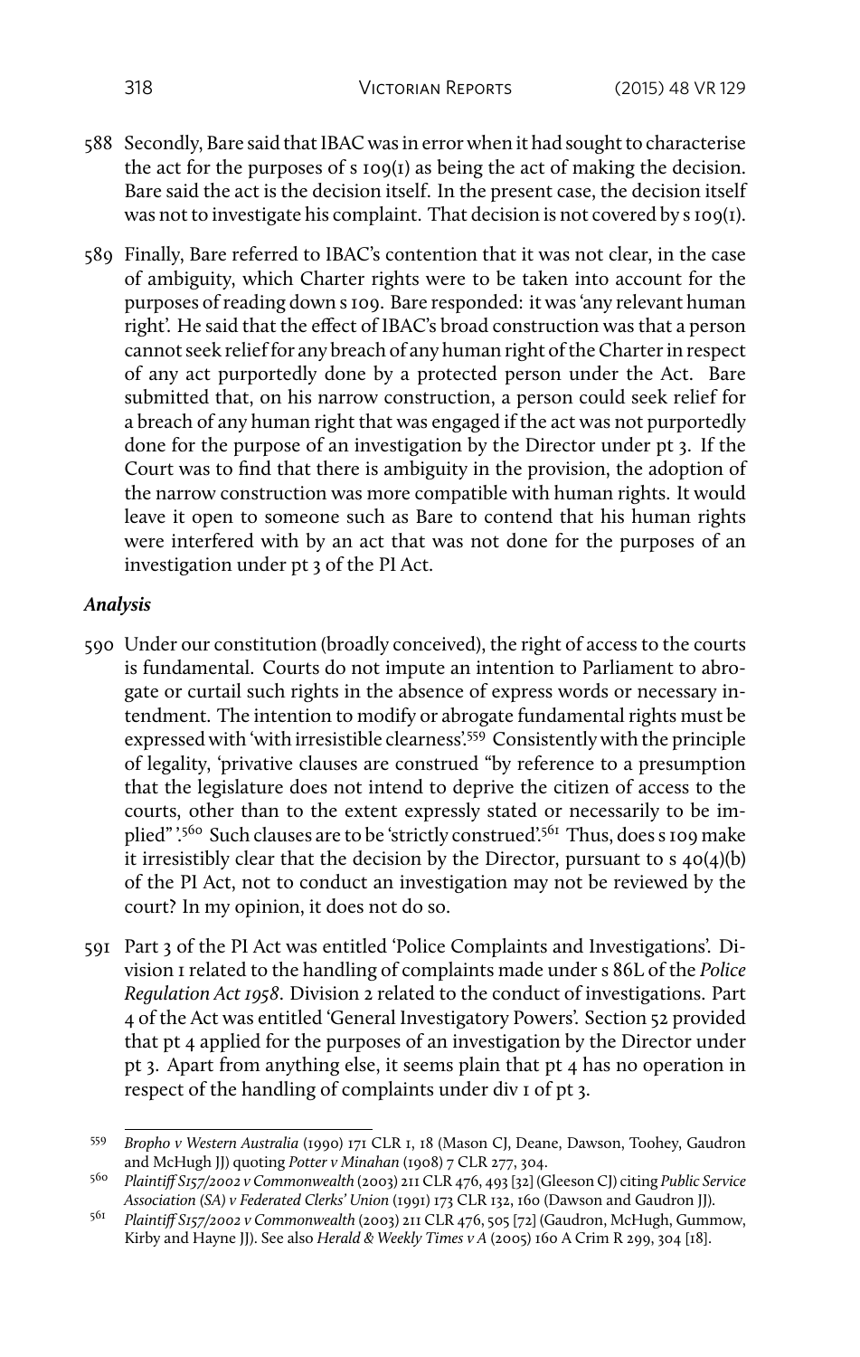588 Secondly, Bare said that IBAC was in error when it had sought to characterise the act for the purposes of s 109(1) as being the act of making the decision. Bare said the act is the decision itself. In the present case, the decision itself was not to investigate his complaint. That decision is not covered by s 109(1).

589 Finally, Bare referred to IBAC's contention that it was not clear, in the case of ambiguity, which Charter rights were to be taken into account for the purposes of reading down s 109. Bare responded: it was 'any relevant human right'. He said that the effect of IBAC's broad construction was that a person cannot seek relief for any breach of any human right of the Charter in respect of any act purportedly done by a protected person under the Act. Bare submitted that, on his narrow construction, a person could seek relief for a breach of any human right that was engaged if the act was not purportedly done for the purpose of an investigation by the Director under pt 3. If the Court was to find that there is ambiguity in the provision, the adoption of the narrow construction was more compatible with human rights. It would leave it open to someone such as Bare to contend that his human rights were interfered with by an act that was not done for the purposes of an investigation under pt 3 of the PI Act.

### *Analysis*

590 Under our constitution (broadly conceived), the right of access to the courts is fundamental. Courts do not impute an intention to Parliament to abrogate or curtail such rights in the absence of express words or necessary intendment. The intention to modify or abrogate fundamental rights must be expressed with 'with irresistible clearness'.[559] Consistently with the principle of legality, 'privative clauses are construed "by reference to a presumption that the legislature does not intend to deprive the citizen of access to the courts, other than to the extent expressly stated or necessarily to be implied" '.[560] Such clauses are to be 'strictly construed'.[561] Thus, does s 109 make it irresistibly clear that the decision by the Director, pursuant to s 40(4)(b) of the PI Act, not to conduct an investigation may not be reviewed by the court? In my opinion, it does not do so.

591 Part 3 of the PI Act was entitled 'Police Complaints and Investigations'. Division 1 related to the handling of complaints made under s 86L of the *Police Regulation Act 1958*. Division 2 related to the conduct of investigations. Part 4 of the Act was entitled 'General Investigatory Powers'. Section 52 provided that pt 4 applied for the purposes of an investigation by the Director under pt 3. Apart from anything else, it seems plain that pt 4 has no operation in respect of the handling of complaints under div 1 of pt 3.

---

559 *Bropho v Western Australia* (1990) 171 CLR 1, 18 (Mason CJ, Deane, Dawson, Toohey, Gaudron and McHugh JJ) quoting *Potter v Minahan* (1908) 7 CLR 277, 304.

560 *Plaintiff S157/2002 v Commonwealth* (2003) 211 CLR 476, 493 [32] (Gleeson CJ) citing *Public Service Association (SA) v Federated Clerks' Union* (1991) 173 CLR 132, 160 (Dawson and Gaudron JJ).

561 *Plaintiff S157/2002 v Commonwealth* (2003) 211 CLR 476, 505 [72] (Gaudron, McHugh, Gummow, Kirby and Hayne JJ). See also *Herald & Weekly Times v A* (2005) 160 A Crim R 299, 304 [18].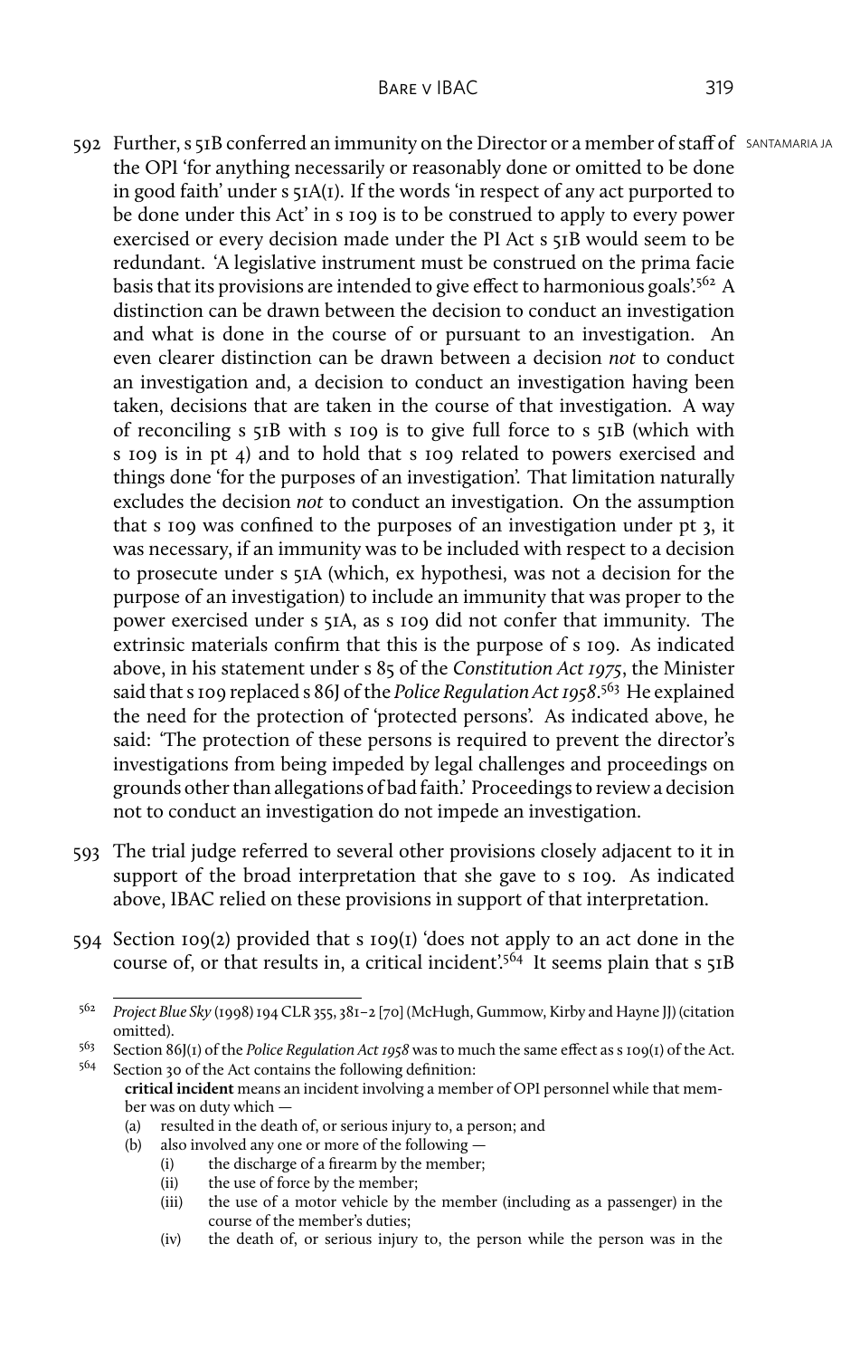592 Further, s 51B conferred an immunity on the Director or a member of staff of the OPI 'for anything necessarily or reasonably done or omitted to be done in good faith' under s 51A(1). If the words 'in respect of any act purported to be done under this Act' in s 109 is to be construed to apply to every power exercised or every decision made under the PI Act s 51B would seem to be redundant. 'A legislative instrument must be construed on the prima facie basis that its provisions are intended to give effect to harmonious goals'.[562] A distinction can be drawn between the decision to conduct an investigation and what is done in the course of or pursuant to an investigation. An even clearer distinction can be drawn between a decision *not* to conduct an investigation and, a decision to conduct an investigation having been taken, decisions that are taken in the course of that investigation. A way of reconciling s 51B with s 109 is to give full force to s 51B (which with s 109 is in pt 4) and to hold that s 109 related to powers exercised and things done 'for the purposes of an investigation'. That limitation naturally excludes the decision *not* to conduct an investigation. On the assumption that s 109 was confined to the purposes of an investigation under pt 3, it was necessary, if an immunity was to be included with respect to a decision to prosecute under s 51A (which, ex hypothesi, was not a decision for the purpose of an investigation) to include an immunity that was proper to the power exercised under s 51A, as s 109 did not confer that immunity. The extrinsic materials confirm that this is the purpose of s 109. As indicated above, in his statement under s 85 of the *Constitution Act 1975*, the Minister said that s 109 replaced s 86J of the *Police Regulation Act 1958*.[563] He explained the need for the protection of 'protected persons'. As indicated above, he said: 'The protection of these persons is required to prevent the director's investigations from being impeded by legal challenges and proceedings on grounds other than allegations of bad faith.' Proceedings to review a decision not to conduct an investigation do not impede an investigation.

593 The trial judge referred to several other provisions closely adjacent to it in support of the broad interpretation that she gave to s 109. As indicated above, IBAC relied on these provisions in support of that interpretation.

594 Section 109(2) provided that s 109(1) 'does not apply to an act done in the course of, or that results in, a critical incident'.[564] It seems plain that s 51B

---

[562] *Project Blue Sky* (1998) 194 CLR 355, 381–2 [70] (McHugh, Gummow, Kirby and Hayne JJ) (citation omitted).

[563] Section 86J(1) of the *Police Regulation Act 1958* was to much the same effect as s 109(1) of the Act.

[564] Section 30 of the Act contains the following definition:

**critical incident** means an incident involving a member of OPI personnel while that member was on duty which —

(a) resulted in the death of, or serious injury to, a person; and

(b) also involved any one or more of the following —

  (i) the discharge of a firearm by the member;

  (ii) the use of force by the member;

  (iii) the use of a motor vehicle by the member (including as a passenger) in the course of the member's duties;

  (iv) the death of, or serious injury to, the person while the person was in the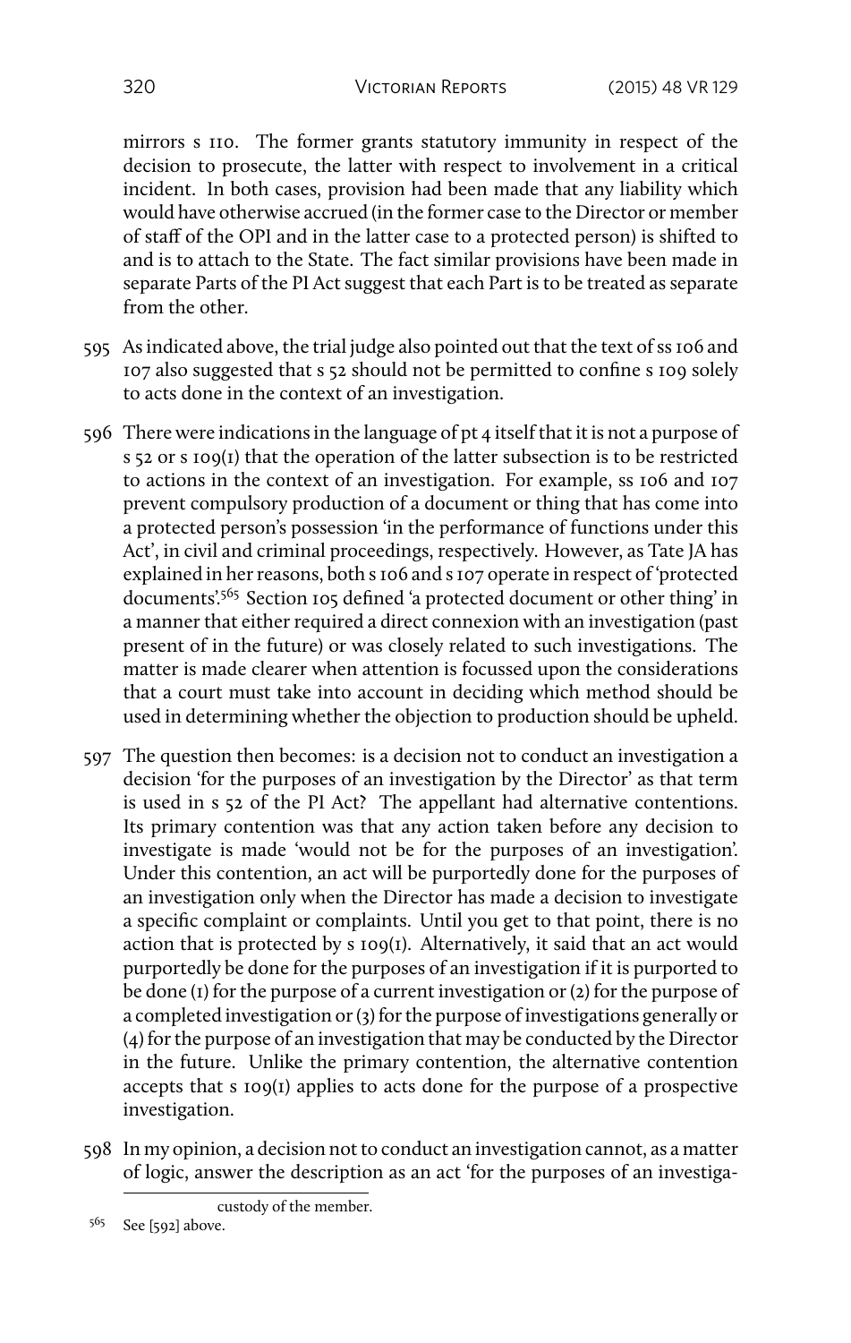mirrors s 110. The former grants statutory immunity in respect of the decision to prosecute, the latter with respect to involvement in a critical incident. In both cases, provision had been made that any liability which would have otherwise accrued (in the former case to the Director or member of staff of the OPI and in the latter case to a protected person) is shifted to and is to attach to the State. The fact similar provisions have been made in separate Parts of the PI Act suggest that each Part is to be treated as separate from the other.

595 As indicated above, the trial judge also pointed out that the text of ss 106 and 107 also suggested that s 52 should not be permitted to confine s 109 solely to acts done in the context of an investigation.

596 There were indications in the language of pt 4 itself that it is not a purpose of s 52 or s 109(1) that the operation of the latter subsection is to be restricted to actions in the context of an investigation. For example, ss 106 and 107 prevent compulsory production of a document or thing that has come into a protected person's possession 'in the performance of functions under this Act', in civil and criminal proceedings, respectively. However, as Tate JA has explained in her reasons, both s 106 and s 107 operate in respect of 'protected documents'.[565] Section 105 defined 'a protected document or other thing' in a manner that either required a direct connexion with an investigation (past present of in the future) or was closely related to such investigations. The matter is made clearer when attention is focussed upon the considerations that a court must take into account in deciding which method should be used in determining whether the objection to production should be upheld.

597 The question then becomes: is a decision not to conduct an investigation a decision 'for the purposes of an investigation by the Director' as that term is used in s 52 of the PI Act? The appellant had alternative contentions. Its primary contention was that any action taken before any decision to investigate is made 'would not be for the purposes of an investigation'. Under this contention, an act will be purportedly done for the purposes of an investigation only when the Director has made a decision to investigate a specific complaint or complaints. Until you get to that point, there is no action that is protected by s 109(1). Alternatively, it said that an act would purportedly be done for the purposes of an investigation if it is purported to be done (1) for the purpose of a current investigation or (2) for the purpose of a completed investigation or (3) for the purpose of investigations generally or (4) for the purpose of an investigation that may be conducted by the Director in the future. Unlike the primary contention, the alternative contention accepts that s 109(1) applies to acts done for the purpose of a prospective investigation.

598 In my opinion, a decision not to conduct an investigation cannot, as a matter of logic, answer the description as an act 'for the purposes of an investiga-

custody of the member.

[565] See [592] above.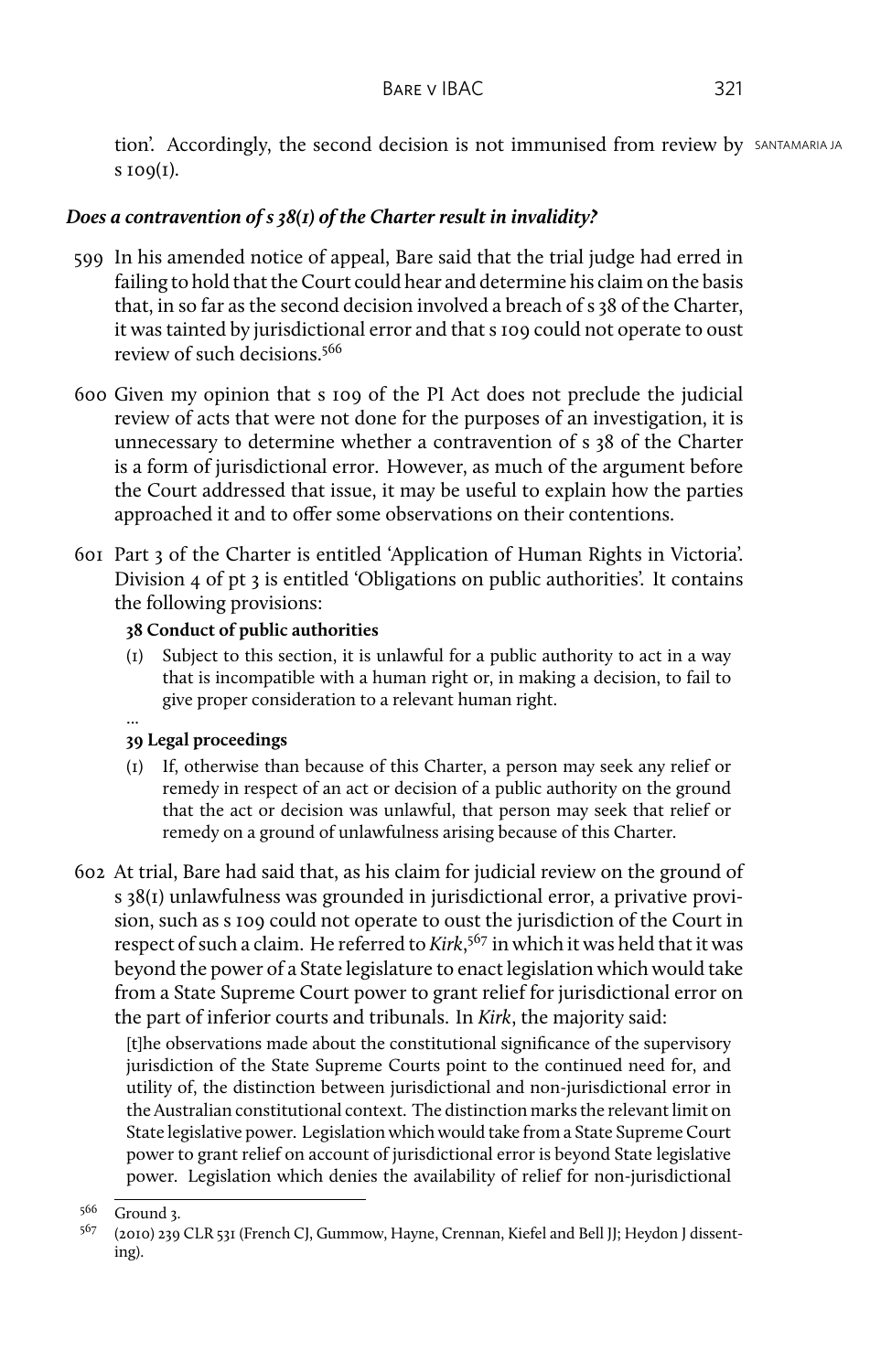tion'. Accordingly, the second decision is not immunised from review by s 109(1).

### *Does a contravention of s 38(1) of the Charter result in invalidity?*

599 In his amended notice of appeal, Bare said that the trial judge had erred in failing to hold that the Court could hear and determine his claim on the basis that, in so far as the second decision involved a breach of s 38 of the Charter, it was tainted by jurisdictional error and that s 109 could not operate to oust review of such decisions.[566]

600 Given my opinion that s 109 of the PI Act does not preclude the judicial review of acts that were not done for the purposes of an investigation, it is unnecessary to determine whether a contravention of s 38 of the Charter is a form of jurisdictional error. However, as much of the argument before the Court addressed that issue, it may be useful to explain how the parties approached it and to offer some observations on their contentions.

601 Part 3 of the Charter is entitled 'Application of Human Rights in Victoria'. Division 4 of pt 3 is entitled 'Obligations on public authorities'. It contains the following provisions:

> **38 Conduct of public authorities**
>
> (1) Subject to this section, it is unlawful for a public authority to act in a way that is incompatible with a human right or, in making a decision, to fail to give proper consideration to a relevant human right.
>
> …
>
> **39 Legal proceedings**
>
> (1) If, otherwise than because of this Charter, a person may seek any relief or remedy in respect of an act or decision of a public authority on the ground that the act or decision was unlawful, that person may seek that relief or remedy on a ground of unlawfulness arising because of this Charter.

602 At trial, Bare had said that, as his claim for judicial review on the ground of s 38(1) unlawfulness was grounded in jurisdictional error, a privative provision, such as s 109 could not operate to oust the jurisdiction of the Court in respect of such a claim. He referred to *Kirk*,[567] in which it was held that it was beyond the power of a State legislature to enact legislation which would take from a State Supreme Court power to grant relief for jurisdictional error on the part of inferior courts and tribunals. In *Kirk*, the majority said:

> [t]he observations made about the constitutional significance of the supervisory jurisdiction of the State Supreme Courts point to the continued need for, and utility of, the distinction between jurisdictional and non-jurisdictional error in the Australian constitutional context. The distinction marks the relevant limit on State legislative power. Legislation which would take from a State Supreme Court power to grant relief on account of jurisdictional error is beyond State legislative power. Legislation which denies the availability of relief for non-jurisdictional

---

[566] Ground 3.

[567] (2010) 239 CLR 531 (French CJ, Gummow, Hayne, Crennan, Kiefel and Bell JJ; Heydon J dissenting).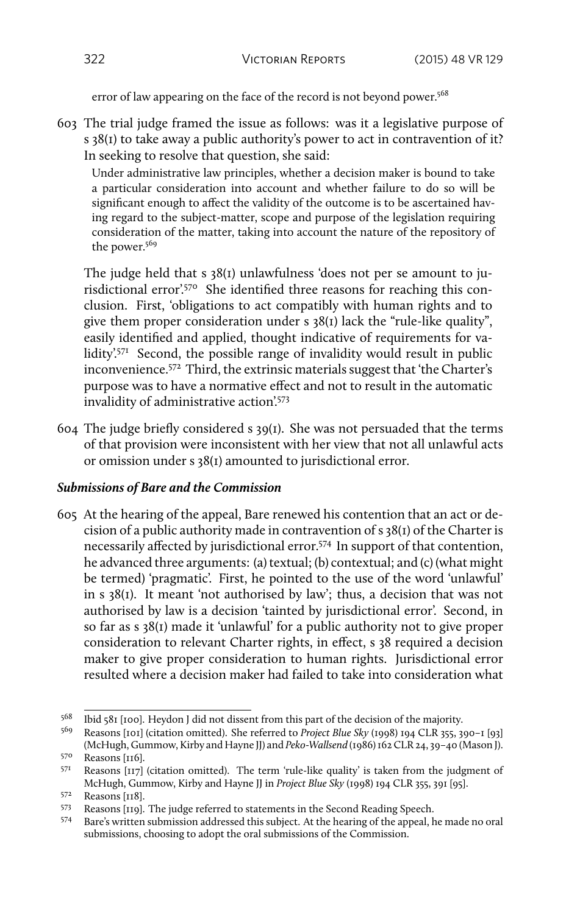error of law appearing on the face of the record is not beyond power.[568]

603 The trial judge framed the issue as follows: was it a legislative purpose of s 38(1) to take away a public authority's power to act in contravention of it? In seeking to resolve that question, she said:

> Under administrative law principles, whether a decision maker is bound to take a particular consideration into account and whether failure to do so will be significant enough to affect the validity of the outcome is to be ascertained having regard to the subject-matter, scope and purpose of the legislation requiring consideration of the matter, taking into account the nature of the repository of the power.[569]

The judge held that s 38(1) unlawfulness 'does not per se amount to jurisdictional error'.[570] She identified three reasons for reaching this conclusion. First, 'obligations to act compatibly with human rights and to give them proper consideration under s 38(1) lack the "rule-like quality", easily identified and applied, thought indicative of requirements for validity'.[571] Second, the possible range of invalidity would result in public inconvenience.[572] Third, the extrinsic materials suggest that 'the Charter's purpose was to have a normative effect and not to result in the automatic invalidity of administrative action'.[573]

604 The judge briefly considered s 39(1). She was not persuaded that the terms of that provision were inconsistent with her view that not all unlawful acts or omission under s 38(1) amounted to jurisdictional error.

### *Submissions of Bare and the Commission*

605 At the hearing of the appeal, Bare renewed his contention that an act or decision of a public authority made in contravention of s 38(1) of the Charter is necessarily affected by jurisdictional error.[574] In support of that contention, he advanced three arguments: (a) textual; (b) contextual; and (c) (what might be termed) 'pragmatic'. First, he pointed to the use of the word 'unlawful' in s 38(1). It meant 'not authorised by law'; thus, a decision that was not authorised by law is a decision 'tainted by jurisdictional error'. Second, in so far as s 38(1) made it 'unlawful' for a public authority not to give proper consideration to relevant Charter rights, in effect, s 38 required a decision maker to give proper consideration to human rights. Jurisdictional error resulted where a decision maker had failed to take into consideration what

---

568 Ibid 581 [100]. Heydon J did not dissent from this part of the decision of the majority.

569 Reasons [101] (citation omitted). She referred to *Project Blue Sky* (1998) 194 CLR 355, 390–1 [93] (McHugh, Gummow, Kirby and Hayne JJ) and *Peko-Wallsend* (1986) 162 CLR 24, 39–40 (Mason J).

570 Reasons [116].

571 Reasons [117] (citation omitted). The term 'rule-like quality' is taken from the judgment of McHugh, Gummow, Kirby and Hayne JJ in *Project Blue Sky* (1998) 194 CLR 355, 391 [95].

572 Reasons [118].

573 Reasons [119]. The judge referred to statements in the Second Reading Speech.

574 Bare's written submission addressed this subject. At the hearing of the appeal, he made no oral submissions, choosing to adopt the oral submissions of the Commission.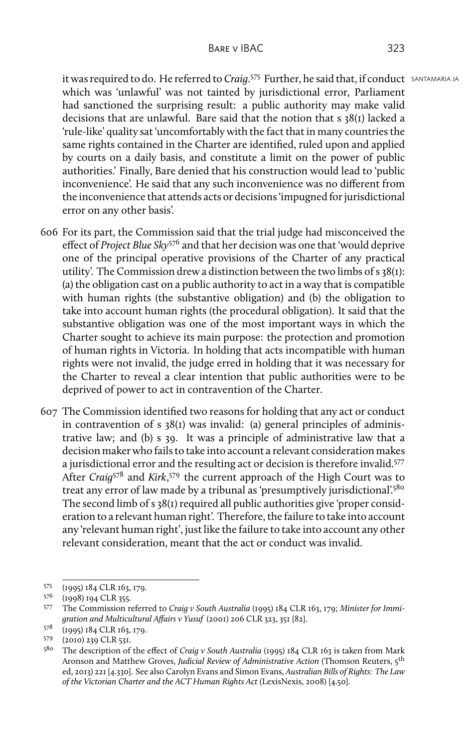it was required to do. He referred to *Craig*.[575] Further, he said that, if conduct which was 'unlawful' was not tainted by jurisdictional error, Parliament had sanctioned the surprising result: a public authority may make valid decisions that are unlawful. Bare said that the notion that s 38(1) lacked a 'rule-like' quality sat 'uncomfortably with the fact that in many countries the same rights contained in the Charter are identified, ruled upon and applied by courts on a daily basis, and constitute a limit on the power of public authorities.' Finally, Bare denied that his construction would lead to 'public inconvenience'. He said that any such inconvenience was no different from the inconvenience that attends acts or decisions 'impugned for jurisdictional error on any other basis'.

606 For its part, the Commission said that the trial judge had misconceived the effect of *Project Blue Sky*[576] and that her decision was one that 'would deprive one of the principal operative provisions of the Charter of any practical utility'. The Commission drew a distinction between the two limbs of s 38(1): (a) the obligation cast on a public authority to act in a way that is compatible with human rights (the substantive obligation) and (b) the obligation to take into account human rights (the procedural obligation). It said that the substantive obligation was one of the most important ways in which the Charter sought to achieve its main purpose: the protection and promotion of human rights in Victoria. In holding that acts incompatible with human rights were not invalid, the judge erred in holding that it was necessary for the Charter to reveal a clear intention that public authorities were to be deprived of power to act in contravention of the Charter.

607 The Commission identified two reasons for holding that any act or conduct in contravention of s 38(1) was invalid: (a) general principles of administrative law; and (b) s 39. It was a principle of administrative law that a decision maker who fails to take into account a relevant consideration makes a jurisdictional error and the resulting act or decision is therefore invalid.[577] After *Craig*[578] and *Kirk*,[579] the current approach of the High Court was to treat any error of law made by a tribunal as 'presumptively jurisdictional'.[580] The second limb of s 38(1) required all public authorities give 'proper consideration to a relevant human right'. Therefore, the failure to take into account any 'relevant human right', just like the failure to take into account any other relevant consideration, meant that the act or conduct was invalid.

---

575 (1995) 184 CLR 163, 179.

576 (1998) 194 CLR 355.

577 The Commission referred to *Craig v South Australia* (1995) 184 CLR 163, 179; *Minister for Immigration and Multicultural Affairs v Yusuf* (2001) 206 CLR 323, 351 [82].

578 (1995) 184 CLR 163, 179.

579 (2010) 239 CLR 531.

580 The description of the effect of *Craig v South Australia* (1995) 184 CLR 163 is taken from Mark Aronson and Matthew Groves, *Judicial Review of Administrative Action* (Thomson Reuters, 5th ed, 2013) 221 [4.330]. See also Carolyn Evans and Simon Evans, *Australian Bills of Rights: The Law of the Victorian Charter and the ACT Human Rights Act* (LexisNexis, 2008) [4.50].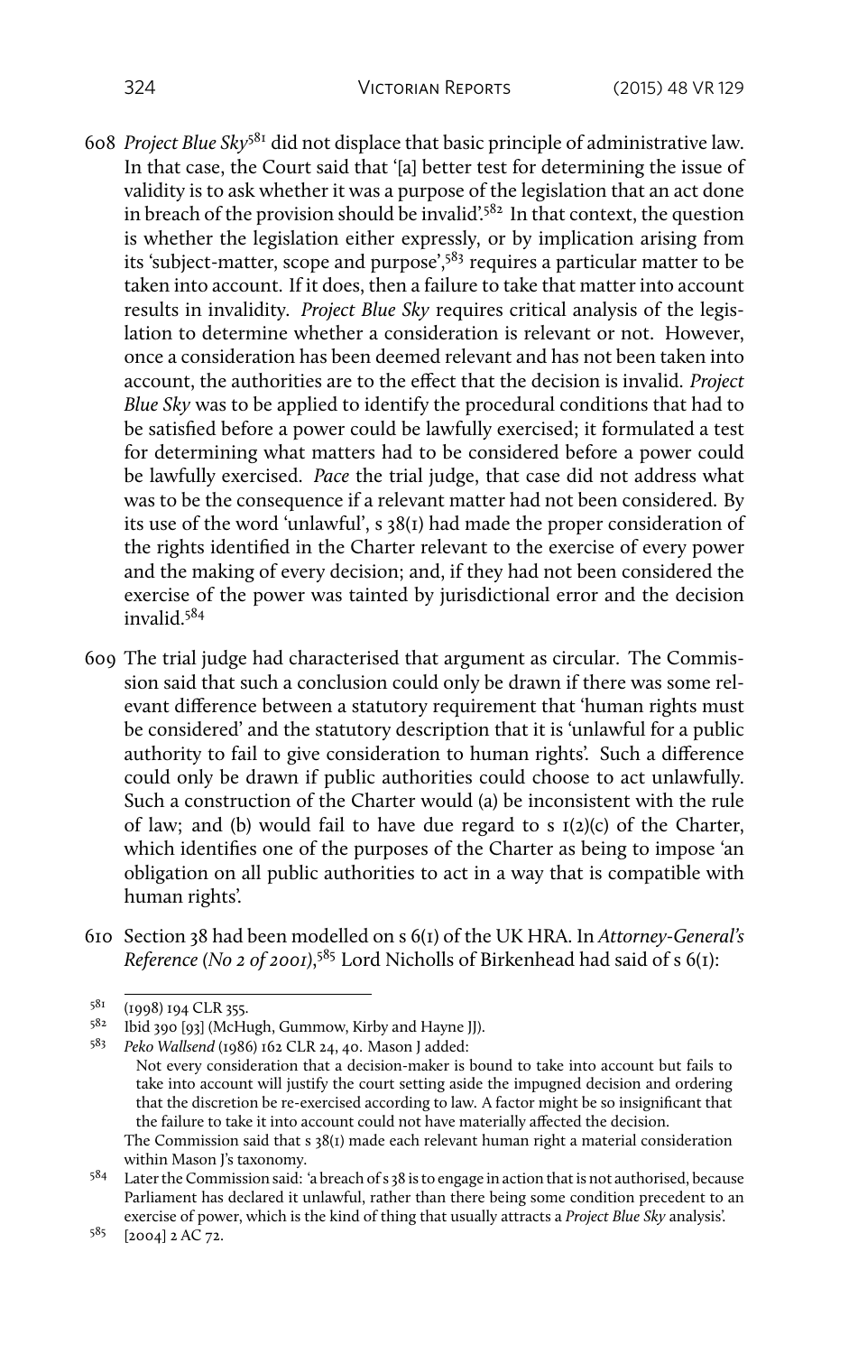608 *Project Blue Sky*[581] did not displace that basic principle of administrative law. In that case, the Court said that '[a] better test for determining the issue of validity is to ask whether it was a purpose of the legislation that an act done in breach of the provision should be invalid'.[582] In that context, the question is whether the legislation either expressly, or by implication arising from its 'subject-matter, scope and purpose',[583] requires a particular matter to be taken into account. If it does, then a failure to take that matter into account results in invalidity. *Project Blue Sky* requires critical analysis of the legislation to determine whether a consideration is relevant or not. However, once a consideration has been deemed relevant and has not been taken into account, the authorities are to the effect that the decision is invalid. *Project Blue Sky* was to be applied to identify the procedural conditions that had to be satisfied before a power could be lawfully exercised; it formulated a test for determining what matters had to be considered before a power could be lawfully exercised. *Pace* the trial judge, that case did not address what was to be the consequence if a relevant matter had not been considered. By its use of the word 'unlawful', s 38(1) had made the proper consideration of the rights identified in the Charter relevant to the exercise of every power and the making of every decision; and, if they had not been considered the exercise of the power was tainted by jurisdictional error and the decision invalid.[584]

609 The trial judge had characterised that argument as circular. The Commission said that such a conclusion could only be drawn if there was some relevant difference between a statutory requirement that 'human rights must be considered' and the statutory description that it is 'unlawful for a public authority to fail to give consideration to human rights'. Such a difference could only be drawn if public authorities could choose to act unlawfully. Such a construction of the Charter would (a) be inconsistent with the rule of law; and (b) would fail to have due regard to s 1(2)(c) of the Charter, which identifies one of the purposes of the Charter as being to impose 'an obligation on all public authorities to act in a way that is compatible with human rights'.

610 Section 38 had been modelled on s 6(1) of the UK HRA. In *Attorney-General's Reference (No 2 of 2001)*,[585] Lord Nicholls of Birkenhead had said of s 6(1):

---

581 (1998) 194 CLR 355.

582 Ibid 390 [93] (McHugh, Gummow, Kirby and Hayne JJ).

583 *Peko Wallsend* (1986) 162 CLR 24, 40. Mason J added:

> Not every consideration that a decision-maker is bound to take into account but fails to take into account will justify the court setting aside the impugned decision and ordering that the discretion be re-exercised according to law. A factor might be so insignificant that the failure to take it into account could not have materially affected the decision.

The Commission said that s 38(1) made each relevant human right a material consideration within Mason J's taxonomy.

584 Later the Commission said: 'a breach of s 38 is to engage in action that is not authorised, because Parliament has declared it unlawful, rather than there being some condition precedent to an exercise of power, which is the kind of thing that usually attracts a *Project Blue Sky* analysis'.

585 [2004] 2 AC 72.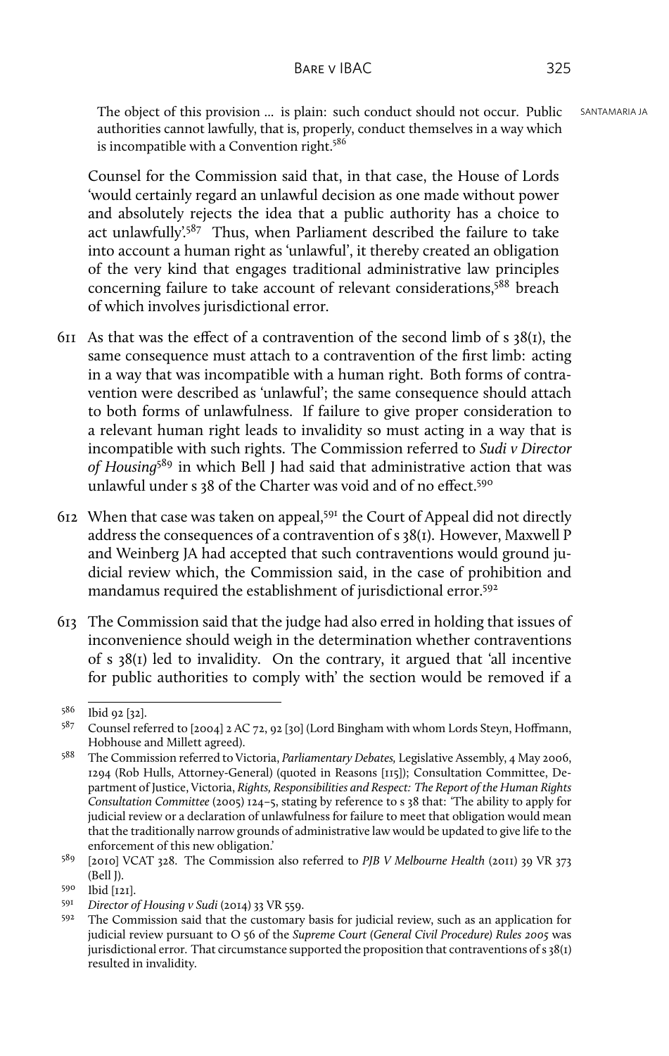> The object of this provision … is plain: such conduct should not occur. Public authorities cannot lawfully, that is, properly, conduct themselves in a way which is incompatible with a Convention right.[586]

Counsel for the Commission said that, in that case, the House of Lords 'would certainly regard an unlawful decision as one made without power and absolutely rejects the idea that a public authority has a choice to act unlawfully'.[587] Thus, when Parliament described the failure to take into account a human right as 'unlawful', it thereby created an obligation of the very kind that engages traditional administrative law principles concerning failure to take account of relevant considerations,[588] breach of which involves jurisdictional error.

611 As that was the effect of a contravention of the second limb of s 38(1), the same consequence must attach to a contravention of the first limb: acting in a way that was incompatible with a human right. Both forms of contravention were described as 'unlawful'; the same consequence should attach to both forms of unlawfulness. If failure to give proper consideration to a relevant human right leads to invalidity so must acting in a way that is incompatible with such rights. The Commission referred to *Sudi v Director of Housing*[589] in which Bell J had said that administrative action that was unlawful under s 38 of the Charter was void and of no effect.[590]

612 When that case was taken on appeal,[591] the Court of Appeal did not directly address the consequences of a contravention of s 38(1). However, Maxwell P and Weinberg JA had accepted that such contraventions would ground judicial review which, the Commission said, in the case of prohibition and mandamus required the establishment of jurisdictional error.[592]

613 The Commission said that the judge had also erred in holding that issues of inconvenience should weigh in the determination whether contraventions of s 38(1) led to invalidity. On the contrary, it argued that 'all incentive for public authorities to comply with' the section would be removed if a

---

[586] Ibid 92 [32].

[587] Counsel referred to [2004] 2 AC 72, 92 [30] (Lord Bingham with whom Lords Steyn, Hoffmann, Hobhouse and Millett agreed).

[588] The Commission referred to Victoria, *Parliamentary Debates,* Legislative Assembly, 4 May 2006, 1294 (Rob Hulls, Attorney-General) (quoted in Reasons [115]); Consultation Committee, Department of Justice, Victoria, *Rights, Responsibilities and Respect: The Report of the Human Rights Consultation Committee* (2005) 124–5, stating by reference to s 38 that: 'The ability to apply for judicial review or a declaration of unlawfulness for failure to meet that obligation would mean that the traditionally narrow grounds of administrative law would be updated to give life to the enforcement of this new obligation.'

[589] [2010] VCAT 328. The Commission also referred to *PJB V Melbourne Health* (2011) 39 VR 373 (Bell J).

[590] Ibid [121].

[591] *Director of Housing v Sudi* (2014) 33 VR 559.

[592] The Commission said that the customary basis for judicial review, such as an application for judicial review pursuant to O 56 of the *Supreme Court (General Civil Procedure) Rules 2005* was jurisdictional error. That circumstance supported the proposition that contraventions of s 38(1) resulted in invalidity.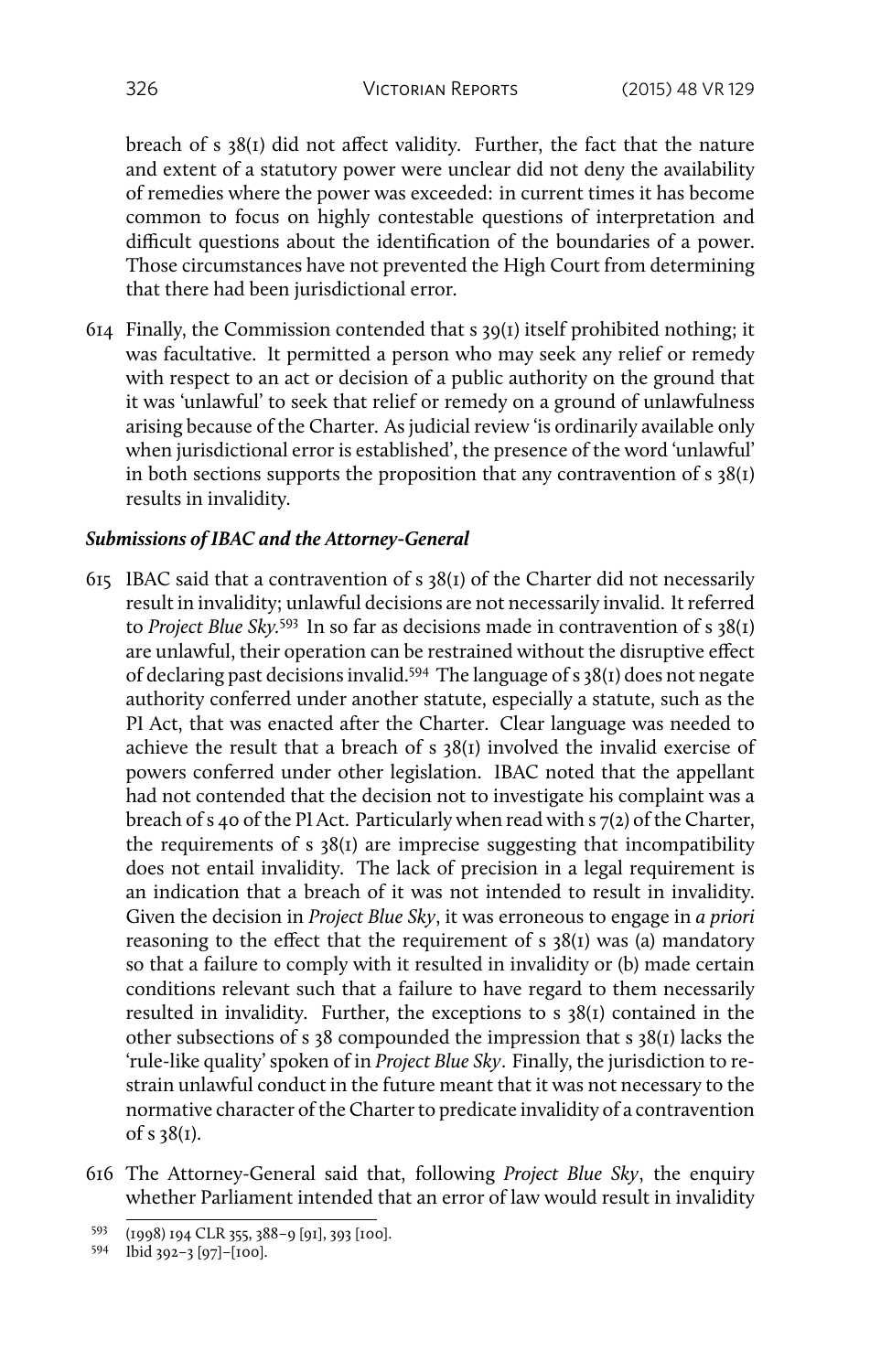breach of s 38(1) did not affect validity. Further, the fact that the nature and extent of a statutory power were unclear did not deny the availability of remedies where the power was exceeded: in current times it has become common to focus on highly contestable questions of interpretation and difficult questions about the identification of the boundaries of a power. Those circumstances have not prevented the High Court from determining that there had been jurisdictional error.

614 Finally, the Commission contended that s 39(1) itself prohibited nothing; it was facultative. It permitted a person who may seek any relief or remedy with respect to an act or decision of a public authority on the ground that it was 'unlawful' to seek that relief or remedy on a ground of unlawfulness arising because of the Charter. As judicial review 'is ordinarily available only when jurisdictional error is established', the presence of the word 'unlawful' in both sections supports the proposition that any contravention of s 38(1) results in invalidity.

***Submissions of IBAC and the Attorney-General***

615 IBAC said that a contravention of s 38(1) of the Charter did not necessarily result in invalidity; unlawful decisions are not necessarily invalid. It referred to *Project Blue Sky*.[593] In so far as decisions made in contravention of s 38(1) are unlawful, their operation can be restrained without the disruptive effect of declaring past decisions invalid.[594] The language of s 38(1) does not negate authority conferred under another statute, especially a statute, such as the PI Act, that was enacted after the Charter. Clear language was needed to achieve the result that a breach of s 38(1) involved the invalid exercise of powers conferred under other legislation. IBAC noted that the appellant had not contended that the decision not to investigate his complaint was a breach of s 40 of the PI Act. Particularly when read with s 7(2) of the Charter, the requirements of s 38(1) are imprecise suggesting that incompatibility does not entail invalidity. The lack of precision in a legal requirement is an indication that a breach of it was not intended to result in invalidity. Given the decision in *Project Blue Sky*, it was erroneous to engage in *a priori* reasoning to the effect that the requirement of s 38(1) was (a) mandatory so that a failure to comply with it resulted in invalidity or (b) made certain conditions relevant such that a failure to have regard to them necessarily resulted in invalidity. Further, the exceptions to s 38(1) contained in the other subsections of s 38 compounded the impression that s 38(1) lacks the 'rule-like quality' spoken of in *Project Blue Sky*. Finally, the jurisdiction to restrain unlawful conduct in the future meant that it was not necessary to the normative character of the Charter to predicate invalidity of a contravention of s 38(1).

616 The Attorney-General said that, following *Project Blue Sky*, the enquiry whether Parliament intended that an error of law would result in invalidity

---

593 (1998) 194 CLR 355, 388–9 [91], 393 [100].

594 Ibid 392–3 [97]–[100].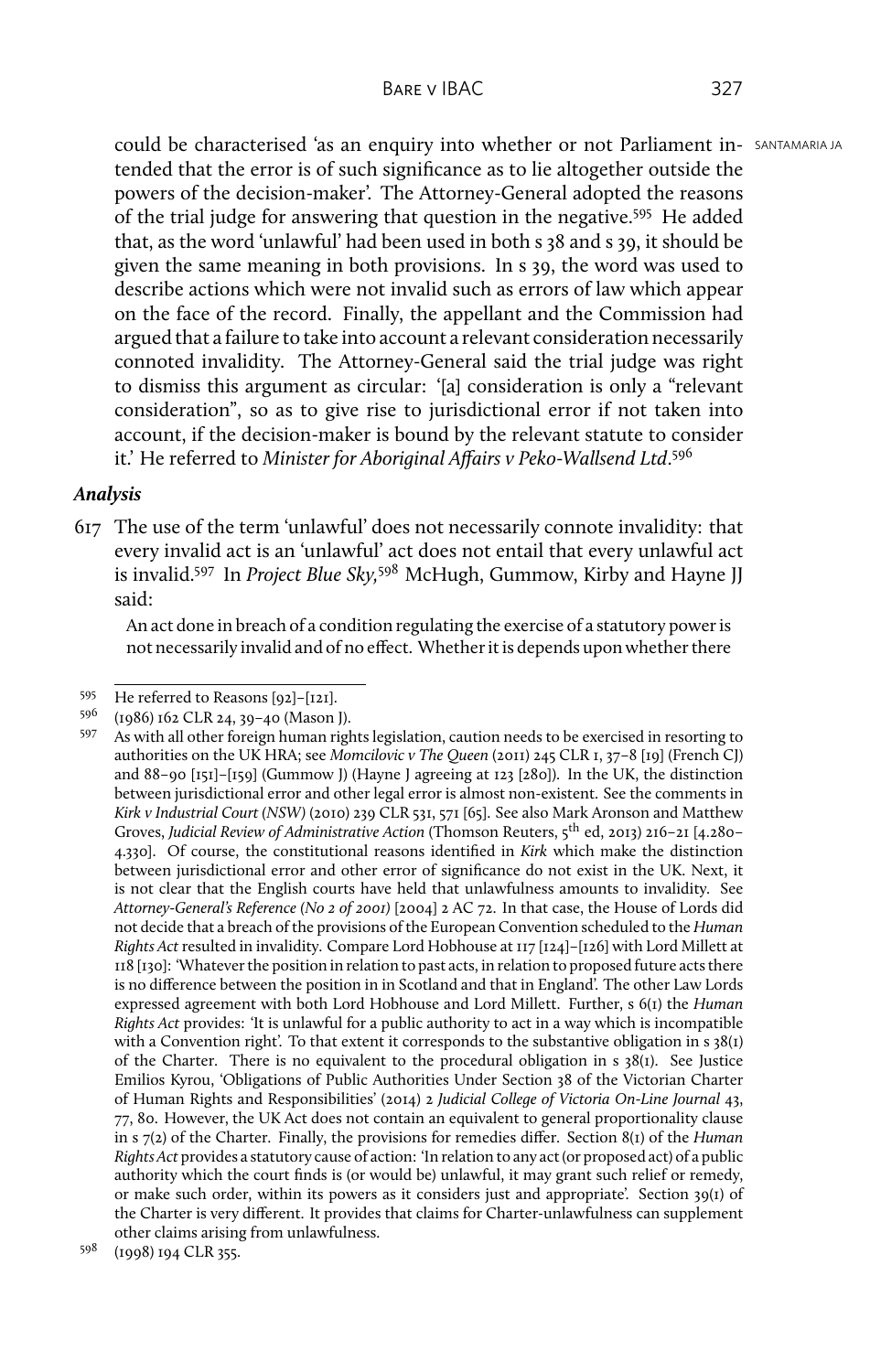could be characterised 'as an enquiry into whether or not Parliament intended that the error is of such significance as to lie altogether outside the powers of the decision-maker'. The Attorney-General adopted the reasons of the trial judge for answering that question in the negative.[595] He added that, as the word 'unlawful' had been used in both s 38 and s 39, it should be given the same meaning in both provisions. In s 39, the word was used to describe actions which were not invalid such as errors of law which appear on the face of the record. Finally, the appellant and the Commission had argued that a failure to take into account a relevant consideration necessarily connoted invalidity. The Attorney-General said the trial judge was right to dismiss this argument as circular: '[a] consideration is only a "relevant consideration", so as to give rise to jurisdictional error if not taken into account, if the decision-maker is bound by the relevant statute to consider it.' He referred to *Minister for Aboriginal Affairs v Peko-Wallsend Ltd*.[596]

### *Analysis*

617 The use of the term 'unlawful' does not necessarily connote invalidity: that every invalid act is an 'unlawful' act does not entail that every unlawful act is invalid.[597] In *Project Blue Sky,*[598] McHugh, Gummow, Kirby and Hayne JJ said:

> An act done in breach of a condition regulating the exercise of a statutory power is not necessarily invalid and of no effect. Whether it is depends upon whether there

---

[595] He referred to Reasons [92]–[121].

[596] (1986) 162 CLR 24, 39–40 (Mason J).

[597] As with all other foreign human rights legislation, caution needs to be exercised in resorting to authorities on the UK HRA; see *Momcilovic v The Queen* (2011) 245 CLR 1, 37–8 [19] (French CJ) and 88–90 [151]–[159] (Gummow J) (Hayne J agreeing at 123 [280]). In the UK, the distinction between jurisdictional error and other legal error is almost non-existent. See the comments in *Kirk v Industrial Court (NSW)* (2010) 239 CLR 531, 571 [65]. See also Mark Aronson and Matthew Groves, *Judicial Review of Administrative Action* (Thomson Reuters, 5th ed, 2013) 216–21 [4.280–4.330]. Of course, the constitutional reasons identified in *Kirk* which make the distinction between jurisdictional error and other error of significance do not exist in the UK. Next, it is not clear that the English courts have held that unlawfulness amounts to invalidity. See *Attorney-General's Reference (No 2 of 2001)* [2004] 2 AC 72. In that case, the House of Lords did not decide that a breach of the provisions of the European Convention scheduled to the *Human Rights Act* resulted in invalidity. Compare Lord Hobhouse at 117 [124]–[126] with Lord Millett at 118 [130]: 'Whatever the position in relation to past acts, in relation to proposed future acts there is no difference between the position in in Scotland and that in England'. The other Law Lords expressed agreement with both Lord Hobhouse and Lord Millett. Further, s 6(1) the *Human Rights Act* provides: 'It is unlawful for a public authority to act in a way which is incompatible with a Convention right'. To that extent it corresponds to the substantive obligation in s 38(1) of the Charter. There is no equivalent to the procedural obligation in s 38(1). See Justice Emilios Kyrou, 'Obligations of Public Authorities Under Section 38 of the Victorian Charter of Human Rights and Responsibilities' (2014) 2 *Judicial College of Victoria On-Line Journal* 43, 77, 80. However, the UK Act does not contain an equivalent to general proportionality clause in s 7(2) of the Charter. Finally, the provisions for remedies differ. Section 8(1) of the *Human Rights Act* provides a statutory cause of action: 'In relation to any act (or proposed act) of a public authority which the court finds is (or would be) unlawful, it may grant such relief or remedy, or make such order, within its powers as it considers just and appropriate'. Section 39(1) of the Charter is very different. It provides that claims for Charter-unlawfulness can supplement other claims arising from unlawfulness.

[598] (1998) 194 CLR 355.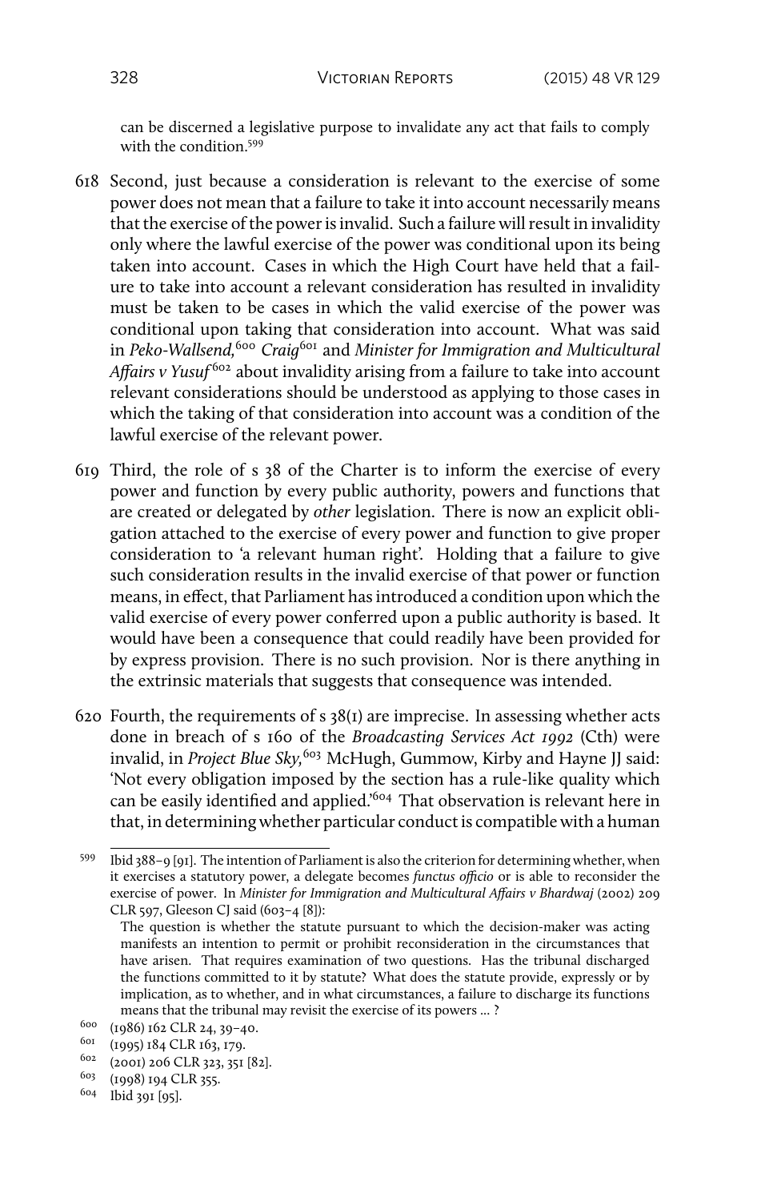can be discerned a legislative purpose to invalidate any act that fails to comply with the condition.[599]

618 Second, just because a consideration is relevant to the exercise of some power does not mean that a failure to take it into account necessarily means that the exercise of the power is invalid. Such a failure will result in invalidity only where the lawful exercise of the power was conditional upon its being taken into account. Cases in which the High Court have held that a failure to take into account a relevant consideration has resulted in invalidity must be taken to be cases in which the valid exercise of the power was conditional upon taking that consideration into account. What was said in *Peko-Wallsend,*[600] *Craig*[601] and *Minister for Immigration and Multicultural Affairs v Yusuf*[602] about invalidity arising from a failure to take into account relevant considerations should be understood as applying to those cases in which the taking of that consideration into account was a condition of the lawful exercise of the relevant power.

619 Third, the role of s 38 of the Charter is to inform the exercise of every power and function by every public authority, powers and functions that are created or delegated by *other* legislation. There is now an explicit obligation attached to the exercise of every power and function to give proper consideration to 'a relevant human right'. Holding that a failure to give such consideration results in the invalid exercise of that power or function means, in effect, that Parliament has introduced a condition upon which the valid exercise of every power conferred upon a public authority is based. It would have been a consequence that could readily have been provided for by express provision. There is no such provision. Nor is there anything in the extrinsic materials that suggests that consequence was intended.

620 Fourth, the requirements of s 38(1) are imprecise. In assessing whether acts done in breach of s 160 of the *Broadcasting Services Act 1992* (Cth) were invalid, in *Project Blue Sky,*[603] McHugh, Gummow, Kirby and Hayne JJ said: 'Not every obligation imposed by the section has a rule-like quality which can be easily identified and applied.'[604] That observation is relevant here in that, in determining whether particular conduct is compatible with a human

---

[599] Ibid 388–9 [91]. The intention of Parliament is also the criterion for determining whether, when it exercises a statutory power, a delegate becomes *functus officio* or is able to reconsider the exercise of power. In *Minister for Immigration and Multicultural Affairs v Bhardwaj* (2002) 209 CLR 597, Gleeson CJ said (603–4 [8]):

> The question is whether the statute pursuant to which the decision-maker was acting manifests an intention to permit or prohibit reconsideration in the circumstances that have arisen. That requires examination of two questions. Has the tribunal discharged the functions committed to it by statute? What does the statute provide, expressly or by implication, as to whether, and in what circumstances, a failure to discharge its functions means that the tribunal may revisit the exercise of its powers … ?

[600] (1986) 162 CLR 24, 39–40.

[601] (1995) 184 CLR 163, 179.

[602] (2001) 206 CLR 323, 351 [82].

[603] (1998) 194 CLR 355.

[604] Ibid 391 [95].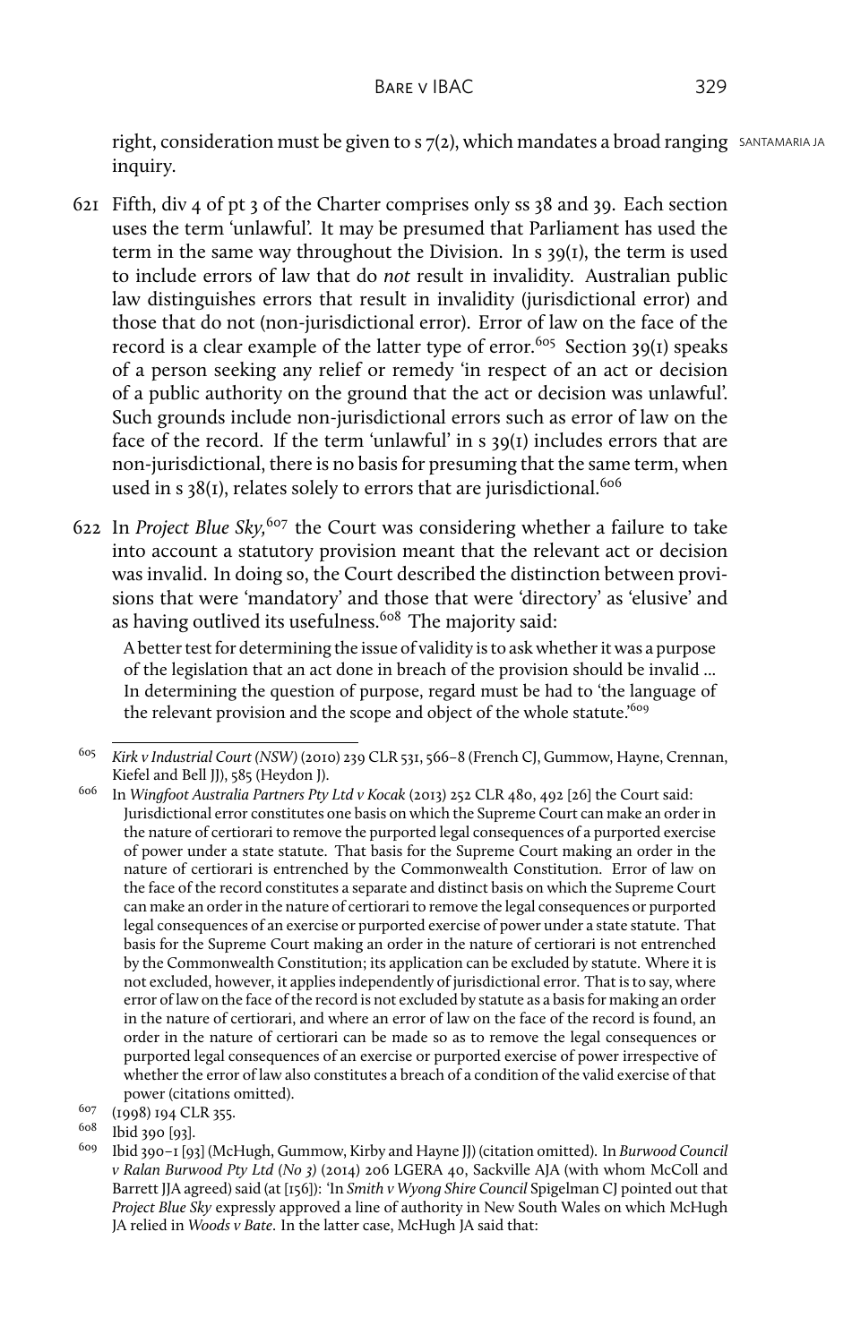right, consideration must be given to s 7(2), which mandates a broad ranging inquiry.

621 Fifth, div 4 of pt 3 of the Charter comprises only ss 38 and 39. Each section uses the term 'unlawful'. It may be presumed that Parliament has used the term in the same way throughout the Division. In s 39(1), the term is used to include errors of law that do *not* result in invalidity. Australian public law distinguishes errors that result in invalidity (jurisdictional error) and those that do not (non-jurisdictional error). Error of law on the face of the record is a clear example of the latter type of error.[605] Section 39(1) speaks of a person seeking any relief or remedy 'in respect of an act or decision of a public authority on the ground that the act or decision was unlawful'. Such grounds include non-jurisdictional errors such as error of law on the face of the record. If the term 'unlawful' in s 39(1) includes errors that are non-jurisdictional, there is no basis for presuming that the same term, when used in s 38(1), relates solely to errors that are jurisdictional.[606]

622 In *Project Blue Sky*,[607] the Court was considering whether a failure to take into account a statutory provision meant that the relevant act or decision was invalid. In doing so, the Court described the distinction between provisions that were 'mandatory' and those that were 'directory' as 'elusive' and as having outlived its usefulness.[608] The majority said:

> A better test for determining the issue of validity is to ask whether it was a purpose of the legislation that an act done in breach of the provision should be invalid ... In determining the question of purpose, regard must be had to 'the language of the relevant provision and the scope and object of the whole statute.'[609]

---

[605] *Kirk v Industrial Court (NSW)* (2010) 239 CLR 531, 566–8 (French CJ, Gummow, Hayne, Crennan, Kiefel and Bell JJ), 585 (Heydon J).

[606] In *Wingfoot Australia Partners Pty Ltd v Kocak* (2013) 252 CLR 480, 492 [26] the Court said:
Jurisdictional error constitutes one basis on which the Supreme Court can make an order in the nature of certiorari to remove the purported legal consequences of a purported exercise of power under a state statute. That basis for the Supreme Court making an order in the nature of certiorari is entrenched by the Commonwealth Constitution. Error of law on the face of the record constitutes a separate and distinct basis on which the Supreme Court can make an order in the nature of certiorari to remove the legal consequences or purported legal consequences of an exercise or purported exercise of power under a state statute. That basis for the Supreme Court making an order in the nature of certiorari is not entrenched by the Commonwealth Constitution; its application can be excluded by statute. Where it is not excluded, however, it applies independently of jurisdictional error. That is to say, where error of law on the face of the record is not excluded by statute as a basis for making an order in the nature of certiorari, and where an error of law on the face of the record is found, an order in the nature of certiorari can be made so as to remove the legal consequences or purported legal consequences of an exercise or purported exercise of power irrespective of whether the error of law also constitutes a breach of a condition of the valid exercise of that power (citations omitted).

[607] (1998) 194 CLR 355.

[608] Ibid 390 [93].

[609] Ibid 390–1 [93] (McHugh, Gummow, Kirby and Hayne JJ) (citation omitted). In *Burwood Council v Ralan Burwood Pty Ltd (No 3)* (2014) 206 LGERA 40, Sackville AJA (with whom McColl and Barrett JJA agreed) said (at [156]): 'In *Smith v Wyong Shire Council* Spigelman CJ pointed out that *Project Blue Sky* expressly approved a line of authority in New South Wales on which McHugh JA relied in *Woods v Bate*. In the latter case, McHugh JA said that: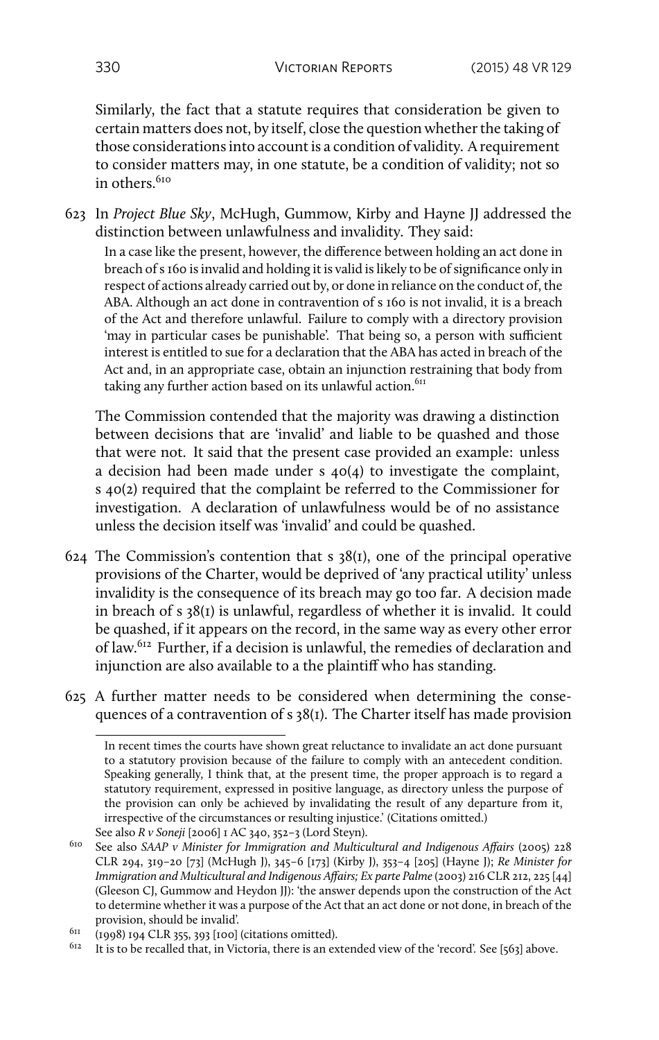Similarly, the fact that a statute requires that consideration be given to certain matters does not, by itself, close the question whether the taking of those considerations into account is a condition of validity. A requirement to consider matters may, in one statute, be a condition of validity; not so in others.[610]

623 In *Project Blue Sky*, McHugh, Gummow, Kirby and Hayne JJ addressed the distinction between unlawfulness and invalidity. They said:

> In a case like the present, however, the difference between holding an act done in breach of s 160 is invalid and holding it is valid is likely to be of significance only in respect of actions already carried out by, or done in reliance on the conduct of, the ABA. Although an act done in contravention of s 160 is not invalid, it is a breach of the Act and therefore unlawful. Failure to comply with a directory provision 'may in particular cases be punishable'. That being so, a person with sufficient interest is entitled to sue for a declaration that the ABA has acted in breach of the Act and, in an appropriate case, obtain an injunction restraining that body from taking any further action based on its unlawful action.[611]

The Commission contended that the majority was drawing a distinction between decisions that are 'invalid' and liable to be quashed and those that were not. It said that the present case provided an example: unless a decision had been made under s 40(4) to investigate the complaint, s 40(2) required that the complaint be referred to the Commissioner for investigation. A declaration of unlawfulness would be of no assistance unless the decision itself was 'invalid' and could be quashed.

624 The Commission's contention that s 38(1), one of the principal operative provisions of the Charter, would be deprived of 'any practical utility' unless invalidity is the consequence of its breach may go too far. A decision made in breach of s 38(1) is unlawful, regardless of whether it is invalid. It could be quashed, if it appears on the record, in the same way as every other error of law.[612] Further, if a decision is unlawful, the remedies of declaration and injunction are also available to a the plaintiff who has standing.

625 A further matter needs to be considered when determining the consequences of a contravention of s 38(1). The Charter itself has made provision

---

In recent times the courts have shown great reluctance to invalidate an act done pursuant to a statutory provision because of the failure to comply with an antecedent condition. Speaking generally, I think that, at the present time, the proper approach is to regard a statutory requirement, expressed in positive language, as directory unless the purpose of the provision can only be achieved by invalidating the result of any departure from it, irrespective of the circumstances or resulting injustice.' (Citations omitted.)

See also *R v Soneji* [2006] 1 AC 340, 352–3 (Lord Steyn).

610 See also *SAAP v Minister for Immigration and Multicultural and Indigenous Affairs* (2005) 228 CLR 294, 319–20 [73] (McHugh J), 345–6 [173] (Kirby J), 353–4 [205] (Hayne J); *Re Minister for Immigration and Multicultural and Indigenous Affairs; Ex parte Palme* (2003) 216 CLR 212, 225 [44] (Gleeson CJ, Gummow and Heydon JJ): 'the answer depends upon the construction of the Act to determine whether it was a purpose of the Act that an act done or not done, in breach of the provision, should be invalid'.

611 (1998) 194 CLR 355, 393 [100] (citations omitted).

612 It is to be recalled that, in Victoria, there is an extended view of the 'record'. See [563] above.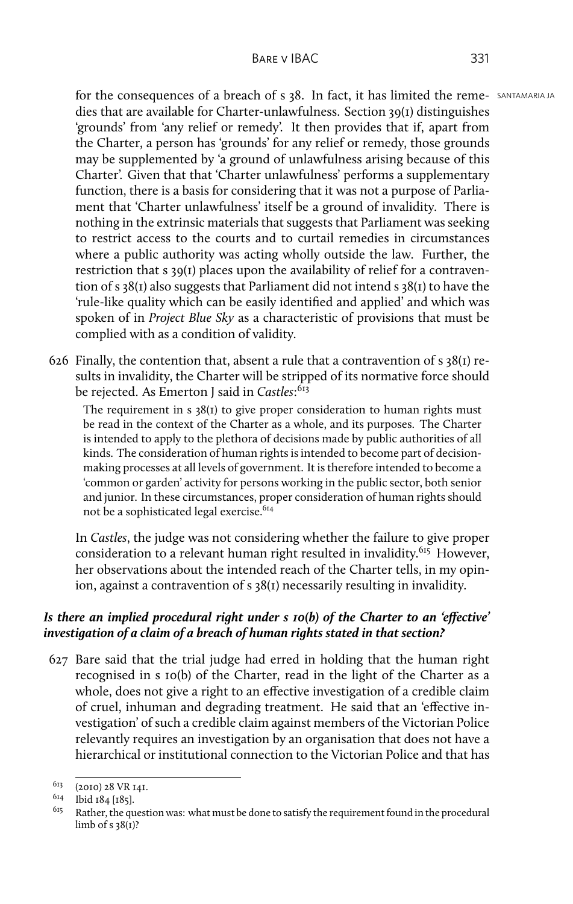for the consequences of a breach of s 38. In fact, it has limited the remedies that are available for Charter-unlawfulness. Section 39(1) distinguishes 'grounds' from 'any relief or remedy'. It then provides that if, apart from the Charter, a person has 'grounds' for any relief or remedy, those grounds may be supplemented by 'a ground of unlawfulness arising because of this Charter'. Given that that 'Charter unlawfulness' performs a supplementary function, there is a basis for considering that it was not a purpose of Parliament that 'Charter unlawfulness' itself be a ground of invalidity. There is nothing in the extrinsic materials that suggests that Parliament was seeking to restrict access to the courts and to curtail remedies in circumstances where a public authority was acting wholly outside the law. Further, the restriction that s 39(1) places upon the availability of relief for a contravention of s 38(1) also suggests that Parliament did not intend s 38(1) to have the 'rule-like quality which can be easily identified and applied' and which was spoken of in *Project Blue Sky* as a characteristic of provisions that must be complied with as a condition of validity.

626 Finally, the contention that, absent a rule that a contravention of s 38(1) results in invalidity, the Charter will be stripped of its normative force should be rejected. As Emerton J said in *Castles*:[613]

> The requirement in s 38(1) to give proper consideration to human rights must be read in the context of the Charter as a whole, and its purposes. The Charter is intended to apply to the plethora of decisions made by public authorities of all kinds. The consideration of human rights is intended to become part of decision-making processes at all levels of government. It is therefore intended to become a 'common or garden' activity for persons working in the public sector, both senior and junior. In these circumstances, proper consideration of human rights should not be a sophisticated legal exercise.[614]

In *Castles*, the judge was not considering whether the failure to give proper consideration to a relevant human right resulted in invalidity.[615] However, her observations about the intended reach of the Charter tells, in my opinion, against a contravention of s 38(1) necessarily resulting in invalidity.

### *Is there an implied procedural right under s 10(b) of the Charter to an 'effective' investigation of a claim of a breach of human rights stated in that section?*

627 Bare said that the trial judge had erred in holding that the human right recognised in s 10(b) of the Charter, read in the light of the Charter as a whole, does not give a right to an effective investigation of a credible claim of cruel, inhuman and degrading treatment. He said that an 'effective investigation' of such a credible claim against members of the Victorian Police relevantly requires an investigation by an organisation that does not have a hierarchical or institutional connection to the Victorian Police and that has

---

[613] (2010) 28 VR 141.

[614] Ibid 184 [185].

[615] Rather, the question was: what must be done to satisfy the requirement found in the procedural limb of s 38(1)?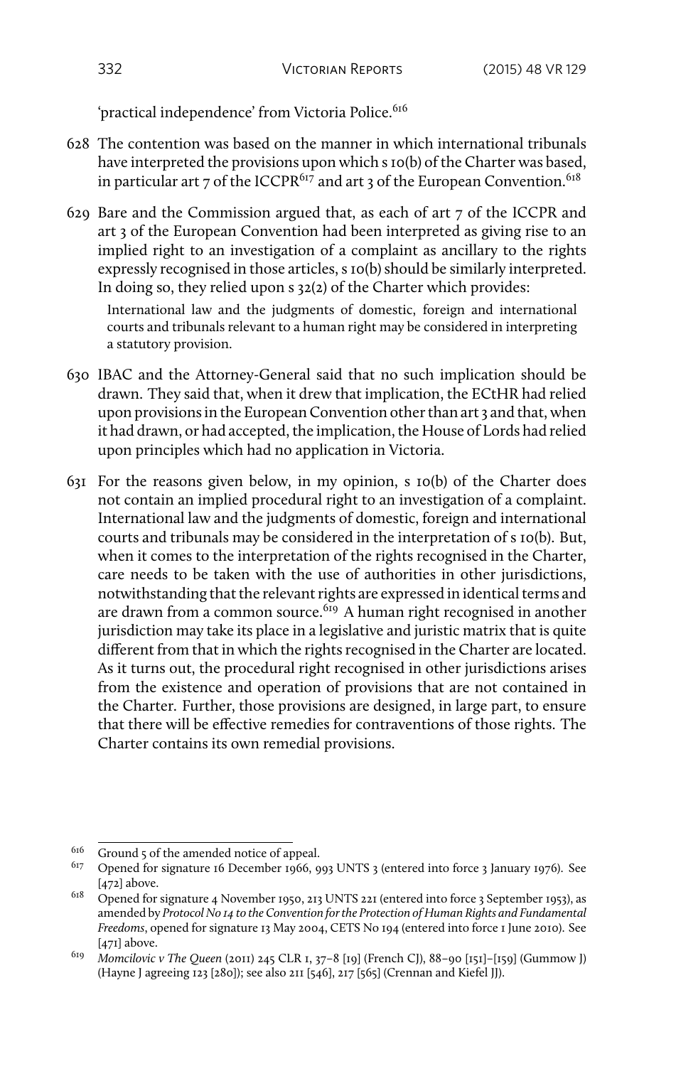'practical independence' from Victoria Police.[616]

628 The contention was based on the manner in which international tribunals have interpreted the provisions upon which s 10(b) of the Charter was based, in particular art 7 of the ICCPR[617] and art 3 of the European Convention.[618]

629 Bare and the Commission argued that, as each of art 7 of the ICCPR and art 3 of the European Convention had been interpreted as giving rise to an implied right to an investigation of a complaint as ancillary to the rights expressly recognised in those articles, s 10(b) should be similarly interpreted. In doing so, they relied upon s 32(2) of the Charter which provides:

> International law and the judgments of domestic, foreign and international courts and tribunals relevant to a human right may be considered in interpreting a statutory provision.

630 IBAC and the Attorney-General said that no such implication should be drawn. They said that, when it drew that implication, the ECtHR had relied upon provisions in the European Convention other than art 3 and that, when it had drawn, or had accepted, the implication, the House of Lords had relied upon principles which had no application in Victoria.

631 For the reasons given below, in my opinion, s 10(b) of the Charter does not contain an implied procedural right to an investigation of a complaint. International law and the judgments of domestic, foreign and international courts and tribunals may be considered in the interpretation of s 10(b). But, when it comes to the interpretation of the rights recognised in the Charter, care needs to be taken with the use of authorities in other jurisdictions, notwithstanding that the relevant rights are expressed in identical terms and are drawn from a common source.[619] A human right recognised in another jurisdiction may take its place in a legislative and juristic matrix that is quite different from that in which the rights recognised in the Charter are located. As it turns out, the procedural right recognised in other jurisdictions arises from the existence and operation of provisions that are not contained in the Charter. Further, those provisions are designed, in large part, to ensure that there will be effective remedies for contraventions of those rights. The Charter contains its own remedial provisions.

---

[616] Ground 5 of the amended notice of appeal.

[617] Opened for signature 16 December 1966, 993 UNTS 3 (entered into force 3 January 1976). See [472] above.

[618] Opened for signature 4 November 1950, 213 UNTS 221 (entered into force 3 September 1953), as amended by *Protocol No 14 to the Convention for the Protection of Human Rights and Fundamental Freedoms*, opened for signature 13 May 2004, CETS No 194 (entered into force 1 June 2010). See [471] above.

[619] *Momcilovic v The Queen* (2011) 245 CLR 1, 37–8 [19] (French CJ), 88–90 [151]–[159] (Gummow J) (Hayne J agreeing 123 [280]); see also 211 [546], 217 [565] (Crennan and Kiefel JJ).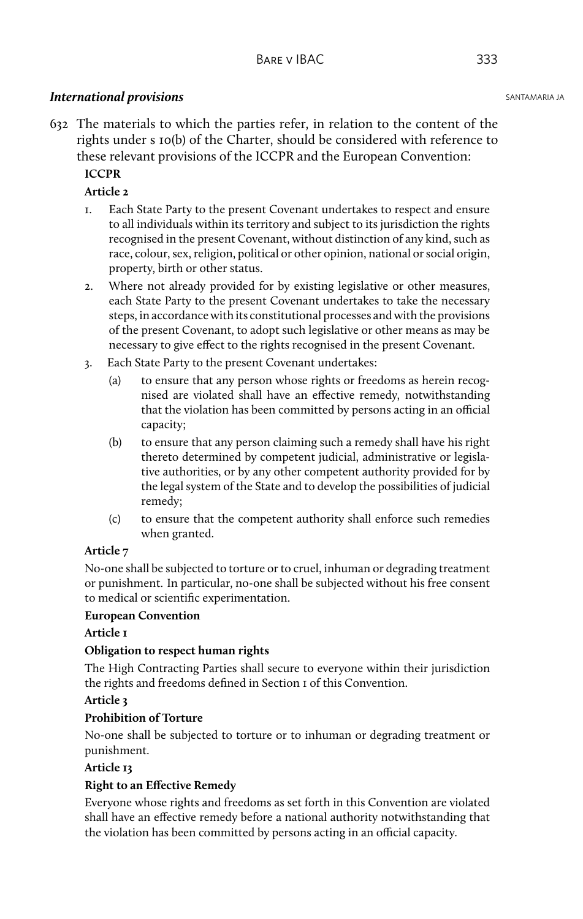### *International provisions*

632 The materials to which the parties refer, in relation to the content of the rights under s 10(b) of the Charter, should be considered with reference to these relevant provisions of the ICCPR and the European Convention:

**ICCPR**

**Article 2**

1. Each State Party to the present Covenant undertakes to respect and ensure to all individuals within its territory and subject to its jurisdiction the rights recognised in the present Covenant, without distinction of any kind, such as race, colour, sex, religion, political or other opinion, national or social origin, property, birth or other status.
2. Where not already provided for by existing legislative or other measures, each State Party to the present Covenant undertakes to take the necessary steps, in accordance with its constitutional processes and with the provisions of the present Covenant, to adopt such legislative or other means as may be necessary to give effect to the rights recognised in the present Covenant.
3. Each State Party to the present Covenant undertakes:
   (a) to ensure that any person whose rights or freedoms as herein recognised are violated shall have an effective remedy, notwithstanding that the violation has been committed by persons acting in an official capacity;
   (b) to ensure that any person claiming such a remedy shall have his right thereto determined by competent judicial, administrative or legislative authorities, or by any other competent authority provided for by the legal system of the State and to develop the possibilities of judicial remedy;
   (c) to ensure that the competent authority shall enforce such remedies when granted.

**Article 7**

No-one shall be subjected to torture or to cruel, inhuman or degrading treatment or punishment. In particular, no-one shall be subjected without his free consent to medical or scientific experimentation.

**European Convention**

**Article 1**

**Obligation to respect human rights**

The High Contracting Parties shall secure to everyone within their jurisdiction the rights and freedoms defined in Section 1 of this Convention.

**Article 3**

**Prohibition of Torture**

No-one shall be subjected to torture or to inhuman or degrading treatment or punishment.

**Article 13**

**Right to an Effective Remedy**

Everyone whose rights and freedoms as set forth in this Convention are violated shall have an effective remedy before a national authority notwithstanding that the violation has been committed by persons acting in an official capacity.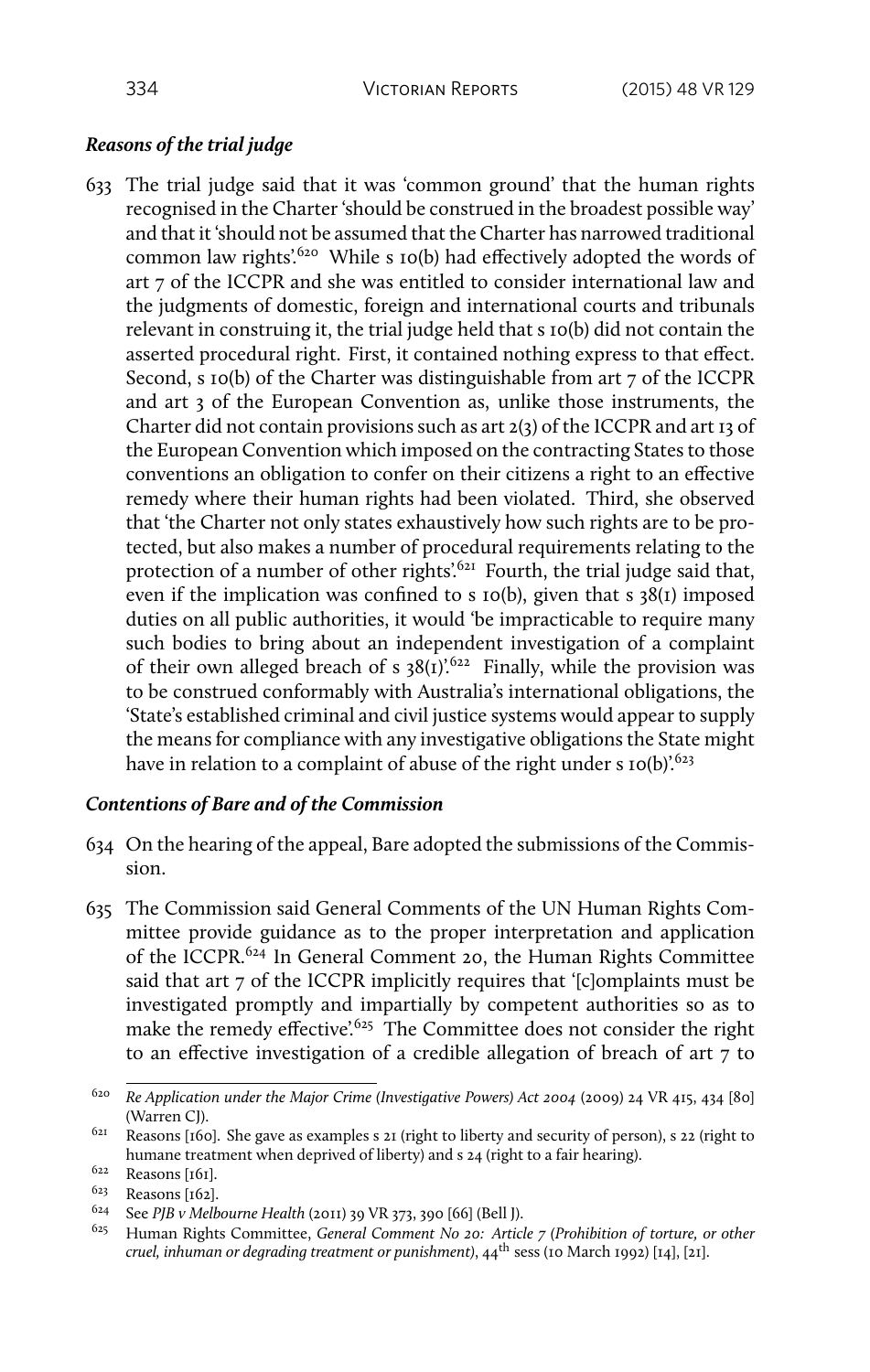### *Reasons of the trial judge*

633 The trial judge said that it was 'common ground' that the human rights recognised in the Charter 'should be construed in the broadest possible way' and that it 'should not be assumed that the Charter has narrowed traditional common law rights'.[620] While s 10(b) had effectively adopted the words of art 7 of the ICCPR and she was entitled to consider international law and the judgments of domestic, foreign and international courts and tribunals relevant in construing it, the trial judge held that s 10(b) did not contain the asserted procedural right. First, it contained nothing express to that effect. Second, s 10(b) of the Charter was distinguishable from art 7 of the ICCPR and art 3 of the European Convention as, unlike those instruments, the Charter did not contain provisions such as art 2(3) of the ICCPR and art 13 of the European Convention which imposed on the contracting States to those conventions an obligation to confer on their citizens a right to an effective remedy where their human rights had been violated. Third, she observed that 'the Charter not only states exhaustively how such rights are to be protected, but also makes a number of procedural requirements relating to the protection of a number of other rights'.[621] Fourth, the trial judge said that, even if the implication was confined to s 10(b), given that s 38(1) imposed duties on all public authorities, it would 'be impracticable to require many such bodies to bring about an independent investigation of a complaint of their own alleged breach of s 38(1)'.[622] Finally, while the provision was to be construed conformably with Australia's international obligations, the 'State's established criminal and civil justice systems would appear to supply the means for compliance with any investigative obligations the State might have in relation to a complaint of abuse of the right under s 10(b)'.[623]

### *Contentions of Bare and of the Commission*

634 On the hearing of the appeal, Bare adopted the submissions of the Commission.

635 The Commission said General Comments of the UN Human Rights Committee provide guidance as to the proper interpretation and application of the ICCPR.[624] In General Comment 20, the Human Rights Committee said that art 7 of the ICCPR implicitly requires that '[c]omplaints must be investigated promptly and impartially by competent authorities so as to make the remedy effective'.[625] The Committee does not consider the right to an effective investigation of a credible allegation of breach of art 7 to

---

[620] *Re Application under the Major Crime (Investigative Powers) Act 2004* (2009) 24 VR 415, 434 [80] (Warren CJ).

[621] Reasons [160]. She gave as examples s 21 (right to liberty and security of person), s 22 (right to humane treatment when deprived of liberty) and s 24 (right to a fair hearing).

[622] Reasons [161].

[623] Reasons [162].

[624] See *PJB v Melbourne Health* (2011) 39 VR 373, 390 [66] (Bell J).

[625] Human Rights Committee, *General Comment No 20: Article 7 (Prohibition of torture, or other cruel, inhuman or degrading treatment or punishment)*, 44th sess (10 March 1992) [14], [21].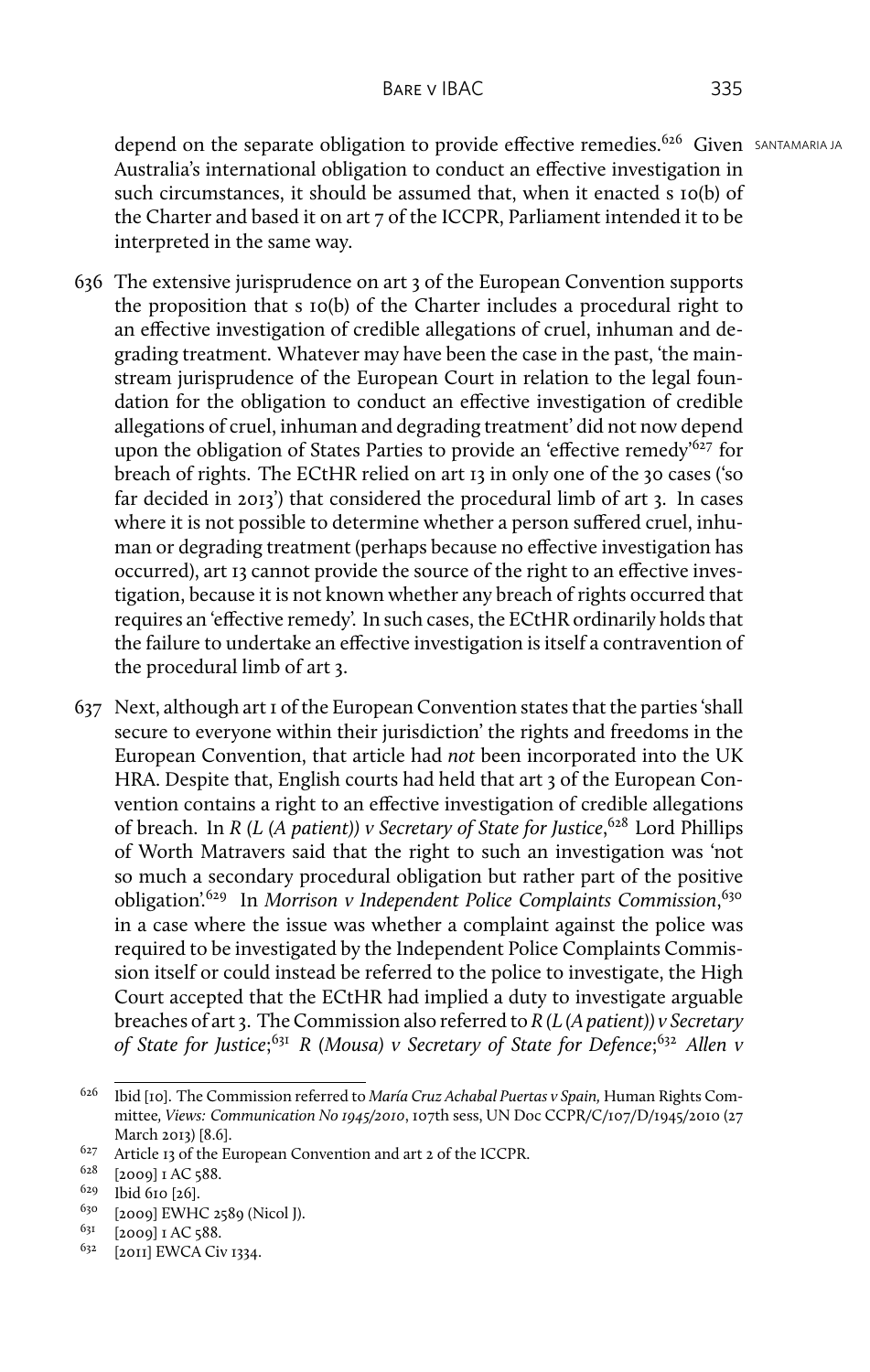depend on the separate obligation to provide effective remedies.[626] Given Australia's international obligation to conduct an effective investigation in such circumstances, it should be assumed that, when it enacted s 10(b) of the Charter and based it on art 7 of the ICCPR, Parliament intended it to be interpreted in the same way.

636 The extensive jurisprudence on art 3 of the European Convention supports the proposition that s 10(b) of the Charter includes a procedural right to an effective investigation of credible allegations of cruel, inhuman and degrading treatment. Whatever may have been the case in the past, 'the mainstream jurisprudence of the European Court in relation to the legal foundation for the obligation to conduct an effective investigation of credible allegations of cruel, inhuman and degrading treatment' did not now depend upon the obligation of States Parties to provide an 'effective remedy'[627] for breach of rights. The ECtHR relied on art 13 in only one of the 30 cases ('so far decided in 2013') that considered the procedural limb of art 3. In cases where it is not possible to determine whether a person suffered cruel, inhuman or degrading treatment (perhaps because no effective investigation has occurred), art 13 cannot provide the source of the right to an effective investigation, because it is not known whether any breach of rights occurred that requires an 'effective remedy'. In such cases, the ECtHR ordinarily holds that the failure to undertake an effective investigation is itself a contravention of the procedural limb of art 3.

637 Next, although art 1 of the European Convention states that the parties 'shall secure to everyone within their jurisdiction' the rights and freedoms in the European Convention, that article had *not* been incorporated into the UK HRA. Despite that, English courts had held that art 3 of the European Convention contains a right to an effective investigation of credible allegations of breach. In *R (L (A patient)) v Secretary of State for Justice*,[628] Lord Phillips of Worth Matravers said that the right to such an investigation was 'not so much a secondary procedural obligation but rather part of the positive obligation'.[629] In *Morrison v Independent Police Complaints Commission*,[630] in a case where the issue was whether a complaint against the police was required to be investigated by the Independent Police Complaints Commission itself or could instead be referred to the police to investigate, the High Court accepted that the ECtHR had implied a duty to investigate arguable breaches of art 3. The Commission also referred to *R (L (A patient)) v Secretary of State for Justice*;[631] *R (Mousa) v Secretary of State for Defence*;[632] *Allen v*

---

[626] Ibid [10]. The Commission referred to *María Cruz Achabal Puertas v Spain*, Human Rights Committee, *Views: Communication No 1945/2010*, 107th sess, UN Doc CCPR/C/107/D/1945/2010 (27 March 2013) [8.6].

[627] Article 13 of the European Convention and art 2 of the ICCPR.

[628] [2009] 1 AC 588.

[629] Ibid 610 [26].

[630] [2009] EWHC 2589 (Nicol J).

[631] [2009] 1 AC 588.

[632] [2011] EWCA Civ 1334.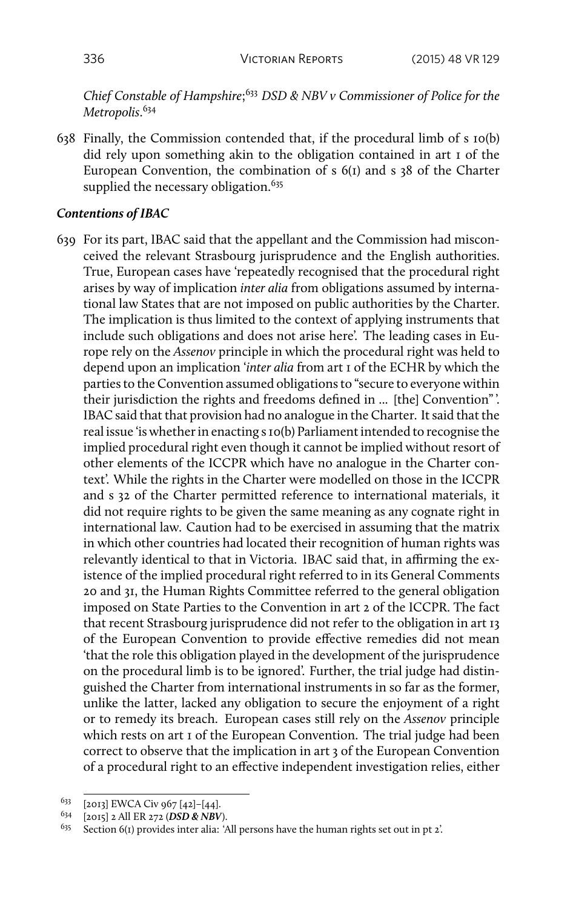*Chief Constable of Hampshire*;[633] *DSD & NBV v Commissioner of Police for the Metropolis*.[634]

638 Finally, the Commission contended that, if the procedural limb of s 10(b) did rely upon something akin to the obligation contained in art 1 of the European Convention, the combination of s 6(1) and s 38 of the Charter supplied the necessary obligation.[635]

### *Contentions of IBAC*

639 For its part, IBAC said that the appellant and the Commission had misconceived the relevant Strasbourg jurisprudence and the English authorities. True, European cases have 'repeatedly recognised that the procedural right arises by way of implication *inter alia* from obligations assumed by international law States that are not imposed on public authorities by the Charter. The implication is thus limited to the context of applying instruments that include such obligations and does not arise here'. The leading cases in Europe rely on the *Assenov* principle in which the procedural right was held to depend upon an implication '*inter alia* from art 1 of the ECHR by which the parties to the Convention assumed obligations to "secure to everyone within their jurisdiction the rights and freedoms defined in … [the] Convention"'. IBAC said that that provision had no analogue in the Charter. It said that the real issue 'is whether in enacting s 10(b) Parliament intended to recognise the implied procedural right even though it cannot be implied without resort of other elements of the ICCPR which have no analogue in the Charter context'. While the rights in the Charter were modelled on those in the ICCPR and s 32 of the Charter permitted reference to international materials, it did not require rights to be given the same meaning as any cognate right in international law. Caution had to be exercised in assuming that the matrix in which other countries had located their recognition of human rights was relevantly identical to that in Victoria. IBAC said that, in affirming the existence of the implied procedural right referred to in its General Comments 20 and 31, the Human Rights Committee referred to the general obligation imposed on State Parties to the Convention in art 2 of the ICCPR. The fact that recent Strasbourg jurisprudence did not refer to the obligation in art 13 of the European Convention to provide effective remedies did not mean 'that the role this obligation played in the development of the jurisprudence on the procedural limb is to be ignored'. Further, the trial judge had distinguished the Charter from international instruments in so far as the former, unlike the latter, lacked any obligation to secure the enjoyment of a right or to remedy its breach. European cases still rely on the *Assenov* principle which rests on art 1 of the European Convention. The trial judge had been correct to observe that the implication in art 3 of the European Convention of a procedural right to an effective independent investigation relies, either

---

633 [2013] EWCA Civ 967 [42]–[44].

634 [2015] 2 All ER 272 (***DSD & NBV***).

635 Section 6(1) provides inter alia: 'All persons have the human rights set out in pt 2'.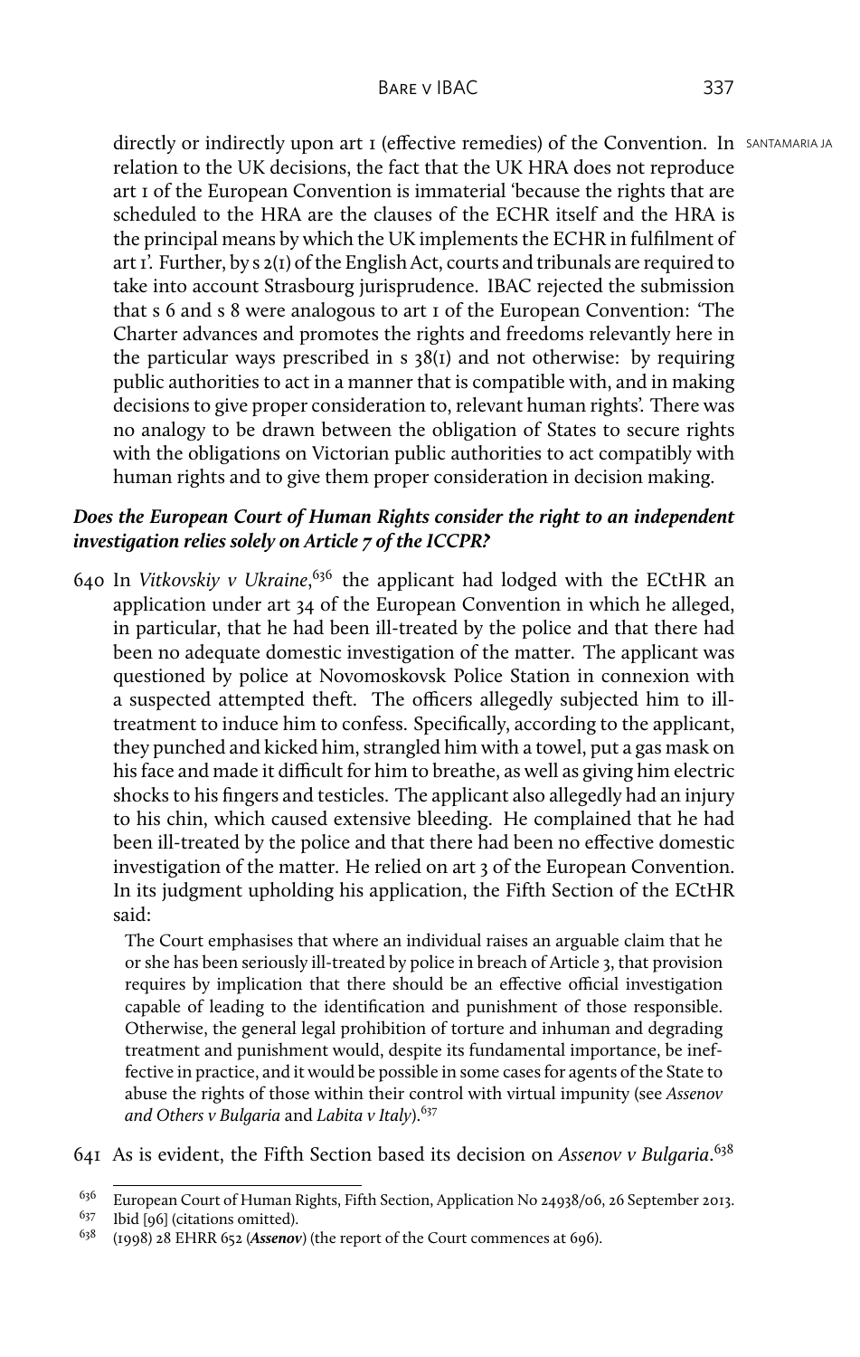directly or indirectly upon art 1 (effective remedies) of the Convention. In relation to the UK decisions, the fact that the UK HRA does not reproduce art 1 of the European Convention is immaterial 'because the rights that are scheduled to the HRA are the clauses of the ECHR itself and the HRA is the principal means by which the UK implements the ECHR in fulfilment of art 1'. Further, by s 2(1) of the English Act, courts and tribunals are required to take into account Strasbourg jurisprudence. IBAC rejected the submission that s 6 and s 8 were analogous to art 1 of the European Convention: 'The Charter advances and promotes the rights and freedoms relevantly here in the particular ways prescribed in s 38(1) and not otherwise: by requiring public authorities to act in a manner that is compatible with, and in making decisions to give proper consideration to, relevant human rights'. There was no analogy to be drawn between the obligation of States to secure rights with the obligations on Victorian public authorities to act compatibly with human rights and to give them proper consideration in decision making.

### *Does the European Court of Human Rights consider the right to an independent investigation relies solely on Article 7 of the ICCPR?*

640 In *Vitkovskiy v Ukraine*,[636] the applicant had lodged with the ECtHR an application under art 34 of the European Convention in which he alleged, in particular, that he had been ill-treated by the police and that there had been no adequate domestic investigation of the matter. The applicant was questioned by police at Novomoskovsk Police Station in connexion with a suspected attempted theft. The officers allegedly subjected him to ill-treatment to induce him to confess. Specifically, according to the applicant, they punched and kicked him, strangled him with a towel, put a gas mask on his face and made it difficult for him to breathe, as well as giving him electric shocks to his fingers and testicles. The applicant also allegedly had an injury to his chin, which caused extensive bleeding. He complained that he had been ill-treated by the police and that there had been no effective domestic investigation of the matter. He relied on art 3 of the European Convention. In its judgment upholding his application, the Fifth Section of the ECtHR said:

> The Court emphasises that where an individual raises an arguable claim that he or she has been seriously ill-treated by police in breach of Article 3, that provision requires by implication that there should be an effective official investigation capable of leading to the identification and punishment of those responsible. Otherwise, the general legal prohibition of torture and inhuman and degrading treatment and punishment would, despite its fundamental importance, be ineffective in practice, and it would be possible in some cases for agents of the State to abuse the rights of those within their control with virtual impunity (see *Assenov and Others v Bulgaria* and *Labita v Italy*).[637]

641 As is evident, the Fifth Section based its decision on *Assenov v Bulgaria*.[638]

---

[636] European Court of Human Rights, Fifth Section, Application No 24938/06, 26 September 2013.

[637] Ibid [96] (citations omitted).

[638] (1998) 28 EHRR 652 (***Assenov***) (the report of the Court commences at 696).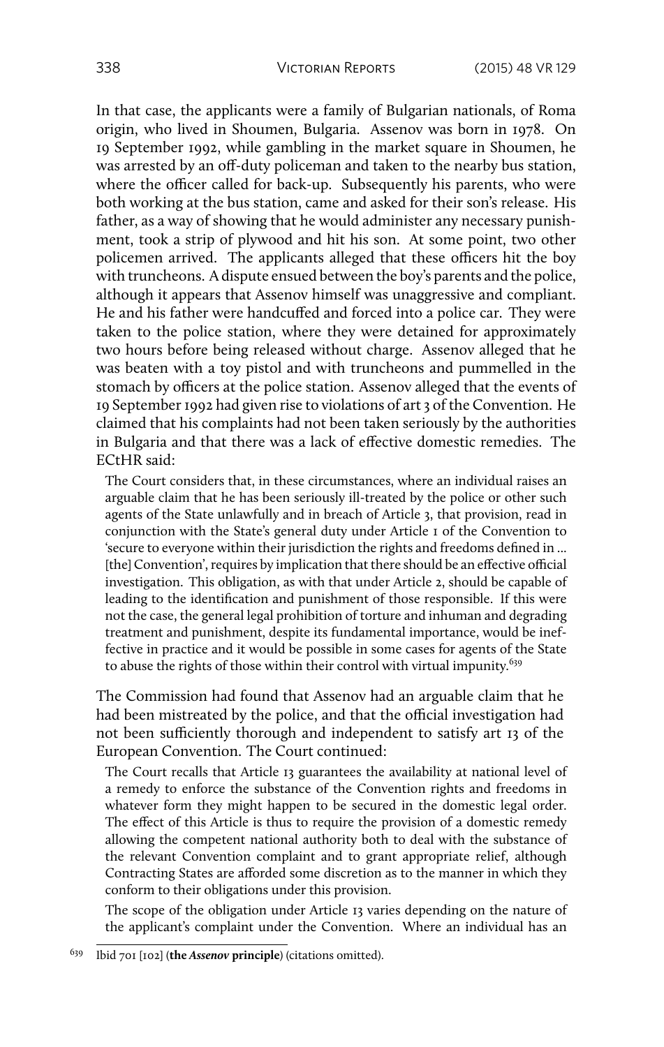In that case, the applicants were a family of Bulgarian nationals, of Roma origin, who lived in Shoumen, Bulgaria. Assenov was born in 1978. On 19 September 1992, while gambling in the market square in Shoumen, he was arrested by an off-duty policeman and taken to the nearby bus station, where the officer called for back-up. Subsequently his parents, who were both working at the bus station, came and asked for their son's release. His father, as a way of showing that he would administer any necessary punishment, took a strip of plywood and hit his son. At some point, two other policemen arrived. The applicants alleged that these officers hit the boy with truncheons. A dispute ensued between the boy's parents and the police, although it appears that Assenov himself was unaggressive and compliant. He and his father were handcuffed and forced into a police car. They were taken to the police station, where they were detained for approximately two hours before being released without charge. Assenov alleged that he was beaten with a toy pistol and with truncheons and pummelled in the stomach by officers at the police station. Assenov alleged that the events of 19 September 1992 had given rise to violations of art 3 of the Convention. He claimed that his complaints had not been taken seriously by the authorities in Bulgaria and that there was a lack of effective domestic remedies. The ECtHR said:

> The Court considers that, in these circumstances, where an individual raises an arguable claim that he has been seriously ill-treated by the police or other such agents of the State unlawfully and in breach of Article 3, that provision, read in conjunction with the State's general duty under Article 1 of the Convention to 'secure to everyone within their jurisdiction the rights and freedoms defined in ... [the] Convention', requires by implication that there should be an effective official investigation. This obligation, as with that under Article 2, should be capable of leading to the identification and punishment of those responsible. If this were not the case, the general legal prohibition of torture and inhuman and degrading treatment and punishment, despite its fundamental importance, would be ineffective in practice and it would be possible in some cases for agents of the State to abuse the rights of those within their control with virtual impunity.[639]

The Commission had found that Assenov had an arguable claim that he had been mistreated by the police, and that the official investigation had not been sufficiently thorough and independent to satisfy art 13 of the European Convention. The Court continued:

> The Court recalls that Article 13 guarantees the availability at national level of a remedy to enforce the substance of the Convention rights and freedoms in whatever form they might happen to be secured in the domestic legal order. The effect of this Article is thus to require the provision of a domestic remedy allowing the competent national authority both to deal with the substance of the relevant Convention complaint and to grant appropriate relief, although Contracting States are afforded some discretion as to the manner in which they conform to their obligations under this provision.
>
> The scope of the obligation under Article 13 varies depending on the nature of the applicant's complaint under the Convention. Where an individual has an

---

[639] Ibid 701 [102] (**the *Assenov* principle**) (citations omitted).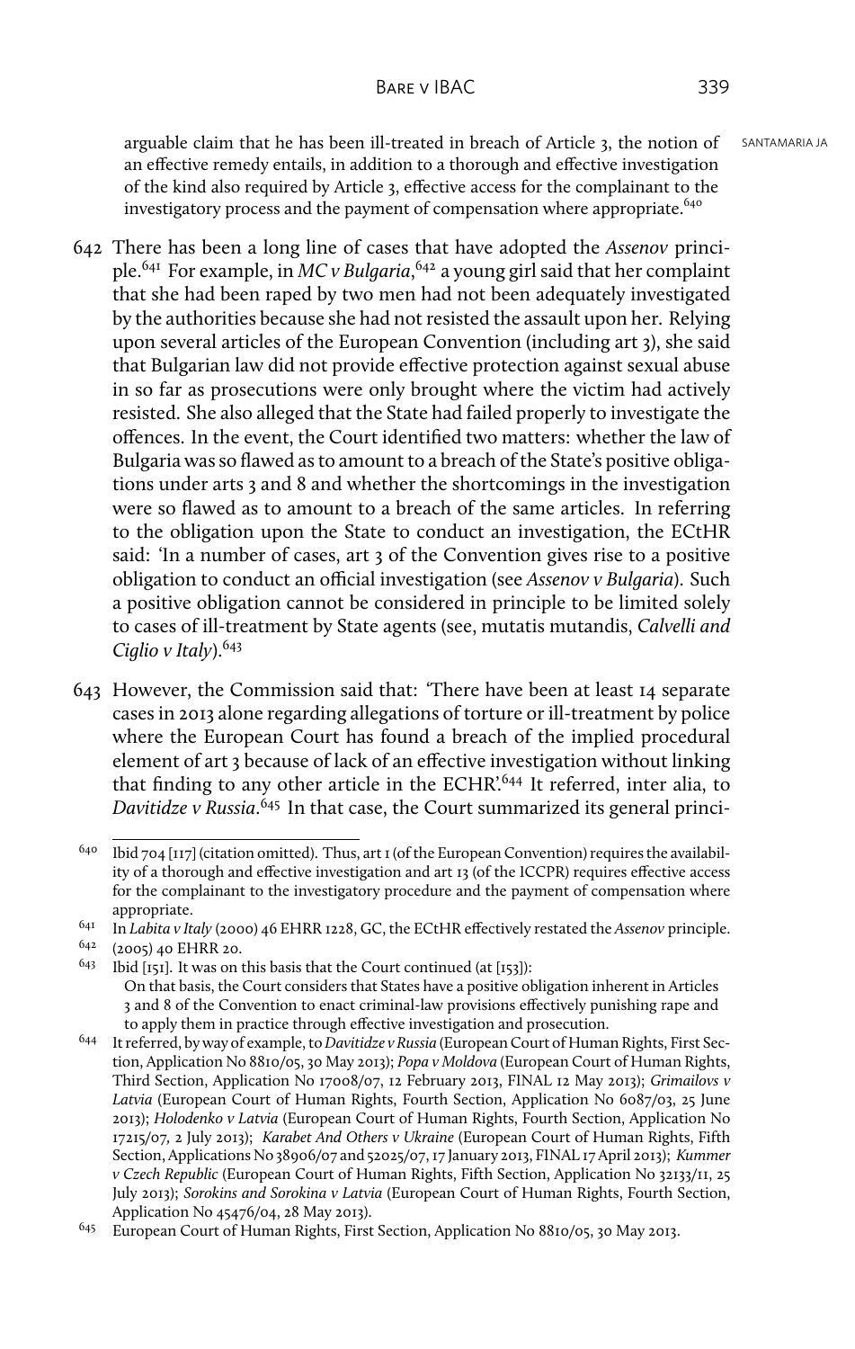arguable claim that he has been ill-treated in breach of Article 3, the notion of an effective remedy entails, in addition to a thorough and effective investigation of the kind also required by Article 3, effective access for the complainant to the investigatory process and the payment of compensation where appropriate.[640]

642 There has been a long line of cases that have adopted the *Assenov* principle.[641] For example, in *MC v Bulgaria*,[642] a young girl said that her complaint that she had been raped by two men had not been adequately investigated by the authorities because she had not resisted the assault upon her. Relying upon several articles of the European Convention (including art 3), she said that Bulgarian law did not provide effective protection against sexual abuse in so far as prosecutions were only brought where the victim had actively resisted. She also alleged that the State had failed properly to investigate the offences. In the event, the Court identified two matters: whether the law of Bulgaria was so flawed as to amount to a breach of the State's positive obligations under arts 3 and 8 and whether the shortcomings in the investigation were so flawed as to amount to a breach of the same articles. In referring to the obligation upon the State to conduct an investigation, the ECtHR said: 'In a number of cases, art 3 of the Convention gives rise to a positive obligation to conduct an official investigation (see *Assenov v Bulgaria*). Such a positive obligation cannot be considered in principle to be limited solely to cases of ill-treatment by State agents (see, mutatis mutandis, *Calvelli and Ciglio v Italy*).[643]

643 However, the Commission said that: 'There have been at least 14 separate cases in 2013 alone regarding allegations of torture or ill-treatment by police where the European Court has found a breach of the implied procedural element of art 3 because of lack of an effective investigation without linking that finding to any other article in the ECHR'.[644] It referred, inter alia, to *Davitidze v Russia*.[645] In that case, the Court summarized its general princi-

---

[640] Ibid 704 [117] (citation omitted). Thus, art 1 (of the European Convention) requires the availability of a thorough and effective investigation and art 13 (of the ICCPR) requires effective access for the complainant to the investigatory procedure and the payment of compensation where appropriate.

[641] In *Labita v Italy* (2000) 46 EHRR 1228, GC, the ECtHR effectively restated the *Assenov* principle.

[642] (2005) 40 EHRR 20.

[643] Ibid [151]. It was on this basis that the Court continued (at [153]):
On that basis, the Court considers that States have a positive obligation inherent in Articles 3 and 8 of the Convention to enact criminal-law provisions effectively punishing rape and to apply them in practice through effective investigation and prosecution.

[644] It referred, by way of example, to *Davitidze v Russia* (European Court of Human Rights, First Section, Application No 8810/05, 30 May 2013); *Popa v Moldova* (European Court of Human Rights, Third Section, Application No 17008/07, 12 February 2013, FINAL 12 May 2013); *Grimailovs v Latvia* (European Court of Human Rights, Fourth Section, Application No 6087/03, 25 June 2013); *Holodenko v Latvia* (European Court of Human Rights, Fourth Section, Application No 17215/07, 2 July 2013); *Karabet And Others v Ukraine* (European Court of Human Rights, Fifth Section, Applications No 38906/07 and 52025/07, 17 January 2013, FINAL 17 April 2013); *Kummer v Czech Republic* (European Court of Human Rights, Fifth Section, Application No 32133/11, 25 July 2013); *Sorokins and Sorokina v Latvia* (European Court of Human Rights, Fourth Section, Application No 45476/04, 28 May 2013).

[645] European Court of Human Rights, First Section, Application No 8810/05, 30 May 2013.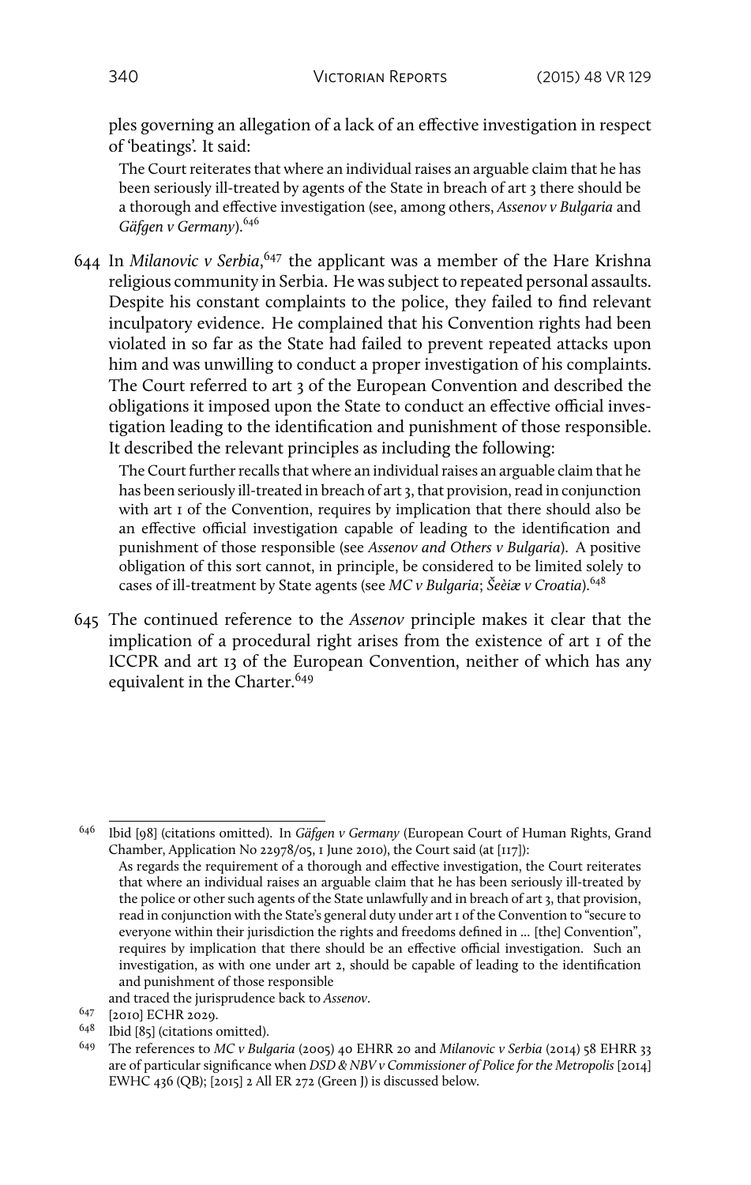ples governing an allegation of a lack of an effective investigation in respect of 'beatings'. It said:

> The Court reiterates that where an individual raises an arguable claim that he has been seriously ill-treated by agents of the State in breach of art 3 there should be a thorough and effective investigation (see, among others, *Assenov v Bulgaria* and *Gäfgen v Germany*).[646]

644 In *Milanovic v Serbia*,[647] the applicant was a member of the Hare Krishna religious community in Serbia. He was subject to repeated personal assaults. Despite his constant complaints to the police, they failed to find relevant inculpatory evidence. He complained that his Convention rights had been violated in so far as the State had failed to prevent repeated attacks upon him and was unwilling to conduct a proper investigation of his complaints. The Court referred to art 3 of the European Convention and described the obligations it imposed upon the State to conduct an effective official investigation leading to the identification and punishment of those responsible. It described the relevant principles as including the following:

> The Court further recalls that where an individual raises an arguable claim that he has been seriously ill-treated in breach of art 3, that provision, read in conjunction with art 1 of the Convention, requires by implication that there should also be an effective official investigation capable of leading to the identification and punishment of those responsible (see *Assenov and Others v Bulgaria*). A positive obligation of this sort cannot, in principle, be considered to be limited solely to cases of ill-treatment by State agents (see *MC v Bulgaria*; *Šeèiæ v Croatia*).[648]

645 The continued reference to the *Assenov* principle makes it clear that the implication of a procedural right arises from the existence of art 1 of the ICCPR and art 13 of the European Convention, neither of which has any equivalent in the Charter.[649]

---

646 Ibid [98] (citations omitted). In *Gäfgen v Germany* (European Court of Human Rights, Grand Chamber, Application No 22978/05, 1 June 2010), the Court said (at [117]):

> As regards the requirement of a thorough and effective investigation, the Court reiterates that where an individual raises an arguable claim that he has been seriously ill-treated by the police or other such agents of the State unlawfully and in breach of art 3, that provision, read in conjunction with the State's general duty under art 1 of the Convention to "secure to everyone within their jurisdiction the rights and freedoms defined in … [the] Convention", requires by implication that there should be an effective official investigation. Such an investigation, as with one under art 2, should be capable of leading to the identification and punishment of those responsible

and traced the jurisprudence back to *Assenov*.

647 [2010] ECHR 2029.

648 Ibid [85] (citations omitted).

649 The references to *MC v Bulgaria* (2005) 40 EHRR 20 and *Milanovic v Serbia* (2014) 58 EHRR 33 are of particular significance when *DSD & NBV v Commissioner of Police for the Metropolis* [2014] EWHC 436 (QB); [2015] 2 All ER 272 (Green J) is discussed below.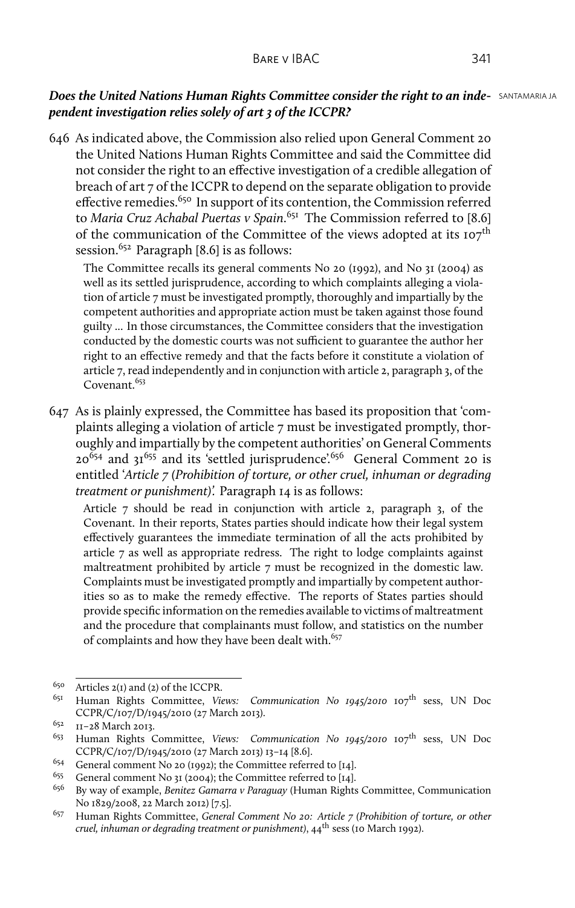***Does the United Nations Human Rights Committee consider the right to an independent investigation relies solely of art 3 of the ICCPR?***

SANTAMARIA JA

646 As indicated above, the Commission also relied upon General Comment 20 the United Nations Human Rights Committee and said the Committee did not consider the right to an effective investigation of a credible allegation of breach of art 7 of the ICCPR to depend on the separate obligation to provide effective remedies.[650] In support of its contention, the Commission referred to *Maria Cruz Achabal Puertas v Spain*.[651] The Commission referred to [8.6] of the communication of the Committee of the views adopted at its 107th session.[652] Paragraph [8.6] is as follows:

> The Committee recalls its general comments No 20 (1992), and No 31 (2004) as well as its settled jurisprudence, according to which complaints alleging a violation of article 7 must be investigated promptly, thoroughly and impartially by the competent authorities and appropriate action must be taken against those found guilty … In those circumstances, the Committee considers that the investigation conducted by the domestic courts was not sufficient to guarantee the author her right to an effective remedy and that the facts before it constitute a violation of article 7, read independently and in conjunction with article 2, paragraph 3, of the Covenant.[653]

647 As is plainly expressed, the Committee has based its proposition that 'complaints alleging a violation of article 7 must be investigated promptly, thoroughly and impartially by the competent authorities' on General Comments 20[654] and 31[655] and its 'settled jurisprudence'.[656] General Comment 20 is entitled '*Article 7 (Prohibition of torture, or other cruel, inhuman or degrading treatment or punishment)*'. Paragraph 14 is as follows:

> Article 7 should be read in conjunction with article 2, paragraph 3, of the Covenant. In their reports, States parties should indicate how their legal system effectively guarantees the immediate termination of all the acts prohibited by article 7 as well as appropriate redress. The right to lodge complaints against maltreatment prohibited by article 7 must be recognized in the domestic law. Complaints must be investigated promptly and impartially by competent authorities so as to make the remedy effective. The reports of States parties should provide specific information on the remedies available to victims of maltreatment and the procedure that complainants must follow, and statistics on the number of complaints and how they have been dealt with.[657]

---

650 Articles 2(1) and (2) of the ICCPR.

651 Human Rights Committee, *Views: Communication No 1945/2010* 107th sess, UN Doc CCPR/C/107/D/1945/2010 (27 March 2013).

652 11–28 March 2013.

653 Human Rights Committee, *Views: Communication No 1945/2010* 107th sess, UN Doc CCPR/C/107/D/1945/2010 (27 March 2013) 13–14 [8.6].

654 General comment No 20 (1992); the Committee referred to [14].

655 General comment No 31 (2004); the Committee referred to [14].

656 By way of example, *Benitez Gamarra v Paraguay* (Human Rights Committee, Communication No 1829/2008, 22 March 2012) [7.5].

657 Human Rights Committee, *General Comment No 20: Article 7 (Prohibition of torture, or other cruel, inhuman or degrading treatment or punishment)*, 44th sess (10 March 1992).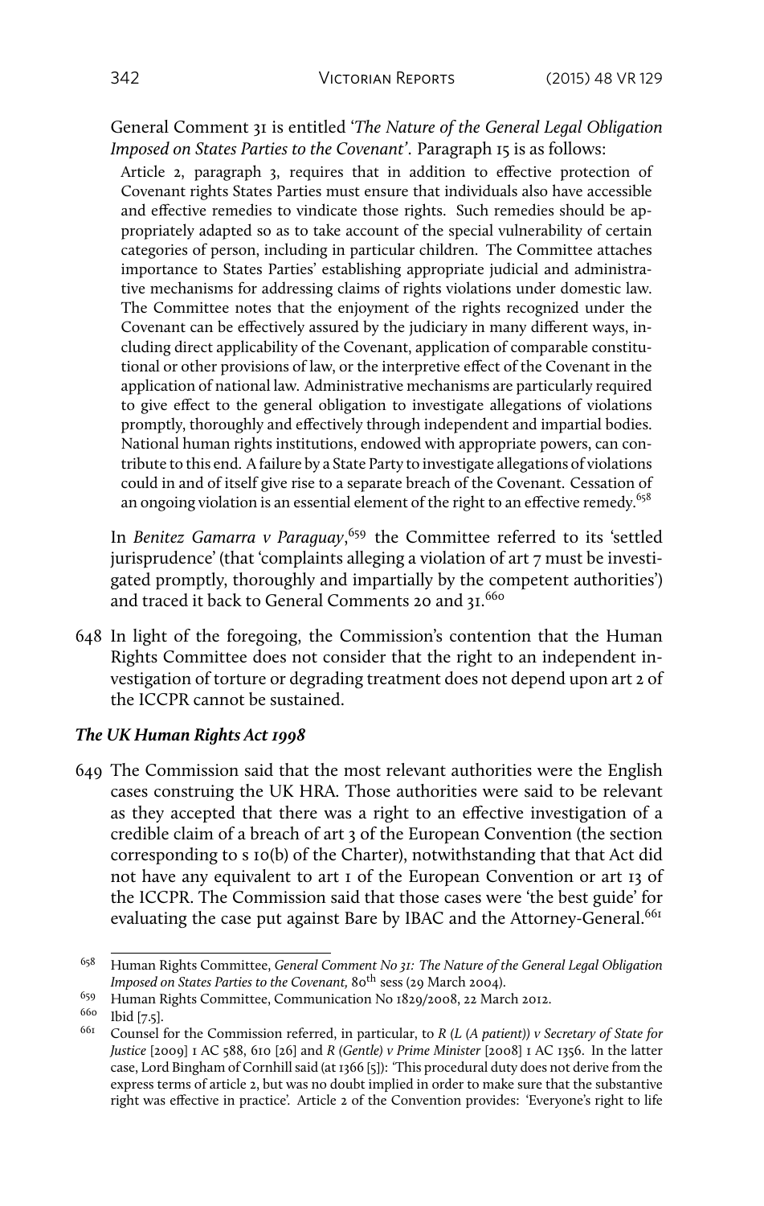General Comment 31 is entitled '*The Nature of the General Legal Obligation Imposed on States Parties to the Covenant*'. Paragraph 15 is as follows:

> Article 2, paragraph 3, requires that in addition to effective protection of Covenant rights States Parties must ensure that individuals also have accessible and effective remedies to vindicate those rights. Such remedies should be appropriately adapted so as to take account of the special vulnerability of certain categories of person, including in particular children. The Committee attaches importance to States Parties' establishing appropriate judicial and administrative mechanisms for addressing claims of rights violations under domestic law. The Committee notes that the enjoyment of the rights recognized under the Covenant can be effectively assured by the judiciary in many different ways, including direct applicability of the Covenant, application of comparable constitutional or other provisions of law, or the interpretive effect of the Covenant in the application of national law. Administrative mechanisms are particularly required to give effect to the general obligation to investigate allegations of violations promptly, thoroughly and effectively through independent and impartial bodies. National human rights institutions, endowed with appropriate powers, can contribute to this end. A failure by a State Party to investigate allegations of violations could in and of itself give rise to a separate breach of the Covenant. Cessation of an ongoing violation is an essential element of the right to an effective remedy.[658]

In *Benitez Gamarra v Paraguay*,[659] the Committee referred to its 'settled jurisprudence' (that 'complaints alleging a violation of art 7 must be investigated promptly, thoroughly and impartially by the competent authorities') and traced it back to General Comments 20 and 31.[660]

648 In light of the foregoing, the Commission's contention that the Human Rights Committee does not consider that the right to an independent investigation of torture or degrading treatment does not depend upon art 2 of the ICCPR cannot be sustained.

### *The UK Human Rights Act 1998*

649 The Commission said that the most relevant authorities were the English cases construing the UK HRA. Those authorities were said to be relevant as they accepted that there was a right to an effective investigation of a credible claim of a breach of art 3 of the European Convention (the section corresponding to s 10(b) of the Charter), notwithstanding that that Act did not have any equivalent to art 1 of the European Convention or art 13 of the ICCPR. The Commission said that those cases were 'the best guide' for evaluating the case put against Bare by IBAC and the Attorney-General.[661]

---

[658] Human Rights Committee, *General Comment No 31: The Nature of the General Legal Obligation Imposed on States Parties to the Covenant,* 80th sess (29 March 2004).

[659] Human Rights Committee, Communication No 1829/2008, 22 March 2012.

[660] Ibid [7.5].

[661] Counsel for the Commission referred, in particular, to *R (L (A patient)) v Secretary of State for Justice* [2009] 1 AC 588, 610 [26] and *R (Gentle) v Prime Minister* [2008] 1 AC 1356. In the latter case, Lord Bingham of Cornhill said (at 1366 [5]): 'This procedural duty does not derive from the express terms of article 2, but was no doubt implied in order to make sure that the substantive right was effective in practice'. Article 2 of the Convention provides: 'Everyone's right to life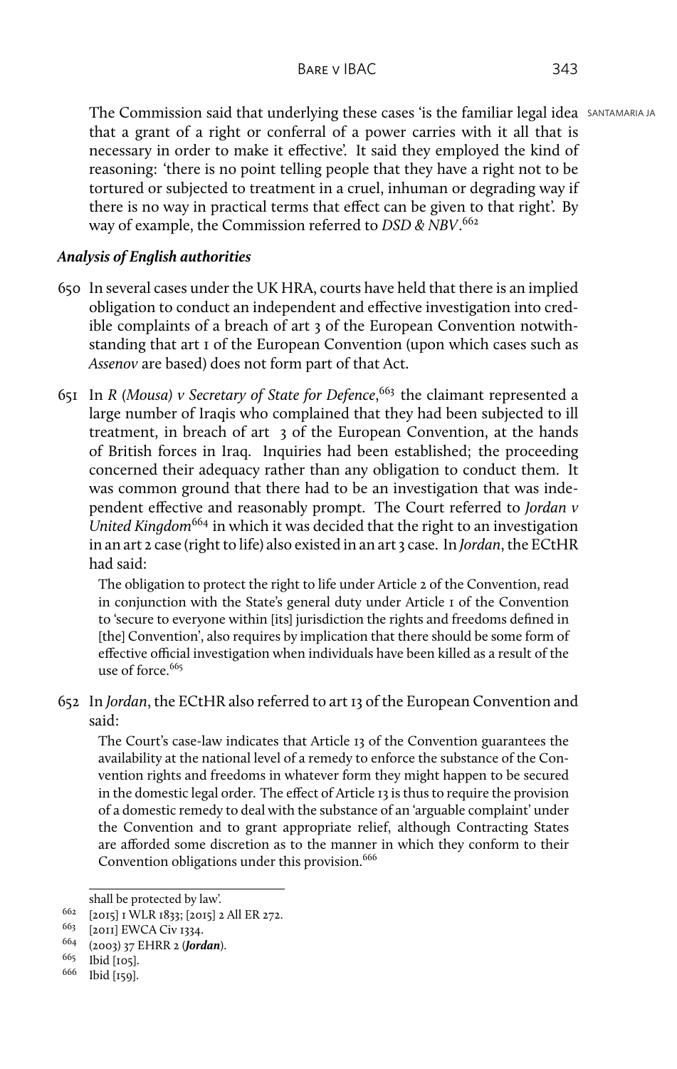The Commission said that underlying these cases 'is the familiar legal idea that a grant of a right or conferral of a power carries with it all that is necessary in order to make it effective'. It said they employed the kind of reasoning: 'there is no point telling people that they have a right not to be tortured or subjected to treatment in a cruel, inhuman or degrading way if there is no way in practical terms that effect can be given to that right'. By way of example, the Commission referred to *DSD & NBV*.[662]

### *Analysis of English authorities*

650 In several cases under the UK HRA, courts have held that there is an implied obligation to conduct an independent and effective investigation into credible complaints of a breach of art 3 of the European Convention notwithstanding that art 1 of the European Convention (upon which cases such as *Assenov* are based) does not form part of that Act.

651 In *R (Mousa) v Secretary of State for Defence*,[663] the claimant represented a large number of Iraqis who complained that they had been subjected to ill treatment, in breach of art 3 of the European Convention, at the hands of British forces in Iraq. Inquiries had been established; the proceeding concerned their adequacy rather than any obligation to conduct them. It was common ground that there had to be an investigation that was independent effective and reasonably prompt. The Court referred to *Jordan v United Kingdom*[664] in which it was decided that the right to an investigation in an art 2 case (right to life) also existed in an art 3 case. In *Jordan*, the ECtHR had said:

> The obligation to protect the right to life under Article 2 of the Convention, read in conjunction with the State's general duty under Article 1 of the Convention to 'secure to everyone within [its] jurisdiction the rights and freedoms defined in [the] Convention', also requires by implication that there should be some form of effective official investigation when individuals have been killed as a result of the use of force.[665]

652 In *Jordan*, the ECtHR also referred to art 13 of the European Convention and said:

> The Court's case-law indicates that Article 13 of the Convention guarantees the availability at the national level of a remedy to enforce the substance of the Convention rights and freedoms in whatever form they might happen to be secured in the domestic legal order. The effect of Article 13 is thus to require the provision of a domestic remedy to deal with the substance of an 'arguable complaint' under the Convention and to grant appropriate relief, although Contracting States are afforded some discretion as to the manner in which they conform to their Convention obligations under this provision.[666]

---

shall be protected by law'.

662 [2015] 1 WLR 1833; [2015] 2 All ER 272.

663 [2011] EWCA Civ 1334.

664 (2003) 37 EHRR 2 (***Jordan***).

665 Ibid [105].

666 Ibid [159].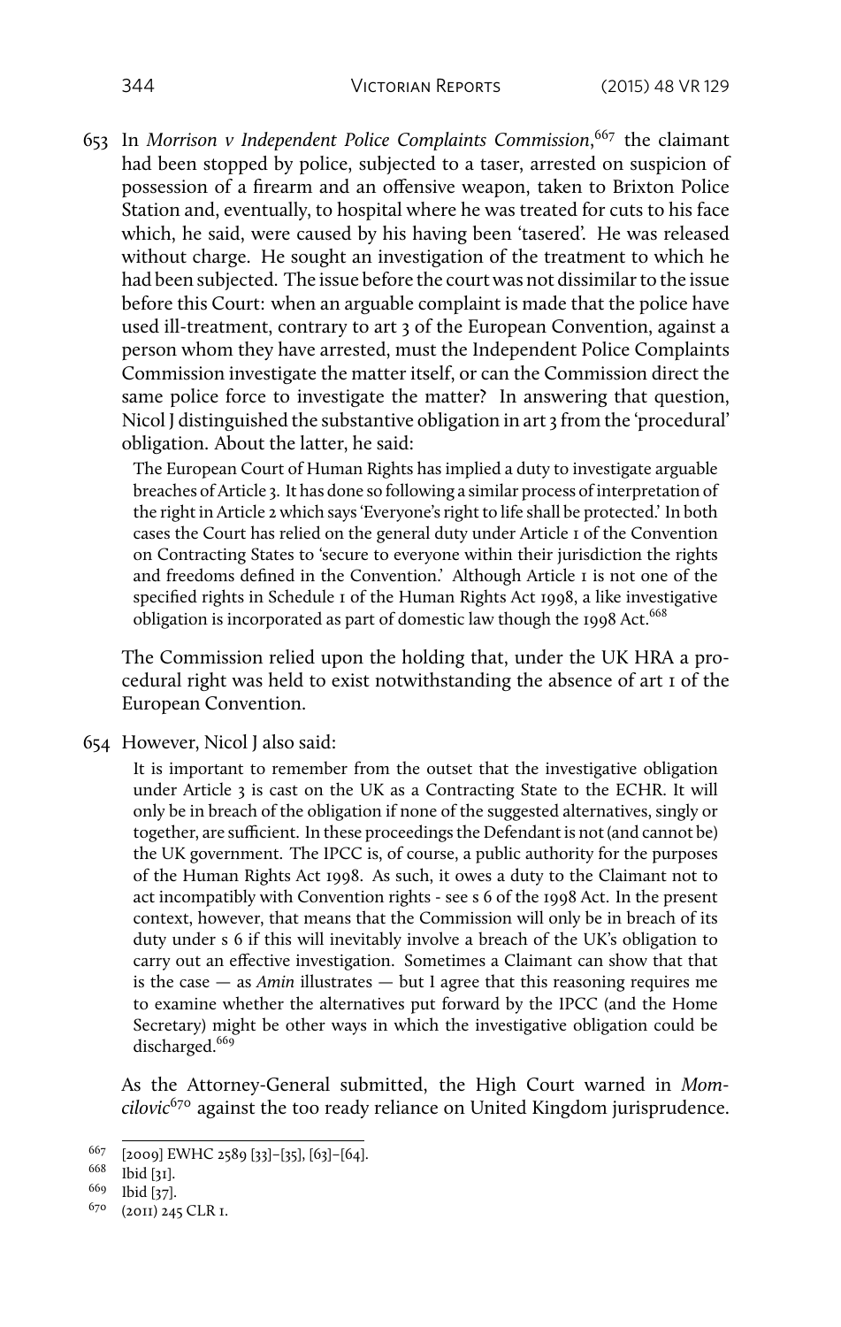653 In *Morrison v Independent Police Complaints Commission*,[667] the claimant had been stopped by police, subjected to a taser, arrested on suspicion of possession of a firearm and an offensive weapon, taken to Brixton Police Station and, eventually, to hospital where he was treated for cuts to his face which, he said, were caused by his having been 'tasered'. He was released without charge. He sought an investigation of the treatment to which he had been subjected. The issue before the court was not dissimilar to the issue before this Court: when an arguable complaint is made that the police have used ill-treatment, contrary to art 3 of the European Convention, against a person whom they have arrested, must the Independent Police Complaints Commission investigate the matter itself, or can the Commission direct the same police force to investigate the matter? In answering that question, Nicol J distinguished the substantive obligation in art 3 from the 'procedural' obligation. About the latter, he said:

> The European Court of Human Rights has implied a duty to investigate arguable breaches of Article 3. It has done so following a similar process of interpretation of the right in Article 2 which says 'Everyone's right to life shall be protected.' In both cases the Court has relied on the general duty under Article 1 of the Convention on Contracting States to 'secure to everyone within their jurisdiction the rights and freedoms defined in the Convention.' Although Article 1 is not one of the specified rights in Schedule 1 of the Human Rights Act 1998, a like investigative obligation is incorporated as part of domestic law though the 1998 Act.[668]

The Commission relied upon the holding that, under the UK HRA a procedural right was held to exist notwithstanding the absence of art 1 of the European Convention.

654 However, Nicol J also said:

> It is important to remember from the outset that the investigative obligation under Article 3 is cast on the UK as a Contracting State to the ECHR. It will only be in breach of the obligation if none of the suggested alternatives, singly or together, are sufficient. In these proceedings the Defendant is not (and cannot be) the UK government. The IPCC is, of course, a public authority for the purposes of the Human Rights Act 1998. As such, it owes a duty to the Claimant not to act incompatibly with Convention rights - see s 6 of the 1998 Act. In the present context, however, that means that the Commission will only be in breach of its duty under s 6 if this will inevitably involve a breach of the UK's obligation to carry out an effective investigation. Sometimes a Claimant can show that that is the case — as *Amin* illustrates — but I agree that this reasoning requires me to examine whether the alternatives put forward by the IPCC (and the Home Secretary) might be other ways in which the investigative obligation could be discharged.[669]

As the Attorney-General submitted, the High Court warned in *Momcilovic*[670] against the too ready reliance on United Kingdom jurisprudence.

---

[667] [2009] EWHC 2589 [33]–[35], [63]–[64].

[668] Ibid [31].

[669] Ibid [37].

[670] (2011) 245 CLR 1.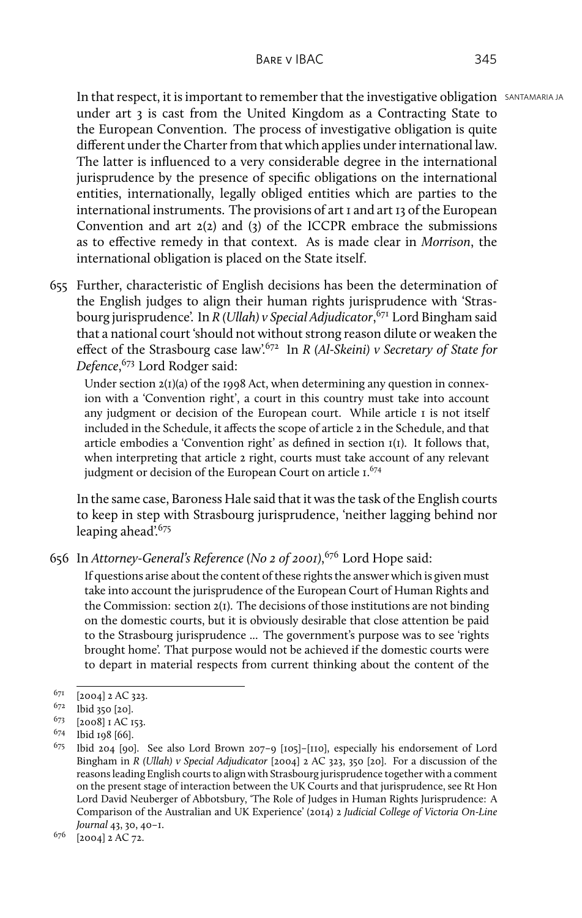In that respect, it is important to remember that the investigative obligation under art 3 is cast from the United Kingdom as a Contracting State to the European Convention. The process of investigative obligation is quite different under the Charter from that which applies under international law. The latter is influenced to a very considerable degree in the international jurisprudence by the presence of specific obligations on the international entities, internationally, legally obliged entities which are parties to the international instruments. The provisions of art 1 and art 13 of the European Convention and art 2(2) and (3) of the ICCPR embrace the submissions as to effective remedy in that context. As is made clear in *Morrison*, the international obligation is placed on the State itself.

655 Further, characteristic of English decisions has been the determination of the English judges to align their human rights jurisprudence with 'Strasbourg jurisprudence'. In *R (Ullah) v Special Adjudicator*,[671] Lord Bingham said that a national court 'should not without strong reason dilute or weaken the effect of the Strasbourg case law'.[672] In *R (Al-Skeini) v Secretary of State for Defence*,[673] Lord Rodger said:

> Under section 2(1)(a) of the 1998 Act, when determining any question in connexion with a 'Convention right', a court in this country must take into account any judgment or decision of the European court. While article 1 is not itself included in the Schedule, it affects the scope of article 2 in the Schedule, and that article embodies a 'Convention right' as defined in section 1(1). It follows that, when interpreting that article 2 right, courts must take account of any relevant judgment or decision of the European Court on article 1.[674]

In the same case, Baroness Hale said that it was the task of the English courts to keep in step with Strasbourg jurisprudence, 'neither lagging behind nor leaping ahead'.[675]

656 In *Attorney-General's Reference (No 2 of 2001)*,[676] Lord Hope said:

> If questions arise about the content of these rights the answer which is given must take into account the jurisprudence of the European Court of Human Rights and the Commission: section 2(1). The decisions of those institutions are not binding on the domestic courts, but it is obviously desirable that close attention be paid to the Strasbourg jurisprudence … The government's purpose was to see 'rights brought home'. That purpose would not be achieved if the domestic courts were to depart in material respects from current thinking about the content of the

---

[671] [2004] 2 AC 323.

[672] Ibid 350 [20].

[673] [2008] 1 AC 153.

[674] Ibid 198 [66].

[675] Ibid 204 [90]. See also Lord Brown 207–9 [105]–[110], especially his endorsement of Lord Bingham in *R (Ullah) v Special Adjudicator* [2004] 2 AC 323, 350 [20]. For a discussion of the reasons leading English courts to align with Strasbourg jurisprudence together with a comment on the present stage of interaction between the UK Courts and that jurisprudence, see Rt Hon Lord David Neuberger of Abbotsbury, 'The Role of Judges in Human Rights Jurisprudence: A Comparison of the Australian and UK Experience' (2014) 2 *Judicial College of Victoria On-Line Journal* 43, 30, 40–1.

[676] [2004] 2 AC 72.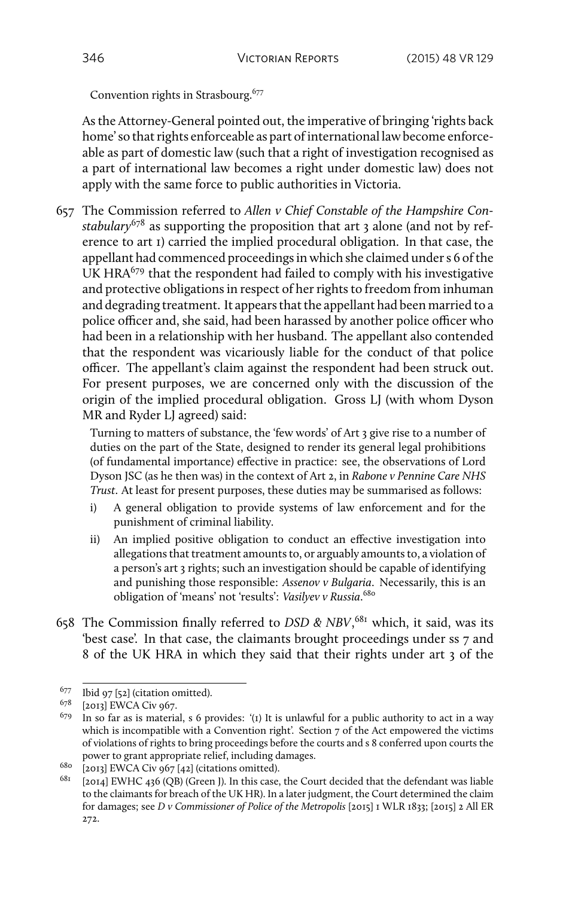Convention rights in Strasbourg.[677]

As the Attorney-General pointed out, the imperative of bringing 'rights back home' so that rights enforceable as part of international law become enforceable as part of domestic law (such that a right of investigation recognised as a part of international law becomes a right under domestic law) does not apply with the same force to public authorities in Victoria.

657 The Commission referred to *Allen v Chief Constable of the Hampshire Constabulary*[678] as supporting the proposition that art 3 alone (and not by reference to art 1) carried the implied procedural obligation. In that case, the appellant had commenced proceedings in which she claimed under s 6 of the UK HRA[679] that the respondent had failed to comply with his investigative and protective obligations in respect of her rights to freedom from inhuman and degrading treatment. It appears that the appellant had been married to a police officer and, she said, had been harassed by another police officer who had been in a relationship with her husband. The appellant also contended that the respondent was vicariously liable for the conduct of that police officer. The appellant's claim against the respondent had been struck out. For present purposes, we are concerned only with the discussion of the origin of the implied procedural obligation. Gross LJ (with whom Dyson MR and Ryder LJ agreed) said:

> Turning to matters of substance, the 'few words' of Art 3 give rise to a number of duties on the part of the State, designed to render its general legal prohibitions (of fundamental importance) effective in practice: see, the observations of Lord Dyson JSC (as he then was) in the context of Art 2, in *Rabone v Pennine Care NHS Trust*. At least for present purposes, these duties may be summarised as follows:
>
> i) A general obligation to provide systems of law enforcement and for the punishment of criminal liability.
>
> ii) An implied positive obligation to conduct an effective investigation into allegations that treatment amounts to, or arguably amounts to, a violation of a person's art 3 rights; such an investigation should be capable of identifying and punishing those responsible: *Assenov v Bulgaria*. Necessarily, this is an obligation of 'means' not 'results': *Vasilyev v Russia*.[680]

658 The Commission finally referred to *DSD & NBV*,[681] which, it said, was its 'best case'. In that case, the claimants brought proceedings under ss 7 and 8 of the UK HRA in which they said that their rights under art 3 of the

---

[677] Ibid 97 [52] (citation omitted).

[678] [2013] EWCA Civ 967.

[679] In so far as is material, s 6 provides: '(1) It is unlawful for a public authority to act in a way which is incompatible with a Convention right'. Section 7 of the Act empowered the victims of violations of rights to bring proceedings before the courts and s 8 conferred upon courts the power to grant appropriate relief, including damages.

[680] [2013] EWCA Civ 967 [42] (citations omitted).

[681] [2014] EWHC 436 (QB) (Green J). In this case, the Court decided that the defendant was liable to the claimants for breach of the UK HR). In a later judgment, the Court determined the claim for damages; see *D v Commissioner of Police of the Metropolis* [2015] 1 WLR 1833; [2015] 2 All ER 272.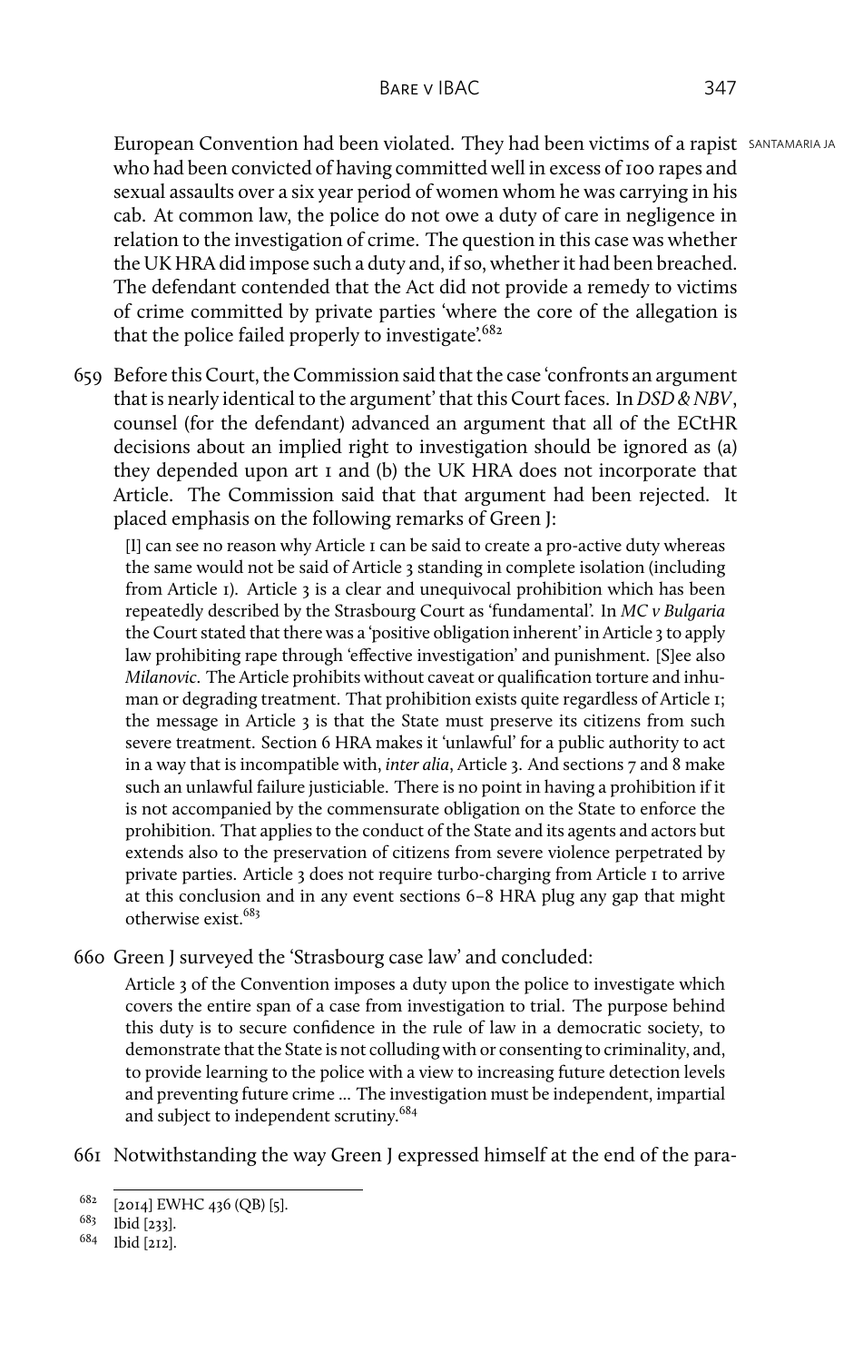European Convention had been violated. They had been victims of a rapist who had been convicted of having committed well in excess of 100 rapes and sexual assaults over a six year period of women whom he was carrying in his cab. At common law, the police do not owe a duty of care in negligence in relation to the investigation of crime. The question in this case was whether the UK HRA did impose such a duty and, if so, whether it had been breached. The defendant contended that the Act did not provide a remedy to victims of crime committed by private parties 'where the core of the allegation is that the police failed properly to investigate'.[682]

659 Before this Court, the Commission said that the case 'confronts an argument that is nearly identical to the argument' that this Court faces. In *DSD & NBV*, counsel (for the defendant) advanced an argument that all of the ECtHR decisions about an implied right to investigation should be ignored as (a) they depended upon art 1 and (b) the UK HRA does not incorporate that Article. The Commission said that that argument had been rejected. It placed emphasis on the following remarks of Green J:

> [I] can see no reason why Article 1 can be said to create a pro-active duty whereas the same would not be said of Article 3 standing in complete isolation (including from Article 1). Article 3 is a clear and unequivocal prohibition which has been repeatedly described by the Strasbourg Court as 'fundamental'. In *MC v Bulgaria* the Court stated that there was a 'positive obligation inherent' in Article 3 to apply law prohibiting rape through 'effective investigation' and punishment. [S]ee also *Milanovic*. The Article prohibits without caveat or qualification torture and inhuman or degrading treatment. That prohibition exists quite regardless of Article 1; the message in Article 3 is that the State must preserve its citizens from such severe treatment. Section 6 HRA makes it 'unlawful' for a public authority to act in a way that is incompatible with, *inter alia*, Article 3. And sections 7 and 8 make such an unlawful failure justiciable. There is no point in having a prohibition if it is not accompanied by the commensurate obligation on the State to enforce the prohibition. That applies to the conduct of the State and its agents and actors but extends also to the preservation of citizens from severe violence perpetrated by private parties. Article 3 does not require turbo-charging from Article 1 to arrive at this conclusion and in any event sections 6–8 HRA plug any gap that might otherwise exist.[683]

660 Green J surveyed the 'Strasbourg case law' and concluded:

> Article 3 of the Convention imposes a duty upon the police to investigate which covers the entire span of a case from investigation to trial. The purpose behind this duty is to secure confidence in the rule of law in a democratic society, to demonstrate that the State is not colluding with or consenting to criminality, and, to provide learning to the police with a view to increasing future detection levels and preventing future crime … The investigation must be independent, impartial and subject to independent scrutiny.[684]

661 Notwithstanding the way Green J expressed himself at the end of the para-

---

[682] [2014] EWHC 436 (QB) [5].

[683] Ibid [233].

[684] Ibid [212].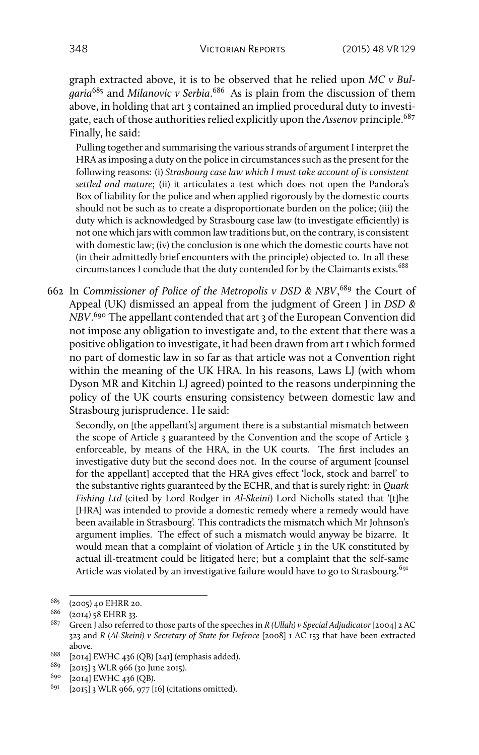graph extracted above, it is to be observed that he relied upon *MC v Bulgaria*[685] and *Milanovic v Serbia*.[686] As is plain from the discussion of them above, in holding that art 3 contained an implied procedural duty to investigate, each of those authorities relied explicitly upon the *Assenov* principle.[687] Finally, he said:

> Pulling together and summarising the various strands of argument I interpret the HRA as imposing a duty on the police in circumstances such as the present for the following reasons: (i) *Strasbourg case law which I must take account of is consistent settled and mature*; (ii) it articulates a test which does not open the Pandora's Box of liability for the police and when applied rigorously by the domestic courts should not be such as to create a disproportionate burden on the police; (iii) the duty which is acknowledged by Strasbourg case law (to investigate efficiently) is not one which jars with common law traditions but, on the contrary, is consistent with domestic law; (iv) the conclusion is one which the domestic courts have not (in their admittedly brief encounters with the principle) objected to. In all these circumstances I conclude that the duty contended for by the Claimants exists.[688]

662 In *Commissioner of Police of the Metropolis v DSD & NBV*,[689] the Court of Appeal (UK) dismissed an appeal from the judgment of Green J in *DSD & NBV*.[690] The appellant contended that art 3 of the European Convention did not impose any obligation to investigate and, to the extent that there was a positive obligation to investigate, it had been drawn from art 1 which formed no part of domestic law in so far as that article was not a Convention right within the meaning of the UK HRA. In his reasons, Laws LJ (with whom Dyson MR and Kitchin LJ agreed) pointed to the reasons underpinning the policy of the UK courts ensuring consistency between domestic law and Strasbourg jurisprudence. He said:

> Secondly, on [the appellant's] argument there is a substantial mismatch between the scope of Article 3 guaranteed by the Convention and the scope of Article 3 enforceable, by means of the HRA, in the UK courts. The first includes an investigative duty but the second does not. In the course of argument [counsel for the appellant] accepted that the HRA gives effect 'lock, stock and barrel' to the substantive rights guaranteed by the ECHR, and that is surely right: in *Quark Fishing Ltd* (cited by Lord Rodger in *Al-Skeini*) Lord Nicholls stated that '[t]he [HRA] was intended to provide a domestic remedy where a remedy would have been available in Strasbourg'. This contradicts the mismatch which Mr Johnson's argument implies. The effect of such a mismatch would anyway be bizarre. It would mean that a complaint of violation of Article 3 in the UK constituted by actual ill-treatment could be litigated here; but a complaint that the self-same Article was violated by an investigative failure would have to go to Strasbourg.[691]

---

685 (2005) 40 EHRR 20.

686 (2014) 58 EHRR 33.

687 Green J also referred to those parts of the speeches in *R (Ullah) v Special Adjudicator* [2004] 2 AC 323 and *R (Al-Skeini) v Secretary of State for Defence* [2008] 1 AC 153 that have been extracted above.

688 [2014] EWHC 436 (QB) [241] (emphasis added).

689 [2015] 3 WLR 966 (30 June 2015).

690 [2014] EWHC 436 (QB).

691 [2015] 3 WLR 966, 977 [16] (citations omitted).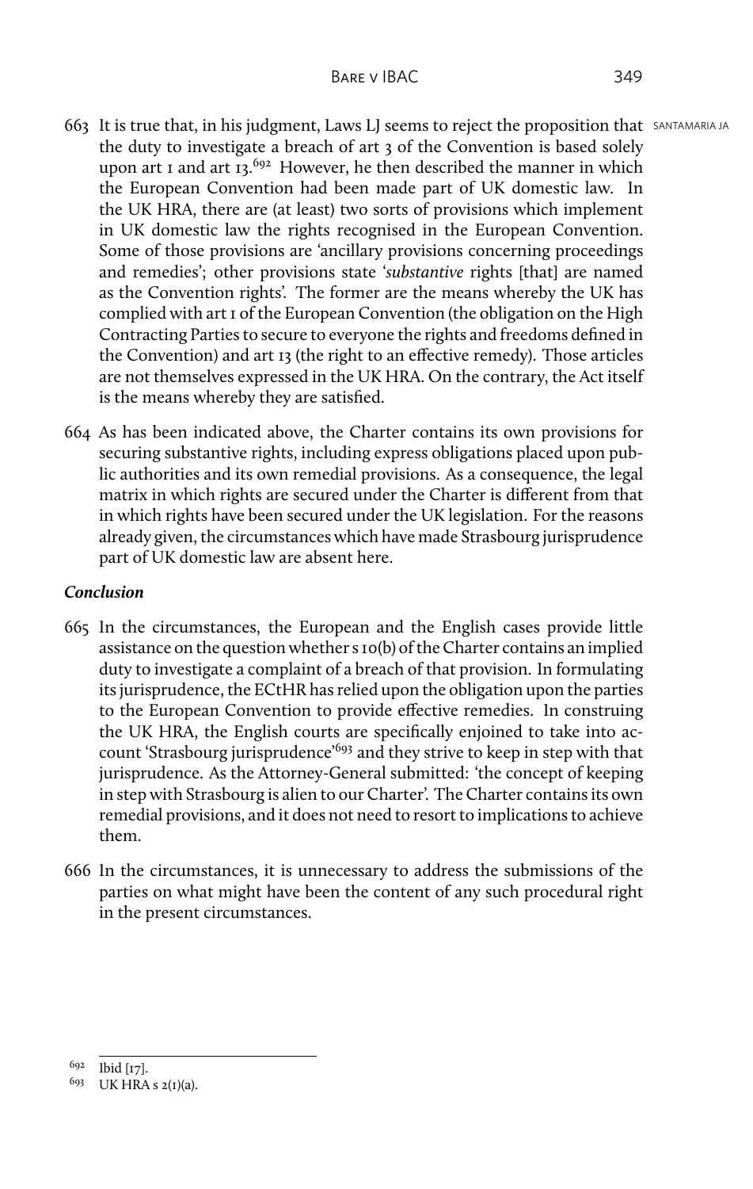663 It is true that, in his judgment, Laws LJ seems to reject the proposition that the duty to investigate a breach of art 3 of the Convention is based solely upon art 1 and art 13.[692] However, he then described the manner in which the European Convention had been made part of UK domestic law. In the UK HRA, there are (at least) two sorts of provisions which implement in UK domestic law the rights recognised in the European Convention. Some of those provisions are 'ancillary provisions concerning proceedings and remedies'; other provisions state '*substantive* rights [that] are named as the Convention rights'. The former are the means whereby the UK has complied with art 1 of the European Convention (the obligation on the High Contracting Parties to secure to everyone the rights and freedoms defined in the Convention) and art 13 (the right to an effective remedy). Those articles are not themselves expressed in the UK HRA. On the contrary, the Act itself is the means whereby they are satisfied.

664 As has been indicated above, the Charter contains its own provisions for securing substantive rights, including express obligations placed upon public authorities and its own remedial provisions. As a consequence, the legal matrix in which rights are secured under the Charter is different from that in which rights have been secured under the UK legislation. For the reasons already given, the circumstances which have made Strasbourg jurisprudence part of UK domestic law are absent here.

### *Conclusion*

665 In the circumstances, the European and the English cases provide little assistance on the question whether s 10(b) of the Charter contains an implied duty to investigate a complaint of a breach of that provision. In formulating its jurisprudence, the ECtHR has relied upon the obligation upon the parties to the European Convention to provide effective remedies. In construing the UK HRA, the English courts are specifically enjoined to take into account 'Strasbourg jurisprudence'[693] and they strive to keep in step with that jurisprudence. As the Attorney-General submitted: 'the concept of keeping in step with Strasbourg is alien to our Charter'. The Charter contains its own remedial provisions, and it does not need to resort to implications to achieve them.

666 In the circumstances, it is unnecessary to address the submissions of the parties on what might have been the content of any such procedural right in the present circumstances.

---

[692] Ibid [17].

[693] UK HRA s 2(1)(a).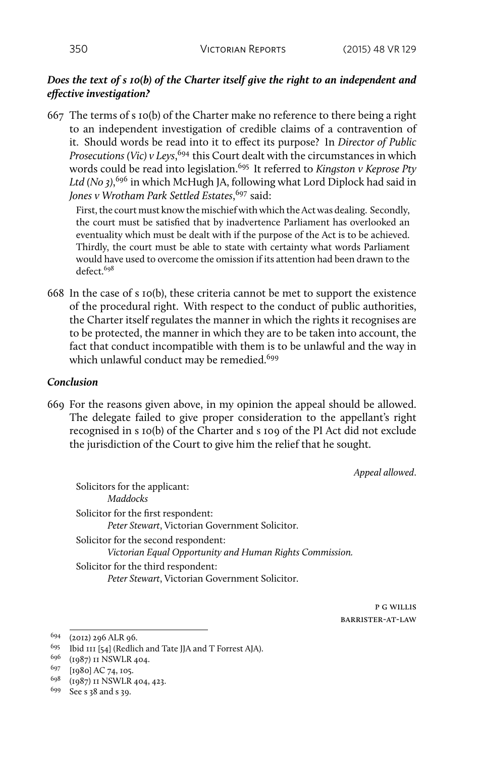### *Does the text of s 10(b) of the Charter itself give the right to an independent and effective investigation?*

667 The terms of s 10(b) of the Charter make no reference to there being a right to an independent investigation of credible claims of a contravention of it. Should words be read into it to effect its purpose? In *Director of Public Prosecutions (Vic) v Leys*,[694] this Court dealt with the circumstances in which words could be read into legislation.[695] It referred to *Kingston v Keprose Pty Ltd (No 3)*,[696] in which McHugh JA, following what Lord Diplock had said in *Jones v Wrotham Park Settled Estates*,[697] said:

> First, the court must know the mischief with which the Act was dealing. Secondly, the court must be satisfied that by inadvertence Parliament has overlooked an eventuality which must be dealt with if the purpose of the Act is to be achieved. Thirdly, the court must be able to state with certainty what words Parliament would have used to overcome the omission if its attention had been drawn to the defect.[698]

668 In the case of s 10(b), these criteria cannot be met to support the existence of the procedural right. With respect to the conduct of public authorities, the Charter itself regulates the manner in which the rights it recognises are to be protected, the manner in which they are to be taken into account, the fact that conduct incompatible with them is to be unlawful and the way in which unlawful conduct may be remedied.[699]

### *Conclusion*

669 For the reasons given above, in my opinion the appeal should be allowed. The delegate failed to give proper consideration to the appellant's right recognised in s 10(b) of the Charter and s 109 of the PI Act did not exclude the jurisdiction of the Court to give him the relief that he sought.

*Appeal allowed.*

Solicitors for the applicant: *Maddocks*

Solicitor for the first respondent: *Peter Stewart*, Victorian Government Solicitor.

Solicitor for the second respondent: *Victorian Equal Opportunity and Human Rights Commission.*

Solicitor for the third respondent: *Peter Stewart*, Victorian Government Solicitor.

P G WILLIS
BARRISTER-AT-LAW

---

[694] (2012) 296 ALR 96.

[695] Ibid 111 [54] (Redlich and Tate JJA and T Forrest AJA).

[696] (1987) 11 NSWLR 404.

[697] [1980] AC 74, 105.

[698] (1987) 11 NSWLR 404, 423.

[699] See s 38 and s 39.